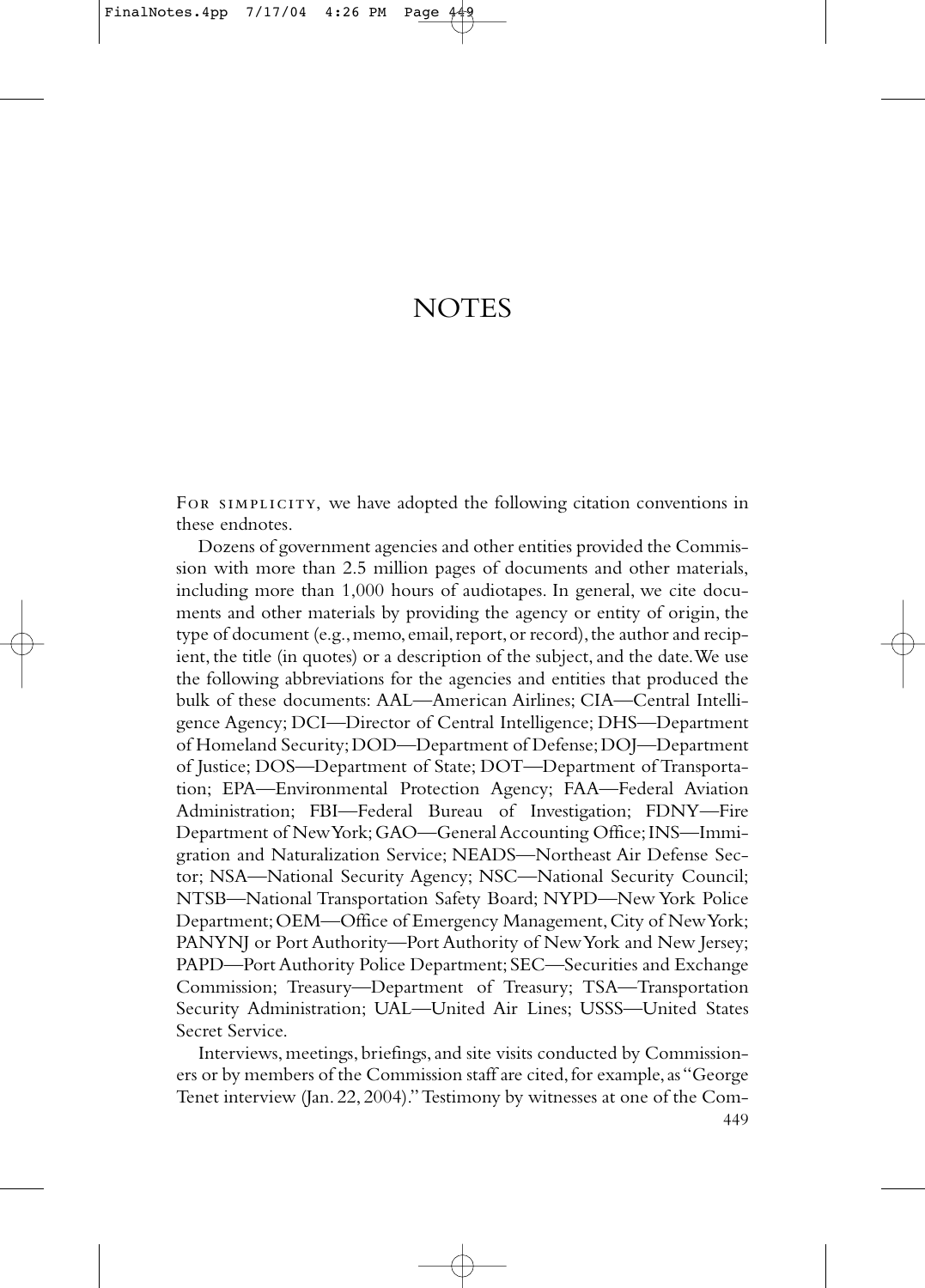# NOTES

For simplicity, we have adopted the following citation conventions in these endnotes.

Dozens of government agencies and other entities provided the Commission with more than 2.5 million pages of documents and other materials, including more than 1,000 hours of audiotapes. In general, we cite documents and other materials by providing the agency or entity of origin, the type of document (e.g., memo, email, report, or record), the author and recipient, the title (in quotes) or a description of the subject, and the date. We use the following abbreviations for the agencies and entities that produced the bulk of these documents: AAL—American Airlines; CIA—Central Intelligence Agency; DCI—Director of Central Intelligence; DHS—Department of Homeland Security; DOD—Department of Defense; DOJ—Department of Justice; DOS—Department of State; DOT—Department of Transportation; EPA—Environmental Protection Agency; FAA—Federal Aviation Administration; FBI—Federal Bureau of Investigation; FDNY—Fire Department of New York; GAO—General Accounting Office; INS—Immigration and Naturalization Service; NEADS—Northeast Air Defense Sector; NSA—National Security Agency; NSC—National Security Council; NTSB—National Transportation Safety Board; NYPD—New York Police Department; OEM—Office of Emergency Management, City of New York; PANYNJ or Port Authority—Port Authority of New York and New Jersey; PAPD—Port Authority Police Department; SEC—Securities and Exchange Commission; Treasury—Department of Treasury; TSA—Transportation Security Administration; UAL—United Air Lines; USSS—United States Secret Service.

Interviews, meetings, briefings, and site visits conducted by Commissioners or by members of the Commission staff are cited, for example, as "George Tenet interview (Jan. 22, 2004)." Testimony by witnesses at one of the Com-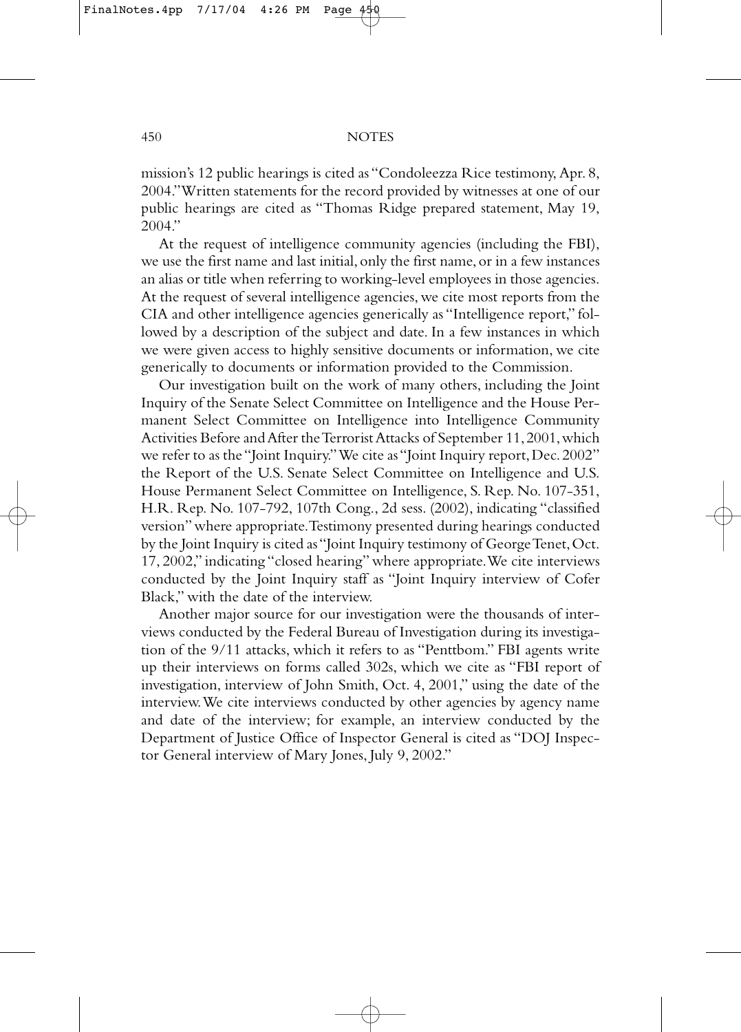mission's 12 public hearings is cited as "Condoleezza Rice testimony, Apr. 8, 2004." Written statements for the record provided by witnesses at one of our public hearings are cited as "Thomas Ridge prepared statement, May 19, 2004."

At the request of intelligence community agencies (including the FBI), we use the first name and last initial, only the first name, or in a few instances an alias or title when referring to working-level employees in those agencies. At the request of several intelligence agencies, we cite most reports from the CIA and other intelligence agencies generically as "Intelligence report," followed by a description of the subject and date. In a few instances in which we were given access to highly sensitive documents or information, we cite generically to documents or information provided to the Commission.

Our investigation built on the work of many others, including the Joint Inquiry of the Senate Select Committee on Intelligence and the House Permanent Select Committee on Intelligence into Intelligence Community Activities Before and After the Terrorist Attacks of September 11, 2001, which we refer to as the "Joint Inquiry." We cite as "Joint Inquiry report, Dec. 2002" the Report of the U.S. Senate Select Committee on Intelligence and U.S. House Permanent Select Committee on Intelligence, S. Rep. No. 107-351, H.R. Rep. No. 107-792, 107th Cong., 2d sess. (2002), indicating "classified version" where appropriate. Testimony presented during hearings conducted by the Joint Inquiry is cited as "Joint Inquiry testimony of George Tenet, Oct. 17, 2002," indicating "closed hearing" where appropriate. We cite interviews conducted by the Joint Inquiry staff as "Joint Inquiry interview of Cofer Black," with the date of the interview.

Another major source for our investigation were the thousands of interviews conducted by the Federal Bureau of Investigation during its investigation of the 9/11 attacks, which it refers to as "Penttbom." FBI agents write up their interviews on forms called 302s, which we cite as "FBI report of investigation, interview of John Smith, Oct. 4, 2001," using the date of the interview. We cite interviews conducted by other agencies by agency name and date of the interview; for example, an interview conducted by the Department of Justice Office of Inspector General is cited as "DOJ Inspector General interview of Mary Jones, July 9, 2002."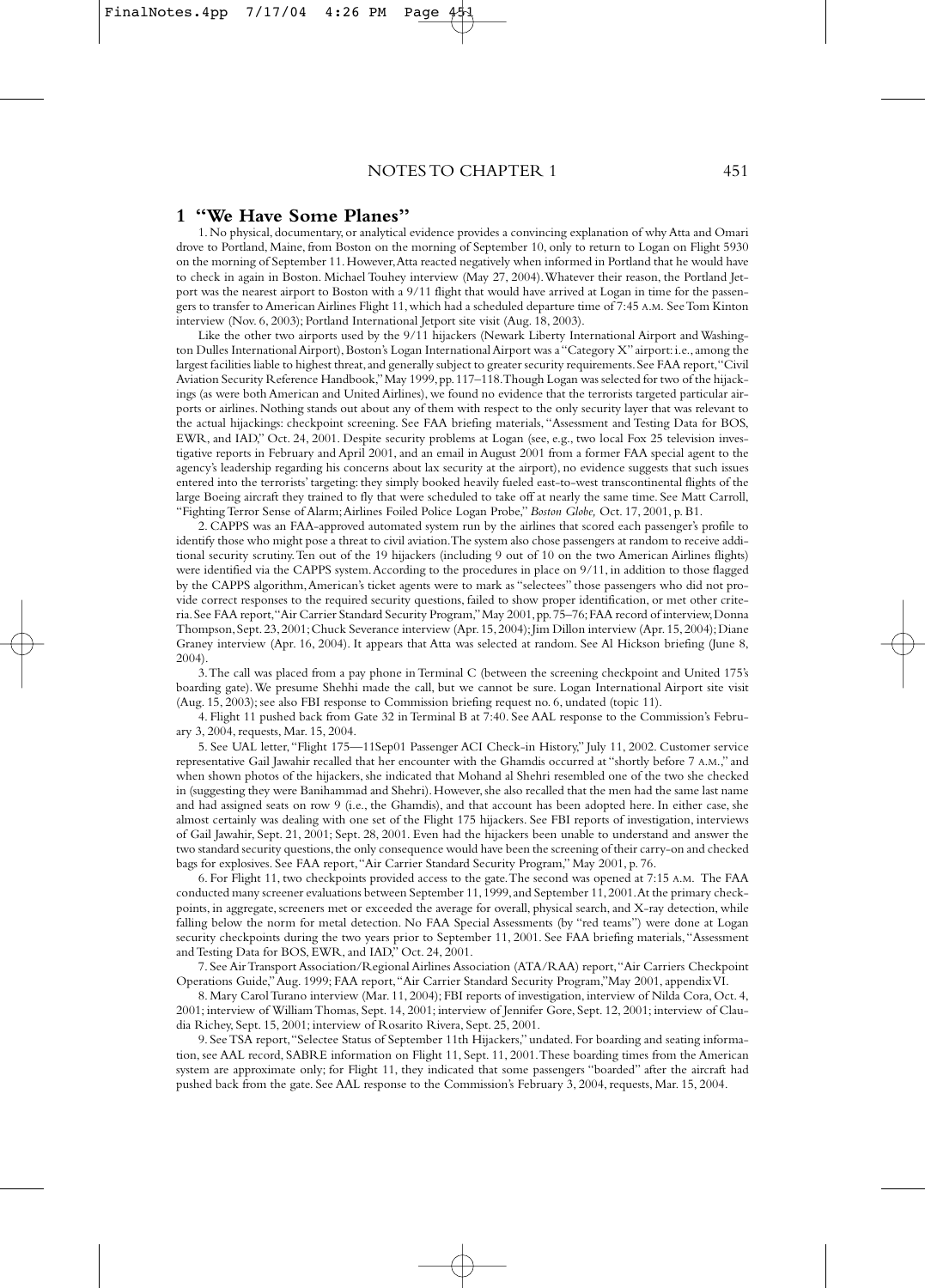## 1 "We Have Some Planes"

1. No physical, documentary, or analytical evidence provides a convincing explanation of why Atta and Omari drove to Portland, Maine, from Boston on the morning of September 10, only to return to Logan on Flight 5930 on the morning of September 11. However, Atta reacted negatively when informed in Portland that he would have to check in again in Boston. Michael Touhey interview (May 27, 2004). Whatever their reason, the Portland Jetport was the nearest airport to Boston with a 9/11 flight that would have arrived at Logan in time for the passengers to transfer to American Airlines Flight 11, which had a scheduled departure time of 7:45 A.M. See Tom Kinton interview (Nov. 6, 2003); Portland International Jetport site visit (Aug. 18, 2003).

Like the other two airports used by the 9/11 hijackers (Newark Liberty International Airport and Washington Dulles International Airport), Boston's Logan International Airport was a "Category X" airport: i.e., among the largest facilities liable to highest threat, and generally subject to greater security requirements. See FAA report, "Civil Aviation Security Reference Handbook," May 1999, pp. 117–118. Though Logan was selected for two of the hijackings (as were both American and United Airlines), we found no evidence that the terrorists targeted particular airports or airlines. Nothing stands out about any of them with respect to the only security layer that was relevant to the actual hijackings: checkpoint screening. See FAA briefing materials, "Assessment and Testing Data for BOS, EWR, and IAD," Oct. 24, 2001. Despite security problems at Logan (see, e.g., two local Fox 25 television investigative reports in February and April 2001, and an email in August 2001 from a former FAA special agent to the agency's leadership regarding his concerns about lax security at the airport), no evidence suggests that such issues entered into the terrorists' targeting: they simply booked heavily fueled east-to-west transcontinental flights of the large Boeing aircraft they trained to fly that were scheduled to take off at nearly the same time. See Matt Carroll, "Fighting Terror Sense of Alarm; Airlines Foiled Police Logan Probe," *Boston Globe,* Oct. 17, 2001, p. B1.

2. CAPPS was an FAA-approved automated system run by the airlines that scored each passenger's profile to identify those who might pose a threat to civil aviation. The system also chose passengers at random to receive additional security scrutiny. Ten out of the 19 hijackers (including 9 out of 10 on the two American Airlines flights) were identified via the CAPPS system. According to the procedures in place on 9/11, in addition to those flagged by the CAPPS algorithm, American's ticket agents were to mark as "selectees" those passengers who did not provide correct responses to the required security questions, failed to show proper identification, or met other criteria. See FAA report, "Air Carrier Standard Security Program," May 2001, pp. 75–76; FAA record of interview, Donna Thompson, Sept. 23, 2001; Chuck Severance interview (Apr. 15, 2004); Jim Dillon interview (Apr. 15, 2004); Diane Graney interview (Apr. 16, 2004). It appears that Atta was selected at random. See Al Hickson briefing (June 8, 2004).

3. The call was placed from a pay phone in Terminal C (between the screening checkpoint and United 175's boarding gate). We presume Shehhi made the call, but we cannot be sure. Logan International Airport site visit (Aug. 15, 2003); see also FBI response to Commission briefing request no. 6, undated (topic 11).

4. Flight 11 pushed back from Gate 32 in Terminal B at 7:40. See AAL response to the Commission's February 3, 2004, requests, Mar. 15, 2004.

5. See UAL letter, "Flight 175—11Sep01 Passenger ACI Check-in History," July 11, 2002. Customer service representative Gail Jawahir recalled that her encounter with the Ghamdis occurred at "shortly before 7 A.M.," and when shown photos of the hijackers, she indicated that Mohand al Shehri resembled one of the two she checked in (suggesting they were Banihammad and Shehri). However, she also recalled that the men had the same last name and had assigned seats on row 9 (i.e., the Ghamdis), and that account has been adopted here. In either case, she almost certainly was dealing with one set of the Flight 175 hijackers. See FBI reports of investigation, interviews of Gail Jawahir, Sept. 21, 2001; Sept. 28, 2001. Even had the hijackers been unable to understand and answer the two standard security questions, the only consequence would have been the screening of their carry-on and checked bags for explosives. See FAA report, "Air Carrier Standard Security Program," May 2001, p. 76.

6. For Flight 11, two checkpoints provided access to the gate. The second was opened at 7:15 A.M. The FAA conducted many screener evaluations between September 11, 1999, and September 11, 2001. At the primary checkpoints, in aggregate, screeners met or exceeded the average for overall, physical search, and X-ray detection, while falling below the norm for metal detection. No FAA Special Assessments (by "red teams") were done at Logan security checkpoints during the two years prior to September 11, 2001. See FAA briefing materials, "Assessment and Testing Data for BOS, EWR, and IAD," Oct. 24, 2001.

7. See Air Transport Association/Regional Airlines Association (ATA/RAA) report, "Air Carriers Checkpoint Operations Guide," Aug. 1999; FAA report, "Air Carrier Standard Security Program," May 2001, appendix VI.

8. Mary Carol Turano interview (Mar. 11, 2004); FBI reports of investigation, interview of Nilda Cora, Oct. 4, 2001; interview of William Thomas, Sept. 14, 2001; interview of Jennifer Gore, Sept. 12, 2001; interview of Claudia Richey, Sept. 15, 2001; interview of Rosarito Rivera, Sept. 25, 2001.

9. See TSA report, "Selectee Status of September 11th Hijackers," undated. For boarding and seating information, see AAL record, SABRE information on Flight 11, Sept. 11, 2001. These boarding times from the American system are approximate only; for Flight 11, they indicated that some passengers "boarded" after the aircraft had pushed back from the gate. See AAL response to the Commission's February 3, 2004, requests, Mar. 15, 2004.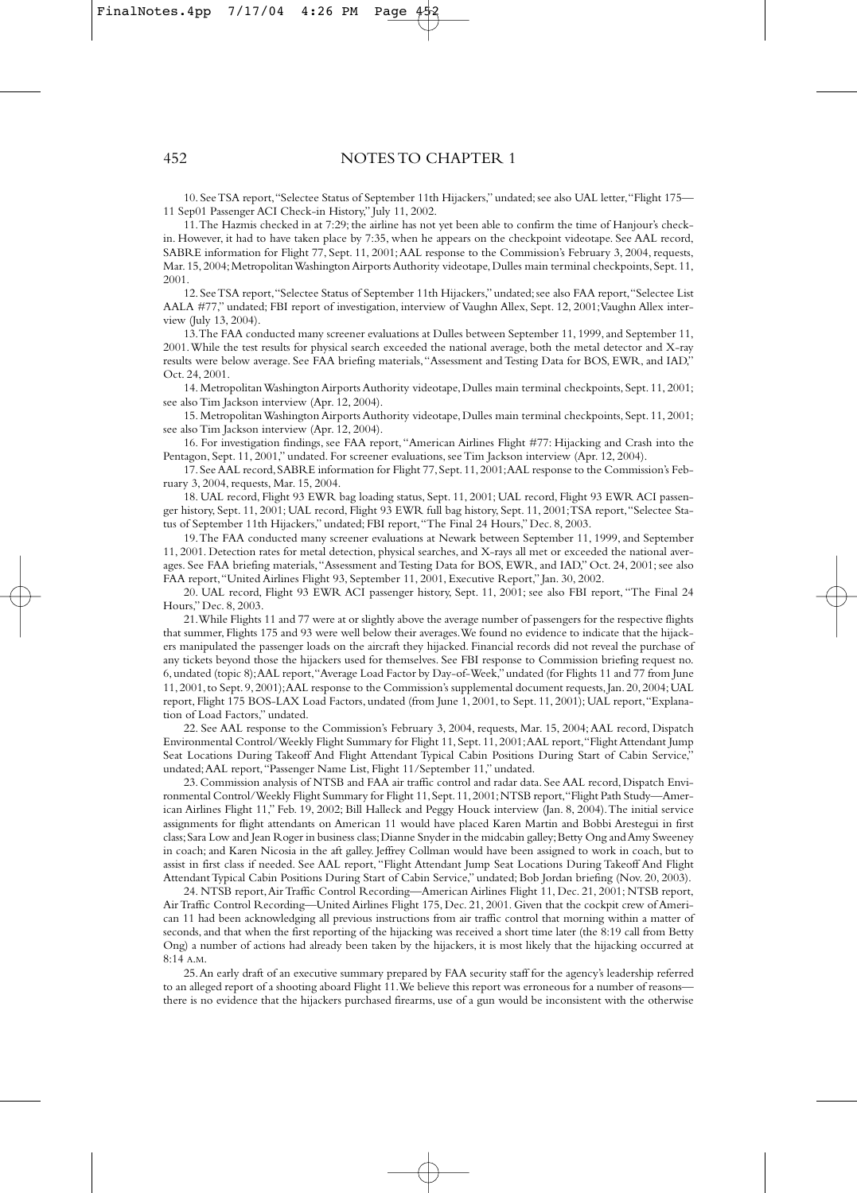# NOTES TO CHAPTER 1

10. See TSA report, "Selectee Status of September 11th Hijackers," undated; see also UAL letter, "Flight 175—11 Sep01 Passenger ACI Check-in History," July 11, 2002.

11. The Hazmis checked in at 7:29; the airline has not yet been able to confirm the time of Hanjour's check-in. However, it had to have taken place by 7:35, when he appears on the checkpoint videotape. See AAL record, SABRE information for Flight 77, Sept. 11, 2001; AAL response to the Commission's February 3, 2004, requests, Mar. 15, 2004; Metropolitan Washington Airports Authority videotape, Dulles main terminal checkpoints, Sept. 11, 2001.

12. See TSA report, "Selectee Status of September 11th Hijackers," undated; see also FAA report, "Selectee List AALA #77," undated; FBI report of investigation, interview of Vaughn Allex, Sept. 12, 2001; Vaughn Allex interview (July 13, 2004).

13. The FAA conducted many screener evaluations at Dulles between September 11, 1999, and September 11, 2001. While the test results for physical search exceeded the national average, both the metal detector and X-ray results were below average. See FAA briefing materials, "Assessment and Testing Data for BOS, EWR, and IAD," Oct. 24, 2001.

14. Metropolitan Washington Airports Authority videotape, Dulles main terminal checkpoints, Sept. 11, 2001; see also Tim Jackson interview (Apr. 12, 2004).

15. Metropolitan Washington Airports Authority videotape, Dulles main terminal checkpoints, Sept. 11, 2001; see also Tim Jackson interview (Apr. 12, 2004).

16. For investigation findings, see FAA report, "American Airlines Flight #77: Hijacking and Crash into the Pentagon, Sept. 11, 2001," undated. For screener evaluations, see Tim Jackson interview (Apr. 12, 2004).

17. See AAL record, SABRE information for Flight 77, Sept. 11, 2001; AAL response to the Commission's February 3, 2004, requests, Mar. 15, 2004.

18. UAL record, Flight 93 EWR bag loading status, Sept. 11, 2001; UAL record, Flight 93 EWR ACI passenger history, Sept. 11, 2001; UAL record, Flight 93 EWR full bag history, Sept. 11, 2001; TSA report, "Selectee Status of September 11th Hijackers," undated; FBI report, "The Final 24 Hours," Dec. 8, 2003.

19. The FAA conducted many screener evaluations at Newark between September 11, 1999, and September 11, 2001. Detection rates for metal detection, physical searches, and X-rays all met or exceeded the national averages. See FAA briefing materials, "Assessment and Testing Data for BOS, EWR, and IAD," Oct. 24, 2001; see also FAA report, "United Airlines Flight 93, September 11, 2001, Executive Report," Jan. 30, 2002.

20. UAL record, Flight 93 EWR ACI passenger history, Sept. 11, 2001; see also FBI report, "The Final 24 Hours," Dec. 8, 2003.

21. While Flights 11 and 77 were at or slightly above the average number of passengers for the respective flights that summer, Flights 175 and 93 were well below their averages. We found no evidence to indicate that the hijackers manipulated the passenger loads on the aircraft they hijacked. Financial records did not reveal the purchase of any tickets beyond those the hijackers used for themselves. See FBI response to Commission briefing request no. 6, undated (topic 8); AAL report, "Average Load Factor by Day-of-Week," undated (for Flights 11 and 77 from June 11, 2001, to Sept. 9, 2001); AAL response to the Commission's supplemental document requests, Jan. 20, 2004; UAL report, Flight 175 BOS-LAX Load Factors, undated (from June 1, 2001, to Sept. 11, 2001); UAL report, "Explanation of Load Factors," undated.

22. See AAL response to the Commission's February 3, 2004, requests, Mar. 15, 2004; AAL record, Dispatch Environmental Control/Weekly Flight Summary for Flight 11, Sept. 11, 2001; AAL report, "Flight Attendant Jump Seat Locations During Takeoff And Flight Attendant Typical Cabin Positions During Start of Cabin Service," undated; AAL report, "Passenger Name List, Flight 11/September 11," undated.

23. Commission analysis of NTSB and FAA air traffic control and radar data. See AAL record, Dispatch Environmental Control/Weekly Flight Summary for Flight 11, Sept. 11, 2001; NTSB report, "Flight Path Study—American Airlines Flight 11," Feb. 19, 2002; Bill Halleck and Peggy Houck interview (Jan. 8, 2004). The initial service assignments for flight attendants on American 11 would have placed Karen Martin and Bobbi Arestegui in first class; Sara Low and Jean Roger in business class; Dianne Snyder in the midcabin galley; Betty Ong and Amy Sweeney in coach; and Karen Nicosia in the aft galley. Jeffrey Collman would have been assigned to work in coach, but to assist in first class if needed. See AAL report, "Flight Attendant Jump Seat Locations During Takeoff And Flight Attendant Typical Cabin Positions During Start of Cabin Service," undated; Bob Jordan briefing (Nov. 20, 2003).

24. NTSB report, Air Traffic Control Recording—American Airlines Flight 11, Dec. 21, 2001; NTSB report, Air Traffic Control Recording—United Airlines Flight 175, Dec. 21, 2001. Given that the cockpit crew of American 11 had been acknowledging all previous instructions from air traffic control that morning within a matter of seconds, and that when the first reporting of the hijacking was received a short time later (the 8:19 call from Betty Ong) a number of actions had already been taken by the hijackers, it is most likely that the hijacking occurred at 8:14 A.M.

25. An early draft of an executive summary prepared by FAA security staff for the agency's leadership referred to an alleged report of a shooting aboard Flight 11. We believe this report was erroneous for a number of reasons—there is no evidence that the hijackers purchased firearms, use of a gun would be inconsistent with the otherwise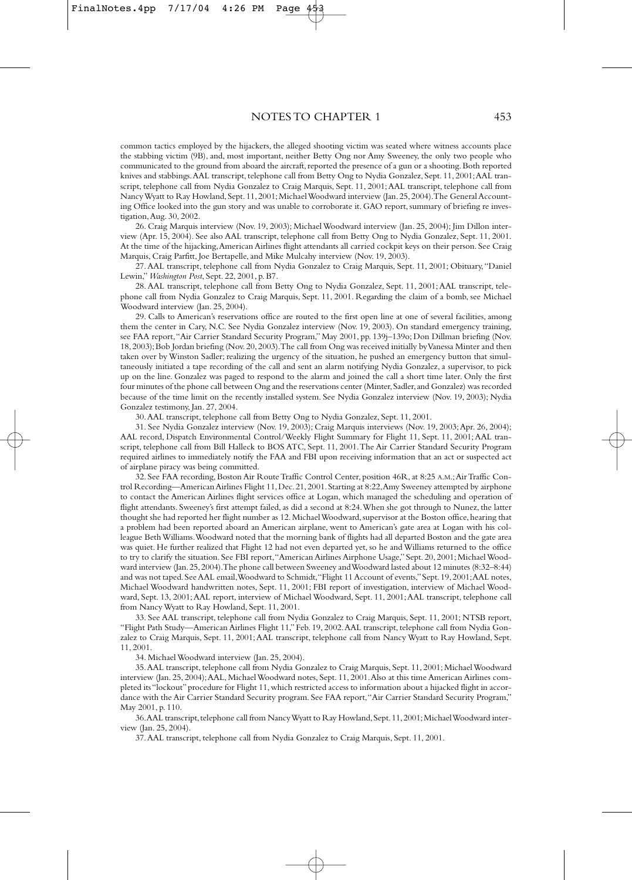common tactics employed by the hijackers, the alleged shooting victim was seated where witness accounts place the stabbing victim (9B), and, most important, neither Betty Ong nor Amy Sweeney, the only two people who communicated to the ground from aboard the aircraft, reported the presence of a gun or a shooting. Both reported knives and stabbings. AAL transcript, telephone call from Betty Ong to Nydia Gonzalez, Sept. 11, 2001; AAL transcript, telephone call from Nydia Gonzalez to Craig Marquis, Sept. 11, 2001; AAL transcript, telephone call from Nancy Wyatt to Ray Howland, Sept. 11, 2001; Michael Woodward interview (Jan. 25, 2004). The General Accounting Office looked into the gun story and was unable to corroborate it. GAO report, summary of briefing re investigation, Aug. 30, 2002.

26. Craig Marquis interview (Nov. 19, 2003); Michael Woodward interview (Jan. 25, 2004); Jim Dillon interview (Apr. 15, 2004). See also AAL transcript, telephone call from Betty Ong to Nydia Gonzalez, Sept. 11, 2001. At the time of the hijacking, American Airlines flight attendants all carried cockpit keys on their person. See Craig Marquis, Craig Parfitt, Joe Bertapelle, and Mike Mulcahy interview (Nov. 19, 2003).

27. AAL transcript, telephone call from Nydia Gonzalez to Craig Marquis, Sept. 11, 2001; Obituary, "Daniel Lewin," *Washington Post*, Sept. 22, 2001, p. B7.

28. AAL transcript, telephone call from Betty Ong to Nydia Gonzalez, Sept. 11, 2001; AAL transcript, telephone call from Nydia Gonzalez to Craig Marquis, Sept. 11, 2001. Regarding the claim of a bomb, see Michael Woodward interview (Jan. 25, 2004).

29. Calls to American's reservations office are routed to the first open line at one of several facilities, among them the center in Cary, N.C. See Nydia Gonzalez interview (Nov. 19, 2003). On standard emergency training, see FAA report, "Air Carrier Standard Security Program," May 2001, pp. 139j–139o; Don Dillman briefing (Nov. 18, 2003); Bob Jordan briefing (Nov. 20, 2003). The call from Ong was received initially by Vanessa Minter and then taken over by Winston Sadler; realizing the urgency of the situation, he pushed an emergency button that simultaneously initiated a tape recording of the call and sent an alarm notifying Nydia Gonzalez, a supervisor, to pick up on the line. Gonzalez was paged to respond to the alarm and joined the call a short time later. Only the first four minutes of the phone call between Ong and the reservations center (Minter, Sadler, and Gonzalez) was recorded because of the time limit on the recently installed system. See Nydia Gonzalez interview (Nov. 19, 2003); Nydia Gonzalez testimony, Jan. 27, 2004.

30. AAL transcript, telephone call from Betty Ong to Nydia Gonzalez, Sept. 11, 2001.

31. See Nydia Gonzalez interview (Nov. 19, 2003); Craig Marquis interviews (Nov. 19, 2003; Apr. 26, 2004); AAL record, Dispatch Environmental Control/Weekly Flight Summary for Flight 11, Sept. 11, 2001; AAL transcript, telephone call from Bill Halleck to BOS ATC, Sept. 11, 2001. The Air Carrier Standard Security Program required airlines to immediately notify the FAA and FBI upon receiving information that an act or suspected act of airplane piracy was being committed.

32. See FAA recording, Boston Air Route Traffic Control Center, position 46R, at 8:25 A.M.; Air Traffic Control Recording—American Airlines Flight 11, Dec. 21, 2001. Starting at 8:22, Amy Sweeney attempted by airphone to contact the American Airlines flight services office at Logan, which managed the scheduling and operation of flight attendants. Sweeney's first attempt failed, as did a second at 8:24. When she got through to Nunez, the latter thought she had reported her flight number as 12. Michael Woodward, supervisor at the Boston office, hearing that a problem had been reported aboard an American airplane, went to American's gate area at Logan with his colleague Beth Williams. Woodward noted that the morning bank of flights had all departed Boston and the gate area was quiet. He further realized that Flight 12 had not even departed yet, so he and Williams returned to the office to try to clarify the situation. See FBI report, "American Airlines Airphone Usage," Sept. 20, 2001; Michael Woodward interview (Jan. 25, 2004). The phone call between Sweeney and Woodward lasted about 12 minutes (8:32–8:44) and was not taped. See AAL email, Woodward to Schmidt, "Flight 11 Account of events," Sept. 19, 2001; AAL notes, Michael Woodward handwritten notes, Sept. 11, 2001; FBI report of investigation, interview of Michael Woodward, Sept. 13, 2001; AAL report, interview of Michael Woodward, Sept. 11, 2001; AAL transcript, telephone call from Nancy Wyatt to Ray Howland, Sept. 11, 2001.

33. See AAL transcript, telephone call from Nydia Gonzalez to Craig Marquis, Sept. 11, 2001; NTSB report, "Flight Path Study—American Airlines Flight 11," Feb. 19, 2002. AAL transcript, telephone call from Nydia Gonzalez to Craig Marquis, Sept. 11, 2001; AAL transcript, telephone call from Nancy Wyatt to Ray Howland, Sept. 11, 2001.

34. Michael Woodward interview (Jan. 25, 2004).

35. AAL transcript, telephone call from Nydia Gonzalez to Craig Marquis, Sept. 11, 2001; Michael Woodward interview (Jan. 25, 2004); AAL, Michael Woodward notes, Sept. 11, 2001. Also at this time American Airlines completed its "lockout" procedure for Flight 11, which restricted access to information about a hijacked flight in accordance with the Air Carrier Standard Security program. See FAA report, "Air Carrier Standard Security Program," May 2001, p. 110.

36. AAL transcript, telephone call from Nancy Wyatt to Ray Howland, Sept. 11, 2001; Michael Woodward interview (Jan. 25, 2004).

37. AAL transcript, telephone call from Nydia Gonzalez to Craig Marquis, Sept. 11, 2001.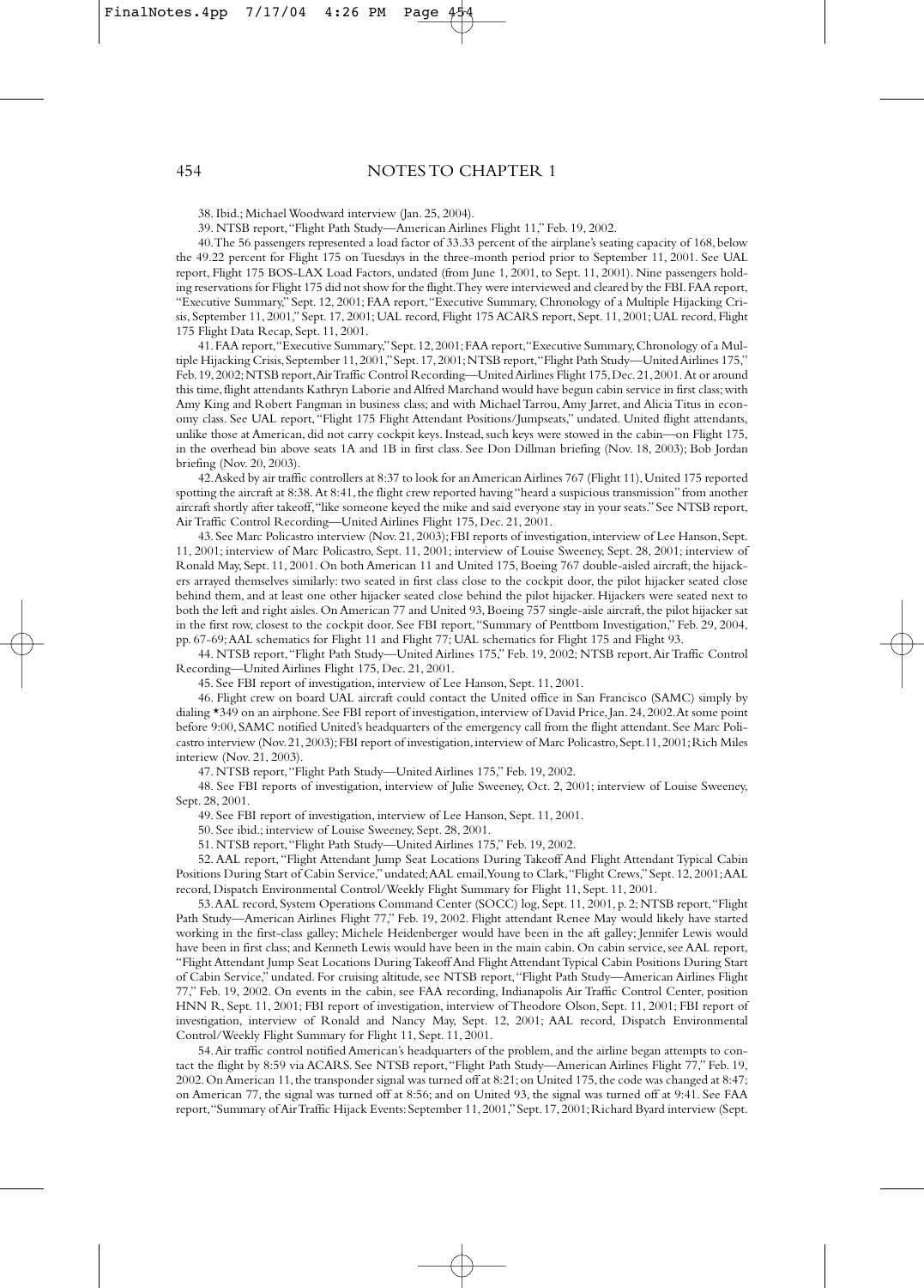38. Ibid.; Michael Woodward interview (Jan. 25, 2004).

39. NTSB report, "Flight Path Study—American Airlines Flight 11," Feb. 19, 2002.

40. The 56 passengers represented a load factor of 33.33 percent of the airplane's seating capacity of 168, below the 49.22 percent for Flight 175 on Tuesdays in the three-month period prior to September 11, 2001. See UAL report, Flight 175 BOS-LAX Load Factors, undated (from June 1, 2001, to Sept. 11, 2001). Nine passengers holding reservations for Flight 175 did not show for the flight. They were interviewed and cleared by the FBI. FAA report, "Executive Summary," Sept. 12, 2001; FAA report, "Executive Summary, Chronology of a Multiple Hijacking Crisis, September 11, 2001," Sept. 17, 2001; UAL record, Flight 175 ACARS report, Sept. 11, 2001; UAL record, Flight 175 Flight Data Recap, Sept. 11, 2001.

41. FAA report, "Executive Summary," Sept. 12, 2001; FAA report, "Executive Summary, Chronology of a Multiple Hijacking Crisis, September 11, 2001," Sept. 17, 2001; NTSB report, "Flight Path Study—United Airlines 175," Feb. 19, 2002; NTSB report, Air Traffic Control Recording—United Airlines Flight 175, Dec. 21, 2001. At or around this time, flight attendants Kathryn Laborie and Alfred Marchand would have begun cabin service in first class; with Amy King and Robert Fangman in business class; and with Michael Tarrou, Amy Jarret, and Alicia Titus in economy class. See UAL report, "Flight 175 Flight Attendant Positions/Jumpseats," undated. United flight attendants, unlike those at American, did not carry cockpit keys. Instead, such keys were stowed in the cabin—on Flight 175, in the overhead bin above seats 1A and 1B in first class. See Don Dillman briefing (Nov. 18, 2003); Bob Jordan briefing (Nov. 20, 2003).

42. Asked by air traffic controllers at 8:37 to look for an American Airlines 767 (Flight 11), United 175 reported spotting the aircraft at 8:38. At 8:41, the flight crew reported having "heard a suspicious transmission" from another aircraft shortly after takeoff, "like someone keyed the mike and said everyone stay in your seats." See NTSB report, Air Traffic Control Recording—United Airlines Flight 175, Dec. 21, 2001.

43. See Marc Policastro interview (Nov. 21, 2003); FBI reports of investigation, interview of Lee Hanson, Sept. 11, 2001; interview of Marc Policastro, Sept. 11, 2001; interview of Louise Sweeney, Sept. 28, 2001; interview of Ronald May, Sept. 11, 2001. On both American 11 and United 175, Boeing 767 double-aisled aircraft, the hijackers arrayed themselves similarly: two seated in first class close to the cockpit door, the pilot hijacker seated close behind them, and at least one other hijacker seated close behind the pilot hijacker. Hijackers were seated next to both the left and right aisles. On American 77 and United 93, Boeing 757 single-aisle aircraft, the pilot hijacker sat in the first row, closest to the cockpit door. See FBI report, "Summary of Penttbom Investigation," Feb. 29, 2004, pp. 67-69; AAL schematics for Flight 11 and Flight 77; UAL schematics for Flight 175 and Flight 93.

44. NTSB report, "Flight Path Study—United Airlines 175," Feb. 19, 2002; NTSB report, Air Traffic Control Recording—United Airlines Flight 175, Dec. 21, 2001.

45. See FBI report of investigation, interview of Lee Hanson, Sept. 11, 2001.

46. Flight crew on board UAL aircraft could contact the United office in San Francisco (SAMC) simply by dialing *349 on an airphone. See FBI report of investigation, interview of David Price, Jan. 24, 2002. At some point before 9:00, SAMC notified United's headquarters of the emergency call from the flight attendant. See Marc Policastro interview (Nov. 21, 2003); FBI report of investigation, interview of Marc Policastro, Sept. 11, 2001; Rich Miles interiew (Nov. 21, 2003).

47. NTSB report, "Flight Path Study—United Airlines 175," Feb. 19, 2002.

48. See FBI reports of investigation, interview of Julie Sweeney, Oct. 2, 2001; interview of Louise Sweeney, Sept. 28, 2001.

49. See FBI report of investigation, interview of Lee Hanson, Sept. 11, 2001.

50. See ibid.; interview of Louise Sweeney, Sept. 28, 2001.

51. NTSB report, "Flight Path Study—United Airlines 175," Feb. 19, 2002.

52. AAL report, "Flight Attendant Jump Seat Locations During Takeoff And Flight Attendant Typical Cabin Positions During Start of Cabin Service," undated; AAL email, Young to Clark, "Flight Crews," Sept. 12, 2001; AAL record, Dispatch Environmental Control/Weekly Flight Summary for Flight 11, Sept. 11, 2001.

53. AAL record, System Operations Command Center (SOCC) log, Sept. 11, 2001, p. 2; NTSB report, "Flight Path Study—American Airlines Flight 77," Feb. 19, 2002. Flight attendant Renee May would likely have started working in the first-class galley; Michele Heidenberger would have been in the aft galley; Jennifer Lewis would have been in first class; and Kenneth Lewis would have been in the main cabin. On cabin service, see AAL report, "Flight Attendant Jump Seat Locations During Takeoff And Flight Attendant Typical Cabin Positions During Start of Cabin Service," undated. For cruising altitude, see NTSB report, "Flight Path Study—American Airlines Flight 77," Feb. 19, 2002. On events in the cabin, see FAA recording, Indianapolis Air Traffic Control Center, position HNN R, Sept. 11, 2001; FBI report of investigation, interview of Theodore Olson, Sept. 11, 2001; FBI report of investigation, interview of Ronald and Nancy May, Sept. 12, 2001; AAL record, Dispatch Environmental Control/Weekly Flight Summary for Flight 11, Sept. 11, 2001.

54. Air traffic control notified American's headquarters of the problem, and the airline began attempts to contact the flight by 8:59 via ACARS. See NTSB report, "Flight Path Study—American Airlines Flight 77," Feb. 19, 2002. On American 11, the transponder signal was turned off at 8:21; on United 175, the code was changed at 8:47; on American 77, the signal was turned off at 8:56; and on United 93, the signal was turned off at 9:41. See FAA report, "Summary of Air Traffic Hijack Events: September 11, 2001," Sept. 17, 2001; Richard Byard interview (Sept.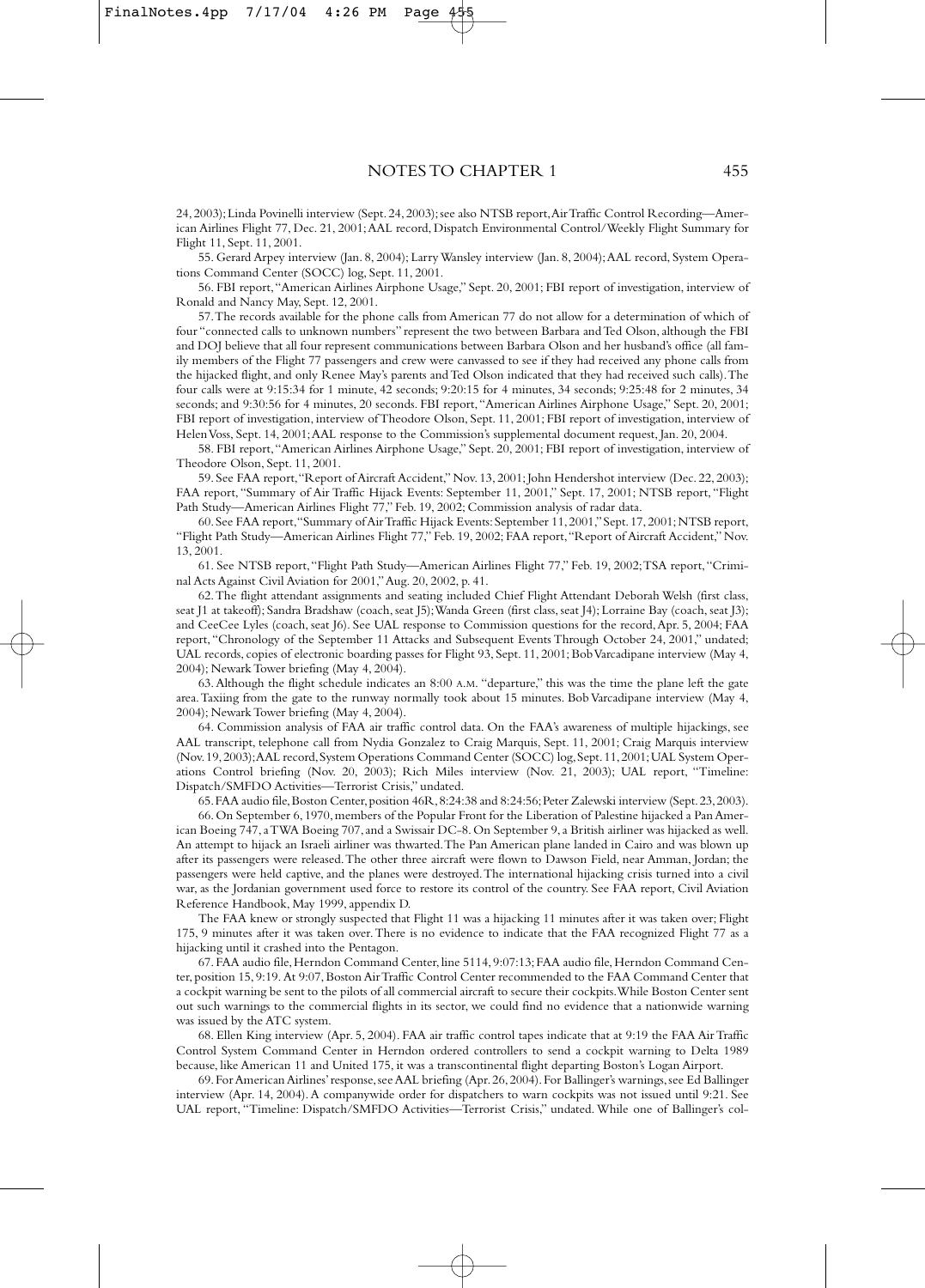24, 2003); Linda Povinelli interview (Sept. 24, 2003); see also NTSB report, Air Traffic Control Recording—American Airlines Flight 77, Dec. 21, 2001; AAL record, Dispatch Environmental Control/Weekly Flight Summary for Flight 11, Sept. 11, 2001.

55. Gerard Arpey interview (Jan. 8, 2004); Larry Wansley interview (Jan. 8, 2004); AAL record, System Operations Command Center (SOCC) log, Sept. 11, 2001.

56. FBI report, "American Airlines Airphone Usage," Sept. 20, 2001; FBI report of investigation, interview of Ronald and Nancy May, Sept. 12, 2001.

57. The records available for the phone calls from American 77 do not allow for a determination of which of four "connected calls to unknown numbers" represent the two between Barbara and Ted Olson, although the FBI and DOJ believe that all four represent communications between Barbara Olson and her husband's office (all family members of the Flight 77 passengers and crew were canvassed to see if they had received any phone calls from the hijacked flight, and only Renee May's parents and Ted Olson indicated that they had received such calls). The four calls were at 9:15:34 for 1 minute, 42 seconds; 9:20:15 for 4 minutes, 34 seconds; 9:25:48 for 2 minutes, 34 seconds; and 9:30:56 for 4 minutes, 20 seconds. FBI report, "American Airlines Airphone Usage," Sept. 20, 2001; FBI report of investigation, interview of Theodore Olson, Sept. 11, 2001; FBI report of investigation, interview of Helen Voss, Sept. 14, 2001; AAL response to the Commission's supplemental document request, Jan. 20, 2004.

58. FBI report, "American Airlines Airphone Usage," Sept. 20, 2001; FBI report of investigation, interview of Theodore Olson, Sept. 11, 2001.

59. See FAA report, "Report of Aircraft Accident," Nov. 13, 2001; John Hendershot interview (Dec. 22, 2003); FAA report, "Summary of Air Traffic Hijack Events: September 11, 2001," Sept. 17, 2001; NTSB report, "Flight Path Study—American Airlines Flight 77," Feb. 19, 2002; Commission analysis of radar data.

60. See FAA report, "Summary of Air Traffic Hijack Events: September 11, 2001," Sept. 17, 2001; NTSB report, "Flight Path Study—American Airlines Flight 77," Feb. 19, 2002; FAA report, "Report of Aircraft Accident," Nov. 13, 2001.

61. See NTSB report, "Flight Path Study—American Airlines Flight 77," Feb. 19, 2002; TSA report, "Criminal Acts Against Civil Aviation for 2001," Aug. 20, 2002, p. 41.

62. The flight attendant assignments and seating included Chief Flight Attendant Deborah Welsh (first class, seat J1 at takeoff); Sandra Bradshaw (coach, seat J5); Wanda Green (first class, seat J4); Lorraine Bay (coach, seat J3); and CeeCee Lyles (coach, seat J6). See UAL response to Commission questions for the record, Apr. 5, 2004; FAA report, "Chronology of the September 11 Attacks and Subsequent Events Through October 24, 2001," undated; UAL records, copies of electronic boarding passes for Flight 93, Sept. 11, 2001; Bob Varcadipane interview (May 4, 2004); Newark Tower briefing (May 4, 2004).

63. Although the flight schedule indicates an 8:00 A.M. "departure," this was the time the plane left the gate area. Taxiing from the gate to the runway normally took about 15 minutes. Bob Varcadipane interview (May 4, 2004); Newark Tower briefing (May 4, 2004).

64. Commission analysis of FAA air traffic control data. On the FAA's awareness of multiple hijackings, see AAL transcript, telephone call from Nydia Gonzalez to Craig Marquis, Sept. 11, 2001; Craig Marquis interview (Nov. 19, 2003); AAL record, System Operations Command Center (SOCC) log, Sept. 11, 2001; UAL System Operations Control briefing (Nov. 20, 2003); Rich Miles interview (Nov. 21, 2003); UAL report, "Timeline: Dispatch/SMFDO Activities—Terrorist Crisis," undated.

65. FAA audio file, Boston Center, position 46R, 8:24:38 and 8:24:56; Peter Zalewski interview (Sept. 23, 2003).

66. On September 6, 1970, members of the Popular Front for the Liberation of Palestine hijacked a Pan American Boeing 747, a TWA Boeing 707, and a Swissair DC-8. On September 9, a British airliner was hijacked as well. An attempt to hijack an Israeli airliner was thwarted. The Pan American plane landed in Cairo and was blown up after its passengers were released. The other three aircraft were flown to Dawson Field, near Amman, Jordan; the passengers were held captive, and the planes were destroyed. The international hijacking crisis turned into a civil war, as the Jordanian government used force to restore its control of the country. See FAA report, Civil Aviation Reference Handbook, May 1999, appendix D.

The FAA knew or strongly suspected that Flight 11 was a hijacking 11 minutes after it was taken over; Flight 175, 9 minutes after it was taken over. There is no evidence to indicate that the FAA recognized Flight 77 as a hijacking until it crashed into the Pentagon.

67. FAA audio file, Herndon Command Center, line 5114, 9:07:13; FAA audio file, Herndon Command Center, position 15, 9:19. At 9:07, Boston Air Traffic Control Center recommended to the FAA Command Center that a cockpit warning be sent to the pilots of all commercial aircraft to secure their cockpits. While Boston Center sent out such warnings to the commercial flights in its sector, we could find no evidence that a nationwide warning was issued by the ATC system.

68. Ellen King interview (Apr. 5, 2004). FAA air traffic control tapes indicate that at 9:19 the FAA Air Traffic Control System Command Center in Herndon ordered controllers to send a cockpit warning to Delta 1989 because, like American 11 and United 175, it was a transcontinental flight departing Boston's Logan Airport.

69. For American Airlines' response, see AAL briefing (Apr. 26, 2004). For Ballinger's warnings, see Ed Ballinger interview (Apr. 14, 2004). A companywide order for dispatchers to warn cockpits was not issued until 9:21. See UAL report, "Timeline: Dispatch/SMFDO Activities—Terrorist Crisis," undated. While one of Ballinger's col-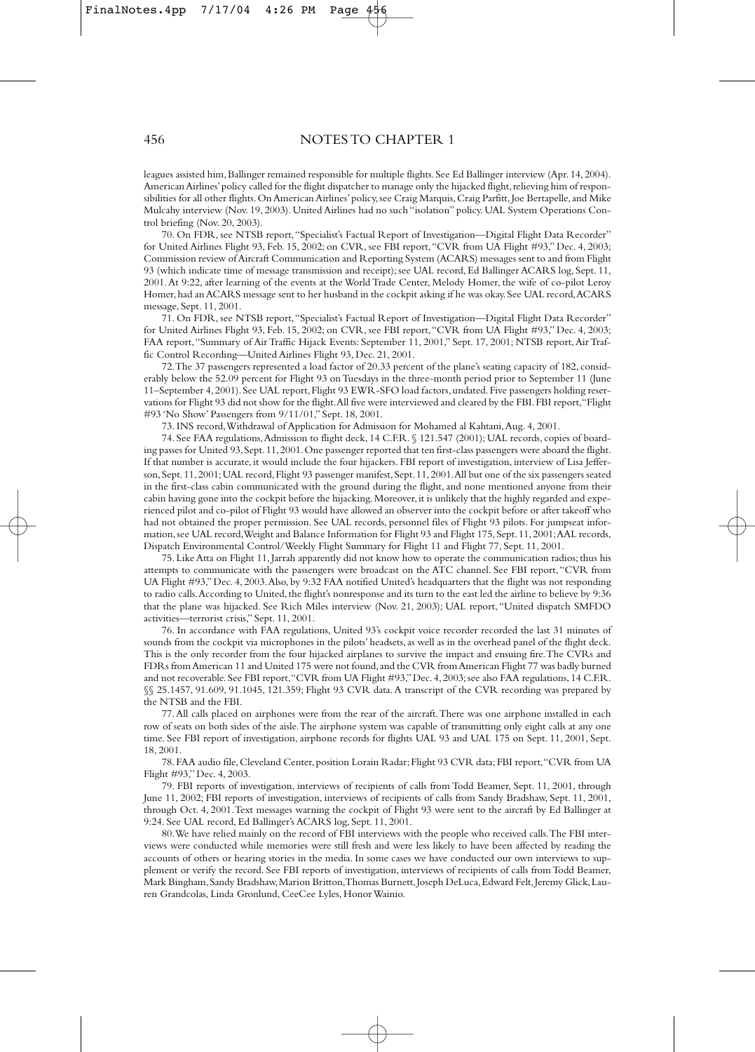leagues assisted him, Ballinger remained responsible for multiple flights. See Ed Ballinger interview (Apr. 14, 2004). American Airlines' policy called for the flight dispatcher to manage only the hijacked flight, relieving him of responsibilities for all other flights. On American Airlines' policy, see Craig Marquis, Craig Parfitt, Joe Bertapelle, and Mike Mulcahy interview (Nov. 19, 2003). United Airlines had no such "isolation" policy. UAL System Operations Control briefing (Nov. 20, 2003).

70. On FDR, see NTSB report, "Specialist's Factual Report of Investigation—Digital Flight Data Recorder" for United Airlines Flight 93, Feb. 15, 2002; on CVR, see FBI report, "CVR from UA Flight #93," Dec. 4, 2003; Commission review of Aircraft Communication and Reporting System (ACARS) messages sent to and from Flight 93 (which indicate time of message transmission and receipt); see UAL record, Ed Ballinger ACARS log, Sept. 11, 2001. At 9:22, after learning of the events at the World Trade Center, Melody Homer, the wife of co-pilot Leroy Homer, had an ACARS message sent to her husband in the cockpit asking if he was okay. See UAL record, ACARS message, Sept. 11, 2001.

71. On FDR, see NTSB report, "Specialist's Factual Report of Investigation—Digital Flight Data Recorder" for United Airlines Flight 93, Feb. 15, 2002; on CVR, see FBI report, "CVR from UA Flight #93," Dec. 4, 2003; FAA report, "Summary of Air Traffic Hijack Events: September 11, 2001," Sept. 17, 2001; NTSB report, Air Traffic Control Recording—United Airlines Flight 93, Dec. 21, 2001.

72. The 37 passengers represented a load factor of 20.33 percent of the plane's seating capacity of 182, considerably below the 52.09 percent for Flight 93 on Tuesdays in the three-month period prior to September 11 (June 11–September 4, 2001). See UAL report, Flight 93 EWR-SFO load factors, undated. Five passengers holding reservations for Flight 93 did not show for the flight. All five were interviewed and cleared by the FBI. FBI report, "Flight #93 'No Show' Passengers from 9/11/01," Sept. 18, 2001.

73. INS record, Withdrawal of Application for Admission for Mohamed al Kahtani, Aug. 4, 2001.

74. See FAA regulations, Admission to flight deck, 14 C.F.R. § 121.547 (2001); UAL records, copies of boarding passes for United 93, Sept. 11, 2001. One passenger reported that ten first-class passengers were aboard the flight. If that number is accurate, it would include the four hijackers. FBI report of investigation, interview of Lisa Jefferson, Sept. 11, 2001; UAL record, Flight 93 passenger manifest, Sept. 11, 2001. All but one of the six passengers seated in the first-class cabin communicated with the ground during the flight, and none mentioned anyone from their cabin having gone into the cockpit before the hijacking. Moreover, it is unlikely that the highly regarded and experienced pilot and co-pilot of Flight 93 would have allowed an observer into the cockpit before or after takeoff who had not obtained the proper permission. See UAL records, personnel files of Flight 93 pilots. For jumpseat information, see UAL record, Weight and Balance Information for Flight 93 and Flight 175, Sept. 11, 2001; AAL records, Dispatch Environmental Control/Weekly Flight Summary for Flight 11 and Flight 77, Sept. 11, 2001.

75. Like Atta on Flight 11, Jarrah apparently did not know how to operate the communication radios; thus his attempts to communicate with the passengers were broadcast on the ATC channel. See FBI report, "CVR from UA Flight #93," Dec. 4, 2003. Also, by 9:32 FAA notified United's headquarters that the flight was not responding to radio calls. According to United, the flight's nonresponse and its turn to the east led the airline to believe by 9:36 that the plane was hijacked. See Rich Miles interview (Nov. 21, 2003); UAL report, "United dispatch SMFDO activities—terrorist crisis," Sept. 11, 2001.

76. In accordance with FAA regulations, United 93's cockpit voice recorder recorded the last 31 minutes of sounds from the cockpit via microphones in the pilots' headsets, as well as in the overhead panel of the flight deck. This is the only recorder from the four hijacked airplanes to survive the impact and ensuing fire. The CVRs and FDRs from American 11 and United 175 were not found, and the CVR from American Flight 77 was badly burned and not recoverable. See FBI report, "CVR from UA Flight #93," Dec. 4, 2003; see also FAA regulations, 14 C.F.R. §§ 25.1457, 91.609, 91.1045, 121.359; Flight 93 CVR data. A transcript of the CVR recording was prepared by the NTSB and the FBI.

77. All calls placed on airphones were from the rear of the aircraft. There was one airphone installed in each row of seats on both sides of the aisle. The airphone system was capable of transmitting only eight calls at any one time. See FBI report of investigation, airphone records for flights UAL 93 and UAL 175 on Sept. 11, 2001, Sept. 18, 2001.

78. FAA audio file, Cleveland Center, position Lorain Radar; Flight 93 CVR data; FBI report, "CVR from UA Flight #93," Dec. 4, 2003.

79. FBI reports of investigation, interviews of recipients of calls from Todd Beamer, Sept. 11, 2001, through June 11, 2002; FBI reports of investigation, interviews of recipients of calls from Sandy Bradshaw, Sept. 11, 2001, through Oct. 4, 2001. Text messages warning the cockpit of Flight 93 were sent to the aircraft by Ed Ballinger at 9:24. See UAL record, Ed Ballinger's ACARS log, Sept. 11, 2001.

80. We have relied mainly on the record of FBI interviews with the people who received calls. The FBI interviews were conducted while memories were still fresh and were less likely to have been affected by reading the accounts of others or hearing stories in the media. In some cases we have conducted our own interviews to supplement or verify the record. See FBI reports of investigation, interviews of recipients of calls from Todd Beamer, Mark Bingham, Sandy Bradshaw, Marion Britton, Thomas Burnett, Joseph DeLuca, Edward Felt, Jeremy Glick, Lauren Grandcolas, Linda Gronlund, CeeCee Lyles, Honor Wainio.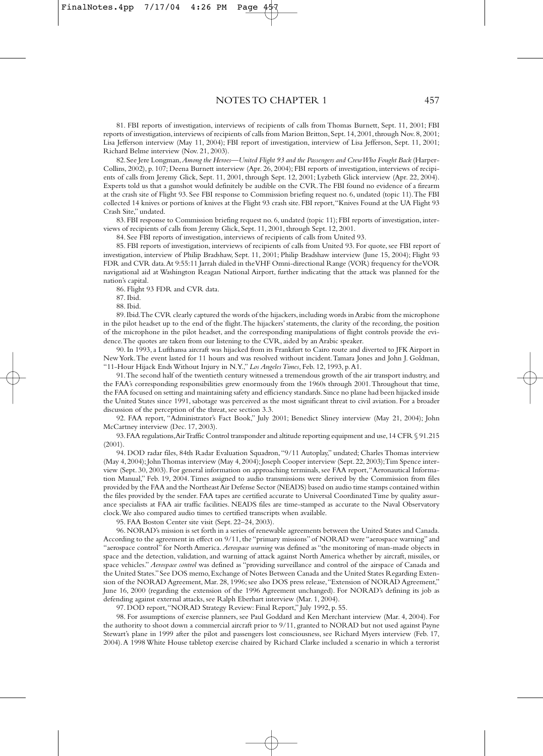81. FBI reports of investigation, interviews of recipients of calls from Thomas Burnett, Sept. 11, 2001; FBI reports of investigation, interviews of recipients of calls from Marion Britton, Sept. 14, 2001, through Nov. 8, 2001; Lisa Jefferson interview (May 11, 2004); FBI report of investigation, interview of Lisa Jefferson, Sept. 11, 2001; Richard Belme interview (Nov. 21, 2003).

82. See Jere Longman, *Among the Heroes—United Flight 93 and the Passengers and Crew Who Fought Back* (HarperCollins, 2002), p. 107; Deena Burnett interview (Apr. 26, 2004); FBI reports of investigation, interviews of recipients of calls from Jeremy Glick, Sept. 11, 2001, through Sept. 12, 2001; Lyzbeth Glick interview (Apr. 22, 2004). Experts told us that a gunshot would definitely be audible on the CVR. The FBI found no evidence of a firearm at the crash site of Flight 93. See FBI response to Commission briefing request no. 6, undated (topic 11). The FBI collected 14 knives or portions of knives at the Flight 93 crash site. FBI report, "Knives Found at the UA Flight 93 Crash Site," undated.

83. FBI response to Commission briefing request no. 6, undated (topic 11); FBI reports of investigation, interviews of recipients of calls from Jeremy Glick, Sept. 11, 2001, through Sept. 12, 2001.

84. See FBI reports of investigation, interviews of recipients of calls from United 93.

85. FBI reports of investigation, interviews of recipients of calls from United 93. For quote, see FBI report of investigation, interview of Philip Bradshaw, Sept. 11, 2001; Philip Bradshaw interview (June 15, 2004); Flight 93 FDR and CVR data. At 9:55:11 Jarrah dialed in the VHF Omni-directional Range (VOR) frequency for the VOR navigational aid at Washington Reagan National Airport, further indicating that the attack was planned for the nation's capital.

86. Flight 93 FDR and CVR data.

87. Ibid.

88. Ibid.

89. Ibid. The CVR clearly captured the words of the hijackers, including words in Arabic from the microphone in the pilot headset up to the end of the flight. The hijackers' statements, the clarity of the recording, the position of the microphone in the pilot headset, and the corresponding manipulations of flight controls provide the evidence. The quotes are taken from our listening to the CVR, aided by an Arabic speaker.

90. In 1993, a Lufthansa aircraft was hijacked from its Frankfurt to Cairo route and diverted to JFK Airport in New York. The event lasted for 11 hours and was resolved without incident. Tamara Jones and John J. Goldman, "11-Hour Hijack Ends Without Injury in N.Y.," *Los Angeles Times*, Feb. 12, 1993, p. A1.

91. The second half of the twentieth century witnessed a tremendous growth of the air transport industry, and the FAA's corresponding responsibilities grew enormously from the 1960s through 2001. Throughout that time, the FAA focused on setting and maintaining safety and efficiency standards. Since no plane had been hijacked inside the United States since 1991, sabotage was perceived as the most significant threat to civil aviation. For a broader discussion of the perception of the threat, see section 3.3.

92. FAA report, "Administrator's Fact Book," July 2001; Benedict Sliney interview (May 21, 2004); John McCartney interview (Dec. 17, 2003).

93. FAA regulations, Air Traffic Control transponder and altitude reporting equipment and use, 14 CFR § 91.215 (2001).

94. DOD radar files, 84th Radar Evaluation Squadron, "9/11 Autoplay," undated; Charles Thomas interview (May 4, 2004); John Thomas interview (May 4, 2004); Joseph Cooper interview (Sept. 22, 2003); Tim Spence interview (Sept. 30, 2003). For general information on approaching terminals, see FAA report, "Aeronautical Information Manual," Feb. 19, 2004. Times assigned to audio transmissions were derived by the Commission from files provided by the FAA and the Northeast Air Defense Sector (NEADS) based on audio time stamps contained within the files provided by the sender. FAA tapes are certified accurate to Universal Coordinated Time by quality assurance specialists at FAA air traffic facilities. NEADS files are time-stamped as accurate to the Naval Observatory clock. We also compared audio times to certified transcripts when available.

95. FAA Boston Center site visit (Sept. 22–24, 2003).

96. NORAD's mission is set forth in a series of renewable agreements between the United States and Canada. According to the agreement in effect on 9/11, the "primary missions" of NORAD were "aerospace warning" and "aerospace control" for North America. *Aerospace warning* was defined as "the monitoring of man-made objects in space and the detection, validation, and warning of attack against North America whether by aircraft, missiles, or space vehicles." *Aerospace control* was defined as "providing surveillance and control of the airspace of Canada and the United States." See DOS memo, Exchange of Notes Between Canada and the United States Regarding Extension of the NORAD Agreement, Mar. 28, 1996; see also DOS press release, "Extension of NORAD Agreement," June 16, 2000 (regarding the extension of the 1996 Agreement unchanged). For NORAD's defining its job as defending against external attacks, see Ralph Eberhart interview (Mar. 1, 2004).

97. DOD report, "NORAD Strategy Review: Final Report," July 1992, p. 55.

98. For assumptions of exercise planners, see Paul Goddard and Ken Merchant interview (Mar. 4, 2004). For the authority to shoot down a commercial aircraft prior to 9/11, granted to NORAD but not used against Payne Stewart's plane in 1999 after the pilot and passengers lost consciousness, see Richard Myers interview (Feb. 17, 2004). A 1998 White House tabletop exercise chaired by Richard Clarke included a scenario in which a terrorist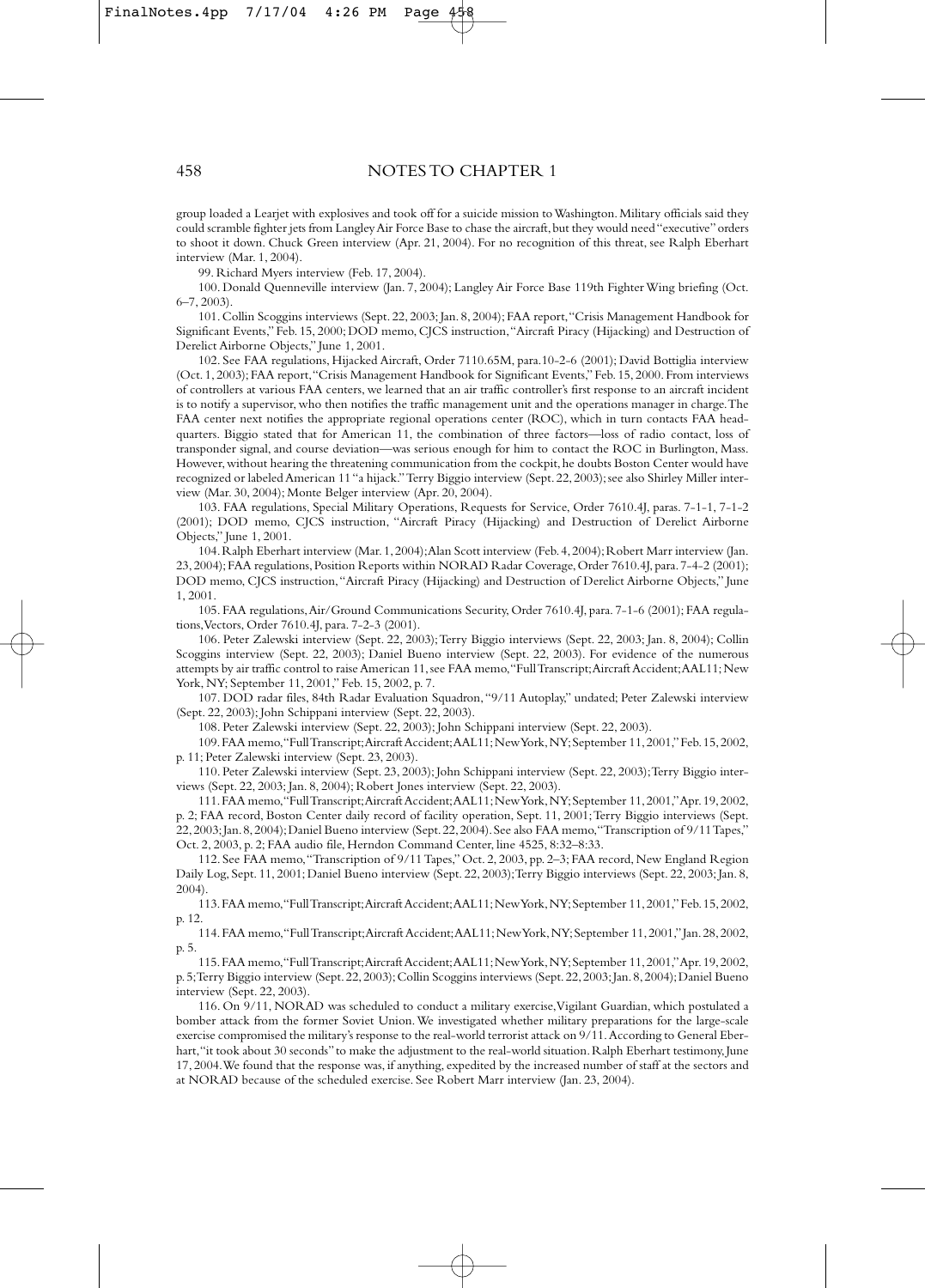group loaded a Learjet with explosives and took off for a suicide mission to Washington. Military officials said they could scramble fighter jets from Langley Air Force Base to chase the aircraft, but they would need "executive" orders to shoot it down. Chuck Green interview (Apr. 21, 2004). For no recognition of this threat, see Ralph Eberhart interview (Mar. 1, 2004).

99. Richard Myers interview (Feb. 17, 2004).

100. Donald Quenneville interview (Jan. 7, 2004); Langley Air Force Base 119th Fighter Wing briefing (Oct. 6–7, 2003).

101. Collin Scoggins interviews (Sept. 22, 2003; Jan. 8, 2004); FAA report, "Crisis Management Handbook for Significant Events," Feb. 15, 2000; DOD memo, CJCS instruction, "Aircraft Piracy (Hijacking) and Destruction of Derelict Airborne Objects," June 1, 2001.

102. See FAA regulations, Hijacked Aircraft, Order 7110.65M, para.10-2-6 (2001); David Bottiglia interview (Oct. 1, 2003); FAA report, "Crisis Management Handbook for Significant Events," Feb. 15, 2000. From interviews of controllers at various FAA centers, we learned that an air traffic controller's first response to an aircraft incident is to notify a supervisor, who then notifies the traffic management unit and the operations manager in charge. The FAA center next notifies the appropriate regional operations center (ROC), which in turn contacts FAA headquarters. Biggio stated that for American 11, the combination of three factors—loss of radio contact, loss of transponder signal, and course deviation—was serious enough for him to contact the ROC in Burlington, Mass. However, without hearing the threatening communication from the cockpit, he doubts Boston Center would have recognized or labeled American 11 "a hijack." Terry Biggio interview (Sept. 22, 2003); see also Shirley Miller interview (Mar. 30, 2004); Monte Belger interview (Apr. 20, 2004).

103. FAA regulations, Special Military Operations, Requests for Service, Order 7610.4J, paras. 7-1-1, 7-1-2 (2001); DOD memo, CJCS instruction, "Aircraft Piracy (Hijacking) and Destruction of Derelict Airborne Objects," June 1, 2001.

104. Ralph Eberhart interview (Mar. 1, 2004); Alan Scott interview (Feb. 4, 2004); Robert Marr interview (Jan. 23, 2004); FAA regulations, Position Reports within NORAD Radar Coverage, Order 7610.4J, para. 7-4-2 (2001); DOD memo, CJCS instruction, "Aircraft Piracy (Hijacking) and Destruction of Derelict Airborne Objects," June 1, 2001.

105. FAA regulations, Air/Ground Communications Security, Order 7610.4J, para. 7-1-6 (2001); FAA regulations, Vectors, Order 7610.4J, para. 7-2-3 (2001).

106. Peter Zalewski interview (Sept. 22, 2003); Terry Biggio interviews (Sept. 22, 2003; Jan. 8, 2004); Collin Scoggins interview (Sept. 22, 2003); Daniel Bueno interview (Sept. 22, 2003). For evidence of the numerous attempts by air traffic control to raise American 11, see FAA memo, "Full Transcript; Aircraft Accident; AAL11; New York, NY; September 11, 2001," Feb. 15, 2002, p. 7.

107. DOD radar files, 84th Radar Evaluation Squadron, "9/11 Autoplay," undated; Peter Zalewski interview (Sept. 22, 2003); John Schippani interview (Sept. 22, 2003).

108. Peter Zalewski interview (Sept. 22, 2003); John Schippani interview (Sept. 22, 2003).

109. FAA memo, "Full Transcript; Aircraft Accident; AAL11; New York, NY; September 11, 2001," Feb. 15, 2002, p. 11; Peter Zalewski interview (Sept. 23, 2003).

110. Peter Zalewski interview (Sept. 23, 2003); John Schippani interview (Sept. 22, 2003); Terry Biggio interviews (Sept. 22, 2003; Jan. 8, 2004); Robert Jones interview (Sept. 22, 2003).

111. FAA memo, "Full Transcript; Aircraft Accident; AAL11; New York, NY; September 11, 2001," Apr. 19, 2002, p. 2; FAA record, Boston Center daily record of facility operation, Sept. 11, 2001; Terry Biggio interviews (Sept. 22, 2003; Jan. 8, 2004); Daniel Bueno interview (Sept. 22, 2004). See also FAA memo, "Transcription of 9/11 Tapes," Oct. 2, 2003, p. 2; FAA audio file, Herndon Command Center, line 4525, 8:32–8:33.

112. See FAA memo, "Transcription of 9/11 Tapes," Oct. 2, 2003, pp. 2–3; FAA record, New England Region Daily Log, Sept. 11, 2001; Daniel Bueno interview (Sept. 22, 2003); Terry Biggio interviews (Sept. 22, 2003; Jan. 8, 2004).

113. FAA memo, "Full Transcript; Aircraft Accident; AAL11; New York, NY; September 11, 2001," Feb. 15, 2002, p. 12.

114. FAA memo, "Full Transcript; Aircraft Accident; AAL11; New York, NY; September 11, 2001," Jan. 28, 2002, p. 5.

115. FAA memo, "Full Transcript; Aircraft Accident; AAL11; New York, NY; September 11, 2001," Apr. 19, 2002, p. 5; Terry Biggio interview (Sept. 22, 2003); Collin Scoggins interviews (Sept. 22, 2003; Jan. 8, 2004); Daniel Bueno interview (Sept. 22, 2003).

116. On 9/11, NORAD was scheduled to conduct a military exercise, Vigilant Guardian, which postulated a bomber attack from the former Soviet Union. We investigated whether military preparations for the large-scale exercise compromised the military's response to the real-world terrorist attack on 9/11. According to General Eberhart, "it took about 30 seconds" to make the adjustment to the real-world situation. Ralph Eberhart testimony, June 17, 2004. We found that the response was, if anything, expedited by the increased number of staff at the sectors and at NORAD because of the scheduled exercise. See Robert Marr interview (Jan. 23, 2004).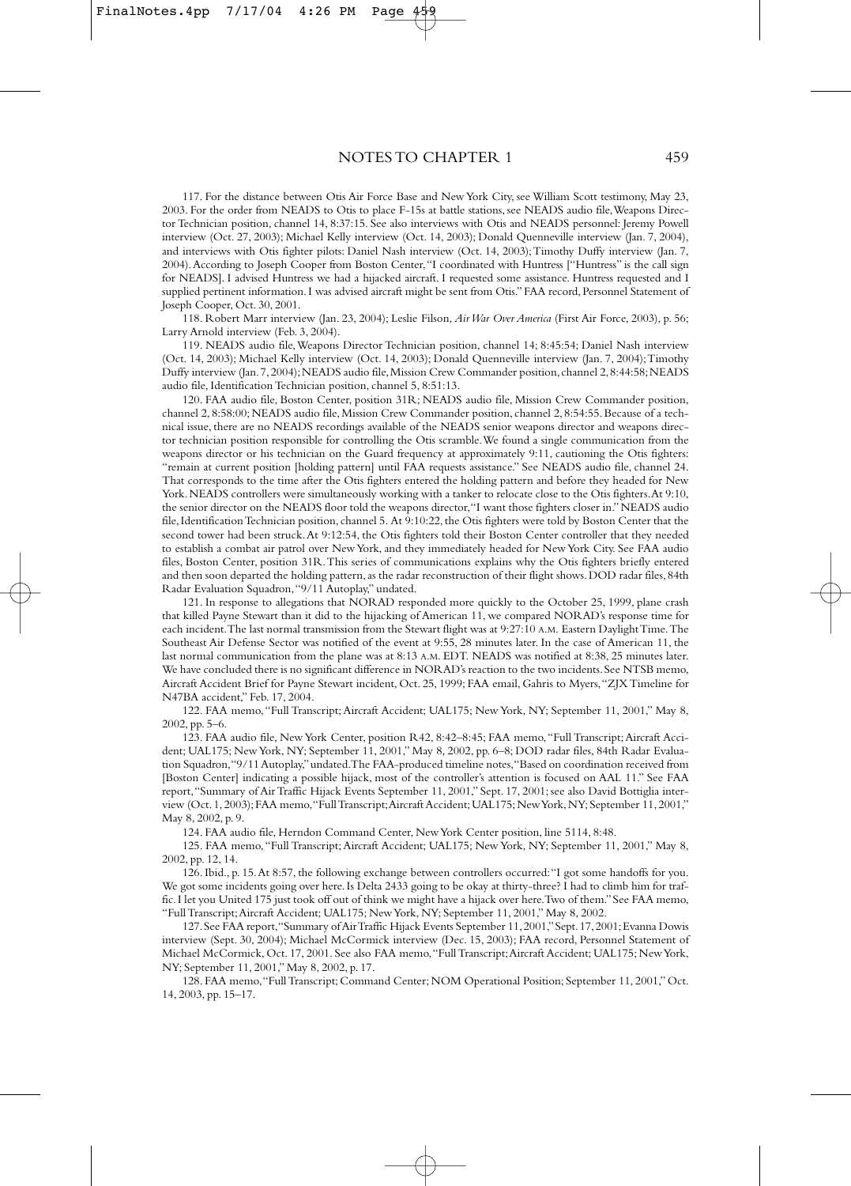117. For the distance between Otis Air Force Base and New York City, see William Scott testimony, May 23, 2003. For the order from NEADS to Otis to place F-15s at battle stations, see NEADS audio file, Weapons Director Technician position, channel 14, 8:37:15. See also interviews with Otis and NEADS personnel: Jeremy Powell interview (Oct. 27, 2003); Michael Kelly interview (Oct. 14, 2003); Donald Quenneville interview (Jan. 7, 2004), and interviews with Otis fighter pilots: Daniel Nash interview (Oct. 14, 2003); Timothy Duffy interview (Jan. 7, 2004). According to Joseph Cooper from Boston Center, "I coordinated with Huntress ["Huntress" is the call sign for NEADS]. I advised Huntress we had a hijacked aircraft. I requested some assistance. Huntress requested and I supplied pertinent information. I was advised aircraft might be sent from Otis." FAA record, Personnel Statement of Joseph Cooper, Oct. 30, 2001.

118. Robert Marr interview (Jan. 23, 2004); Leslie Filson, *Air War Over America* (First Air Force, 2003), p. 56; Larry Arnold interview (Feb. 3, 2004).

119. NEADS audio file, Weapons Director Technician position, channel 14; 8:45:54; Daniel Nash interview (Oct. 14, 2003); Michael Kelly interview (Oct. 14, 2003); Donald Quenneville interview (Jan. 7, 2004); Timothy Duffy interview (Jan. 7, 2004); NEADS audio file, Mission Crew Commander position, channel 2, 8:44:58; NEADS audio file, Identification Technician position, channel 5, 8:51:13.

120. FAA audio file, Boston Center, position 31R; NEADS audio file, Mission Crew Commander position, channel 2, 8:58:00; NEADS audio file, Mission Crew Commander position, channel 2, 8:54:55. Because of a technical issue, there are no NEADS recordings available of the NEADS senior weapons director and weapons director technician position responsible for controlling the Otis scramble. We found a single communication from the weapons director or his technician on the Guard frequency at approximately 9:11, cautioning the Otis fighters: "remain at current position [holding pattern] until FAA requests assistance." See NEADS audio file, channel 24. That corresponds to the time after the Otis fighters entered the holding pattern and before they headed for New York. NEADS controllers were simultaneously working with a tanker to relocate close to the Otis fighters. At 9:10, the senior director on the NEADS floor told the weapons director, "I want those fighters closer in." NEADS audio file, Identification Technician position, channel 5. At 9:10:22, the Otis fighters were told by Boston Center that the second tower had been struck. At 9:12:54, the Otis fighters told their Boston Center controller that they needed to establish a combat air patrol over New York, and they immediately headed for New York City. See FAA audio files, Boston Center, position 31R. This series of communications explains why the Otis fighters briefly entered and then soon departed the holding pattern, as the radar reconstruction of their flight shows. DOD radar files, 84th Radar Evaluation Squadron, "9/11 Autoplay," undated.

121. In response to allegations that NORAD responded more quickly to the October 25, 1999, plane crash that killed Payne Stewart than it did to the hijacking of American 11, we compared NORAD's response time for each incident. The last normal transmission from the Stewart flight was at 9:27:10 A.M. Eastern Daylight Time. The Southeast Air Defense Sector was notified of the event at 9:55, 28 minutes later. In the case of American 11, the last normal communication from the plane was at 8:13 A.M. EDT. NEADS was notified at 8:38, 25 minutes later. We have concluded there is no significant difference in NORAD's reaction to the two incidents. See NTSB memo, Aircraft Accident Brief for Payne Stewart incident, Oct. 25, 1999; FAA email, Gahris to Myers, "ZJX Timeline for N47BA accident," Feb. 17, 2004.

122. FAA memo, "Full Transcript; Aircraft Accident; UAL175; New York, NY; September 11, 2001," May 8, 2002, pp. 5–6.

123. FAA audio file, New York Center, position R42, 8:42–8:45; FAA memo, "Full Transcript; Aircraft Accident; UAL175; New York, NY; September 11, 2001," May 8, 2002, pp. 6–8; DOD radar files, 84th Radar Evaluation Squadron, "9/11 Autoplay," undated. The FAA-produced timeline notes, "Based on coordination received from [Boston Center] indicating a possible hijack, most of the controller's attention is focused on AAL 11." See FAA report, "Summary of Air Traffic Hijack Events September 11, 2001," Sept. 17, 2001; see also David Bottiglia interview (Oct. 1, 2003); FAA memo, "Full Transcript; Aircraft Accident; UAL175; New York, NY; September 11, 2001," May 8, 2002, p. 9.

124. FAA audio file, Herndon Command Center, New York Center position, line 5114, 8:48.

125. FAA memo, "Full Transcript; Aircraft Accident; UAL175; New York, NY; September 11, 2001," May 8, 2002, pp. 12, 14.

126. Ibid., p. 15. At 8:57, the following exchange between controllers occurred: "I got some handoffs for you. We got some incidents going over here. Is Delta 2433 going to be okay at thirty-three? I had to climb him for traffic. I let you United 175 just took off out of think we might have a hijack over here. Two of them." See FAA memo, "Full Transcript; Aircraft Accident; UAL175; New York, NY; September 11, 2001," May 8, 2002.

127. See FAA report, "Summary of Air Traffic Hijack Events September 11, 2001," Sept. 17, 2001; Evanna Dowis interview (Sept. 30, 2004); Michael McCormick interview (Dec. 15, 2003); FAA record, Personnel Statement of Michael McCormick, Oct. 17, 2001. See also FAA memo, "Full Transcript; Aircraft Accident; UAL175; New York, NY; September 11, 2001," May 8, 2002, p. 17.

128. FAA memo, "Full Transcript; Command Center; NOM Operational Position; September 11, 2001," Oct. 14, 2003, pp. 15–17.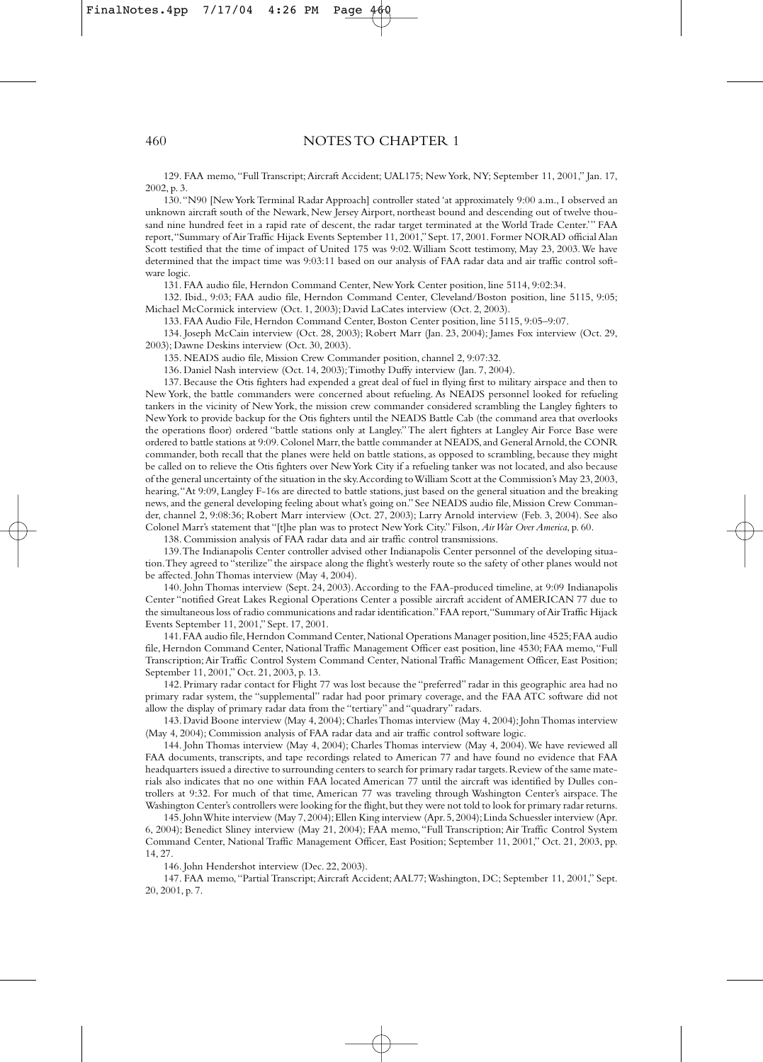129. FAA memo, "Full Transcript; Aircraft Accident; UAL175; New York, NY; September 11, 2001," Jan. 17, 2002, p. 3.

130. "N90 [New York Terminal Radar Approach] controller stated 'at approximately 9:00 a.m., I observed an unknown aircraft south of the Newark, New Jersey Airport, northeast bound and descending out of twelve thousand nine hundred feet in a rapid rate of descent, the radar target terminated at the World Trade Center.'" FAA report, "Summary of Air Traffic Hijack Events September 11, 2001," Sept. 17, 2001. Former NORAD official Alan Scott testified that the time of impact of United 175 was 9:02. William Scott testimony, May 23, 2003. We have determined that the impact time was 9:03:11 based on our analysis of FAA radar data and air traffic control software logic.

131. FAA audio file, Herndon Command Center, New York Center position, line 5114, 9:02:34.

132. Ibid., 9:03; FAA audio file, Herndon Command Center, Cleveland/Boston position, line 5115, 9:05; Michael McCormick interview (Oct. 1, 2003); David LaCates interview (Oct. 2, 2003).

133. FAA Audio File, Herndon Command Center, Boston Center position, line 5115, 9:05–9:07.

134. Joseph McCain interview (Oct. 28, 2003); Robert Marr (Jan. 23, 2004); James Fox interview (Oct. 29, 2003); Dawne Deskins interview (Oct. 30, 2003).

135. NEADS audio file, Mission Crew Commander position, channel 2, 9:07:32.

136. Daniel Nash interview (Oct. 14, 2003); Timothy Duffy interview (Jan. 7, 2004).

137. Because the Otis fighters had expended a great deal of fuel in flying first to military airspace and then to New York, the battle commanders were concerned about refueling. As NEADS personnel looked for refueling tankers in the vicinity of New York, the mission crew commander considered scrambling the Langley fighters to New York to provide backup for the Otis fighters until the NEADS Battle Cab (the command area that overlooks the operations floor) ordered "battle stations only at Langley." The alert fighters at Langley Air Force Base were ordered to battle stations at 9:09. Colonel Marr, the battle commander at NEADS, and General Arnold, the CONR commander, both recall that the planes were held on battle stations, as opposed to scrambling, because they might be called on to relieve the Otis fighters over New York City if a refueling tanker was not located, and also because of the general uncertainty of the situation in the sky. According to William Scott at the Commission's May 23, 2003, hearing, "At 9:09, Langley F-16s are directed to battle stations, just based on the general situation and the breaking news, and the general developing feeling about what's going on." See NEADS audio file, Mission Crew Commander, channel 2, 9:08:36; Robert Marr interview (Oct. 27, 2003); Larry Arnold interview (Feb. 3, 2004). See also Colonel Marr's statement that "[t]he plan was to protect New York City." Filson, *Air War Over America*, p. 60.

138. Commission analysis of FAA radar data and air traffic control transmissions.

139. The Indianapolis Center controller advised other Indianapolis Center personnel of the developing situation. They agreed to "sterilize" the airspace along the flight's westerly route so the safety of other planes would not be affected. John Thomas interview (May 4, 2004).

140. John Thomas interview (Sept. 24, 2003). According to the FAA-produced timeline, at 9:09 Indianapolis Center "notified Great Lakes Regional Operations Center a possible aircraft accident of AMERICAN 77 due to the simultaneous loss of radio communications and radar identification." FAA report, "Summary of Air Traffic Hijack Events September 11, 2001," Sept. 17, 2001.

141. FAA audio file, Herndon Command Center, National Operations Manager position, line 4525; FAA audio file, Herndon Command Center, National Traffic Management Officer east position, line 4530; FAA memo, "Full Transcription; Air Traffic Control System Command Center, National Traffic Management Officer, East Position; September 11, 2001," Oct. 21, 2003, p. 13.

142. Primary radar contact for Flight 77 was lost because the "preferred" radar in this geographic area had no primary radar system, the "supplemental" radar had poor primary coverage, and the FAA ATC software did not allow the display of primary radar data from the "tertiary" and "quadrary" radars.

143. David Boone interview (May 4, 2004); Charles Thomas interview (May 4, 2004); John Thomas interview (May 4, 2004); Commission analysis of FAA radar data and air traffic control software logic.

144. John Thomas interview (May 4, 2004); Charles Thomas interview (May 4, 2004). We have reviewed all FAA documents, transcripts, and tape recordings related to American 77 and have found no evidence that FAA headquarters issued a directive to surrounding centers to search for primary radar targets. Review of the same materials also indicates that no one within FAA located American 77 until the aircraft was identified by Dulles controllers at 9:32. For much of that time, American 77 was traveling through Washington Center's airspace. The Washington Center's controllers were looking for the flight, but they were not told to look for primary radar returns.

145. John White interview (May 7, 2004); Ellen King interview (Apr. 5, 2004); Linda Schuessler interview (Apr. 6, 2004); Benedict Sliney interview (May 21, 2004); FAA memo, "Full Transcription; Air Traffic Control System Command Center, National Traffic Management Officer, East Position; September 11, 2001," Oct. 21, 2003, pp. 14, 27.

146. John Hendershot interview (Dec. 22, 2003).

147. FAA memo, "Partial Transcript; Aircraft Accident; AAL77; Washington, DC; September 11, 2001," Sept. 20, 2001, p. 7.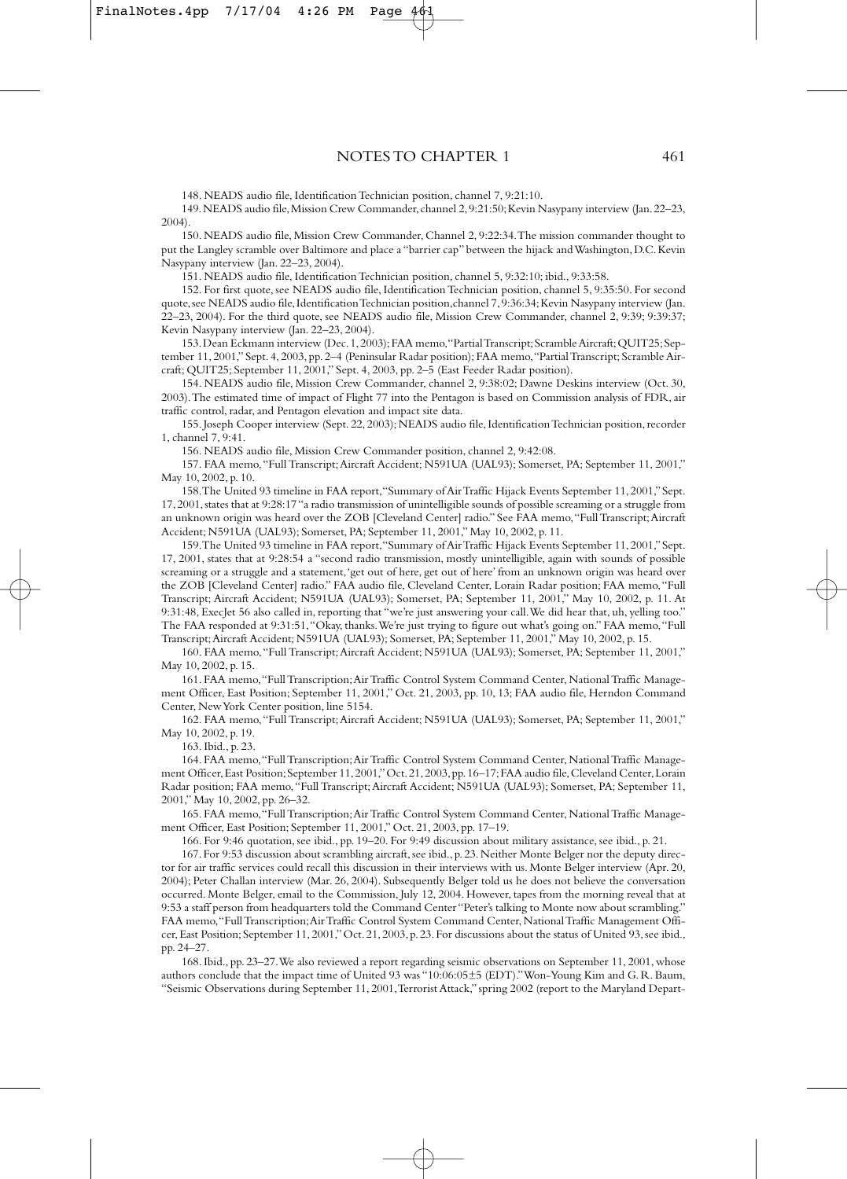148. NEADS audio file, Identification Technician position, channel 7, 9:21:10.

149. NEADS audio file, Mission Crew Commander, channel 2, 9:21:50; Kevin Nasypany interview (Jan. 22–23, 2004).

150. NEADS audio file, Mission Crew Commander, Channel 2, 9:22:34. The mission commander thought to put the Langley scramble over Baltimore and place a "barrier cap" between the hijack and Washington, D.C. Kevin Nasypany interview (Jan. 22–23, 2004).

151. NEADS audio file, Identification Technician position, channel 5, 9:32:10; ibid., 9:33:58.

152. For first quote, see NEADS audio file, Identification Technician position, channel 5, 9:35:50. For second quote, see NEADS audio file, Identification Technician position, channel 7, 9:36:34; Kevin Nasypany interview (Jan. 22–23, 2004). For the third quote, see NEADS audio file, Mission Crew Commander, channel 2, 9:39; 9:39:37; Kevin Nasypany interview (Jan. 22–23, 2004).

153. Dean Eckmann interview (Dec. 1, 2003); FAA memo, "Partial Transcript; Scramble Aircraft; QUIT25; September 11, 2001," Sept. 4, 2003, pp. 2–4 (Peninsular Radar position); FAA memo, "Partial Transcript; Scramble Aircraft; QUIT25; September 11, 2001," Sept. 4, 2003, pp. 2–5 (East Feeder Radar position).

154. NEADS audio file, Mission Crew Commander, channel 2, 9:38:02; Dawne Deskins interview (Oct. 30, 2003). The estimated time of impact of Flight 77 into the Pentagon is based on Commission analysis of FDR, air traffic control, radar, and Pentagon elevation and impact site data.

155. Joseph Cooper interview (Sept. 22, 2003); NEADS audio file, Identification Technician position, recorder 1, channel 7, 9:41.

156. NEADS audio file, Mission Crew Commander position, channel 2, 9:42:08.

157. FAA memo, "Full Transcript; Aircraft Accident; N591UA (UAL93); Somerset, PA; September 11, 2001," May 10, 2002, p. 10.

158. The United 93 timeline in FAA report, "Summary of Air Traffic Hijack Events September 11, 2001," Sept. 17, 2001, states that at 9:28:17 "a radio transmission of unintelligible sounds of possible screaming or a struggle from an unknown origin was heard over the ZOB [Cleveland Center] radio." See FAA memo, "Full Transcript; Aircraft Accident; N591UA (UAL93); Somerset, PA; September 11, 2001," May 10, 2002, p. 11.

159. The United 93 timeline in FAA report, "Summary of Air Traffic Hijack Events September 11, 2001," Sept. 17, 2001, states that at 9:28:54 a "second radio transmission, mostly unintelligible, again with sounds of possible screaming or a struggle and a statement, 'get out of here, get out of here' from an unknown origin was heard over the ZOB [Cleveland Center] radio." FAA audio file, Cleveland Center, Lorain Radar position; FAA memo, "Full Transcript; Aircraft Accident; N591UA (UAL93); Somerset, PA; September 11, 2001," May 10, 2002, p. 11. At 9:31:48, ExecJet 56 also called in, reporting that "we're just answering your call. We did hear that, uh, yelling too." The FAA responded at 9:31:51, "Okay, thanks. We're just trying to figure out what's going on." FAA memo, "Full Transcript; Aircraft Accident; N591UA (UAL93); Somerset, PA; September 11, 2001," May 10, 2002, p. 15.

160. FAA memo, "Full Transcript; Aircraft Accident; N591UA (UAL93); Somerset, PA; September 11, 2001," May 10, 2002, p. 15.

161. FAA memo, "Full Transcription; Air Traffic Control System Command Center, National Traffic Management Officer, East Position; September 11, 2001," Oct. 21, 2003, pp. 10, 13; FAA audio file, Herndon Command Center, New York Center position, line 5154.

162. FAA memo, "Full Transcript; Aircraft Accident; N591UA (UAL93); Somerset, PA; September 11, 2001," May 10, 2002, p. 19.

163. Ibid., p. 23.

164. FAA memo, "Full Transcription; Air Traffic Control System Command Center, National Traffic Management Officer, East Position; September 11, 2001," Oct. 21, 2003, pp. 16–17; FAA audio file, Cleveland Center, Lorain Radar position; FAA memo, "Full Transcript; Aircraft Accident; N591UA (UAL93); Somerset, PA; September 11, 2001," May 10, 2002, pp. 26–32.

165. FAA memo, "Full Transcription; Air Traffic Control System Command Center, National Traffic Management Officer, East Position; September 11, 2001," Oct. 21, 2003, pp. 17–19.

166. For 9:46 quotation, see ibid., pp. 19–20. For 9:49 discussion about military assistance, see ibid., p. 21.

167. For 9:53 discussion about scrambling aircraft, see ibid., p. 23. Neither Monte Belger nor the deputy director for air traffic services could recall this discussion in their interviews with us. Monte Belger interview (Apr. 20, 2004); Peter Challan interview (Mar. 26, 2004). Subsequently Belger told us he does not believe the conversation occurred. Monte Belger, email to the Commission, July 12, 2004. However, tapes from the morning reveal that at 9:53 a staff person from headquarters told the Command Center "Peter's talking to Monte now about scrambling." FAA memo, "Full Transcription; Air Traffic Control System Command Center, National Traffic Management Officer, East Position; September 11, 2001," Oct. 21, 2003, p. 23. For discussions about the status of United 93, see ibid., pp. 24–27.

168. Ibid., pp. 23–27. We also reviewed a report regarding seismic observations on September 11, 2001, whose authors conclude that the impact time of United 93 was "10:06:05±5 (EDT)." Won-Young Kim and G. R. Baum, "Seismic Observations during September 11, 2001, Terrorist Attack," spring 2002 (report to the Maryland Depart-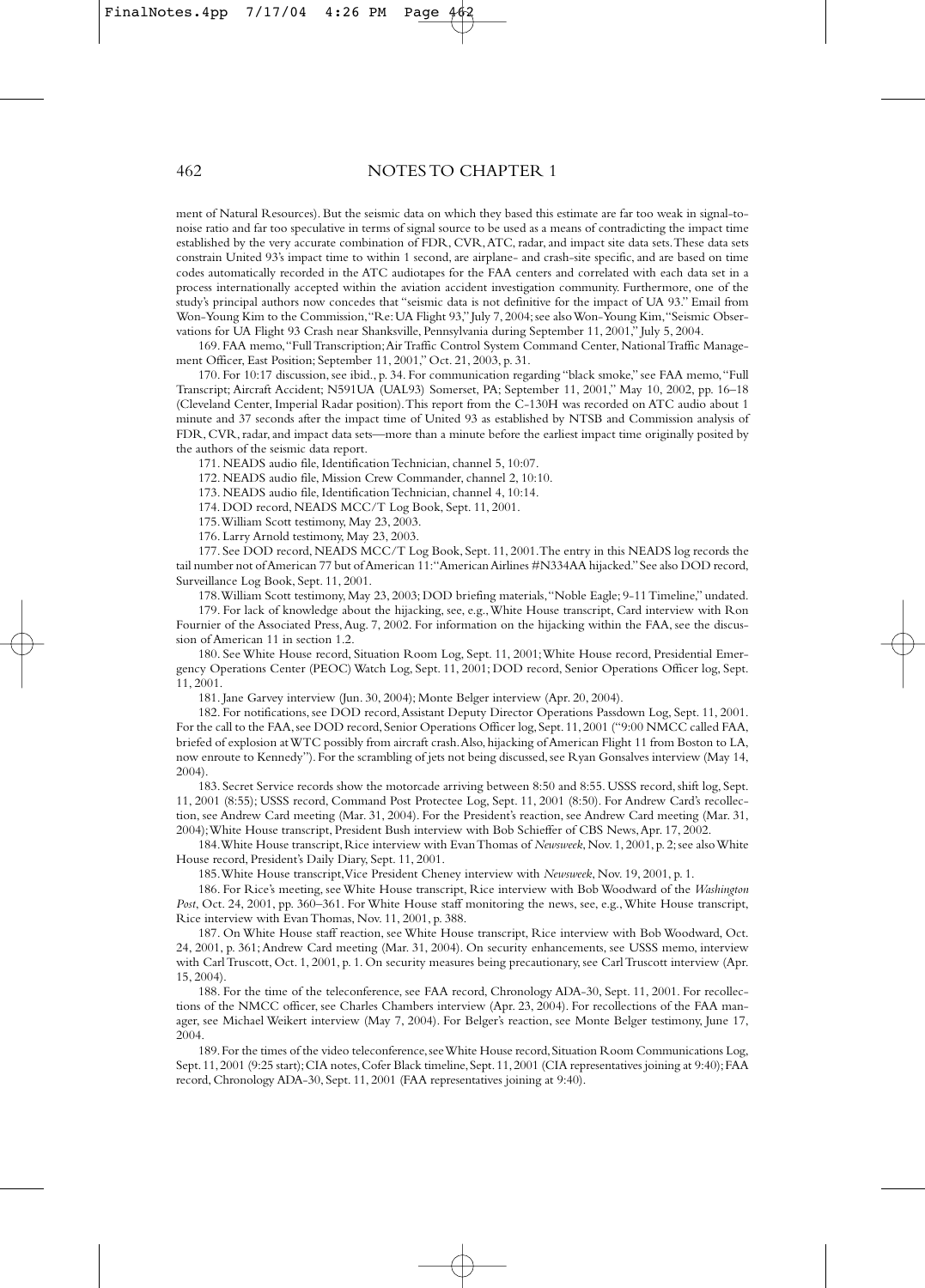ment of Natural Resources). But the seismic data on which they based this estimate are far too weak in signal-to-noise ratio and far too speculative in terms of signal source to be used as a means of contradicting the impact time established by the very accurate combination of FDR, CVR, ATC, radar, and impact site data sets. These data sets constrain United 93's impact time to within 1 second, are airplane- and crash-site specific, and are based on time codes automatically recorded in the ATC audiotapes for the FAA centers and correlated with each data set in a process internationally accepted within the aviation accident investigation community. Furthermore, one of the study's principal authors now concedes that "seismic data is not definitive for the impact of UA 93." Email from Won-Young Kim to the Commission, "Re: UA Flight 93," July 7, 2004; see also Won-Young Kim, "Seismic Observations for UA Flight 93 Crash near Shanksville, Pennsylvania during September 11, 2001," July 5, 2004.

169. FAA memo, "Full Transcription; Air Traffic Control System Command Center, National Traffic Management Officer, East Position; September 11, 2001," Oct. 21, 2003, p. 31.

170. For 10:17 discussion, see ibid., p. 34. For communication regarding "black smoke," see FAA memo, "Full Transcript; Aircraft Accident; N591UA (UAL93) Somerset, PA; September 11, 2001," May 10, 2002, pp. 16–18 (Cleveland Center, Imperial Radar position). This report from the C-130H was recorded on ATC audio about 1 minute and 37 seconds after the impact time of United 93 as established by NTSB and Commission analysis of FDR, CVR, radar, and impact data sets—more than a minute before the earliest impact time originally posited by the authors of the seismic data report.

171. NEADS audio file, Identification Technician, channel 5, 10:07.

172. NEADS audio file, Mission Crew Commander, channel 2, 10:10.

173. NEADS audio file, Identification Technician, channel 4, 10:14.

174. DOD record, NEADS MCC/T Log Book, Sept. 11, 2001.

175. William Scott testimony, May 23, 2003.

176. Larry Arnold testimony, May 23, 2003.

177. See DOD record, NEADS MCC/T Log Book, Sept. 11, 2001. The entry in this NEADS log records the tail number not of American 77 but of American 11: "American Airlines #N334AA hijacked." See also DOD record, Surveillance Log Book, Sept. 11, 2001.

178. William Scott testimony, May 23, 2003; DOD briefing materials, "Noble Eagle; 9-11 Timeline," undated.

179. For lack of knowledge about the hijacking, see, e.g., White House transcript, Card interview with Ron Fournier of the Associated Press, Aug. 7, 2002. For information on the hijacking within the FAA, see the discussion of American 11 in section 1.2.

180. See White House record, Situation Room Log, Sept. 11, 2001; White House record, Presidential Emergency Operations Center (PEOC) Watch Log, Sept. 11, 2001; DOD record, Senior Operations Officer log, Sept. 11, 2001.

181. Jane Garvey interview (Jun. 30, 2004); Monte Belger interview (Apr. 20, 2004).

182. For notifications, see DOD record, Assistant Deputy Director Operations Passdown Log, Sept. 11, 2001. For the call to the FAA, see DOD record, Senior Operations Officer log, Sept. 11, 2001 ("9:00 NMCC called FAA, briefed of explosion at WTC possibly from aircraft crash. Also, hijacking of American Flight 11 from Boston to LA, now enroute to Kennedy"). For the scrambling of jets not being discussed, see Ryan Gonsalves interview (May 14, 2004).

183. Secret Service records show the motorcade arriving between 8:50 and 8:55. USSS record, shift log, Sept. 11, 2001 (8:55); USSS record, Command Post Protectee Log, Sept. 11, 2001 (8:50). For Andrew Card's recollection, see Andrew Card meeting (Mar. 31, 2004). For the President's reaction, see Andrew Card meeting (Mar. 31, 2004); White House transcript, President Bush interview with Bob Schieffer of CBS News, Apr. 17, 2002.

184. White House transcript, Rice interview with Evan Thomas of *Newsweek*, Nov. 1, 2001, p. 2; see also White House record, President's Daily Diary, Sept. 11, 2001.

185. White House transcript, Vice President Cheney interview with *Newsweek*, Nov. 19, 2001, p. 1.

186. For Rice's meeting, see White House transcript, Rice interview with Bob Woodward of the *Washington Post*, Oct. 24, 2001, pp. 360–361. For White House staff monitoring the news, see, e.g., White House transcript, Rice interview with Evan Thomas, Nov. 11, 2001, p. 388.

187. On White House staff reaction, see White House transcript, Rice interview with Bob Woodward, Oct. 24, 2001, p. 361; Andrew Card meeting (Mar. 31, 2004). On security enhancements, see USSS memo, interview with Carl Truscott, Oct. 1, 2001, p. 1. On security measures being precautionary, see Carl Truscott interview (Apr. 15, 2004).

188. For the time of the teleconference, see FAA record, Chronology ADA-30, Sept. 11, 2001. For recollections of the NMCC officer, see Charles Chambers interview (Apr. 23, 2004). For recollections of the FAA manager, see Michael Weikert interview (May 7, 2004). For Belger's reaction, see Monte Belger testimony, June 17, 2004.

189. For the times of the video teleconference, see White House record, Situation Room Communications Log, Sept. 11, 2001 (9:25 start); CIA notes, Cofer Black timeline, Sept. 11, 2001 (CIA representatives joining at 9:40); FAA record, Chronology ADA-30, Sept. 11, 2001 (FAA representatives joining at 9:40).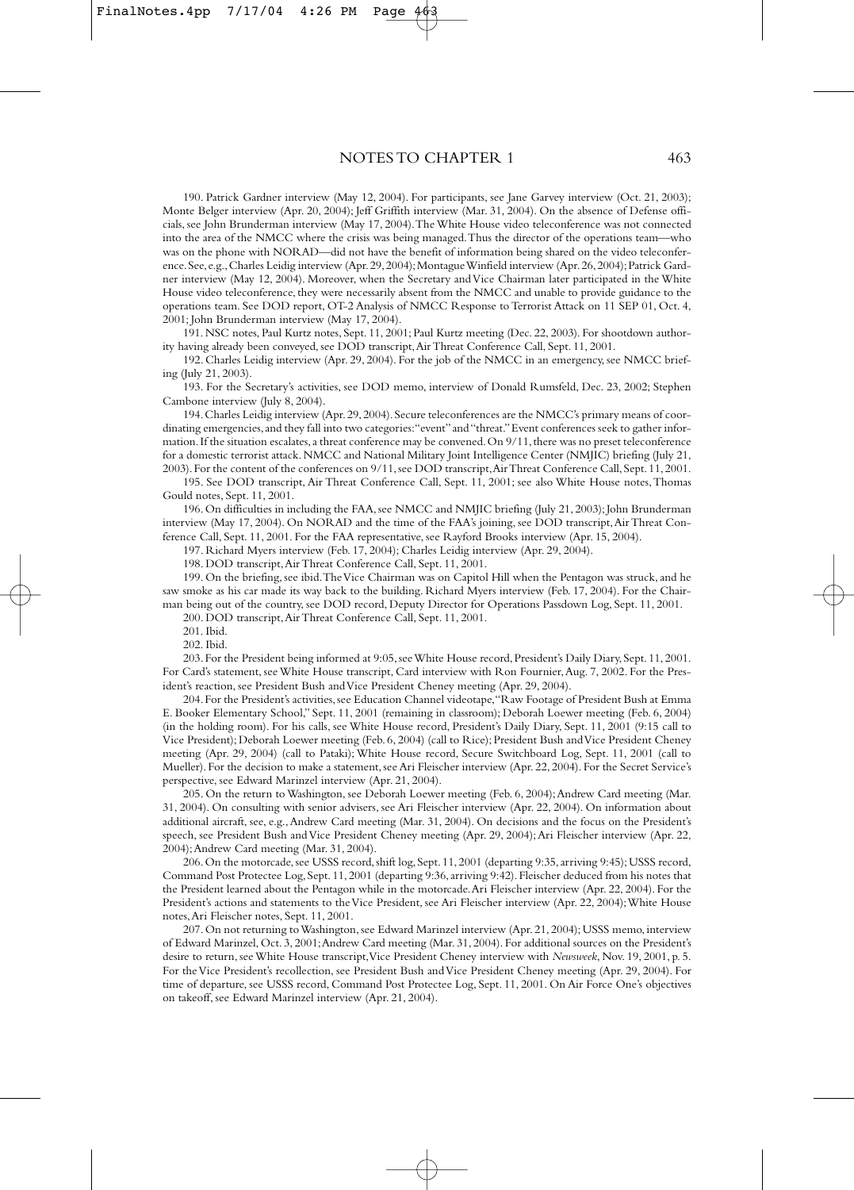190. Patrick Gardner interview (May 12, 2004). For participants, see Jane Garvey interview (Oct. 21, 2003); Monte Belger interview (Apr. 20, 2004); Jeff Griffith interview (Mar. 31, 2004). On the absence of Defense officials, see John Brunderman interview (May 17, 2004). The White House video teleconference was not connected into the area of the NMCC where the crisis was being managed. Thus the director of the operations team—who was on the phone with NORAD—did not have the benefit of information being shared on the video teleconference. See, e.g., Charles Leidig interview (Apr. 29, 2004); Montague Winfield interview (Apr. 26, 2004); Patrick Gardner interview (May 12, 2004). Moreover, when the Secretary and Vice Chairman later participated in the White House video teleconference, they were necessarily absent from the NMCC and unable to provide guidance to the operations team. See DOD report, OT-2 Analysis of NMCC Response to Terrorist Attack on 11 SEP 01, Oct. 4, 2001; John Brunderman interview (May 17, 2004).

191. NSC notes, Paul Kurtz notes, Sept. 11, 2001; Paul Kurtz meeting (Dec. 22, 2003). For shootdown authority having already been conveyed, see DOD transcript, Air Threat Conference Call, Sept. 11, 2001.

192. Charles Leidig interview (Apr. 29, 2004). For the job of the NMCC in an emergency, see NMCC briefing (July 21, 2003).

193. For the Secretary's activities, see DOD memo, interview of Donald Rumsfeld, Dec. 23, 2002; Stephen Cambone interview (July 8, 2004).

194. Charles Leidig interview (Apr. 29, 2004). Secure teleconferences are the NMCC's primary means of coordinating emergencies, and they fall into two categories: "event" and "threat." Event conferences seek to gather information. If the situation escalates, a threat conference may be convened. On 9/11, there was no preset teleconference for a domestic terrorist attack. NMCC and National Military Joint Intelligence Center (NMJIC) briefing (July 21, 2003). For the content of the conferences on 9/11, see DOD transcript, Air Threat Conference Call, Sept. 11, 2001.

195. See DOD transcript, Air Threat Conference Call, Sept. 11, 2001; see also White House notes, Thomas Gould notes, Sept. 11, 2001.

196. On difficulties in including the FAA, see NMCC and NMJIC briefing (July 21, 2003); John Brunderman interview (May 17, 2004). On NORAD and the time of the FAA's joining, see DOD transcript, Air Threat Conference Call, Sept. 11, 2001. For the FAA representative, see Rayford Brooks interview (Apr. 15, 2004).

197. Richard Myers interview (Feb. 17, 2004); Charles Leidig interview (Apr. 29, 2004).

198. DOD transcript, Air Threat Conference Call, Sept. 11, 2001.

199. On the briefing, see ibid. The Vice Chairman was on Capitol Hill when the Pentagon was struck, and he saw smoke as his car made its way back to the building. Richard Myers interview (Feb. 17, 2004). For the Chairman being out of the country, see DOD record, Deputy Director for Operations Passdown Log, Sept. 11, 2001.

200. DOD transcript, Air Threat Conference Call, Sept. 11, 2001.

201. Ibid.

202. Ibid.

203. For the President being informed at 9:05, see White House record, President's Daily Diary, Sept. 11, 2001. For Card's statement, see White House transcript, Card interview with Ron Fournier, Aug. 7, 2002. For the President's reaction, see President Bush and Vice President Cheney meeting (Apr. 29, 2004).

204. For the President's activities, see Education Channel videotape, "Raw Footage of President Bush at Emma E. Booker Elementary School," Sept. 11, 2001 (remaining in classroom); Deborah Loewer meeting (Feb. 6, 2004) (in the holding room). For his calls, see White House record, President's Daily Diary, Sept. 11, 2001 (9:15 call to Vice President); Deborah Loewer meeting (Feb. 6, 2004) (call to Rice); President Bush and Vice President Cheney meeting (Apr. 29, 2004) (call to Pataki); White House record, Secure Switchboard Log, Sept. 11, 2001 (call to Mueller). For the decision to make a statement, see Ari Fleischer interview (Apr. 22, 2004). For the Secret Service's perspective, see Edward Marinzel interview (Apr. 21, 2004).

205. On the return to Washington, see Deborah Loewer meeting (Feb. 6, 2004); Andrew Card meeting (Mar. 31, 2004). On consulting with senior advisers, see Ari Fleischer interview (Apr. 22, 2004). On information about additional aircraft, see, e.g., Andrew Card meeting (Mar. 31, 2004). On decisions and the focus on the President's speech, see President Bush and Vice President Cheney meeting (Apr. 29, 2004); Ari Fleischer interview (Apr. 22, 2004); Andrew Card meeting (Mar. 31, 2004).

206. On the motorcade, see USSS record, shift log, Sept. 11, 2001 (departing 9:35, arriving 9:45); USSS record, Command Post Protectee Log, Sept. 11, 2001 (departing 9:36, arriving 9:42). Fleischer deduced from his notes that the President learned about the Pentagon while in the motorcade. Ari Fleischer interview (Apr. 22, 2004). For the President's actions and statements to the Vice President, see Ari Fleischer interview (Apr. 22, 2004); White House notes, Ari Fleischer notes, Sept. 11, 2001.

207. On not returning to Washington, see Edward Marinzel interview (Apr. 21, 2004); USSS memo, interview of Edward Marinzel, Oct. 3, 2001; Andrew Card meeting (Mar. 31, 2004). For additional sources on the President's desire to return, see White House transcript, Vice President Cheney interview with *Newsweek*, Nov. 19, 2001, p. 5. For the Vice President's recollection, see President Bush and Vice President Cheney meeting (Apr. 29, 2004). For time of departure, see USSS record, Command Post Protectee Log, Sept. 11, 2001. On Air Force One's objectives on takeoff, see Edward Marinzel interview (Apr. 21, 2004).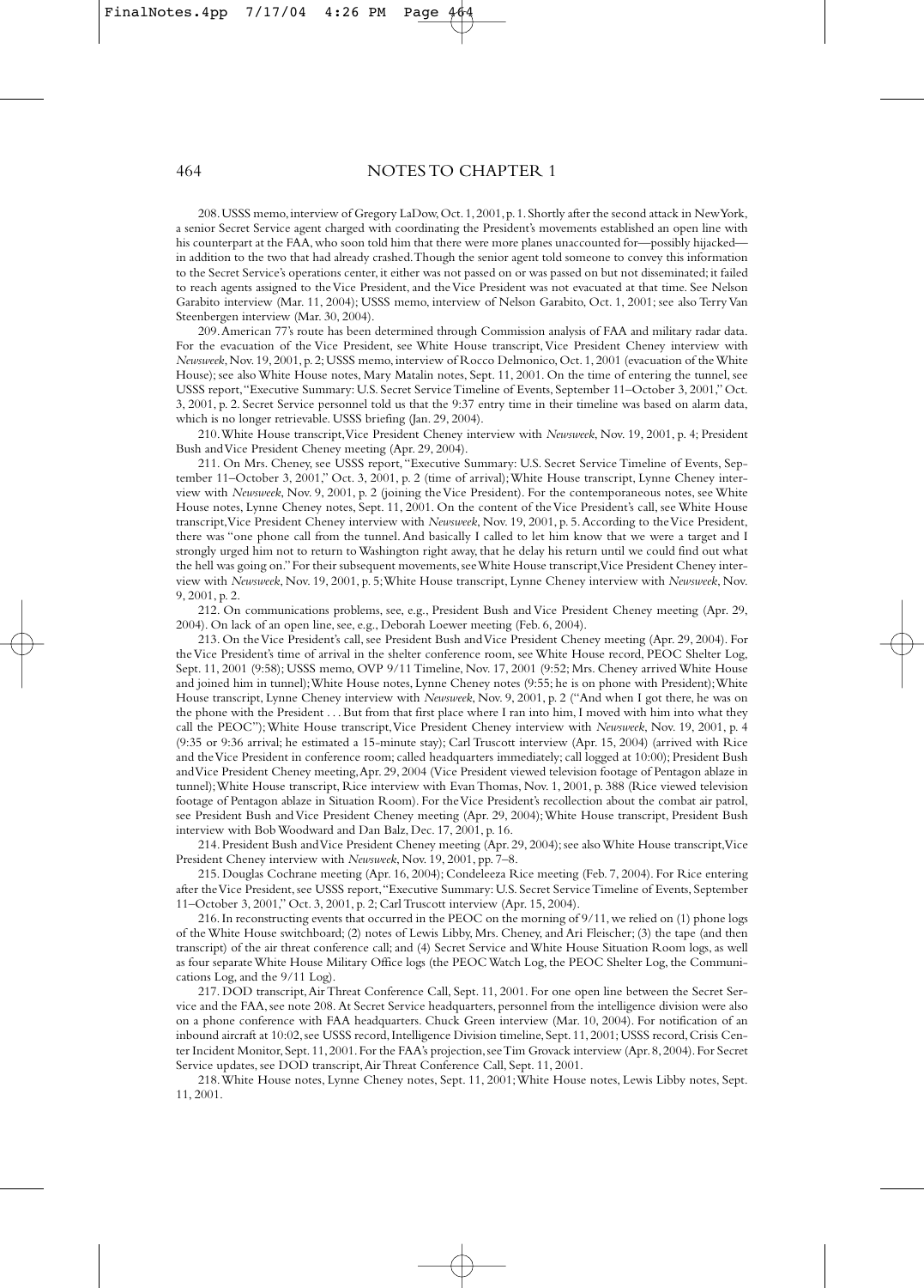208. USSS memo, interview of Gregory LaDow, Oct. 1, 2001, p. 1. Shortly after the second attack in New York, a senior Secret Service agent charged with coordinating the President's movements established an open line with his counterpart at the FAA, who soon told him that there were more planes unaccounted for—possibly hijacked—in addition to the two that had already crashed. Though the senior agent told someone to convey this information to the Secret Service's operations center, it either was not passed on or was passed on but not disseminated; it failed to reach agents assigned to the Vice President, and the Vice President was not evacuated at that time. See Nelson Garabito interview (Mar. 11, 2004); USSS memo, interview of Nelson Garabito, Oct. 1, 2001; see also Terry Van Steenbergen interview (Mar. 30, 2004).

209. American 77's route has been determined through Commission analysis of FAA and military radar data. For the evacuation of the Vice President, see White House transcript, Vice President Cheney interview with *Newsweek*, Nov. 19, 2001, p. 2; USSS memo, interview of Rocco Delmonico, Oct. 1, 2001 (evacuation of the White House); see also White House notes, Mary Matalin notes, Sept. 11, 2001. On the time of entering the tunnel, see USSS report, "Executive Summary: U.S. Secret Service Timeline of Events, September 11–October 3, 2001," Oct. 3, 2001, p. 2. Secret Service personnel told us that the 9:37 entry time in their timeline was based on alarm data, which is no longer retrievable. USSS briefing (Jan. 29, 2004).

210. White House transcript, Vice President Cheney interview with *Newsweek*, Nov. 19, 2001, p. 4; President Bush and Vice President Cheney meeting (Apr. 29, 2004).

211. On Mrs. Cheney, see USSS report, "Executive Summary: U.S. Secret Service Timeline of Events, September 11–October 3, 2001," Oct. 3, 2001, p. 2 (time of arrival); White House transcript, Lynne Cheney interview with *Newsweek*, Nov. 9, 2001, p. 2 (joining the Vice President). For the contemporaneous notes, see White House notes, Lynne Cheney notes, Sept. 11, 2001. On the content of the Vice President's call, see White House transcript, Vice President Cheney interview with *Newsweek*, Nov. 19, 2001, p. 5. According to the Vice President, there was "one phone call from the tunnel. And basically I called to let him know that we were a target and I strongly urged him not to return to Washington right away, that he delay his return until we could find out what the hell was going on." For their subsequent movements, see White House transcript, Vice President Cheney interview with *Newsweek*, Nov. 19, 2001, p. 5; White House transcript, Lynne Cheney interview with *Newsweek*, Nov. 9, 2001, p. 2.

212. On communications problems, see, e.g., President Bush and Vice President Cheney meeting (Apr. 29, 2004). On lack of an open line, see, e.g., Deborah Loewer meeting (Feb. 6, 2004).

213. On the Vice President's call, see President Bush and Vice President Cheney meeting (Apr. 29, 2004). For the Vice President's time of arrival in the shelter conference room, see White House record, PEOC Shelter Log, Sept. 11, 2001 (9:58); USSS memo, OVP 9/11 Timeline, Nov. 17, 2001 (9:52; Mrs. Cheney arrived White House and joined him in tunnel); White House notes, Lynne Cheney notes (9:55; he is on phone with President); White House transcript, Lynne Cheney interview with *Newsweek*, Nov. 9, 2001, p. 2 ("And when I got there, he was on the phone with the President . . . But from that first place where I ran into him, I moved with him into what they call the PEOC"); White House transcript, Vice President Cheney interview with *Newsweek*, Nov. 19, 2001, p. 4 (9:35 or 9:36 arrival; he estimated a 15-minute stay); Carl Truscott interview (Apr. 15, 2004) (arrived with Rice and the Vice President in conference room; called headquarters immediately; call logged at 10:00); President Bush and Vice President Cheney meeting, Apr. 29, 2004 (Vice President viewed television footage of Pentagon ablaze in tunnel); White House transcript, Rice interview with Evan Thomas, Nov. 1, 2001, p. 388 (Rice viewed television footage of Pentagon ablaze in Situation Room). For the Vice President's recollection about the combat air patrol, see President Bush and Vice President Cheney meeting (Apr. 29, 2004); White House transcript, President Bush interview with Bob Woodward and Dan Balz, Dec. 17, 2001, p. 16.

214. President Bush and Vice President Cheney meeting (Apr. 29, 2004); see also White House transcript, Vice President Cheney interview with *Newsweek*, Nov. 19, 2001, pp. 7–8.

215. Douglas Cochrane meeting (Apr. 16, 2004); Condeleeza Rice meeting (Feb. 7, 2004). For Rice entering after the Vice President, see USSS report, "Executive Summary: U.S. Secret Service Timeline of Events, September 11–October 3, 2001," Oct. 3, 2001, p. 2; Carl Truscott interview (Apr. 15, 2004).

216. In reconstructing events that occurred in the PEOC on the morning of 9/11, we relied on (1) phone logs of the White House switchboard; (2) notes of Lewis Libby, Mrs. Cheney, and Ari Fleischer; (3) the tape (and then transcript) of the air threat conference call; and (4) Secret Service and White House Situation Room logs, as well as four separate White House Military Office logs (the PEOC Watch Log, the PEOC Shelter Log, the Communications Log, and the 9/11 Log).

217. DOD transcript, Air Threat Conference Call, Sept. 11, 2001. For one open line between the Secret Service and the FAA, see note 208. At Secret Service headquarters, personnel from the intelligence division were also on a phone conference with FAA headquarters. Chuck Green interview (Mar. 10, 2004). For notification of an inbound aircraft at 10:02, see USSS record, Intelligence Division timeline, Sept. 11, 2001; USSS record, Crisis Center Incident Monitor, Sept. 11, 2001. For the FAA's projection, see Tim Grovack interview (Apr. 8, 2004). For Secret Service updates, see DOD transcript, Air Threat Conference Call, Sept. 11, 2001.

218. White House notes, Lynne Cheney notes, Sept. 11, 2001; White House notes, Lewis Libby notes, Sept. 11, 2001.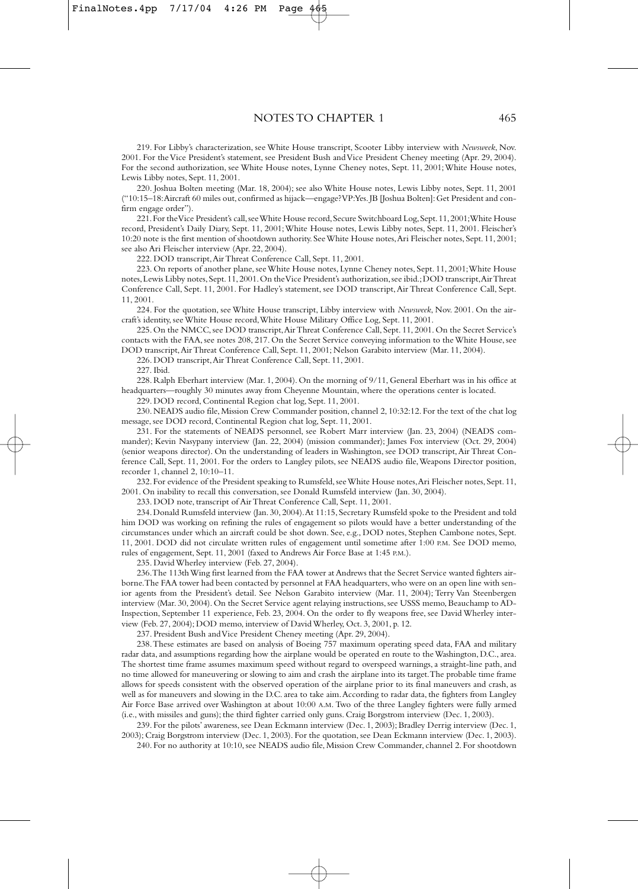219. For Libby's characterization, see White House transcript, Scooter Libby interview with *Newsweek*, Nov. 2001. For the Vice President's statement, see President Bush and Vice President Cheney meeting (Apr. 29, 2004). For the second authorization, see White House notes, Lynne Cheney notes, Sept. 11, 2001; White House notes, Lewis Libby notes, Sept. 11, 2001.

220. Joshua Bolten meeting (Mar. 18, 2004); see also White House notes, Lewis Libby notes, Sept. 11, 2001 ("10:15–18: Aircraft 60 miles out, confirmed as hijack—engage? VP: Yes. JB [Joshua Bolten]: Get President and confirm engage order").

221. For the Vice President's call, see White House record, Secure Switchboard Log, Sept. 11, 2001; White House record, President's Daily Diary, Sept. 11, 2001; White House notes, Lewis Libby notes, Sept. 11, 2001. Fleischer's 10:20 note is the first mention of shootdown authority. See White House notes, Ari Fleischer notes, Sept. 11, 2001; see also Ari Fleischer interview (Apr. 22, 2004).

222. DOD transcript, Air Threat Conference Call, Sept. 11, 2001.

223. On reports of another plane, see White House notes, Lynne Cheney notes, Sept. 11, 2001; White House notes, Lewis Libby notes, Sept. 11, 2001. On the Vice President's authorization, see ibid.; DOD transcript, Air Threat Conference Call, Sept. 11, 2001. For Hadley's statement, see DOD transcript, Air Threat Conference Call, Sept. 11, 2001.

224. For the quotation, see White House transcript, Libby interview with *Newsweek*, Nov. 2001. On the aircraft's identity, see White House record, White House Military Office Log, Sept. 11, 2001.

225. On the NMCC, see DOD transcript, Air Threat Conference Call, Sept. 11, 2001. On the Secret Service's contacts with the FAA, see notes 208, 217. On the Secret Service conveying information to the White House, see DOD transcript, Air Threat Conference Call, Sept. 11, 2001; Nelson Garabito interview (Mar. 11, 2004).

226. DOD transcript, Air Threat Conference Call, Sept. 11, 2001.

227. Ibid.

228. Ralph Eberhart interview (Mar. 1, 2004). On the morning of 9/11, General Eberhart was in his office at headquarters—roughly 30 minutes away from Cheyenne Mountain, where the operations center is located.

229. DOD record, Continental Region chat log, Sept. 11, 2001.

230. NEADS audio file, Mission Crew Commander position, channel 2, 10:32:12. For the text of the chat log message, see DOD record, Continental Region chat log, Sept. 11, 2001.

231. For the statements of NEADS personnel, see Robert Marr interview (Jan. 23, 2004) (NEADS commander); Kevin Nasypany interview (Jan. 22, 2004) (mission commander); James Fox interview (Oct. 29, 2004) (senior weapons director). On the understanding of leaders in Washington, see DOD transcript, Air Threat Conference Call, Sept. 11, 2001. For the orders to Langley pilots, see NEADS audio file, Weapons Director position, recorder 1, channel 2, 10:10–11.

232. For evidence of the President speaking to Rumsfeld, see White House notes, Ari Fleischer notes, Sept. 11, 2001. On inability to recall this conversation, see Donald Rumsfeld interview (Jan. 30, 2004).

233. DOD note, transcript of Air Threat Conference Call, Sept. 11, 2001.

234. Donald Rumsfeld interview (Jan. 30, 2004). At 11:15, Secretary Rumsfeld spoke to the President and told him DOD was working on refining the rules of engagement so pilots would have a better understanding of the circumstances under which an aircraft could be shot down. See, e.g., DOD notes, Stephen Cambone notes, Sept. 11, 2001. DOD did not circulate written rules of engagement until sometime after 1:00 P.M. See DOD memo, rules of engagement, Sept. 11, 2001 (faxed to Andrews Air Force Base at 1:45 P.M.).

235. David Wherley interview (Feb. 27, 2004).

236. The 113th Wing first learned from the FAA tower at Andrews that the Secret Service wanted fighters airborne. The FAA tower had been contacted by personnel at FAA headquarters, who were on an open line with senior agents from the President's detail. See Nelson Garabito interview (Mar. 11, 2004); Terry Van Steenbergen interview (Mar. 30, 2004). On the Secret Service agent relaying instructions, see USSS memo, Beauchamp to AD-Inspection, September 11 experience, Feb. 23, 2004. On the order to fly weapons free, see David Wherley interview (Feb. 27, 2004); DOD memo, interview of David Wherley, Oct. 3, 2001, p. 12.

237. President Bush and Vice President Cheney meeting (Apr. 29, 2004).

238. These estimates are based on analysis of Boeing 757 maximum operating speed data, FAA and military radar data, and assumptions regarding how the airplane would be operated en route to the Washington, D.C., area. The shortest time frame assumes maximum speed without regard to overspeed warnings, a straight-line path, and no time allowed for maneuvering or slowing to aim and crash the airplane into its target. The probable time frame allows for speeds consistent with the observed operation of the airplane prior to its final maneuvers and crash, as well as for maneuvers and slowing in the D.C. area to take aim. According to radar data, the fighters from Langley Air Force Base arrived over Washington at about 10:00 A.M. Two of the three Langley fighters were fully armed (i.e., with missiles and guns); the third fighter carried only guns. Craig Borgstrom interview (Dec. 1, 2003).

239. For the pilots' awareness, see Dean Eckmann interview (Dec. 1, 2003); Bradley Derrig interview (Dec. 1, 2003); Craig Borgstrom interview (Dec. 1, 2003). For the quotation, see Dean Eckmann interview (Dec. 1, 2003).

240. For no authority at 10:10, see NEADS audio file, Mission Crew Commander, channel 2. For shootdown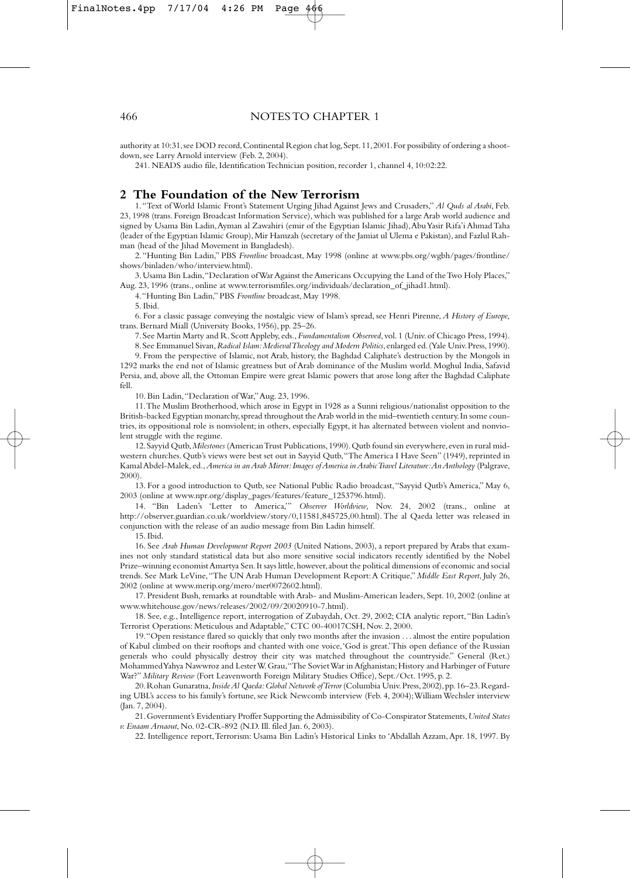authority at 10:31, see DOD record, Continental Region chat log, Sept. 11, 2001. For possibility of ordering a shootdown, see Larry Arnold interview (Feb. 2, 2004).

241. NEADS audio file, Identification Technician position, recorder 1, channel 4, 10:02:22.

## 2 The Foundation of the New Terrorism

1. "Text of World Islamic Front's Statement Urging Jihad Against Jews and Crusaders," *Al Quds al Arabi*, Feb. 23, 1998 (trans. Foreign Broadcast Information Service), which was published for a large Arab world audience and signed by Usama Bin Ladin, Ayman al Zawahiri (emir of the Egyptian Islamic Jihad), Abu Yasir Rifa'i Ahmad Taha (leader of the Egyptian Islamic Group), Mir Hamzah (secretary of the Jamiat ul Ulema e Pakistan), and Fazlul Rahman (head of the Jihad Movement in Bangladesh).

2. "Hunting Bin Ladin," PBS *Frontline* broadcast, May 1998 (online at www.pbs.org/wgbh/pages/frontline/shows/binladen/who/interview.html).

3. Usama Bin Ladin, "Declaration of War Against the Americans Occupying the Land of the Two Holy Places," Aug. 23, 1996 (trans., online at www.terrorismfiles.org/individuals/declaration_of_jihad1.html).

4. "Hunting Bin Ladin," PBS *Frontline* broadcast, May 1998.

5. Ibid.

6. For a classic passage conveying the nostalgic view of Islam's spread, see Henri Pirenne, *A History of Europe,* trans. Bernard Miall (University Books, 1956), pp. 25–26.

7. See Martin Marty and R. Scott Appleby, eds., *Fundamentalism Observed*, vol. 1 (Univ. of Chicago Press, 1994).

8. See Emmanuel Sivan, *Radical Islam: Medieval Theology and Modern Politics*, enlarged ed. (Yale Univ. Press, 1990).

9. From the perspective of Islamic, not Arab, history, the Baghdad Caliphate's destruction by the Mongols in 1292 marks the end not of Islamic greatness but of Arab dominance of the Muslim world. Moghul India, Safavid Persia, and, above all, the Ottoman Empire were great Islamic powers that arose long after the Baghdad Caliphate fell.

10. Bin Ladin, "Declaration of War," Aug. 23, 1996.

11. The Muslim Brotherhood, which arose in Egypt in 1928 as a Sunni religious/nationalist opposition to the British-backed Egyptian monarchy, spread throughout the Arab world in the mid–twentieth century. In some countries, its oppositional role is nonviolent; in others, especially Egypt, it has alternated between violent and nonviolent struggle with the regime.

12. Sayyid Qutb, *Milestones* (American Trust Publications, 1990). Qutb found sin everywhere, even in rural midwestern churches. Qutb's views were best set out in Sayyid Qutb, "The America I Have Seen" (1949), reprinted in Kamal Abdel-Malek, ed., *America in an Arab Mirror: Images of America in Arabic Travel Literature: An Anthology* (Palgrave, 2000).

13. For a good introduction to Qutb, see National Public Radio broadcast, "Sayyid Qutb's America," May 6, 2003 (online at www.npr.org/display_pages/features/feature_1253796.html).

14. "Bin Laden's 'Letter to America,'" *Observer Worldview*, Nov. 24, 2002 (trans., online at http://observer.guardian.co.uk/worldview/story/0,11581,845725,00.html). The al Qaeda letter was released in conjunction with the release of an audio message from Bin Ladin himself.

15. Ibid.

16. See *Arab Human Development Report 2003* (United Nations, 2003), a report prepared by Arabs that examines not only standard statistical data but also more sensitive social indicators recently identified by the Nobel Prize–winning economist Amartya Sen. It says little, however, about the political dimensions of economic and social trends. See Mark LeVine, "The UN Arab Human Development Report: A Critique," *Middle East Report*, July 26, 2002 (online at www.merip.org/mero/mer0072602.html).

17. President Bush, remarks at roundtable with Arab- and Muslim-American leaders, Sept. 10, 2002 (online at www.whitehouse.gov/news/releases/2002/09/20020910-7.html).

18. See, e.g., Intelligence report, interrogation of Zubaydah, Oct. 29, 2002; CIA analytic report, "Bin Ladin's Terrorist Operations: Meticulous and Adaptable," CTC 00-40017CSH, Nov. 2, 2000.

19. "Open resistance flared so quickly that only two months after the invasion . . . almost the entire population of Kabul climbed on their rooftops and chanted with one voice, 'God is great.' This open defiance of the Russian generals who could physically destroy their city was matched throughout the countryside." General (Ret.) Mohammed Yahya Nawwroz and Lester W. Grau, "The Soviet War in Afghanistan; History and Harbinger of Future War?" *Military Review* (Fort Leavenworth Foreign Military Studies Office), Sept./Oct. 1995, p. 2.

20. Rohan Gunaratna, *Inside Al Qaeda: Global Network of Terror* (Columbia Univ. Press, 2002), pp. 16–23. Regarding UBL's access to his family's fortune, see Rick Newcomb interview (Feb. 4, 2004); William Wechsler interview (Jan. 7, 2004).

21. Government's Evidentiary Proffer Supporting the Admissibility of Co-Conspirator Statements, *United States v. Enaam Arnaout*, No. 02-CR-892 (N.D. Ill. filed Jan. 6, 2003).

22. Intelligence report, Terrorism: Usama Bin Ladin's Historical Links to 'Abdallah Azzam, Apr. 18, 1997. By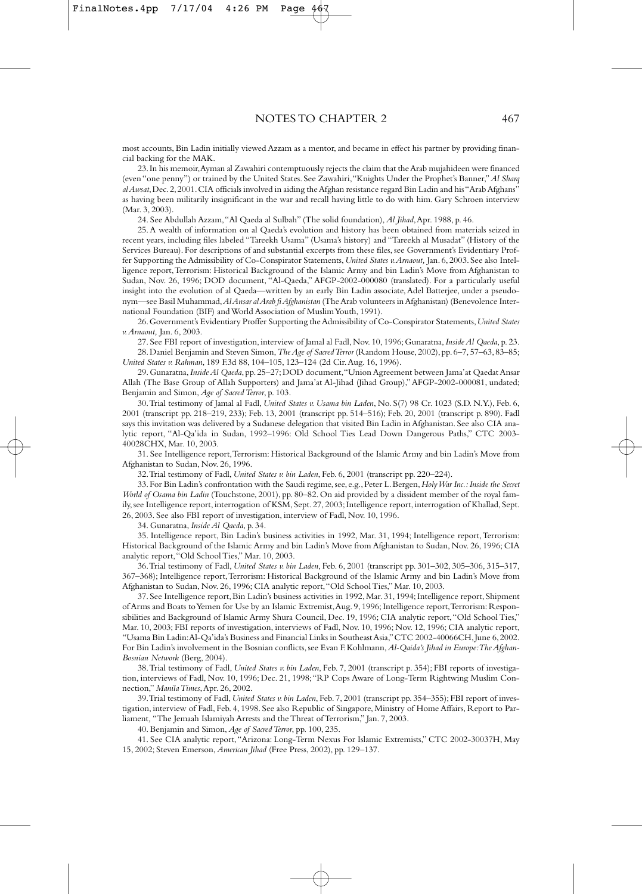most accounts, Bin Ladin initially viewed Azzam as a mentor, and became in effect his partner by providing financial backing for the MAK.

23. In his memoir, Ayman al Zawahiri contemptuously rejects the claim that the Arab mujahideen were financed (even "one penny") or trained by the United States. See Zawahiri, "Knights Under the Prophet's Banner," *Al Sharq al Awsat*, Dec. 2, 2001. CIA officials involved in aiding the Afghan resistance regard Bin Ladin and his "Arab Afghans" as having been militarily insignificant in the war and recall having little to do with him. Gary Schroen interview (Mar. 3, 2003).

24. See Abdullah Azzam, "Al Qaeda al Sulbah" (The solid foundation), *Al Jihad*, Apr. 1988, p. 46.

25. A wealth of information on al Qaeda's evolution and history has been obtained from materials seized in recent years, including files labeled "Tareekh Usama" (Usama's history) and "Tareekh al Musadat" (History of the Services Bureau). For descriptions of and substantial excerpts from these files, see Government's Evidentiary Proffer Supporting the Admissibility of Co-Conspirator Statements, *United States v. Arnaout,* Jan. 6, 2003. See also Intelligence report, Terrorism: Historical Background of the Islamic Army and bin Ladin's Move from Afghanistan to Sudan, Nov. 26, 1996; DOD document, "Al-Qaeda," AFGP-2002-000080 (translated). For a particularly useful insight into the evolution of al Qaeda—written by an early Bin Ladin associate, Adel Batterjee, under a pseudonym—see Basil Muhammad, *Al Ansar al Arab fi Afghanistan* (The Arab volunteers in Afghanistan) (Benevolence International Foundation (BIF) and World Association of Muslim Youth, 1991).

26. Government's Evidentiary Proffer Supporting the Admissibility of Co-Conspirator Statements, *United States v. Arnaout,* Jan. 6, 2003.

27. See FBI report of investigation, interview of Jamal al Fadl, Nov. 10, 1996; Gunaratna, *Inside Al Qaeda*, p. 23.

28. Daniel Benjamin and Steven Simon, *The Age of Sacred Terror* (Random House, 2002), pp. 6–7, 57–63, 83–85; *United States v. Rahman*, 189 F.3d 88, 104–105, 123–124 (2d Cir. Aug. 16, 1996).

29. Gunaratna, *Inside Al Qaeda*, pp. 25–27; DOD document, "Union Agreement between Jama'at Qaedat Ansar Allah (The Base Group of Allah Supporters) and Jama'at Al-Jihad (Jihad Group)," AFGP-2002-000081, undated; Benjamin and Simon, *Age of Sacred Terror*, p. 103.

30. Trial testimony of Jamal al Fadl, *United States v. Usama bin Laden*, No. S(7) 98 Cr. 1023 (S.D. N.Y.), Feb. 6, 2001 (transcript pp. 218–219, 233); Feb. 13, 2001 (transcript pp. 514–516); Feb. 20, 2001 (transcript p. 890). Fadl says this invitation was delivered by a Sudanese delegation that visited Bin Ladin in Afghanistan. See also CIA analytic report, "Al-Qa'ida in Sudan, 1992–1996: Old School Ties Lead Down Dangerous Paths," CTC 2003-40028CHX, Mar. 10, 2003.

31. See Intelligence report, Terrorism: Historical Background of the Islamic Army and bin Ladin's Move from Afghanistan to Sudan, Nov. 26, 1996.

32. Trial testimony of Fadl, *United States v. bin Laden*, Feb. 6, 2001 (transcript pp. 220–224).

33. For Bin Ladin's confrontation with the Saudi regime, see, e.g., Peter L. Bergen, *Holy War Inc.: Inside the Secret World of Osama bin Ladin* (Touchstone, 2001), pp. 80–82. On aid provided by a dissident member of the royal family, see Intelligence report, interrogation of KSM, Sept. 27, 2003; Intelligence report, interrogation of Khallad, Sept. 26, 2003. See also FBI report of investigation, interview of Fadl, Nov. 10, 1996.

34. Gunaratna, *Inside Al Qaeda*, p. 34.

35. Intelligence report, Bin Ladin's business activities in 1992, Mar. 31, 1994; Intelligence report, Terrorism: Historical Background of the Islamic Army and bin Ladin's Move from Afghanistan to Sudan, Nov. 26, 1996; CIA analytic report, "Old School Ties," Mar. 10, 2003.

36. Trial testimony of Fadl, *United States v. bin Laden*, Feb. 6, 2001 (transcript pp. 301–302, 305–306, 315–317, 367–368); Intelligence report, Terrorism: Historical Background of the Islamic Army and bin Ladin's Move from Afghanistan to Sudan, Nov. 26, 1996; CIA analytic report, "Old School Ties," Mar. 10, 2003.

37. See Intelligence report, Bin Ladin's business activities in 1992, Mar. 31, 1994; Intelligence report, Shipment of Arms and Boats to Yemen for Use by an Islamic Extremist, Aug. 9, 1996; Intelligence report, Terrorism: Responsibilities and Background of Islamic Army Shura Council, Dec. 19, 1996; CIA analytic report, "Old School Ties," Mar. 10, 2003; FBI reports of investigation, interviews of Fadl, Nov. 10, 1996; Nov. 12, 1996; CIA analytic report, "Usama Bin Ladin: Al-Qa'ida's Business and Financial Links in Southeast Asia," CTC 2002-40066CH, June 6, 2002. For Bin Ladin's involvement in the Bosnian conflicts, see Evan F. Kohlmann, *Al-Qaida's Jihad in Europe: The Afghan-Bosnian Network* (Berg, 2004).

38. Trial testimony of Fadl, *United States v. bin Laden*, Feb. 7, 2001 (transcript p. 354); FBI reports of investigation, interviews of Fadl, Nov. 10, 1996; Dec. 21, 1998; "RP Cops Aware of Long-Term Rightwing Muslim Connection," *Manila Times*, Apr. 26, 2002.

39. Trial testimony of Fadl, *United States v. bin Laden*, Feb. 7, 2001 (transcript pp. 354–355); FBI report of investigation, interview of Fadl, Feb. 4, 1998. See also Republic of Singapore, Ministry of Home Affairs, Report to Parliament, "The Jemaah Islamiyah Arrests and the Threat of Terrorism," Jan. 7, 2003.

40. Benjamin and Simon, *Age of Sacred Terror*, pp. 100, 235.

41. See CIA analytic report, "Arizona: Long-Term Nexus For Islamic Extremists," CTC 2002-30037H, May 15, 2002; Steven Emerson, *American Jihad* (Free Press, 2002), pp. 129–137.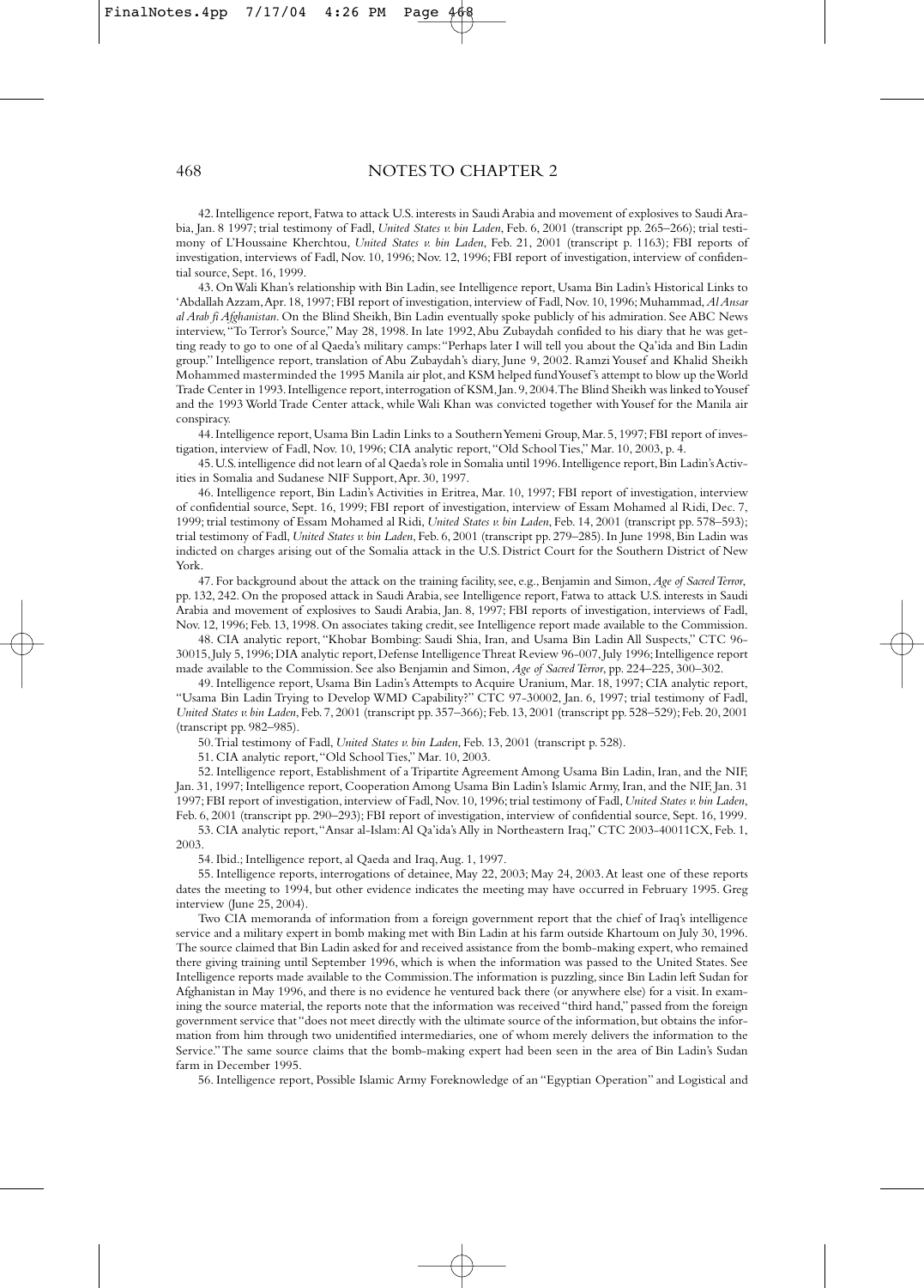42. Intelligence report, Fatwa to attack U.S. interests in Saudi Arabia and movement of explosives to Saudi Arabia, Jan. 8 1997; trial testimony of Fadl, *United States v. bin Laden*, Feb. 6, 2001 (transcript pp. 265–266); trial testimony of L'Houssaine Kherchtou, *United States v. bin Laden*, Feb. 21, 2001 (transcript p. 1163); FBI reports of investigation, interviews of Fadl, Nov. 10, 1996; Nov. 12, 1996; FBI report of investigation, interview of confidential source, Sept. 16, 1999.

43. On Wali Khan's relationship with Bin Ladin, see Intelligence report, Usama Bin Ladin's Historical Links to 'Abdallah Azzam, Apr. 18, 1997; FBI report of investigation, interview of Fadl, Nov. 10, 1996; Muhammad, *Al Ansar al Arab fi Afghanistan*. On the Blind Sheikh, Bin Ladin eventually spoke publicly of his admiration. See ABC News interview, "To Terror's Source," May 28, 1998. In late 1992, Abu Zubaydah confided to his diary that he was getting ready to go to one of al Qaeda's military camps: "Perhaps later I will tell you about the Qa'ida and Bin Ladin group." Intelligence report, translation of Abu Zubaydah's diary, June 9, 2002. Ramzi Yousef and Khalid Sheikh Mohammed masterminded the 1995 Manila air plot, and KSM helped fund Yousef's attempt to blow up the World Trade Center in 1993. Intelligence report, interrogation of KSM, Jan. 9, 2004. The Blind Sheikh was linked to Yousef and the 1993 World Trade Center attack, while Wali Khan was convicted together with Yousef for the Manila air conspiracy.

44. Intelligence report, Usama Bin Ladin Links to a Southern Yemeni Group, Mar. 5, 1997; FBI report of investigation, interview of Fadl, Nov. 10, 1996; CIA analytic report, "Old School Ties," Mar. 10, 2003, p. 4.

45. U.S. intelligence did not learn of al Qaeda's role in Somalia until 1996. Intelligence report, Bin Ladin's Activities in Somalia and Sudanese NIF Support, Apr. 30, 1997.

46. Intelligence report, Bin Ladin's Activities in Eritrea, Mar. 10, 1997; FBI report of investigation, interview of confidential source, Sept. 16, 1999; FBI report of investigation, interview of Essam Mohamed al Ridi, Dec. 7, 1999; trial testimony of Essam Mohamed al Ridi, *United States v. bin Laden*, Feb. 14, 2001 (transcript pp. 578–593); trial testimony of Fadl, *United States v. bin Laden*, Feb. 6, 2001 (transcript pp. 279–285). In June 1998, Bin Ladin was indicted on charges arising out of the Somalia attack in the U.S. District Court for the Southern District of New York.

47. For background about the attack on the training facility, see, e.g., Benjamin and Simon, *Age of Sacred Terror*, pp. 132, 242. On the proposed attack in Saudi Arabia, see Intelligence report, Fatwa to attack U.S. interests in Saudi Arabia and movement of explosives to Saudi Arabia, Jan. 8, 1997; FBI reports of investigation, interviews of Fadl, Nov. 12, 1996; Feb. 13, 1998. On associates taking credit, see Intelligence report made available to the Commission.

48. CIA analytic report, "Khobar Bombing: Saudi Shia, Iran, and Usama Bin Ladin All Suspects," CTC 96-30015, July 5, 1996; DIA analytic report, Defense Intelligence Threat Review 96-007, July 1996; Intelligence report made available to the Commission. See also Benjamin and Simon, *Age of Sacred Terror*, pp. 224–225, 300–302.

49. Intelligence report, Usama Bin Ladin's Attempts to Acquire Uranium, Mar. 18, 1997; CIA analytic report, "Usama Bin Ladin Trying to Develop WMD Capability?" CTC 97-30002, Jan. 6, 1997; trial testimony of Fadl, *United States v. bin Laden*, Feb. 7, 2001 (transcript pp. 357–366); Feb. 13, 2001 (transcript pp. 528–529); Feb. 20, 2001 (transcript pp. 982–985).

50. Trial testimony of Fadl, *United States v. bin Laden*, Feb. 13, 2001 (transcript p. 528).

51. CIA analytic report, "Old School Ties," Mar. 10, 2003.

52. Intelligence report, Establishment of a Tripartite Agreement Among Usama Bin Ladin, Iran, and the NIF, Jan. 31, 1997; Intelligence report, Cooperation Among Usama Bin Ladin's Islamic Army, Iran, and the NIF, Jan. 31 1997; FBI report of investigation, interview of Fadl, Nov. 10, 1996; trial testimony of Fadl, *United States v. bin Laden*, Feb. 6, 2001 (transcript pp. 290–293); FBI report of investigation, interview of confidential source, Sept. 16, 1999.

53. CIA analytic report, "Ansar al-Islam: Al Qa'ida's Ally in Northeastern Iraq," CTC 2003-40011CX, Feb. 1, 2003.

54. Ibid.; Intelligence report, al Qaeda and Iraq, Aug. 1, 1997.

55. Intelligence reports, interrogations of detainee, May 22, 2003; May 24, 2003. At least one of these reports dates the meeting to 1994, but other evidence indicates the meeting may have occurred in February 1995. Greg interview (June 25, 2004).

Two CIA memoranda of information from a foreign government report that the chief of Iraq's intelligence service and a military expert in bomb making met with Bin Ladin at his farm outside Khartoum on July 30, 1996. The source claimed that Bin Ladin asked for and received assistance from the bomb-making expert, who remained there giving training until September 1996, which is when the information was passed to the United States. See Intelligence reports made available to the Commission. The information is puzzling, since Bin Ladin left Sudan for Afghanistan in May 1996, and there is no evidence he ventured back there (or anywhere else) for a visit. In examining the source material, the reports note that the information was received "third hand," passed from the foreign government service that "does not meet directly with the ultimate source of the information, but obtains the information from him through two unidentified intermediaries, one of whom merely delivers the information to the Service." The same source claims that the bomb-making expert had been seen in the area of Bin Ladin's Sudan farm in December 1995.

56. Intelligence report, Possible Islamic Army Foreknowledge of an "Egyptian Operation" and Logistical and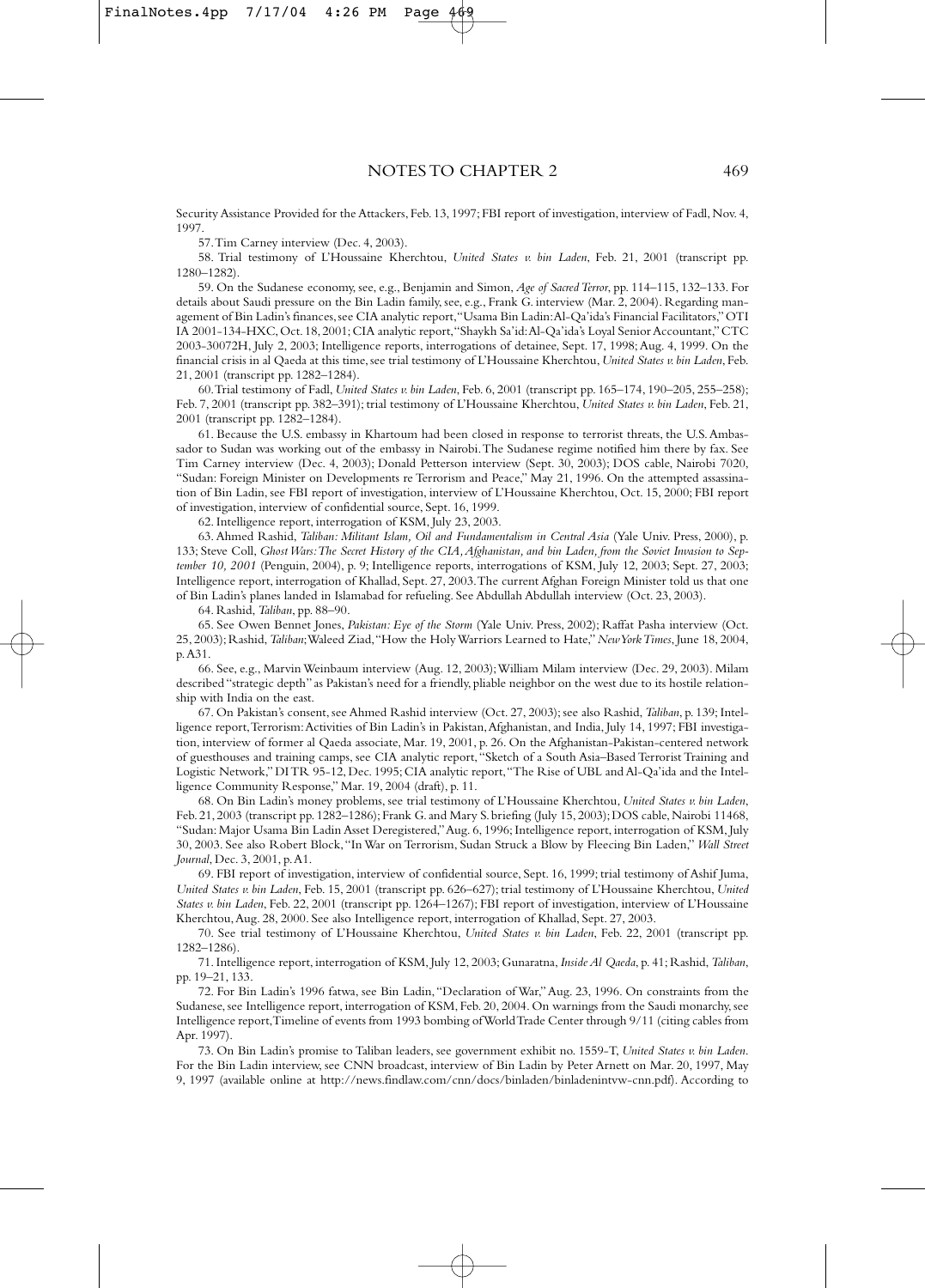Security Assistance Provided for the Attackers, Feb. 13, 1997; FBI report of investigation, interview of Fadl, Nov. 4, 1997.

57. Tim Carney interview (Dec. 4, 2003).

58. Trial testimony of L'Houssaine Kherchtou, *United States v. bin Laden*, Feb. 21, 2001 (transcript pp. 1280–1282).

59. On the Sudanese economy, see, e.g., Benjamin and Simon, *Age of Sacred Terror*, pp. 114–115, 132–133. For details about Saudi pressure on the Bin Ladin family, see, e.g., Frank G. interview (Mar. 2, 2004). Regarding management of Bin Ladin's finances, see CIA analytic report, "Usama Bin Ladin: Al-Qa'ida's Financial Facilitators," OTI IA 2001-134-HXC, Oct. 18, 2001; CIA analytic report, "Shaykh Sa'id: Al-Qa'ida's Loyal Senior Accountant," CTC 2003-30072H, July 2, 2003; Intelligence reports, interrogations of detainee, Sept. 17, 1998; Aug. 4, 1999. On the financial crisis in al Qaeda at this time, see trial testimony of L'Houssaine Kherchtou, *United States v. bin Laden*, Feb. 21, 2001 (transcript pp. 1282–1284).

60. Trial testimony of Fadl, *United States v. bin Laden*, Feb. 6, 2001 (transcript pp. 165–174, 190–205, 255–258); Feb. 7, 2001 (transcript pp. 382–391); trial testimony of L'Houssaine Kherchtou, *United States v. bin Laden*, Feb. 21, 2001 (transcript pp. 1282–1284).

61. Because the U.S. embassy in Khartoum had been closed in response to terrorist threats, the U.S. Ambassador to Sudan was working out of the embassy in Nairobi. The Sudanese regime notified him there by fax. See Tim Carney interview (Dec. 4, 2003); Donald Petterson interview (Sept. 30, 2003); DOS cable, Nairobi 7020, "Sudan: Foreign Minister on Developments re Terrorism and Peace," May 21, 1996. On the attempted assassination of Bin Ladin, see FBI report of investigation, interview of L'Houssaine Kherchtou, Oct. 15, 2000; FBI report of investigation, interview of confidential source, Sept. 16, 1999.

62. Intelligence report, interrogation of KSM, July 23, 2003.

63. Ahmed Rashid, *Taliban: Militant Islam, Oil and Fundamentalism in Central Asia* (Yale Univ. Press, 2000), p. 133; Steve Coll, *Ghost Wars: The Secret History of the CIA, Afghanistan, and bin Laden, from the Soviet Invasion to September 10, 2001* (Penguin, 2004), p. 9; Intelligence reports, interrogations of KSM, July 12, 2003; Sept. 27, 2003; Intelligence report, interrogation of Khallad, Sept. 27, 2003. The current Afghan Foreign Minister told us that one of Bin Ladin's planes landed in Islamabad for refueling. See Abdullah Abdullah interview (Oct. 23, 2003).

64. Rashid, *Taliban*, pp. 88–90.

65. See Owen Bennet Jones, *Pakistan: Eye of the Storm* (Yale Univ. Press, 2002); Raffat Pasha interview (Oct. 25, 2003); Rashid, *Taliban*; Waleed Ziad, "How the Holy Warriors Learned to Hate," *New York Times*, June 18, 2004, p. A31.

66. See, e.g., Marvin Weinbaum interview (Aug. 12, 2003); William Milam interview (Dec. 29, 2003). Milam described "strategic depth" as Pakistan's need for a friendly, pliable neighbor on the west due to its hostile relationship with India on the east.

67. On Pakistan's consent, see Ahmed Rashid interview (Oct. 27, 2003); see also Rashid, *Taliban*, p. 139; Intelligence report, Terrorism: Activities of Bin Ladin's in Pakistan, Afghanistan, and India, July 14, 1997; FBI investigation, interview of former al Qaeda associate, Mar. 19, 2001, p. 26. On the Afghanistan-Pakistan-centered network of guesthouses and training camps, see CIA analytic report, "Sketch of a South Asia–Based Terrorist Training and Logistic Network," DI TR 95-12, Dec. 1995; CIA analytic report, "The Rise of UBL and Al-Qa'ida and the Intelligence Community Response," Mar. 19, 2004 (draft), p. 11.

68. On Bin Ladin's money problems, see trial testimony of L'Houssaine Kherchtou, *United States v. bin Laden*, Feb. 21, 2003 (transcript pp. 1282–1286); Frank G. and Mary S. briefing (July 15, 2003); DOS cable, Nairobi 11468, "Sudan: Major Usama Bin Ladin Asset Deregistered," Aug. 6, 1996; Intelligence report, interrogation of KSM, July 30, 2003. See also Robert Block, "In War on Terrorism, Sudan Struck a Blow by Fleecing Bin Laden," *Wall Street Journal*, Dec. 3, 2001, p. A1.

69. FBI report of investigation, interview of confidential source, Sept. 16, 1999; trial testimony of Ashif Juma, *United States v. bin Laden*, Feb. 15, 2001 (transcript pp. 626–627); trial testimony of L'Houssaine Kherchtou, *United States v. bin Laden*, Feb. 22, 2001 (transcript pp. 1264–1267); FBI report of investigation, interview of L'Houssaine Kherchtou, Aug. 28, 2000. See also Intelligence report, interrogation of Khallad, Sept. 27, 2003.

70. See trial testimony of L'Houssaine Kherchtou, *United States v. bin Laden*, Feb. 22, 2001 (transcript pp. 1282–1286).

71. Intelligence report, interrogation of KSM, July 12, 2003; Gunaratna, *Inside Al Qaeda*, p. 41; Rashid, *Taliban*, pp. 19–21, 133.

72. For Bin Ladin's 1996 fatwa, see Bin Ladin, "Declaration of War," Aug. 23, 1996. On constraints from the Sudanese, see Intelligence report, interrogation of KSM, Feb. 20, 2004. On warnings from the Saudi monarchy, see Intelligence report, Timeline of events from 1993 bombing of World Trade Center through 9/11 (citing cables from Apr. 1997).

73. On Bin Ladin's promise to Taliban leaders, see government exhibit no. 1559-T, *United States v. bin Laden*. For the Bin Ladin interview, see CNN broadcast, interview of Bin Ladin by Peter Arnett on Mar. 20, 1997, May 9, 1997 (available online at http://news.findlaw.com/cnn/docs/binladen/binladenintvw-cnn.pdf). According to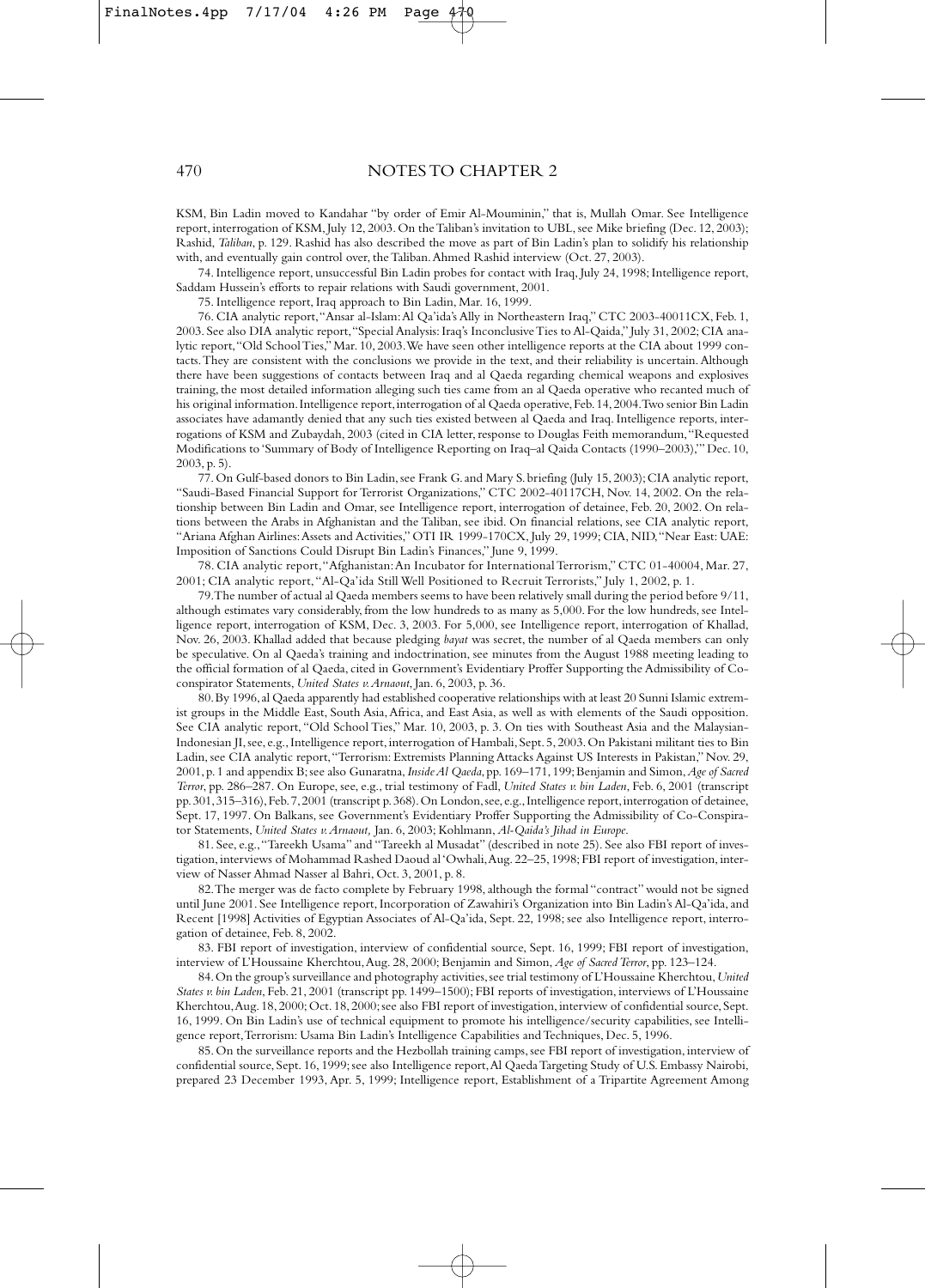# NOTES TO CHAPTER 2

KSM, Bin Ladin moved to Kandahar "by order of Emir Al-Mouminin," that is, Mullah Omar. See Intelligence report, interrogation of KSM, July 12, 2003. On the Taliban's invitation to UBL, see Mike briefing (Dec. 12, 2003); Rashid, *Taliban,* p. 129. Rashid has also described the move as part of Bin Ladin's plan to solidify his relationship with, and eventually gain control over, the Taliban. Ahmed Rashid interview (Oct. 27, 2003).

74. Intelligence report, unsuccessful Bin Ladin probes for contact with Iraq, July 24, 1998; Intelligence report, Saddam Hussein's efforts to repair relations with Saudi government, 2001.

75. Intelligence report, Iraq approach to Bin Ladin, Mar. 16, 1999.

76. CIA analytic report, "Ansar al-Islam: Al Qa'ida's Ally in Northeastern Iraq," CTC 2003-40011CX, Feb. 1, 2003. See also DIA analytic report, "Special Analysis: Iraq's Inconclusive Ties to Al-Qaida," July 31, 2002; CIA analytic report, "Old School Ties," Mar. 10, 2003. We have seen other intelligence reports at the CIA about 1999 contacts. They are consistent with the conclusions we provide in the text, and their reliability is uncertain. Although there have been suggestions of contacts between Iraq and al Qaeda regarding chemical weapons and explosives training, the most detailed information alleging such ties came from an al Qaeda operative who recanted much of his original information. Intelligence report, interrogation of al Qaeda operative, Feb. 14, 2004. Two senior Bin Ladin associates have adamantly denied that any such ties existed between al Qaeda and Iraq. Intelligence reports, interrogations of KSM and Zubaydah, 2003 (cited in CIA letter, response to Douglas Feith memorandum, "Requested Modifications to 'Summary of Body of Intelligence Reporting on Iraq–al Qaida Contacts (1990–2003),'" Dec. 10, 2003, p. 5).

77. On Gulf-based donors to Bin Ladin, see Frank G. and Mary S. briefing (July 15, 2003); CIA analytic report, "Saudi-Based Financial Support for Terrorist Organizations," CTC 2002-40117CH, Nov. 14, 2002. On the relationship between Bin Ladin and Omar, see Intelligence report, interrogation of detainee, Feb. 20, 2002. On relations between the Arabs in Afghanistan and the Taliban, see ibid. On financial relations, see CIA analytic report, "Ariana Afghan Airlines: Assets and Activities," OTI IR 1999-170CX, July 29, 1999; CIA, NID, "Near East: UAE: Imposition of Sanctions Could Disrupt Bin Ladin's Finances," June 9, 1999.

78. CIA analytic report, "Afghanistan: An Incubator for International Terrorism," CTC 01-40004, Mar. 27, 2001; CIA analytic report, "Al-Qa'ida Still Well Positioned to Recruit Terrorists," July 1, 2002, p. 1.

79. The number of actual al Qaeda members seems to have been relatively small during the period before 9/11, although estimates vary considerably, from the low hundreds to as many as 5,000. For the low hundreds, see Intelligence report, interrogation of KSM, Dec. 3, 2003. For 5,000, see Intelligence report, interrogation of Khallad, Nov. 26, 2003. Khallad added that because pledging *bayat* was secret, the number of al Qaeda members can only be speculative. On al Qaeda's training and indoctrination, see minutes from the August 1988 meeting leading to the official formation of al Qaeda, cited in Government's Evidentiary Proffer Supporting the Admissibility of Co-conspirator Statements, *United States v. Arnaout,* Jan. 6, 2003, p. 36.

80. By 1996, al Qaeda apparently had established cooperative relationships with at least 20 Sunni Islamic extremist groups in the Middle East, South Asia, Africa, and East Asia, as well as with elements of the Saudi opposition. See CIA analytic report, "Old School Ties," Mar. 10, 2003, p. 3. On ties with Southeast Asia and the Malaysian-Indonesian JI, see, e.g., Intelligence report, interrogation of Hambali, Sept. 5, 2003. On Pakistani militant ties to Bin Ladin, see CIA analytic report, "Terrorism: Extremists Planning Attacks Against US Interests in Pakistan," Nov. 29, 2001, p. 1 and appendix B; see also Gunaratna, *Inside Al Qaeda,* pp. 169–171, 199; Benjamin and Simon, *Age of Sacred Terror,* pp. 286–287. On Europe, see, e.g., trial testimony of Fadl, *United States v. bin Laden,* Feb. 6, 2001 (transcript pp. 301, 315–316), Feb. 7, 2001 (transcript p. 368). On London, see, e.g., Intelligence report, interrogation of detainee, Sept. 17, 1997. On Balkans, see Government's Evidentiary Proffer Supporting the Admissibility of Co-Conspirator Statements, *United States v. Arnaout,* Jan. 6, 2003; Kohlmann, *Al-Qaida's Jihad in Europe.*

81. See, e.g., "Tareekh Usama" and "Tareekh al Musadat" (described in note 25). See also FBI report of investigation, interviews of Mohammad Rashed Daoud al 'Owhali, Aug. 22–25, 1998; FBI report of investigation, interview of Nasser Ahmad Nasser al Bahri, Oct. 3, 2001, p. 8.

82. The merger was de facto complete by February 1998, although the formal "contract" would not be signed until June 2001. See Intelligence report, Incorporation of Zawahiri's Organization into Bin Ladin's Al-Qa'ida, and Recent [1998] Activities of Egyptian Associates of Al-Qa'ida, Sept. 22, 1998; see also Intelligence report, interrogation of detainee, Feb. 8, 2002.

83. FBI report of investigation, interview of confidential source, Sept. 16, 1999; FBI report of investigation, interview of L'Houssaine Kherchtou, Aug. 28, 2000; Benjamin and Simon, *Age of Sacred Terror,* pp. 123–124.

84. On the group's surveillance and photography activities, see trial testimony of L'Houssaine Kherchtou, *United States v. bin Laden,* Feb. 21, 2001 (transcript pp. 1499–1500); FBI reports of investigation, interviews of L'Houssaine Kherchtou, Aug. 18, 2000; Oct. 18, 2000; see also FBI report of investigation, interview of confidential source, Sept. 16, 1999. On Bin Ladin's use of technical equipment to promote his intelligence/security capabilities, see Intelligence report, Terrorism: Usama Bin Ladin's Intelligence Capabilities and Techniques, Dec. 5, 1996.

85. On the surveillance reports and the Hezbollah training camps, see FBI report of investigation, interview of confidential source, Sept. 16, 1999; see also Intelligence report, Al Qaeda Targeting Study of U.S. Embassy Nairobi, prepared 23 December 1993, Apr. 5, 1999; Intelligence report, Establishment of a Tripartite Agreement Among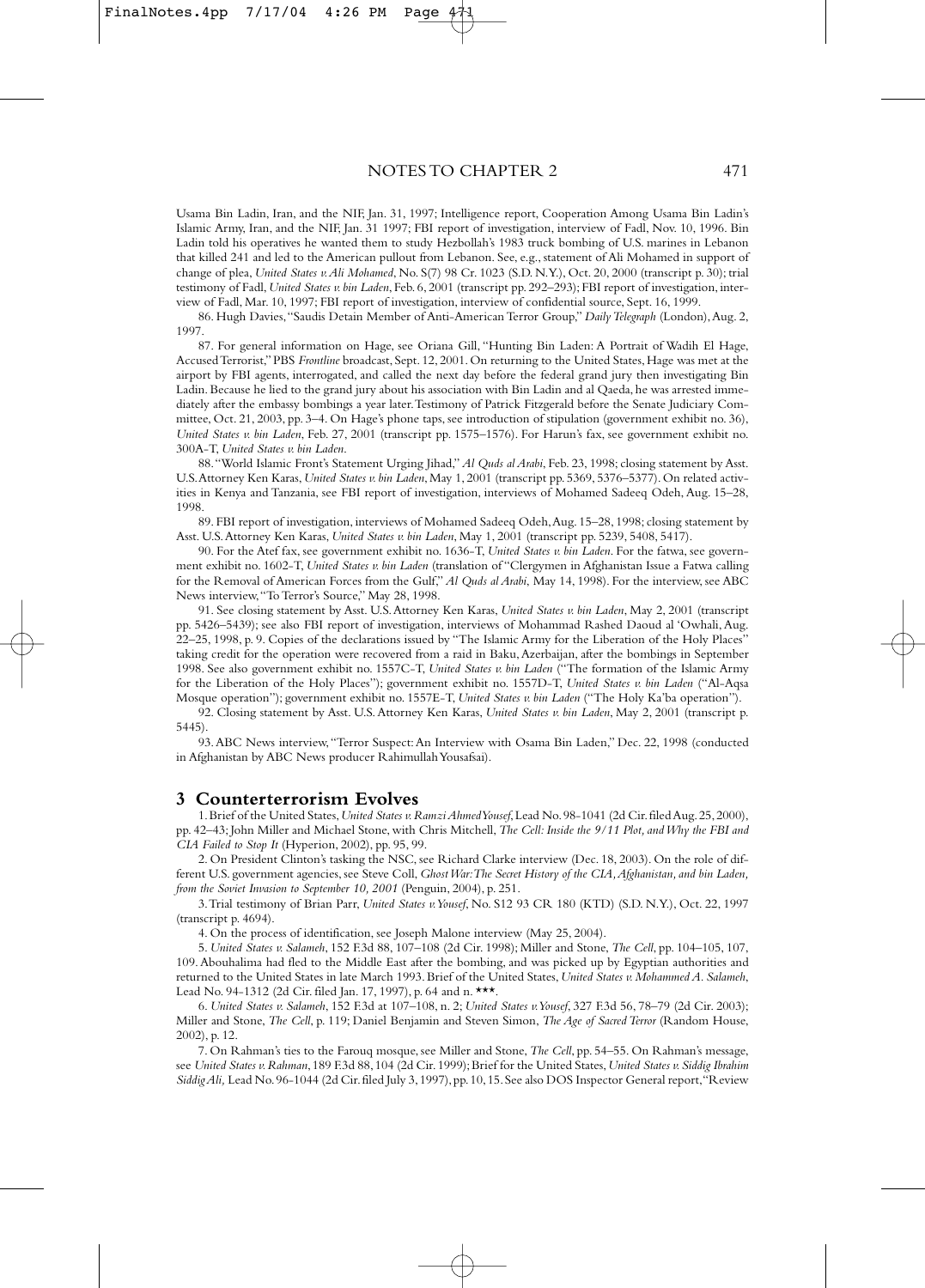Usama Bin Ladin, Iran, and the NIF, Jan. 31, 1997; Intelligence report, Cooperation Among Usama Bin Ladin's Islamic Army, Iran, and the NIF, Jan. 31 1997; FBI report of investigation, interview of Fadl, Nov. 10, 1996. Bin Ladin told his operatives he wanted them to study Hezbollah's 1983 truck bombing of U.S. marines in Lebanon that killed 241 and led to the American pullout from Lebanon. See, e.g., statement of Ali Mohamed in support of change of plea, *United States v. Ali Mohamed*, No. S(7) 98 Cr. 1023 (S.D. N.Y.), Oct. 20, 2000 (transcript p. 30); trial testimony of Fadl, *United States v. bin Laden*, Feb. 6, 2001 (transcript pp. 292–293); FBI report of investigation, interview of Fadl, Mar. 10, 1997; FBI report of investigation, interview of confidential source, Sept. 16, 1999.

86. Hugh Davies, "Saudis Detain Member of Anti-American Terror Group," *Daily Telegraph* (London), Aug. 2, 1997.

87. For general information on Hage, see Oriana Gill, "Hunting Bin Laden: A Portrait of Wadih El Hage, Accused Terrorist," PBS *Frontline* broadcast, Sept. 12, 2001. On returning to the United States, Hage was met at the airport by FBI agents, interrogated, and called the next day before the federal grand jury then investigating Bin Ladin. Because he lied to the grand jury about his association with Bin Ladin and al Qaeda, he was arrested immediately after the embassy bombings a year later. Testimony of Patrick Fitzgerald before the Senate Judiciary Committee, Oct. 21, 2003, pp. 3–4. On Hage's phone taps, see introduction of stipulation (government exhibit no. 36), *United States v. bin Laden*, Feb. 27, 2001 (transcript pp. 1575–1576). For Harun's fax, see government exhibit no. 300A-T, *United States v. bin Laden*.

88. "World Islamic Front's Statement Urging Jihad," *Al Quds al Arabi*, Feb. 23, 1998; closing statement by Asst. U.S. Attorney Ken Karas, *United States v. bin Laden*, May 1, 2001 (transcript pp. 5369, 5376–5377). On related activities in Kenya and Tanzania, see FBI report of investigation, interviews of Mohamed Sadeeq Odeh, Aug. 15–28, 1998.

89. FBI report of investigation, interviews of Mohamed Sadeeq Odeh, Aug. 15–28, 1998; closing statement by Asst. U.S. Attorney Ken Karas, *United States v. bin Laden*, May 1, 2001 (transcript pp. 5239, 5408, 5417).

90. For the Atef fax, see government exhibit no. 1636-T, *United States v. bin Laden*. For the fatwa, see government exhibit no. 1602-T, *United States v. bin Laden* (translation of "Clergymen in Afghanistan Issue a Fatwa calling for the Removal of American Forces from the Gulf," *Al Quds al Arabi*, May 14, 1998). For the interview, see ABC News interview, "To Terror's Source," May 28, 1998.

91. See closing statement by Asst. U.S. Attorney Ken Karas, *United States v. bin Laden*, May 2, 2001 (transcript pp. 5426–5439); see also FBI report of investigation, interviews of Mohammad Rashed Daoud al 'Owhali, Aug. 22–25, 1998, p. 9. Copies of the declarations issued by "The Islamic Army for the Liberation of the Holy Places" taking credit for the operation were recovered from a raid in Baku, Azerbaijan, after the bombings in September 1998. See also government exhibit no. 1557C-T, *United States v. bin Laden* ("The formation of the Islamic Army for the Liberation of the Holy Places"); government exhibit no. 1557D-T, *United States v. bin Laden* ("Al-Aqsa Mosque operation"); government exhibit no. 1557E-T, *United States v. bin Laden* ("The Holy Ka'ba operation").

92. Closing statement by Asst. U.S. Attorney Ken Karas, *United States v. bin Laden*, May 2, 2001 (transcript p. 5445).

93. ABC News interview, "Terror Suspect: An Interview with Osama Bin Laden," Dec. 22, 1998 (conducted in Afghanistan by ABC News producer Rahimullah Yousafsai).

## 3 Counterterrorism Evolves

1. Brief of the United States, *United States v. Ramzi Ahmed Yousef*, Lead No. 98-1041 (2d Cir. filed Aug. 25, 2000), pp. 42–43; John Miller and Michael Stone, with Chris Mitchell, *The Cell: Inside the 9/11 Plot, and Why the FBI and CIA Failed to Stop It* (Hyperion, 2002), pp. 95, 99.

2. On President Clinton's tasking the NSC, see Richard Clarke interview (Dec. 18, 2003). On the role of different U.S. government agencies, see Steve Coll, *Ghost War: The Secret History of the CIA, Afghanistan, and bin Laden, from the Soviet Invasion to September 10, 2001* (Penguin, 2004), p. 251.

3. Trial testimony of Brian Parr, *United States v. Yousef*, No. S12 93 CR 180 (KTD) (S.D. N.Y.), Oct. 22, 1997 (transcript p. 4694).

4. On the process of identification, see Joseph Malone interview (May 25, 2004).

5. *United States v. Salameh*, 152 F.3d 88, 107–108 (2d Cir. 1998); Miller and Stone, *The Cell*, pp. 104–105, 107, 109. Abouhalima had fled to the Middle East after the bombing, and was picked up by Egyptian authorities and returned to the United States in late March 1993. Brief of the United States, *United States v. Mohammed A. Salameh*, Lead No. 94-1312 (2d Cir. filed Jan. 17, 1997), p. 64 and n. ***.

6. *United States v. Salameh*, 152 F.3d at 107–108, n. 2; *United States v. Yousef*, 327 F.3d 56, 78–79 (2d Cir. 2003); Miller and Stone, *The Cell*, p. 119; Daniel Benjamin and Steven Simon, *The Age of Sacred Terror* (Random House, 2002), p. 12.

7. On Rahman's ties to the Farouq mosque, see Miller and Stone, *The Cell*, pp. 54–55. On Rahman's message, see *United States v. Rahman*, 189 F.3d 88, 104 (2d Cir. 1999); Brief for the United States, *United States v. Siddig Ibrahim Siddig Ali*, Lead No. 96-1044 (2d Cir. filed July 3, 1997), pp. 10, 15. See also DOS Inspector General report, "Review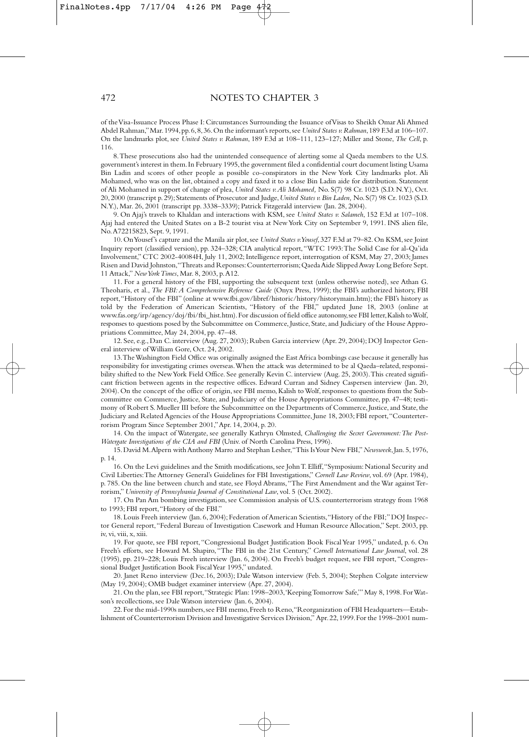of the Visa-Issuance Process Phase I: Circumstances Surrounding the Issuance of Visas to Sheikh Omar Ali Ahmed Abdel Rahman," Mar. 1994, pp. 6, 8, 36. On the informant's reports, see *United States v. Rahman*, 189 F.3d at 106–107. On the landmarks plot, see *United States v. Rahman*, 189 F.3d at 108–111, 123–127; Miller and Stone, *The Cell*, p. 116.

8. These prosecutions also had the unintended consequence of alerting some al Qaeda members to the U.S. government's interest in them. In February 1995, the government filed a confidential court document listing Usama Bin Ladin and scores of other people as possible co-conspirators in the New York City landmarks plot. Ali Mohamed, who was on the list, obtained a copy and faxed it to a close Bin Ladin aide for distribution. Statement of Ali Mohamed in support of change of plea, *United States v. Ali Mohamed,* No. S(7) 98 Cr. 1023 (S.D. N.Y.), Oct. 20, 2000 (transcript p. 29); Statements of Prosecutor and Judge, *United States v. Bin Laden,* No. S(7) 98 Cr. 1023 (S.D. N.Y.), Mar. 26, 2001 (transcript pp. 3338–3339); Patrick Fitzgerald interview (Jan. 28, 2004).

9. On Ajaj's travels to Khaldan and interactions with KSM, see *United States v. Salameh*, 152 F.3d at 107–108. Ajaj had entered the United States on a B-2 tourist visa at New York City on September 9, 1991. INS alien file, No. A72215823, Sept. 9, 1991.

10. On Yousef's capture and the Manila air plot, see *United States v. Yousef*, 327 F.3d at 79–82. On KSM, see Joint Inquiry report (classified version), pp. 324–328; CIA analytical report, "WTC 1993: The Solid Case for al-Qa'ida Involvement," CTC 2002-40084H, July 11, 2002; Intelligence report, interrogation of KSM, May 27, 2003; James Risen and David Johnston, "Threats and Reponses: Counterterrorism; Qaeda Aide Slipped Away Long Before Sept. 11 Attack," *New York Times*, Mar. 8, 2003, p. A12.

11. For a general history of the FBI, supporting the subsequent text (unless otherwise noted), see Athan G. Theoharis, et al., *The FBI: A Comprehensive Reference Guide* (Onyx Press, 1999); the FBI's authorized history, FBI report, "History of the FBI" (online at www.fbi.gov/libref/historic/history/historymain.htm); the FBI's history as told by the Federation of American Scientists, "History of the FBI," updated June 18, 2003 (online at www.fas.org/irp/agency/doj/fbi/fbi_hist.htm). For discussion of field office autonomy, see FBI letter, Kalish to Wolf, responses to questions posed by the Subcommittee on Commerce, Justice, State, and Judiciary of the House Appropriations Committee, May 24, 2004, pp. 47–48.

12. See, e.g., Dan C. interview (Aug. 27, 2003); Ruben Garcia interview (Apr. 29, 2004); DOJ Inspector General interview of William Gore, Oct. 24, 2002.

13. The Washington Field Office was originally assigned the East Africa bombings case because it generally has responsibility for investigating crimes overseas. When the attack was determined to be al Qaeda–related, responsibility shifted to the New York Field Office. See generally Kevin C. interview (Aug. 25, 2003). This created significant friction between agents in the respective offices. Edward Curran and Sidney Caspersen interview (Jan. 20, 2004). On the concept of the office of origin, see FBI memo, Kalish to Wolf, responses to questions from the Subcommittee on Commerce, Justice, State, and Judiciary of the House Appropriations Committee, pp. 47–48; testimony of Robert S. Mueller III before the Subcommittee on the Departments of Commerce, Justice, and State, the Judiciary and Related Agencies of the House Appropriations Committee, June 18, 2003; FBI report, "Counterterrorism Program Since September 2001," Apr. 14, 2004, p. 20.

14. On the impact of Watergate, see generally Kathryn Olmsted, *Challenging the Secret Government: The Post-Watergate Investigations of the CIA and FBI* (Univ. of North Carolina Press, 1996).

15. David M. Alpern with Anthony Marro and Stephan Lesher, "This Is Your New FBI," *Newsweek*, Jan. 5, 1976, p. 14.

16. On the Levi guidelines and the Smith modifications, see John T. Elliff, "Symposium: National Security and Civil Liberties: The Attorney General's Guidelines for FBI Investigations," *Cornell Law Review*, vol. 69 (Apr. 1984), p. 785. On the line between church and state, see Floyd Abrams, "The First Amendment and the War against Terrorism," *University of Pennsylvania Journal of Constitutional Law*, vol. 5 (Oct. 2002).

17. On Pan Am bombing investigation, see Commission analysis of U.S. counterterrorism strategy from 1968 to 1993; FBI report, "History of the FBI."

18. Louis Freeh interview (Jan. 6, 2004); Federation of American Scientists, "History of the FBI;" DOJ Inspector General report, "Federal Bureau of Investigation Casework and Human Resource Allocation," Sept. 2003, pp. iv, vi, viii, x, xiii.

19. For quote, see FBI report, "Congressional Budget Justification Book Fiscal Year 1995," undated, p. 6. On Freeh's efforts, see Howard M. Shapiro, "The FBI in the 21st Century," *Cornell International Law Journal*, vol. 28 (1995), pp. 219–228; Louis Freeh interview (Jan. 6, 2004). On Freeh's budget request, see FBI report, "Congressional Budget Justification Book Fiscal Year 1995," undated.

20. Janet Reno interview (Dec.16, 2003); Dale Watson interview (Feb. 5, 2004); Stephen Colgate interview (May 19, 2004); OMB budget examiner interview (Apr. 27, 2004).

21. On the plan, see FBI report, "Strategic Plan: 1998–2003, 'Keeping Tomorrow Safe,'" May 8, 1998. For Watson's recollections, see Dale Watson interview (Jan. 6, 2004).

22. For the mid-1990s numbers, see FBI memo, Freeh to Reno, "Reorganization of FBI Headquarters—Establishment of Counterterrorism Division and Investigative Services Division," Apr. 22, 1999. For the 1998–2001 num-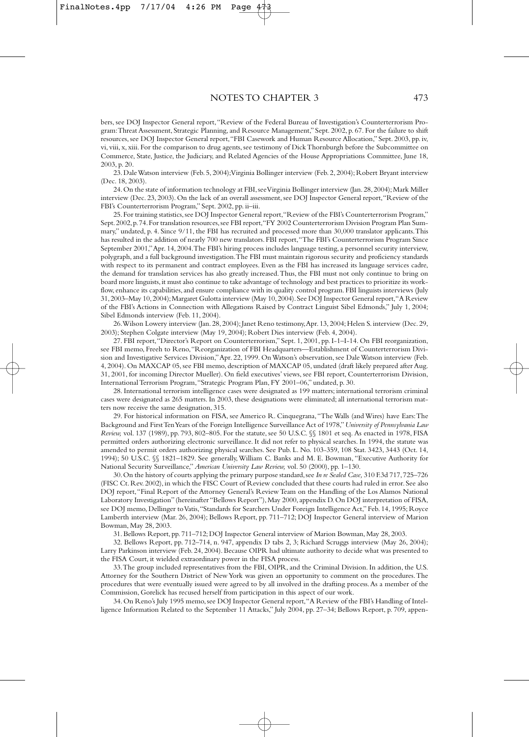bers, see DOJ Inspector General report, "Review of the Federal Bureau of Investigation's Counterterrorism Program: Threat Assessment, Strategic Planning, and Resource Management," Sept. 2002, p. 67. For the failure to shift resources, see DOJ Inspector General report, "FBI Casework and Human Resource Allocation," Sept. 2003, pp. iv, vi, viii, x, xiii. For the comparison to drug agents, see testimony of Dick Thornburgh before the Subcommittee on Commerce, State, Justice, the Judiciary, and Related Agencies of the House Appropriations Committee, June 18, 2003, p. 20.

23. Dale Watson interview (Feb. 5, 2004); Virginia Bollinger interview (Feb. 2, 2004); Robert Bryant interview (Dec. 18, 2003).

24. On the state of information technology at FBI, see Virginia Bollinger interview (Jan. 28, 2004); Mark Miller interview (Dec. 23, 2003). On the lack of an overall assessment, see DOJ Inspector General report, "Review of the FBI's Counterterrorism Program," Sept. 2002, pp. ii–iii.

25. For training statistics, see DOJ Inspector General report, "Review of the FBI's Counterterrorism Program," Sept. 2002, p. 74. For translation resources, see FBI report, "FY 2002 Counterterrorism Division Program Plan Summary," undated, p. 4. Since 9/11, the FBI has recruited and processed more than 30,000 translator applicants. This has resulted in the addition of nearly 700 new translators. FBI report, "The FBI's Counterterrorism Program Since September 2001," Apr. 14, 2004. The FBI's hiring process includes language testing, a personnel security interview, polygraph, and a full background investigation. The FBI must maintain rigorous security and proficiency standards with respect to its permanent and contract employees. Even as the FBI has increased its language services cadre, the demand for translation services has also greatly increased. Thus, the FBI must not only continue to bring on board more linguists, it must also continue to take advantage of technology and best practices to prioritize its workflow, enhance its capabilities, and ensure compliance with its quality control program. FBI linguists interviews (July 31, 2003–May 10, 2004); Margaret Gulotta interview (May 10, 2004). See DOJ Inspector General report, "A Review of the FBI's Actions in Connection with Allegations Raised by Contract Linguist Sibel Edmonds," July 1, 2004; Sibel Edmonds interview (Feb. 11, 2004).

26. Wilson Lowery interview (Jan. 28, 2004); Janet Reno testimony, Apr. 13, 2004; Helen S. interview (Dec. 29, 2003); Stephen Colgate interview (May 19, 2004); Robert Dies interview (Feb. 4, 2004).

27. FBI report, "Director's Report on Counterterrorism," Sept. 1, 2001, pp. I-1–I-14. On FBI reorganization, see FBI memo, Freeh to Reno, "Reorganization of FBI Headquarters—Establishment of Counterterrorism Division and Investigative Services Division," Apr. 22, 1999. On Watson's observation, see Dale Watson interview (Feb. 4, 2004). On MAXCAP 05, see FBI memo, description of MAXCAP 05, undated (draft likely prepared after Aug. 31, 2001, for incoming Director Mueller). On field executives' views, see FBI report, Counterterrorism Division, International Terrorism Program, "Strategic Program Plan, FY 2001–06," undated, p. 30.

28. International terrorism intelligence cases were designated as 199 matters; international terrorism criminal cases were designated as 265 matters. In 2003, these designations were eliminated; all international terrorism matters now receive the same designation, 315.

29. For historical information on FISA, see Americo R. Cinquegrana, "The Walls (and Wires) have Ears: The Background and First Ten Years of the Foreign Intelligence Surveillance Act of 1978," *University of Pennsylvania Law Review,* vol. 137 (1989), pp. 793, 802–805. For the statute, see 50 U.S.C. §§ 1801 et seq. As enacted in 1978, FISA permitted orders authorizing electronic surveillance. It did not refer to physical searches. In 1994, the statute was amended to permit orders authorizing physical searches. See Pub. L. No. 103-359, 108 Stat. 3423, 3443 (Oct. 14, 1994); 50 U.S.C. §§ 1821–1829. See generally, William C. Banks and M. E. Bowman, "Executive Authority for National Security Surveillance," *American University Law Review,* vol. 50 (2000), pp. 1–130.

30. On the history of courts applying the primary purpose standard, see *In re Sealed Case,* 310 F.3d 717, 725–726 (FISC Ct. Rev. 2002), in which the FISC Court of Review concluded that these courts had ruled in error. See also DOJ report, "Final Report of the Attorney General's Review Team on the Handling of the Los Alamos National Laboratory Investigation" (hereinafter "Bellows Report"), May 2000, appendix D. On DOJ interpretation of FISA, see DOJ memo, Dellinger to Vatis, "Standards for Searchers Under Foreign Intelligence Act," Feb. 14, 1995; Royce Lamberth interview (Mar. 26, 2004); Bellows Report, pp. 711–712; DOJ Inspector General interview of Marion Bowman, May 28, 2003.

31. Bellows Report, pp. 711–712; DOJ Inspector General interview of Marion Bowman, May 28, 2003.

32. Bellows Report, pp. 712–714, n. 947, appendix D tabs 2, 3; Richard Scruggs interview (May 26, 2004); Larry Parkinson interview (Feb. 24, 2004). Because OIPR had ultimate authority to decide what was presented to the FISA Court, it wielded extraordinary power in the FISA process.

33. The group included representatives from the FBI, OIPR, and the Criminal Division. In addition, the U.S. Attorney for the Southern District of New York was given an opportunity to comment on the procedures. The procedures that were eventually issued were agreed to by all involved in the drafting process. As a member of the Commission, Gorelick has recused herself from participation in this aspect of our work.

34. On Reno's July 1995 memo, see DOJ Inspector General report, "A Review of the FBI's Handling of Intelligence Information Related to the September 11 Attacks," July 2004, pp. 27–34; Bellows Report, p. 709, appen-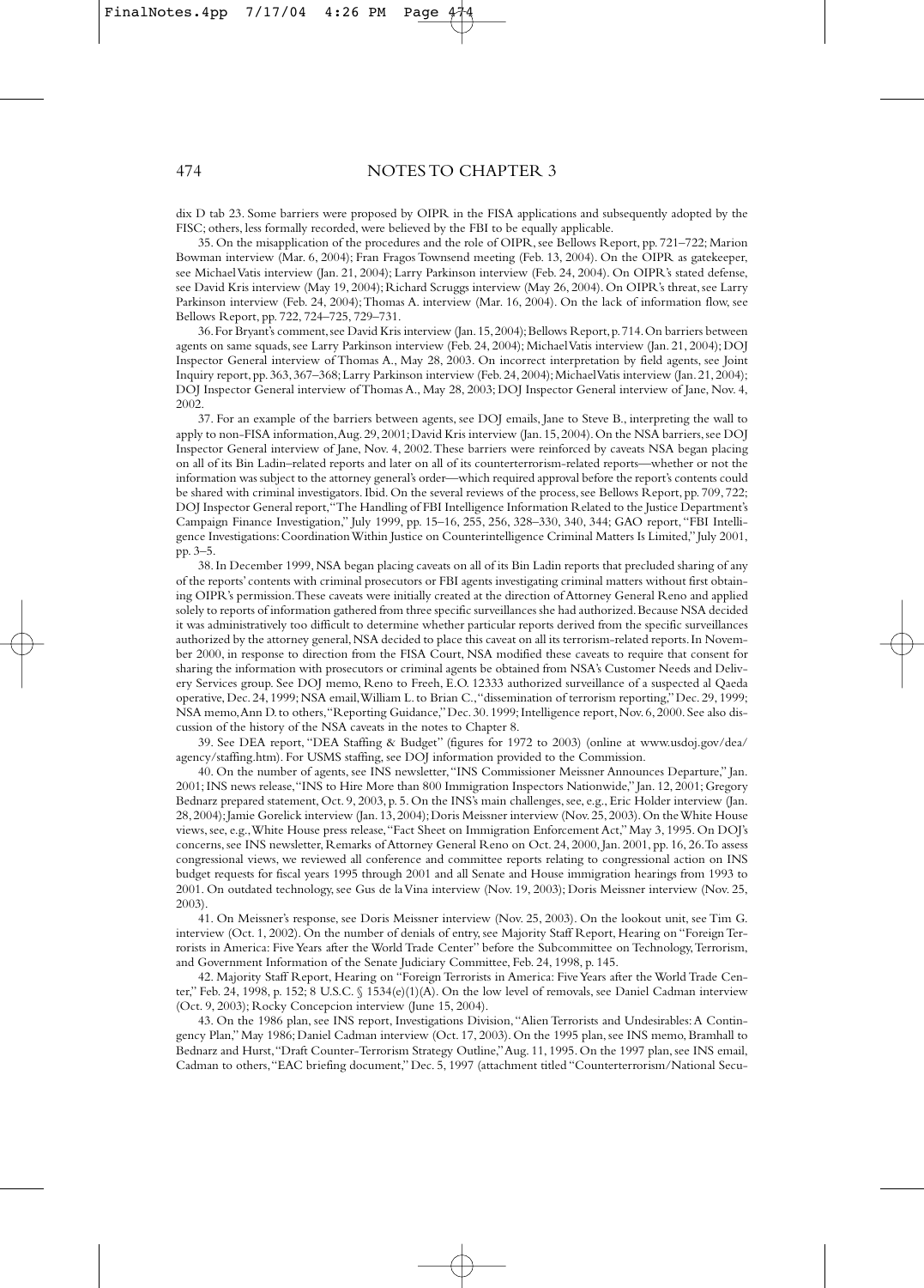dix D tab 23. Some barriers were proposed by OIPR in the FISA applications and subsequently adopted by the FISC; others, less formally recorded, were believed by the FBI to be equally applicable.

35. On the misapplication of the procedures and the role of OIPR, see Bellows Report, pp. 721–722; Marion Bowman interview (Mar. 6, 2004); Fran Fragos Townsend meeting (Feb. 13, 2004). On the OIPR as gatekeeper, see Michael Vatis interview (Jan. 21, 2004); Larry Parkinson interview (Feb. 24, 2004). On OIPR's stated defense, see David Kris interview (May 19, 2004); Richard Scruggs interview (May 26, 2004). On OIPR's threat, see Larry Parkinson interview (Feb. 24, 2004); Thomas A. interview (Mar. 16, 2004). On the lack of information flow, see Bellows Report, pp. 722, 724–725, 729–731.

36. For Bryant's comment, see David Kris interview (Jan. 15, 2004); Bellows Report, p. 714. On barriers between agents on same squads, see Larry Parkinson interview (Feb. 24, 2004); Michael Vatis interview (Jan. 21, 2004); DOJ Inspector General interview of Thomas A., May 28, 2003. On incorrect interpretation by field agents, see Joint Inquiry report, pp. 363, 367–368; Larry Parkinson interview (Feb. 24, 2004); Michael Vatis interview (Jan. 21, 2004); DOJ Inspector General interview of Thomas A., May 28, 2003; DOJ Inspector General interview of Jane, Nov. 4, 2002.

37. For an example of the barriers between agents, see DOJ emails, Jane to Steve B., interpreting the wall to apply to non-FISA information, Aug. 29, 2001; David Kris interview (Jan. 15, 2004). On the NSA barriers, see DOJ Inspector General interview of Jane, Nov. 4, 2002. These barriers were reinforced by caveats NSA began placing on all of its Bin Ladin–related reports and later on all of its counterterrorism-related reports—whether or not the information was subject to the attorney general's order—which required approval before the report's contents could be shared with criminal investigators. Ibid. On the several reviews of the process, see Bellows Report, pp. 709, 722; DOJ Inspector General report, "The Handling of FBI Intelligence Information Related to the Justice Department's Campaign Finance Investigation," July 1999, pp. 15–16, 255, 256, 328–330, 340, 344; GAO report, "FBI Intelligence Investigations: Coordination Within Justice on Counterintelligence Criminal Matters Is Limited," July 2001, pp. 3–5.

38. In December 1999, NSA began placing caveats on all of its Bin Ladin reports that precluded sharing of any of the reports' contents with criminal prosecutors or FBI agents investigating criminal matters without first obtaining OIPR's permission. These caveats were initially created at the direction of Attorney General Reno and applied solely to reports of information gathered from three specific surveillances she had authorized. Because NSA decided it was administratively too difficult to determine whether particular reports derived from the specific surveillances authorized by the attorney general, NSA decided to place this caveat on all its terrorism-related reports. In November 2000, in response to direction from the FISA Court, NSA modified these caveats to require that consent for sharing the information with prosecutors or criminal agents be obtained from NSA's Customer Needs and Delivery Services group. See DOJ memo, Reno to Freeh, E.O. 12333 authorized surveillance of a suspected al Qaeda operative, Dec. 24, 1999; NSA email, William L. to Brian C., "dissemination of terrorism reporting," Dec. 29, 1999; NSA memo, Ann D. to others, "Reporting Guidance," Dec. 30. 1999; Intelligence report, Nov. 6, 2000. See also discussion of the history of the NSA caveats in the notes to Chapter 8.

39. See DEA report, "DEA Staffing & Budget" (figures for 1972 to 2003) (online at www.usdoj.gov/dea/agency/staffing.htm). For USMS staffing, see DOJ information provided to the Commission.

40. On the number of agents, see INS newsletter, "INS Commissioner Meissner Announces Departure," Jan. 2001; INS news release, "INS to Hire More than 800 Immigration Inspectors Nationwide," Jan. 12, 2001; Gregory Bednarz prepared statement, Oct. 9, 2003, p. 5. On the INS's main challenges, see, e.g., Eric Holder interview (Jan. 28, 2004); Jamie Gorelick interview (Jan. 13, 2004); Doris Meissner interview (Nov. 25, 2003). On the White House views, see, e.g., White House press release, "Fact Sheet on Immigration Enforcement Act," May 3, 1995. On DOJ's concerns, see INS newsletter, Remarks of Attorney General Reno on Oct. 24, 2000, Jan. 2001, pp. 16, 26. To assess congressional views, we reviewed all conference and committee reports relating to congressional action on INS budget requests for fiscal years 1995 through 2001 and all Senate and House immigration hearings from 1993 to 2001. On outdated technology, see Gus de la Vina interview (Nov. 19, 2003); Doris Meissner interview (Nov. 25, 2003).

41. On Meissner's response, see Doris Meissner interview (Nov. 25, 2003). On the lookout unit, see Tim G. interview (Oct. 1, 2002). On the number of denials of entry, see Majority Staff Report, Hearing on "Foreign Terrorists in America: Five Years after the World Trade Center" before the Subcommittee on Technology, Terrorism, and Government Information of the Senate Judiciary Committee, Feb. 24, 1998, p. 145.

42. Majority Staff Report, Hearing on "Foreign Terrorists in America: Five Years after the World Trade Center," Feb. 24, 1998, p. 152; 8 U.S.C. § 1534(e)(1)(A). On the low level of removals, see Daniel Cadman interview (Oct. 9, 2003); Rocky Concepcion interview (June 15, 2004).

43. On the 1986 plan, see INS report, Investigations Division, "Alien Terrorists and Undesirables: A Contingency Plan," May 1986; Daniel Cadman interview (Oct. 17, 2003). On the 1995 plan, see INS memo, Bramhall to Bednarz and Hurst, "Draft Counter-Terrorism Strategy Outline," Aug. 11, 1995. On the 1997 plan, see INS email, Cadman to others, "EAC briefing document," Dec. 5, 1997 (attachment titled "Counterterrorism/National Secu-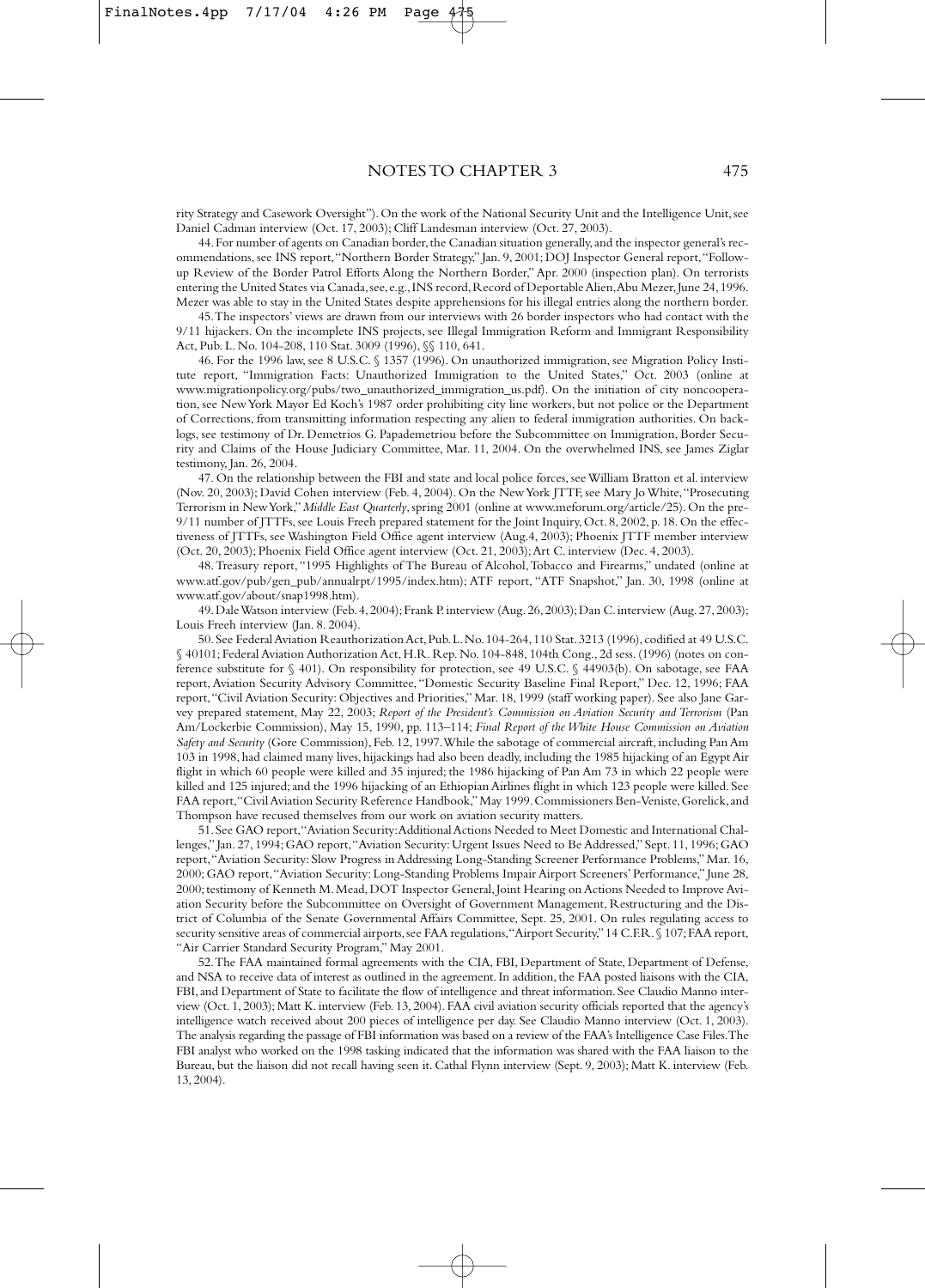rity Strategy and Casework Oversight"). On the work of the National Security Unit and the Intelligence Unit, see Daniel Cadman interview (Oct. 17, 2003); Cliff Landesman interview (Oct. 27, 2003).

44. For number of agents on Canadian border, the Canadian situation generally, and the inspector general's recommendations, see INS report, "Northern Border Strategy," Jan. 9, 2001; DOJ Inspector General report, "Follow-up Review of the Border Patrol Efforts Along the Northern Border," Apr. 2000 (inspection plan). On terrorists entering the United States via Canada, see, e.g., INS record, Record of Deportable Alien, Abu Mezer, June 24, 1996. Mezer was able to stay in the United States despite apprehensions for his illegal entries along the northern border.

45. The inspectors' views are drawn from our interviews with 26 border inspectors who had contact with the 9/11 hijackers. On the incomplete INS projects, see Illegal Immigration Reform and Immigrant Responsibility Act, Pub. L. No. 104-208, 110 Stat. 3009 (1996), §§ 110, 641.

46. For the 1996 law, see 8 U.S.C. § 1357 (1996). On unauthorized immigration, see Migration Policy Institute report, "Immigration Facts: Unauthorized Immigration to the United States," Oct. 2003 (online at www.migrationpolicy.org/pubs/two_unauthorized_immigration_us.pdf). On the initiation of city noncooperation, see New York Mayor Ed Koch's 1987 order prohibiting city line workers, but not police or the Department of Corrections, from transmitting information respecting any alien to federal immigration authorities. On backlogs, see testimony of Dr. Demetrios G. Papademetriou before the Subcommittee on Immigration, Border Security and Claims of the House Judiciary Committee, Mar. 11, 2004. On the overwhelmed INS, see James Ziglar testimony, Jan. 26, 2004.

47. On the relationship between the FBI and state and local police forces, see William Bratton et al. interview (Nov. 20, 2003); David Cohen interview (Feb. 4, 2004). On the New York JTTF, see Mary Jo White, "Prosecuting Terrorism in New York," *Middle East Quarterly*, spring 2001 (online at www.meforum.org/article/25). On the pre-9/11 number of JTTFs, see Louis Freeh prepared statement for the Joint Inquiry, Oct. 8, 2002, p. 18. On the effectiveness of JTTFs, see Washington Field Office agent interview (Aug. 4, 2003); Phoenix JTTF member interview (Oct. 20, 2003); Phoenix Field Office agent interview (Oct. 21, 2003); Art C. interview (Dec. 4, 2003).

48. Treasury report, "1995 Highlights of The Bureau of Alcohol, Tobacco and Firearms," undated (online at www.atf.gov/pub/gen_pub/annualrpt/1995/index.htm); ATF report, "ATF Snapshot," Jan. 30, 1998 (online at www.atf.gov/about/snap1998.htm).

49. Dale Watson interview (Feb. 4, 2004); Frank P. interview (Aug. 26, 2003); Dan C. interview (Aug. 27, 2003); Louis Freeh interview (Jan. 8. 2004).

50. See Federal Aviation Reauthorization Act, Pub. L. No. 104-264, 110 Stat. 3213 (1996), codified at 49 U.S.C. § 40101; Federal Aviation Authorization Act, H.R. Rep. No. 104-848, 104th Cong., 2d sess. (1996) (notes on conference substitute for § 401). On responsibility for protection, see 49 U.S.C. § 44903(b). On sabotage, see FAA report, Aviation Security Advisory Committee, "Domestic Security Baseline Final Report," Dec. 12, 1996; FAA report, "Civil Aviation Security: Objectives and Priorities," Mar. 18, 1999 (staff working paper). See also Jane Garvey prepared statement, May 22, 2003; *Report of the President's Commission on Aviation Security and Terrorism* (Pan Am/Lockerbie Commission), May 15, 1990, pp. 113–114; *Final Report of the White House Commission on Aviation Safety and Security* (Gore Commission), Feb. 12, 1997. While the sabotage of commercial aircraft, including Pan Am 103 in 1998, had claimed many lives, hijackings had also been deadly, including the 1985 hijacking of an Egypt Air flight in which 60 people were killed and 35 injured; the 1986 hijacking of Pan Am 73 in which 22 people were killed and 125 injured; and the 1996 hijacking of an Ethiopian Airlines flight in which 123 people were killed. See FAA report, "Civil Aviation Security Reference Handbook," May 1999. Commissioners Ben-Veniste, Gorelick, and Thompson have recused themselves from our work on aviation security matters.

51. See GAO report, "Aviation Security: Additional Actions Needed to Meet Domestic and International Challenges," Jan. 27, 1994; GAO report, "Aviation Security: Urgent Issues Need to Be Addressed," Sept. 11, 1996; GAO report, "Aviation Security: Slow Progress in Addressing Long-Standing Screener Performance Problems," Mar. 16, 2000; GAO report, "Aviation Security: Long-Standing Problems Impair Airport Screeners' Performance," June 28, 2000; testimony of Kenneth M. Mead, DOT Inspector General, Joint Hearing on Actions Needed to Improve Aviation Security before the Subcommittee on Oversight of Government Management, Restructuring and the District of Columbia of the Senate Governmental Affairs Committee, Sept. 25, 2001. On rules regulating access to security sensitive areas of commercial airports, see FAA regulations, "Airport Security," 14 C.F.R. § 107; FAA report, "Air Carrier Standard Security Program," May 2001.

52. The FAA maintained formal agreements with the CIA, FBI, Department of State, Department of Defense, and NSA to receive data of interest as outlined in the agreement. In addition, the FAA posted liaisons with the CIA, FBI, and Department of State to facilitate the flow of intelligence and threat information. See Claudio Manno interview (Oct. 1, 2003); Matt K. interview (Feb. 13, 2004). FAA civil aviation security officials reported that the agency's intelligence watch received about 200 pieces of intelligence per day. See Claudio Manno interview (Oct. 1, 2003). The analysis regarding the passage of FBI information was based on a review of the FAA's Intelligence Case Files. The FBI analyst who worked on the 1998 tasking indicated that the information was shared with the FAA liaison to the Bureau, but the liaison did not recall having seen it. Cathal Flynn interview (Sept. 9, 2003); Matt K. interview (Feb. 13, 2004).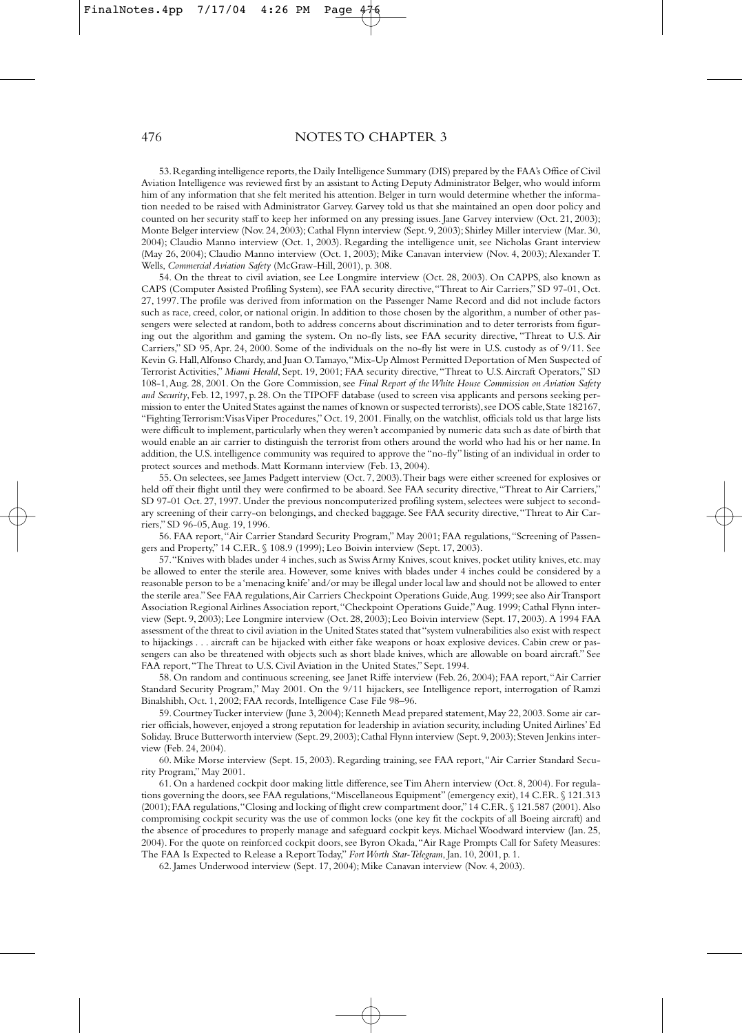53. Regarding intelligence reports, the Daily Intelligence Summary (DIS) prepared by the FAA's Office of Civil Aviation Intelligence was reviewed first by an assistant to Acting Deputy Administrator Belger, who would inform him of any information that she felt merited his attention. Belger in turn would determine whether the information needed to be raised with Administrator Garvey. Garvey told us that she maintained an open door policy and counted on her security staff to keep her informed on any pressing issues. Jane Garvey interview (Oct. 21, 2003); Monte Belger interview (Nov. 24, 2003); Cathal Flynn interview (Sept. 9, 2003); Shirley Miller interview (Mar. 30, 2004); Claudio Manno interview (Oct. 1, 2003). Regarding the intelligence unit, see Nicholas Grant interview (May 26, 2004); Claudio Manno interview (Oct. 1, 2003); Mike Canavan interview (Nov. 4, 2003); Alexander T. Wells, *Commercial Aviation Safety* (McGraw-Hill, 2001), p. 308.

54. On the threat to civil aviation, see Lee Longmire interview (Oct. 28, 2003). On CAPPS, also known as CAPS (Computer Assisted Profiling System), see FAA security directive, "Threat to Air Carriers," SD 97-01, Oct. 27, 1997. The profile was derived from information on the Passenger Name Record and did not include factors such as race, creed, color, or national origin. In addition to those chosen by the algorithm, a number of other passengers were selected at random, both to address concerns about discrimination and to deter terrorists from figuring out the algorithm and gaming the system. On no-fly lists, see FAA security directive, "Threat to U.S. Air Carriers," SD 95, Apr. 24, 2000. Some of the individuals on the no-fly list were in U.S. custody as of 9/11. See Kevin G. Hall, Alfonso Chardy, and Juan O. Tamayo, "Mix-Up Almost Permitted Deportation of Men Suspected of Terrorist Activities," *Miami Herald*, Sept. 19, 2001; FAA security directive, "Threat to U.S. Aircraft Operators," SD 108-1, Aug. 28, 2001. On the Gore Commission, see *Final Report of the White House Commission on Aviation Safety and Security*, Feb. 12, 1997, p. 28. On the TIPOFF database (used to screen visa applicants and persons seeking permission to enter the United States against the names of known or suspected terrorists), see DOS cable, State 182167, "Fighting Terrorism: Visas Viper Procedures," Oct. 19, 2001. Finally, on the watchlist, officials told us that large lists were difficult to implement, particularly when they weren't accompanied by numeric data such as date of birth that would enable an air carrier to distinguish the terrorist from others around the world who had his or her name. In addition, the U.S. intelligence community was required to approve the "no-fly" listing of an individual in order to protect sources and methods. Matt Kormann interview (Feb. 13, 2004).

55. On selectees, see James Padgett interview (Oct. 7, 2003). Their bags were either screened for explosives or held off their flight until they were confirmed to be aboard. See FAA security directive, "Threat to Air Carriers," SD 97-01 Oct. 27, 1997. Under the previous noncomputerized profiling system, selectees were subject to secondary screening of their carry-on belongings, and checked baggage. See FAA security directive, "Threat to Air Carriers," SD 96-05, Aug. 19, 1996.

56. FAA report, "Air Carrier Standard Security Program," May 2001; FAA regulations, "Screening of Passengers and Property," 14 C.F.R. § 108.9 (1999); Leo Boivin interview (Sept. 17, 2003).

57. "Knives with blades under 4 inches, such as Swiss Army Knives, scout knives, pocket utility knives, etc. may be allowed to enter the sterile area. However, some knives with blades under 4 inches could be considered by a reasonable person to be a 'menacing knife' and/or may be illegal under local law and should not be allowed to enter the sterile area." See FAA regulations, Air Carriers Checkpoint Operations Guide, Aug. 1999; see also Air Transport Association Regional Airlines Association report, "Checkpoint Operations Guide," Aug. 1999; Cathal Flynn interview (Sept. 9, 2003); Lee Longmire interview (Oct. 28, 2003); Leo Boivin interview (Sept. 17, 2003). A 1994 FAA assessment of the threat to civil aviation in the United States stated that "system vulnerabilities also exist with respect to hijackings . . . aircraft can be hijacked with either fake weapons or hoax explosive devices. Cabin crew or passengers can also be threatened with objects such as short blade knives, which are allowable on board aircraft." See FAA report, "The Threat to U.S. Civil Aviation in the United States," Sept. 1994.

58. On random and continuous screening, see Janet Riffe interview (Feb. 26, 2004); FAA report, "Air Carrier Standard Security Program," May 2001. On the 9/11 hijackers, see Intelligence report, interrogation of Ramzi Binalshibh, Oct. 1, 2002; FAA records, Intelligence Case File 98–96.

59. Courtney Tucker interview (June 3, 2004); Kenneth Mead prepared statement, May 22, 2003. Some air carrier officials, however, enjoyed a strong reputation for leadership in aviation security, including United Airlines' Ed Soliday. Bruce Butterworth interview (Sept. 29, 2003); Cathal Flynn interview (Sept. 9, 2003); Steven Jenkins interview (Feb. 24, 2004).

60. Mike Morse interview (Sept. 15, 2003). Regarding training, see FAA report, "Air Carrier Standard Security Program," May 2001.

61. On a hardened cockpit door making little difference, see Tim Ahern interview (Oct. 8, 2004). For regulations governing the doors, see FAA regulations, "Miscellaneous Equipment" (emergency exit), 14 C.F.R. § 121.313 (2001); FAA regulations, "Closing and locking of flight crew compartment door," 14 C.F.R. § 121.587 (2001). Also compromising cockpit security was the use of common locks (one key fit the cockpits of all Boeing aircraft) and the absence of procedures to properly manage and safeguard cockpit keys. Michael Woodward interview (Jan. 25, 2004). For the quote on reinforced cockpit doors, see Byron Okada, "Air Rage Prompts Call for Safety Measures: The FAA Is Expected to Release a Report Today," *Fort Worth Star-Telegram*, Jan. 10, 2001, p. 1.

62. James Underwood interview (Sept. 17, 2004); Mike Canavan interview (Nov. 4, 2003).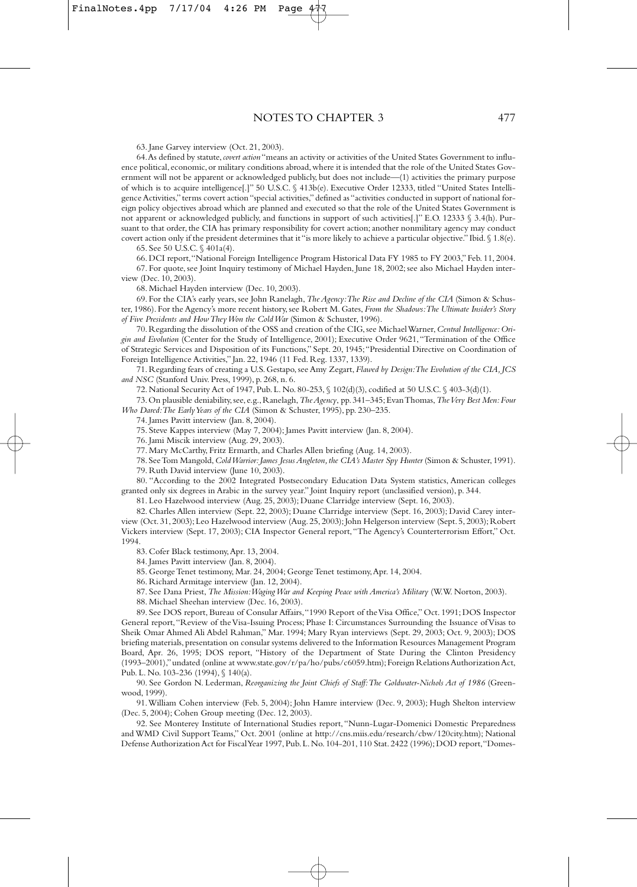# NOTES TO CHAPTER 3

63. Jane Garvey interview (Oct. 21, 2003).

64. As defined by statute, *covert action* "means an activity or activities of the United States Government to influence political, economic, or military conditions abroad, where it is intended that the role of the United States Government will not be apparent or acknowledged publicly, but does not include—(1) activities the primary purpose of which is to acquire intelligence[.]" 50 U.S.C. § 413b(e). Executive Order 12333, titled "United States Intelligence Activities," terms covert action "special activities," defined as "activities conducted in support of national foreign policy objectives abroad which are planned and executed so that the role of the United States Government is not apparent or acknowledged publicly, and functions in support of such activities[.]" E.O. 12333 § 3.4(h). Pursuant to that order, the CIA has primary responsibility for covert action; another nonmilitary agency may conduct covert action only if the president determines that it "is more likely to achieve a particular objective." Ibid. § 1.8(e).

65. See 50 U.S.C. § 401a(4).

66. DCI report, "National Foreign Intelligence Program Historical Data FY 1985 to FY 2003," Feb. 11, 2004.

67. For quote, see Joint Inquiry testimony of Michael Hayden, June 18, 2002; see also Michael Hayden interview (Dec. 10, 2003).

68. Michael Hayden interview (Dec. 10, 2003).

69. For the CIA's early years, see John Ranelagh, *The Agency: The Rise and Decline of the CIA* (Simon & Schuster, 1986). For the Agency's more recent history, see Robert M. Gates, *From the Shadows: The Ultimate Insider's Story of Five Presidents and How They Won the Cold War* (Simon & Schuster, 1996).

70. Regarding the dissolution of the OSS and creation of the CIG, see Michael Warner, *Central Intelligence: Origin and Evolution* (Center for the Study of Intelligence, 2001); Executive Order 9621, "Termination of the Office of Strategic Services and Disposition of its Functions," Sept. 20, 1945; "Presidential Directive on Coordination of Foreign Intelligence Activities," Jan. 22, 1946 (11 Fed. Reg. 1337, 1339).

71. Regarding fears of creating a U.S. Gestapo, see Amy Zegart, *Flawed by Design: The Evolution of the CIA, JCS and NSC* (Stanford Univ. Press, 1999), p. 268, n. 6.

72. National Security Act of 1947, Pub. L. No. 80-253, § 102(d)(3), codified at 50 U.S.C. § 403-3(d)(1).

73. On plausible deniability, see, e.g., Ranelagh, *The Agency*, pp. 341–345; Evan Thomas, *The Very Best Men: Four Who Dared: The Early Years of the CIA* (Simon & Schuster, 1995), pp. 230–235.

74. James Pavitt interview (Jan. 8, 2004).

75. Steve Kappes interview (May 7, 2004); James Pavitt interview (Jan. 8, 2004).

76. Jami Miscik interview (Aug. 29, 2003).

77. Mary McCarthy, Fritz Ermarth, and Charles Allen briefing (Aug. 14, 2003).

78. See Tom Mangold, *Cold Warrior: James Jesus Angleton, the CIA's Master Spy Hunter* (Simon & Schuster, 1991).

79. Ruth David interview (June 10, 2003).

80. "According to the 2002 Integrated Postsecondary Education Data System statistics, American colleges granted only six degrees in Arabic in the survey year." Joint Inquiry report (unclassified version), p. 344.

81. Leo Hazelwood interview (Aug. 25, 2003); Duane Clarridge interview (Sept. 16, 2003).

82. Charles Allen interview (Sept. 22, 2003); Duane Clarridge interview (Sept. 16, 2003); David Carey interview (Oct. 31, 2003); Leo Hazelwood interview (Aug. 25, 2003); John Helgerson interview (Sept. 5, 2003); Robert Vickers interview (Sept. 17, 2003); CIA Inspector General report, "The Agency's Counterterrorism Effort," Oct. 1994.

83. Cofer Black testimony, Apr. 13, 2004.

84. James Pavitt interview (Jan. 8, 2004).

85. George Tenet testimony, Mar. 24, 2004; George Tenet testimony, Apr. 14, 2004.

86. Richard Armitage interview (Jan. 12, 2004).

87. See Dana Priest, *The Mission: Waging War and Keeping Peace with America's Military* (W.W. Norton, 2003).

88. Michael Sheehan interview (Dec. 16, 2003).

89. See DOS report, Bureau of Consular Affairs, "1990 Report of the Visa Office," Oct. 1991; DOS Inspector General report, "Review of the Visa-Issuing Process; Phase I: Circumstances Surrounding the Issuance of Visas to Sheik Omar Ahmed Ali Abdel Rahman," Mar. 1994; Mary Ryan interviews (Sept. 29, 2003; Oct. 9, 2003); DOS briefing materials, presentation on consular systems delivered to the Information Resources Management Program Board, Apr. 26, 1995; DOS report, "History of the Department of State During the Clinton Presidency (1993–2001)," undated (online at www.state.gov/r/pa/ho/pubs/c6059.htm); Foreign Relations Authorization Act, Pub. L. No. 103-236 (1994), § 140(a).

90. See Gordon N. Lederman, *Reorganizing the Joint Chiefs of Staff: The Goldwater-Nichols Act of 1986* (Greenwood, 1999).

91. William Cohen interview (Feb. 5, 2004); John Hamre interview (Dec. 9, 2003); Hugh Shelton interview (Dec. 5, 2004); Cohen Group meeting (Dec. 12, 2003).

92. See Monterey Institute of International Studies report, "Nunn-Lugar-Domenici Domestic Preparedness and WMD Civil Support Teams," Oct. 2001 (online at http://cns.miis.edu/research/cbw/120city.htm); National Defense Authorization Act for Fiscal Year 1997, Pub. L. No. 104-201, 110 Stat. 2422 (1996); DOD report, "Domes-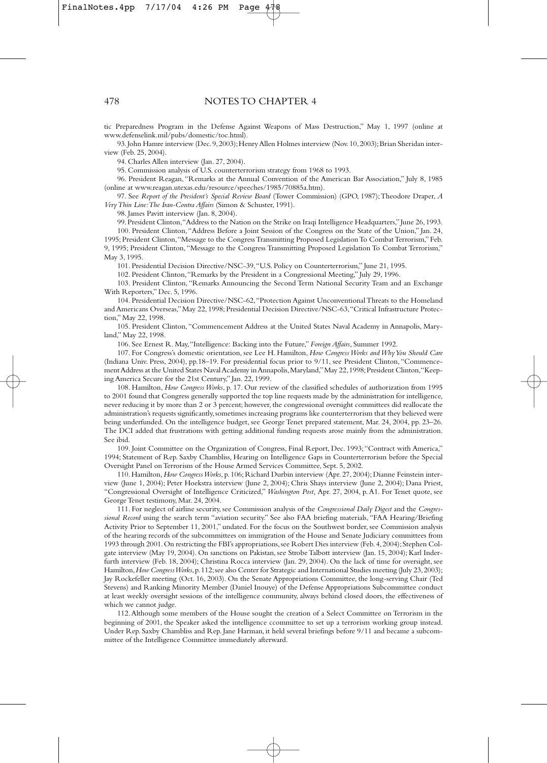tic Preparedness Program in the Defense Against Weapons of Mass Destruction," May 1, 1997 (online at www.defenselink.mil/pubs/domestic/toc.html).

93. John Hamre interview (Dec. 9, 2003); Henry Allen Holmes interview (Nov. 10, 2003); Brian Sheridan interview (Feb. 25, 2004).

94. Charles Allen interview (Jan. 27, 2004).

95. Commission analysis of U.S. counterterrorism strategy from 1968 to 1993.

96. President Reagan, "Remarks at the Annual Convention of the American Bar Association," July 8, 1985 (online at www.reagan.utexas.edu/resource/speeches/1985/70885a.htm).

97. See *Report of the President's Special Review Board* (Tower Commission) (GPO, 1987); Theodore Draper, *A Very Thin Line: The Iran-Contra Affairs* (Simon & Schuster, 1991).

98. James Pavitt interview (Jan. 8, 2004).

99. President Clinton, "Address to the Nation on the Strike on Iraqi Intelligence Headquarters," June 26, 1993.

100. President Clinton, "Address Before a Joint Session of the Congress on the State of the Union," Jan. 24, 1995; President Clinton, "Message to the Congress Transmitting Proposed Legislation To Combat Terrorism," Feb. 9, 1995; President Clinton, "Message to the Congress Transmitting Proposed Legislation To Combat Terrorism," May 3, 1995.

101. Presidential Decision Directive/NSC-39, "U.S. Policy on Counterterrorism," June 21, 1995.

102. President Clinton, "Remarks by the President in a Congressional Meeting," July 29, 1996.

103. President Clinton, "Remarks Announcing the Second Term National Security Team and an Exchange With Reporters," Dec. 5, 1996.

104. Presidential Decision Directive/NSC-62, "Protection Against Unconventional Threats to the Homeland and Americans Overseas," May 22, 1998; Presidential Decision Directive/NSC-63, "Critical Infrastructure Protection," May 22, 1998.

105. President Clinton, "Commencement Address at the United States Naval Academy in Annapolis, Maryland," May 22, 1998.

106. See Ernest R. May, "Intelligence: Backing into the Future," *Foreign Affairs*, Summer 1992.

107. For Congress's domestic orientation, see Lee H. Hamilton, *How Congress Works and Why You Should Care* (Indiana Univ. Press, 2004), pp.18–19. For presidential focus prior to 9/11, see President Clinton, "Commencement Address at the United States Naval Academy in Annapolis, Maryland," May 22, 1998; President Clinton, "Keeping America Secure for the 21st Century," Jan. 22, 1999.

108. Hamilton, *How Congress Works*, p. 17. Our review of the classified schedules of authorization from 1995 to 2001 found that Congress generally supported the top line requests made by the administration for intelligence, never reducing it by more than 2 or 3 percent; however, the congressional oversight committees did reallocate the administration's requests significantly, sometimes increasing programs like counterterrorism that they believed were being underfunded. On the intelligence budget, see George Tenet prepared statement, Mar. 24, 2004, pp. 23–26. The DCI added that frustrations with getting additional funding requests arose mainly from the administration. See ibid.

109. Joint Committee on the Organization of Congress, Final Report, Dec. 1993; "Contract with America," 1994; Statement of Rep. Saxby Chambliss, Hearing on Intelligence Gaps in Counterterrorism before the Special Oversight Panel on Terrorism of the House Armed Services Committee, Sept. 5, 2002.

110. Hamilton, *How Congress Works*, p. 106; Richard Durbin interview (Apr. 27, 2004); Dianne Feinstein interview (June 1, 2004); Peter Hoekstra interview (June 2, 2004); Chris Shays interview (June 2, 2004); Dana Priest, "Congressional Oversight of Intelligence Criticized," *Washington Post,* Apr. 27, 2004, p. A1. For Tenet quote, see George Tenet testimony, Mar. 24, 2004.

111. For neglect of airline security, see Commission analysis of the *Congressional Daily Digest* and the *Congressional Record* using the search term "aviation security." See also FAA briefing materials, "FAA Hearing/Briefing Activity Prior to September 11, 2001," undated. For the focus on the Southwest border, see Commission analysis of the hearing records of the subcommittees on immigration of the House and Senate Judiciary committees from 1993 through 2001. On restricting the FBI's appropriations, see Robert Dies interview (Feb. 4, 2004); Stephen Colgate interview (May 19, 2004). On sanctions on Pakistan, see Strobe Talbott interview (Jan. 15, 2004); Karl Inderfurth interview (Feb. 18, 2004); Christina Rocca interview (Jan. 29, 2004). On the lack of time for oversight, see Hamilton, *How Congress Works*, p. 112; see also Center for Strategic and International Studies meeting (July 23, 2003); Jay Rockefeller meeting (Oct. 16, 2003). On the Senate Appropriations Committee, the long-serving Chair (Ted Stevens) and Ranking Minority Member (Daniel Inouye) of the Defense Appropriations Subcommittee conduct at least weekly oversight sessions of the intelligence community, always behind closed doors, the effectiveness of which we cannot judge.

112. Although some members of the House sought the creation of a Select Committee on Terrorism in the beginning of 2001, the Speaker asked the intelligence ccommittee to set up a terrorism working group instead. Under Rep. Saxby Chambliss and Rep. Jane Harman, it held several briefings before 9/11 and became a subcommittee of the Intelligence Committee immediately afterward.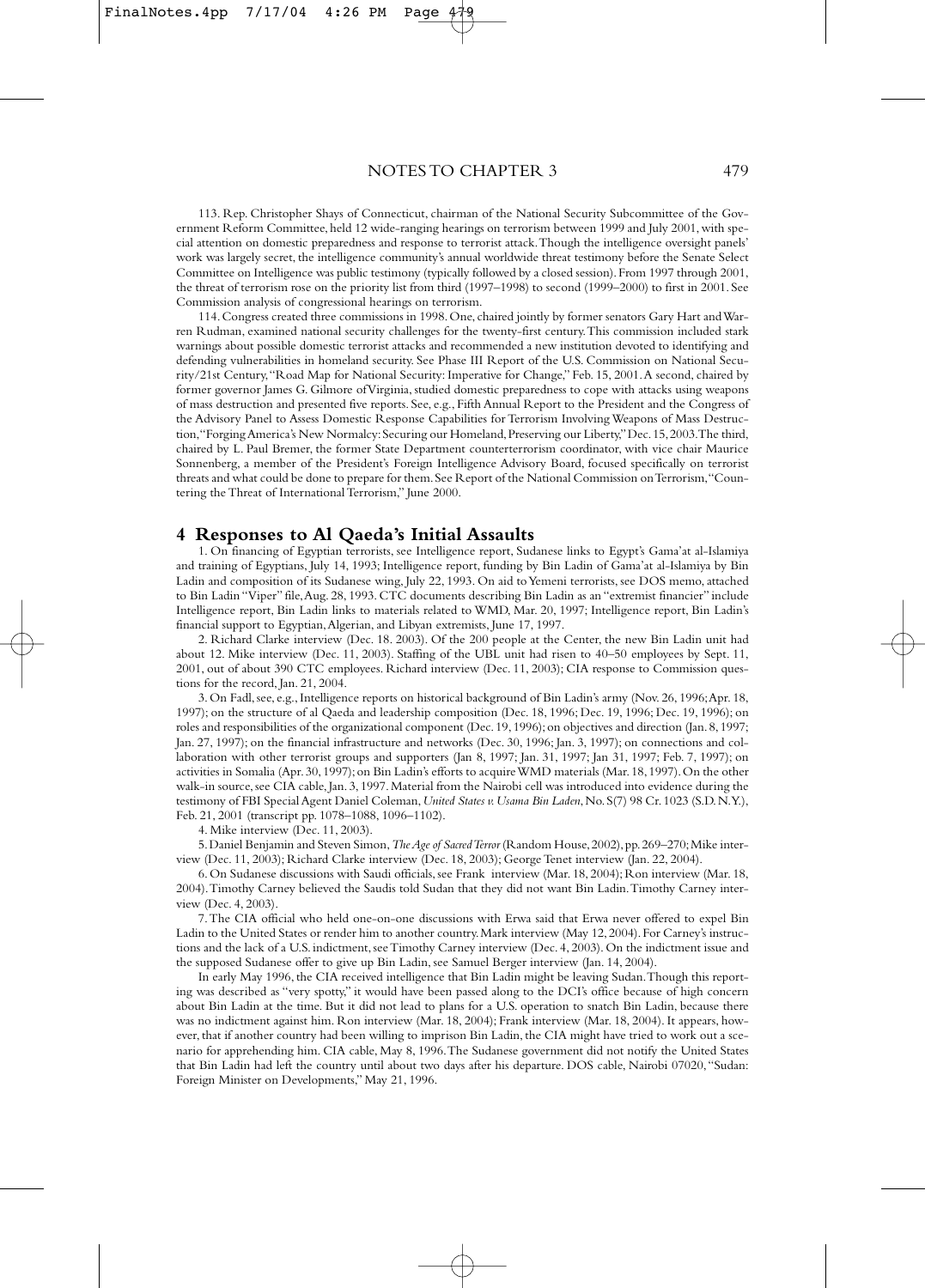113. Rep. Christopher Shays of Connecticut, chairman of the National Security Subcommittee of the Government Reform Committee, held 12 wide-ranging hearings on terrorism between 1999 and July 2001, with special attention on domestic preparedness and response to terrorist attack. Though the intelligence oversight panels' work was largely secret, the intelligence community's annual worldwide threat testimony before the Senate Select Committee on Intelligence was public testimony (typically followed by a closed session). From 1997 through 2001, the threat of terrorism rose on the priority list from third (1997–1998) to second (1999–2000) to first in 2001. See Commission analysis of congressional hearings on terrorism.

114. Congress created three commissions in 1998. One, chaired jointly by former senators Gary Hart and Warren Rudman, examined national security challenges for the twenty-first century. This commission included stark warnings about possible domestic terrorist attacks and recommended a new institution devoted to identifying and defending vulnerabilities in homeland security. See Phase III Report of the U.S. Commission on National Security/21st Century, "Road Map for National Security: Imperative for Change," Feb. 15, 2001. A second, chaired by former governor James G. Gilmore of Virginia, studied domestic preparedness to cope with attacks using weapons of mass destruction and presented five reports. See, e.g., Fifth Annual Report to the President and the Congress of the Advisory Panel to Assess Domestic Response Capabilities for Terrorism Involving Weapons of Mass Destruction, "Forging America's New Normalcy: Securing our Homeland, Preserving our Liberty," Dec. 15, 2003. The third, chaired by L. Paul Bremer, the former State Department counterterrorism coordinator, with vice chair Maurice Sonnenberg, a member of the President's Foreign Intelligence Advisory Board, focused specifically on terrorist threats and what could be done to prepare for them. See Report of the National Commission on Terrorism, "Countering the Threat of International Terrorism," June 2000.

## 4 Responses to Al Qaeda's Initial Assaults

1. On financing of Egyptian terrorists, see Intelligence report, Sudanese links to Egypt's Gama'at al-Islamiya and training of Egyptians, July 14, 1993; Intelligence report, funding by Bin Ladin of Gama'at al-Islamiya by Bin Ladin and composition of its Sudanese wing, July 22, 1993. On aid to Yemeni terrorists, see DOS memo, attached to Bin Ladin "Viper" file, Aug. 28, 1993. CTC documents describing Bin Ladin as an "extremist financier" include Intelligence report, Bin Ladin links to materials related to WMD, Mar. 20, 1997; Intelligence report, Bin Ladin's financial support to Egyptian, Algerian, and Libyan extremists, June 17, 1997.

2. Richard Clarke interview (Dec. 18. 2003). Of the 200 people at the Center, the new Bin Ladin unit had about 12. Mike interview (Dec. 11, 2003). Staffing of the UBL unit had risen to 40–50 employees by Sept. 11, 2001, out of about 390 CTC employees. Richard interview (Dec. 11, 2003); CIA response to Commission questions for the record, Jan. 21, 2004.

3. On Fadl, see, e.g., Intelligence reports on historical background of Bin Ladin's army (Nov. 26, 1996; Apr. 18, 1997); on the structure of al Qaeda and leadership composition (Dec. 18, 1996; Dec. 19, 1996; Dec. 19, 1996); on roles and responsibilities of the organizational component (Dec. 19, 1996); on objectives and direction (Jan. 8, 1997; Jan. 27, 1997); on the financial infrastructure and networks (Dec. 30, 1996; Jan. 3, 1997); on connections and collaboration with other terrorist groups and supporters (Jan 8, 1997; Jan. 31, 1997; Jan 31, 1997; Feb. 7, 1997); on activities in Somalia (Apr. 30, 1997); on Bin Ladin's efforts to acquire WMD materials (Mar. 18, 1997). On the other walk-in source, see CIA cable, Jan. 3, 1997. Material from the Nairobi cell was introduced into evidence during the testimony of FBI Special Agent Daniel Coleman, *United States v. Usama Bin Laden*, No. S(7) 98 Cr. 1023 (S.D. N.Y.), Feb. 21, 2001 (transcript pp. 1078–1088, 1096–1102).

4. Mike interview (Dec. 11, 2003).

5. Daniel Benjamin and Steven Simon, *The Age of Sacred Terror* (Random House, 2002), pp. 269–270; Mike interview (Dec. 11, 2003); Richard Clarke interview (Dec. 18, 2003); George Tenet interview (Jan. 22, 2004).

6. On Sudanese discussions with Saudi officials, see Frank interview (Mar. 18, 2004); Ron interview (Mar. 18, 2004). Timothy Carney believed the Saudis told Sudan that they did not want Bin Ladin. Timothy Carney interview (Dec. 4, 2003).

7. The CIA official who held one-on-one discussions with Erwa said that Erwa never offered to expel Bin Ladin to the United States or render him to another country. Mark interview (May 12, 2004). For Carney's instructions and the lack of a U.S. indictment, see Timothy Carney interview (Dec. 4, 2003). On the indictment issue and the supposed Sudanese offer to give up Bin Ladin, see Samuel Berger interview (Jan. 14, 2004).

In early May 1996, the CIA received intelligence that Bin Ladin might be leaving Sudan. Though this reporting was described as "very spotty," it would have been passed along to the DCI's office because of high concern about Bin Ladin at the time. But it did not lead to plans for a U.S. operation to snatch Bin Ladin, because there was no indictment against him. Ron interview (Mar. 18, 2004); Frank interview (Mar. 18, 2004). It appears, however, that if another country had been willing to imprison Bin Ladin, the CIA might have tried to work out a scenario for apprehending him. CIA cable, May 8, 1996. The Sudanese government did not notify the United States that Bin Ladin had left the country until about two days after his departure. DOS cable, Nairobi 07020, "Sudan: Foreign Minister on Developments," May 21, 1996.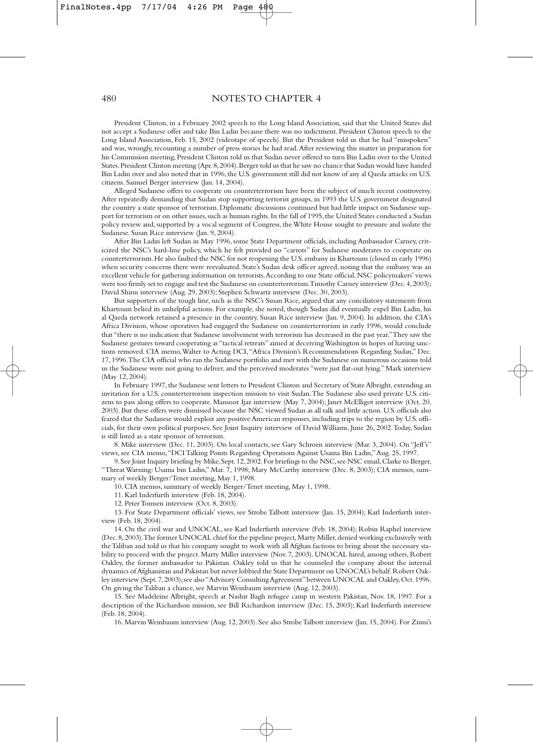President Clinton, in a February 2002 speech to the Long Island Association, said that the United States did not accept a Sudanese offer and take Bin Ladin because there was no indictment. President Clinton speech to the Long Island Association, Feb. 15, 2002 (videotape of speech). But the President told us that he had "misspoken" and was, wrongly, recounting a number of press stories he had read. After reviewing this matter in preparation for his Commission meeting, President Clinton told us that Sudan never offered to turn Bin Ladin over to the United States. President Clinton meeting (Apr. 8, 2004). Berger told us that he saw no chance that Sudan would have handed Bin Ladin over and also noted that in 1996, the U.S. government still did not know of any al Qaeda attacks on U.S. citizens. Samuel Berger interview (Jan. 14, 2004).

Alleged Sudanese offers to cooperate on counterterrorism have been the subject of much recent controversy. After repeatedly demanding that Sudan stop supporting terrorist groups, in 1993 the U.S. government designated the country a state sponsor of terrorism. Diplomatic discussions continued but had little impact on Sudanese support for terrorism or on other issues, such as human rights. In the fall of 1995, the United States conducted a Sudan policy review and, supported by a vocal segment of Congress, the White House sought to pressure and isolate the Sudanese. Susan Rice interview (Jan. 9, 2004).

After Bin Ladin left Sudan in May 1996, some State Department officials, including Ambassador Carney, criticized the NSC's hard-line policy, which he felt provided no "carrots" for Sudanese moderates to cooperate on counterterrorism. He also faulted the NSC for not reopening the U.S. embassy in Khartoum (closed in early 1996) when security concerns there were reevaluated. State's Sudan desk officer agreed, noting that the embassy was an excellent vehicle for gathering information on terrorists. According to one State official, NSC policymakers' views were too firmly set to engage and test the Sudanese on counterterrorism. Timothy Carney interview (Dec. 4, 2003); David Shinn interview (Aug. 29, 2003); Stephen Schwartz interview (Dec. 30, 2003).

But supporters of the tough line, such as the NSC's Susan Rice, argued that any conciliatory statements from Khartoum belied its unhelpful actions. For example, she noted, though Sudan did eventually expel Bin Ladin, his al Qaeda network retained a presence in the country. Susan Rice interview (Jan. 9, 2004). In addition, the CIA's Africa Division, whose operatives had engaged the Sudanese on counterterrorism in early 1996, would conclude that "there is no indication that Sudanese involvement with terrorism has decreased in the past year." They saw the Sudanese gestures toward cooperating as "tactical retreats" aimed at deceiving Washington in hopes of having sanctions removed. CIA memo, Walter to Acting DCI, "Africa Division's Recommendations Regarding Sudan," Dec. 17, 1996. The CIA official who ran the Sudanese portfolio and met with the Sudanese on numerous occasions told us the Sudanese were not going to deliver, and the perceived moderates "were just flat-out lying." Mark interview (May 12, 2004).

In February 1997, the Sudanese sent letters to President Clinton and Secretary of State Albright, extending an invitation for a U.S. counterterrorism inspection mission to visit Sudan. The Sudanese also used private U.S. citizens to pass along offers to cooperate. Mansoor Ijaz interview (May 7, 2004); Janet McElligot interview (Oct. 20, 2003). But these offers were dismissed because the NSC viewed Sudan as all talk and little action. U.S. officials also feared that the Sudanese would exploit any positive American responses, including trips to the region by U.S. officials, for their own political purposes. See Joint Inquiry interview of David Williams, June 26, 2002. Today, Sudan is still listed as a state sponsor of terrorism.

8. Mike interview (Dec. 11, 2003). On local contacts, see Gary Schroen interview (Mar. 3, 2004). On "Jeff's" views, see CIA memo, "DCI Talking Points Regarding Operations Against Usama Bin Ladin," Aug. 25, 1997.

9. See Joint Inquiry briefing by Mike, Sept. 12, 2002. For briefings to the NSC, see NSC email, Clarke to Berger, "Threat Warning: Usama bin Ladin," Mar. 7, 1998; Mary McCarthy interview (Dec. 8, 2003); CIA memos, summary of weekly Berger/Tenet meeting, May 1, 1998.

10. CIA memos, summary of weekly Berger/Tenet meeting, May 1, 1998.

11. Karl Inderfurth interview (Feb. 18, 2004).

12. Peter Tomsen interview (Oct. 8, 2003).

13. For State Department officials' views, see Strobe Talbott interview (Jan. 15, 2004); Karl Inderfurth interview (Feb. 18, 2004).

14. On the civil war and UNOCAL, see Karl Inderfurth interview (Feb. 18, 2004); Robin Raphel interview (Dec. 8, 2003). The former UNOCAL chief for the pipeline project, Marty Miller, denied working exclusively with the Taliban and told us that his company sought to work with all Afghan factions to bring about the necessary stability to proceed with the project. Marty Miller interview (Nov. 7, 2003). UNOCAL hired, among others, Robert Oakley, the former ambassador to Pakistan. Oakley told us that he counseled the company about the internal dynamics of Afghanistan and Pakistan but never lobbied the State Department on UNOCAL's behalf. Robert Oakley interview (Sept. 7, 2003); see also "Advisory Consulting Agreement" between UNOCAL and Oakley, Oct. 1996. On giving the Taliban a chance, see Marvin Weinbaum interview (Aug. 12, 2003).

15. See Madeleine Albright, speech at Nashir Bagh refugee camp in western Pakistan, Nov. 18, 1997. For a description of the Richardson mission, see Bill Richardson interview (Dec. 15, 2003); Karl Inderfurth interview (Feb. 18, 2004).

16. Marvin Weinbaum interview (Aug. 12, 2003). See also Strobe Talbott interview (Jan. 15, 2004). For Zinni's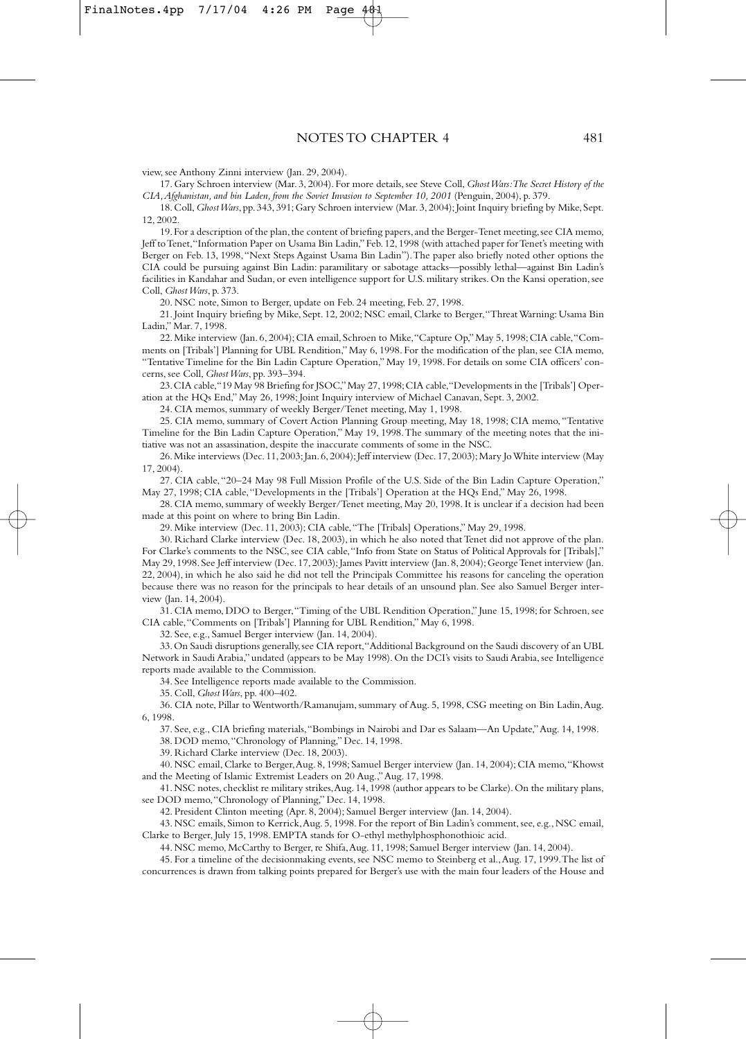view, see Anthony Zinni interview (Jan. 29, 2004).

17. Gary Schroen interview (Mar. 3, 2004). For more details, see Steve Coll, *Ghost Wars: The Secret History of the CIA, Afghanistan, and bin Laden, from the Soviet Invasion to September 10, 2001* (Penguin, 2004), p. 379.

18. Coll, *Ghost Wars*, pp. 343, 391; Gary Schroen interview (Mar. 3, 2004); Joint Inquiry briefing by Mike, Sept. 12, 2002.

19. For a description of the plan, the content of briefing papers, and the Berger-Tenet meeting, see CIA memo, Jeff to Tenet, "Information Paper on Usama Bin Ladin," Feb. 12, 1998 (with attached paper for Tenet's meeting with Berger on Feb. 13, 1998, "Next Steps Against Usama Bin Ladin"). The paper also briefly noted other options the CIA could be pursuing against Bin Ladin: paramilitary or sabotage attacks—possibly lethal—against Bin Ladin's facilities in Kandahar and Sudan, or even intelligence support for U.S. military strikes. On the Kansi operation, see Coll, *Ghost Wars*, p. 373.

20. NSC note, Simon to Berger, update on Feb. 24 meeting, Feb. 27, 1998.

21. Joint Inquiry briefing by Mike, Sept. 12, 2002; NSC email, Clarke to Berger, "Threat Warning: Usama Bin Ladin," Mar. 7, 1998.

22. Mike interview (Jan. 6, 2004); CIA email, Schroen to Mike, "Capture Op," May 5, 1998; CIA cable, "Comments on [Tribals'] Planning for UBL Rendition," May 6, 1998. For the modification of the plan, see CIA memo, "Tentative Timeline for the Bin Ladin Capture Operation," May 19, 1998. For details on some CIA officers' concerns, see Coll, *Ghost Wars*, pp. 393–394.

23. CIA cable, "19 May 98 Briefing for JSOC," May 27, 1998; CIA cable, "Developments in the [Tribals'] Operation at the HQs End," May 26, 1998; Joint Inquiry interview of Michael Canavan, Sept. 3, 2002.

24. CIA memos, summary of weekly Berger/Tenet meeting, May 1, 1998.

25. CIA memo, summary of Covert Action Planning Group meeting, May 18, 1998; CIA memo, "Tentative Timeline for the Bin Ladin Capture Operation," May 19, 1998. The summary of the meeting notes that the initiative was not an assassination, despite the inaccurate comments of some in the NSC.

26. Mike interviews (Dec. 11, 2003; Jan. 6, 2004); Jeff interview (Dec. 17, 2003); Mary Jo White interview (May 17, 2004).

27. CIA cable, "20–24 May 98 Full Mission Profile of the U.S. Side of the Bin Ladin Capture Operation," May 27, 1998; CIA cable, "Developments in the [Tribals'] Operation at the HQs End," May 26, 1998.

28. CIA memo, summary of weekly Berger/Tenet meeting, May 20, 1998. It is unclear if a decision had been made at this point on where to bring Bin Ladin.

29. Mike interview (Dec. 11, 2003); CIA cable, "The [Tribals] Operations," May 29, 1998.

30. Richard Clarke interview (Dec. 18, 2003), in which he also noted that Tenet did not approve of the plan. For Clarke's comments to the NSC, see CIA cable, "Info from State on Status of Political Approvals for [Tribals]," May 29, 1998. See Jeff interview (Dec. 17, 2003); James Pavitt interview (Jan. 8, 2004); George Tenet interview (Jan. 22, 2004), in which he also said he did not tell the Principals Committee his reasons for canceling the operation because there was no reason for the principals to hear details of an unsound plan. See also Samuel Berger interview (Jan. 14, 2004).

31. CIA memo, DDO to Berger, "Timing of the UBL Rendition Operation," June 15, 1998; for Schroen, see CIA cable, "Comments on [Tribals'] Planning for UBL Rendition," May 6, 1998.

32. See, e.g., Samuel Berger interview (Jan. 14, 2004).

33. On Saudi disruptions generally, see CIA report, "Additional Background on the Saudi discovery of an UBL Network in Saudi Arabia," undated (appears to be May 1998). On the DCI's visits to Saudi Arabia, see Intelligence reports made available to the Commission.

34. See Intelligence reports made available to the Commission.

35. Coll, *Ghost Wars*, pp. 400–402.

36. CIA note, Pillar to Wentworth/Ramanujam, summary of Aug. 5, 1998, CSG meeting on Bin Ladin, Aug. 6, 1998.

37. See, e.g., CIA briefing materials, "Bombings in Nairobi and Dar es Salaam—An Update," Aug. 14, 1998.

38. DOD memo, "Chronology of Planning," Dec. 14, 1998.

39. Richard Clarke interview (Dec. 18, 2003).

40. NSC email, Clarke to Berger, Aug. 8, 1998; Samuel Berger interview (Jan. 14, 2004); CIA memo, "Khowst and the Meeting of Islamic Extremist Leaders on 20 Aug.," Aug. 17, 1998.

41. NSC notes, checklist re military strikes, Aug. 14, 1998 (author appears to be Clarke). On the military plans, see DOD memo, "Chronology of Planning," Dec. 14, 1998.

42. President Clinton meeting (Apr. 8, 2004); Samuel Berger interview (Jan. 14, 2004).

43. NSC emails, Simon to Kerrick, Aug. 5, 1998. For the report of Bin Ladin's comment, see, e.g., NSC email, Clarke to Berger, July 15, 1998. EMPTA stands for O-ethyl methylphosphonothioic acid.

44. NSC memo, McCarthy to Berger, re Shifa, Aug. 11, 1998; Samuel Berger interview (Jan. 14, 2004).

45. For a timeline of the decisionmaking events, see NSC memo to Steinberg et al., Aug. 17, 1999. The list of concurrences is drawn from talking points prepared for Berger's use with the main four leaders of the House and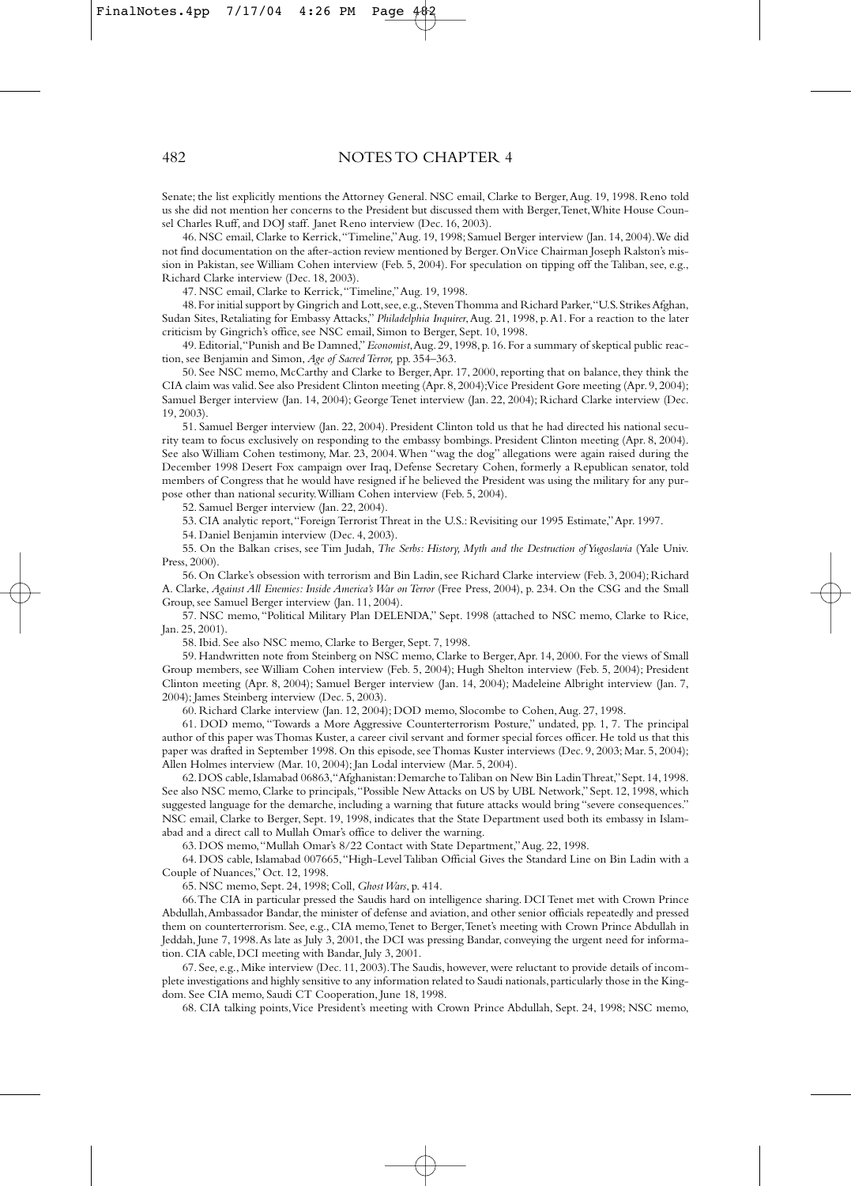Senate; the list explicitly mentions the Attorney General. NSC email, Clarke to Berger, Aug. 19, 1998. Reno told us she did not mention her concerns to the President but discussed them with Berger, Tenet, White House Counsel Charles Ruff, and DOJ staff. Janet Reno interview (Dec. 16, 2003).

46. NSC email, Clarke to Kerrick, "Timeline," Aug. 19, 1998; Samuel Berger interview (Jan. 14, 2004). We did not find documentation on the after-action review mentioned by Berger. On Vice Chairman Joseph Ralston's mission in Pakistan, see William Cohen interview (Feb. 5, 2004). For speculation on tipping off the Taliban, see, e.g., Richard Clarke interview (Dec. 18, 2003).

47. NSC email, Clarke to Kerrick, "Timeline," Aug. 19, 1998.

48. For initial support by Gingrich and Lott, see, e.g., Steven Thomma and Richard Parker, "U.S. Strikes Afghan, Sudan Sites, Retaliating for Embassy Attacks," *Philadelphia Inquirer*, Aug. 21, 1998, p. A1. For a reaction to the later criticism by Gingrich's office, see NSC email, Simon to Berger, Sept. 10, 1998.

49. Editorial, "Punish and Be Damned," *Economist*, Aug. 29, 1998, p. 16. For a summary of skeptical public reaction, see Benjamin and Simon, *Age of Sacred Terror,* pp. 354–363.

50. See NSC memo, McCarthy and Clarke to Berger, Apr. 17, 2000, reporting that on balance, they think the CIA claim was valid. See also President Clinton meeting (Apr. 8, 2004); Vice President Gore meeting (Apr. 9, 2004); Samuel Berger interview (Jan. 14, 2004); George Tenet interview (Jan. 22, 2004); Richard Clarke interview (Dec. 19, 2003).

51. Samuel Berger interview (Jan. 22, 2004). President Clinton told us that he had directed his national security team to focus exclusively on responding to the embassy bombings. President Clinton meeting (Apr. 8, 2004). See also William Cohen testimony, Mar. 23, 2004. When "wag the dog" allegations were again raised during the December 1998 Desert Fox campaign over Iraq, Defense Secretary Cohen, formerly a Republican senator, told members of Congress that he would have resigned if he believed the President was using the military for any purpose other than national security. William Cohen interview (Feb. 5, 2004).

52. Samuel Berger interview (Jan. 22, 2004).

53. CIA analytic report, "Foreign Terrorist Threat in the U.S.: Revisiting our 1995 Estimate," Apr. 1997.

54. Daniel Benjamin interview (Dec. 4, 2003).

55. On the Balkan crises, see Tim Judah, *The Serbs: History, Myth and the Destruction of Yugoslavia* (Yale Univ. Press, 2000).

56. On Clarke's obsession with terrorism and Bin Ladin, see Richard Clarke interview (Feb. 3, 2004); Richard A. Clarke, *Against All Enemies: Inside America's War on Terror* (Free Press, 2004), p. 234. On the CSG and the Small Group, see Samuel Berger interview (Jan. 11, 2004).

57. NSC memo, "Political Military Plan DELENDA," Sept. 1998 (attached to NSC memo, Clarke to Rice, Jan. 25, 2001).

58. Ibid. See also NSC memo, Clarke to Berger, Sept. 7, 1998.

59. Handwritten note from Steinberg on NSC memo, Clarke to Berger, Apr. 14, 2000. For the views of Small Group members, see William Cohen interview (Feb. 5, 2004); Hugh Shelton interview (Feb. 5, 2004); President Clinton meeting (Apr. 8, 2004); Samuel Berger interview (Jan. 14, 2004); Madeleine Albright interview (Jan. 7, 2004); James Steinberg interview (Dec. 5, 2003).

60. Richard Clarke interview (Jan. 12, 2004); DOD memo, Slocombe to Cohen, Aug. 27, 1998.

61. DOD memo, "Towards a More Aggressive Counterterrorism Posture," undated, pp. 1, 7. The principal author of this paper was Thomas Kuster, a career civil servant and former special forces officer. He told us that this paper was drafted in September 1998. On this episode, see Thomas Kuster interviews (Dec. 9, 2003; Mar. 5, 2004); Allen Holmes interview (Mar. 10, 2004); Jan Lodal interview (Mar. 5, 2004).

62. DOS cable, Islamabad 06863, "Afghanistan: Demarche to Taliban on New Bin Ladin Threat," Sept. 14, 1998. See also NSC memo, Clarke to principals, "Possible New Attacks on US by UBL Network," Sept. 12, 1998, which suggested language for the demarche, including a warning that future attacks would bring "severe consequences." NSC email, Clarke to Berger, Sept. 19, 1998, indicates that the State Department used both its embassy in Islamabad and a direct call to Mullah Omar's office to deliver the warning.

63. DOS memo, "Mullah Omar's 8/22 Contact with State Department," Aug. 22, 1998.

64. DOS cable, Islamabad 007665, "High-Level Taliban Official Gives the Standard Line on Bin Ladin with a Couple of Nuances," Oct. 12, 1998.

65. NSC memo, Sept. 24, 1998; Coll, *Ghost Wars*, p. 414.

66. The CIA in particular pressed the Saudis hard on intelligence sharing. DCI Tenet met with Crown Prince Abdullah, Ambassador Bandar, the minister of defense and aviation, and other senior officials repeatedly and pressed them on counterterrorism. See, e.g., CIA memo, Tenet to Berger, Tenet's meeting with Crown Prince Abdullah in Jeddah, June 7, 1998. As late as July 3, 2001, the DCI was pressing Bandar, conveying the urgent need for information. CIA cable, DCI meeting with Bandar, July 3, 2001.

67. See, e.g., Mike interview (Dec. 11, 2003). The Saudis, however, were reluctant to provide details of incomplete investigations and highly sensitive to any information related to Saudi nationals, particularly those in the Kingdom. See CIA memo, Saudi CT Cooperation, June 18, 1998.

68. CIA talking points, Vice President's meeting with Crown Prince Abdullah, Sept. 24, 1998; NSC memo,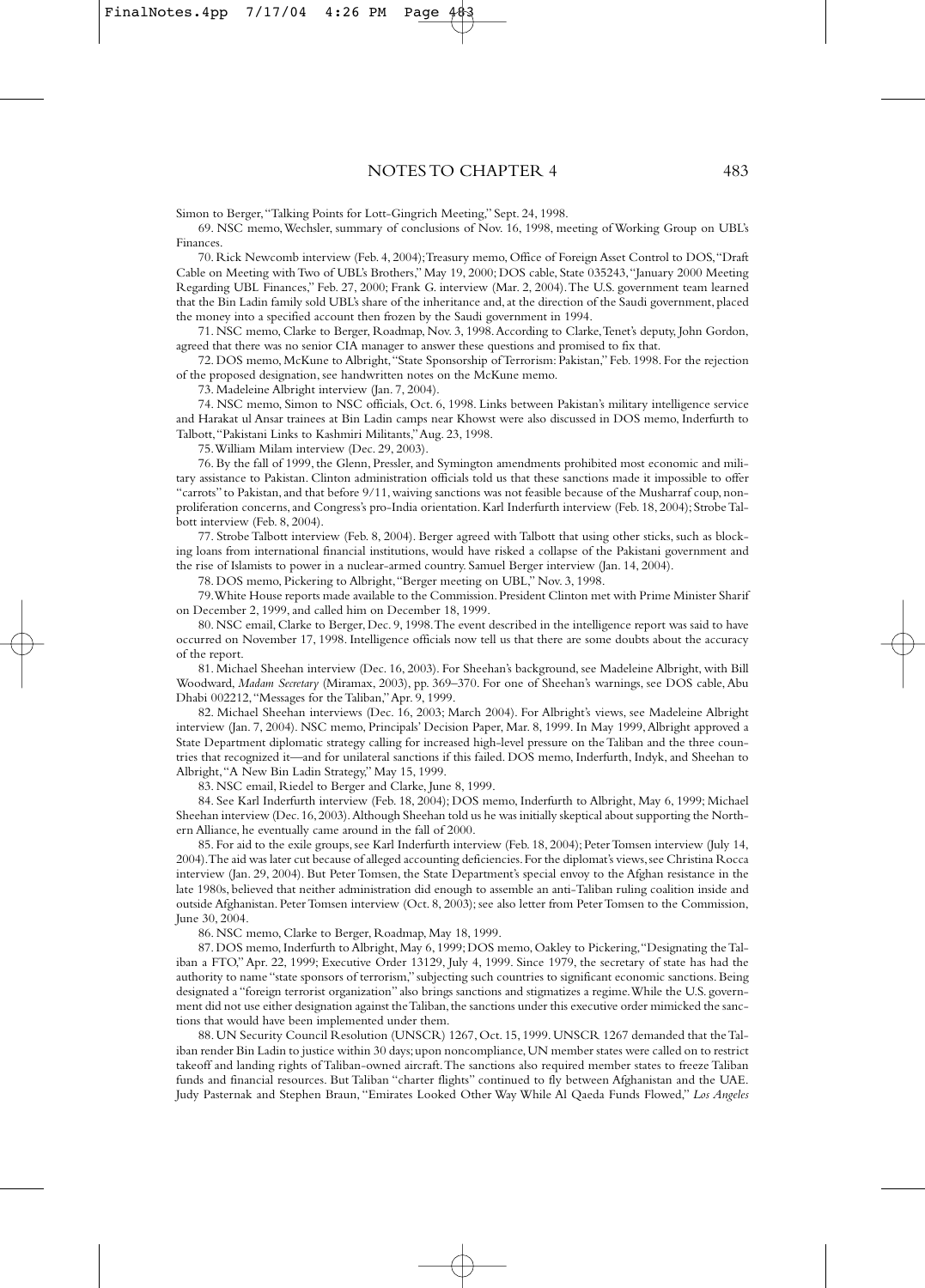Simon to Berger, "Talking Points for Lott-Gingrich Meeting," Sept. 24, 1998.

69. NSC memo, Wechsler, summary of conclusions of Nov. 16, 1998, meeting of Working Group on UBL's Finances.

70. Rick Newcomb interview (Feb. 4, 2004); Treasury memo, Office of Foreign Asset Control to DOS, "Draft Cable on Meeting with Two of UBL's Brothers," May 19, 2000; DOS cable, State 035243, "January 2000 Meeting Regarding UBL Finances," Feb. 27, 2000; Frank G. interview (Mar. 2, 2004). The U.S. government team learned that the Bin Ladin family sold UBL's share of the inheritance and, at the direction of the Saudi government, placed the money into a specified account then frozen by the Saudi government in 1994.

71. NSC memo, Clarke to Berger, Roadmap, Nov. 3, 1998. According to Clarke, Tenet's deputy, John Gordon, agreed that there was no senior CIA manager to answer these questions and promised to fix that.

72. DOS memo, McKune to Albright, "State Sponsorship of Terrorism: Pakistan," Feb. 1998. For the rejection of the proposed designation, see handwritten notes on the McKune memo.

73. Madeleine Albright interview (Jan. 7, 2004).

74. NSC memo, Simon to NSC officials, Oct. 6, 1998. Links between Pakistan's military intelligence service and Harakat ul Ansar trainees at Bin Ladin camps near Khowst were also discussed in DOS memo, Inderfurth to Talbott, "Pakistani Links to Kashmiri Militants," Aug. 23, 1998.

75. William Milam interview (Dec. 29, 2003).

76. By the fall of 1999, the Glenn, Pressler, and Symington amendments prohibited most economic and military assistance to Pakistan. Clinton administration officials told us that these sanctions made it impossible to offer "carrots" to Pakistan, and that before 9/11, waiving sanctions was not feasible because of the Musharraf coup, nonproliferation concerns, and Congress's pro-India orientation. Karl Inderfurth interview (Feb. 18, 2004); Strobe Talbott interview (Feb. 8, 2004).

77. Strobe Talbott interview (Feb. 8, 2004). Berger agreed with Talbott that using other sticks, such as blocking loans from international financial institutions, would have risked a collapse of the Pakistani government and the rise of Islamists to power in a nuclear-armed country. Samuel Berger interview (Jan. 14, 2004).

78. DOS memo, Pickering to Albright, "Berger meeting on UBL," Nov. 3, 1998.

79. White House reports made available to the Commission. President Clinton met with Prime Minister Sharif on December 2, 1999, and called him on December 18, 1999.

80. NSC email, Clarke to Berger, Dec. 9, 1998. The event described in the intelligence report was said to have occurred on November 17, 1998. Intelligence officials now tell us that there are some doubts about the accuracy of the report.

81. Michael Sheehan interview (Dec. 16, 2003). For Sheehan's background, see Madeleine Albright, with Bill Woodward, *Madam Secretary* (Miramax, 2003), pp. 369–370. For one of Sheehan's warnings, see DOS cable, Abu Dhabi 002212, "Messages for the Taliban," Apr. 9, 1999.

82. Michael Sheehan interviews (Dec. 16, 2003; March 2004). For Albright's views, see Madeleine Albright interview (Jan. 7, 2004). NSC memo, Principals' Decision Paper, Mar. 8, 1999. In May 1999, Albright approved a State Department diplomatic strategy calling for increased high-level pressure on the Taliban and the three countries that recognized it—and for unilateral sanctions if this failed. DOS memo, Inderfurth, Indyk, and Sheehan to Albright, "A New Bin Ladin Strategy," May 15, 1999.

83. NSC email, Riedel to Berger and Clarke, June 8, 1999.

84. See Karl Inderfurth interview (Feb. 18, 2004); DOS memo, Inderfurth to Albright, May 6, 1999; Michael Sheehan interview (Dec. 16, 2003). Although Sheehan told us he was initially skeptical about supporting the Northern Alliance, he eventually came around in the fall of 2000.

85. For aid to the exile groups, see Karl Inderfurth interview (Feb. 18, 2004); Peter Tomsen interview (July 14, 2004). The aid was later cut because of alleged accounting deficiencies. For the diplomat's views, see Christina Rocca interview (Jan. 29, 2004). But Peter Tomsen, the State Department's special envoy to the Afghan resistance in the late 1980s, believed that neither administration did enough to assemble an anti-Taliban ruling coalition inside and outside Afghanistan. Peter Tomsen interview (Oct. 8, 2003); see also letter from Peter Tomsen to the Commission, June 30, 2004.

86. NSC memo, Clarke to Berger, Roadmap, May 18, 1999.

87. DOS memo, Inderfurth to Albright, May 6, 1999; DOS memo, Oakley to Pickering, "Designating the Taliban a FTO," Apr. 22, 1999; Executive Order 13129, July 4, 1999. Since 1979, the secretary of state has had the authority to name "state sponsors of terrorism," subjecting such countries to significant economic sanctions. Being designated a "foreign terrorist organization" also brings sanctions and stigmatizes a regime. While the U.S. government did not use either designation against the Taliban, the sanctions under this executive order mimicked the sanctions that would have been implemented under them.

88. UN Security Council Resolution (UNSCR) 1267, Oct. 15, 1999. UNSCR 1267 demanded that the Taliban render Bin Ladin to justice within 30 days; upon noncompliance, UN member states were called on to restrict takeoff and landing rights of Taliban-owned aircraft. The sanctions also required member states to freeze Taliban funds and financial resources. But Taliban "charter flights" continued to fly between Afghanistan and the UAE. Judy Pasternak and Stephen Braun, "Emirates Looked Other Way While Al Qaeda Funds Flowed," *Los Angeles*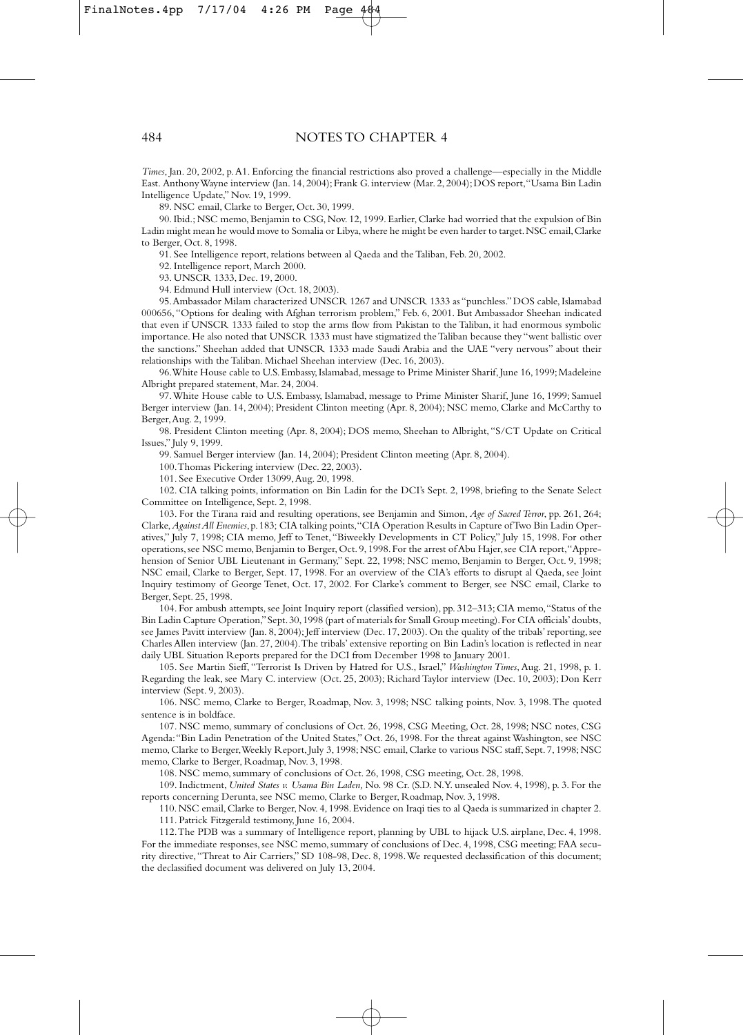*Times*, Jan. 20, 2002, p. A1. Enforcing the financial restrictions also proved a challenge—especially in the Middle East. Anthony Wayne interview (Jan. 14, 2004); Frank G. interview (Mar. 2, 2004); DOS report, "Usama Bin Ladin Intelligence Update," Nov. 19, 1999.

89. NSC email, Clarke to Berger, Oct. 30, 1999.

90. Ibid.; NSC memo, Benjamin to CSG, Nov. 12, 1999. Earlier, Clarke had worried that the expulsion of Bin Ladin might mean he would move to Somalia or Libya, where he might be even harder to target. NSC email, Clarke to Berger, Oct. 8, 1998.

91. See Intelligence report, relations between al Qaeda and the Taliban, Feb. 20, 2002.

92. Intelligence report, March 2000.

93. UNSCR 1333, Dec. 19, 2000.

94. Edmund Hull interview (Oct. 18, 2003).

95. Ambassador Milam characterized UNSCR 1267 and UNSCR 1333 as "punchless." DOS cable, Islamabad 000656, "Options for dealing with Afghan terrorism problem," Feb. 6, 2001. But Ambassador Sheehan indicated that even if UNSCR 1333 failed to stop the arms flow from Pakistan to the Taliban, it had enormous symbolic importance. He also noted that UNSCR 1333 must have stigmatized the Taliban because they "went ballistic over the sanctions." Sheehan added that UNSCR 1333 made Saudi Arabia and the UAE "very nervous" about their relationships with the Taliban. Michael Sheehan interview (Dec. 16, 2003).

96. White House cable to U.S. Embassy, Islamabad, message to Prime Minister Sharif, June 16, 1999; Madeleine Albright prepared statement, Mar. 24, 2004.

97. White House cable to U.S. Embassy, Islamabad, message to Prime Minister Sharif, June 16, 1999; Samuel Berger interview (Jan. 14, 2004); President Clinton meeting (Apr. 8, 2004); NSC memo, Clarke and McCarthy to Berger, Aug. 2, 1999.

98. President Clinton meeting (Apr. 8, 2004); DOS memo, Sheehan to Albright, "S/CT Update on Critical Issues," July 9, 1999.

99. Samuel Berger interview (Jan. 14, 2004); President Clinton meeting (Apr. 8, 2004).

100. Thomas Pickering interview (Dec. 22, 2003).

101. See Executive Order 13099, Aug. 20, 1998.

102. CIA talking points, information on Bin Ladin for the DCI's Sept. 2, 1998, briefing to the Senate Select Committee on Intelligence, Sept. 2, 1998.

103. For the Tirana raid and resulting operations, see Benjamin and Simon, *Age of Sacred Terror*, pp. 261, 264; Clarke, *Against All Enemies*, p. 183; CIA talking points, "CIA Operation Results in Capture of Two Bin Ladin Operatives," July 7, 1998; CIA memo, Jeff to Tenet, "Biweekly Developments in CT Policy," July 15, 1998. For other operations, see NSC memo, Benjamin to Berger, Oct. 9, 1998. For the arrest of Abu Hajer, see CIA report, "Apprehension of Senior UBL Lieutenant in Germany," Sept. 22, 1998; NSC memo, Benjamin to Berger, Oct. 9, 1998; NSC email, Clarke to Berger, Sept. 17, 1998. For an overview of the CIA's efforts to disrupt al Qaeda, see Joint Inquiry testimony of George Tenet, Oct. 17, 2002. For Clarke's comment to Berger, see NSC email, Clarke to Berger, Sept. 25, 1998.

104. For ambush attempts, see Joint Inquiry report (classified version), pp. 312–313; CIA memo, "Status of the Bin Ladin Capture Operation," Sept. 30, 1998 (part of materials for Small Group meeting). For CIA officials' doubts, see James Pavitt interview (Jan. 8, 2004); Jeff interview (Dec. 17, 2003). On the quality of the tribals' reporting, see Charles Allen interview (Jan. 27, 2004). The tribals' extensive reporting on Bin Ladin's location is reflected in near daily UBL Situation Reports prepared for the DCI from December 1998 to January 2001.

105. See Martin Sieff, "Terrorist Is Driven by Hatred for U.S., Israel," *Washington Times*, Aug. 21, 1998, p. 1. Regarding the leak, see Mary C. interview (Oct. 25, 2003); Richard Taylor interview (Dec. 10, 2003); Don Kerr interview (Sept. 9, 2003).

106. NSC memo, Clarke to Berger, Roadmap, Nov. 3, 1998; NSC talking points, Nov. 3, 1998. The quoted sentence is in boldface.

107. NSC memo, summary of conclusions of Oct. 26, 1998, CSG Meeting, Oct. 28, 1998; NSC notes, CSG Agenda: "Bin Ladin Penetration of the United States," Oct. 26, 1998. For the threat against Washington, see NSC memo, Clarke to Berger, Weekly Report, July 3, 1998; NSC email, Clarke to various NSC staff, Sept. 7, 1998; NSC memo, Clarke to Berger, Roadmap, Nov. 3, 1998.

108. NSC memo, summary of conclusions of Oct. 26, 1998, CSG meeting, Oct. 28, 1998.

109. Indictment, *United States v. Usama Bin Laden,* No. 98 Cr. (S.D. N.Y. unsealed Nov. 4, 1998), p. 3. For the reports concerning Derunta, see NSC memo, Clarke to Berger, Roadmap, Nov. 3, 1998.

110. NSC email, Clarke to Berger, Nov. 4, 1998. Evidence on Iraqi ties to al Qaeda is summarized in chapter 2.

111. Patrick Fitzgerald testimony, June 16, 2004.

112. The PDB was a summary of Intelligence report, planning by UBL to hijack U.S. airplane, Dec. 4, 1998. For the immediate responses, see NSC memo, summary of conclusions of Dec. 4, 1998, CSG meeting; FAA security directive, "Threat to Air Carriers," SD 108-98, Dec. 8, 1998. We requested declassification of this document; the declassified document was delivered on July 13, 2004.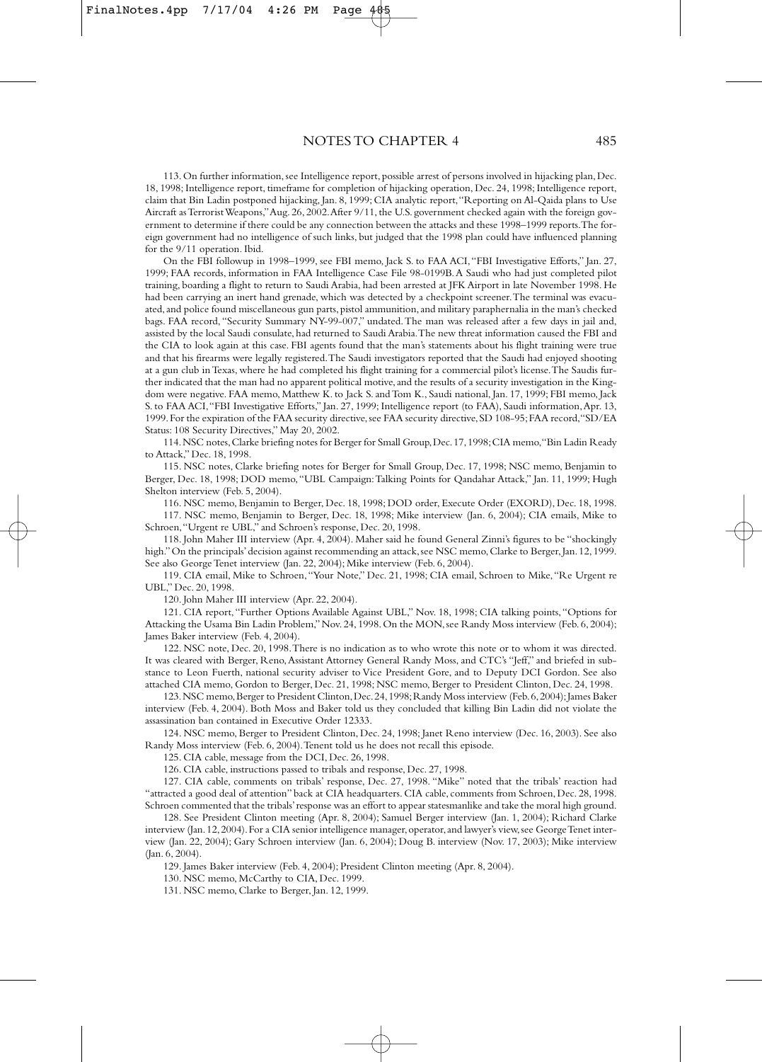113. On further information, see Intelligence report, possible arrest of persons involved in hijacking plan, Dec. 18, 1998; Intelligence report, timeframe for completion of hijacking operation, Dec. 24, 1998; Intelligence report, claim that Bin Ladin postponed hijacking, Jan. 8, 1999; CIA analytic report, "Reporting on Al-Qaida plans to Use Aircraft as Terrorist Weapons," Aug. 26, 2002. After 9/11, the U.S. government checked again with the foreign government to determine if there could be any connection between the attacks and these 1998–1999 reports. The foreign government had no intelligence of such links, but judged that the 1998 plan could have influenced planning for the 9/11 operation. Ibid.

On the FBI followup in 1998–1999, see FBI memo, Jack S. to FAA ACI, "FBI Investigative Efforts," Jan. 27, 1999; FAA records, information in FAA Intelligence Case File 98-0199B. A Saudi who had just completed pilot training, boarding a flight to return to Saudi Arabia, had been arrested at JFK Airport in late November 1998. He had been carrying an inert hand grenade, which was detected by a checkpoint screener. The terminal was evacuated, and police found miscellaneous gun parts, pistol ammunition, and military paraphernalia in the man's checked bags. FAA record, "Security Summary NY-99-007," undated. The man was released after a few days in jail and, assisted by the local Saudi consulate, had returned to Saudi Arabia. The new threat information caused the FBI and the CIA to look again at this case. FBI agents found that the man's statements about his flight training were true and that his firearms were legally registered. The Saudi investigators reported that the Saudi had enjoyed shooting at a gun club in Texas, where he had completed his flight training for a commercial pilot's license. The Saudis further indicated that the man had no apparent political motive, and the results of a security investigation in the Kingdom were negative. FAA memo, Matthew K. to Jack S. and Tom K., Saudi national, Jan. 17, 1999; FBI memo, Jack S. to FAA ACI, "FBI Investigative Efforts," Jan. 27, 1999; Intelligence report (to FAA), Saudi information, Apr. 13, 1999. For the expiration of the FAA security directive, see FAA security directive, SD 108-95; FAA record, "SD/EA Status: 108 Security Directives," May 20, 2002.

114. NSC notes, Clarke briefing notes for Berger for Small Group, Dec. 17, 1998; CIA memo, "Bin Ladin Ready to Attack," Dec. 18, 1998.

115. NSC notes, Clarke briefing notes for Berger for Small Group, Dec. 17, 1998; NSC memo, Benjamin to Berger, Dec. 18, 1998; DOD memo, "UBL Campaign: Talking Points for Qandahar Attack," Jan. 11, 1999; Hugh Shelton interview (Feb. 5, 2004).

116. NSC memo, Benjamin to Berger, Dec. 18, 1998; DOD order, Execute Order (EXORD), Dec. 18, 1998.

117. NSC memo, Benjamin to Berger, Dec. 18, 1998; Mike interview (Jan. 6, 2004); CIA emails, Mike to Schroen, "Urgent re UBL," and Schroen's response, Dec. 20, 1998.

118. John Maher III interview (Apr. 4, 2004). Maher said he found General Zinni's figures to be "shockingly high." On the principals' decision against recommending an attack, see NSC memo, Clarke to Berger, Jan. 12, 1999. See also George Tenet interview (Jan. 22, 2004); Mike interview (Feb. 6, 2004).

119. CIA email, Mike to Schroen, "Your Note," Dec. 21, 1998; CIA email, Schroen to Mike, "Re Urgent re UBL," Dec. 20, 1998.

120. John Maher III interview (Apr. 22, 2004).

121. CIA report, "Further Options Available Against UBL," Nov. 18, 1998; CIA talking points, "Options for Attacking the Usama Bin Ladin Problem," Nov. 24, 1998. On the MON, see Randy Moss interview (Feb. 6, 2004); James Baker interview (Feb. 4, 2004).

122. NSC note, Dec. 20, 1998. There is no indication as to who wrote this note or to whom it was directed. It was cleared with Berger, Reno, Assistant Attorney General Randy Moss, and CTC's "Jeff," and briefed in substance to Leon Fuerth, national security adviser to Vice President Gore, and to Deputy DCI Gordon. See also attached CIA memo, Gordon to Berger, Dec. 21, 1998; NSC memo, Berger to President Clinton, Dec. 24, 1998.

123. NSC memo, Berger to President Clinton, Dec. 24, 1998; Randy Moss interview (Feb. 6, 2004); James Baker interview (Feb. 4, 2004). Both Moss and Baker told us they concluded that killing Bin Ladin did not violate the assassination ban contained in Executive Order 12333.

124. NSC memo, Berger to President Clinton, Dec. 24, 1998; Janet Reno interview (Dec. 16, 2003). See also Randy Moss interview (Feb. 6, 2004). Tenent told us he does not recall this episode.

125. CIA cable, message from the DCI, Dec. 26, 1998.

126. CIA cable, instructions passed to tribals and response, Dec. 27, 1998.

127. CIA cable, comments on tribals' response, Dec. 27, 1998. "Mike" noted that the tribals' reaction had "attracted a good deal of attention" back at CIA headquarters. CIA cable, comments from Schroen, Dec. 28, 1998. Schroen commented that the tribals' response was an effort to appear statesmanlike and take the moral high ground.

128. See President Clinton meeting (Apr. 8, 2004); Samuel Berger interview (Jan. 1, 2004); Richard Clarke interview (Jan. 12, 2004). For a CIA senior intelligence manager, operator, and lawyer's view, see George Tenet interview (Jan. 22, 2004); Gary Schroen interview (Jan. 6, 2004); Doug B. interview (Nov. 17, 2003); Mike interview (Jan. 6, 2004).

129. James Baker interview (Feb. 4, 2004); President Clinton meeting (Apr. 8, 2004).

130. NSC memo, McCarthy to CIA, Dec. 1999.

131. NSC memo, Clarke to Berger, Jan. 12, 1999.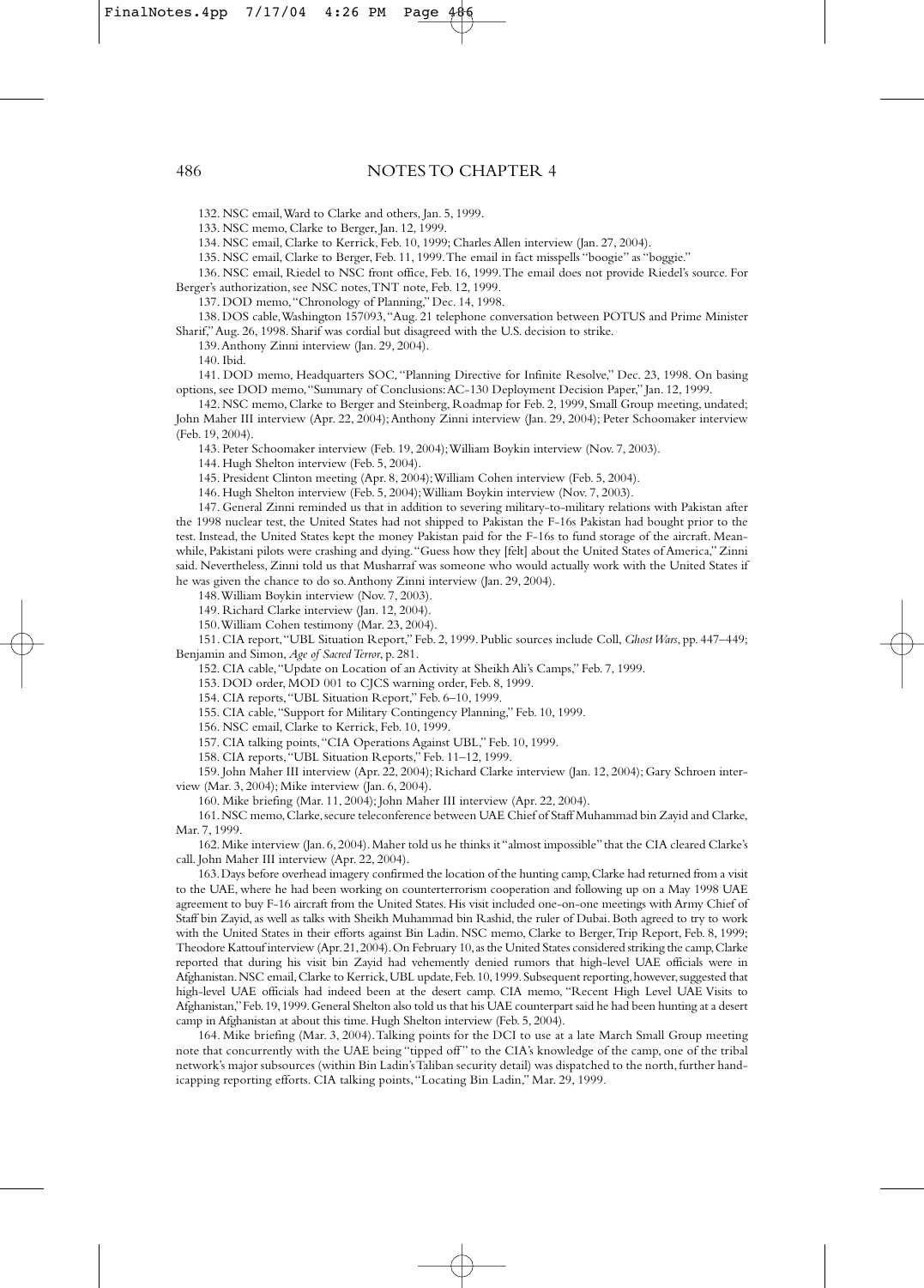## NOTES TO CHAPTER 4

132. NSC email, Ward to Clarke and others, Jan. 5, 1999.

133. NSC memo, Clarke to Berger, Jan. 12, 1999.

134. NSC email, Clarke to Kerrick, Feb. 10, 1999; Charles Allen interview (Jan. 27, 2004).

135. NSC email, Clarke to Berger, Feb. 11, 1999. The email in fact misspells "boogie" as "boggie."

136. NSC email, Riedel to NSC front office, Feb. 16, 1999. The email does not provide Riedel's source. For Berger's authorization, see NSC notes, TNT note, Feb. 12, 1999.

137. DOD memo, "Chronology of Planning," Dec. 14, 1998.

138. DOS cable, Washington 157093, "Aug. 21 telephone conversation between POTUS and Prime Minister Sharif," Aug. 26, 1998. Sharif was cordial but disagreed with the U.S. decision to strike.

139. Anthony Zinni interview (Jan. 29, 2004).

140. Ibid.

141. DOD memo, Headquarters SOC, "Planning Directive for Infinite Resolve," Dec. 23, 1998. On basing options, see DOD memo, "Summary of Conclusions: AC-130 Deployment Decision Paper," Jan. 12, 1999.

142. NSC memo, Clarke to Berger and Steinberg, Roadmap for Feb. 2, 1999, Small Group meeting, undated; John Maher III interview (Apr. 22, 2004); Anthony Zinni interview (Jan. 29, 2004); Peter Schoomaker interview (Feb. 19, 2004).

143. Peter Schoomaker interview (Feb. 19, 2004); William Boykin interview (Nov. 7, 2003).

144. Hugh Shelton interview (Feb. 5, 2004).

145. President Clinton meeting (Apr. 8, 2004); William Cohen interview (Feb. 5, 2004).

146. Hugh Shelton interview (Feb. 5, 2004); William Boykin interview (Nov. 7, 2003).

147. General Zinni reminded us that in addition to severing military-to-military relations with Pakistan after the 1998 nuclear test, the United States had not shipped to Pakistan the F-16s Pakistan had bought prior to the test. Instead, the United States kept the money Pakistan paid for the F-16s to fund storage of the aircraft. Meanwhile, Pakistani pilots were crashing and dying. "Guess how they [felt] about the United States of America," Zinni said. Nevertheless, Zinni told us that Musharraf was someone who would actually work with the United States if he was given the chance to do so. Anthony Zinni interview (Jan. 29, 2004).

148. William Boykin interview (Nov. 7, 2003).

149. Richard Clarke interview (Jan. 12, 2004).

150. William Cohen testimony (Mar. 23, 2004).

151. CIA report, "UBL Situation Report," Feb. 2, 1999. Public sources include Coll, *Ghost Wars*, pp. 447–449; Benjamin and Simon, *Age of Sacred Terror*, p. 281.

152. CIA cable, "Update on Location of an Activity at Sheikh Ali's Camps," Feb. 7, 1999.

153. DOD order, MOD 001 to CJCS warning order, Feb. 8, 1999.

154. CIA reports, "UBL Situation Report," Feb. 6–10, 1999.

155. CIA cable, "Support for Military Contingency Planning," Feb. 10, 1999.

156. NSC email, Clarke to Kerrick, Feb. 10, 1999.

157. CIA talking points, "CIA Operations Against UBL," Feb. 10, 1999.

158. CIA reports, "UBL Situation Reports," Feb. 11–12, 1999.

159. John Maher III interview (Apr. 22, 2004); Richard Clarke interview (Jan. 12, 2004); Gary Schroen interview (Mar. 3, 2004); Mike interview (Jan. 6, 2004).

160. Mike briefing (Mar. 11, 2004); John Maher III interview (Apr. 22, 2004).

161. NSC memo, Clarke, secure teleconference between UAE Chief of Staff Muhammad bin Zayid and Clarke, Mar. 7, 1999.

162. Mike interview (Jan. 6, 2004). Maher told us he thinks it "almost impossible" that the CIA cleared Clarke's call. John Maher III interview (Apr. 22, 2004).

163. Days before overhead imagery confirmed the location of the hunting camp, Clarke had returned from a visit to the UAE, where he had been working on counterterrorism cooperation and following up on a May 1998 UAE agreement to buy F-16 aircraft from the United States. His visit included one-on-one meetings with Army Chief of Staff bin Zayid, as well as talks with Sheikh Muhammad bin Rashid, the ruler of Dubai. Both agreed to try to work with the United States in their efforts against Bin Ladin. NSC memo, Clarke to Berger, Trip Report, Feb. 8, 1999; Theodore Kattouf interview (Apr. 21, 2004). On February 10, as the United States considered striking the camp, Clarke reported that during his visit bin Zayid had vehemently denied rumors that high-level UAE officials were in Afghanistan. NSC email, Clarke to Kerrick, UBL update, Feb. 10, 1999. Subsequent reporting, however, suggested that high-level UAE officials had indeed been at the desert camp. CIA memo, "Recent High Level UAE Visits to Afghanistan," Feb. 19, 1999. General Shelton also told us that his UAE counterpart said he had been hunting at a desert camp in Afghanistan at about this time. Hugh Shelton interview (Feb. 5, 2004).

164. Mike briefing (Mar. 3, 2004). Talking points for the DCI to use at a late March Small Group meeting note that concurrently with the UAE being "tipped off" to the CIA's knowledge of the camp, one of the tribal network's major subsources (within Bin Ladin's Taliban security detail) was dispatched to the north, further handicapping reporting efforts. CIA talking points, "Locating Bin Ladin," Mar. 29, 1999.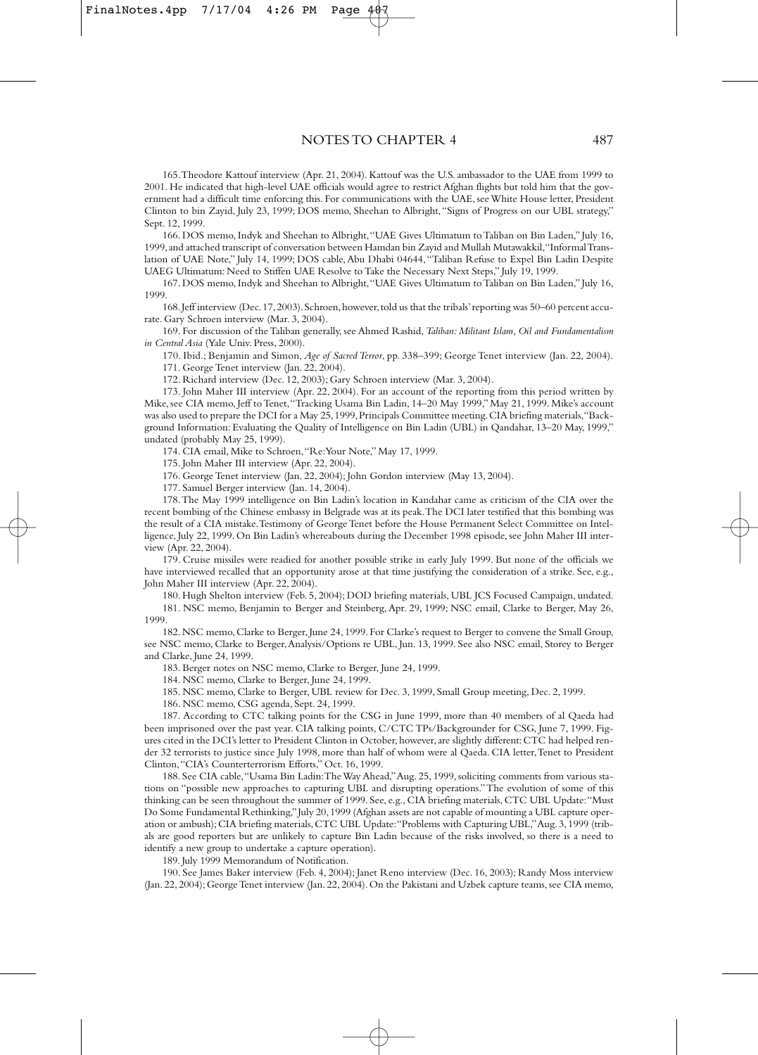165. Theodore Kattouf interview (Apr. 21, 2004). Kattouf was the U.S. ambassador to the UAE from 1999 to 2001. He indicated that high-level UAE officials would agree to restrict Afghan flights but told him that the government had a difficult time enforcing this. For communications with the UAE, see White House letter, President Clinton to bin Zayid, July 23, 1999; DOS memo, Sheehan to Albright, "Signs of Progress on our UBL strategy," Sept. 12, 1999.

166. DOS memo, Indyk and Sheehan to Albright, "UAE Gives Ultimatum to Taliban on Bin Laden," July 16, 1999, and attached transcript of conversation between Hamdan bin Zayid and Mullah Mutawakkil, "Informal Translation of UAE Note," July 14, 1999; DOS cable, Abu Dhabi 04644, "Taliban Refuse to Expel Bin Laden Despite UAEG Ultimatum: Need to Stiffen UAE Resolve to Take the Necessary Next Steps," July 19, 1999.

167. DOS memo, Indyk and Sheehan to Albright, "UAE Gives Ultimatum to Taliban on Bin Laden," July 16, 1999.

168. Jeff interview (Dec. 17, 2003). Schroen, however, told us that the tribals' reporting was 50–60 percent accurate. Gary Schroen interview (Mar. 3, 2004).

169. For discussion of the Taliban generally, see Ahmed Rashid, *Taliban: Militant Islam, Oil and Fundamentalism in Central Asia* (Yale Univ. Press, 2000).

170. Ibid.; Benjamin and Simon, *Age of Sacred Terror*, pp. 338–399; George Tenet interview (Jan. 22, 2004).

171. George Tenet interview (Jan. 22, 2004).

172. Richard interview (Dec. 12, 2003); Gary Schroen interview (Mar. 3, 2004).

173. John Maher III interview (Apr. 22, 2004). For an account of the reporting from this period written by Mike, see CIA memo, Jeff to Tenet, "Tracking Usama Bin Ladin, 14–20 May 1999," May 21, 1999. Mike's account was also used to prepare the DCI for a May 25, 1999, Principals Committee meeting. CIA briefing materials, "Background Information: Evaluating the Quality of Intelligence on Bin Ladin (UBL) in Qandahar, 13–20 May, 1999," undated (probably May 25, 1999).

174. CIA email, Mike to Schroen, "Re: Your Note," May 17, 1999.

175. John Maher III interview (Apr. 22, 2004).

176. George Tenet interview (Jan. 22, 2004); John Gordon interview (May 13, 2004).

177. Samuel Berger interview (Jan. 14, 2004).

178. The May 1999 intelligence on Bin Ladin's location in Kandahar came as criticism of the CIA over the recent bombing of the Chinese embassy in Belgrade was at its peak. The DCI later testified that this bombing was the result of a CIA mistake. Testimony of George Tenet before the House Permanent Select Committee on Intelligence, July 22, 1999. On Bin Ladin's whereabouts during the December 1998 episode, see John Maher III interview (Apr. 22, 2004).

179. Cruise missiles were readied for another possible strike in early July 1999. But none of the officials we have interviewed recalled that an opportunity arose at that time justifying the consideration of a strike. See, e.g., John Maher III interview (Apr. 22, 2004).

180. Hugh Shelton interview (Feb. 5, 2004); DOD briefing materials, UBL JCS Focused Campaign, undated.

181. NSC memo, Benjamin to Berger and Steinberg, Apr. 29, 1999; NSC email, Clarke to Berger, May 26, 1999.

182. NSC memo, Clarke to Berger, June 24, 1999. For Clarke's request to Berger to convene the Small Group, see NSC memo, Clarke to Berger, Analysis/Options re UBL, Jun. 13, 1999. See also NSC email, Storey to Berger and Clarke, June 24, 1999.

183. Berger notes on NSC memo, Clarke to Berger, June 24, 1999.

184. NSC memo, Clarke to Berger, June 24, 1999.

185. NSC memo, Clarke to Berger, UBL review for Dec. 3, 1999, Small Group meeting, Dec. 2, 1999.

186. NSC memo, CSG agenda, Sept. 24, 1999.

187. According to CTC talking points for the CSG in June 1999, more than 40 members of al Qaeda had been imprisoned over the past year. CIA talking points, C/CTC TPs/Backgrounder for CSG, June 7, 1999. Figures cited in the DCI's letter to President Clinton in October, however, are slightly different: CTC had helped render 32 terrorists to justice since July 1998, more than half of whom were al Qaeda. CIA letter, Tenet to President Clinton, "CIA's Counterterrorism Efforts," Oct. 16, 1999.

188. See CIA cable, "Usama Bin Ladin: The Way Ahead," Aug. 25, 1999, soliciting comments from various stations on "possible new approaches to capturing UBL and disrupting operations." The evolution of some of this thinking can be seen throughout the summer of 1999. See, e.g., CIA briefing materials, CTC UBL Update: "Must Do Some Fundamental Rethinking," July 20, 1999 (Afghan assets are not capable of mounting a UBL capture operation or ambush); CIA briefing materials, CTC UBL Update: "Problems with Capturing UBL," Aug. 3, 1999 (tribals are good reporters but are unlikely to capture Bin Ladin because of the risks involved, so there is a need to identify a new group to undertake a capture operation).

189. July 1999 Memorandum of Notification.

190. See James Baker interview (Feb. 4, 2004); Janet Reno interview (Dec. 16, 2003); Randy Moss interview (Jan. 22, 2004); George Tenet interview (Jan. 22, 2004). On the Pakistani and Uzbek capture teams, see CIA memo,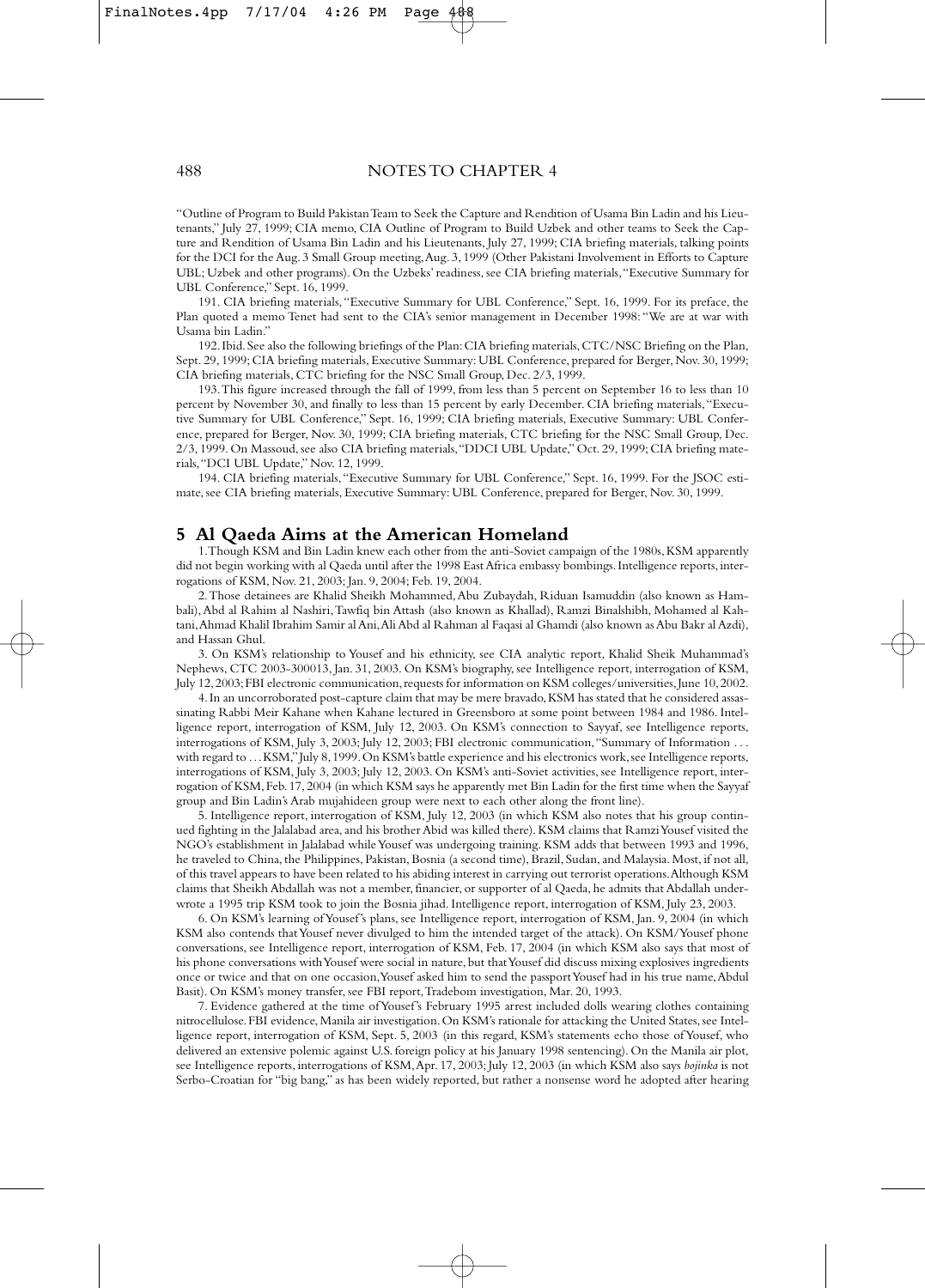"Outline of Program to Build Pakistan Team to Seek the Capture and Rendition of Usama Bin Ladin and his Lieutenants," July 27, 1999; CIA memo, CIA Outline of Program to Build Uzbek and other teams to Seek the Capture and Rendition of Usama Bin Ladin and his Lieutenants, July 27, 1999; CIA briefing materials, talking points for the DCI for the Aug. 3 Small Group meeting, Aug. 3, 1999 (Other Pakistani Involvement in Efforts to Capture UBL; Uzbek and other programs). On the Uzbeks' readiness, see CIA briefing materials, "Executive Summary for UBL Conference," Sept. 16, 1999.

191. CIA briefing materials, "Executive Summary for UBL Conference," Sept. 16, 1999. For its preface, the Plan quoted a memo Tenet had sent to the CIA's senior management in December 1998: "We are at war with Usama bin Ladin."

192. Ibid. See also the following briefings of the Plan: CIA briefing materials, CTC/NSC Briefing on the Plan, Sept. 29, 1999; CIA briefing materials, Executive Summary: UBL Conference, prepared for Berger, Nov. 30, 1999; CIA briefing materials, CTC briefing for the NSC Small Group, Dec. 2/3, 1999.

193. This figure increased through the fall of 1999, from less than 5 percent on September 16 to less than 10 percent by November 30, and finally to less than 15 percent by early December. CIA briefing materials, "Executive Summary for UBL Conference," Sept. 16, 1999; CIA briefing materials, Executive Summary: UBL Conference, prepared for Berger, Nov. 30, 1999; CIA briefing materials, CTC briefing for the NSC Small Group, Dec. 2/3, 1999. On Massoud, see also CIA briefing materials, "DDCI UBL Update," Oct. 29, 1999; CIA briefing materials, "DCI UBL Update," Nov. 12, 1999.

194. CIA briefing materials, "Executive Summary for UBL Conference," Sept. 16, 1999. For the JSOC estimate, see CIA briefing materials, Executive Summary: UBL Conference, prepared for Berger, Nov. 30, 1999.

## 5 Al Qaeda Aims at the American Homeland

1. Though KSM and Bin Ladin knew each other from the anti-Soviet campaign of the 1980s, KSM apparently did not begin working with al Qaeda until after the 1998 East Africa embassy bombings. Intelligence reports, interrogations of KSM, Nov. 21, 2003; Jan. 9, 2004; Feb. 19, 2004.

2. Those detainees are Khalid Sheikh Mohammed, Abu Zubaydah, Riduan Isamuddin (also known as Hambali), Abd al Rahim al Nashiri, Tawfiq bin Attash (also known as Khallad), Ramzi Binalshibh, Mohamed al Kahtani, Ahmad Khalil Ibrahim Samir al Ani, Ali Abd al Rahman al Faqasi al Ghamdi (also known as Abu Bakr al Azdi), and Hassan Ghul.

3. On KSM's relationship to Yousef and his ethnicity, see CIA analytic report, Khalid Sheik Muhammad's Nephews, CTC 2003-300013, Jan. 31, 2003. On KSM's biography, see Intelligence report, interrogation of KSM, July 12, 2003; FBI electronic communication, requests for information on KSM colleges/universities, June 10, 2002.

4. In an uncorroborated post-capture claim that may be mere bravado, KSM has stated that he considered assassinating Rabbi Meir Kahane when Kahane lectured in Greensboro at some point between 1984 and 1986. Intelligence report, interrogation of KSM, July 12, 2003. On KSM's connection to Sayyaf, see Intelligence reports, interrogations of KSM, July 3, 2003; July 12, 2003; FBI electronic communication, "Summary of Information . . . with regard to . . . KSM," July 8, 1999. On KSM's battle experience and his electronics work, see Intelligence reports, interrogations of KSM, July 3, 2003; July 12, 2003. On KSM's anti-Soviet activities, see Intelligence report, interrogation of KSM, Feb. 17, 2004 (in which KSM says he apparently met Bin Ladin for the first time when the Sayyaf group and Bin Ladin's Arab mujahideen group were next to each other along the front line).

5. Intelligence report, interrogation of KSM, July 12, 2003 (in which KSM also notes that his group continued fighting in the Jalalabad area, and his brother Abid was killed there). KSM claims that Ramzi Yousef visited the NGO's establishment in Jalalabad while Yousef was undergoing training. KSM adds that between 1993 and 1996, he traveled to China, the Philippines, Pakistan, Bosnia (a second time), Brazil, Sudan, and Malaysia. Most, if not all, of this travel appears to have been related to his abiding interest in carrying out terrorist operations. Although KSM claims that Sheikh Abdallah was not a member, financier, or supporter of al Qaeda, he admits that Abdallah underwrote a 1995 trip KSM took to join the Bosnia jihad. Intelligence report, interrogation of KSM, July 23, 2003.

6. On KSM's learning of Yousef's plans, see Intelligence report, interrogation of KSM, Jan. 9, 2004 (in which KSM also contends that Yousef never divulged to him the intended target of the attack). On KSM/Yousef phone conversations, see Intelligence report, interrogation of KSM, Feb. 17, 2004 (in which KSM also says that most of his phone conversations with Yousef were social in nature, but that Yousef did discuss mixing explosives ingredients once or twice and that on one occasion, Yousef asked him to send the passport Yousef had in his true name, Abdul Basit). On KSM's money transfer, see FBI report, Tradebom investigation, Mar. 20, 1993.

7. Evidence gathered at the time of Yousef's February 1995 arrest included dolls wearing clothes containing nitrocellulose. FBI evidence, Manila air investigation. On KSM's rationale for attacking the United States, see Intelligence report, interrogation of KSM, Sept. 5, 2003 (in this regard, KSM's statements echo those of Yousef, who delivered an extensive polemic against U.S. foreign policy at his January 1998 sentencing). On the Manila air plot, see Intelligence reports, interrogations of KSM, Apr. 17, 2003; July 12, 2003 (in which KSM also says *bojinka* is not Serbo-Croatian for "big bang," as has been widely reported, but rather a nonsense word he adopted after hearing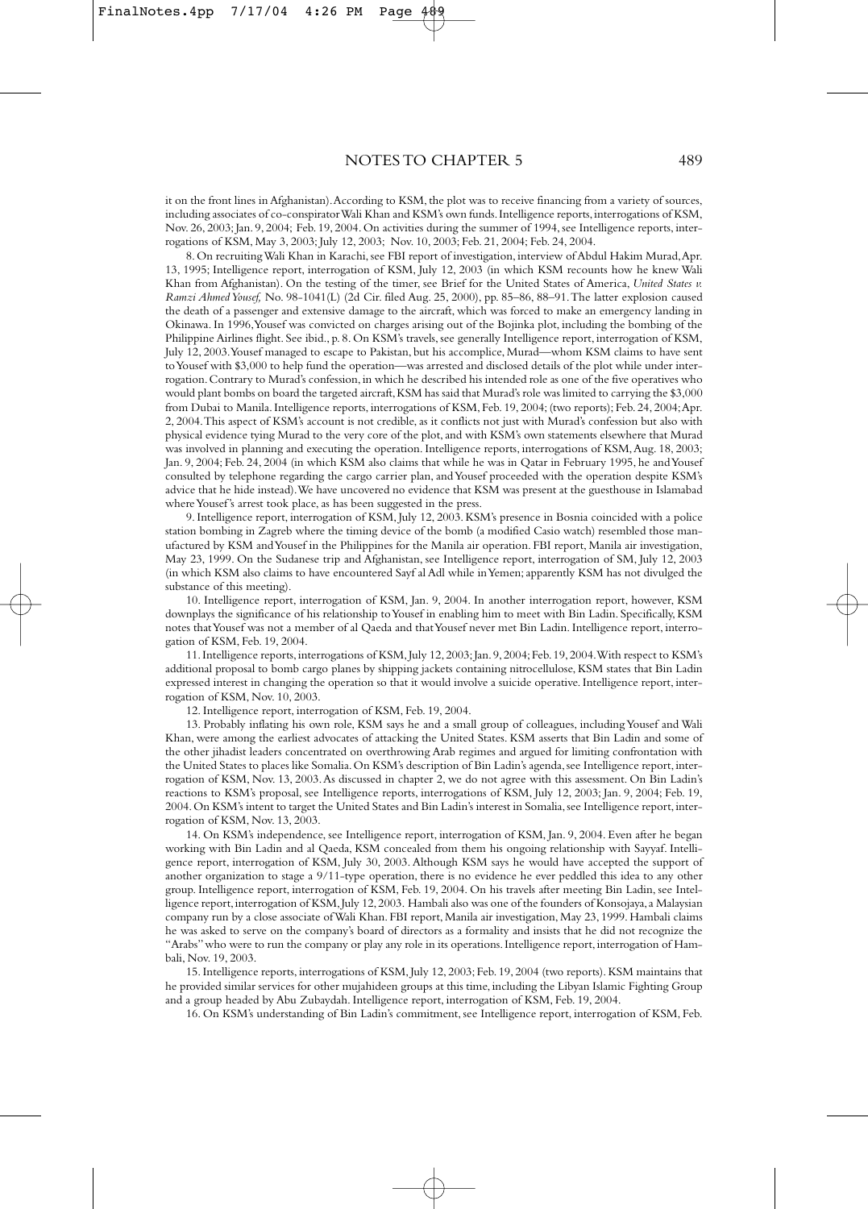it on the front lines in Afghanistan). According to KSM, the plot was to receive financing from a variety of sources, including associates of co-conspirator Wali Khan and KSM's own funds. Intelligence reports, interrogations of KSM, Nov. 26, 2003; Jan. 9, 2004; Feb. 19, 2004. On activities during the summer of 1994, see Intelligence reports, interrogations of KSM, May 3, 2003; July 12, 2003; Nov. 10, 2003; Feb. 21, 2004; Feb. 24, 2004.

8. On recruiting Wali Khan in Karachi, see FBI report of investigation, interview of Abdul Hakim Murad, Apr. 13, 1995; Intelligence report, interrogation of KSM, July 12, 2003 (in which KSM recounts how he knew Wali Khan from Afghanistan). On the testing of the timer, see Brief for the United States of America, *United States v. Ramzi Ahmed Yousef,* No. 98-1041(L) (2d Cir. filed Aug. 25, 2000), pp. 85–86, 88–91. The latter explosion caused the death of a passenger and extensive damage to the aircraft, which was forced to make an emergency landing in Okinawa. In 1996, Yousef was convicted on charges arising out of the Bojinka plot, including the bombing of the Philippine Airlines flight. See ibid., p. 8. On KSM's travels, see generally Intelligence report, interrogation of KSM, July 12, 2003. Yousef managed to escape to Pakistan, but his accomplice, Murad—whom KSM claims to have sent to Yousef with $3,000 to help fund the operation—was arrested and disclosed details of the plot while under interrogation. Contrary to Murad's confession, in which he described his intended role as one of the five operatives who would plant bombs on board the targeted aircraft, KSM has said that Murad's role was limited to carrying the $3,000 from Dubai to Manila. Intelligence reports, interrogations of KSM, Feb. 19, 2004; (two reports); Feb. 24, 2004; Apr. 2, 2004. This aspect of KSM's account is not credible, as it conflicts not just with Murad's confession but also with physical evidence tying Murad to the very core of the plot, and with KSM's own statements elsewhere that Murad was involved in planning and executing the operation. Intelligence reports, interrogations of KSM, Aug. 18, 2003; Jan. 9, 2004; Feb. 24, 2004 (in which KSM also claims that while he was in Qatar in February 1995, he and Yousef consulted by telephone regarding the cargo carrier plan, and Yousef proceeded with the operation despite KSM's advice that he hide instead). We have uncovered no evidence that KSM was present at the guesthouse in Islamabad where Yousef's arrest took place, as has been suggested in the press.

9. Intelligence report, interrogation of KSM, July 12, 2003. KSM's presence in Bosnia coincided with a police station bombing in Zagreb where the timing device of the bomb (a modified Casio watch) resembled those manufactured by KSM and Yousef in the Philippines for the Manila air operation. FBI report, Manila air investigation, May 23, 1999. On the Sudanese trip and Afghanistan, see Intelligence report, interrogation of SM, July 12, 2003 (in which KSM also claims to have encountered Sayf al Adl while in Yemen; apparently KSM has not divulged the substance of this meeting).

10. Intelligence report, interrogation of KSM, Jan. 9, 2004. In another interrogation report, however, KSM downplays the significance of his relationship to Yousef in enabling him to meet with Bin Ladin. Specifically, KSM notes that Yousef was not a member of al Qaeda and that Yousef never met Bin Ladin. Intelligence report, interrogation of KSM, Feb. 19, 2004.

11. Intelligence reports, interrogations of KSM, July 12, 2003; Jan. 9, 2004; Feb. 19, 2004. With respect to KSM's additional proposal to bomb cargo planes by shipping jackets containing nitrocellulose, KSM states that Bin Ladin expressed interest in changing the operation so that it would involve a suicide operative. Intelligence report, interrogation of KSM, Nov. 10, 2003.

12. Intelligence report, interrogation of KSM, Feb. 19, 2004.

13. Probably inflating his own role, KSM says he and a small group of colleagues, including Yousef and Wali Khan, were among the earliest advocates of attacking the United States. KSM asserts that Bin Ladin and some of the other jihadist leaders concentrated on overthrowing Arab regimes and argued for limiting confrontation with the United States to places like Somalia. On KSM's description of Bin Ladin's agenda, see Intelligence report, interrogation of KSM, Nov. 13, 2003. As discussed in chapter 2, we do not agree with this assessment. On Bin Ladin's reactions to KSM's proposal, see Intelligence reports, interrogations of KSM, July 12, 2003; Jan. 9, 2004; Feb. 19, 2004. On KSM's intent to target the United States and Bin Ladin's interest in Somalia, see Intelligence report, interrogation of KSM, Nov. 13, 2003.

14. On KSM's independence, see Intelligence report, interrogation of KSM, Jan. 9, 2004. Even after he began working with Bin Ladin and al Qaeda, KSM concealed from them his ongoing relationship with Sayyaf. Intelligence report, interrogation of KSM, July 30, 2003. Although KSM says he would have accepted the support of another organization to stage a 9/11-type operation, there is no evidence he ever peddled this idea to any other group. Intelligence report, interrogation of KSM, Feb. 19, 2004. On his travels after meeting Bin Ladin, see Intelligence report, interrogation of KSM, July 12, 2003. Hambali also was one of the founders of Konsojaya, a Malaysian company run by a close associate of Wali Khan. FBI report, Manila air investigation, May 23, 1999. Hambali claims he was asked to serve on the company's board of directors as a formality and insists that he did not recognize the "Arabs" who were to run the company or play any role in its operations. Intelligence report, interrogation of Hambali, Nov. 19, 2003.

15. Intelligence reports, interrogations of KSM, July 12, 2003; Feb. 19, 2004 (two reports). KSM maintains that he provided similar services for other mujahideen groups at this time, including the Libyan Islamic Fighting Group and a group headed by Abu Zubaydah. Intelligence report, interrogation of KSM, Feb. 19, 2004.

16. On KSM's understanding of Bin Ladin's commitment, see Intelligence report, interrogation of KSM, Feb.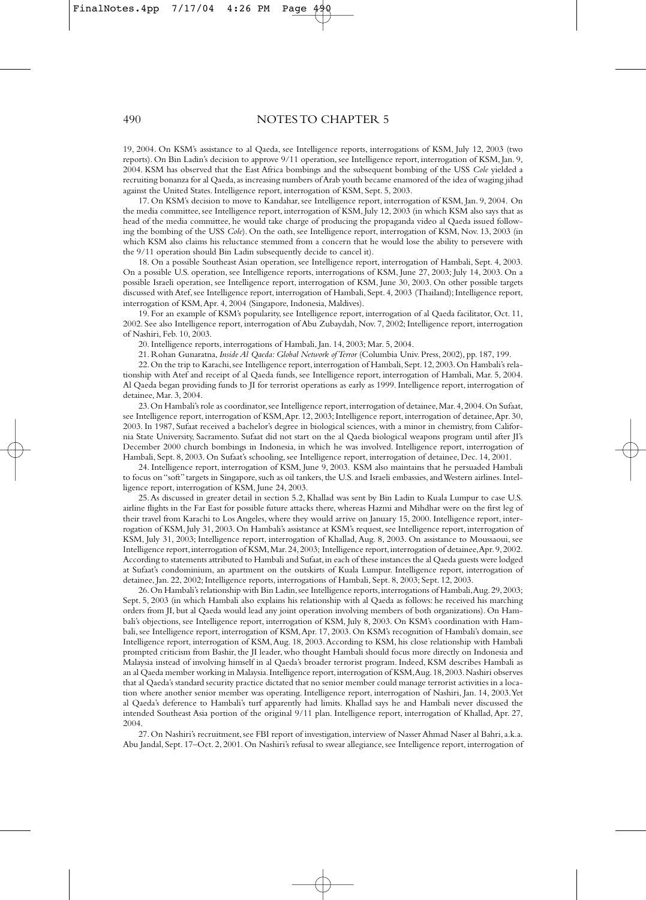19, 2004. On KSM's assistance to al Qaeda, see Intelligence reports, interrogations of KSM, July 12, 2003 (two reports). On Bin Ladin's decision to approve 9/11 operation, see Intelligence report, interrogation of KSM, Jan. 9, 2004. KSM has observed that the East Africa bombings and the subsequent bombing of the USS *Cole* yielded a recruiting bonanza for al Qaeda, as increasing numbers of Arab youth became enamored of the idea of waging jihad against the United States. Intelligence report, interrogation of KSM, Sept. 5, 2003.

17. On KSM's decision to move to Kandahar, see Intelligence report, interrogation of KSM, Jan. 9, 2004. On the media committee, see Intelligence report, interrogation of KSM, July 12, 2003 (in which KSM also says that as head of the media committee, he would take charge of producing the propaganda video al Qaeda issued following the bombing of the USS *Cole*). On the oath, see Intelligence report, interrogation of KSM, Nov. 13, 2003 (in which KSM also claims his reluctance stemmed from a concern that he would lose the ability to persevere with the 9/11 operation should Bin Ladin subsequently decide to cancel it).

18. On a possible Southeast Asian operation, see Intelligence report, interrogation of Hambali, Sept. 4, 2003. On a possible U.S. operation, see Intelligence reports, interrogations of KSM, June 27, 2003; July 14, 2003. On a possible Israeli operation, see Intelligence report, interrogation of KSM, June 30, 2003. On other possible targets discussed with Atef, see Intelligence report, interrogation of Hambali, Sept. 4, 2003 (Thailand); Intelligence report, interrogation of KSM, Apr. 4, 2004 (Singapore, Indonesia, Maldives).

19. For an example of KSM's popularity, see Intelligence report, interrogation of al Qaeda facilitator, Oct. 11, 2002. See also Intelligence report, interrogation of Abu Zubaydah, Nov. 7, 2002; Intelligence report, interrogation of Nashiri, Feb. 10, 2003.

20. Intelligence reports, interrogations of Hambali, Jan. 14, 2003; Mar. 5, 2004.

21. Rohan Gunaratna, *Inside Al Qaeda: Global Network of Terror* (Columbia Univ. Press, 2002), pp. 187, 199.

22. On the trip to Karachi, see Intelligence report, interrogation of Hambali, Sept. 12, 2003. On Hambali's relationship with Atef and receipt of al Qaeda funds, see Intelligence report, interrogation of Hambali, Mar. 5, 2004. Al Qaeda began providing funds to JI for terrorist operations as early as 1999. Intelligence report, interrogation of detainee, Mar. 3, 2004.

23. On Hambali's role as coordinator, see Intelligence report, interrogation of detainee, Mar. 4, 2004. On Sufaat, see Intelligence report, interrogation of KSM, Apr. 12, 2003; Intelligence report, interrogation of detainee, Apr. 30, 2003. In 1987, Sufaat received a bachelor's degree in biological sciences, with a minor in chemistry, from California State University, Sacramento. Sufaat did not start on the al Qaeda biological weapons program until after JI's December 2000 church bombings in Indonesia, in which he was involved. Intelligence report, interrogation of Hambali, Sept. 8, 2003. On Sufaat's schooling, see Intelligence report, interrogation of detainee, Dec. 14, 2001.

24. Intelligence report, interrogation of KSM, June 9, 2003. KSM also maintains that he persuaded Hambali to focus on "soft" targets in Singapore, such as oil tankers, the U.S. and Israeli embassies, and Western airlines. Intelligence report, interrogation of KSM, June 24, 2003.

25. As discussed in greater detail in section 5.2, Khallad was sent by Bin Ladin to Kuala Lumpur to case U.S. airline flights in the Far East for possible future attacks there, whereas Hazmi and Mihdhar were on the first leg of their travel from Karachi to Los Angeles, where they would arrive on January 15, 2000. Intelligence report, interrogation of KSM, July 31, 2003. On Hambali's assistance at KSM's request, see Intelligence report, interrogation of KSM, July 31, 2003; Intelligence report, interrogation of Khallad, Aug. 8, 2003. On assistance to Moussaoui, see Intelligence report, interrogation of KSM, Mar. 24, 2003; Intelligence report, interrogation of detainee, Apr. 9, 2002. According to statements attributed to Hambali and Sufaat, in each of these instances the al Qaeda guests were lodged at Sufaat's condominium, an apartment on the outskirts of Kuala Lumpur. Intelligence report, interrogation of detainee, Jan. 22, 2002; Intelligence reports, interrogations of Hambali, Sept. 8, 2003; Sept. 12, 2003.

26. On Hambali's relationship with Bin Ladin, see Intelligence reports, interrogations of Hambali, Aug. 29, 2003; Sept. 5, 2003 (in which Hambali also explains his relationship with al Qaeda as follows: he received his marching orders from JI, but al Qaeda would lead any joint operation involving members of both organizations). On Hambali's objections, see Intelligence report, interrogation of KSM, July 8, 2003. On KSM's coordination with Hambali, see Intelligence report, interrogation of KSM, Apr. 17, 2003. On KSM's recognition of Hambali's domain, see Intelligence report, interrogation of KSM, Aug. 18, 2003. According to KSM, his close relationship with Hambali prompted criticism from Bashir, the JI leader, who thought Hambali should focus more directly on Indonesia and Malaysia instead of involving himself in al Qaeda's broader terrorist program. Indeed, KSM describes Hambali as an al Qaeda member working in Malaysia. Intelligence report, interrogation of KSM, Aug. 18, 2003. Nashiri observes that al Qaeda's standard security practice dictated that no senior member could manage terrorist activities in a location where another senior member was operating. Intelligence report, interrogation of Nashiri, Jan. 14, 2003. Yet al Qaeda's deference to Hambali's turf apparently had limits. Khallad says he and Hambali never discussed the intended Southeast Asia portion of the original 9/11 plan. Intelligence report, interrogation of Khallad, Apr. 27, 2004.

27. On Nashiri's recruitment, see FBI report of investigation, interview of Nasser Ahmad Naser al Bahri, a.k.a. Abu Jandal, Sept. 17–Oct. 2, 2001. On Nashiri's refusal to swear allegiance, see Intelligence report, interrogation of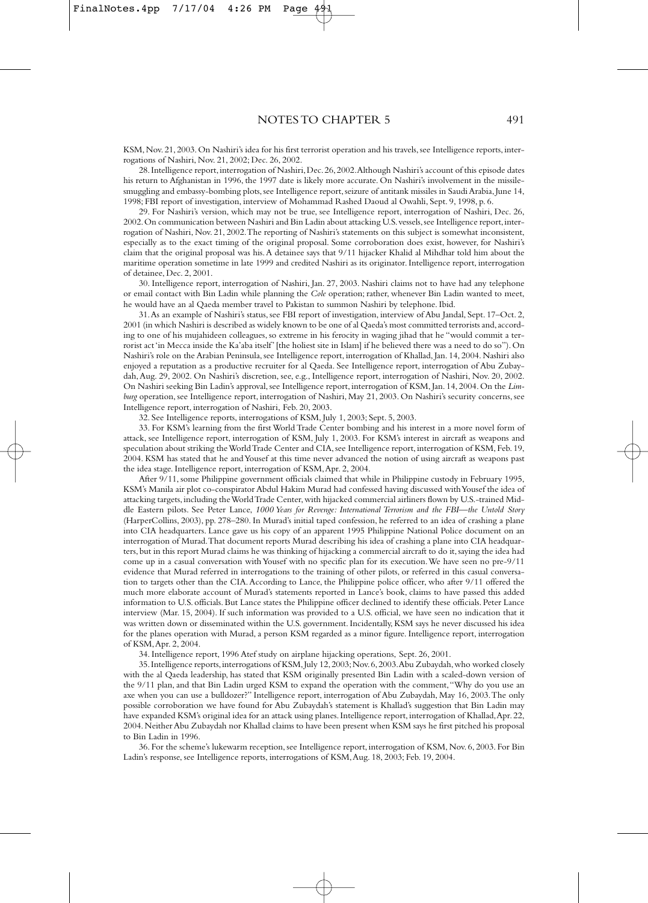KSM, Nov. 21, 2003. On Nashiri's idea for his first terrorist operation and his travels, see Intelligence reports, interrogations of Nashiri, Nov. 21, 2002; Dec. 26, 2002.

28. Intelligence report, interrogation of Nashiri, Dec. 26, 2002. Although Nashiri's account of this episode dates his return to Afghanistan in 1996, the 1997 date is likely more accurate. On Nashiri's involvement in the missile-smuggling and embassy-bombing plots, see Intelligence report, seizure of antitank missiles in Saudi Arabia, June 14, 1998; FBI report of investigation, interview of Mohammad Rashed Daoud al Owahli, Sept. 9, 1998, p. 6.

29. For Nashiri's version, which may not be true, see Intelligence report, interrogation of Nashiri, Dec. 26, 2002. On communication between Nashiri and Bin Ladin about attacking U.S. vessels, see Intelligence report, interrogation of Nashiri, Nov. 21, 2002. The reporting of Nashiri's statements on this subject is somewhat inconsistent, especially as to the exact timing of the original proposal. Some corroboration does exist, however, for Nashiri's claim that the original proposal was his. A detainee says that 9/11 hijacker Khalid al Mihdhar told him about the maritime operation sometime in late 1999 and credited Nashiri as its originator. Intelligence report, interrogation of detainee, Dec. 2, 2001.

30. Intelligence report, interrogation of Nashiri, Jan. 27, 2003. Nashiri claims not to have had any telephone or email contact with Bin Ladin while planning the *Cole* operation; rather, whenever Bin Ladin wanted to meet, he would have an al Qaeda member travel to Pakistan to summon Nashiri by telephone. Ibid.

31. As an example of Nashiri's status, see FBI report of investigation, interview of Abu Jandal, Sept. 17–Oct. 2, 2001 (in which Nashiri is described as widely known to be one of al Qaeda's most committed terrorists and, according to one of his mujahideen colleagues, so extreme in his ferocity in waging jihad that he "would commit a terrorist act 'in Mecca inside the Ka'aba itself' [the holiest site in Islam] if he believed there was a need to do so"). On Nashiri's role on the Arabian Peninsula, see Intelligence report, interrogation of Khallad, Jan. 14, 2004. Nashiri also enjoyed a reputation as a productive recruiter for al Qaeda. See Intelligence report, interrogation of Abu Zubaydah, Aug. 29, 2002. On Nashiri's discretion, see, e.g., Intelligence report, interrogation of Nashiri, Nov. 20, 2002. On Nashiri seeking Bin Ladin's approval, see Intelligence report, interrogation of KSM, Jan. 14, 2004. On the *Limburg* operation, see Intelligence report, interrogation of Nashiri, May 21, 2003. On Nashiri's security concerns, see Intelligence report, interrogation of Nashiri, Feb. 20, 2003.

32. See Intelligence reports, interrogations of KSM, July 1, 2003; Sept. 5, 2003.

33. For KSM's learning from the first World Trade Center bombing and his interest in a more novel form of attack, see Intelligence report, interrogation of KSM, July 1, 2003. For KSM's interest in aircraft as weapons and speculation about striking the World Trade Center and CIA, see Intelligence report, interrogation of KSM, Feb. 19, 2004. KSM has stated that he and Yousef at this time never advanced the notion of using aircraft as weapons past the idea stage. Intelligence report, interrogation of KSM, Apr. 2, 2004.

After 9/11, some Philippine government officials claimed that while in Philippine custody in February 1995, KSM's Manila air plot co-conspirator Abdul Hakim Murad had confessed having discussed with Yousef the idea of attacking targets, including the World Trade Center, with hijacked commercial airliners flown by U.S.-trained Middle Eastern pilots. See Peter Lance, *1000 Years for Revenge: International Terrorism and the FBI—the Untold Story* (HarperCollins, 2003), pp. 278–280. In Murad's initial taped confession, he referred to an idea of crashing a plane into CIA headquarters. Lance gave us his copy of an apparent 1995 Philippine National Police document on an interrogation of Murad. That document reports Murad describing his idea of crashing a plane into CIA headquarters, but in this report Murad claims he was thinking of hijacking a commercial aircraft to do it, saying the idea had come up in a casual conversation with Yousef with no specific plan for its execution. We have seen no pre-9/11 evidence that Murad referred in interrogations to the training of other pilots, or referred in this casual conversation to targets other than the CIA. According to Lance, the Philippine police officer, who after 9/11 offered the much more elaborate account of Murad's statements reported in Lance's book, claims to have passed this added information to U.S. officials. But Lance states the Philippine officer declined to identify these officials. Peter Lance interview (Mar. 15, 2004). If such information was provided to a U.S. official, we have seen no indication that it was written down or disseminated within the U.S. government. Incidentally, KSM says he never discussed his idea for the planes operation with Murad, a person KSM regarded as a minor figure. Intelligence report, interrogation of KSM, Apr. 2, 2004.

34. Intelligence report, 1996 Atef study on airplane hijacking operations, Sept. 26, 2001.

35. Intelligence reports, interrogations of KSM, July 12, 2003; Nov. 6, 2003. Abu Zubaydah, who worked closely with the al Qaeda leadership, has stated that KSM originally presented Bin Ladin with a scaled-down version of the 9/11 plan, and that Bin Ladin urged KSM to expand the operation with the comment, "Why do you use an axe when you can use a bulldozer?" Intelligence report, interrogation of Abu Zubaydah, May 16, 2003. The only possible corroboration we have found for Abu Zubaydah's statement is Khallad's suggestion that Bin Ladin may have expanded KSM's original idea for an attack using planes. Intelligence report, interrogation of Khallad, Apr. 22, 2004. Neither Abu Zubaydah nor Khallad claims to have been present when KSM says he first pitched his proposal to Bin Ladin in 1996.

36. For the scheme's lukewarm reception, see Intelligence report, interrogation of KSM, Nov. 6, 2003. For Bin Ladin's response, see Intelligence reports, interrogations of KSM, Aug. 18, 2003; Feb. 19, 2004.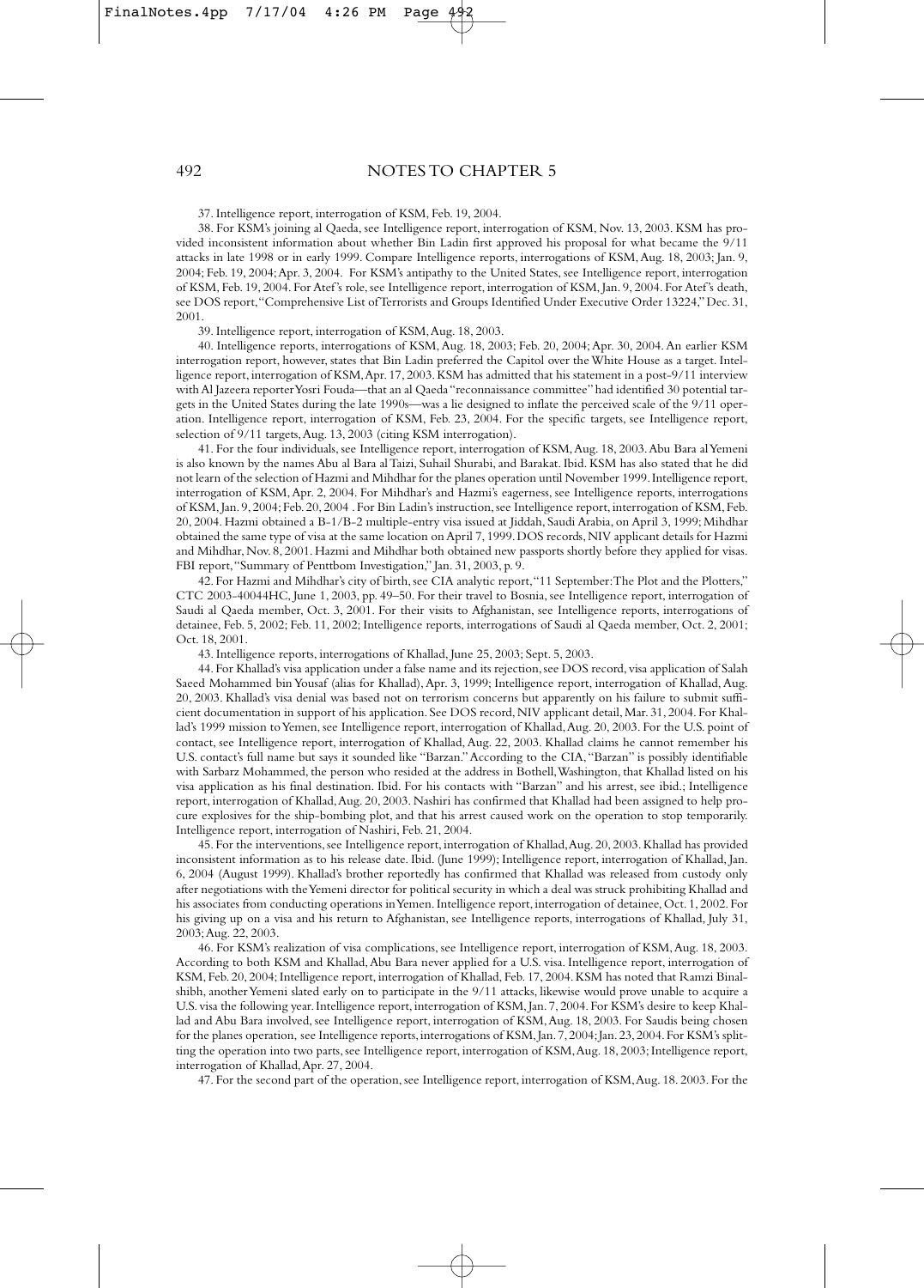## NOTES TO CHAPTER 5

37. Intelligence report, interrogation of KSM, Feb. 19, 2004.

38. For KSM's joining al Qaeda, see Intelligence report, interrogation of KSM, Nov. 13, 2003. KSM has provided inconsistent information about whether Bin Ladin first approved his proposal for what became the 9/11 attacks in late 1998 or in early 1999. Compare Intelligence reports, interrogations of KSM, Aug. 18, 2003; Jan. 9, 2004; Feb. 19, 2004; Apr. 3, 2004. For KSM's antipathy to the United States, see Intelligence report, interrogation of KSM, Feb. 19, 2004. For Atef's role, see Intelligence report, interrogation of KSM, Jan. 9, 2004. For Atef's death, see DOS report, "Comprehensive List of Terrorists and Groups Identified Under Executive Order 13224," Dec. 31, 2001.

39. Intelligence report, interrogation of KSM, Aug. 18, 2003.

40. Intelligence reports, interrogations of KSM, Aug. 18, 2003; Feb. 20, 2004; Apr. 30, 2004. An earlier KSM interrogation report, however, states that Bin Ladin preferred the Capitol over the White House as a target. Intelligence report, interrogation of KSM, Apr. 17, 2003. KSM has admitted that his statement in a post-9/11 interview with Al Jazeera reporter Yosri Fouda—that an al Qaeda "reconnaissance committee" had identified 30 potential targets in the United States during the late 1990s—was a lie designed to inflate the perceived scale of the 9/11 operation. Intelligence report, interrogation of KSM, Feb. 23, 2004. For the specific targets, see Intelligence report, selection of 9/11 targets, Aug. 13, 2003 (citing KSM interrogation).

41. For the four individuals, see Intelligence report, interrogation of KSM, Aug. 18, 2003. Abu Bara al Yemeni is also known by the names Abu al Bara al Taizi, Suhail Shurabi, and Barakat. Ibid. KSM has also stated that he did not learn of the selection of Hazmi and Mihdhar for the planes operation until November 1999. Intelligence report, interrogation of KSM, Apr. 2, 2004. For Mihdhar's and Hazmi's eagerness, see Intelligence reports, interrogations of KSM, Jan. 9, 2004; Feb. 20, 2004 . For Bin Ladin's instruction, see Intelligence report, interrogation of KSM, Feb. 20, 2004. Hazmi obtained a B-1/B-2 multiple-entry visa issued at Jiddah, Saudi Arabia, on April 3, 1999; Mihdhar obtained the same type of visa at the same location on April 7, 1999. DOS records, NIV applicant details for Hazmi and Mihdhar, Nov. 8, 2001. Hazmi and Mihdhar both obtained new passports shortly before they applied for visas. FBI report, "Summary of Penttbom Investigation," Jan. 31, 2003, p. 9.

42. For Hazmi and Mihdhar's city of birth, see CIA analytic report, "11 September: The Plot and the Plotters," CTC 2003-40044HC, June 1, 2003, pp. 49–50. For their travel to Bosnia, see Intelligence report, interrogation of Saudi al Qaeda member, Oct. 3, 2001. For their visits to Afghanistan, see Intelligence reports, interrogations of detainee, Feb. 5, 2002; Feb. 11, 2002; Intelligence reports, interrogations of Saudi al Qaeda member, Oct. 2, 2001; Oct. 18, 2001.

43. Intelligence reports, interrogations of Khallad, June 25, 2003; Sept. 5, 2003.

44. For Khallad's visa application under a false name and its rejection, see DOS record, visa application of Salah Saeed Mohammed bin Yousaf (alias for Khallad), Apr. 3, 1999; Intelligence report, interrogation of Khallad, Aug. 20, 2003. Khallad's visa denial was based not on terrorism concerns but apparently on his failure to submit sufficient documentation in support of his application. See DOS record, NIV applicant detail, Mar. 31, 2004. For Khallad's 1999 mission to Yemen, see Intelligence report, interrogation of Khallad, Aug. 20, 2003. For the U.S. point of contact, see Intelligence report, interrogation of Khallad, Aug. 22, 2003. Khallad claims he cannot remember his U.S. contact's full name but says it sounded like "Barzan." According to the CIA, "Barzan" is possibly identifiable with Sarbarz Mohammed, the person who resided at the address in Bothell, Washington, that Khallad listed on his visa application as his final destination. Ibid. For his contacts with "Barzan" and his arrest, see ibid.; Intelligence report, interrogation of Khallad, Aug. 20, 2003. Nashiri has confirmed that Khallad had been assigned to help procure explosives for the ship-bombing plot, and that his arrest caused work on the operation to stop temporarily. Intelligence report, interrogation of Nashiri, Feb. 21, 2004.

45. For the interventions, see Intelligence report, interrogation of Khallad, Aug. 20, 2003. Khallad has provided inconsistent information as to his release date. Ibid. (June 1999); Intelligence report, interrogation of Khallad, Jan. 6, 2004 (August 1999). Khallad's brother reportedly has confirmed that Khallad was released from custody only after negotiations with the Yemeni director for political security in which a deal was struck prohibiting Khallad and his associates from conducting operations in Yemen. Intelligence report, interrogation of detainee, Oct. 1, 2002. For his giving up on a visa and his return to Afghanistan, see Intelligence reports, interrogations of Khallad, July 31, 2003; Aug. 22, 2003.

46. For KSM's realization of visa complications, see Intelligence report, interrogation of KSM, Aug. 18, 2003. According to both KSM and Khallad, Abu Bara never applied for a U.S. visa. Intelligence report, interrogation of KSM, Feb. 20, 2004; Intelligence report, interrogation of Khallad, Feb. 17, 2004. KSM has noted that Ramzi Binalshibh, another Yemeni slated early on to participate in the 9/11 attacks, likewise would prove unable to acquire a U.S. visa the following year. Intelligence report, interrogation of KSM, Jan. 7, 2004. For KSM's desire to keep Khallad and Abu Bara involved, see Intelligence report, interrogation of KSM, Aug. 18, 2003. For Saudis being chosen for the planes operation, see Intelligence reports, interrogations of KSM, Jan. 7, 2004; Jan. 23, 2004. For KSM's splitting the operation into two parts, see Intelligence report, interrogation of KSM, Aug. 18, 2003; Intelligence report, interrogation of Khallad, Apr. 27, 2004.

47. For the second part of the operation, see Intelligence report, interrogation of KSM, Aug. 18. 2003. For the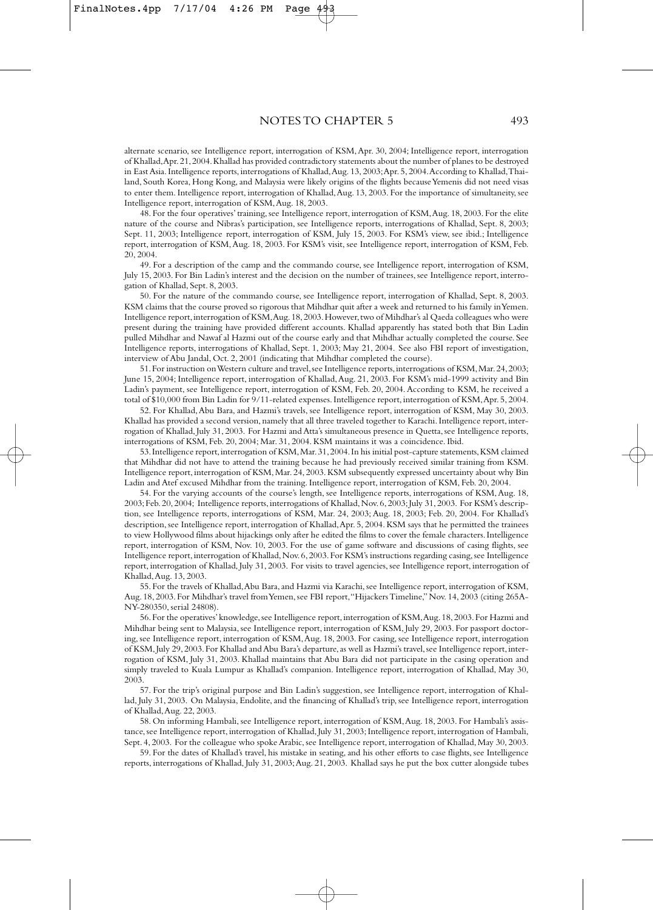alternate scenario, see Intelligence report, interrogation of KSM, Apr. 30, 2004; Intelligence report, interrogation of Khallad, Apr. 21, 2004. Khallad has provided contradictory statements about the number of planes to be destroyed in East Asia. Intelligence reports, interrogations of Khallad, Aug. 13, 2003; Apr. 5, 2004. According to Khallad, Thailand, South Korea, Hong Kong, and Malaysia were likely origins of the flights because Yemenis did not need visas to enter them. Intelligence report, interrogation of Khallad, Aug. 13, 2003. For the importance of simultaneity, see Intelligence report, interrogation of KSM, Aug. 18, 2003.

48. For the four operatives' training, see Intelligence report, interrogation of KSM, Aug. 18, 2003. For the elite nature of the course and Nibras's participation, see Intelligence reports, interrogations of Khallad, Sept. 8, 2003; Sept. 11, 2003; Intelligence report, interrogation of KSM, July 15, 2003. For KSM's view, see ibid.; Intelligence report, interrogation of KSM, Aug. 18, 2003. For KSM's visit, see Intelligence report, interrogation of KSM, Feb. 20, 2004.

49. For a description of the camp and the commando course, see Intelligence report, interrogation of KSM, July 15, 2003. For Bin Ladin's interest and the decision on the number of trainees, see Intelligence report, interrogation of Khallad, Sept. 8, 2003.

50. For the nature of the commando course, see Intelligence report, interrogation of Khallad, Sept. 8, 2003. KSM claims that the course proved so rigorous that Mihdhar quit after a week and returned to his family in Yemen. Intelligence report, interrogation of KSM, Aug. 18, 2003. However, two of Mihdhar's al Qaeda colleagues who were present during the training have provided different accounts. Khallad apparently has stated both that Bin Ladin pulled Mihdhar and Nawaf al Hazmi out of the course early and that Mihdhar actually completed the course. See Intelligence reports, interrogations of Khallad, Sept. 1, 2003; May 21, 2004. See also FBI report of investigation, interview of Abu Jandal, Oct. 2, 2001 (indicating that Mihdhar completed the course).

51. For instruction on Western culture and travel, see Intelligence reports, interrogations of KSM, Mar. 24, 2003; June 15, 2004; Intelligence report, interrogation of Khallad, Aug. 21, 2003. For KSM's mid-1999 activity and Bin Ladin's payment, see Intelligence report, interrogation of KSM, Feb. 20, 2004. According to KSM, he received a total of $10,000 from Bin Ladin for 9/11-related expenses. Intelligence report, interrogation of KSM, Apr. 5, 2004.

52. For Khallad, Abu Bara, and Hazmi's travels, see Intelligence report, interrogation of KSM, May 30, 2003. Khallad has provided a second version, namely that all three traveled together to Karachi. Intelligence report, interrogation of Khallad, July 31, 2003. For Hazmi and Atta's simultaneous presence in Quetta, see Intelligence reports, interrogations of KSM, Feb. 20, 2004; Mar. 31, 2004. KSM maintains it was a coincidence. Ibid.

53. Intelligence report, interrogation of KSM, Mar. 31, 2004. In his initial post-capture statements, KSM claimed that Mihdhar did not have to attend the training because he had previously received similar training from KSM. Intelligence report, interrogation of KSM, Mar. 24, 2003. KSM subsequently expressed uncertainty about why Bin Ladin and Atef excused Mihdhar from the training. Intelligence report, interrogation of KSM, Feb. 20, 2004.

54. For the varying accounts of the course's length, see Intelligence reports, interrogations of KSM, Aug. 18, 2003; Feb. 20, 2004; Intelligence reports, interrogations of Khallad, Nov. 6, 2003; July 31, 2003. For KSM's description, see Intelligence reports, interrogations of KSM, Mar. 24, 2003; Aug. 18, 2003; Feb. 20, 2004. For Khallad's description, see Intelligence report, interrogation of Khallad, Apr. 5, 2004. KSM says that he permitted the trainees to view Hollywood films about hijackings only after he edited the films to cover the female characters. Intelligence report, interrogation of KSM, Nov. 10, 2003. For the use of game software and discussions of casing flights, see Intelligence report, interrogation of Khallad, Nov. 6, 2003. For KSM's instructions regarding casing, see Intelligence report, interrogation of Khallad, July 31, 2003. For visits to travel agencies, see Intelligence report, interrogation of Khallad, Aug. 13, 2003.

55. For the travels of Khallad, Abu Bara, and Hazmi via Karachi, see Intelligence report, interrogation of KSM, Aug. 18, 2003. For Mihdhar's travel from Yemen, see FBI report, "Hijackers Timeline," Nov. 14, 2003 (citing 265A-NY-280350, serial 24808).

56. For the operatives' knowledge, see Intelligence report, interrogation of KSM, Aug. 18, 2003. For Hazmi and Mihdhar being sent to Malaysia, see Intelligence report, interrogation of KSM, July 29, 2003. For passport doctoring, see Intelligence report, interrogation of KSM, Aug. 18, 2003. For casing, see Intelligence report, interrogation of KSM, July 29, 2003. For Khallad and Abu Bara's departure, as well as Hazmi's travel, see Intelligence report, interrogation of KSM, July 31, 2003. Khallad maintains that Abu Bara did not participate in the casing operation and simply traveled to Kuala Lumpur as Khallad's companion. Intelligence report, interrogation of Khallad, May 30, 2003.

57. For the trip's original purpose and Bin Ladin's suggestion, see Intelligence report, interrogation of Khallad, July 31, 2003. On Malaysia, Endolite, and the financing of Khallad's trip, see Intelligence report, interrogation of Khallad, Aug. 22, 2003.

58. On informing Hambali, see Intelligence report, interrogation of KSM, Aug. 18, 2003. For Hambali's assistance, see Intelligence report, interrogation of Khallad, July 31, 2003; Intelligence report, interrogation of Hambali, Sept. 4, 2003. For the colleague who spoke Arabic, see Intelligence report, interrogation of Khallad, May 30, 2003.

59. For the dates of Khallad's travel, his mistake in seating, and his other efforts to case flights, see Intelligence reports, interrogations of Khallad, July 31, 2003; Aug. 21, 2003. Khallad says he put the box cutter alongside tubes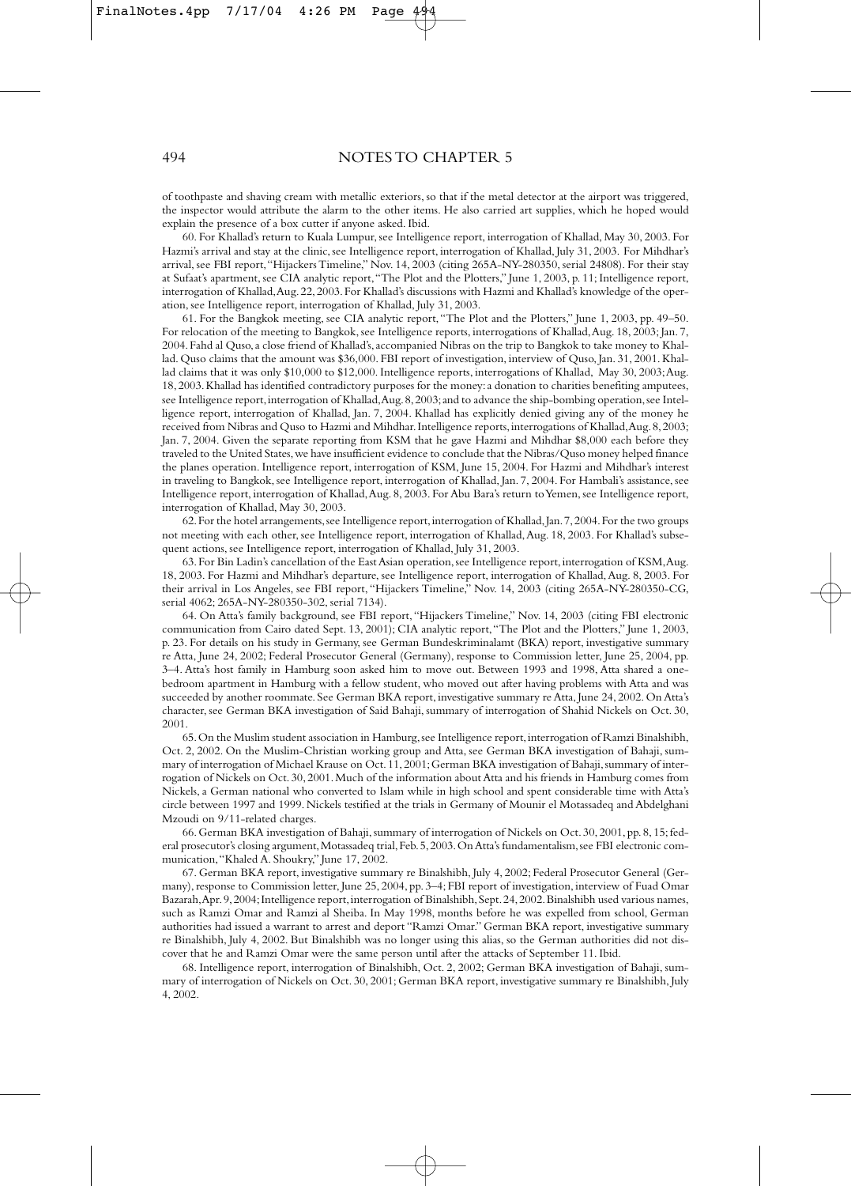of toothpaste and shaving cream with metallic exteriors, so that if the metal detector at the airport was triggered, the inspector would attribute the alarm to the other items. He also carried art supplies, which he hoped would explain the presence of a box cutter if anyone asked. Ibid.

60. For Khallad's return to Kuala Lumpur, see Intelligence report, interrogation of Khallad, May 30, 2003. For Hazmi's arrival and stay at the clinic, see Intelligence report, interrogation of Khallad, July 31, 2003. For Mihdhar's arrival, see FBI report, "Hijackers Timeline," Nov. 14, 2003 (citing 265A-NY-280350, serial 24808). For their stay at Sufaat's apartment, see CIA analytic report, "The Plot and the Plotters," June 1, 2003, p. 11; Intelligence report, interrogation of Khallad, Aug. 22, 2003. For Khallad's discussions with Hazmi and Khallad's knowledge of the operation, see Intelligence report, interrogation of Khallad, July 31, 2003.

61. For the Bangkok meeting, see CIA analytic report, "The Plot and the Plotters," June 1, 2003, pp. 49–50. For relocation of the meeting to Bangkok, see Intelligence reports, interrogations of Khallad, Aug. 18, 2003; Jan. 7, 2004. Fahd al Quso, a close friend of Khallad's, accompanied Nibras on the trip to Bangkok to take money to Khallad. Quso claims that the amount was $36,000. FBI report of investigation, interview of Quso, Jan. 31, 2001. Khallad claims that it was only $10,000 to $12,000. Intelligence reports, interrogations of Khallad, May 30, 2003; Aug. 18, 2003. Khallad has identified contradictory purposes for the money: a donation to charities benefiting amputees, see Intelligence report, interrogation of Khallad, Aug. 8, 2003; and to advance the ship-bombing operation, see Intelligence report, interrogation of Khallad, Jan. 7, 2004. Khallad has explicitly denied giving any of the money he received from Nibras and Quso to Hazmi and Mihdhar. Intelligence reports, interrogations of Khallad, Aug. 8, 2003; Jan. 7, 2004. Given the separate reporting from KSM that he gave Hazmi and Mihdhar $8,000 each before they traveled to the United States, we have insufficient evidence to conclude that the Nibras/Quso money helped finance the planes operation. Intelligence report, interrogation of KSM, June 15, 2004. For Hazmi and Mihdhar's interest in traveling to Bangkok, see Intelligence report, interrogation of Khallad, Jan. 7, 2004. For Hambali's assistance, see Intelligence report, interrogation of Khallad, Aug. 8, 2003. For Abu Bara's return to Yemen, see Intelligence report, interrogation of Khallad, May 30, 2003.

62. For the hotel arrangements, see Intelligence report, interrogation of Khallad, Jan. 7, 2004. For the two groups not meeting with each other, see Intelligence report, interrogation of Khallad, Aug. 18, 2003. For Khallad's subsequent actions, see Intelligence report, interrogation of Khallad, July 31, 2003.

63. For Bin Ladin's cancellation of the East Asian operation, see Intelligence report, interrogation of KSM, Aug. 18, 2003. For Hazmi and Mihdhar's departure, see Intelligence report, interrogation of Khallad, Aug. 8, 2003. For their arrival in Los Angeles, see FBI report, "Hijackers Timeline," Nov. 14, 2003 (citing 265A-NY-280350-CG, serial 4062; 265A-NY-280350-302, serial 7134).

64. On Atta's family background, see FBI report, "Hijackers Timeline," Nov. 14, 2003 (citing FBI electronic communication from Cairo dated Sept. 13, 2001); CIA analytic report, "The Plot and the Plotters," June 1, 2003, p. 23. For details on his study in Germany, see German Bundeskriminalamt (BKA) report, investigative summary re Atta, June 24, 2002; Federal Prosecutor General (Germany), response to Commission letter, June 25, 2004, pp. 3–4. Atta's host family in Hamburg soon asked him to move out. Between 1993 and 1998, Atta shared a one-bedroom apartment in Hamburg with a fellow student, who moved out after having problems with Atta and was succeeded by another roommate. See German BKA report, investigative summary re Atta, June 24, 2002. On Atta's character, see German BKA investigation of Said Bahaji, summary of interrogation of Shahid Nickels on Oct. 30, 2001.

65. On the Muslim student association in Hamburg, see Intelligence report, interrogation of Ramzi Binalshibh, Oct. 2, 2002. On the Muslim-Christian working group and Atta, see German BKA investigation of Bahaji, summary of interrogation of Michael Krause on Oct. 11, 2001; German BKA investigation of Bahaji, summary of interrogation of Nickels on Oct. 30, 2001. Much of the information about Atta and his friends in Hamburg comes from Nickels, a German national who converted to Islam while in high school and spent considerable time with Atta's circle between 1997 and 1999. Nickels testified at the trials in Germany of Mounir el Motassadeq and Abdelghani Mzoudi on 9/11-related charges.

66. German BKA investigation of Bahaji, summary of interrogation of Nickels on Oct. 30, 2001, pp. 8, 15; federal prosecutor's closing argument, Motassadeq trial, Feb. 5, 2003. On Atta's fundamentalism, see FBI electronic communication, "Khaled A. Shoukry," June 17, 2002.

67. German BKA report, investigative summary re Binalshibh, July 4, 2002; Federal Prosecutor General (Germany), response to Commission letter, June 25, 2004, pp. 3–4; FBI report of investigation, interview of Fuad Omar Bazarah, Apr. 9, 2004; Intelligence report, interrogation of Binalshibh, Sept. 24, 2002. Binalshibh used various names, such as Ramzi Omar and Ramzi al Sheiba. In May 1998, months before he was expelled from school, German authorities had issued a warrant to arrest and deport "Ramzi Omar." German BKA report, investigative summary re Binalshibh, July 4, 2002. But Binalshibh was no longer using this alias, so the German authorities did not discover that he and Ramzi Omar were the same person until after the attacks of September 11. Ibid.

68. Intelligence report, interrogation of Binalshibh, Oct. 2, 2002; German BKA investigation of Bahaji, summary of interrogation of Nickels on Oct. 30, 2001; German BKA report, investigative summary re Binalshibh, July 4, 2002.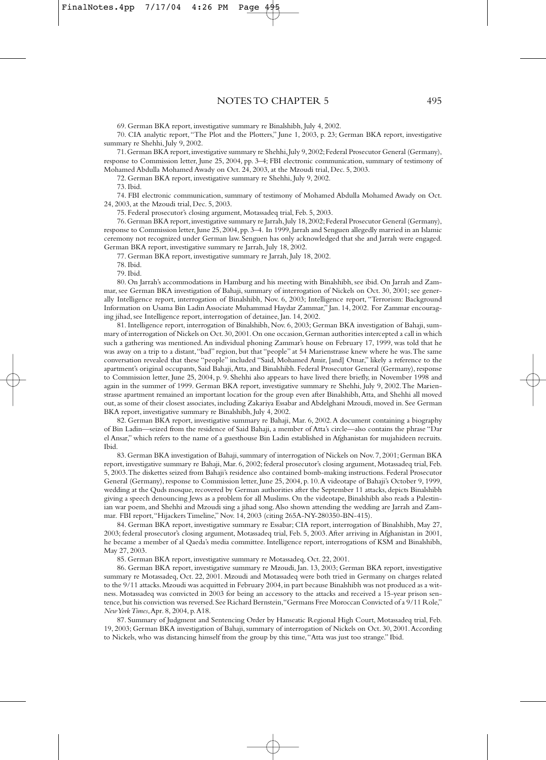69. German BKA report, investigative summary re Binalshibh, July 4, 2002.

70. CIA analytic report, "The Plot and the Plotters," June 1, 2003, p. 23; German BKA report, investigative summary re Shehhi, July 9, 2002.

71. German BKA report, investigative summary re Shehhi, July 9, 2002; Federal Prosecutor General (Germany), response to Commission letter, June 25, 2004, pp. 3–4; FBI electronic communication, summary of testimony of Mohamed Abdulla Mohamed Awady on Oct. 24, 2003, at the Mzoudi trial, Dec. 5, 2003.

72. German BKA report, investigative summary re Shehhi, July 9, 2002.

73. Ibid.

74. FBI electronic communication, summary of testimony of Mohamed Abdulla Mohamed Awady on Oct. 24, 2003, at the Mzoudi trial, Dec. 5, 2003.

75. Federal prosecutor's closing argument, Motassadeq trial, Feb. 5, 2003.

76. German BKA report, investigative summary re Jarrah, July 18, 2002; Federal Prosecutor General (Germany), response to Commission letter, June 25, 2004, pp. 3–4. In 1999, Jarrah and Senguen allegedly married in an Islamic ceremony not recognized under German law. Senguen has only acknowledged that she and Jarrah were engaged. German BKA report, investigative summary re Jarrah, July 18, 2002.

77. German BKA report, investigative summary re Jarrah, July 18, 2002.

78. Ibid.

79. Ibid.

80. On Jarrah's accommodations in Hamburg and his meeting with Binalshibh, see ibid. On Jarrah and Zammar, see German BKA investigation of Bahaji, summary of interrogation of Nickels on Oct. 30, 2001; see generally Intelligence report, interrogation of Binalshibh, Nov. 6, 2003; Intelligence report, "Terrorism: Background Information on Usama Bin Ladin Associate Muhammad Haydar Zammar," Jan. 14, 2002. For Zammar encouraging jihad, see Intelligence report, interrogation of detainee, Jan. 14, 2002.

81. Intelligence report, interrogation of Binalshibh, Nov. 6, 2003; German BKA investigation of Bahaji, summary of interrogation of Nickels on Oct. 30, 2001. On one occasion, German authorities intercepted a call in which such a gathering was mentioned. An individual phoning Zammar's house on February 17, 1999, was told that he was away on a trip to a distant, "bad" region, but that "people" at 54 Marienstrasse knew where he was. The same conversation revealed that these "people" included "Said, Mohamed Amir, [and] Omar," likely a reference to the apartment's original occupants, Said Bahaji, Atta, and Binalshibh. Federal Prosecutor General (Germany), response to Commission letter, June 25, 2004, p. 9. Shehhi also appears to have lived there briefly, in November 1998 and again in the summer of 1999. German BKA report, investigative summary re Shehhi, July 9, 2002. The Marienstrasse apartment remained an important location for the group even after Binalshibh, Atta, and Shehhi all moved out, as some of their closest associates, including Zakariya Essabar and Abdelghani Mzoudi, moved in. See German BKA report, investigative summary re Binalshibh, July 4, 2002.

82. German BKA report, investigative summary re Bahaji, Mar. 6, 2002. A document containing a biography of Bin Ladin—seized from the residence of Said Bahaji, a member of Atta's circle—also contains the phrase "Dar el Ansar," which refers to the name of a guesthouse Bin Ladin established in Afghanistan for mujahideen recruits. Ibid.

83. German BKA investigation of Bahaji, summary of interrogation of Nickels on Nov. 7, 2001; German BKA report, investigative summary re Bahaji, Mar. 6, 2002; federal prosecutor's closing argument, Motassadeq trial, Feb. 5, 2003. The diskettes seized from Bahaji's residence also contained bomb-making instructions. Federal Prosecutor General (Germany), response to Commission letter, June 25, 2004, p. 10. A videotape of Bahaji's October 9, 1999, wedding at the Quds mosque, recovered by German authorities after the September 11 attacks, depicts Binalshibh giving a speech denouncing Jews as a problem for all Muslims. On the videotape, Binalshibh also reads a Palestinian war poem, and Shehhi and Mzoudi sing a jihad song. Also shown attending the wedding are Jarrah and Zammar. FBI report, "Hijackers Timeline," Nov. 14, 2003 (citing 265A-NY-280350-BN-415).

84. German BKA report, investigative summary re Essabar; CIA report, interrogation of Binalshibh, May 27, 2003; federal prosecutor's closing argument, Motassadeq trial, Feb. 5, 2003. After arriving in Afghanistan in 2001, he became a member of al Qaeda's media committee. Intelligence report, interrogations of KSM and Binalshibh, May 27, 2003.

85. German BKA report, investigative summary re Motassadeq, Oct. 22, 2001.

86. German BKA report, investigative summary re Mzoudi, Jan. 13, 2003; German BKA report, investigative summary re Motassadeq, Oct. 22, 2001. Mzoudi and Motassadeq were both tried in Germany on charges related to the 9/11 attacks. Mzoudi was acquitted in February 2004, in part because Binalshibh was not produced as a witness. Motassadeq was convicted in 2003 for being an accessory to the attacks and received a 15-year prison sentence, but his conviction was reversed. See Richard Bernstein, "Germans Free Moroccan Convicted of a 9/11 Role," *New York Times*, Apr. 8, 2004, p. A18.

87. Summary of Judgment and Sentencing Order by Hanseatic Regional High Court, Motassadeq trial, Feb. 19, 2003; German BKA investigation of Bahaji, summary of interrogation of Nickels on Oct. 30, 2001. According to Nickels, who was distancing himself from the group by this time, "Atta was just too strange." Ibid.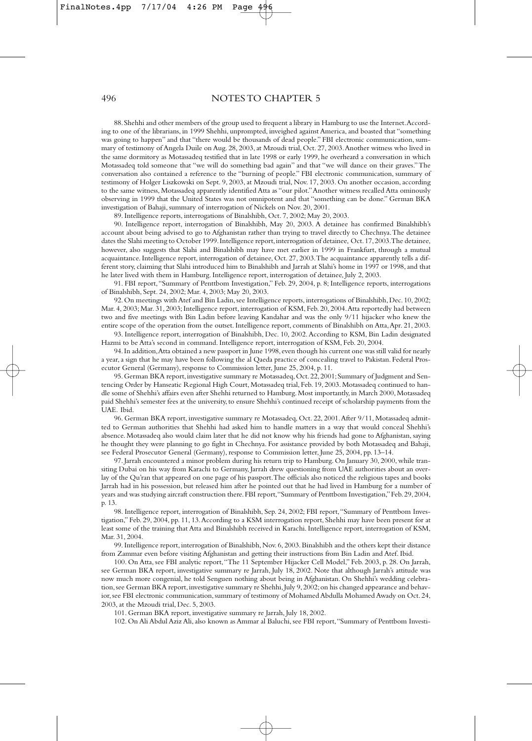88. Shehhi and other members of the group used to frequent a library in Hamburg to use the Internet. According to one of the librarians, in 1999 Shehhi, unprompted, inveighed against America, and boasted that "something was going to happen" and that "there would be thousands of dead people." FBI electronic communication, summary of testimony of Angela Duile on Aug. 28, 2003, at Mzoudi trial, Oct. 27, 2003. Another witness who lived in the same dormitory as Motassadeq testified that in late 1998 or early 1999, he overheard a conversation in which Motassadeq told someone that "we will do something bad again" and that "we will dance on their graves." The conversation also contained a reference to the "burning of people." FBI electronic communication, summary of testimony of Holger Liszkowski on Sept. 9, 2003, at Mzoudi trial, Nov. 17, 2003. On another occasion, according to the same witness, Motassadeq apparently identified Atta as "our pilot." Another witness recalled Atta ominously observing in 1999 that the United States was not omnipotent and that "something can be done." German BKA investigation of Bahaji, summary of interrogation of Nickels on Nov. 20, 2001.

89. Intelligence reports, interrogations of Binalshibh, Oct. 7, 2002; May 20, 2003.

90. Intelligence report, interrogation of Binalshibh, May 20, 2003. A detainee has confirmed Binalshibh's account about being advised to go to Afghanistan rather than trying to travel directly to Chechnya. The detainee dates the Slahi meeting to October 1999. Intelligence report, interrogation of detainee, Oct. 17, 2003. The detainee, however, also suggests that Slahi and Binalshibh may have met earlier in 1999 in Frankfurt, through a mutual acquaintance. Intelligence report, interrogation of detainee, Oct. 27, 2003. The acquaintance apparently tells a different story, claiming that Slahi introduced him to Binalshibh and Jarrah at Slahi's home in 1997 or 1998, and that he later lived with them in Hamburg. Intelligence report, interrogation of detainee, July 2, 2003.

91. FBI report, "Summary of Penttbom Investigation," Feb. 29, 2004, p. 8; Intelligence reports, interrogations of Binalshibh, Sept. 24, 2002; May 20, 2003.

92. On meetings with Atef and Bin Ladin, see Intelligence reports, interrogations of Binalshibh, Dec. 10, 2002; Mar. 4, 2003; Mar. 31, 2003; Intelligence report, interrogation of KSM, Feb. 20, 2004. Atta reportedly had between two and five meetings with Bin Ladin before leaving Kandahar and was the only 9/11 hijacker who knew the entire scope of the operation from the outset. Intelligence report, comments of Binalshibh on Atta, Apr. 21, 2003.

93. Intelligence report, interrogation of Binalshibh, Dec. 10, 2002. According to KSM, Bin Ladin designated Hazmi to be Atta's second in command. Intelligence report, interrogation of KSM, Feb. 20, 2004.

94. In addition, Atta obtained a new passport in June 1998, even though his current one was still valid for nearly a year, a sign that he may have been following the al Qaeda practice of concealing travel to Pakistan. Federal Prosecutor General (Germany), response to Commission letter, June 25, 2004, p. 11.

95. German BKA report, investigative summary re Motassadeq, Oct. 22, 2001; Summary of Judgment and Sentencing Order by Hanseatic Regional High Court, Motassadeq trial, Feb. 19, 2003. Motassadeq continued to handle some of Shehhi's affairs even after Shehhi returned to Hamburg. Most importantly, in March 2000, Motassadeq paid Shehhi's semester fees at the university, to ensure Shehhi's continued receipt of scholarship payments from the UAE. Ibid.

96. German BKA report, investigative summary re Motassadeq, Oct. 22, 2001. After 9/11, Motassadeq admitted to German authorities that Shehhi had asked him to handle matters in a way that would conceal Shehhi's absence. Motassadeq also would claim later that he did not know why his friends had gone to Afghanistan, saying he thought they were planning to go fight in Chechnya. For assistance provided by both Motassadeq and Bahaji, see Federal Prosecutor General (Germany), response to Commission letter, June 25, 2004, pp. 13–14.

97. Jarrah encountered a minor problem during his return trip to Hamburg. On January 30, 2000, while transiting Dubai on his way from Karachi to Germany, Jarrah drew questioning from UAE authorities about an overlay of the Qu'ran that appeared on one page of his passport. The officials also noticed the religious tapes and books Jarrah had in his possession, but released him after he pointed out that he had lived in Hamburg for a number of years and was studying aircraft construction there. FBI report, "Summary of Penttbom Investigation," Feb. 29, 2004, p. 13.

98. Intelligence report, interrogation of Binalshibh, Sep. 24, 2002; FBI report, "Summary of Penttbom Investigation," Feb. 29, 2004, pp. 11, 13. According to a KSM interrogation report, Shehhi may have been present for at least some of the training that Atta and Binalshibh received in Karachi. Intelligence report, interrogation of KSM, Mar. 31, 2004.

99. Intelligence report, interrogation of Binalshibh, Nov. 6, 2003. Binalshibh and the others kept their distance from Zammar even before visiting Afghanistan and getting their instructions from Bin Ladin and Atef. Ibid.

100. On Atta, see FBI analytic report, "The 11 September Hijacker Cell Model," Feb. 2003, p. 28. On Jarrah, see German BKA report, investigative summary re Jarrah, July 18, 2002. Note that although Jarrah's attitude was now much more congenial, he told Senguen nothing about being in Afghanistan. On Shehhi's wedding celebration, see German BKA report, investigative summary re Shehhi, July 9, 2002; on his changed appearance and behavior, see FBI electronic communication, summary of testimony of Mohamed Abdulla Mohamed Awady on Oct. 24, 2003, at the Mzoudi trial, Dec. 5, 2003.

101. German BKA report, investigative summary re Jarrah, July 18, 2002.

102. On Ali Abdul Aziz Ali, also known as Ammar al Baluchi, see FBI report, "Summary of Penttbom Investi-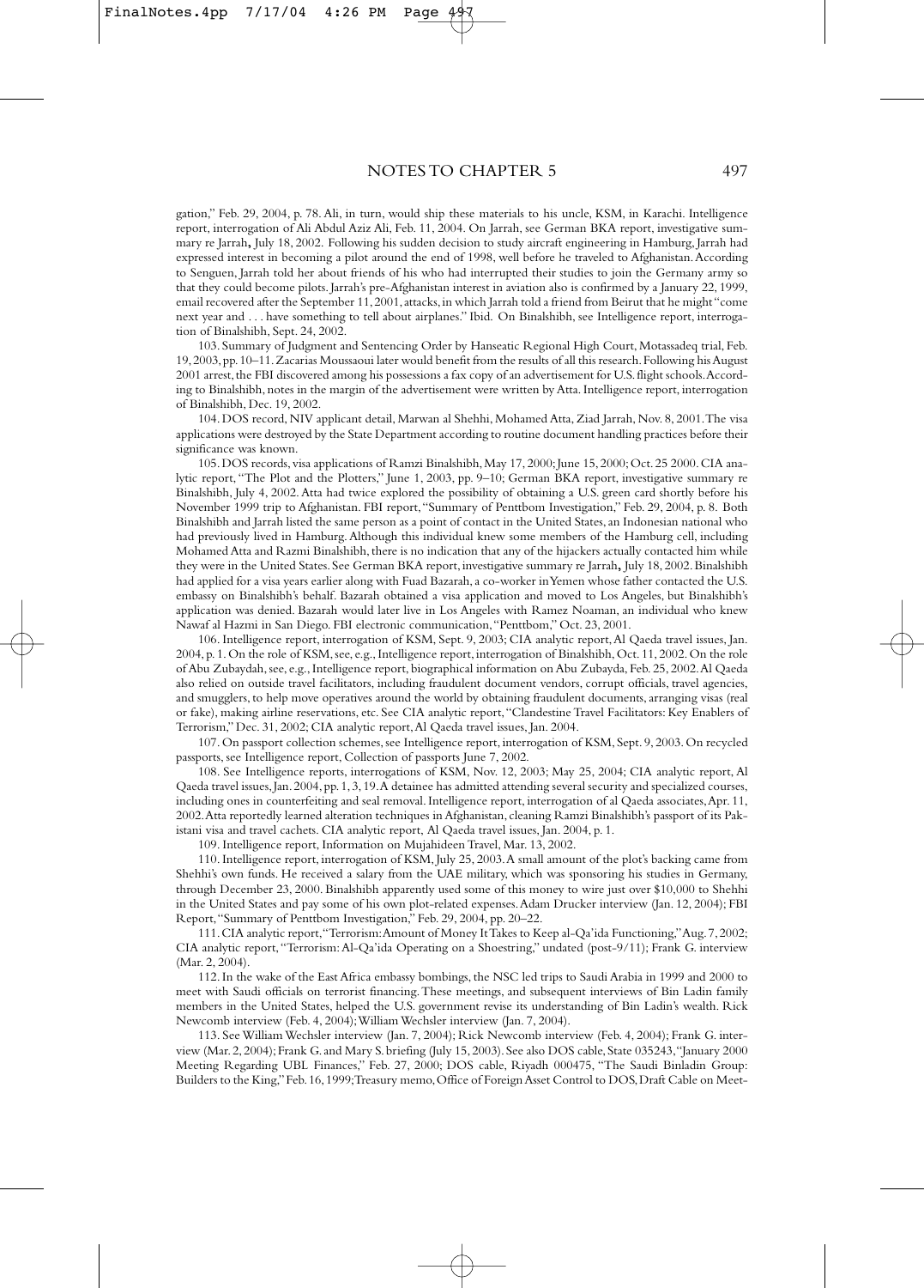gation," Feb. 29, 2004, p. 78. Ali, in turn, would ship these materials to his uncle, KSM, in Karachi. Intelligence report, interrogation of Ali Abdul Aziz Ali, Feb. 11, 2004. On Jarrah, see German BKA report, investigative summary re Jarrah, July 18, 2002. Following his sudden decision to study aircraft engineering in Hamburg, Jarrah had expressed interest in becoming a pilot around the end of 1998, well before he traveled to Afghanistan. According to Senguen, Jarrah told her about friends of his who had interrupted their studies to join the Germany army so that they could become pilots. Jarrah's pre-Afghanistan interest in aviation also is confirmed by a January 22, 1999, email recovered after the September 11, 2001, attacks, in which Jarrah told a friend from Beirut that he might "come next year and . . . have something to tell about airplanes." Ibid. On Binalshibh, see Intelligence report, interrogation of Binalshibh, Sept. 24, 2002.

103. Summary of Judgment and Sentencing Order by Hanseatic Regional High Court, Motassadeq trial, Feb. 19, 2003, pp. 10–11. Zacarias Moussaoui later would benefit from the results of all this research. Following his August 2001 arrest, the FBI discovered among his possessions a fax copy of an advertisement for U.S. flight schools. According to Binalshibh, notes in the margin of the advertisement were written by Atta. Intelligence report, interrogation of Binalshibh, Dec. 19, 2002.

104. DOS record, NIV applicant detail, Marwan al Shehhi, Mohamed Atta, Ziad Jarrah, Nov. 8, 2001. The visa applications were destroyed by the State Department according to routine document handling practices before their significance was known.

105. DOS records, visa applications of Ramzi Binalshibh, May 17, 2000; June 15, 2000; Oct. 25 2000. CIA analytic report, "The Plot and the Plotters," June 1, 2003, pp. 9–10; German BKA report, investigative summary re Binalshibh, July 4, 2002. Atta had twice explored the possibility of obtaining a U.S. green card shortly before his November 1999 trip to Afghanistan. FBI report, "Summary of Penttbom Investigation," Feb. 29, 2004, p. 8. Both Binalshibh and Jarrah listed the same person as a point of contact in the United States, an Indonesian national who had previously lived in Hamburg. Although this individual knew some members of the Hamburg cell, including Mohamed Atta and Razmi Binalshibh, there is no indication that any of the hijackers actually contacted him while they were in the United States. See German BKA report, investigative summary re Jarrah, July 18, 2002. Binalshibh had applied for a visa years earlier along with Fuad Bazarah, a co-worker in Yemen whose father contacted the U.S. embassy on Binalshibh's behalf. Bazarah obtained a visa application and moved to Los Angeles, but Binalshibh's application was denied. Bazarah would later live in Los Angeles with Ramez Noaman, an individual who knew Nawaf al Hazmi in San Diego. FBI electronic communication, "Penttbom," Oct. 23, 2001.

106. Intelligence report, interrogation of KSM, Sept. 9, 2003; CIA analytic report, Al Qaeda travel issues, Jan. 2004, p. 1. On the role of KSM, see, e.g., Intelligence report, interrogation of Binalshibh, Oct. 11, 2002. On the role of Abu Zubaydah, see, e.g., Intelligence report, biographical information on Abu Zubayda, Feb. 25, 2002. Al Qaeda also relied on outside travel facilitators, including fraudulent document vendors, corrupt officials, travel agencies, and smugglers, to help move operatives around the world by obtaining fraudulent documents, arranging visas (real or fake), making airline reservations, etc. See CIA analytic report, "Clandestine Travel Facilitators: Key Enablers of Terrorism," Dec. 31, 2002; CIA analytic report, Al Qaeda travel issues, Jan. 2004.

107. On passport collection schemes, see Intelligence report, interrogation of KSM, Sept. 9, 2003. On recycled passports, see Intelligence report, Collection of passports June 7, 2002.

108. See Intelligence reports, interrogations of KSM, Nov. 12, 2003; May 25, 2004; CIA analytic report, Al Qaeda travel issues, Jan. 2004, pp. 1, 3, 19. A detainee has admitted attending several security and specialized courses, including ones in counterfeiting and seal removal. Intelligence report, interrogation of al Qaeda associates, Apr. 11, 2002. Atta reportedly learned alteration techniques in Afghanistan, cleaning Ramzi Binalshibh's passport of its Pakistani visa and travel cachets. CIA analytic report, Al Qaeda travel issues, Jan. 2004, p. 1.

109. Intelligence report, Information on Mujahideen Travel, Mar. 13, 2002.

110. Intelligence report, interrogation of KSM, July 25, 2003. A small amount of the plot's backing came from Shehhi's own funds. He received a salary from the UAE military, which was sponsoring his studies in Germany, through December 23, 2000. Binalshibh apparently used some of this money to wire just over $10,000 to Shehhi in the United States and pay some of his own plot-related expenses. Adam Drucker interview (Jan. 12, 2004); FBI Report, "Summary of Penttbom Investigation," Feb. 29, 2004, pp. 20–22.

111. CIA analytic report, "Terrorism: Amount of Money It Takes to Keep al-Qa'ida Functioning," Aug. 7, 2002; CIA analytic report, "Terrorism: Al-Qa'ida Operating on a Shoestring," undated (post-9/11); Frank G. interview (Mar. 2, 2004).

112. In the wake of the East Africa embassy bombings, the NSC led trips to Saudi Arabia in 1999 and 2000 to meet with Saudi officials on terrorist financing. These meetings, and subsequent interviews of Bin Ladin family members in the United States, helped the U.S. government revise its understanding of Bin Ladin's wealth. Rick Newcomb interview (Feb. 4, 2004); William Wechsler interview (Jan. 7, 2004).

113. See William Wechsler interview (Jan. 7, 2004); Rick Newcomb interview (Feb. 4, 2004); Frank G. interview (Mar. 2, 2004); Frank G. and Mary S. briefing (July 15, 2003). See also DOS cable, State 035243, "January 2000 Meeting Regarding UBL Finances," Feb. 27, 2000; DOS cable, Riyadh 000475, "The Saudi Binladin Group: Builders to the King," Feb. 16, 1999; Treasury memo, Office of Foreign Asset Control to DOS, Draft Cable on Meet-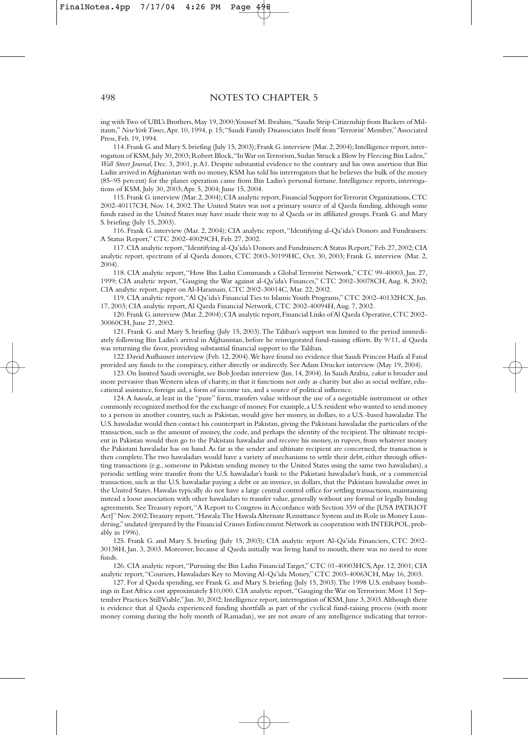ing with Two of UBL's Brothers, May 19, 2000; Youssef M. Ibrahim, "Saudis Strip Citizenship from Backers of Militants," *New York Times*, Apr. 10, 1994, p. 15; "Saudi Family Disassociates Itself from 'Terrorist' Member," Associated Press, Feb. 19, 1994.

114. Frank G. and Mary S. briefing (July 15, 2003); Frank G. interview (Mar. 2, 2004); Intelligence report, interrogation of KSM, July 30, 2003; Robert Block, "In War on Terrorism, Sudan Struck a Blow by Fleecing Bin Laden," *Wall Street Journal*, Dec. 3, 2001, p. A1. Despite substantial evidence to the contrary and his own assertion that Bin Ladin arrived in Afghanistan with no money, KSM has told his interrogators that he believes the bulk of the money (85–95 percent) for the planes operation came from Bin Ladin's personal fortune. Intelligence reports, interrogations of KSM, July 30, 2003; Apr. 5, 2004; June 15, 2004.

115. Frank G. interview (Mar. 2, 2004); CIA analytic report, Financial Support for Terrorist Organizations, CTC 2002-40117CH, Nov. 14, 2002. The United States was not a primary source of al Qaeda funding, although some funds raised in the United States may have made their way to al Qaeda or its affiliated groups. Frank G. and Mary S. briefing (July 15, 2003).

116. Frank G. interview (Mar. 2, 2004); CIA analytic report, "Identifying al-Qa'ida's Donors and Fundraisers: A Status Report," CTC 2002-40029CH, Feb. 27, 2002.

117. CIA analytic report, "Identifying al-Qa'ida's Donors and Fundraisers: A Status Report," Feb. 27, 2002; CIA analytic report, spectrum of al Qaeda donors, CTC 2003-30199HC, Oct. 30, 2003; Frank G. interview (Mar. 2, 2004).

118. CIA analytic report, "How Bin Ladin Commands a Global Terrorist Network," CTC 99-40003, Jan. 27, 1999; CIA analytic report, "Gauging the War against al-Qa'ida's Finances," CTC 2002-30078CH, Aug. 8, 2002; CIA analytic report, paper on Al-Haramain, CTC 2002-30014C, Mar. 22, 2002.

119. CIA analytic report, "Al Qa'ida's Financial Ties to Islamic Youth Programs," CTC 2002-40132HCX, Jan. 17, 2003; CIA analytic report, Al Qaeda Financial Network, CTC 2002-40094H, Aug. 7, 2002.

120. Frank G. interview (Mar. 2, 2004); CIA analytic report, Financial Links of Al Qaeda Operative, CTC 2002-30060CH, June 27, 2002.

121. Frank G. and Mary S. briefing (July 15, 2003). The Taliban's support was limited to the period immediately following Bin Ladin's arrival in Afghanistan, before he reinvigorated fund-raising efforts. By 9/11, al Qaeda was returning the favor, providing substantial financial support to the Taliban.

122. David Aufhauser interview (Feb. 12, 2004). We have found no evidence that Saudi Princess Haifa al Faisal provided any funds to the conspiracy, either directly or indirectly. See Adam Drucker interview (May 19, 2004).

123. On limited Saudi oversight, see Bob Jordan interview (Jan. 14, 2004). In Saudi Arabia, *zakat* is broader and more pervasive than Western ideas of charity, in that it functions not only as charity but also as social welfare, educational assistance, foreign aid, a form of income tax, and a source of political influence.

124. A *hawala*, at least in the "pure" form, transfers value without the use of a negotiable instrument or other commonly recognized method for the exchange of money. For example, a U.S. resident who wanted to send money to a person in another country, such as Pakistan, would give her money, in dollars, to a U.S.-based hawaladar. The U.S. hawaladar would then contact his counterpart in Pakistan, giving the Pakistani hawaladar the particulars of the transaction, such as the amount of money, the code, and perhaps the identity of the recipient. The ultimate recipient in Pakistan would then go to the Pakistani hawaladar and receive his money, in rupees, from whatever money the Pakistani hawaladar has on hand. As far as the sender and ultimate recipient are concerned, the transaction is then complete. The two hawaladars would have a variety of mechanisms to settle their debt, either through offsetting transactions (e.g., someone in Pakistan sending money to the United States using the same two hawaladars), a periodic settling wire transfer from the U.S. hawaladar's bank to the Pakistani hawaladar's bank, or a commercial transaction, such as the U.S. hawaladar paying a debt or an invoice, in dollars, that the Pakistani hawaladar owes in the United States. Hawalas typically do not have a large central control office for settling transactions, maintaining instead a loose association with other hawaladars to transfer value, generally without any formal or legally binding agreements. See Treasury report, "A Report to Congress in Accordance with Section 359 of the [USA PATRIOT Act]" Nov. 2002; Treasury report, "Hawala: The Hawala Alternate Remittance System and its Role in Money Laundering," undated (prepared by the Financial Crimes Enforcement Network in cooperation with INTERPOL, probably in 1996).

125. Frank G. and Mary S. briefing (July 15, 2003); CIA analytic report Al-Qa'ida Financiers, CTC 2002-30138H, Jan. 3, 2003. Moreover, because al Qaeda initially was living hand to mouth, there was no need to store funds.

126. CIA analytic report, "Pursuing the Bin Ladin Financial Target," CTC 01-40003HCS, Apr. 12, 2001; CIA analytic report, "Couriers, Hawaladars Key to Moving Al-Qa'ida Money," CTC 2003-40063CH, May 16, 2003.

127. For al Qaeda spending, see Frank G. and Mary S. briefing (July 15, 2003). The 1998 U.S. embassy bombings in East Africa cost approximately $10,000. CIA analytic report, "Gauging the War on Terrorism: Most 11 September Practices Still Viable," Jan. 30, 2002; Intelligence report, interrogation of KSM, June 3, 2003. Although there is evidence that al Qaeda experienced funding shortfalls as part of the cyclical fund-raising process (with more money coming during the holy month of Ramadan), we are not aware of any intelligence indicating that terror-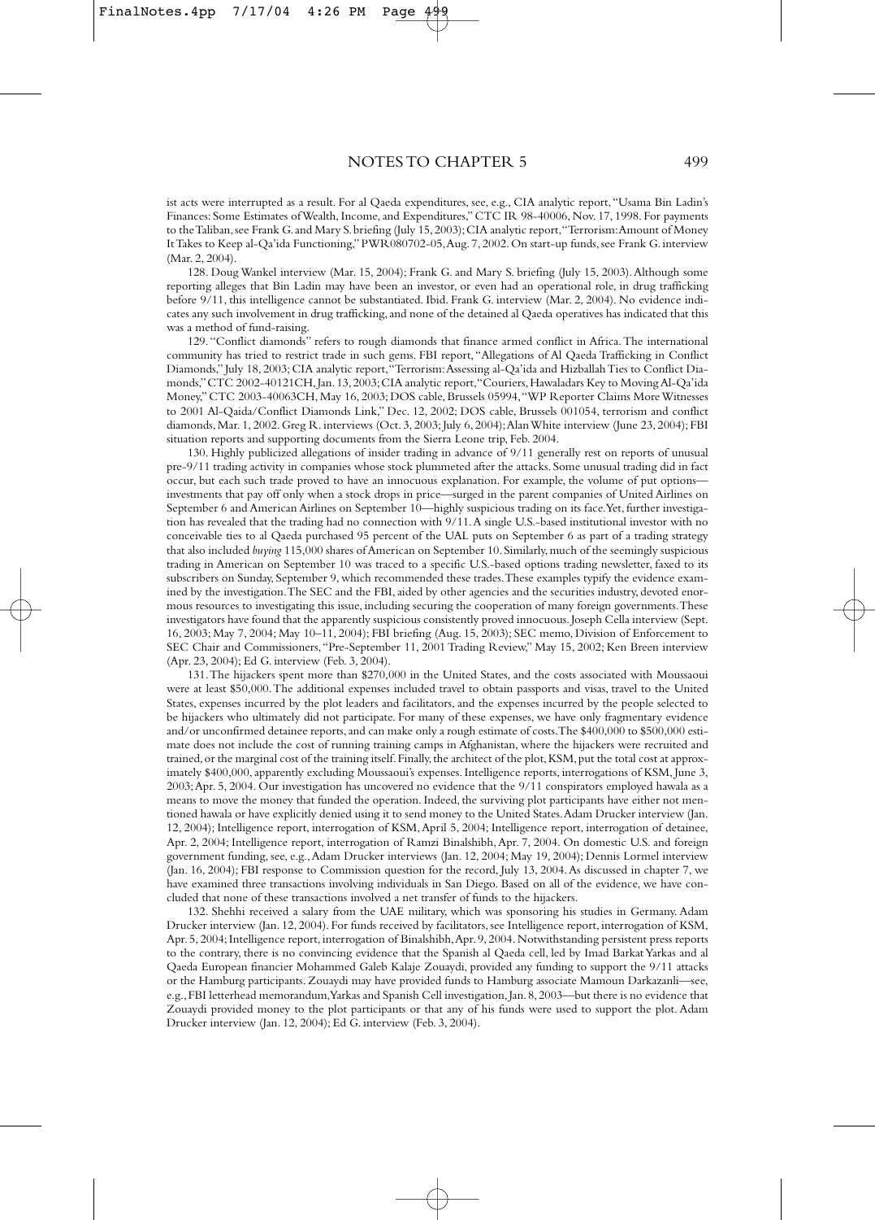ist acts were interrupted as a result. For al Qaeda expenditures, see, e.g., CIA analytic report, "Usama Bin Ladin's Finances: Some Estimates of Wealth, Income, and Expenditures," CTC IR 98-40006, Nov. 17, 1998. For payments to the Taliban, see Frank G. and Mary S. briefing (July 15, 2003); CIA analytic report, "Terrorism: Amount of Money It Takes to Keep al-Qa'ida Functioning," PWR080702-05, Aug. 7, 2002. On start-up funds, see Frank G. interview (Mar. 2, 2004).

128. Doug Wankel interview (Mar. 15, 2004); Frank G. and Mary S. briefing (July 15, 2003). Although some reporting alleges that Bin Ladin may have been an investor, or even had an operational role, in drug trafficking before 9/11, this intelligence cannot be substantiated. Ibid. Frank G. interview (Mar. 2, 2004). No evidence indicates any such involvement in drug trafficking, and none of the detained al Qaeda operatives has indicated that this was a method of fund-raising.

129. "Conflict diamonds" refers to rough diamonds that finance armed conflict in Africa. The international community has tried to restrict trade in such gems. FBI report, "Allegations of Al Qaeda Trafficking in Conflict Diamonds," July 18, 2003; CIA analytic report, "Terrorism: Assessing al-Qa'ida and Hizballah Ties to Conflict Diamonds," CTC 2002-40121CH, Jan. 13, 2003; CIA analytic report, "Couriers, Hawaladars Key to Moving Al-Qa'ida Money," CTC 2003-40063CH, May 16, 2003; DOS cable, Brussels 05994, "WP Reporter Claims More Witnesses to 2001 Al-Qaida/Conflict Diamonds Link," Dec. 12, 2002; DOS cable, Brussels 001054, terrorism and conflict diamonds, Mar. 1, 2002. Greg R. interviews (Oct. 3, 2003; July 6, 2004); Alan White interview (June 23, 2004); FBI situation reports and supporting documents from the Sierra Leone trip, Feb. 2004.

130. Highly publicized allegations of insider trading in advance of 9/11 generally rest on reports of unusual pre-9/11 trading activity in companies whose stock plummeted after the attacks. Some unusual trading did in fact occur, but each such trade proved to have an innocuous explanation. For example, the volume of put options—investments that pay off only when a stock drops in price—surged in the parent companies of United Airlines on September 6 and American Airlines on September 10—highly suspicious trading on its face. Yet, further investigation has revealed that the trading had no connection with 9/11. A single U.S.-based institutional investor with no conceivable ties to al Qaeda purchased 95 percent of the UAL puts on September 6 as part of a trading strategy that also included *buying* 115,000 shares of American on September 10. Similarly, much of the seemingly suspicious trading in American on September 10 was traced to a specific U.S.-based options trading newsletter, faxed to its subscribers on Sunday, September 9, which recommended these trades. These examples typify the evidence examined by the investigation. The SEC and the FBI, aided by other agencies and the securities industry, devoted enormous resources to investigating this issue, including securing the cooperation of many foreign governments. These investigators have found that the apparently suspicious consistently proved innocuous. Joseph Cella interview (Sept. 16, 2003; May 7, 2004; May 10–11, 2004); FBI briefing (Aug. 15, 2003); SEC memo, Division of Enforcement to SEC Chair and Commissioners, "Pre-September 11, 2001 Trading Review," May 15, 2002; Ken Breen interview (Apr. 23, 2004); Ed G. interview (Feb. 3, 2004).

131. The hijackers spent more than $270,000 in the United States, and the costs associated with Moussaoui were at least $50,000. The additional expenses included travel to obtain passports and visas, travel to the United States, expenses incurred by the plot leaders and facilitators, and the expenses incurred by the people selected to be hijackers who ultimately did not participate. For many of these expenses, we have only fragmentary evidence and/or unconfirmed detainee reports, and can make only a rough estimate of costs. The $400,000 to $500,000 estimate does not include the cost of running training camps in Afghanistan, where the hijackers were recruited and trained, or the marginal cost of the training itself. Finally, the architect of the plot, KSM, put the total cost at approximately $400,000, apparently excluding Moussaoui's expenses. Intelligence reports, interrogations of KSM, June 3, 2003; Apr. 5, 2004. Our investigation has uncovered no evidence that the 9/11 conspirators employed hawala as a means to move the money that funded the operation. Indeed, the surviving plot participants have either not mentioned hawala or have explicitly denied using it to send money to the United States. Adam Drucker interview (Jan. 12, 2004); Intelligence report, interrogation of KSM, April 5, 2004; Intelligence report, interrogation of detainee, Apr. 2, 2004; Intelligence report, interrogation of Ramzi Binalshibh, Apr. 7, 2004. On domestic U.S. and foreign government funding, see, e.g., Adam Drucker interviews (Jan. 12, 2004; May 19, 2004); Dennis Lormel interview (Jan. 16, 2004); FBI response to Commission question for the record, July 13, 2004. As discussed in chapter 7, we have examined three transactions involving individuals in San Diego. Based on all of the evidence, we have concluded that none of these transactions involved a net transfer of funds to the hijackers.

132. Shehhi received a salary from the UAE military, which was sponsoring his studies in Germany. Adam Drucker interview (Jan. 12, 2004). For funds received by facilitators, see Intelligence report, interrogation of KSM, Apr. 5, 2004; Intelligence report, interrogation of Binalshibh, Apr. 9, 2004. Notwithstanding persistent press reports to the contrary, there is no convincing evidence that the Spanish al Qaeda cell, led by Imad Barkat Yarkas and al Qaeda European financier Mohammed Galeb Kalaje Zouaydi, provided any funding to support the 9/11 attacks or the Hamburg participants. Zouaydi may have provided funds to Hamburg associate Mamoun Darkazanli—see, e.g., FBI letterhead memorandum, Yarkas and Spanish Cell investigation, Jan. 8, 2003—but there is no evidence that Zouaydi provided money to the plot participants or that any of his funds were used to support the plot. Adam Drucker interview (Jan. 12, 2004); Ed G. interview (Feb. 3, 2004).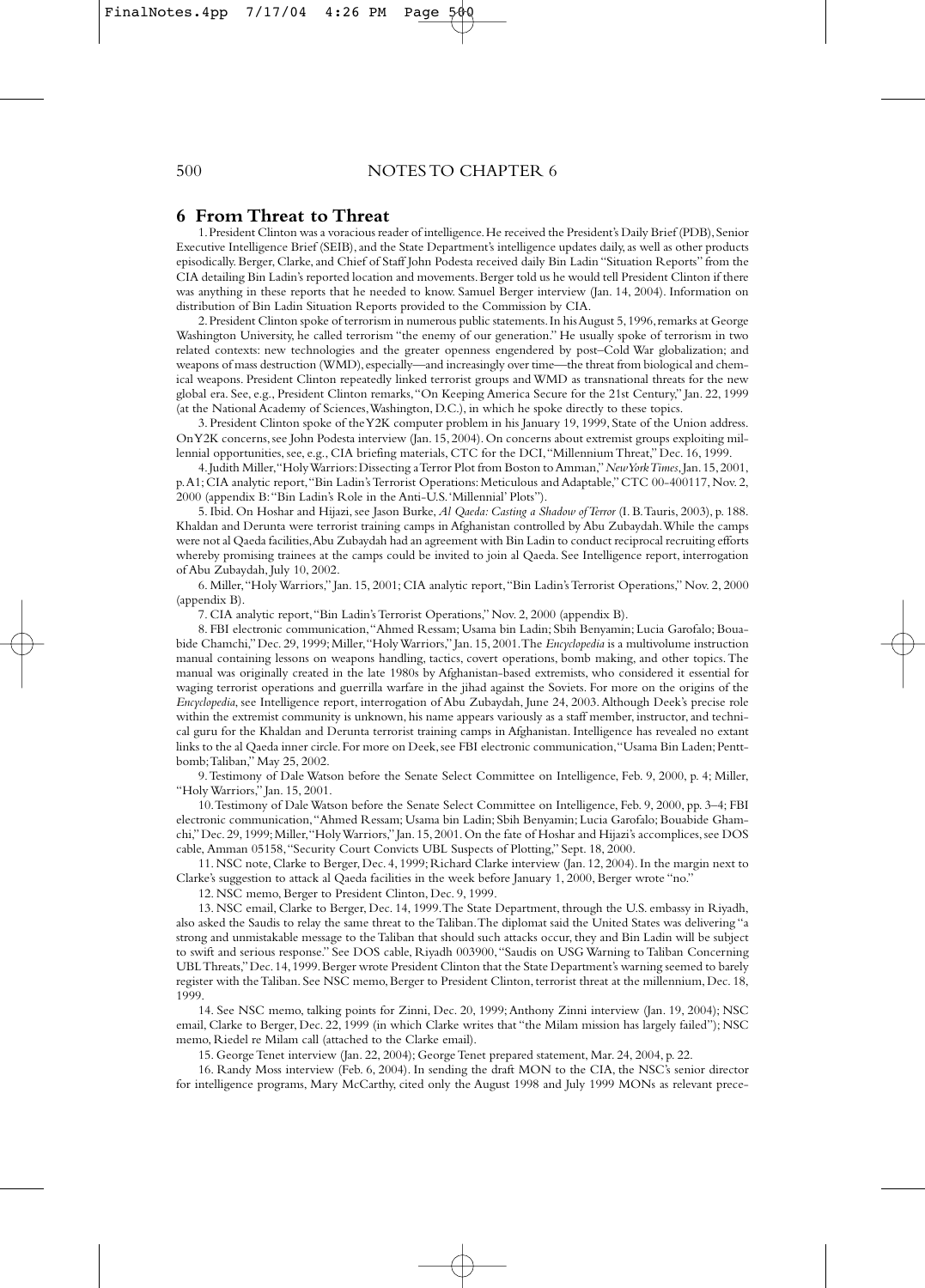# 6 From Threat to Threat

1. President Clinton was a voracious reader of intelligence. He received the President's Daily Brief (PDB), Senior Executive Intelligence Brief (SEIB), and the State Department's intelligence updates daily, as well as other products episodically. Berger, Clarke, and Chief of Staff John Podesta received daily Bin Ladin "Situation Reports" from the CIA detailing Bin Ladin's reported location and movements. Berger told us he would tell President Clinton if there was anything in these reports that he needed to know. Samuel Berger interview (Jan. 14, 2004). Information on distribution of Bin Ladin Situation Reports provided to the Commission by CIA.

2. President Clinton spoke of terrorism in numerous public statements. In his August 5, 1996, remarks at George Washington University, he called terrorism "the enemy of our generation." He usually spoke of terrorism in two related contexts: new technologies and the greater openness engendered by post–Cold War globalization; and weapons of mass destruction (WMD), especially—and increasingly over time—the threat from biological and chemical weapons. President Clinton repeatedly linked terrorist groups and WMD as transnational threats for the new global era. See, e.g., President Clinton remarks, "On Keeping America Secure for the 21st Century," Jan. 22, 1999 (at the National Academy of Sciences, Washington, D.C.), in which he spoke directly to these topics.

3. President Clinton spoke of the Y2K computer problem in his January 19, 1999, State of the Union address. On Y2K concerns, see John Podesta interview (Jan. 15, 2004). On concerns about extremist groups exploiting millennial opportunities, see, e.g., CIA briefing materials, CTC for the DCI, "Millennium Threat," Dec. 16, 1999.

4. Judith Miller, "Holy Warriors: Dissecting a Terror Plot from Boston to Amman," *New York Times*, Jan. 15, 2001, p. A1; CIA analytic report, "Bin Ladin's Terrorist Operations: Meticulous and Adaptable," CTC 00-400117, Nov. 2, 2000 (appendix B: "Bin Ladin's Role in the Anti-U.S. 'Millennial' Plots").

5. Ibid. On Hoshar and Hijazi, see Jason Burke, *Al Qaeda: Casting a Shadow of Terror* (I. B. Tauris, 2003), p. 188. Khaldan and Derunta were terrorist training camps in Afghanistan controlled by Abu Zubaydah. While the camps were not al Qaeda facilities, Abu Zubaydah had an agreement with Bin Ladin to conduct reciprocal recruiting efforts whereby promising trainees at the camps could be invited to join al Qaeda. See Intelligence report, interrogation of Abu Zubaydah, July 10, 2002.

6. Miller, "Holy Warriors," Jan. 15, 2001; CIA analytic report, "Bin Ladin's Terrorist Operations," Nov. 2, 2000 (appendix B).

7. CIA analytic report, "Bin Ladin's Terrorist Operations," Nov. 2, 2000 (appendix B).

8. FBI electronic communication, "Ahmed Ressam; Usama bin Ladin; Sbih Benyamin; Lucia Garofalo; Bouabide Chamchi," Dec. 29, 1999; Miller, "Holy Warriors," Jan. 15, 2001. The *Encyclopedia* is a multivolume instruction manual containing lessons on weapons handling, tactics, covert operations, bomb making, and other topics. The manual was originally created in the late 1980s by Afghanistan-based extremists, who considered it essential for waging terrorist operations and guerrilla warfare in the jihad against the Soviets. For more on the origins of the *Encyclopedia*, see Intelligence report, interrogation of Abu Zubaydah, June 24, 2003. Although Deek's precise role within the extremist community is unknown, his name appears variously as a staff member, instructor, and technical guru for the Khaldan and Derunta terrorist training camps in Afghanistan. Intelligence has revealed no extant links to the al Qaeda inner circle. For more on Deek, see FBI electronic communication, "Usama Bin Laden; Penttbomb; Taliban," May 25, 2002.

9. Testimony of Dale Watson before the Senate Select Committee on Intelligence, Feb. 9, 2000, p. 4; Miller, "Holy Warriors," Jan. 15, 2001.

10. Testimony of Dale Watson before the Senate Select Committee on Intelligence, Feb. 9, 2000, pp. 3–4; FBI electronic communication, "Ahmed Ressam; Usama bin Ladin; Sbih Benyamin; Lucia Garofalo; Bouabide Ghamchi," Dec. 29, 1999; Miller, "Holy Warriors," Jan. 15, 2001. On the fate of Hoshar and Hijazi's accomplices, see DOS cable, Amman 05158, "Security Court Convicts UBL Suspects of Plotting," Sept. 18, 2000.

11. NSC note, Clarke to Berger, Dec. 4, 1999; Richard Clarke interview (Jan. 12, 2004). In the margin next to Clarke's suggestion to attack al Qaeda facilities in the week before January 1, 2000, Berger wrote "no."

12. NSC memo, Berger to President Clinton, Dec. 9, 1999.

13. NSC email, Clarke to Berger, Dec. 14, 1999. The State Department, through the U.S. embassy in Riyadh, also asked the Saudis to relay the same threat to the Taliban. The diplomat said the United States was delivering "a strong and unmistakable message to the Taliban that should such attacks occur, they and Bin Ladin will be subject to swift and serious response." See DOS cable, Riyadh 003900, "Saudis on USG Warning to Taliban Concerning UBL Threats," Dec. 14, 1999. Berger wrote President Clinton that the State Department's warning seemed to barely register with the Taliban. See NSC memo, Berger to President Clinton, terrorist threat at the millennium, Dec. 18, 1999.

14. See NSC memo, talking points for Zinni, Dec. 20, 1999; Anthony Zinni interview (Jan. 19, 2004); NSC email, Clarke to Berger, Dec. 22, 1999 (in which Clarke writes that "the Milam mission has largely failed"); NSC memo, Riedel re Milam call (attached to the Clarke email).

15. George Tenet interview (Jan. 22, 2004); George Tenet prepared statement, Mar. 24, 2004, p. 22.

16. Randy Moss interview (Feb. 6, 2004). In sending the draft MON to the CIA, the NSC's senior director for intelligence programs, Mary McCarthy, cited only the August 1998 and July 1999 MONs as relevant prece-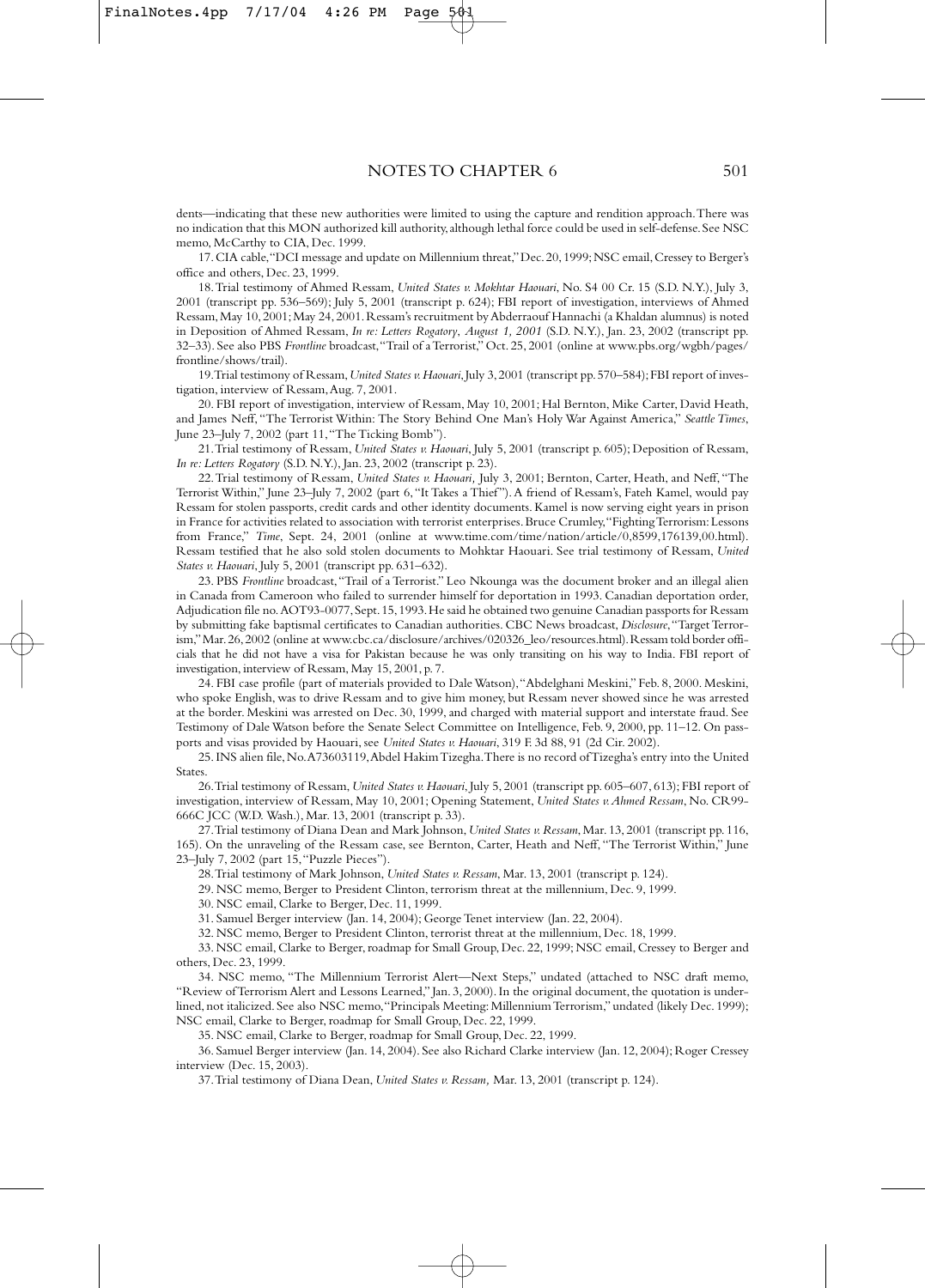dents—indicating that these new authorities were limited to using the capture and rendition approach. There was no indication that this MON authorized kill authority, although lethal force could be used in self-defense. See NSC memo, McCarthy to CIA, Dec. 1999.

17. CIA cable, "DCI message and update on Millennium threat," Dec. 20, 1999; NSC email, Cressey to Berger's office and others, Dec. 23, 1999.

18. Trial testimony of Ahmed Ressam, *United States v. Mokhtar Haouari*, No. S4 00 Cr. 15 (S.D. N.Y.), July 3, 2001 (transcript pp. 536–569); July 5, 2001 (transcript p. 624); FBI report of investigation, interviews of Ahmed Ressam, May 10, 2001; May 24, 2001. Ressam's recruitment by Abderraouf Hannachi (a Khaldan alumnus) is noted in Deposition of Ahmed Ressam, *In re: Letters Rogatory, August 1, 2001* (S.D. N.Y.), Jan. 23, 2002 (transcript pp. 32–33). See also PBS *Frontline* broadcast, "Trail of a Terrorist," Oct. 25, 2001 (online at www.pbs.org/wgbh/pages/frontline/shows/trail).

19. Trial testimony of Ressam, *United States v. Haouari*, July 3, 2001 (transcript pp. 570–584); FBI report of investigation, interview of Ressam, Aug. 7, 2001.

20. FBI report of investigation, interview of Ressam, May 10, 2001; Hal Bernton, Mike Carter, David Heath, and James Neff, "The Terrorist Within: The Story Behind One Man's Holy War Against America," *Seattle Times*, June 23–July 7, 2002 (part 11, "The Ticking Bomb").

21. Trial testimony of Ressam, *United States v. Haouari*, July 5, 2001 (transcript p. 605); Deposition of Ressam, *In re: Letters Rogatory* (S.D. N.Y.), Jan. 23, 2002 (transcript p. 23).

22. Trial testimony of Ressam, *United States v. Haouari,* July 3, 2001; Bernton, Carter, Heath, and Neff, "The Terrorist Within," June 23–July 7, 2002 (part 6, "It Takes a Thief"). A friend of Ressam's, Fateh Kamel, would pay Ressam for stolen passports, credit cards and other identity documents. Kamel is now serving eight years in prison in France for activities related to association with terrorist enterprises. Bruce Crumley, "Fighting Terrorism: Lessons from France," *Time*, Sept. 24, 2001 (online at www.time.com/time/nation/article/0,8599,176139,00.html). Ressam testified that he also sold stolen documents to Mohktar Haouari. See trial testimony of Ressam, *United States v. Haouari*, July 5, 2001 (transcript pp. 631–632).

23. PBS *Frontline* broadcast, "Trail of a Terrorist." Leo Nkounga was the document broker and an illegal alien in Canada from Cameroon who failed to surrender himself for deportation in 1993. Canadian deportation order, Adjudication file no. AOT93-0077, Sept. 15, 1993. He said he obtained two genuine Canadian passports for Ressam by submitting fake baptismal certificates to Canadian authorities. CBC News broadcast, *Disclosure*, "Target Terrorism," Mar. 26, 2002 (online at www.cbc.ca/disclosure/archives/020326_leo/resources.html). Ressam told border officials that he did not have a visa for Pakistan because he was only transiting on his way to India. FBI report of investigation, interview of Ressam, May 15, 2001, p. 7.

24. FBI case profile (part of materials provided to Dale Watson), "Abdelghani Meskini," Feb. 8, 2000. Meskini, who spoke English, was to drive Ressam and to give him money, but Ressam never showed since he was arrested at the border. Meskini was arrested on Dec. 30, 1999, and charged with material support and interstate fraud. See Testimony of Dale Watson before the Senate Select Committee on Intelligence, Feb. 9, 2000, pp. 11–12. On passports and visas provided by Haouari, see *United States v. Haouari*, 319 F. 3d 88, 91 (2d Cir. 2002).

25. INS alien file, No. A73603119, Abdel Hakim Tizegha. There is no record of Tizegha's entry into the United States.

26. Trial testimony of Ressam, *United States v. Haouari*, July 5, 2001 (transcript pp. 605–607, 613); FBI report of investigation, interview of Ressam, May 10, 2001; Opening Statement, *United States v. Ahmed Ressam*, No. CR99-666C JCC (W.D. Wash.), Mar. 13, 2001 (transcript p. 33).

27. Trial testimony of Diana Dean and Mark Johnson, *United States v. Ressam*, Mar. 13, 2001 (transcript pp. 116, 165). On the unraveling of the Ressam case, see Bernton, Carter, Heath and Neff, "The Terrorist Within," June 23–July 7, 2002 (part 15, "Puzzle Pieces").

28. Trial testimony of Mark Johnson, *United States v. Ressam*, Mar. 13, 2001 (transcript p. 124).

29. NSC memo, Berger to President Clinton, terrorism threat at the millennium, Dec. 9, 1999.

30. NSC email, Clarke to Berger, Dec. 11, 1999.

31. Samuel Berger interview (Jan. 14, 2004); George Tenet interview (Jan. 22, 2004).

32. NSC memo, Berger to President Clinton, terrorist threat at the millennium, Dec. 18, 1999.

33. NSC email, Clarke to Berger, roadmap for Small Group, Dec. 22, 1999; NSC email, Cressey to Berger and others, Dec. 23, 1999.

34. NSC memo, "The Millennium Terrorist Alert—Next Steps," undated (attached to NSC draft memo, "Review of Terrorism Alert and Lessons Learned," Jan. 3, 2000). In the original document, the quotation is underlined, not italicized. See also NSC memo, "Principals Meeting: Millennium Terrorism," undated (likely Dec. 1999); NSC email, Clarke to Berger, roadmap for Small Group, Dec. 22, 1999.

35. NSC email, Clarke to Berger, roadmap for Small Group, Dec. 22, 1999.

36. Samuel Berger interview (Jan. 14, 2004). See also Richard Clarke interview (Jan. 12, 2004); Roger Cressey interview (Dec. 15, 2003).

37. Trial testimony of Diana Dean, *United States v. Ressam,* Mar. 13, 2001 (transcript p. 124).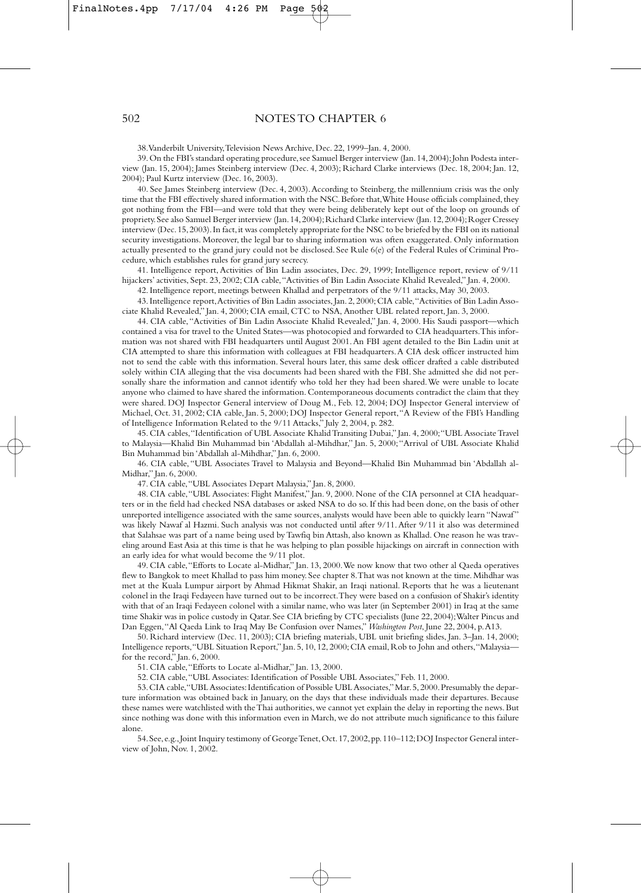## NOTES TO CHAPTER 6

38. Vanderbilt University, Television News Archive, Dec. 22, 1999–Jan. 4, 2000.

39. On the FBI's standard operating procedure, see Samuel Berger interview (Jan. 14, 2004); John Podesta interview (Jan. 15, 2004); James Steinberg interview (Dec. 4, 2003); Richard Clarke interviews (Dec. 18, 2004; Jan. 12, 2004); Paul Kurtz interview (Dec. 16, 2003).

40. See James Steinberg interview (Dec. 4, 2003). According to Steinberg, the millennium crisis was the only time that the FBI effectively shared information with the NSC. Before that, White House officials complained, they got nothing from the FBI—and were told that they were being deliberately kept out of the loop on grounds of propriety. See also Samuel Berger interview (Jan. 14, 2004); Richard Clarke interview (Jan. 12, 2004); Roger Cressey interview (Dec. 15, 2003). In fact, it was completely appropriate for the NSC to be briefed by the FBI on its national security investigations. Moreover, the legal bar to sharing information was often exaggerated. Only information actually presented to the grand jury could not be disclosed. See Rule 6(e) of the Federal Rules of Criminal Procedure, which establishes rules for grand jury secrecy.

41. Intelligence report, Activities of Bin Ladin associates, Dec. 29, 1999; Intelligence report, review of 9/11 hijackers' activities, Sept. 23, 2002; CIA cable, "Activities of Bin Ladin Associate Khalid Revealed," Jan. 4, 2000.

42. Intelligence report, meetings between Khallad and perpetrators of the 9/11 attacks, May 30, 2003.

43. Intelligence report, Activities of Bin Ladin associates, Jan. 2, 2000; CIA cable, "Activities of Bin Ladin Associate Khalid Revealed," Jan. 4, 2000; CIA email, CTC to NSA, Another UBL related report, Jan. 3, 2000.

44. CIA cable, "Activities of Bin Ladin Associate Khalid Revealed," Jan. 4, 2000. His Saudi passport—which contained a visa for travel to the United States—was photocopied and forwarded to CIA headquarters. This information was not shared with FBI headquarters until August 2001. An FBI agent detailed to the Bin Ladin unit at CIA attempted to share this information with colleagues at FBI headquarters. A CIA desk officer instructed him not to send the cable with this information. Several hours later, this same desk officer drafted a cable distributed solely within CIA alleging that the visa documents had been shared with the FBI. She admitted she did not personally share the information and cannot identify who told her they had been shared. We were unable to locate anyone who claimed to have shared the information. Contemporaneous documents contradict the claim that they were shared. DOJ Inspector General interview of Doug M., Feb. 12, 2004; DOJ Inspector General interview of Michael, Oct. 31, 2002; CIA cable, Jan. 5, 2000; DOJ Inspector General report, "A Review of the FBI's Handling of Intelligence Information Related to the 9/11 Attacks," July 2, 2004, p. 282.

45. CIA cables, "Identification of UBL Associate Khalid Transiting Dubai," Jan. 4, 2000; "UBL Associate Travel to Malaysia—Khalid Bin Muhammad bin 'Abdallah al-Mihdhar," Jan. 5, 2000; "Arrival of UBL Associate Khalid Bin Muhammad bin 'Abdallah al-Mihdhar," Jan. 6, 2000.

46. CIA cable, "UBL Associates Travel to Malaysia and Beyond—Khalid Bin Muhammad bin 'Abdallah al-Midhar," Jan. 6, 2000.

47. CIA cable, "UBL Associates Depart Malaysia," Jan. 8, 2000.

48. CIA cable, "UBL Associates: Flight Manifest," Jan. 9, 2000. None of the CIA personnel at CIA headquarters or in the field had checked NSA databases or asked NSA to do so. If this had been done, on the basis of other unreported intelligence associated with the same sources, analysts would have been able to quickly learn "Nawaf" was likely Nawaf al Hazmi. Such analysis was not conducted until after 9/11. After 9/11 it also was determined that Salahsae was part of a name being used by Tawfiq bin Attash, also known as Khallad. One reason he was traveling around East Asia at this time is that he was helping to plan possible hijackings on aircraft in connection with an early idea for what would become the 9/11 plot.

49. CIA cable, "Efforts to Locate al-Midhar," Jan. 13, 2000. We now know that two other al Qaeda operatives flew to Bangkok to meet Khallad to pass him money. See chapter 8. That was not known at the time. Mihdhar was met at the Kuala Lumpur airport by Ahmad Hikmat Shakir, an Iraqi national. Reports that he was a lieutenant colonel in the Iraqi Fedayeen have turned out to be incorrect. They were based on a confusion of Shakir's identity with that of an Iraqi Fedayeen colonel with a similar name, who was later (in September 2001) in Iraq at the same time Shakir was in police custody in Qatar. See CIA briefing by CTC specialists (June 22, 2004); Walter Pincus and Dan Eggen, "Al Qaeda Link to Iraq May Be Confusion over Names," *Washington Post*, June 22, 2004, p. A13.

50. Richard interview (Dec. 11, 2003); CIA briefing materials, UBL unit briefing slides, Jan. 3–Jan. 14, 2000; Intelligence reports, "UBL Situation Report," Jan. 5, 10, 12, 2000; CIA email, Rob to John and others, "Malaysia—for the record," Jan. 6, 2000.

51. CIA cable, "Efforts to Locate al-Midhar," Jan. 13, 2000.

52. CIA cable, "UBL Associates: Identification of Possible UBL Associates," Feb. 11, 2000.

53. CIA cable, "UBL Associates: Identification of Possible UBL Associates," Mar. 5, 2000. Presumably the departure information was obtained back in January, on the days that these individuals made their departures. Because these names were watchlisted with the Thai authorities, we cannot yet explain the delay in reporting the news. But since nothing was done with this information even in March, we do not attribute much significance to this failure alone.

54. See, e.g., Joint Inquiry testimony of George Tenet, Oct. 17, 2002, pp. 110–112; DOJ Inspector General interview of John, Nov. 1, 2002.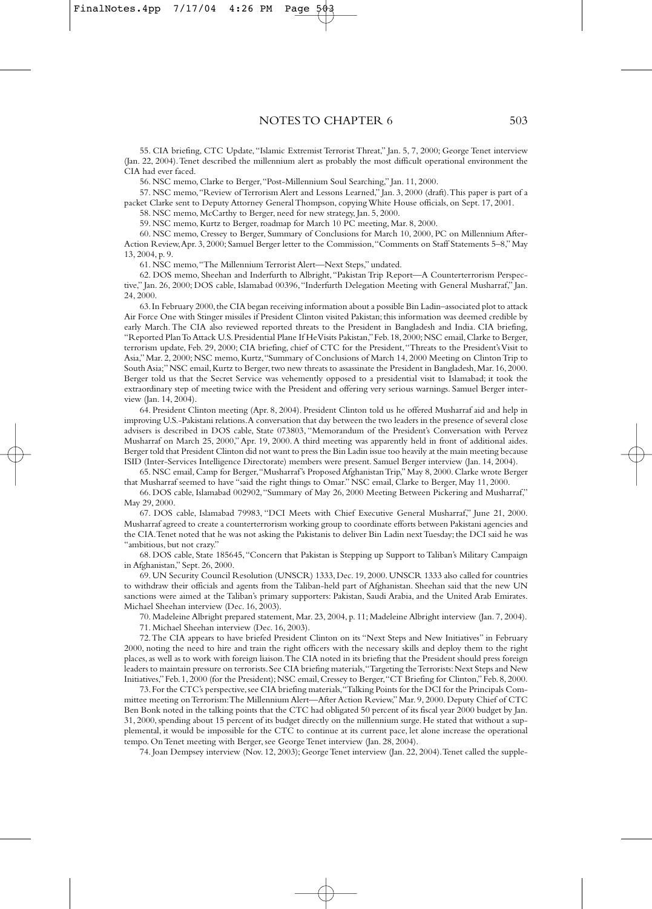55. CIA briefing, CTC Update, "Islamic Extremist Terrorist Threat," Jan. 5, 7, 2000; George Tenet interview (Jan. 22, 2004). Tenet described the millennium alert as probably the most difficult operational environment the CIA had ever faced.

56. NSC memo, Clarke to Berger, "Post-Millennium Soul Searching," Jan. 11, 2000.

57. NSC memo, "Review of Terrorism Alert and Lessons Learned," Jan. 3, 2000 (draft). This paper is part of a packet Clarke sent to Deputy Attorney General Thompson, copying White House officials, on Sept. 17, 2001.

58. NSC memo, McCarthy to Berger, need for new strategy, Jan. 5, 2000.

59. NSC memo, Kurtz to Berger, roadmap for March 10 PC meeting, Mar. 8, 2000.

60. NSC memo, Cressey to Berger, Summary of Conclusions for March 10, 2000, PC on Millennium After-Action Review, Apr. 3, 2000; Samuel Berger letter to the Commission, "Comments on Staff Statements 5–8," May 13, 2004, p. 9.

61. NSC memo, "The Millennium Terrorist Alert—Next Steps," undated.

62. DOS memo, Sheehan and Inderfurth to Albright, "Pakistan Trip Report—A Counterterrorism Perspective," Jan. 26, 2000; DOS cable, Islamabad 00396, "Inderfurth Delegation Meeting with General Musharraf," Jan. 24, 2000.

63. In February 2000, the CIA began receiving information about a possible Bin Ladin–associated plot to attack Air Force One with Stinger missiles if President Clinton visited Pakistan; this information was deemed credible by early March. The CIA also reviewed reported threats to the President in Bangladesh and India. CIA briefing, "Reported Plan To Attack U.S. Presidential Plane If He Visits Pakistan," Feb. 18, 2000; NSC email, Clarke to Berger, terrorism update, Feb. 29, 2000; CIA briefing, chief of CTC for the President, "Threats to the President's Visit to Asia," Mar. 2, 2000; NSC memo, Kurtz, "Summary of Conclusions of March 14, 2000 Meeting on Clinton Trip to South Asia;" NSC email, Kurtz to Berger, two new threats to assassinate the President in Bangladesh, Mar. 16, 2000. Berger told us that the Secret Service was vehemently opposed to a presidential visit to Islamabad; it took the extraordinary step of meeting twice with the President and offering very serious warnings. Samuel Berger interview (Jan. 14, 2004).

64. President Clinton meeting (Apr. 8, 2004). President Clinton told us he offered Musharraf aid and help in improving U.S.-Pakistani relations. A conversation that day between the two leaders in the presence of several close advisers is described in DOS cable, State 073803, "Memorandum of the President's Conversation with Pervez Musharraf on March 25, 2000," Apr. 19, 2000. A third meeting was apparently held in front of additional aides. Berger told that President Clinton did not want to press the Bin Ladin issue too heavily at the main meeting because ISID (Inter-Services Intelligence Directorate) members were present. Samuel Berger interview (Jan. 14, 2004).

65. NSC email, Camp for Berger, "Musharraf's Proposed Afghanistan Trip," May 8, 2000. Clarke wrote Berger that Musharraf seemed to have "said the right things to Omar." NSC email, Clarke to Berger, May 11, 2000.

66. DOS cable, Islamabad 002902, "Summary of May 26, 2000 Meeting Between Pickering and Musharraf," May 29, 2000.

67. DOS cable, Islamabad 79983, "DCI Meets with Chief Executive General Musharraf," June 21, 2000. Musharraf agreed to create a counterterrorism working group to coordinate efforts between Pakistani agencies and the CIA. Tenet noted that he was not asking the Pakistanis to deliver Bin Ladin next Tuesday; the DCI said he was "ambitious, but not crazy."

68. DOS cable, State 185645, "Concern that Pakistan is Stepping up Support to Taliban's Military Campaign in Afghanistan," Sept. 26, 2000.

69. UN Security Council Resolution (UNSCR) 1333, Dec. 19, 2000. UNSCR 1333 also called for countries to withdraw their officials and agents from the Taliban-held part of Afghanistan. Sheehan said that the new UN sanctions were aimed at the Taliban's primary supporters: Pakistan, Saudi Arabia, and the United Arab Emirates. Michael Sheehan interview (Dec. 16, 2003).

70. Madeleine Albright prepared statement, Mar. 23, 2004, p. 11; Madeleine Albright interview (Jan. 7, 2004).

71. Michael Sheehan interview (Dec. 16, 2003).

72. The CIA appears to have briefed President Clinton on its "Next Steps and New Initiatives" in February 2000, noting the need to hire and train the right officers with the necessary skills and deploy them to the right places, as well as to work with foreign liaison. The CIA noted in its briefing that the President should press foreign leaders to maintain pressure on terrorists. See CIA briefing materials, "Targeting the Terrorists: Next Steps and New Initiatives," Feb. 1, 2000 (for the President); NSC email, Cressey to Berger, "CT Briefing for Clinton," Feb. 8, 2000.

73. For the CTC's perspective, see CIA briefing materials, "Talking Points for the DCI for the Principals Committee meeting on Terrorism: The Millennium Alert—After Action Review," Mar. 9, 2000. Deputy Chief of CTC Ben Bonk noted in the talking points that the CTC had obligated 50 percent of its fiscal year 2000 budget by Jan. 31, 2000, spending about 15 percent of its budget directly on the millennium surge. He stated that without a supplemental, it would be impossible for the CTC to continue at its current pace, let alone increase the operational tempo. On Tenet meeting with Berger, see George Tenet interview (Jan. 28, 2004).

74. Joan Dempsey interview (Nov. 12, 2003); George Tenet interview (Jan. 22, 2004). Tenet called the supple-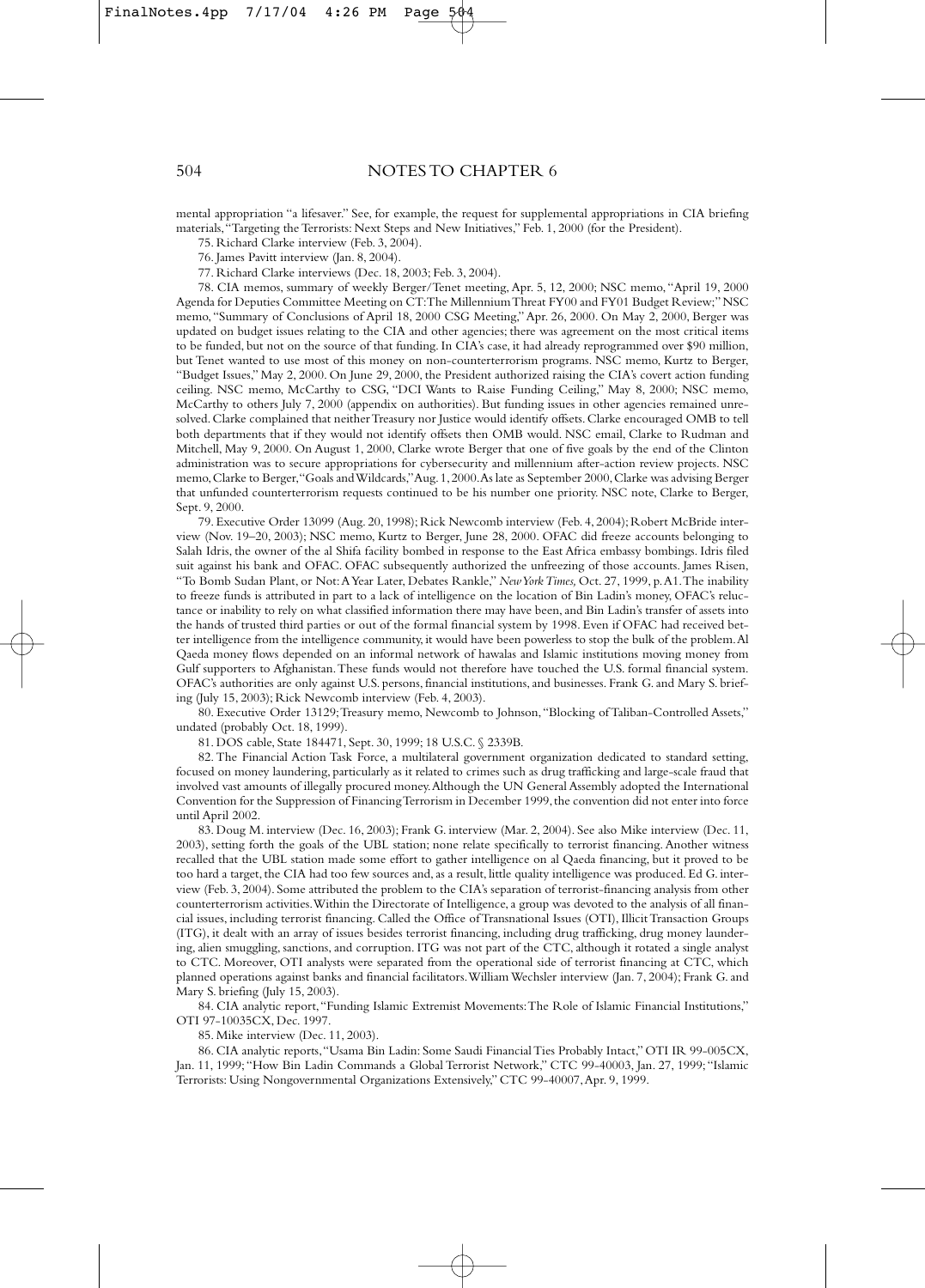mental appropriation "a lifesaver." See, for example, the request for supplemental appropriations in CIA briefing materials, "Targeting the Terrorists: Next Steps and New Initiatives," Feb. 1, 2000 (for the President).

75. Richard Clarke interview (Feb. 3, 2004).

76. James Pavitt interview (Jan. 8, 2004).

77. Richard Clarke interviews (Dec. 18, 2003; Feb. 3, 2004).

78. CIA memos, summary of weekly Berger/Tenet meeting, Apr. 5, 12, 2000; NSC memo, "April 19, 2000 Agenda for Deputies Committee Meeting on CT: The Millennium Threat FY00 and FY01 Budget Review;" NSC memo, "Summary of Conclusions of April 18, 2000 CSG Meeting," Apr. 26, 2000. On May 2, 2000, Berger was updated on budget issues relating to the CIA and other agencies; there was agreement on the most critical items to be funded, but not on the source of that funding. In CIA's case, it had already reprogrammed over $90 million, but Tenet wanted to use most of this money on non-counterterrorism programs. NSC memo, Kurtz to Berger, "Budget Issues," May 2, 2000. On June 29, 2000, the President authorized raising the CIA's covert action funding ceiling. NSC memo, McCarthy to CSG, "DCI Wants to Raise Funding Ceiling," May 8, 2000; NSC memo, McCarthy to others July 7, 2000 (appendix on authorities). But funding issues in other agencies remained unresolved. Clarke complained that neither Treasury nor Justice would identify offsets. Clarke encouraged OMB to tell both departments that if they would not identify offsets then OMB would. NSC email, Clarke to Rudman and Mitchell, May 9, 2000. On August 1, 2000, Clarke wrote Berger that one of five goals by the end of the Clinton administration was to secure appropriations for cybersecurity and millennium after-action review projects. NSC memo, Clarke to Berger, "Goals and Wildcards," Aug. 1, 2000. As late as September 2000, Clarke was advising Berger that unfunded counterterrorism requests continued to be his number one priority. NSC note, Clarke to Berger, Sept. 9, 2000.

79. Executive Order 13099 (Aug. 20, 1998); Rick Newcomb interview (Feb. 4, 2004); Robert McBride interview (Nov. 19–20, 2003); NSC memo, Kurtz to Berger, June 28, 2000. OFAC did freeze accounts belonging to Salah Idris, the owner of the al Shifa facility bombed in response to the East Africa embassy bombings. Idris filed suit against his bank and OFAC. OFAC subsequently authorized the unfreezing of those accounts. James Risen, "To Bomb Sudan Plant, or Not: A Year Later, Debates Rankle," *New York Times,* Oct. 27, 1999, p. A1. The inability to freeze funds is attributed in part to a lack of intelligence on the location of Bin Ladin's money, OFAC's reluctance or inability to rely on what classified information there may have been, and Bin Ladin's transfer of assets into the hands of trusted third parties or out of the formal financial system by 1998. Even if OFAC had received better intelligence from the intelligence community, it would have been powerless to stop the bulk of the problem. Al Qaeda money flows depended on an informal network of hawalas and Islamic institutions moving money from Gulf supporters to Afghanistan. These funds would not therefore have touched the U.S. formal financial system. OFAC's authorities are only against U.S. persons, financial institutions, and businesses. Frank G. and Mary S. briefing (July 15, 2003); Rick Newcomb interview (Feb. 4, 2003).

80. Executive Order 13129; Treasury memo, Newcomb to Johnson, "Blocking of Taliban-Controlled Assets," undated (probably Oct. 18, 1999).

81. DOS cable, State 184471, Sept. 30, 1999; 18 U.S.C. § 2339B.

82. The Financial Action Task Force, a multilateral government organization dedicated to standard setting, focused on money laundering, particularly as it related to crimes such as drug trafficking and large-scale fraud that involved vast amounts of illegally procured money. Although the UN General Assembly adopted the International Convention for the Suppression of Financing Terrorism in December 1999, the convention did not enter into force until April 2002.

83. Doug M. interview (Dec. 16, 2003); Frank G. interview (Mar. 2, 2004). See also Mike interview (Dec. 11, 2003), setting forth the goals of the UBL station; none relate specifically to terrorist financing. Another witness recalled that the UBL station made some effort to gather intelligence on al Qaeda financing, but it proved to be too hard a target, the CIA had too few sources and, as a result, little quality intelligence was produced. Ed G. interview (Feb. 3, 2004). Some attributed the problem to the CIA's separation of terrorist-financing analysis from other counterterrorism activities. Within the Directorate of Intelligence, a group was devoted to the analysis of all financial issues, including terrorist financing. Called the Office of Transnational Issues (OTI), Illicit Transaction Groups (ITG), it dealt with an array of issues besides terrorist financing, including drug trafficking, drug money laundering, alien smuggling, sanctions, and corruption. ITG was not part of the CTC, although it rotated a single analyst to CTC. Moreover, OTI analysts were separated from the operational side of terrorist financing at CTC, which planned operations against banks and financial facilitators. William Wechsler interview (Jan. 7, 2004); Frank G. and Mary S. briefing (July 15, 2003).

84. CIA analytic report, "Funding Islamic Extremist Movements: The Role of Islamic Financial Institutions," OTI 97-10035CX, Dec. 1997.

85. Mike interview (Dec. 11, 2003).

86. CIA analytic reports, "Usama Bin Ladin: Some Saudi Financial Ties Probably Intact," OTI IR 99-005CX, Jan. 11, 1999; "How Bin Ladin Commands a Global Terrorist Network," CTC 99-40003, Jan. 27, 1999; "Islamic Terrorists: Using Nongovernmental Organizations Extensively," CTC 99-40007, Apr. 9, 1999.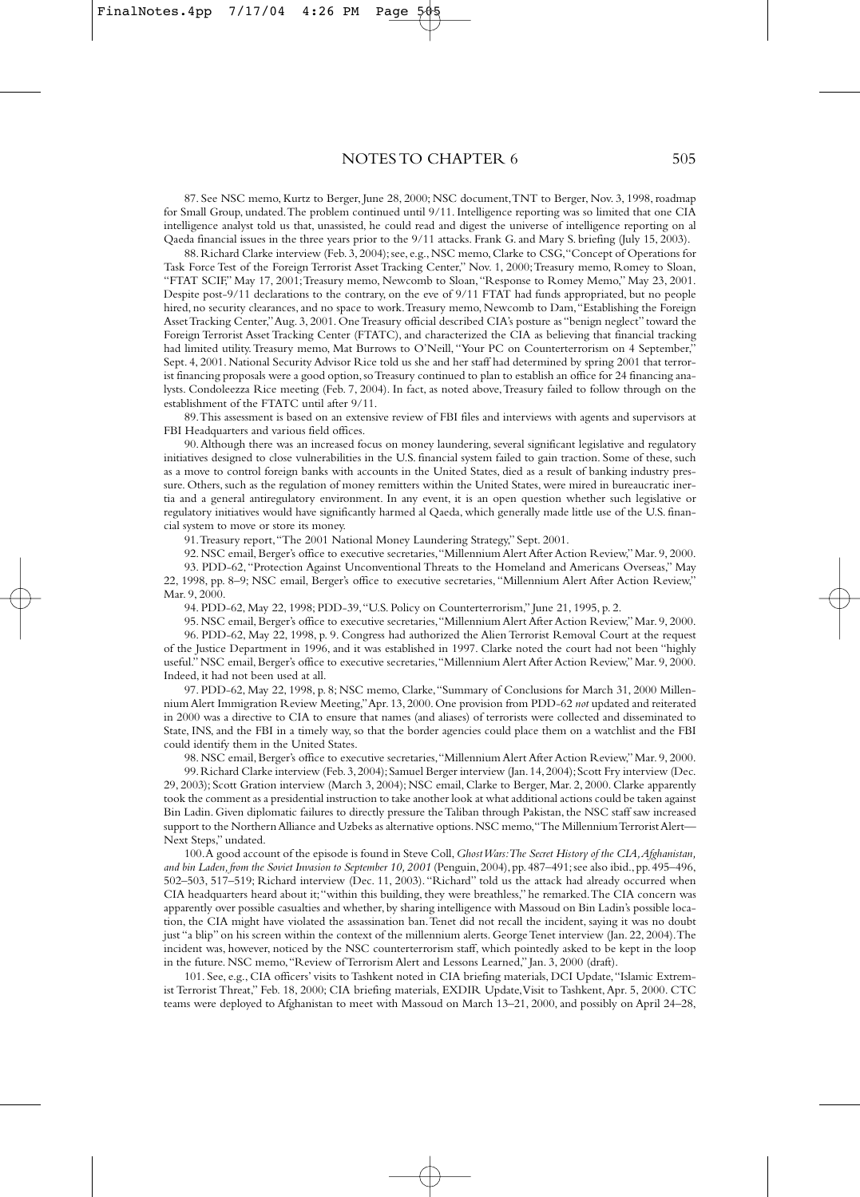87. See NSC memo, Kurtz to Berger, June 28, 2000; NSC document, TNT to Berger, Nov. 3, 1998, roadmap for Small Group, undated. The problem continued until 9/11. Intelligence reporting was so limited that one CIA intelligence analyst told us that, unassisted, he could read and digest the universe of intelligence reporting on al Qaeda financial issues in the three years prior to the 9/11 attacks. Frank G. and Mary S. briefing (July 15, 2003).

88. Richard Clarke interview (Feb. 3, 2004); see, e.g., NSC memo, Clarke to CSG, "Concept of Operations for Task Force Test of the Foreign Terrorist Asset Tracking Center," Nov. 1, 2000; Treasury memo, Romey to Sloan, "FTAT SCIF," May 17, 2001; Treasury memo, Newcomb to Sloan, "Response to Romey Memo," May 23, 2001. Despite post-9/11 declarations to the contrary, on the eve of 9/11 FTAT had funds appropriated, but no people hired, no security clearances, and no space to work. Treasury memo, Newcomb to Dam, "Establishing the Foreign Asset Tracking Center," Aug. 3, 2001. One Treasury official described CIA's posture as "benign neglect" toward the Foreign Terrorist Asset Tracking Center (FTATC), and characterized the CIA as believing that financial tracking had limited utility. Treasury memo, Mat Burrows to O'Neill, "Your PC on Counterterrorism on 4 September," Sept. 4, 2001. National Security Advisor Rice told us she and her staff had determined by spring 2001 that terrorist financing proposals were a good option, so Treasury continued to plan to establish an office for 24 financing analysts. Condoleezza Rice meeting (Feb. 7, 2004). In fact, as noted above, Treasury failed to follow through on the establishment of the FTATC until after 9/11.

89. This assessment is based on an extensive review of FBI files and interviews with agents and supervisors at FBI Headquarters and various field offices.

90. Although there was an increased focus on money laundering, several significant legislative and regulatory initiatives designed to close vulnerabilities in the U.S. financial system failed to gain traction. Some of these, such as a move to control foreign banks with accounts in the United States, died as a result of banking industry pressure. Others, such as the regulation of money remitters within the United States, were mired in bureaucratic inertia and a general antiregulatory environment. In any event, it is an open question whether such legislative or regulatory initiatives would have significantly harmed al Qaeda, which generally made little use of the U.S. financial system to move or store its money.

91. Treasury report, "The 2001 National Money Laundering Strategy," Sept. 2001.

92. NSC email, Berger's office to executive secretaries, "Millennium Alert After Action Review," Mar. 9, 2000.

93. PDD-62, "Protection Against Unconventional Threats to the Homeland and Americans Overseas," May 22, 1998, pp. 8–9; NSC email, Berger's office to executive secretaries, "Millennium Alert After Action Review," Mar. 9, 2000.

94. PDD-62, May 22, 1998; PDD-39, "U.S. Policy on Counterterrorism," June 21, 1995, p. 2.

95. NSC email, Berger's office to executive secretaries, "Millennium Alert After Action Review," Mar. 9, 2000.

96. PDD-62, May 22, 1998, p. 9. Congress had authorized the Alien Terrorist Removal Court at the request of the Justice Department in 1996, and it was established in 1997. Clarke noted the court had not been "highly useful." NSC email, Berger's office to executive secretaries, "Millennium Alert After Action Review," Mar. 9, 2000. Indeed, it had not been used at all.

97. PDD-62, May 22, 1998, p. 8; NSC memo, Clarke, "Summary of Conclusions for March 31, 2000 Millennium Alert Immigration Review Meeting," Apr. 13, 2000. One provision from PDD-62 *not* updated and reiterated in 2000 was a directive to CIA to ensure that names (and aliases) of terrorists were collected and disseminated to State, INS, and the FBI in a timely way, so that the border agencies could place them on a watchlist and the FBI could identify them in the United States.

98. NSC email, Berger's office to executive secretaries, "Millennium Alert After Action Review," Mar. 9, 2000.

99. Richard Clarke interview (Feb. 3, 2004); Samuel Berger interview (Jan. 14, 2004); Scott Fry interview (Dec. 29, 2003); Scott Gration interview (March 3, 2004); NSC email, Clarke to Berger, Mar. 2, 2000. Clarke apparently took the comment as a presidential instruction to take another look at what additional actions could be taken against Bin Ladin. Given diplomatic failures to directly pressure the Taliban through Pakistan, the NSC staff saw increased support to the Northern Alliance and Uzbeks as alternative options. NSC memo, "The Millennium Terrorist Alert—Next Steps," undated.

100. A good account of the episode is found in Steve Coll, *Ghost Wars: The Secret History of the CIA, Afghanistan, and bin Laden, from the Soviet Invasion to September 10, 2001* (Penguin, 2004), pp. 487–491; see also ibid., pp. 495–496, 502–503, 517–519; Richard interview (Dec. 11, 2003). "Richard" told us the attack had already occurred when CIA headquarters heard about it; "within this building, they were breathless," he remarked. The CIA concern was apparently over possible casualties and whether, by sharing intelligence with Massoud on Bin Ladin's possible location, the CIA might have violated the assassination ban. Tenet did not recall the incident, saying it was no doubt just "a blip" on his screen within the context of the millennium alerts. George Tenet interview (Jan. 22, 2004). The incident was, however, noticed by the NSC counterterrorism staff, which pointedly asked to be kept in the loop in the future. NSC memo, "Review of Terrorism Alert and Lessons Learned," Jan. 3, 2000 (draft).

101. See, e.g., CIA officers' visits to Tashkent noted in CIA briefing materials, DCI Update, "Islamic Extremist Terrorist Threat," Feb. 18, 2000; CIA briefing materials, EXDIR Update, Visit to Tashkent, Apr. 5, 2000. CTC teams were deployed to Afghanistan to meet with Massoud on March 13–21, 2000, and possibly on April 24–28,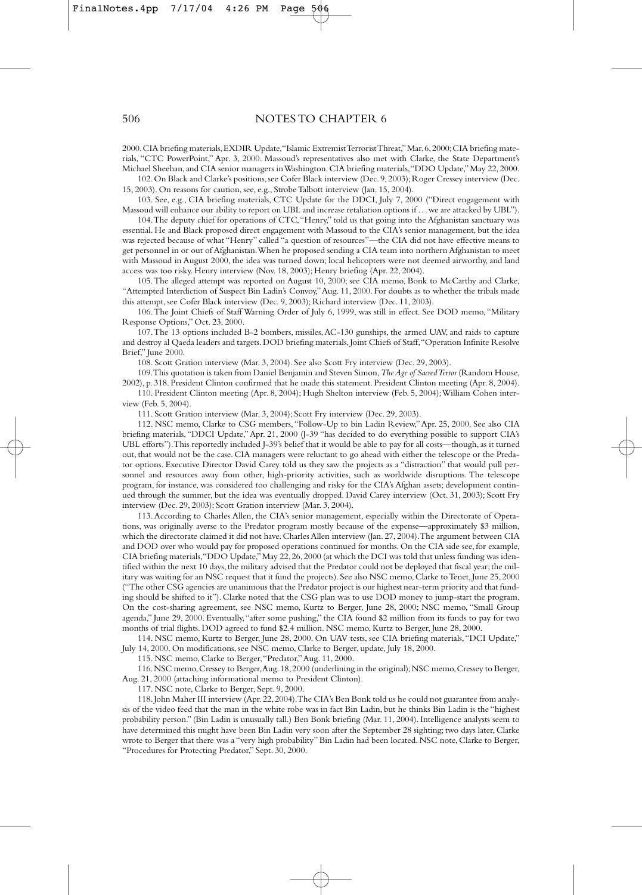2000. CIA briefing materials, EXDIR Update, "Islamic Extremist Terrorist Threat," Mar. 6, 2000; CIA briefing materials, "CTC PowerPoint," Apr. 3, 2000. Massoud's representatives also met with Clarke, the State Department's Michael Sheehan, and CIA senior managers in Washington. CIA briefing materials, "DDO Update," May 22, 2000.

102. On Black and Clarke's positions, see Cofer Black interview (Dec. 9, 2003); Roger Cressey interview (Dec. 15, 2003). On reasons for caution, see, e.g., Strobe Talbott interview (Jan. 15, 2004).

103. See, e.g., CIA briefing materials, CTC Update for the DDCI, July 7, 2000 ("Direct engagement with Massoud will enhance our ability to report on UBL and increase retaliation options if . . . we are attacked by UBL").

104. The deputy chief for operations of CTC, "Henry," told us that going into the Afghanistan sanctuary was essential. He and Black proposed direct engagement with Massoud to the CIA's senior management, but the idea was rejected because of what "Henry" called "a question of resources"—the CIA did not have effective means to get personnel in or out of Afghanistan. When he proposed sending a CIA team into northern Afghanistan to meet with Massoud in August 2000, the idea was turned down; local helicopters were not deemed airworthy, and land access was too risky. Henry interview (Nov. 18, 2003); Henry briefing (Apr. 22, 2004).

105. The alleged attempt was reported on August 10, 2000; see CIA memo, Bonk to McCarthy and Clarke, "Attempted Interdiction of Suspect Bin Ladin's Convoy," Aug. 11, 2000. For doubts as to whether the tribals made this attempt, see Cofer Black interview (Dec. 9, 2003); Richard interview (Dec. 11, 2003).

106. The Joint Chiefs of Staff Warning Order of July 6, 1999, was still in effect. See DOD memo, "Military Response Options," Oct. 23, 2000.

107. The 13 options included B-2 bombers, missiles, AC-130 gunships, the armed UAV, and raids to capture and destroy al Qaeda leaders and targets. DOD briefing materials, Joint Chiefs of Staff, "Operation Infinite Resolve Brief," June 2000.

108. Scott Gration interview (Mar. 3, 2004). See also Scott Fry interview (Dec. 29, 2003).

109. This quotation is taken from Daniel Benjamin and Steven Simon, *The Age of Sacred Terror* (Random House, 2002), p. 318. President Clinton confirmed that he made this statement. President Clinton meeting (Apr. 8, 2004).

110. President Clinton meeting (Apr. 8, 2004); Hugh Shelton interview (Feb. 5, 2004); William Cohen interview (Feb. 5, 2004).

111. Scott Gration interview (Mar. 3, 2004); Scott Fry interview (Dec. 29, 2003).

112. NSC memo, Clarke to CSG members, "Follow-Up to bin Ladin Review," Apr. 25, 2000. See also CIA briefing materials, "DDCI Update," Apr. 21, 2000 (J-39 "has decided to do everything possible to support CIA's UBL efforts"). This reportedly included J-39's belief that it would be able to pay for all costs—though, as it turned out, that would not be the case. CIA managers were reluctant to go ahead with either the telescope or the Predator options. Executive Director David Carey told us they saw the projects as a "distraction" that would pull personnel and resources away from other, high-priority activities, such as worldwide disruptions. The telescope program, for instance, was considered too challenging and risky for the CIA's Afghan assets; development continued through the summer, but the idea was eventually dropped. David Carey interview (Oct. 31, 2003); Scott Fry interview (Dec. 29, 2003); Scott Gration interview (Mar. 3, 2004).

113. According to Charles Allen, the CIA's senior management, especially within the Directorate of Operations, was originally averse to the Predator program mostly because of the expense—approximately $3 million, which the directorate claimed it did not have. Charles Allen interview (Jan. 27, 2004). The argument between CIA and DOD over who would pay for proposed operations continued for months. On the CIA side see, for example, CIA briefing materials, "DDO Update," May 22, 26, 2000 (at which the DCI was told that unless funding was identified within the next 10 days, the military advised that the Predator could not be deployed that fiscal year; the military was waiting for an NSC request that it fund the projects). See also NSC memo, Clarke to Tenet, June 25, 2000 ("The other CSG agencies are unanimous that the Predator project is our highest near-term priority and that funding should be shifted to it"). Clarke noted that the CSG plan was to use DOD money to jump-start the program. On the cost-sharing agreement, see NSC memo, Kurtz to Berger, June 28, 2000; NSC memo, "Small Group agenda," June 29, 2000. Eventually, "after some pushing," the CIA found $2 million from its funds to pay for two months of trial flights. DOD agreed to fund $2.4 million. NSC memo, Kurtz to Berger, June 28, 2000.

114. NSC memo, Kurtz to Berger, June 28, 2000. On UAV tests, see CIA briefing materials, "DCI Update," July 14, 2000. On modifications, see NSC memo, Clarke to Berger, update, July 18, 2000.

115. NSC memo, Clarke to Berger, "Predator," Aug. 11, 2000.

116. NSC memo, Cressey to Berger, Aug. 18, 2000 (underlining in the original); NSC memo, Cressey to Berger, Aug. 21, 2000 (attaching informational memo to President Clinton).

117. NSC note, Clarke to Berger, Sept. 9, 2000.

118. John Maher III interview (Apr. 22, 2004). The CIA's Ben Bonk told us he could not guarantee from analysis of the video feed that the man in the white robe was in fact Bin Ladin, but he thinks Bin Ladin is the "highest probability person." (Bin Ladin is unusually tall.) Ben Bonk briefing (Mar. 11, 2004). Intelligence analysts seem to have determined this might have been Bin Ladin very soon after the September 28 sighting; two days later, Clarke wrote to Berger that there was a "very high probability" Bin Ladin had been located. NSC note, Clarke to Berger, "Procedures for Protecting Predator," Sept. 30, 2000.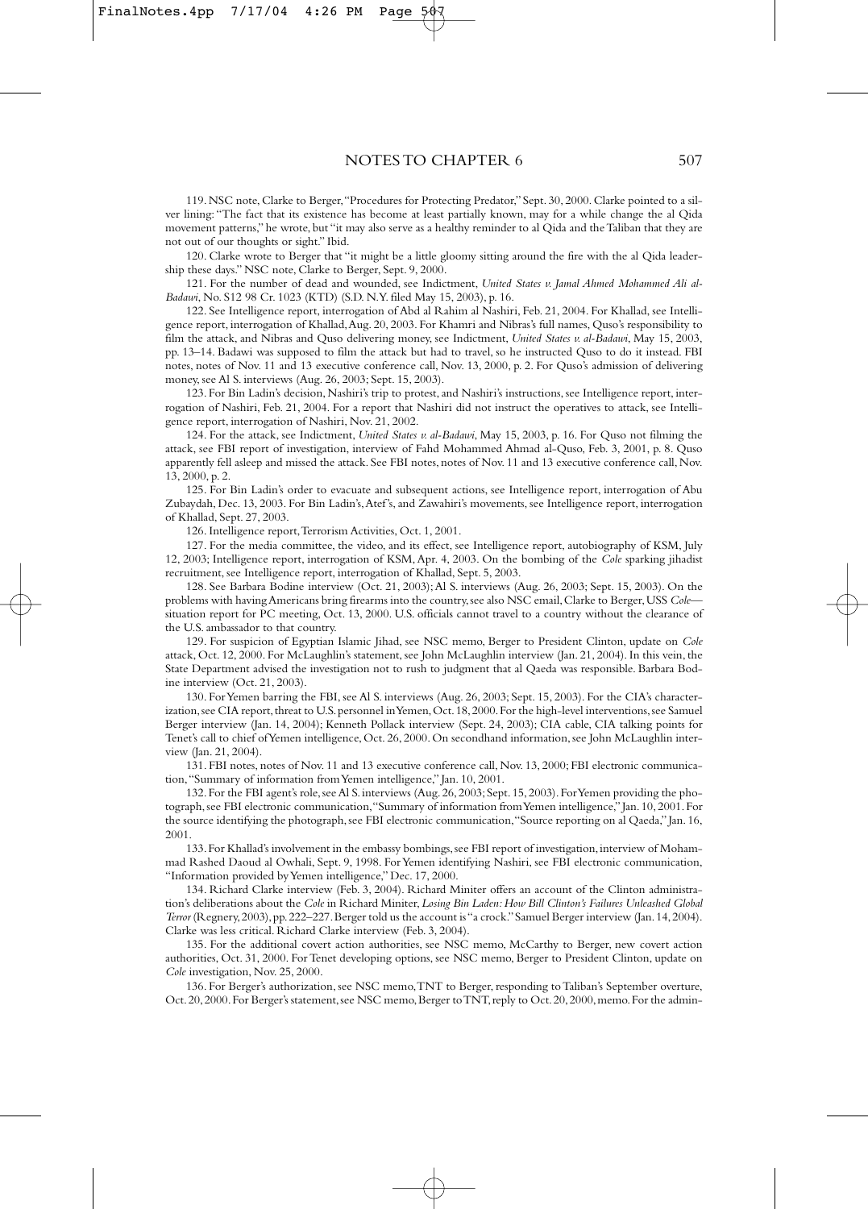119. NSC note, Clarke to Berger, "Procedures for Protecting Predator," Sept. 30, 2000. Clarke pointed to a silver lining: "The fact that its existence has become at least partially known, may for a while change the al Qida movement patterns," he wrote, but "it may also serve as a healthy reminder to al Qida and the Taliban that they are not out of our thoughts or sight." Ibid.

120. Clarke wrote to Berger that "it might be a little gloomy sitting around the fire with the al Qida leadership these days." NSC note, Clarke to Berger, Sept. 9, 2000.

121. For the number of dead and wounded, see Indictment, *United States v. Jamal Ahmed Mohammed Ali al-Badawi*, No. S12 98 Cr. 1023 (KTD) (S.D. N.Y. filed May 15, 2003), p. 16.

122. See Intelligence report, interrogation of Abd al Rahim al Nashiri, Feb. 21, 2004. For Khallad, see Intelligence report, interrogation of Khallad, Aug. 20, 2003. For Khamri and Nibras's full names, Quso's responsibility to film the attack, and Nibras and Quso delivering money, see Indictment, *United States v. al-Badawi*, May 15, 2003, pp. 13–14. Badawi was supposed to film the attack but had to travel, so he instructed Quso to do it instead. FBI notes, notes of Nov. 11 and 13 executive conference call, Nov. 13, 2000, p. 2. For Quso's admission of delivering money, see Al S. interviews (Aug. 26, 2003; Sept. 15, 2003).

123. For Bin Ladin's decision, Nashiri's trip to protest, and Nashiri's instructions, see Intelligence report, interrogation of Nashiri, Feb. 21, 2004. For a report that Nashiri did not instruct the operatives to attack, see Intelligence report, interrogation of Nashiri, Nov. 21, 2002.

124. For the attack, see Indictment, *United States v. al-Badawi*, May 15, 2003, p. 16. For Quso not filming the attack, see FBI report of investigation, interview of Fahd Mohammed Ahmad al-Quso, Feb. 3, 2001, p. 8. Quso apparently fell asleep and missed the attack. See FBI notes, notes of Nov. 11 and 13 executive conference call, Nov. 13, 2000, p. 2.

125. For Bin Ladin's order to evacuate and subsequent actions, see Intelligence report, interrogation of Abu Zubaydah, Dec. 13, 2003. For Bin Ladin's, Atef's, and Zawahiri's movements, see Intelligence report, interrogation of Khallad, Sept. 27, 2003.

126. Intelligence report, Terrorism Activities, Oct. 1, 2001.

127. For the media committee, the video, and its effect, see Intelligence report, autobiography of KSM, July 12, 2003; Intelligence report, interrogation of KSM, Apr. 4, 2003. On the bombing of the *Cole* sparking jihadist recruitment, see Intelligence report, interrogation of Khallad, Sept. 5, 2003.

128. See Barbara Bodine interview (Oct. 21, 2003); Al S. interviews (Aug. 26, 2003; Sept. 15, 2003). On the problems with having Americans bring firearms into the country, see also NSC email, Clarke to Berger, USS *Cole*—situation report for PC meeting, Oct. 13, 2000. U.S. officials cannot travel to a country without the clearance of the U.S. ambassador to that country.

129. For suspicion of Egyptian Islamic Jihad, see NSC memo, Berger to President Clinton, update on *Cole* attack, Oct. 12, 2000. For McLaughlin's statement, see John McLaughlin interview (Jan. 21, 2004). In this vein, the State Department advised the investigation not to rush to judgment that al Qaeda was responsible. Barbara Bodine interview (Oct. 21, 2003).

130. For Yemen barring the FBI, see Al S. interviews (Aug. 26, 2003; Sept. 15, 2003). For the CIA's characterization, see CIA report, threat to U.S. personnel in Yemen, Oct. 18, 2000. For the high-level interventions, see Samuel Berger interview (Jan. 14, 2004); Kenneth Pollack interview (Sept. 24, 2003); CIA cable, CIA talking points for Tenet's call to chief of Yemen intelligence, Oct. 26, 2000. On secondhand information, see John McLaughlin interview (Jan. 21, 2004).

131. FBI notes, notes of Nov. 11 and 13 executive conference call, Nov. 13, 2000; FBI electronic communication, "Summary of information from Yemen intelligence," Jan. 10, 2001.

132. For the FBI agent's role, see Al S. interviews (Aug. 26, 2003; Sept. 15, 2003). For Yemen providing the photograph, see FBI electronic communication, "Summary of information from Yemen intelligence," Jan. 10, 2001. For the source identifying the photograph, see FBI electronic communication, "Source reporting on al Qaeda," Jan. 16, 2001.

133. For Khallad's involvement in the embassy bombings, see FBI report of investigation, interview of Mohammad Rashed Daoud al Owhali, Sept. 9, 1998. For Yemen identifying Nashiri, see FBI electronic communication, "Information provided by Yemen intelligence," Dec. 17, 2000.

134. Richard Clarke interview (Feb. 3, 2004). Richard Miniter offers an account of the Clinton administration's deliberations about the *Cole* in Richard Miniter, *Losing Bin Laden: How Bill Clinton's Failures Unleashed Global Terror* (Regnery, 2003), pp. 222–227. Berger told us the account is "a crock." Samuel Berger interview (Jan. 14, 2004). Clarke was less critical. Richard Clarke interview (Feb. 3, 2004).

135. For the additional covert action authorities, see NSC memo, McCarthy to Berger, new covert action authorities, Oct. 31, 2000. For Tenet developing options, see NSC memo, Berger to President Clinton, update on *Cole* investigation, Nov. 25, 2000.

136. For Berger's authorization, see NSC memo, TNT to Berger, responding to Taliban's September overture, Oct. 20, 2000. For Berger's statement, see NSC memo, Berger to TNT, reply to Oct. 20, 2000, memo. For the admin-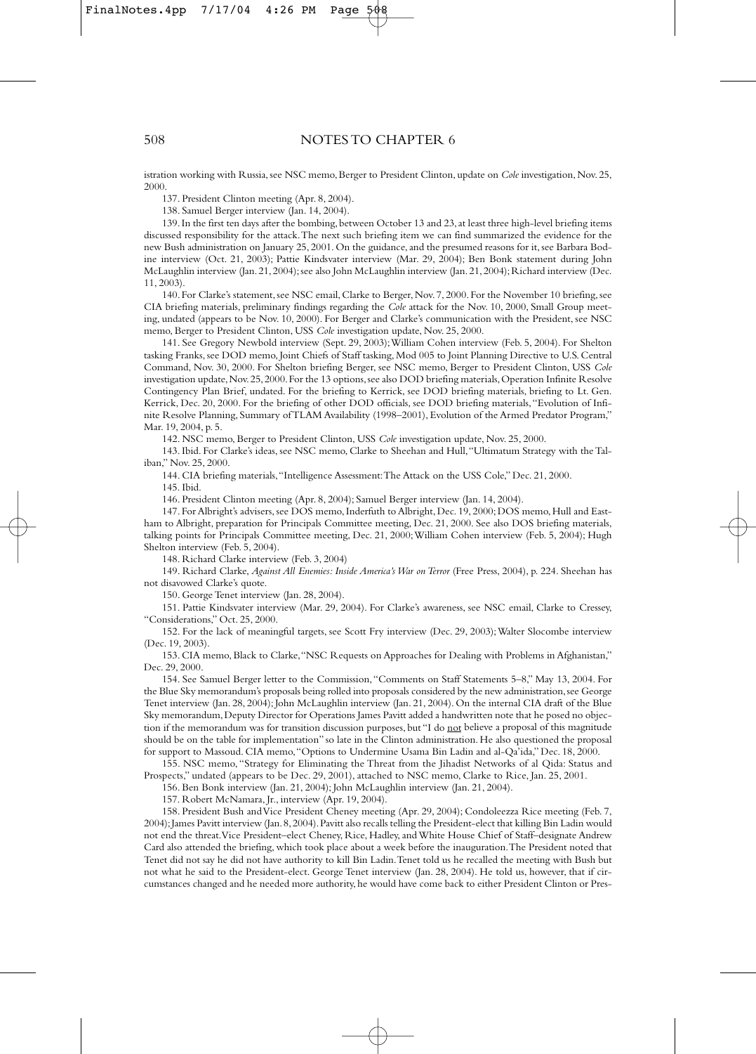istration working with Russia, see NSC memo, Berger to President Clinton, update on *Cole* investigation, Nov. 25, 2000.

137. President Clinton meeting (Apr. 8, 2004).

138. Samuel Berger interview (Jan. 14, 2004).

139. In the first ten days after the bombing, between October 13 and 23, at least three high-level briefing items discussed responsibility for the attack. The next such briefing item we can find summarized the evidence for the new Bush administration on January 25, 2001. On the guidance, and the presumed reasons for it, see Barbara Bodine interview (Oct. 21, 2003); Pattie Kindsvater interview (Mar. 29, 2004); Ben Bonk statement during John McLaughlin interview (Jan. 21, 2004); see also John McLaughlin interview (Jan. 21, 2004); Richard interview (Dec. 11, 2003).

140. For Clarke's statement, see NSC email, Clarke to Berger, Nov. 7, 2000. For the November 10 briefing, see CIA briefing materials, preliminary findings regarding the *Cole* attack for the Nov. 10, 2000, Small Group meeting, undated (appears to be Nov. 10, 2000). For Berger and Clarke's communication with the President, see NSC memo, Berger to President Clinton, USS *Cole* investigation update, Nov. 25, 2000.

141. See Gregory Newbold interview (Sept. 29, 2003); William Cohen interview (Feb. 5, 2004). For Shelton tasking Franks, see DOD memo, Joint Chiefs of Staff tasking, Mod 005 to Joint Planning Directive to U.S. Central Command, Nov. 30, 2000. For Shelton briefing Berger, see NSC memo, Berger to President Clinton, USS *Cole* investigation update, Nov. 25, 2000. For the 13 options, see also DOD briefing materials, Operation Infinite Resolve Contingency Plan Brief, undated. For the briefing to Kerrick, see DOD briefing materials, briefing to Lt. Gen. Kerrick, Dec. 20, 2000. For the briefing of other DOD officials, see DOD briefing materials, "Evolution of Infinite Resolve Planning, Summary of TLAM Availability (1998–2001), Evolution of the Armed Predator Program," Mar. 19, 2004, p. 5.

142. NSC memo, Berger to President Clinton, USS *Cole* investigation update, Nov. 25, 2000.

143. Ibid. For Clarke's ideas, see NSC memo, Clarke to Sheehan and Hull, "Ultimatum Strategy with the Taliban," Nov. 25, 2000.

144. CIA briefing materials, "Intelligence Assessment: The Attack on the USS Cole," Dec. 21, 2000.

145. Ibid.

146. President Clinton meeting (Apr. 8, 2004); Samuel Berger interview (Jan. 14, 2004).

147. For Albright's advisers, see DOS memo, Inderfuth to Albright, Dec. 19, 2000; DOS memo, Hull and Eastham to Albright, preparation for Principals Committee meeting, Dec. 21, 2000. See also DOS briefing materials, talking points for Principals Committee meeting, Dec. 21, 2000; William Cohen interview (Feb. 5, 2004); Hugh Shelton interview (Feb. 5, 2004).

148. Richard Clarke interview (Feb. 3, 2004)

149. Richard Clarke, *Against All Enemies: Inside America's War on Terror* (Free Press, 2004), p. 224. Sheehan has not disavowed Clarke's quote.

150. George Tenet interview (Jan. 28, 2004).

151. Pattie Kindsvater interview (Mar. 29, 2004). For Clarke's awareness, see NSC email, Clarke to Cressey, "Considerations," Oct. 25, 2000.

152. For the lack of meaningful targets, see Scott Fry interview (Dec. 29, 2003); Walter Slocombe interview (Dec. 19, 2003).

153. CIA memo, Black to Clarke, "NSC Requests on Approaches for Dealing with Problems in Afghanistan," Dec. 29, 2000.

154. See Samuel Berger letter to the Commission, "Comments on Staff Statements 5–8," May 13, 2004. For the Blue Sky memorandum's proposals being rolled into proposals considered by the new administration, see George Tenet interview (Jan. 28, 2004); John McLaughlin interview (Jan. 21, 2004). On the internal CIA draft of the Blue Sky memorandum, Deputy Director for Operations James Pavitt added a handwritten note that he posed no objection if the memorandum was for transition discussion purposes, but "I do <u>not</u> believe a proposal of this magnitude should be on the table for implementation" so late in the Clinton administration. He also questioned the proposal for support to Massoud. CIA memo, "Options to Undermine Usama Bin Ladin and al-Qa'ida," Dec. 18, 2000.

155. NSC memo, "Strategy for Eliminating the Threat from the Jihadist Networks of al Qida: Status and Prospects," undated (appears to be Dec. 29, 2001), attached to NSC memo, Clarke to Rice, Jan. 25, 2001.

156. Ben Bonk interview (Jan. 21, 2004); John McLaughlin interview (Jan. 21, 2004).

157. Robert McNamara, Jr., interview (Apr. 19, 2004).

158. President Bush and Vice President Cheney meeting (Apr. 29, 2004); Condoleezza Rice meeting (Feb. 7, 2004); James Pavitt interview (Jan. 8, 2004). Pavitt also recalls telling the President-elect that killing Bin Ladin would not end the threat. Vice President–elect Cheney, Rice, Hadley, and White House Chief of Staff–designate Andrew Card also attended the briefing, which took place about a week before the inauguration. The President noted that Tenet did not say he did not have authority to kill Bin Ladin. Tenet told us he recalled the meeting with Bush but not what he said to the President-elect. George Tenet interview (Jan. 28, 2004). He told us, however, that if circumstances changed and he needed more authority, he would have come back to either President Clinton or Pres-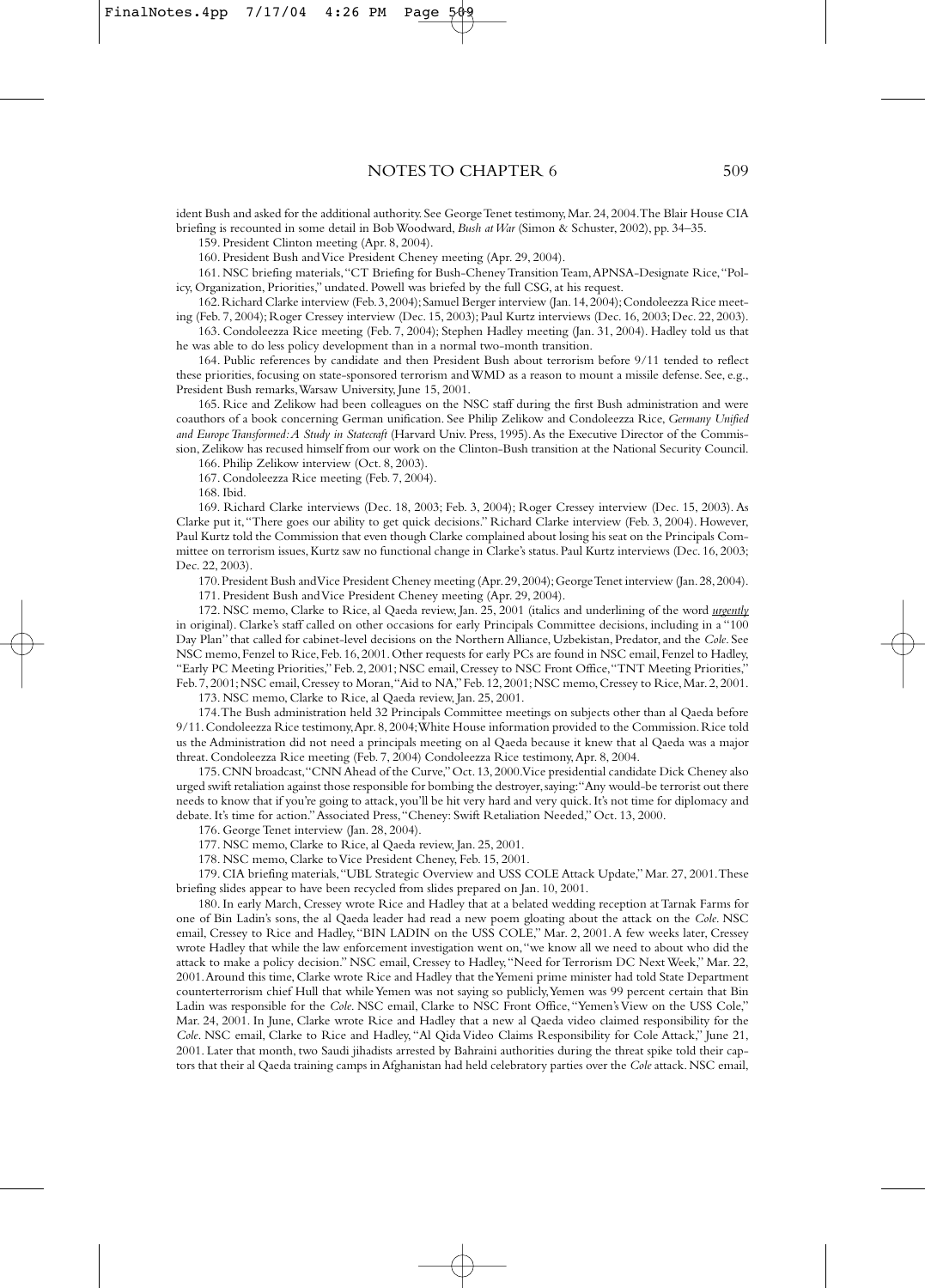ident Bush and asked for the additional authority. See George Tenet testimony, Mar. 24, 2004. The Blair House CIA briefing is recounted in some detail in Bob Woodward, *Bush at War* (Simon & Schuster, 2002), pp. 34–35.

159. President Clinton meeting (Apr. 8, 2004).

160. President Bush and Vice President Cheney meeting (Apr. 29, 2004).

161. NSC briefing materials, "CT Briefing for Bush-Cheney Transition Team, APNSA-Designate Rice, "Policy, Organization, Priorities," undated. Powell was briefed by the full CSG, at his request.

162. Richard Clarke interview (Feb. 3, 2004); Samuel Berger interview (Jan. 14, 2004); Condoleezza Rice meeting (Feb. 7, 2004); Roger Cressey interview (Dec. 15, 2003); Paul Kurtz interviews (Dec. 16, 2003; Dec. 22, 2003).

163. Condoleezza Rice meeting (Feb. 7, 2004); Stephen Hadley meeting (Jan. 31, 2004). Hadley told us that he was able to do less policy development than in a normal two-month transition.

164. Public references by candidate and then President Bush about terrorism before 9/11 tended to reflect these priorities, focusing on state-sponsored terrorism and WMD as a reason to mount a missile defense. See, e.g., President Bush remarks, Warsaw University, June 15, 2001.

165. Rice and Zelikow had been colleagues on the NSC staff during the first Bush administration and were coauthors of a book concerning German unification. See Philip Zelikow and Condoleezza Rice, *Germany Unified and Europe Transformed: A Study in Statecraft* (Harvard Univ. Press, 1995). As the Executive Director of the Commission, Zelikow has recused himself from our work on the Clinton-Bush transition at the National Security Council.

166. Philip Zelikow interview (Oct. 8, 2003).

167. Condoleezza Rice meeting (Feb. 7, 2004).

168. Ibid.

169. Richard Clarke interviews (Dec. 18, 2003; Feb. 3, 2004); Roger Cressey interview (Dec. 15, 2003). As Clarke put it, "There goes our ability to get quick decisions." Richard Clarke interview (Feb. 3, 2004). However, Paul Kurtz told the Commission that even though Clarke complained about losing his seat on the Principals Committee on terrorism issues, Kurtz saw no functional change in Clarke's status. Paul Kurtz interviews (Dec. 16, 2003; Dec. 22, 2003).

170. President Bush and Vice President Cheney meeting (Apr. 29, 2004); George Tenet interview (Jan. 28, 2004).

171. President Bush and Vice President Cheney meeting (Apr. 29, 2004).

172. NSC memo, Clarke to Rice, al Qaeda review, Jan. 25, 2001 (italics and underlining of the word ***urgently*** in original). Clarke's staff called on other occasions for early Principals Committee decisions, including in a "100 Day Plan" that called for cabinet-level decisions on the Northern Alliance, Uzbekistan, Predator, and the *Cole*. See NSC memo, Fenzel to Rice, Feb. 16, 2001. Other requests for early PCs are found in NSC email, Fenzel to Hadley, "Early PC Meeting Priorities," Feb. 2, 2001; NSC email, Cressey to NSC Front Office, "TNT Meeting Priorities," Feb. 7, 2001; NSC email, Cressey to Moran, "Aid to NA," Feb. 12, 2001; NSC memo, Cressey to Rice, Mar. 2, 2001.

173. NSC memo, Clarke to Rice, al Qaeda review, Jan. 25, 2001.

174. The Bush administration held 32 Principals Committee meetings on subjects other than al Qaeda before 9/11. Condoleezza Rice testimony, Apr. 8, 2004; White House information provided to the Commission. Rice told us the Administration did not need a principals meeting on al Qaeda because it knew that al Qaeda was a major threat. Condoleezza Rice meeting (Feb. 7, 2004) Condoleezza Rice testimony, Apr. 8, 2004.

175. CNN broadcast, "CNN Ahead of the Curve," Oct. 13, 2000. Vice presidential candidate Dick Cheney also urged swift retaliation against those responsible for bombing the destroyer, saying: "Any would-be terrorist out there needs to know that if you're going to attack, you'll be hit very hard and very quick. It's not time for diplomacy and debate. It's time for action." Associated Press, "Cheney: Swift Retaliation Needed," Oct. 13, 2000.

176. George Tenet interview (Jan. 28, 2004).

177. NSC memo, Clarke to Rice, al Qaeda review, Jan. 25, 2001.

178. NSC memo, Clarke to Vice President Cheney, Feb. 15, 2001.

179. CIA briefing materials, "UBL Strategic Overview and USS COLE Attack Update," Mar. 27, 2001. These briefing slides appear to have been recycled from slides prepared on Jan. 10, 2001.

180. In early March, Cressey wrote Rice and Hadley that at a belated wedding reception at Tarnak Farms for one of Bin Ladin's sons, the al Qaeda leader had read a new poem gloating about the attack on the *Cole*. NSC email, Cressey to Rice and Hadley, "BIN LADIN on the USS COLE," Mar. 2, 2001. A few weeks later, Cressey wrote Hadley that while the law enforcement investigation went on, "we know all we need to about who did the attack to make a policy decision." NSC email, Cressey to Hadley, "Need for Terrorism DC Next Week," Mar. 22, 2001. Around this time, Clarke wrote Rice and Hadley that the Yemeni prime minister had told State Department counterterrorism chief Hull that while Yemen was not saying so publicly, Yemen was 99 percent certain that Bin Ladin was responsible for the *Cole*. NSC email, Clarke to NSC Front Office, "Yemen's View on the USS Cole," Mar. 24, 2001. In June, Clarke wrote Rice and Hadley that a new al Qaeda video claimed responsibility for the *Cole*. NSC email, Clarke to Rice and Hadley, "Al Qida Video Claims Responsibility for Cole Attack," June 21, 2001. Later that month, two Saudi jihadists arrested by Bahraini authorities during the threat spike told their captors that their al Qaeda training camps in Afghanistan had held celebratory parties over the *Cole* attack. NSC email,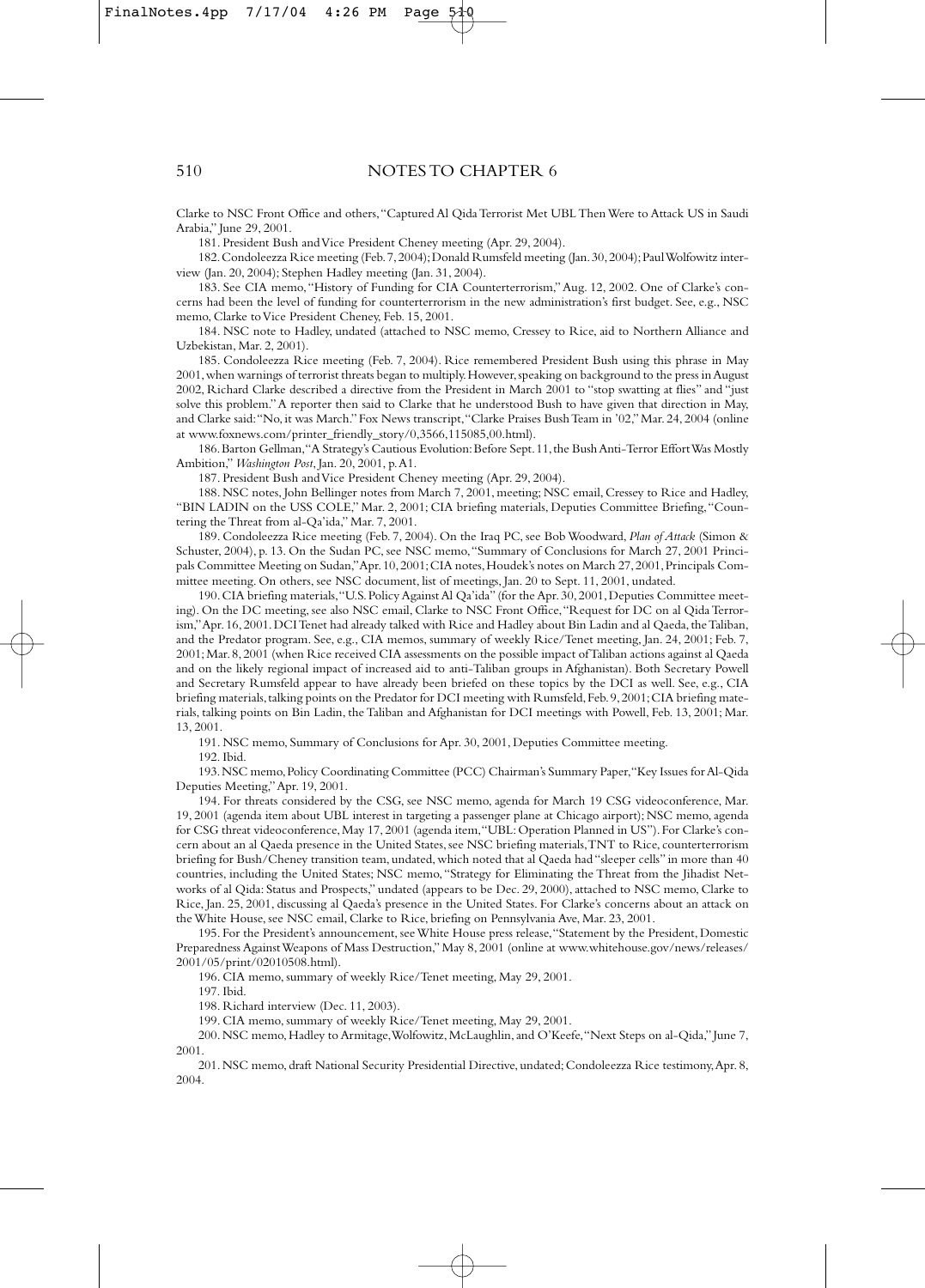Clarke to NSC Front Office and others, "Captured Al Qida Terrorist Met UBL Then Were to Attack US in Saudi Arabia," June 29, 2001.

181. President Bush and Vice President Cheney meeting (Apr. 29, 2004).

182. Condoleezza Rice meeting (Feb. 7, 2004); Donald Rumsfeld meeting (Jan. 30, 2004); Paul Wolfowitz interview (Jan. 20, 2004); Stephen Hadley meeting (Jan. 31, 2004).

183. See CIA memo, "History of Funding for CIA Counterterrorism," Aug. 12, 2002. One of Clarke's concerns had been the level of funding for counterterrorism in the new administration's first budget. See, e.g., NSC memo, Clarke to Vice President Cheney, Feb. 15, 2001.

184. NSC note to Hadley, undated (attached to NSC memo, Cressey to Rice, aid to Northern Alliance and Uzbekistan, Mar. 2, 2001).

185. Condoleezza Rice meeting (Feb. 7, 2004). Rice remembered President Bush using this phrase in May 2001, when warnings of terrorist threats began to multiply. However, speaking on background to the press in August 2002, Richard Clarke described a directive from the President in March 2001 to "stop swatting at flies" and "just solve this problem." A reporter then said to Clarke that he understood Bush to have given that direction in May, and Clarke said: "No, it was March." Fox News transcript, "Clarke Praises Bush Team in '02," Mar. 24, 2004 (online at www.foxnews.com/printer_friendly_story/0,3566,115085,00.html).

186. Barton Gellman, "A Strategy's Cautious Evolution: Before Sept. 11, the Bush Anti-Terror Effort Was Mostly Ambition," *Washington Post*, Jan. 20, 2001, p. A1.

187. President Bush and Vice President Cheney meeting (Apr. 29, 2004).

188. NSC notes, John Bellinger notes from March 7, 2001, meeting; NSC email, Cressey to Rice and Hadley, "BIN LADIN on the USS COLE," Mar. 2, 2001; CIA briefing materials, Deputies Committee Briefing, "Countering the Threat from al-Qa'ida," Mar. 7, 2001.

189. Condoleezza Rice meeting (Feb. 7, 2004). On the Iraq PC, see Bob Woodward, *Plan of Attack* (Simon & Schuster, 2004), p. 13. On the Sudan PC, see NSC memo, "Summary of Conclusions for March 27, 2001 Principals Committee Meeting on Sudan," Apr. 10, 2001; CIA notes, Houdek's notes on March 27, 2001, Principals Committee meeting. On others, see NSC document, list of meetings, Jan. 20 to Sept. 11, 2001, undated.

190. CIA briefing materials, "U.S. Policy Against Al Qa'ida" (for the Apr. 30, 2001, Deputies Committee meeting). On the DC meeting, see also NSC email, Clarke to NSC Front Office, "Request for DC on al Qida Terrorism," Apr. 16, 2001. DCI Tenet had already talked with Rice and Hadley about Bin Ladin and al Qaeda, the Taliban, and the Predator program. See, e.g., CIA memos, summary of weekly Rice/Tenet meeting, Jan. 24, 2001; Feb. 7, 2001; Mar. 8, 2001 (when Rice received CIA assessments on the possible impact of Taliban actions against al Qaeda and on the likely regional impact of increased aid to anti-Taliban groups in Afghanistan). Both Secretary Powell and Secretary Rumsfeld appear to have already been briefed on these topics by the DCI as well. See, e.g., CIA briefing materials, talking points on the Predator for DCI meeting with Rumsfeld, Feb. 9, 2001; CIA briefing materials, talking points on Bin Ladin, the Taliban and Afghanistan for DCI meetings with Powell, Feb. 13, 2001; Mar. 13, 2001.

191. NSC memo, Summary of Conclusions for Apr. 30, 2001, Deputies Committee meeting.

192. Ibid.

193. NSC memo, Policy Coordinating Committee (PCC) Chairman's Summary Paper, "Key Issues for Al-Qida Deputies Meeting," Apr. 19, 2001.

194. For threats considered by the CSG, see NSC memo, agenda for March 19 CSG videoconference, Mar. 19, 2001 (agenda item about UBL interest in targeting a passenger plane at Chicago airport); NSC memo, agenda for CSG threat videoconference, May 17, 2001 (agenda item, "UBL: Operation Planned in US"). For Clarke's concern about an al Qaeda presence in the United States, see NSC briefing materials, TNT to Rice, counterterrorism briefing for Bush/Cheney transition team, undated, which noted that al Qaeda had "sleeper cells" in more than 40 countries, including the United States; NSC memo, "Strategy for Eliminating the Threat from the Jihadist Networks of al Qida: Status and Prospects," undated (appears to be Dec. 29, 2000), attached to NSC memo, Clarke to Rice, Jan. 25, 2001, discussing al Qaeda's presence in the United States. For Clarke's concerns about an attack on the White House, see NSC email, Clarke to Rice, briefing on Pennsylvania Ave, Mar. 23, 2001.

195. For the President's announcement, see White House press release, "Statement by the President, Domestic Preparedness Against Weapons of Mass Destruction," May 8, 2001 (online at www.whitehouse.gov/news/releases/2001/05/print/02010508.html).

196. CIA memo, summary of weekly Rice/Tenet meeting, May 29, 2001.

197. Ibid.

198. Richard interview (Dec. 11, 2003).

199. CIA memo, summary of weekly Rice/Tenet meeting, May 29, 2001.

200. NSC memo, Hadley to Armitage, Wolfowitz, McLaughlin, and O'Keefe, "Next Steps on al-Qida," June 7, 2001.

201. NSC memo, draft National Security Presidential Directive, undated; Condoleezza Rice testimony, Apr. 8, 2004.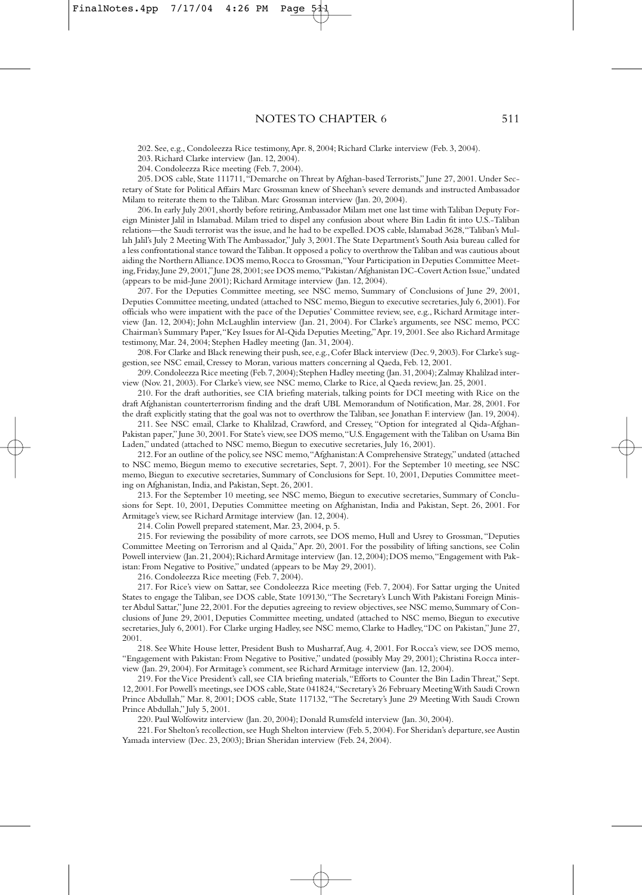## NOTES TO CHAPTER 6

202. See, e.g., Condoleezza Rice testimony, Apr. 8, 2004; Richard Clarke interview (Feb. 3, 2004).

203. Richard Clarke interview (Jan. 12, 2004).

204. Condoleezza Rice meeting (Feb. 7, 2004).

205. DOS cable, State 111711, "Demarche on Threat by Afghan-based Terrorists," June 27, 2001. Under Secretary of State for Political Affairs Marc Grossman knew of Sheehan's severe demands and instructed Ambassador Milam to reiterate them to the Taliban. Marc Grossman interview (Jan. 20, 2004).

206. In early July 2001, shortly before retiring, Ambassador Milam met one last time with Taliban Deputy Foreign Minister Jalil in Islamabad. Milam tried to dispel any confusion about where Bin Ladin fit into U.S.-Taliban relations—the Saudi terrorist was the issue, and he had to be expelled. DOS cable, Islamabad 3628, "Taliban's Mullah Jalil's July 2 Meeting With The Ambassador," July 3, 2001. The State Department's South Asia bureau called for a less confrontational stance toward the Taliban. It opposed a policy to overthrow the Taliban and was cautious about aiding the Northern Alliance. DOS memo, Rocca to Grossman, "Your Participation in Deputies Committee Meeting, Friday, June 29, 2001," June 28, 2001; see DOS memo, "Pakistan/Afghanistan DC-Covert Action Issue," undated (appears to be mid-June 2001); Richard Armitage interview (Jan. 12, 2004).

207. For the Deputies Committee meeting, see NSC memo, Summary of Conclusions of June 29, 2001, Deputies Committee meeting, undated (attached to NSC memo, Biegun to executive secretaries, July 6, 2001). For officials who were impatient with the pace of the Deputies' Committee review, see, e.g., Richard Armitage interview (Jan. 12, 2004); John McLaughlin interview (Jan. 21, 2004). For Clarke's arguments, see NSC memo, PCC Chairman's Summary Paper, "Key Issues for Al-Qida Deputies Meeting," Apr. 19, 2001. See also Richard Armitage testimony, Mar. 24, 2004; Stephen Hadley meeting (Jan. 31, 2004).

208. For Clarke and Black renewing their push, see, e.g., Cofer Black interview (Dec. 9, 2003). For Clarke's suggestion, see NSC email, Cressey to Moran, various matters concerning al Qaeda, Feb. 12, 2001.

209. Condoleezza Rice meeting (Feb. 7, 2004); Stephen Hadley meeting (Jan. 31, 2004); Zalmay Khalilzad interview (Nov. 21, 2003). For Clarke's view, see NSC memo, Clarke to Rice, al Qaeda review, Jan. 25, 2001.

210. For the draft authorities, see CIA briefing materials, talking points for DCI meeting with Rice on the draft Afghanistan counterterrorism finding and the draft UBL Memorandum of Notification, Mar. 28, 2001. For the draft explicitly stating that the goal was not to overthrow the Taliban, see Jonathan F. interview (Jan. 19, 2004).

211. See NSC email, Clarke to Khalilzad, Crawford, and Cressey, "Option for integrated al Qida-Afghan-Pakistan paper," June 30, 2001. For State's view, see DOS memo, "U.S. Engagement with the Taliban on Usama Bin Laden," undated (attached to NSC memo, Biegun to executive secretaries, July 16, 2001).

212. For an outline of the policy, see NSC memo, "Afghanistan: A Comprehensive Strategy," undated (attached to NSC memo, Biegun memo to executive secretaries, Sept. 7, 2001). For the September 10 meeting, see NSC memo, Biegun to executive secretaries, Summary of Conclusions for Sept. 10, 2001, Deputies Committee meeting on Afghanistan, India, and Pakistan, Sept. 26, 2001.

213. For the September 10 meeting, see NSC memo, Biegun to executive secretaries, Summary of Conclusions for Sept. 10, 2001, Deputies Committee meeting on Afghanistan, India and Pakistan, Sept. 26, 2001. For Armitage's view, see Richard Armitage interview (Jan. 12, 2004).

214. Colin Powell prepared statement, Mar. 23, 2004, p. 5.

215. For reviewing the possibility of more carrots, see DOS memo, Hull and Usrey to Grossman, "Deputies Committee Meeting on Terrorism and al Qaida," Apr. 20, 2001. For the possibility of lifting sanctions, see Colin Powell interview (Jan. 21, 2004); Richard Armitage interview (Jan. 12, 2004); DOS memo, "Engagement with Pakistan: From Negative to Positive," undated (appears to be May 29, 2001).

216. Condoleezza Rice meeting (Feb. 7, 2004).

217. For Rice's view on Sattar, see Condoleezza Rice meeting (Feb. 7, 2004). For Sattar urging the United States to engage the Taliban, see DOS cable, State 109130, "The Secretary's Lunch With Pakistani Foreign Minister Abdul Sattar," June 22, 2001. For the deputies agreeing to review objectives, see NSC memo, Summary of Conclusions of June 29, 2001, Deputies Committee meeting, undated (attached to NSC memo, Biegun to executive secretaries, July 6, 2001). For Clarke urging Hadley, see NSC memo, Clarke to Hadley, "DC on Pakistan," June 27, 2001.

218. See White House letter, President Bush to Musharraf, Aug. 4, 2001. For Rocca's view, see DOS memo, "Engagement with Pakistan: From Negative to Positive," undated (possibly May 29, 2001); Christina Rocca interview (Jan. 29, 2004). For Armitage's comment, see Richard Armitage interview (Jan. 12, 2004).

219. For the Vice President's call, see CIA briefing materials, "Efforts to Counter the Bin Ladin Threat," Sept. 12, 2001. For Powell's meetings, see DOS cable, State 041824, "Secretary's 26 February Meeting With Saudi Crown Prince Abdullah," Mar. 8, 2001; DOS cable, State 117132, "The Secretary's June 29 Meeting With Saudi Crown Prince Abdullah," July 5, 2001.

220. Paul Wolfowitz interview (Jan. 20, 2004); Donald Rumsfeld interview (Jan. 30, 2004).

221. For Shelton's recollection, see Hugh Shelton interview (Feb. 5, 2004). For Sheridan's departure, see Austin Yamada interview (Dec. 23, 2003); Brian Sheridan interview (Feb. 24, 2004).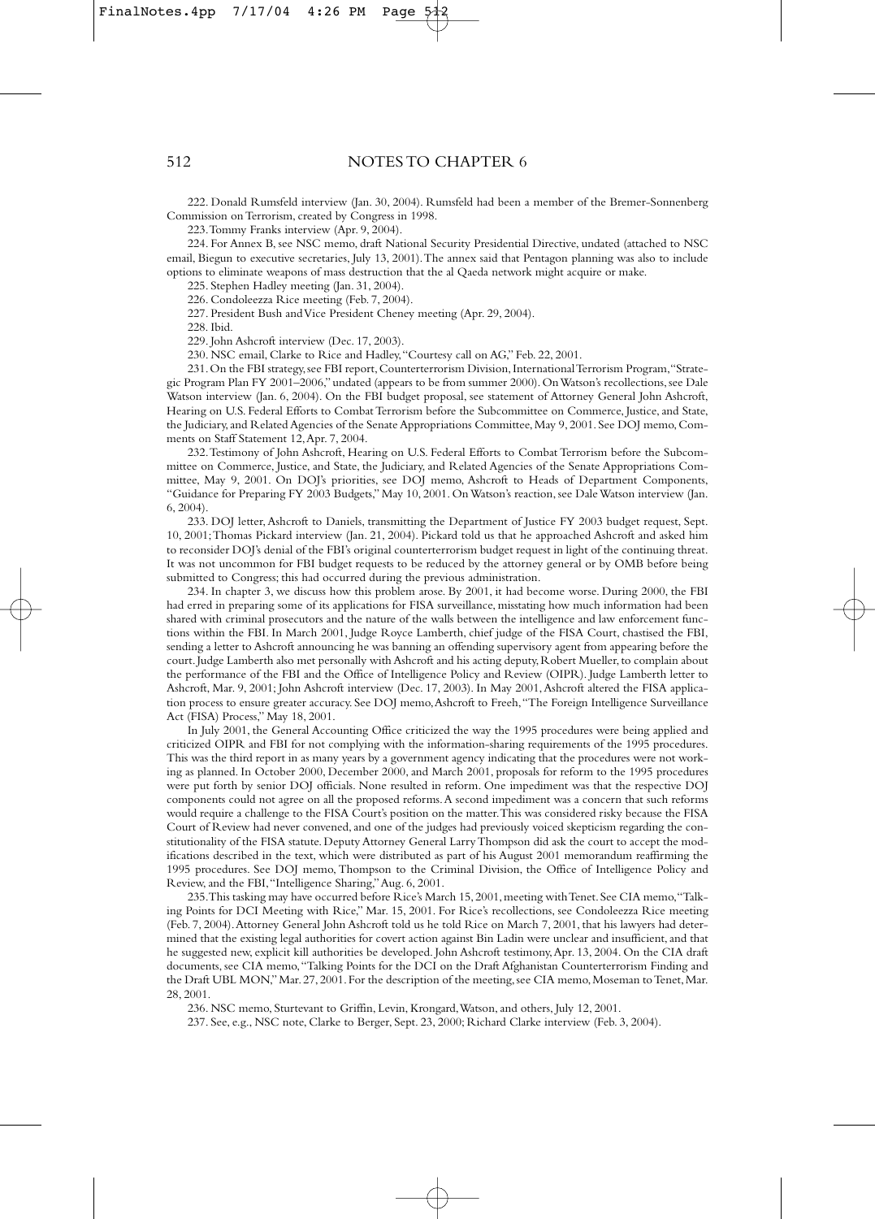222. Donald Rumsfeld interview (Jan. 30, 2004). Rumsfeld had been a member of the Bremer-Sonnenberg Commission on Terrorism, created by Congress in 1998.

223. Tommy Franks interview (Apr. 9, 2004).

224. For Annex B, see NSC memo, draft National Security Presidential Directive, undated (attached to NSC email, Biegun to executive secretaries, July 13, 2001). The annex said that Pentagon planning was also to include options to eliminate weapons of mass destruction that the al Qaeda network might acquire or make.

225. Stephen Hadley meeting (Jan. 31, 2004).

226. Condoleezza Rice meeting (Feb. 7, 2004).

227. President Bush and Vice President Cheney meeting (Apr. 29, 2004).

228. Ibid.

229. John Ashcroft interview (Dec. 17, 2003).

230. NSC email, Clarke to Rice and Hadley, "Courtesy call on AG," Feb. 22, 2001.

231. On the FBI strategy, see FBI report, Counterterrorism Division, International Terrorism Program, "Strategic Program Plan FY 2001–2006," undated (appears to be from summer 2000). On Watson's recollections, see Dale Watson interview (Jan. 6, 2004). On the FBI budget proposal, see statement of Attorney General John Ashcroft, Hearing on U.S. Federal Efforts to Combat Terrorism before the Subcommittee on Commerce, Justice, and State, the Judiciary, and Related Agencies of the Senate Appropriations Committee, May 9, 2001. See DOJ memo, Comments on Staff Statement 12, Apr. 7, 2004.

232. Testimony of John Ashcroft, Hearing on U.S. Federal Efforts to Combat Terrorism before the Subcommittee on Commerce, Justice, and State, the Judiciary, and Related Agencies of the Senate Appropriations Committee, May 9, 2001. On DOJ's priorities, see DOJ memo, Ashcroft to Heads of Department Components, "Guidance for Preparing FY 2003 Budgets," May 10, 2001. On Watson's reaction, see Dale Watson interview (Jan. 6, 2004).

233. DOJ letter, Ashcroft to Daniels, transmitting the Department of Justice FY 2003 budget request, Sept. 10, 2001; Thomas Pickard interview (Jan. 21, 2004). Pickard told us that he approached Ashcroft and asked him to reconsider DOJ's denial of the FBI's original counterterrorism budget request in light of the continuing threat. It was not uncommon for FBI budget requests to be reduced by the attorney general or by OMB before being submitted to Congress; this had occurred during the previous administration.

234. In chapter 3, we discuss how this problem arose. By 2001, it had become worse. During 2000, the FBI had erred in preparing some of its applications for FISA surveillance, misstating how much information had been shared with criminal prosecutors and the nature of the walls between the intelligence and law enforcement functions within the FBI. In March 2001, Judge Royce Lamberth, chief judge of the FISA Court, chastised the FBI, sending a letter to Ashcroft announcing he was banning an offending supervisory agent from appearing before the court. Judge Lamberth also met personally with Ashcroft and his acting deputy, Robert Mueller, to complain about the performance of the FBI and the Office of Intelligence Policy and Review (OIPR). Judge Lamberth letter to Ashcroft, Mar. 9, 2001; John Ashcroft interview (Dec. 17, 2003). In May 2001, Ashcroft altered the FISA application process to ensure greater accuracy. See DOJ memo, Ashcroft to Freeh, "The Foreign Intelligence Surveillance Act (FISA) Process," May 18, 2001.

In July 2001, the General Accounting Office criticized the way the 1995 procedures were being applied and criticized OIPR and FBI for not complying with the information-sharing requirements of the 1995 procedures. This was the third report in as many years by a government agency indicating that the procedures were not working as planned. In October 2000, December 2000, and March 2001, proposals for reform to the 1995 procedures were put forth by senior DOJ officials. None resulted in reform. One impediment was that the respective DOJ components could not agree on all the proposed reforms. A second impediment was a concern that such reforms would require a challenge to the FISA Court's position on the matter. This was considered risky because the FISA Court of Review had never convened, and one of the judges had previously voiced skepticism regarding the constitutionality of the FISA statute. Deputy Attorney General Larry Thompson did ask the court to accept the modifications described in the text, which were distributed as part of his August 2001 memorandum reaffirming the 1995 procedures. See DOJ memo, Thompson to the Criminal Division, the Office of Intelligence Policy and Review, and the FBI, "Intelligence Sharing," Aug. 6, 2001.

235. This tasking may have occurred before Rice's March 15, 2001, meeting with Tenet. See CIA memo, "Talking Points for DCI Meeting with Rice," Mar. 15, 2001. For Rice's recollections, see Condoleezza Rice meeting (Feb. 7, 2004). Attorney General John Ashcroft told us he told Rice on March 7, 2001, that his lawyers had determined that the existing legal authorities for covert action against Bin Ladin were unclear and insufficient, and that he suggested new, explicit kill authorities be developed. John Ashcroft testimony, Apr. 13, 2004. On the CIA draft documents, see CIA memo, "Talking Points for the DCI on the Draft Afghanistan Counterterrorism Finding and the Draft UBL MON," Mar. 27, 2001. For the description of the meeting, see CIA memo, Moseman to Tenet, Mar. 28, 2001.

236. NSC memo, Sturtevant to Griffin, Levin, Krongard, Watson, and others, July 12, 2001.

237. See, e.g., NSC note, Clarke to Berger, Sept. 23, 2000; Richard Clarke interview (Feb. 3, 2004).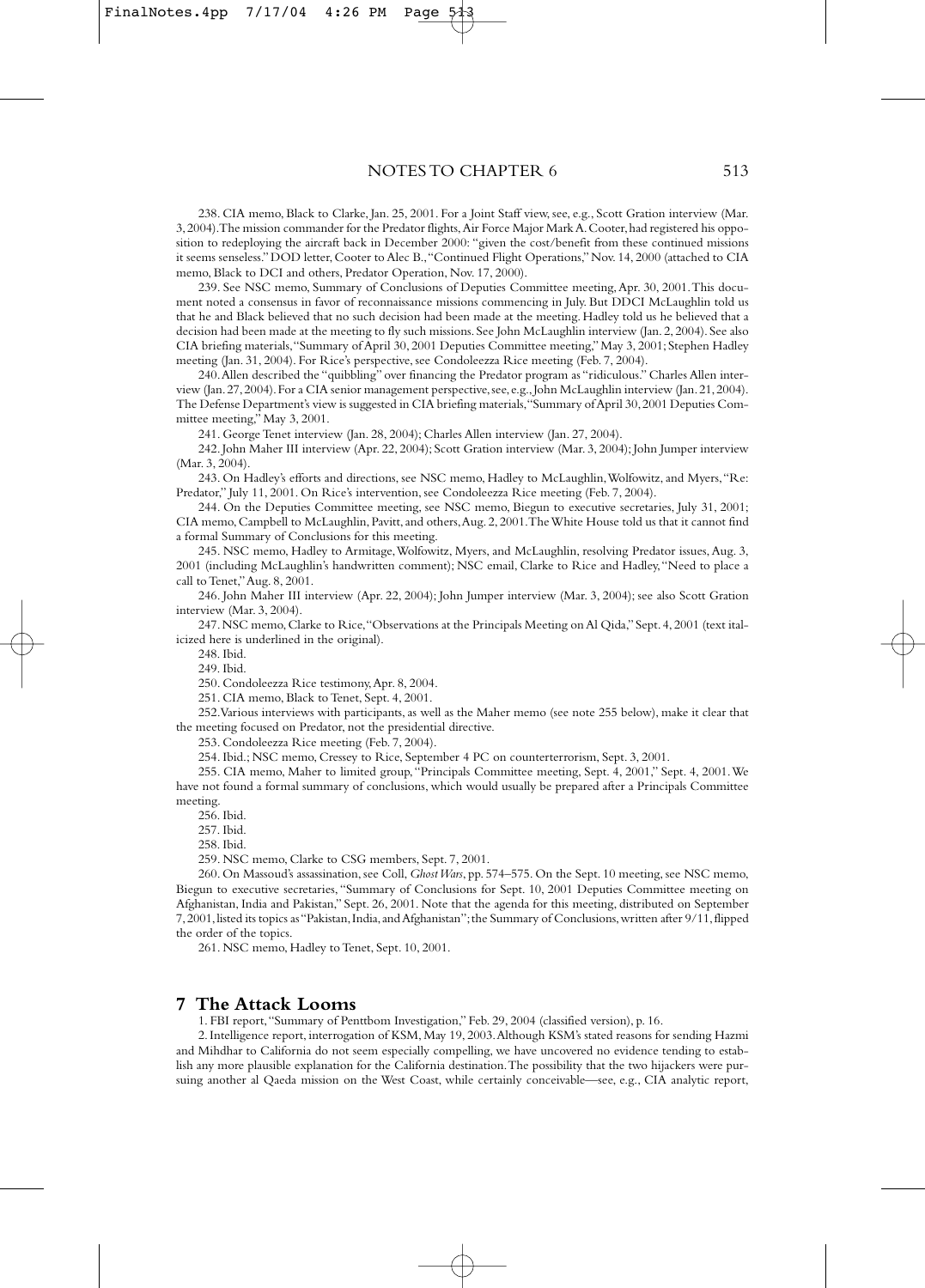238. CIA memo, Black to Clarke, Jan. 25, 2001. For a Joint Staff view, see, e.g., Scott Gration interview (Mar. 3, 2004). The mission commander for the Predator flights, Air Force Major Mark A. Cooter, had registered his opposition to redeploying the aircraft back in December 2000: "given the cost/benefit from these continued missions it seems senseless." DOD letter, Cooter to Alec B., "Continued Flight Operations," Nov. 14, 2000 (attached to CIA memo, Black to DCI and others, Predator Operation, Nov. 17, 2000).

239. See NSC memo, Summary of Conclusions of Deputies Committee meeting, Apr. 30, 2001. This document noted a consensus in favor of reconnaissance missions commencing in July. But DDCI McLaughlin told us that he and Black believed that no such decision had been made at the meeting. Hadley told us he believed that a decision had been made at the meeting to fly such missions. See John McLaughlin interview (Jan. 2, 2004). See also CIA briefing materials, "Summary of April 30, 2001 Deputies Committee meeting," May 3, 2001; Stephen Hadley meeting (Jan. 31, 2004). For Rice's perspective, see Condoleezza Rice meeting (Feb. 7, 2004).

240. Allen described the "quibbling" over financing the Predator program as "ridiculous." Charles Allen interview (Jan. 27, 2004). For a CIA senior management perspective, see, e.g., John McLaughlin interview (Jan. 21, 2004). The Defense Department's view is suggested in CIA briefing materials, "Summary of April 30, 2001 Deputies Committee meeting," May 3, 2001.

241. George Tenet interview (Jan. 28, 2004); Charles Allen interview (Jan. 27, 2004).

242. John Maher III interview (Apr. 22, 2004); Scott Gration interview (Mar. 3, 2004); John Jumper interview (Mar. 3, 2004).

243. On Hadley's efforts and directions, see NSC memo, Hadley to McLaughlin, Wolfowitz, and Myers, "Re: Predator," July 11, 2001. On Rice's intervention, see Condoleezza Rice meeting (Feb. 7, 2004).

244. On the Deputies Committee meeting, see NSC memo, Biegun to executive secretaries, July 31, 2001; CIA memo, Campbell to McLaughlin, Pavitt, and others, Aug. 2, 2001. The White House told us that it cannot find a formal Summary of Conclusions for this meeting.

245. NSC memo, Hadley to Armitage, Wolfowitz, Myers, and McLaughlin, resolving Predator issues, Aug. 3, 2001 (including McLaughlin's handwritten comment); NSC email, Clarke to Rice and Hadley, "Need to place a call to Tenet," Aug. 8, 2001.

246. John Maher III interview (Apr. 22, 2004); John Jumper interview (Mar. 3, 2004); see also Scott Gration interview (Mar. 3, 2004).

247. NSC memo, Clarke to Rice, "Observations at the Principals Meeting on Al Qida," Sept. 4, 2001 (text italicized here is underlined in the original).

248. Ibid.

249. Ibid.

250. Condoleezza Rice testimony, Apr. 8, 2004.

251. CIA memo, Black to Tenet, Sept. 4, 2001.

252. Various interviews with participants, as well as the Maher memo (see note 255 below), make it clear that the meeting focused on Predator, not the presidential directive.

253. Condoleezza Rice meeting (Feb. 7, 2004).

254. Ibid.; NSC memo, Cressey to Rice, September 4 PC on counterterrorism, Sept. 3, 2001.

255. CIA memo, Maher to limited group, "Principals Committee meeting, Sept. 4, 2001," Sept. 4, 2001. We have not found a formal summary of conclusions, which would usually be prepared after a Principals Committee meeting.

256. Ibid.

257. Ibid.

258. Ibid.

259. NSC memo, Clarke to CSG members, Sept. 7, 2001.

260. On Massoud's assassination, see Coll, *Ghost Wars*, pp. 574–575. On the Sept. 10 meeting, see NSC memo, Biegun to executive secretaries, "Summary of Conclusions for Sept. 10, 2001 Deputies Committee meeting on Afghanistan, India and Pakistan," Sept. 26, 2001. Note that the agenda for this meeting, distributed on September 7, 2001, listed its topics as "Pakistan, India, and Afghanistan"; the Summary of Conclusions, written after 9/11, flipped the order of the topics.

261. NSC memo, Hadley to Tenet, Sept. 10, 2001.

## 7 The Attack Looms

1. FBI report, "Summary of Penttbom Investigation," Feb. 29, 2004 (classified version), p. 16.

2. Intelligence report, interrogation of KSM, May 19, 2003. Although KSM's stated reasons for sending Hazmi and Mihdhar to California do not seem especially compelling, we have uncovered no evidence tending to establish any more plausible explanation for the California destination. The possibility that the two hijackers were pursuing another al Qaeda mission on the West Coast, while certainly conceivable—see, e.g., CIA analytic report,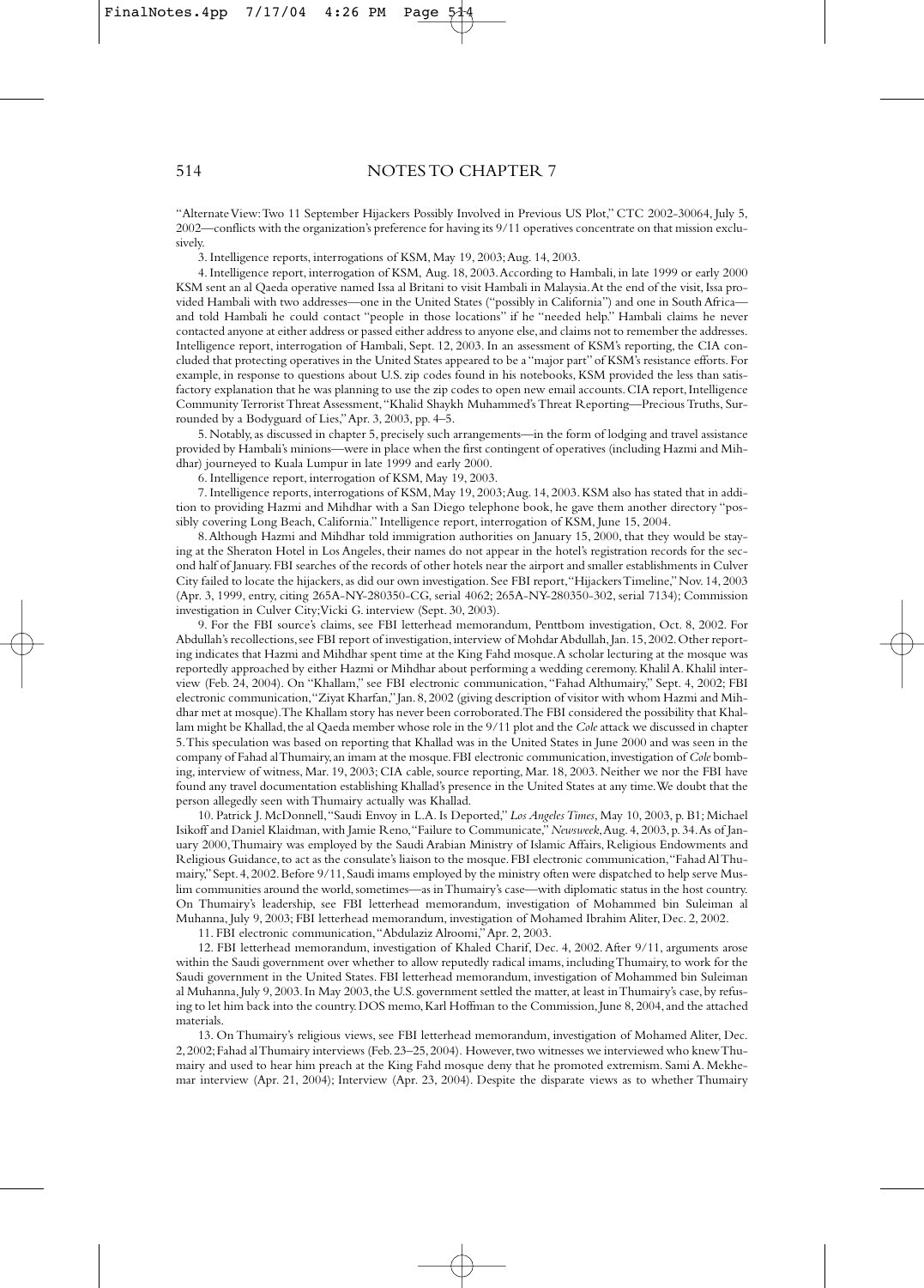"Alternate View: Two 11 September Hijackers Possibly Involved in Previous US Plot," CTC 2002-30064, July 5, 2002—conflicts with the organization's preference for having its 9/11 operatives concentrate on that mission exclusively.

3. Intelligence reports, interrogations of KSM, May 19, 2003; Aug. 14, 2003.

4. Intelligence report, interrogation of KSM, Aug. 18, 2003. According to Hambali, in late 1999 or early 2000 KSM sent an al Qaeda operative named Issa al Britani to visit Hambali in Malaysia. At the end of the visit, Issa provided Hambali with two addresses—one in the United States ("possibly in California") and one in South Africa—and told Hambali he could contact "people in those locations" if he "needed help." Hambali claims he never contacted anyone at either address or passed either address to anyone else, and claims not to remember the addresses. Intelligence report, interrogation of Hambali, Sept. 12, 2003. In an assessment of KSM's reporting, the CIA concluded that protecting operatives in the United States appeared to be a "major part" of KSM's resistance efforts. For example, in response to questions about U.S. zip codes found in his notebooks, KSM provided the less than satisfactory explanation that he was planning to use the zip codes to open new email accounts. CIA report, Intelligence Community Terrorist Threat Assessment, "Khalid Shaykh Muhammed's Threat Reporting—Precious Truths, Surrounded by a Bodyguard of Lies," Apr. 3, 2003, pp. 4–5.

5. Notably, as discussed in chapter 5, precisely such arrangements—in the form of lodging and travel assistance provided by Hambali's minions—were in place when the first contingent of operatives (including Hazmi and Mihdhar) journeyed to Kuala Lumpur in late 1999 and early 2000.

6. Intelligence report, interrogation of KSM, May 19, 2003.

7. Intelligence reports, interrogations of KSM, May 19, 2003; Aug. 14, 2003. KSM also has stated that in addition to providing Hazmi and Mihdhar with a San Diego telephone book, he gave them another directory "possibly covering Long Beach, California." Intelligence report, interrogation of KSM, June 15, 2004.

8. Although Hazmi and Mihdhar told immigration authorities on January 15, 2000, that they would be staying at the Sheraton Hotel in Los Angeles, their names do not appear in the hotel's registration records for the second half of January. FBI searches of the records of other hotels near the airport and smaller establishments in Culver City failed to locate the hijackers, as did our own investigation. See FBI report, "Hijackers Timeline," Nov. 14, 2003 (Apr. 3, 1999, entry, citing 265A-NY-280350-CG, serial 4062; 265A-NY-280350-302, serial 7134); Commission investigation in Culver City; Vicki G. interview (Sept. 30, 2003).

9. For the FBI source's claims, see FBI letterhead memorandum, Penttbom investigation, Oct. 8, 2002. For Abdullah's recollections, see FBI report of investigation, interview of Mohdar Abdullah, Jan. 15, 2002. Other reporting indicates that Hazmi and Mihdhar spent time at the King Fahd mosque. A scholar lecturing at the mosque was reportedly approached by either Hazmi or Mihdhar about performing a wedding ceremony. Khalil A. Khalil interview (Feb. 24, 2004). On "Khallam," see FBI electronic communication, "Fahad Althumairy," Sept. 4, 2002; FBI electronic communication, "Ziyat Kharfan," Jan. 8, 2002 (giving description of visitor with whom Hazmi and Mihdhar met at mosque). The Khallam story has never been corroborated. The FBI considered the possibility that Khallam might be Khallad, the al Qaeda member whose role in the 9/11 plot and the *Cole* attack we discussed in chapter 5. This speculation was based on reporting that Khallad was in the United States in June 2000 and was seen in the company of Fahad al Thumairy, an imam at the mosque. FBI electronic communication, investigation of *Cole* bombing, interview of witness, Mar. 19, 2003; CIA cable, source reporting, Mar. 18, 2003. Neither we nor the FBI have found any travel documentation establishing Khallad's presence in the United States at any time. We doubt that the person allegedly seen with Thumairy actually was Khallad.

10. Patrick J. McDonnell, "Saudi Envoy in L.A. Is Deported," *Los Angeles Times*, May 10, 2003, p. B1; Michael Isikoff and Daniel Klaidman, with Jamie Reno, "Failure to Communicate," *Newsweek*, Aug. 4, 2003, p. 34. As of January 2000, Thumairy was employed by the Saudi Arabian Ministry of Islamic Affairs, Religious Endowments and Religious Guidance, to act as the consulate's liaison to the mosque. FBI electronic communication, "Fahad Al Thumairy," Sept. 4, 2002. Before 9/11, Saudi imams employed by the ministry often were dispatched to help serve Muslim communities around the world, sometimes—as in Thumairy's case—with diplomatic status in the host country. On Thumairy's leadership, see FBI letterhead memorandum, investigation of Mohammed bin Suleiman al Muhanna, July 9, 2003; FBI letterhead memorandum, investigation of Mohamed Ibrahim Aliter, Dec. 2, 2002.

11. FBI electronic communication, "Abdulaziz Alroomi," Apr. 2, 2003.

12. FBI letterhead memorandum, investigation of Khaled Charif, Dec. 4, 2002. After 9/11, arguments arose within the Saudi government over whether to allow reputedly radical imams, including Thumairy, to work for the Saudi government in the United States. FBI letterhead memorandum, investigation of Mohammed bin Suleiman al Muhanna, July 9, 2003. In May 2003, the U.S. government settled the matter, at least in Thumairy's case, by refusing to let him back into the country. DOS memo, Karl Hoffman to the Commission, June 8, 2004, and the attached materials.

13. On Thumairy's religious views, see FBI letterhead memorandum, investigation of Mohamed Aliter, Dec. 2, 2002; Fahad al Thumairy interviews (Feb. 23–25, 2004). However, two witnesses we interviewed who knew Thumairy and used to hear him preach at the King Fahd mosque deny that he promoted extremism. Sami A. Mekhemar interview (Apr. 21, 2004); Interview (Apr. 23, 2004). Despite the disparate views as to whether Thumairy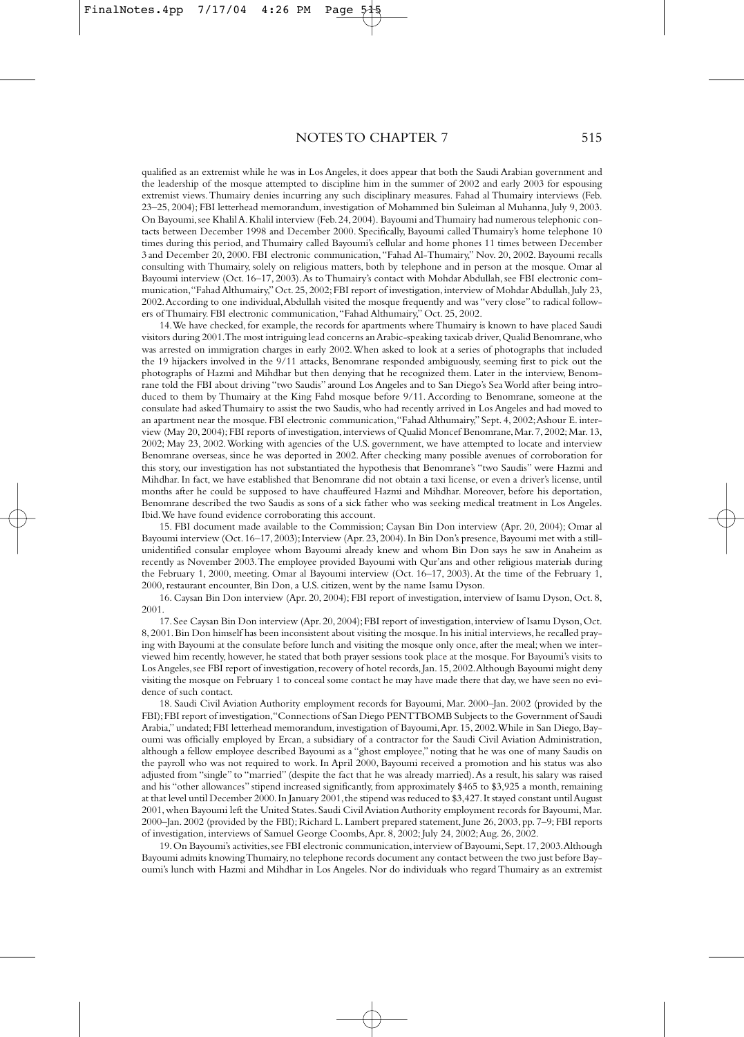qualified as an extremist while he was in Los Angeles, it does appear that both the Saudi Arabian government and the leadership of the mosque attempted to discipline him in the summer of 2002 and early 2003 for espousing extremist views. Thumairy denies incurring any such disciplinary measures. Fahad al Thumairy interviews (Feb. 23–25, 2004); FBI letterhead memorandum, investigation of Mohammed bin Suleiman al Muhanna, July 9, 2003. On Bayoumi, see Khalil A. Khalil interview (Feb. 24, 2004). Bayoumi and Thumairy had numerous telephonic contacts between December 1998 and December 2000. Specifically, Bayoumi called Thumairy's home telephone 10 times during this period, and Thumairy called Bayoumi's cellular and home phones 11 times between December 3 and December 20, 2000. FBI electronic communication, "Fahad Al-Thumairy," Nov. 20, 2002. Bayoumi recalls consulting with Thumairy, solely on religious matters, both by telephone and in person at the mosque. Omar al Bayoumi interview (Oct. 16–17, 2003). As to Thumairy's contact with Mohdar Abdullah, see FBI electronic communication, "Fahad Althumairy," Oct. 25, 2002; FBI report of investigation, interview of Mohdar Abdullah, July 23, 2002. According to one individual, Abdullah visited the mosque frequently and was "very close" to radical followers of Thumairy. FBI electronic communication, "Fahad Althumairy," Oct. 25, 2002.

14. We have checked, for example, the records for apartments where Thumairy is known to have placed Saudi visitors during 2001. The most intriguing lead concerns an Arabic-speaking taxicab driver, Qualid Benomrane, who was arrested on immigration charges in early 2002. When asked to look at a series of photographs that included the 19 hijackers involved in the 9/11 attacks, Benomrane responded ambiguously, seeming first to pick out the photographs of Hazmi and Mihdhar but then denying that he recognized them. Later in the interview, Benomrane told the FBI about driving "two Saudis" around Los Angeles and to San Diego's Sea World after being introduced to them by Thumairy at the King Fahd mosque before 9/11. According to Benomrane, someone at the consulate had asked Thumairy to assist the two Saudis, who had recently arrived in Los Angeles and had moved to an apartment near the mosque. FBI electronic communication, "Fahad Althumairy," Sept. 4, 2002; Ashour E. interview (May 20, 2004); FBI reports of investigation, interviews of Qualid Moncef Benomrane, Mar. 7, 2002; Mar. 13, 2002; May 23, 2002. Working with agencies of the U.S. government, we have attempted to locate and interview Benomrane overseas, since he was deported in 2002. After checking many possible avenues of corroboration for this story, our investigation has not substantiated the hypothesis that Benomrane's "two Saudis" were Hazmi and Mihdhar. In fact, we have established that Benomrane did not obtain a taxi license, or even a driver's license, until months after he could be supposed to have chauffeured Hazmi and Mihdhar. Moreover, before his deportation, Benomrane described the two Saudis as sons of a sick father who was seeking medical treatment in Los Angeles. Ibid. We have found evidence corroborating this account.

15. FBI document made available to the Commission; Caysan Bin Don interview (Apr. 20, 2004); Omar al Bayoumi interview (Oct. 16–17, 2003); Interview (Apr. 23, 2004). In Bin Don's presence, Bayoumi met with a still-unidentified consular employee whom Bayoumi already knew and whom Bin Don says he saw in Anaheim as recently as November 2003. The employee provided Bayoumi with Qur'ans and other religious materials during the February 1, 2000, meeting. Omar al Bayoumi interview (Oct. 16–17, 2003). At the time of the February 1, 2000, restaurant encounter, Bin Don, a U.S. citizen, went by the name Isamu Dyson.

16. Caysan Bin Don interview (Apr. 20, 2004); FBI report of investigation, interview of Isamu Dyson, Oct. 8, 2001.

17. See Caysan Bin Don interview (Apr. 20, 2004); FBI report of investigation, interview of Isamu Dyson, Oct. 8, 2001. Bin Don himself has been inconsistent about visiting the mosque. In his initial interviews, he recalled praying with Bayoumi at the consulate before lunch and visiting the mosque only once, after the meal; when we interviewed him recently, however, he stated that both prayer sessions took place at the mosque. For Bayoumi's visits to Los Angeles, see FBI report of investigation, recovery of hotel records, Jan. 15, 2002. Although Bayoumi might deny visiting the mosque on February 1 to conceal some contact he may have made there that day, we have seen no evidence of such contact.

18. Saudi Civil Aviation Authority employment records for Bayoumi, Mar. 2000–Jan. 2002 (provided by the FBI); FBI report of investigation, "Connections of San Diego PENTTBOMB Subjects to the Government of Saudi Arabia," undated; FBI letterhead memorandum, investigation of Bayoumi, Apr. 15, 2002. While in San Diego, Bayoumi was officially employed by Ercan, a subsidiary of a contractor for the Saudi Civil Aviation Administration, although a fellow employee described Bayoumi as a "ghost employee," noting that he was one of many Saudis on the payroll who was not required to work. In April 2000, Bayoumi received a promotion and his status was also adjusted from "single" to "married" (despite the fact that he was already married). As a result, his salary was raised and his "other allowances" stipend increased significantly, from approximately $465 to $3,925 a month, remaining at that level until December 2000. In January 2001, the stipend was reduced to $3,427. It stayed constant until August 2001, when Bayoumi left the United States. Saudi Civil Aviation Authority employment records for Bayoumi, Mar. 2000–Jan. 2002 (provided by the FBI); Richard L. Lambert prepared statement, June 26, 2003, pp. 7–9; FBI reports of investigation, interviews of Samuel George Coombs, Apr. 8, 2002; July 24, 2002; Aug. 26, 2002.

19. On Bayoumi's activities, see FBI electronic communication, interview of Bayoumi, Sept. 17, 2003. Although Bayoumi admits knowing Thumairy, no telephone records document any contact between the two just before Bayoumi's lunch with Hazmi and Mihdhar in Los Angeles. Nor do individuals who regard Thumairy as an extremist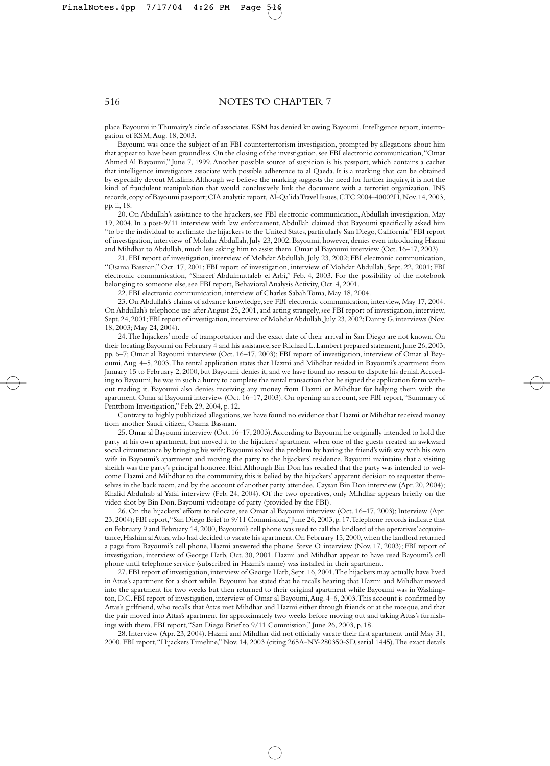place Bayoumi in Thumairy's circle of associates. KSM has denied knowing Bayoumi. Intelligence report, interrogation of KSM, Aug. 18, 2003.

Bayoumi was once the subject of an FBI counterterrorism investigation, prompted by allegations about him that appear to have been groundless. On the closing of the investigation, see FBI electronic communication, "Omar Ahmed Al Bayoumi," June 7, 1999. Another possible source of suspicion is his passport, which contains a cachet that intelligence investigators associate with possible adherence to al Qaeda. It is a marking that can be obtained by especially devout Muslims. Although we believe the marking suggests the need for further inquiry, it is not the kind of fraudulent manipulation that would conclusively link the document with a terrorist organization. INS records, copy of Bayoumi passport; CIA analytic report, Al-Qa'ida Travel Issues, CTC 2004-40002H, Nov. 14, 2003, pp. ii, 18.

20. On Abdullah's assistance to the hijackers, see FBI electronic communication, Abdullah investigation, May 19, 2004. In a post-9/11 interview with law enforcement, Abdullah claimed that Bayoumi specifically asked him "to be the individual to acclimate the hijackers to the United States, particularly San Diego, California." FBI report of investigation, interview of Mohdar Abdullah, July 23, 2002. Bayoumi, however, denies even introducing Hazmi and Mihdhar to Abdullah, much less asking him to assist them. Omar al Bayoumi interview (Oct. 16–17, 2003).

21. FBI report of investigation, interview of Mohdar Abdullah, July 23, 2002; FBI electronic communication, "Osama Bassnan," Oct. 17, 2001; FBI report of investigation, interview of Mohdar Abdullah, Sept. 22, 2001; FBI electronic communication, "Shareef Abdulmuttaleb el Arbi," Feb. 4, 2003. For the possibility of the notebook belonging to someone else, see FBI report, Behavioral Analysis Activity, Oct. 4, 2001.

22. FBI electronic communication, interview of Charles Sabah Toma, May 18, 2004.

23. On Abdullah's claims of advance knowledge, see FBI electronic communication, interview, May 17, 2004. On Abdullah's telephone use after August 25, 2001, and acting strangely, see FBI report of investigation, interview, Sept. 24, 2001; FBI report of investigation, interview of Mohdar Abdullah, July 23, 2002; Danny G. interviews (Nov. 18, 2003; May 24, 2004).

24. The hijackers' mode of transportation and the exact date of their arrival in San Diego are not known. On their locating Bayoumi on February 4 and his assistance, see Richard L. Lambert prepared statement, June 26, 2003, pp. 6–7; Omar al Bayoumi interview (Oct. 16–17, 2003); FBI report of investigation, interview of Omar al Bayoumi, Aug. 4–5, 2003. The rental application states that Hazmi and Mihdhar resided in Bayoumi's apartment from January 15 to February 2, 2000, but Bayoumi denies it, and we have found no reason to dispute his denial. According to Bayoumi, he was in such a hurry to complete the rental transaction that he signed the application form without reading it. Bayoumi also denies receiving any money from Hazmi or Mihdhar for helping them with the apartment. Omar al Bayoumi interview (Oct. 16–17, 2003). On opening an account, see FBI report, "Summary of Penttbom Investigation," Feb. 29, 2004, p. 12.

Contrary to highly publicized allegations, we have found no evidence that Hazmi or Mihdhar received money from another Saudi citizen, Osama Bassnan.

25. Omar al Bayoumi interview (Oct. 16–17, 2003). According to Bayoumi, he originally intended to hold the party at his own apartment, but moved it to the hijackers' apartment when one of the guests created an awkward social circumstance by bringing his wife; Bayoumi solved the problem by having the friend's wife stay with his own wife in Bayoumi's apartment and moving the party to the hijackers' residence. Bayoumi maintains that a visiting sheikh was the party's principal honoree. Ibid. Although Bin Don has recalled that the party was intended to welcome Hazmi and Mihdhar to the community, this is belied by the hijackers' apparent decision to sequester themselves in the back room, and by the account of another party attendee. Caysan Bin Don interview (Apr. 20, 2004); Khalid Abdulrab al Yafai interview (Feb. 24, 2004). Of the two operatives, only Mihdhar appears briefly on the video shot by Bin Don. Bayoumi videotape of party (provided by the FBI).

26. On the hijackers' efforts to relocate, see Omar al Bayoumi interview (Oct. 16–17, 2003); Interview (Apr. 23, 2004); FBI report, "San Diego Brief to 9/11 Commission," June 26, 2003, p. 17. Telephone records indicate that on February 9 and February 14, 2000, Bayoumi's cell phone was used to call the landlord of the operatives' acquaintance, Hashim al Attas, who had decided to vacate his apartment. On February 15, 2000, when the landlord returned a page from Bayoumi's cell phone, Hazmi answered the phone. Steve O. interview (Nov. 17, 2003); FBI report of investigation, interview of George Harb, Oct. 30, 2001. Hazmi and Mihdhar appear to have used Bayoumi's cell phone until telephone service (subscribed in Hazmi's name) was installed in their apartment.

27. FBI report of investigation, interview of George Harb, Sept. 16, 2001. The hijackers may actually have lived in Attas's apartment for a short while. Bayoumi has stated that he recalls hearing that Hazmi and Mihdhar moved into the apartment for two weeks but then returned to their original apartment while Bayoumi was in Washington, D.C. FBI report of investigation, interview of Omar al Bayoumi, Aug. 4–6, 2003. This account is confirmed by Attas's girlfriend, who recalls that Attas met Mihdhar and Hazmi either through friends or at the mosque, and that the pair moved into Attas's apartment for approximately two weeks before moving out and taking Attas's furnishings with them. FBI report, "San Diego Brief to 9/11 Commission," June 26, 2003, p. 18.

28. Interview (Apr. 23, 2004). Hazmi and Mihdhar did not officially vacate their first apartment until May 31, 2000. FBI report, "Hijackers Timeline," Nov. 14, 2003 (citing 265A-NY-280350-SD, serial 1445). The exact details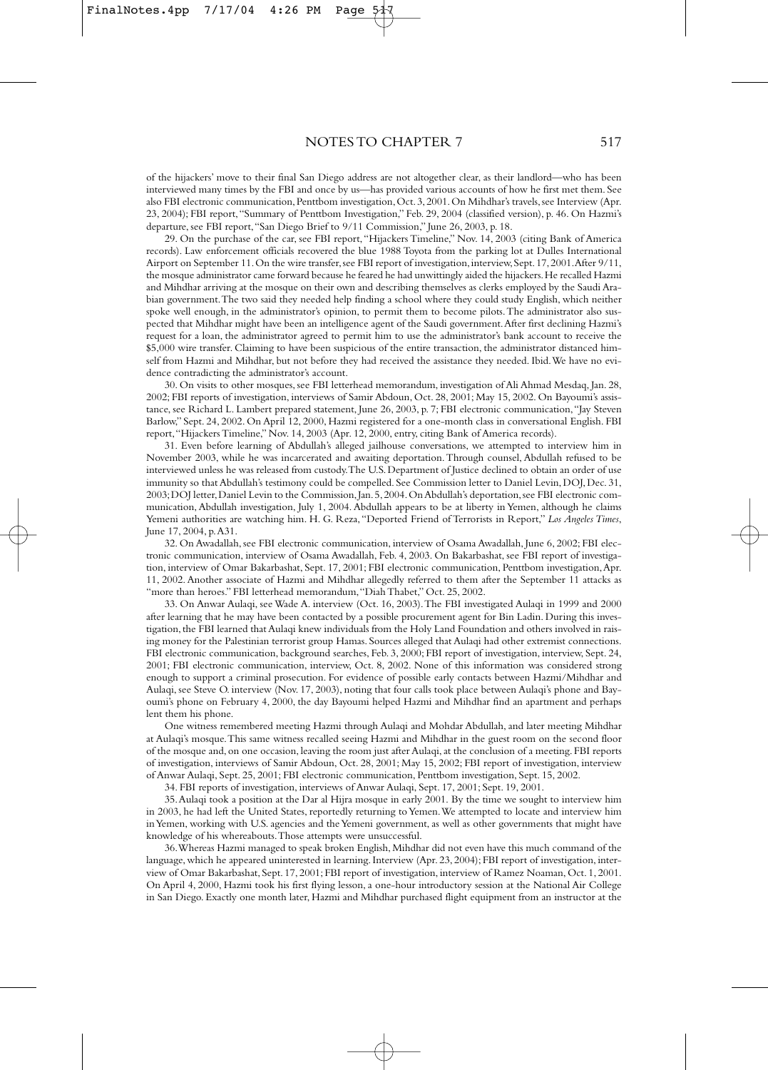of the hijackers' move to their final San Diego address are not altogether clear, as their landlord—who has been interviewed many times by the FBI and once by us—has provided various accounts of how he first met them. See also FBI electronic communication, Penttbom investigation, Oct. 3, 2001. On Mihdhar's travels, see Interview (Apr. 23, 2004); FBI report, "Summary of Penttbom Investigation," Feb. 29, 2004 (classified version), p. 46. On Hazmi's departure, see FBI report, "San Diego Brief to 9/11 Commission," June 26, 2003, p. 18.

29. On the purchase of the car, see FBI report, "Hijackers Timeline," Nov. 14, 2003 (citing Bank of America records). Law enforcement officials recovered the blue 1988 Toyota from the parking lot at Dulles International Airport on September 11. On the wire transfer, see FBI report of investigation, interview, Sept. 17, 2001. After 9/11, the mosque administrator came forward because he feared he had unwittingly aided the hijackers. He recalled Hazmi and Mihdhar arriving at the mosque on their own and describing themselves as clerks employed by the Saudi Arabian government. The two said they needed help finding a school where they could study English, which neither spoke well enough, in the administrator's opinion, to permit them to become pilots. The administrator also suspected that Mihdhar might have been an intelligence agent of the Saudi government. After first declining Hazmi's request for a loan, the administrator agreed to permit him to use the administrator's bank account to receive the $5,000 wire transfer. Claiming to have been suspicious of the entire transaction, the administrator distanced himself from Hazmi and Mihdhar, but not before they had received the assistance they needed. Ibid. We have no evidence contradicting the administrator's account.

30. On visits to other mosques, see FBI letterhead memorandum, investigation of Ali Ahmad Mesdaq, Jan. 28, 2002; FBI reports of investigation, interviews of Samir Abdoun, Oct. 28, 2001; May 15, 2002. On Bayoumi's assistance, see Richard L. Lambert prepared statement, June 26, 2003, p. 7; FBI electronic communication, "Jay Steven Barlow," Sept. 24, 2002. On April 12, 2000, Hazmi registered for a one-month class in conversational English. FBI report, "Hijackers Timeline," Nov. 14, 2003 (Apr. 12, 2000, entry, citing Bank of America records).

31. Even before learning of Abdullah's alleged jailhouse conversations, we attempted to interview him in November 2003, while he was incarcerated and awaiting deportation. Through counsel, Abdullah refused to be interviewed unless he was released from custody. The U.S. Department of Justice declined to obtain an order of use immunity so that Abdullah's testimony could be compelled. See Commission letter to Daniel Levin, DOJ, Dec. 31, 2003; DOJ letter, Daniel Levin to the Commission, Jan. 5, 2004. On Abdullah's deportation, see FBI electronic communication, Abdullah investigation, July 1, 2004. Abdullah appears to be at liberty in Yemen, although he claims Yemeni authorities are watching him. H. G. Reza, "Deported Friend of Terrorists in Report," *Los Angeles Times*, June 17, 2004, p. A31.

32. On Awadallah, see FBI electronic communication, interview of Osama Awadallah, June 6, 2002; FBI electronic communication, interview of Osama Awadallah, Feb. 4, 2003. On Bakarbashat, see FBI report of investigation, interview of Omar Bakarbashat, Sept. 17, 2001; FBI electronic communication, Penttbom investigation, Apr. 11, 2002. Another associate of Hazmi and Mihdhar allegedly referred to them after the September 11 attacks as "more than heroes." FBI letterhead memorandum, "Diah Thabet," Oct. 25, 2002.

33. On Anwar Aulaqi, see Wade A. interview (Oct. 16, 2003). The FBI investigated Aulaqi in 1999 and 2000 after learning that he may have been contacted by a possible procurement agent for Bin Ladin. During this investigation, the FBI learned that Aulaqi knew individuals from the Holy Land Foundation and others involved in raising money for the Palestinian terrorist group Hamas. Sources alleged that Aulaqi had other extremist connections. FBI electronic communication, background searches, Feb. 3, 2000; FBI report of investigation, interview, Sept. 24, 2001; FBI electronic communication, interview, Oct. 8, 2002. None of this information was considered strong enough to support a criminal prosecution. For evidence of possible early contacts between Hazmi/Mihdhar and Aulaqi, see Steve O. interview (Nov. 17, 2003), noting that four calls took place between Aulaqi's phone and Bayoumi's phone on February 4, 2000, the day Bayoumi helped Hazmi and Mihdhar find an apartment and perhaps lent them his phone.

One witness remembered meeting Hazmi through Aulaqi and Mohdar Abdullah, and later meeting Mihdhar at Aulaqi's mosque. This same witness recalled seeing Hazmi and Mihdhar in the guest room on the second floor of the mosque and, on one occasion, leaving the room just after Aulaqi, at the conclusion of a meeting. FBI reports of investigation, interviews of Samir Abdoun, Oct. 28, 2001; May 15, 2002; FBI report of investigation, interview of Anwar Aulaqi, Sept. 25, 2001; FBI electronic communication, Penttbom investigation, Sept. 15, 2002.

34. FBI reports of investigation, interviews of Anwar Aulaqi, Sept. 17, 2001; Sept. 19, 2001.

35. Aulaqi took a position at the Dar al Hijra mosque in early 2001. By the time we sought to interview him in 2003, he had left the United States, reportedly returning to Yemen. We attempted to locate and interview him in Yemen, working with U.S. agencies and the Yemeni government, as well as other governments that might have knowledge of his whereabouts. Those attempts were unsuccessful.

36. Whereas Hazmi managed to speak broken English, Mihdhar did not even have this much command of the language, which he appeared uninterested in learning. Interview (Apr. 23, 2004); FBI report of investigation, interview of Omar Bakarbashat, Sept. 17, 2001; FBI report of investigation, interview of Ramez Noaman, Oct. 1, 2001. On April 4, 2000, Hazmi took his first flying lesson, a one-hour introductory session at the National Air College in San Diego. Exactly one month later, Hazmi and Mihdhar purchased flight equipment from an instructor at the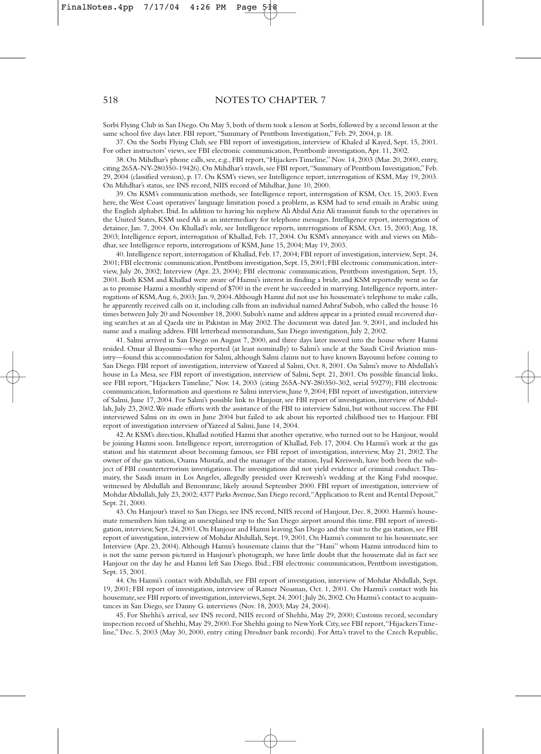Sorbi Flying Club in San Diego. On May 5, both of them took a lesson at Sorbi, followed by a second lesson at the same school five days later. FBI report, "Summary of Penttbom Investigation," Feb. 29, 2004, p. 18.

37. On the Sorbi Flying Club, see FBI report of investigation, interview of Khaled al Kayed, Sept. 15, 2001. For other instructors' views, see FBI electronic communication, Penttbomb investigation, Apr. 11, 2002.

38. On Mihdhar's phone calls, see, e.g., FBI report, "Hijackers Timeline," Nov. 14, 2003 (Mar. 20, 2000, entry, citing 265A-NY-280350-19426). On Mihdhar's travels, see FBI report, "Summary of Penttbom Investigation," Feb. 29, 2004 (classified version), p. 17. On KSM's views, see Intelligence report, interrogation of KSM, May 19, 2003. On Mihdhar's status, see INS record, NIIS record of Mihdhar, June 10, 2000.

39. On KSM's communication methods, see Intelligence report, interrogation of KSM, Oct. 15, 2003. Even here, the West Coast operatives' language limitation posed a problem, as KSM had to send emails in Arabic using the English alphabet. Ibid. In addition to having his nephew Ali Abdul Aziz Ali transmit funds to the operatives in the United States, KSM used Ali as an intermediary for telephone messages. Intelligence report, interrogation of detainee, Jan. 7, 2004. On Khallad's role, see Intelligence reports, interrogations of KSM, Oct. 15, 2003; Aug. 18, 2003; Intelligence report, interrogation of Khallad, Feb. 17, 2004. On KSM's annoyance with and views on Mihdhar, see Intelligence reports, interrogations of KSM, June 15, 2004; May 19, 2003.

40. Intelligence report, interrogation of Khallad, Feb. 17, 2004; FBI report of investigation, interview, Sept. 24, 2001; FBI electronic communication, Penttbom investigation, Sept. 15, 2001; FBI electronic communication, interview, July 26, 2002; Interview (Apr. 23, 2004); FBI electronic communication, Penttbom investigation, Sept. 15, 2001. Both KSM and Khallad were aware of Hazmi's interest in finding a bride, and KSM reportedly went so far as to promise Hazmi a monthly stipend of $700 in the event he succeeded in marrying. Intelligence reports, interrogations of KSM, Aug. 6, 2003; Jan. 9, 2004. Although Hazmi did not use his housemate's telephone to make calls, he apparently received calls on it, including calls from an individual named Ashraf Suboh, who called the house 16 times between July 20 and November 18, 2000. Suboh's name and address appear in a printed email recovered during searches at an al Qaeda site in Pakistan in May 2002. The document was dated Jan. 9, 2001, and included his name and a mailing address. FBI letterhead memorandum, San Diego investigation, July 2, 2002.

41. Salmi arrived in San Diego on August 7, 2000, and three days later moved into the house where Hazmi resided. Omar al Bayoumi—who reported (at least nominally) to Salmi's uncle at the Saudi Civil Aviation ministry—found this accommodation for Salmi, although Salmi claims not to have known Bayoumi before coming to San Diego. FBI report of investigation, interview of Yazeed al Salmi, Oct. 8, 2001. On Salmi's move to Abdullah's house in La Mesa, see FBI report of investigation, interview of Salmi, Sept. 21, 2001. On possible financial links, see FBI report, "Hijackers Timeline," Nov. 14, 2003 (citing 265A-NY-280350-302, serial 59279); FBI electronic communication, Information and questions re Salmi interview, June 9, 2004; FBI report of investigation, interview of Salmi, June 17, 2004. For Salmi's possible link to Hanjour, see FBI report of investigation, interview of Abdullah, July 23, 2002. We made efforts with the assistance of the FBI to interview Salmi, but without success. The FBI interviewed Salmi on its own in June 2004 but failed to ask about his reported childhood ties to Hanjour. FBI report of investigation interview of Yazeed al Salmi, June 14, 2004.

42. At KSM's direction, Khallad notified Hazmi that another operative, who turned out to be Hanjour, would be joining Hazmi soon. Intelligence report, interrogation of Khallad, Feb. 17, 2004. On Hazmi's work at the gas station and his statement about becoming famous, see FBI report of investigation, interview, May 21, 2002. The owner of the gas station, Osama Mustafa, and the manager of the station, Iyad Kreiwesh, have both been the subject of FBI counterterrorism investigations. The investigations did not yield evidence of criminal conduct. Thumairy, the Saudi imam in Los Angeles, allegedly presided over Kreiwesh's wedding at the King Fahd mosque, witnessed by Abdullah and Benomrane, likely around September 2000. FBI report of investigation, interview of Mohdar Abdullah, July 23, 2002; 4377 Parks Avenue, San Diego record, "Application to Rent and Rental Deposit," Sept. 21, 2000.

43. On Hanjour's travel to San Diego, see INS record, NIIS record of Hanjour, Dec. 8, 2000. Hazmi's housemate remembers him taking an unexplained trip to the San Diego airport around this time. FBI report of investigation, interview, Sept. 24, 2001. On Hanjour and Hazmi leaving San Diego and the visit to the gas station, see FBI report of investigation, interview of Mohdar Abdullah, Sept. 19, 2001. On Hazmi's comment to his housemate, see Interview (Apr. 23, 2004). Although Hazmi's housemate claims that the "Hani" whom Hazmi introduced him to is not the same person pictured in Hanjour's photograph, we have little doubt that the housemate did in fact see Hanjour on the day he and Hazmi left San Diego. Ibid.; FBI electronic communication, Penttbom investigation, Sept. 15, 2001.

44. On Hazmi's contact with Abdullah, see FBI report of investigation, interview of Mohdar Abdullah, Sept. 19, 2001; FBI report of investigation, interview of Ramez Noaman, Oct. 1, 2001. On Hazmi's contact with his housemate, see FBI reports of investigation, interviews, Sept. 24, 2001; July 26, 2002. On Hazmi's contact to acquaintances in San Diego, see Danny G. interviews (Nov. 18, 2003; May 24, 2004).

45. For Shehhi's arrival, see INS record, NIIS record of Shehhi, May 29, 2000; Customs record, secondary inspection record of Shehhi, May 29, 2000. For Shehhi going to New York City, see FBI report, "Hijackers Timeline," Dec. 5, 2003 (May 30, 2000, entry citing Dresdner bank records). For Atta's travel to the Czech Republic,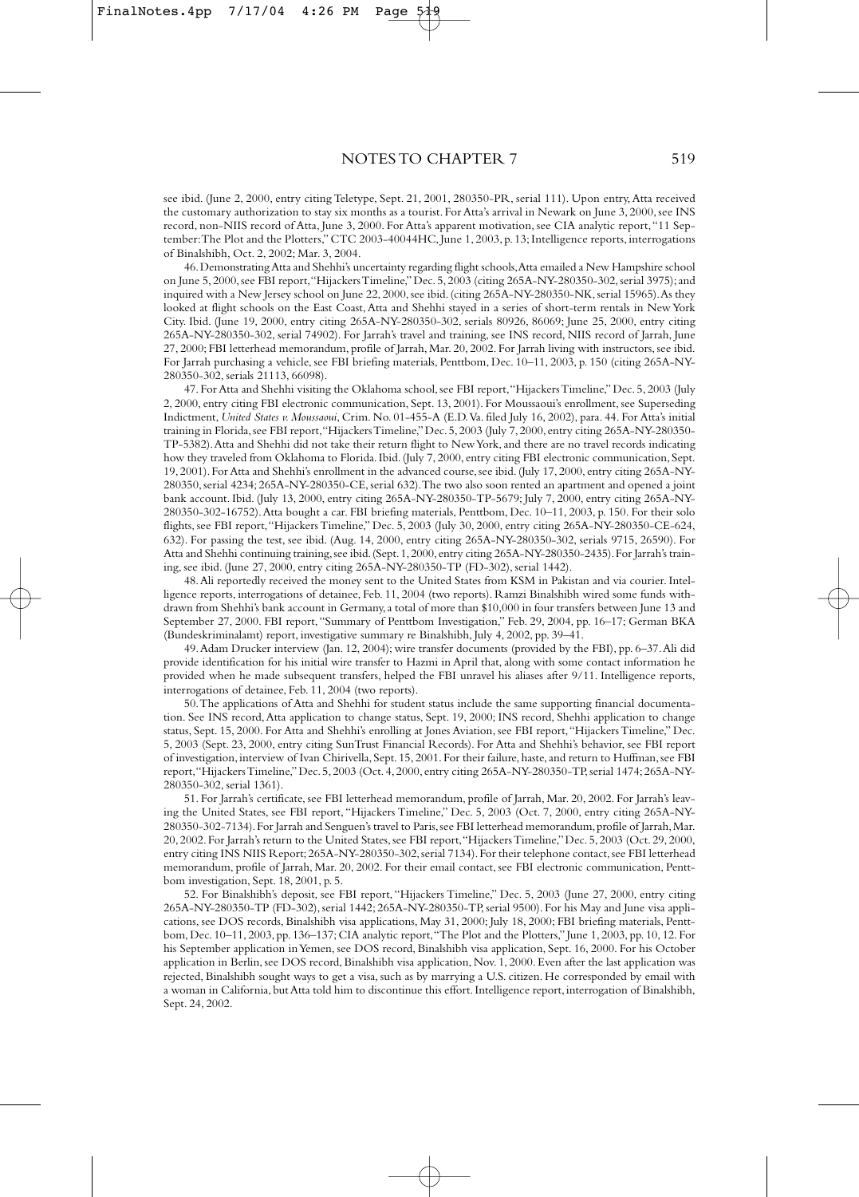see ibid. (June 2, 2000, entry citing Teletype, Sept. 21, 2001, 280350-PR, serial 111). Upon entry, Atta received the customary authorization to stay six months as a tourist. For Atta's arrival in Newark on June 3, 2000, see INS record, non-NIIS record of Atta, June 3, 2000. For Atta's apparent motivation, see CIA analytic report, "11 September: The Plot and the Plotters," CTC 2003-40044HC, June 1, 2003, p. 13; Intelligence reports, interrogations of Binalshibh, Oct. 2, 2002; Mar. 3, 2004.

46. Demonstrating Atta and Shehhi's uncertainty regarding flight schools, Atta emailed a New Hampshire school on June 5, 2000, see FBI report, "Hijackers Timeline," Dec. 5, 2003 (citing 265A-NY-280350-302, serial 3975); and inquired with a New Jersey school on June 22, 2000, see ibid. (citing 265A-NY-280350-NK, serial 15965). As they looked at flight schools on the East Coast, Atta and Shehhi stayed in a series of short-term rentals in New York City. Ibid. (June 19, 2000, entry citing 265A-NY-280350-302, serials 80926, 86069; June 25, 2000, entry citing 265A-NY-280350-302, serial 74902). For Jarrah's travel and training, see INS record, NIIS record of Jarrah, June 27, 2000; FBI letterhead memorandum, profile of Jarrah, Mar. 20, 2002. For Jarrah living with instructors, see ibid. For Jarrah purchasing a vehicle, see FBI briefing materials, Penttbom, Dec. 10–11, 2003, p. 150 (citing 265A-NY-280350-302, serials 21113, 66098).

47. For Atta and Shehhi visiting the Oklahoma school, see FBI report, "Hijackers Timeline," Dec. 5, 2003 (July 2, 2000, entry citing FBI electronic communication, Sept. 13, 2001). For Moussaoui's enrollment, see Superseding Indictment, *United States v. Moussaoui*, Crim. No. 01-455-A (E.D. Va. filed July 16, 2002), para. 44. For Atta's initial training in Florida, see FBI report, "Hijackers Timeline," Dec. 5, 2003 (July 7, 2000, entry citing 265A-NY-280350-TP-5382). Atta and Shehhi did not take their return flight to New York, and there are no travel records indicating how they traveled from Oklahoma to Florida. Ibid. (July 7, 2000, entry citing FBI electronic communication, Sept. 19, 2001). For Atta and Shehhi's enrollment in the advanced course, see ibid. (July 17, 2000, entry citing 265A-NY-280350, serial 4234; 265A-NY-280350-CE, serial 632). The two also soon rented an apartment and opened a joint bank account. Ibid. (July 13, 2000, entry citing 265A-NY-280350-TP-5679; July 7, 2000, entry citing 265A-NY-280350-302-16752). Atta bought a car. FBI briefing materials, Penttbom, Dec. 10–11, 2003, p. 150. For their solo flights, see FBI report, "Hijackers Timeline," Dec. 5, 2003 (July 30, 2000, entry citing 265A-NY-280350-CE-624, 632). For passing the test, see ibid. (Aug. 14, 2000, entry citing 265A-NY-280350-302, serials 9715, 26590). For Atta and Shehhi continuing training, see ibid. (Sept. 1, 2000, entry citing 265A-NY-280350-2435). For Jarrah's training, see ibid. (June 27, 2000, entry citing 265A-NY-280350-TP (FD-302), serial 1442).

48. Ali reportedly received the money sent to the United States from KSM in Pakistan and via courier. Intelligence reports, interrogations of detainee, Feb. 11, 2004 (two reports). Ramzi Binalshibh wired some funds withdrawn from Shehhi's bank account in Germany, a total of more than $10,000 in four transfers between June 13 and September 27, 2000. FBI report, "Summary of Penttbom Investigation," Feb. 29, 2004, pp. 16–17; German BKA (Bundeskriminalamt) report, investigative summary re Binalshibh, July 4, 2002, pp. 39–41.

49. Adam Drucker interview (Jan. 12, 2004); wire transfer documents (provided by the FBI), pp. 6–37. Ali did provide identification for his initial wire transfer to Hazmi in April that, along with some contact information he provided when he made subsequent transfers, helped the FBI unravel his aliases after 9/11. Intelligence reports, interrogations of detainee, Feb. 11, 2004 (two reports).

50. The applications of Atta and Shehhi for student status include the same supporting financial documentation. See INS record, Atta application to change status, Sept. 19, 2000; INS record, Shehhi application to change status, Sept. 15, 2000. For Atta and Shehhi's enrolling at Jones Aviation, see FBI report, "Hijackers Timeline," Dec. 5, 2003 (Sept. 23, 2000, entry citing SunTrust Financial Records). For Atta and Shehhi's behavior, see FBI report of investigation, interview of Ivan Chirivella, Sept. 15, 2001. For their failure, haste, and return to Huffman, see FBI report, "Hijackers Timeline," Dec. 5, 2003 (Oct. 4, 2000, entry citing 265A-NY-280350-TP, serial 1474; 265A-NY-280350-302, serial 1361).

51. For Jarrah's certificate, see FBI letterhead memorandum, profile of Jarrah, Mar. 20, 2002. For Jarrah's leaving the United States, see FBI report, "Hijackers Timeline," Dec. 5, 2003 (Oct. 7, 2000, entry citing 265A-NY-280350-302-7134). For Jarrah and Senguen's travel to Paris, see FBI letterhead memorandum, profile of Jarrah, Mar. 20, 2002. For Jarrah's return to the United States, see FBI report, "Hijackers Timeline," Dec. 5, 2003 (Oct. 29, 2000, entry citing INS NIIS Report; 265A-NY-280350-302, serial 7134). For their telephone contact, see FBI letterhead memorandum, profile of Jarrah, Mar. 20, 2002. For their email contact, see FBI electronic communication, Penttbom investigation, Sept. 18, 2001, p. 5.

52. For Binalshibh's deposit, see FBI report, "Hijackers Timeline," Dec. 5, 2003 (June 27, 2000, entry citing 265A-NY-280350-TP (FD-302), serial 1442; 265A-NY-280350-TP, serial 9500). For his May and June visa applications, see DOS records, Binalshibh visa applications, May 31, 2000; July 18, 2000; FBI briefing materials, Penttbom, Dec. 10–11, 2003, pp. 136–137; CIA analytic report, "The Plot and the Plotters," June 1, 2003, pp. 10, 12. For his September application in Yemen, see DOS record, Binalshibh visa application, Sept. 16, 2000. For his October application in Berlin, see DOS record, Binalshibh visa application, Nov. 1, 2000. Even after the last application was rejected, Binalshibh sought ways to get a visa, such as by marrying a U.S. citizen. He corresponded by email with a woman in California, but Atta told him to discontinue this effort. Intelligence report, interrogation of Binalshibh, Sept. 24, 2002.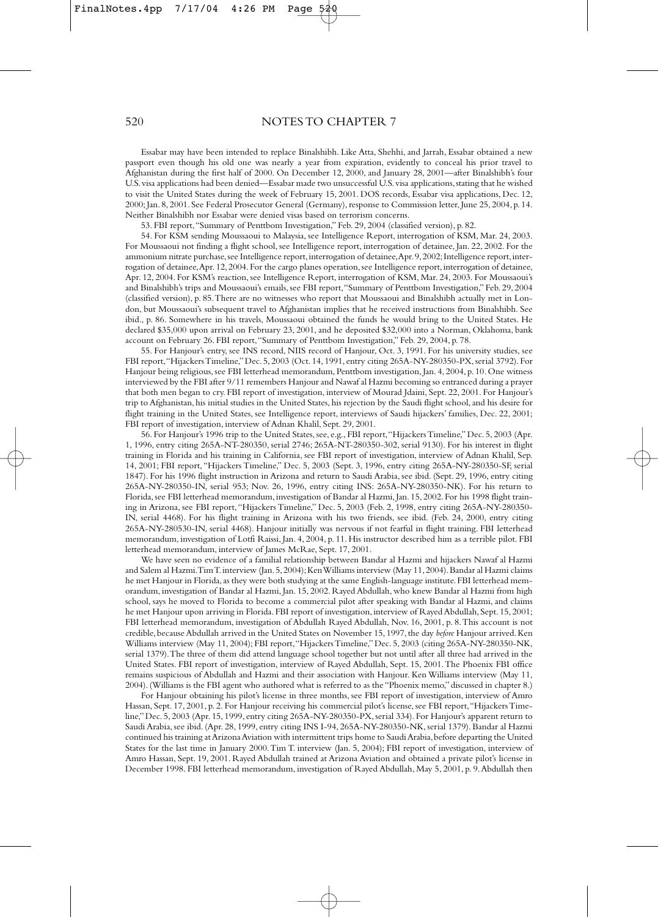Essabar may have been intended to replace Binalshibh. Like Atta, Shehhi, and Jarrah, Essabar obtained a new passport even though his old one was nearly a year from expiration, evidently to conceal his prior travel to Afghanistan during the first half of 2000. On December 12, 2000, and January 28, 2001—after Binalshibh's four U.S. visa applications had been denied—Essabar made two unsuccessful U.S. visa applications, stating that he wished to visit the United States during the week of February 15, 2001. DOS records, Essabar visa applications, Dec. 12, 2000; Jan. 8, 2001. See Federal Prosecutor General (Germany), response to Commission letter, June 25, 2004, p. 14. Neither Binalshibh nor Essabar were denied visas based on terrorism concerns.

53. FBI report, "Summary of Penttbom Investigation," Feb. 29, 2004 (classified version), p. 82.

54. For KSM sending Moussaoui to Malaysia, see Intelligence Report, interrogation of KSM, Mar. 24, 2003. For Moussaoui not finding a flight school, see Intelligence report, interrogation of detainee, Jan. 22, 2002. For the ammonium nitrate purchase, see Intelligence report, interrogation of detainee, Apr. 9, 2002; Intelligence report, interrogation of detainee, Apr. 12, 2004. For the cargo planes operation, see Intelligence report, interrogation of detainee, Apr. 12, 2004. For KSM's reaction, see Intelligence Report, interrogation of KSM, Mar. 24, 2003. For Moussaoui's and Binalshibh's trips and Moussaoui's emails, see FBI report, "Summary of Penttbom Investigation," Feb. 29, 2004 (classified version), p. 85. There are no witnesses who report that Moussaoui and Binalshibh actually met in London, but Moussaoui's subsequent travel to Afghanistan implies that he received instructions from Binalshibh. See ibid., p. 86. Somewhere in his travels, Moussaoui obtained the funds he would bring to the United States. He declared $35,000 upon arrival on February 23, 2001, and he deposited $32,000 into a Norman, Oklahoma, bank account on February 26. FBI report, "Summary of Penttbom Investigation," Feb. 29, 2004, p. 78.

55. For Hanjour's entry, see INS record, NIIS record of Hanjour, Oct. 3, 1991. For his university studies, see FBI report, "Hijackers Timeline," Dec. 5, 2003 (Oct. 14, 1991, entry citing 265A-NY-280350-PX, serial 3792). For Hanjour being religious, see FBI letterhead memorandum, Penttbom investigation, Jan. 4, 2004, p. 10. One witness interviewed by the FBI after 9/11 remembers Hanjour and Nawaf al Hazmi becoming so entranced during a prayer that both men began to cry. FBI report of investigation, interview of Mourad Jdaini, Sept. 22, 2001. For Hanjour's trip to Afghanistan, his initial studies in the United States, his rejection by the Saudi flight school, and his desire for flight training in the United States, see Intelligence report, interviews of Saudi hijackers' families, Dec. 22, 2001; FBI report of investigation, interview of Adnan Khalil, Sept. 29, 2001.

56. For Hanjour's 1996 trip to the United States, see, e.g., FBI report, "Hijackers Timeline," Dec. 5, 2003 (Apr. 1, 1996, entry citing 265A-NT-280350, serial 2746; 265A-NT-280350-302, serial 9130). For his interest in flight training in Florida and his training in California, see FBI report of investigation, interview of Adnan Khalil, Sep. 14, 2001; FBI report, "Hijackers Timeline," Dec. 5, 2003 (Sept. 3, 1996, entry citing 265A-NY-280350-SF, serial 1847). For his 1996 flight instruction in Arizona and return to Saudi Arabia, see ibid. (Sept. 29, 1996, entry citing 265A-NY-280350-IN, serial 953; Nov. 26, 1996, entry citing INS: 265A-NY-280350-NK). For his return to Florida, see FBI letterhead memorandum, investigation of Bandar al Hazmi, Jan. 15, 2002. For his 1998 flight training in Arizona, see FBI report, "Hijackers Timeline," Dec. 5, 2003 (Feb. 2, 1998, entry citing 265A-NY-280350-IN, serial 4468). For his flight training in Arizona with his two friends, see ibid. (Feb. 24, 2000, entry citing 265A-NY-280530-IN, serial 4468). Hanjour initially was nervous if not fearful in flight training. FBI letterhead memorandum, investigation of Lotfi Raissi, Jan. 4, 2004, p. 11. His instructor described him as a terrible pilot. FBI letterhead memorandum, interview of James McRae, Sept. 17, 2001.

We have seen no evidence of a familial relationship between Bandar al Hazmi and hijackers Nawaf al Hazmi and Salem al Hazmi. Tim T. interview (Jan. 5, 2004); Ken Williams interview (May 11, 2004). Bandar al Hazmi claims he met Hanjour in Florida, as they were both studying at the same English-language institute. FBI letterhead memorandum, investigation of Bandar al Hazmi, Jan. 15, 2002. Rayed Abdullah, who knew Bandar al Hazmi from high school, says he moved to Florida to become a commercial pilot after speaking with Bandar al Hazmi, and claims he met Hanjour upon arriving in Florida. FBI report of investigation, interview of Rayed Abdullah, Sept. 15, 2001; FBI letterhead memorandum, investigation of Abdullah Rayed Abdullah, Nov. 16, 2001, p. 8. This account is not credible, because Abdullah arrived in the United States on November 15, 1997, the day *before* Hanjour arrived. Ken Williams interview (May 11, 2004); FBI report, "Hijackers Timeline," Dec. 5, 2003 (citing 265A-NY-280350-NK, serial 1379). The three of them did attend language school together but not until after all three had arrived in the United States. FBI report of investigation, interview of Rayed Abdullah, Sept. 15, 2001. The Phoenix FBI office remains suspicious of Abdullah and Hazmi and their association with Hanjour. Ken Williams interview (May 11, 2004). (Williams is the FBI agent who authored what is referred to as the "Phoenix memo," discussed in chapter 8.)

For Hanjour obtaining his pilot's license in three months, see FBI report of investigation, interview of Amro Hassan, Sept. 17, 2001, p. 2. For Hanjour receiving his commercial pilot's license, see FBI report, "Hijackers Timeline," Dec. 5, 2003 (Apr. 15, 1999, entry citing 265A-NY-280350-PX, serial 334). For Hanjour's apparent return to Saudi Arabia, see ibid. (Apr. 28, 1999, entry citing INS I-94, 265A-NY-280350-NK, serial 1379). Bandar al Hazmi continued his training at Arizona Aviation with intermittent trips home to Saudi Arabia, before departing the United States for the last time in January 2000. Tim T. interview (Jan. 5, 2004); FBI report of investigation, interview of Amro Hassan, Sept. 19, 2001. Rayed Abdullah trained at Arizona Aviation and obtained a private pilot's license in December 1998. FBI letterhead memorandum, investigation of Rayed Abdullah, May 5, 2001, p. 9. Abdullah then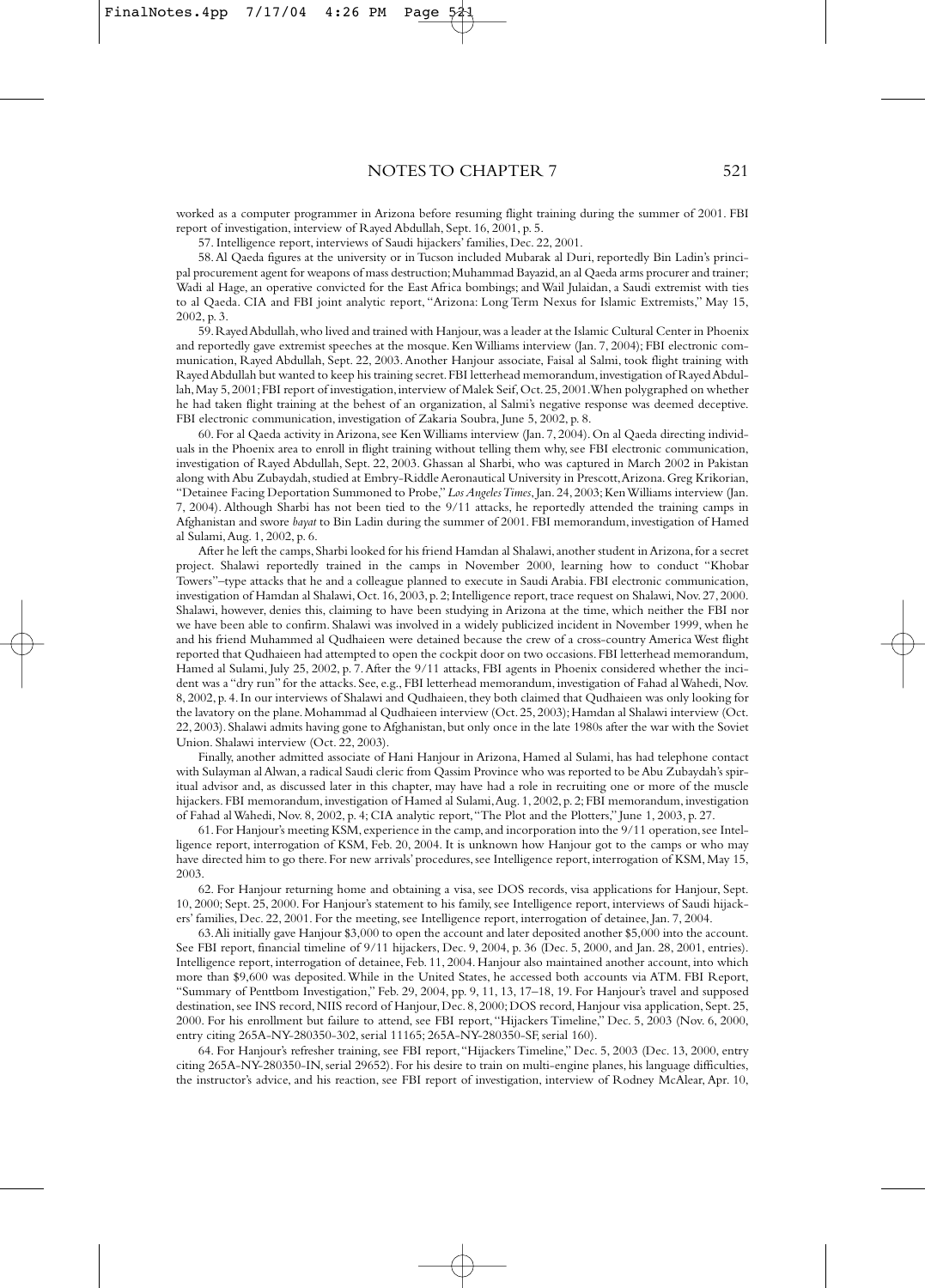worked as a computer programmer in Arizona before resuming flight training during the summer of 2001. FBI report of investigation, interview of Rayed Abdullah, Sept. 16, 2001, p. 5.

57. Intelligence report, interviews of Saudi hijackers' families, Dec. 22, 2001.

58. Al Qaeda figures at the university or in Tucson included Mubarak al Duri, reportedly Bin Ladin's principal procurement agent for weapons of mass destruction; Muhammad Bayazid, an al Qaeda arms procurer and trainer; Wadi al Hage, an operative convicted for the East Africa bombings; and Wail Julaidan, a Saudi extremist with ties to al Qaeda. CIA and FBI joint analytic report, "Arizona: Long Term Nexus for Islamic Extremists," May 15, 2002, p. 3.

59. Rayed Abdullah, who lived and trained with Hanjour, was a leader at the Islamic Cultural Center in Phoenix and reportedly gave extremist speeches at the mosque. Ken Williams interview (Jan. 7, 2004); FBI electronic communication, Rayed Abdullah, Sept. 22, 2003. Another Hanjour associate, Faisal al Salmi, took flight training with Rayed Abdullah but wanted to keep his training secret. FBI letterhead memorandum, investigation of Rayed Abdullah, May 5, 2001; FBI report of investigation, interview of Malek Seif, Oct. 25, 2001. When polygraphed on whether he had taken flight training at the behest of an organization, al Salmi's negative response was deemed deceptive. FBI electronic communication, investigation of Zakaria Soubra, June 5, 2002, p. 8.

60. For al Qaeda activity in Arizona, see Ken Williams interview (Jan. 7, 2004). On al Qaeda directing individuals in the Phoenix area to enroll in flight training without telling them why, see FBI electronic communication, investigation of Rayed Abdullah, Sept. 22, 2003. Ghassan al Sharbi, who was captured in March 2002 in Pakistan along with Abu Zubaydah, studied at Embry-Riddle Aeronautical University in Prescott, Arizona. Greg Krikorian, "Detainee Facing Deportation Summoned to Probe," *Los Angeles Times*, Jan. 24, 2003; Ken Williams interview (Jan. 7, 2004). Although Sharbi has not been tied to the 9/11 attacks, he reportedly attended the training camps in Afghanistan and swore *bayat* to Bin Ladin during the summer of 2001. FBI memorandum, investigation of Hamed al Sulami, Aug. 1, 2002, p. 6.

After he left the camps, Sharbi looked for his friend Hamdan al Shalawi, another student in Arizona, for a secret project. Shalawi reportedly trained in the camps in November 2000, learning how to conduct "Khobar Towers"–type attacks that he and a colleague planned to execute in Saudi Arabia. FBI electronic communication, investigation of Hamdan al Shalawi, Oct. 16, 2003, p. 2; Intelligence report, trace request on Shalawi, Nov. 27, 2000. Shalawi, however, denies this, claiming to have been studying in Arizona at the time, which neither the FBI nor we have been able to confirm. Shalawi was involved in a widely publicized incident in November 1999, when he and his friend Muhammed al Qudhaieen were detained because the crew of a cross-country America West flight reported that Qudhaieen had attempted to open the cockpit door on two occasions. FBI letterhead memorandum, Hamed al Sulami, July 25, 2002, p. 7. After the 9/11 attacks, FBI agents in Phoenix considered whether the incident was a "dry run" for the attacks. See, e.g., FBI letterhead memorandum, investigation of Fahad al Wahedi, Nov. 8, 2002, p. 4. In our interviews of Shalawi and Qudhaieen, they both claimed that Qudhaieen was only looking for the lavatory on the plane. Mohammad al Qudhaieen interview (Oct. 25, 2003); Hamdan al Shalawi interview (Oct. 22, 2003). Shalawi admits having gone to Afghanistan, but only once in the late 1980s after the war with the Soviet Union. Shalawi interview (Oct. 22, 2003).

Finally, another admitted associate of Hani Hanjour in Arizona, Hamed al Sulami, has had telephone contact with Sulayman al Alwan, a radical Saudi cleric from Qassim Province who was reported to be Abu Zubaydah's spiritual advisor and, as discussed later in this chapter, may have had a role in recruiting one or more of the muscle hijackers. FBI memorandum, investigation of Hamed al Sulami, Aug. 1, 2002, p. 2; FBI memorandum, investigation of Fahad al Wahedi, Nov. 8, 2002, p. 4; CIA analytic report, "The Plot and the Plotters," June 1, 2003, p. 27.

61. For Hanjour's meeting KSM, experience in the camp, and incorporation into the 9/11 operation, see Intelligence report, interrogation of KSM, Feb. 20, 2004. It is unknown how Hanjour got to the camps or who may have directed him to go there. For new arrivals' procedures, see Intelligence report, interrogation of KSM, May 15, 2003.

62. For Hanjour returning home and obtaining a visa, see DOS records, visa applications for Hanjour, Sept. 10, 2000; Sept. 25, 2000. For Hanjour's statement to his family, see Intelligence report, interviews of Saudi hijackers' families, Dec. 22, 2001. For the meeting, see Intelligence report, interrogation of detainee, Jan. 7, 2004.

63. Ali initially gave Hanjour $3,000 to open the account and later deposited another $5,000 into the account. See FBI report, financial timeline of 9/11 hijackers, Dec. 9, 2004, p. 36 (Dec. 5, 2000, and Jan. 28, 2001, entries). Intelligence report, interrogation of detainee, Feb. 11, 2004. Hanjour also maintained another account, into which more than $9,600 was deposited. While in the United States, he accessed both accounts via ATM. FBI Report, "Summary of Penttbom Investigation," Feb. 29, 2004, pp. 9, 11, 13, 17–18, 19. For Hanjour's travel and supposed destination, see INS record, NIIS record of Hanjour, Dec. 8, 2000; DOS record, Hanjour visa application, Sept. 25, 2000. For his enrollment but failure to attend, see FBI report, "Hijackers Timeline," Dec. 5, 2003 (Nov. 6, 2000, entry citing 265A-NY-280350-302, serial 11165; 265A-NY-280350-SF, serial 160).

64. For Hanjour's refresher training, see FBI report, "Hijackers Timeline," Dec. 5, 2003 (Dec. 13, 2000, entry citing 265A-NY-280350-IN, serial 29652). For his desire to train on multi-engine planes, his language difficulties, the instructor's advice, and his reaction, see FBI report of investigation, interview of Rodney McAlear, Apr. 10,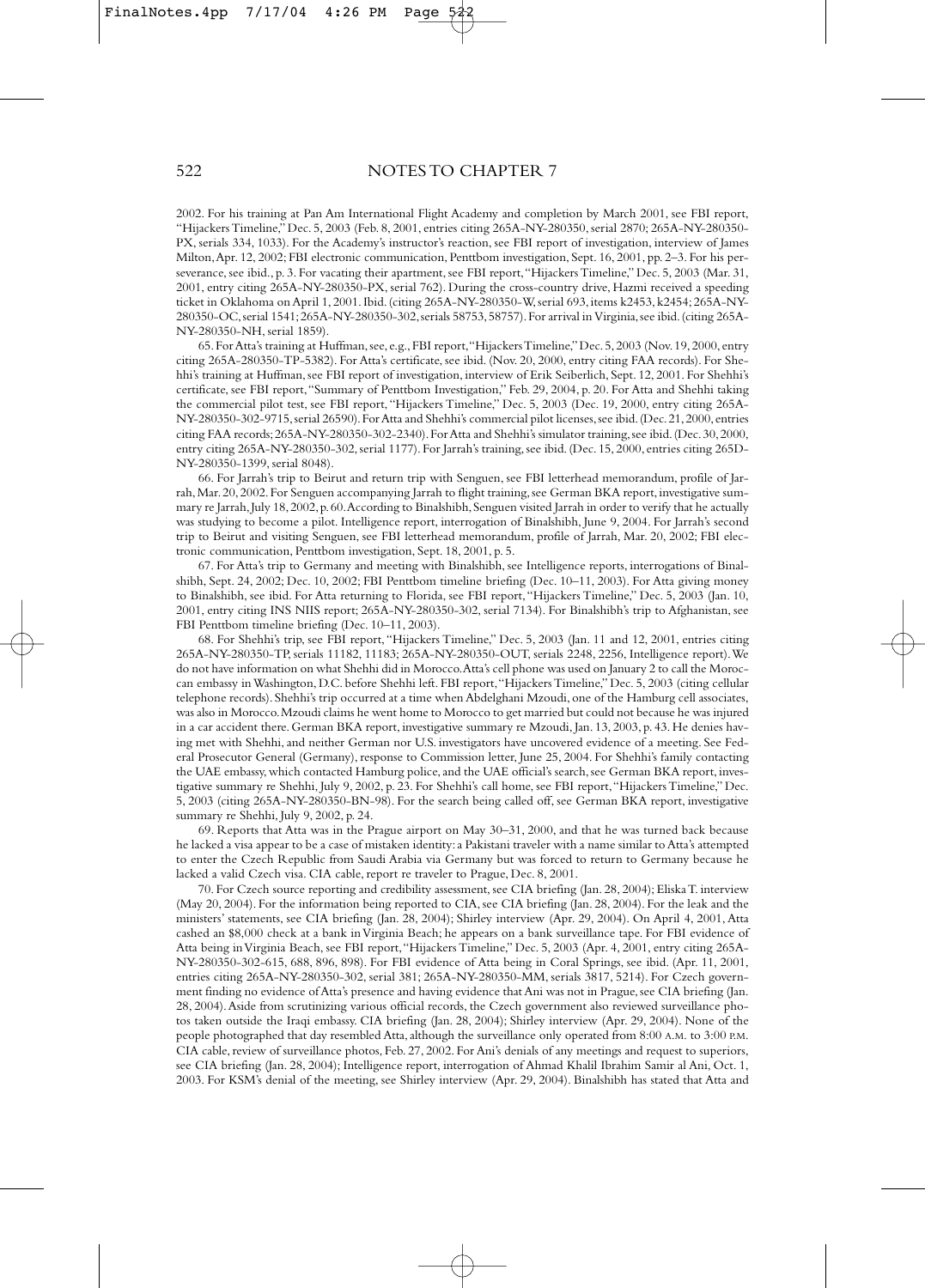2002. For his training at Pan Am International Flight Academy and completion by March 2001, see FBI report, "Hijackers Timeline," Dec. 5, 2003 (Feb. 8, 2001, entries citing 265A-NY-280350, serial 2870; 265A-NY-280350-PX, serials 334, 1033). For the Academy's instructor's reaction, see FBI report of investigation, interview of James Milton, Apr. 12, 2002; FBI electronic communication, Penttbom investigation, Sept. 16, 2001, pp. 2–3. For his perseverance, see ibid., p. 3. For vacating their apartment, see FBI report, "Hijackers Timeline," Dec. 5, 2003 (Mar. 31, 2001, entry citing 265A-NY-280350-PX, serial 762). During the cross-country drive, Hazmi received a speeding ticket in Oklahoma on April 1, 2001. Ibid. (citing 265A-NY-280350-W, serial 693, items k2453, k2454; 265A-NY-280350-OC, serial 1541; 265A-NY-280350-302, serials 58753, 58757). For arrival in Virginia, see ibid. (citing 265A-NY-280350-NH, serial 1859).

65. For Atta's training at Huffman, see, e.g., FBI report, "Hijackers Timeline," Dec. 5, 2003 (Nov. 19, 2000, entry citing 265A-280350-TP-5382). For Atta's certificate, see ibid. (Nov. 20, 2000, entry citing FAA records). For Shehhi's training at Huffman, see FBI report of investigation, interview of Erik Seiberlich, Sept. 12, 2001. For Shehhi's certificate, see FBI report, "Summary of Penttbom Investigation," Feb. 29, 2004, p. 20. For Atta and Shehhi taking the commercial pilot test, see FBI report, "Hijackers Timeline," Dec. 5, 2003 (Dec. 19, 2000, entry citing 265A-NY-280350-302-9715, serial 26590). For Atta and Shehhi's commercial pilot licenses, see ibid. (Dec. 21, 2000, entries citing FAA records; 265A-NY-280350-302-2340). For Atta and Shehhi's simulator training, see ibid. (Dec. 30, 2000, entry citing 265A-NY-280350-302, serial 1177). For Jarrah's training, see ibid. (Dec. 15, 2000, entries citing 265D-NY-280350-1399, serial 8048).

66. For Jarrah's trip to Beirut and return trip with Senguen, see FBI letterhead memorandum, profile of Jarrah, Mar. 20, 2002. For Senguen accompanying Jarrah to flight training, see German BKA report, investigative summary re Jarrah, July 18, 2002, p. 60. According to Binalshibh, Senguen visited Jarrah in order to verify that he actually was studying to become a pilot. Intelligence report, interrogation of Binalshibh, June 9, 2004. For Jarrah's second trip to Beirut and visiting Senguen, see FBI letterhead memorandum, profile of Jarrah, Mar. 20, 2002; FBI electronic communication, Penttbom investigation, Sept. 18, 2001, p. 5.

67. For Atta's trip to Germany and meeting with Binalshibh, see Intelligence reports, interrogations of Binalshibh, Sept. 24, 2002; Dec. 10, 2002; FBI Penttbom timeline briefing (Dec. 10–11, 2003). For Atta giving money to Binalshibh, see ibid. For Atta returning to Florida, see FBI report, "Hijackers Timeline," Dec. 5, 2003 (Jan. 10, 2001, entry citing INS NIIS report; 265A-NY-280350-302, serial 7134). For Binalshibh's trip to Afghanistan, see FBI Penttbom timeline briefing (Dec. 10–11, 2003).

68. For Shehhi's trip, see FBI report, "Hijackers Timeline," Dec. 5, 2003 (Jan. 11 and 12, 2001, entries citing 265A-NY-280350-TP, serials 11182, 11183; 265A-NY-280350-OUT, serials 2248, 2256, Intelligence report). We do not have information on what Shehhi did in Morocco. Atta's cell phone was used on January 2 to call the Moroccan embassy in Washington, D.C. before Shehhi left. FBI report, "Hijackers Timeline," Dec. 5, 2003 (citing cellular telephone records). Shehhi's trip occurred at a time when Abdelghani Mzoudi, one of the Hamburg cell associates, was also in Morocco. Mzoudi claims he went home to Morocco to get married but could not because he was injured in a car accident there. German BKA report, investigative summary re Mzoudi, Jan. 13, 2003, p. 43. He denies having met with Shehhi, and neither German nor U.S. investigators have uncovered evidence of a meeting. See Federal Prosecutor General (Germany), response to Commission letter, June 25, 2004. For Shehhi's family contacting the UAE embassy, which contacted Hamburg police, and the UAE official's search, see German BKA report, investigative summary re Shehhi, July 9, 2002, p. 23. For Shehhi's call home, see FBI report, "Hijackers Timeline," Dec. 5, 2003 (citing 265A-NY-280350-BN-98). For the search being called off, see German BKA report, investigative summary re Shehhi, July 9, 2002, p. 24.

69. Reports that Atta was in the Prague airport on May 30–31, 2000, and that he was turned back because he lacked a visa appear to be a case of mistaken identity: a Pakistani traveler with a name similar to Atta's attempted to enter the Czech Republic from Saudi Arabia via Germany but was forced to return to Germany because he lacked a valid Czech visa. CIA cable, report re traveler to Prague, Dec. 8, 2001.

70. For Czech source reporting and credibility assessment, see CIA briefing (Jan. 28, 2004); Eliska T. interview (May 20, 2004). For the information being reported to CIA, see CIA briefing (Jan. 28, 2004). For the leak and the ministers' statements, see CIA briefing (Jan. 28, 2004); Shirley interview (Apr. 29, 2004). On April 4, 2001, Atta cashed an $8,000 check at a bank in Virginia Beach; he appears on a bank surveillance tape. For FBI evidence of Atta being in Virginia Beach, see FBI report, "Hijackers Timeline," Dec. 5, 2003 (Apr. 4, 2001, entry citing 265A-NY-280350-302-615, 688, 896, 898). For FBI evidence of Atta being in Coral Springs, see ibid. (Apr. 11, 2001, entries citing 265A-NY-280350-302, serial 381; 265A-NY-280350-MM, serials 3817, 5214). For Czech government finding no evidence of Atta's presence and having evidence that Ani was not in Prague, see CIA briefing (Jan. 28, 2004). Aside from scrutinizing various official records, the Czech government also reviewed surveillance photos taken outside the Iraqi embassy. CIA briefing (Jan. 28, 2004); Shirley interview (Apr. 29, 2004). None of the people photographed that day resembled Atta, although the surveillance only operated from 8:00 A.M. to 3:00 P.M. CIA cable, review of surveillance photos, Feb. 27, 2002. For Ani's denials of any meetings and request to superiors, see CIA briefing (Jan. 28, 2004); Intelligence report, interrogation of Ahmad Khalil Ibrahim Samir al Ani, Oct. 1, 2003. For KSM's denial of the meeting, see Shirley interview (Apr. 29, 2004). Binalshibh has stated that Atta and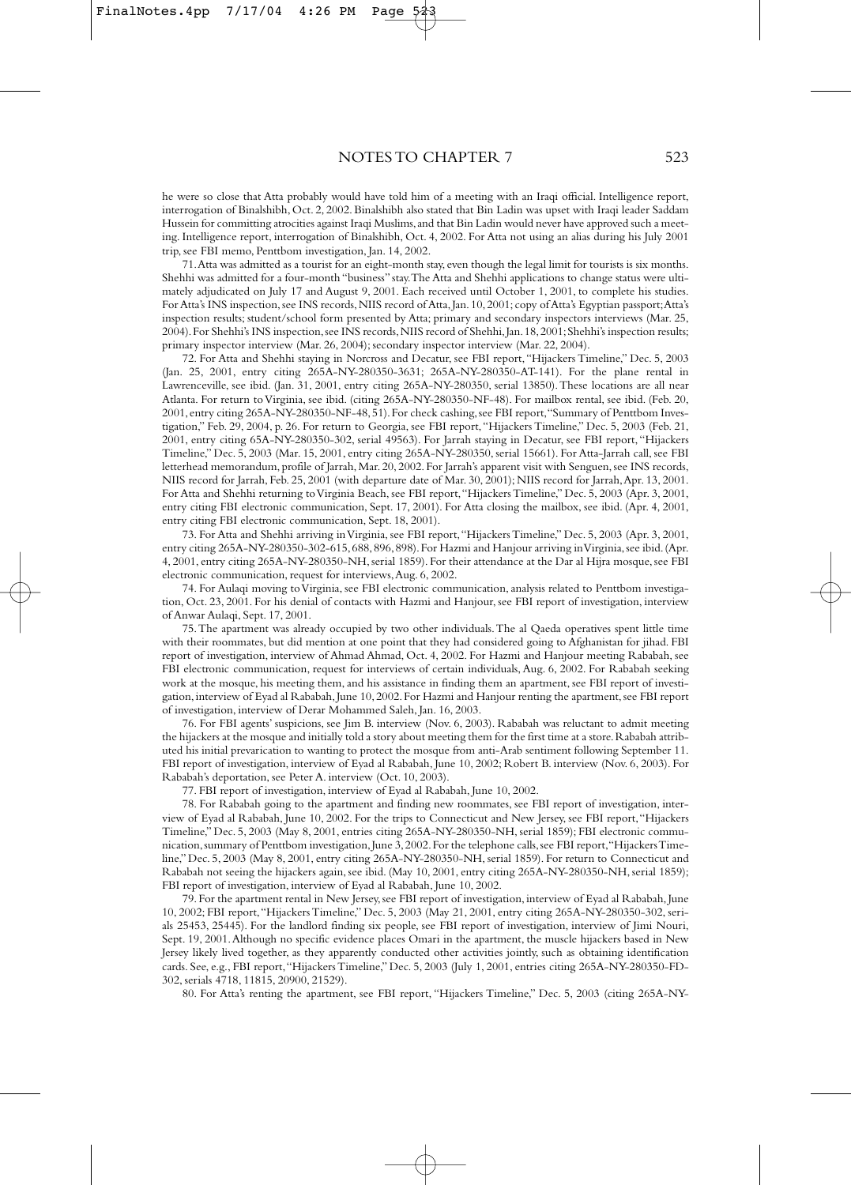he were so close that Atta probably would have told him of a meeting with an Iraqi official. Intelligence report, interrogation of Binalshibh, Oct. 2, 2002. Binalshibh also stated that Bin Ladin was upset with Iraqi leader Saddam Hussein for committing atrocities against Iraqi Muslims, and that Bin Ladin would never have approved such a meeting. Intelligence report, interrogation of Binalshibh, Oct. 4, 2002. For Atta not using an alias during his July 2001 trip, see FBI memo, Penttbom investigation, Jan. 14, 2002.

71. Atta was admitted as a tourist for an eight-month stay, even though the legal limit for tourists is six months. Shehhi was admitted for a four-month "business" stay. The Atta and Shehhi applications to change status were ultimately adjudicated on July 17 and August 9, 2001. Each received until October 1, 2001, to complete his studies. For Atta's INS inspection, see INS records, NIIS record of Atta, Jan. 10, 2001; copy of Atta's Egyptian passport; Atta's inspection results; student/school form presented by Atta; primary and secondary inspectors interviews (Mar. 25, 2004). For Shehhi's INS inspection, see INS records, NIIS record of Shehhi, Jan. 18, 2001; Shehhi's inspection results; primary inspector interview (Mar. 26, 2004); secondary inspector interview (Mar. 22, 2004).

72. For Atta and Shehhi staying in Norcross and Decatur, see FBI report, "Hijackers Timeline," Dec. 5, 2003 (Jan. 25, 2001, entry citing 265A-NY-280350-3631; 265A-NY-280350-AT-141). For the plane rental in Lawrenceville, see ibid. (Jan. 31, 2001, entry citing 265A-NY-280350, serial 13850). These locations are all near Atlanta. For return to Virginia, see ibid. (citing 265A-NY-280350-NF-48). For mailbox rental, see ibid. (Feb. 20, 2001, entry citing 265A-NY-280350-NF-48, 51). For check cashing, see FBI report, "Summary of Penttbom Investigation," Feb. 29, 2004, p. 26. For return to Georgia, see FBI report, "Hijackers Timeline," Dec. 5, 2003 (Feb. 21, 2001, entry citing 65A-NY-280350-302, serial 49563). For Jarrah staying in Decatur, see FBI report, "Hijackers Timeline," Dec. 5, 2003 (Mar. 15, 2001, entry citing 265A-NY-280350, serial 15661). For Atta-Jarrah call, see FBI letterhead memorandum, profile of Jarrah, Mar. 20, 2002. For Jarrah's apparent visit with Senguen, see INS records, NIIS record for Jarrah, Feb. 25, 2001 (with departure date of Mar. 30, 2001); NIIS record for Jarrah, Apr. 13, 2001. For Atta and Shehhi returning to Virginia Beach, see FBI report, "Hijackers Timeline," Dec. 5, 2003 (Apr. 3, 2001, entry citing FBI electronic communication, Sept. 17, 2001). For Atta closing the mailbox, see ibid. (Apr. 4, 2001, entry citing FBI electronic communication, Sept. 18, 2001).

73. For Atta and Shehhi arriving in Virginia, see FBI report, "Hijackers Timeline," Dec. 5, 2003 (Apr. 3, 2001, entry citing 265A-NY-280350-302-615, 688, 896, 898). For Hazmi and Hanjour arriving in Virginia, see ibid. (Apr. 4, 2001, entry citing 265A-NY-280350-NH, serial 1859). For their attendance at the Dar al Hijra mosque, see FBI electronic communication, request for interviews, Aug. 6, 2002.

74. For Aulaqi moving to Virginia, see FBI electronic communication, analysis related to Penttbom investigation, Oct. 23, 2001. For his denial of contacts with Hazmi and Hanjour, see FBI report of investigation, interview of Anwar Aulaqi, Sept. 17, 2001.

75. The apartment was already occupied by two other individuals. The al Qaeda operatives spent little time with their roommates, but did mention at one point that they had considered going to Afghanistan for jihad. FBI report of investigation, interview of Ahmad Ahmad, Oct. 4, 2002. For Hazmi and Hanjour meeting Rababah, see FBI electronic communication, request for interviews of certain individuals, Aug. 6, 2002. For Rababah seeking work at the mosque, his meeting them, and his assistance in finding them an apartment, see FBI report of investigation, interview of Eyad al Rababah, June 10, 2002. For Hazmi and Hanjour renting the apartment, see FBI report of investigation, interview of Derar Mohammed Saleh, Jan. 16, 2003.

76. For FBI agents' suspicions, see Jim B. interview (Nov. 6, 2003). Rababah was reluctant to admit meeting the hijackers at the mosque and initially told a story about meeting them for the first time at a store. Rababah attributed his initial prevarication to wanting to protect the mosque from anti-Arab sentiment following September 11. FBI report of investigation, interview of Eyad al Rababah, June 10, 2002; Robert B. interview (Nov. 6, 2003). For Rababah's deportation, see Peter A. interview (Oct. 10, 2003).

77. FBI report of investigation, interview of Eyad al Rababah, June 10, 2002.

78. For Rababah going to the apartment and finding new roommates, see FBI report of investigation, interview of Eyad al Rababah, June 10, 2002. For the trips to Connecticut and New Jersey, see FBI report, "Hijackers Timeline," Dec. 5, 2003 (May 8, 2001, entries citing 265A-NY-280350-NH, serial 1859); FBI electronic communication, summary of Penttbom investigation, June 3, 2002. For the telephone calls, see FBI report, "Hijackers Timeline," Dec. 5, 2003 (May 8, 2001, entry citing 265A-NY-280350-NH, serial 1859). For return to Connecticut and Rababah not seeing the hijackers again, see ibid. (May 10, 2001, entry citing 265A-NY-280350-NH, serial 1859); FBI report of investigation, interview of Eyad al Rababah, June 10, 2002.

79. For the apartment rental in New Jersey, see FBI report of investigation, interview of Eyad al Rababah, June 10, 2002; FBI report, "Hijackers Timeline," Dec. 5, 2003 (May 21, 2001, entry citing 265A-NY-280350-302, serials 25453, 25445). For the landlord finding six people, see FBI report of investigation, interview of Jimi Nouri, Sept. 19, 2001. Although no specific evidence places Omari in the apartment, the muscle hijackers based in New Jersey likely lived together, as they apparently conducted other activities jointly, such as obtaining identification cards. See, e.g., FBI report, "Hijackers Timeline," Dec. 5, 2003 (July 1, 2001, entries citing 265A-NY-280350-FD-302, serials 4718, 11815, 20900, 21529).

80. For Atta's renting the apartment, see FBI report, "Hijackers Timeline," Dec. 5, 2003 (citing 265A-NY-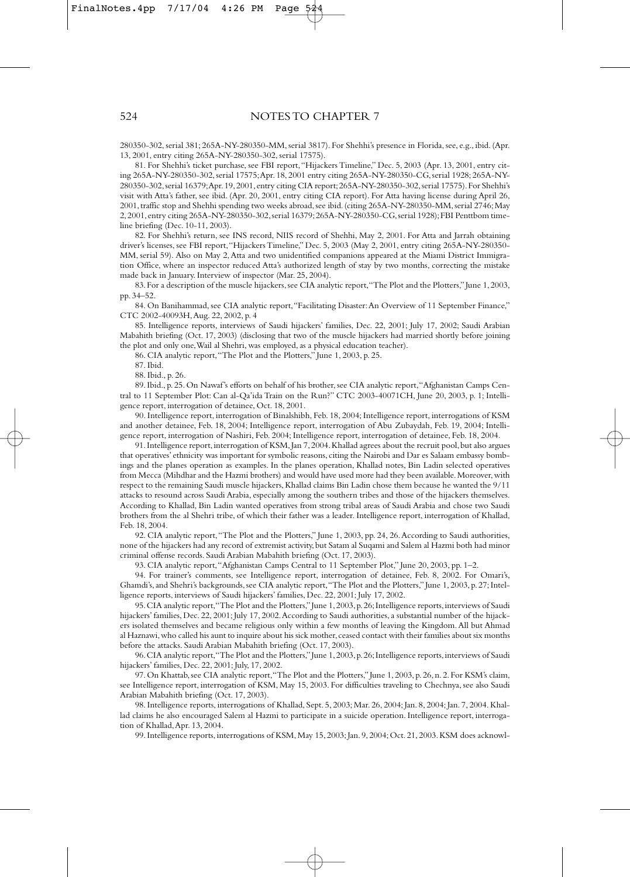280350-302, serial 381; 265A-NY-280350-MM, serial 3817). For Shehhi's presence in Florida, see, e.g., ibid. (Apr. 13, 2001, entry citing 265A-NY-280350-302, serial 17575).

81. For Shehhi's ticket purchase, see FBI report, "Hijackers Timeline," Dec. 5, 2003 (Apr. 13, 2001, entry citing 265A-NY-280350-302, serial 17575; Apr. 18, 2001 entry citing 265A-NY-280350-CG, serial 1928; 265A-NY-280350-302, serial 16379; Apr. 19, 2001, entry citing CIA report; 265A-NY-280350-302, serial 17575). For Shehhi's visit with Atta's father, see ibid. (Apr. 20, 2001, entry citing CIA report). For Atta having license during April 26, 2001, traffic stop and Shehhi spending two weeks abroad, see ibid. (citing 265A-NY-280350-MM, serial 2746; May 2, 2001, entry citing 265A-NY-280350-302, serial 16379; 265A-NY-280350-CG, serial 1928); FBI Penttbom timeline briefing (Dec. 10-11, 2003).

82. For Shehhi's return, see INS record, NIIS record of Shehhi, May 2, 2001. For Atta and Jarrah obtaining driver's licenses, see FBI report, "Hijackers Timeline," Dec. 5, 2003 (May 2, 2001, entry citing 265A-NY-280350-MM, serial 59). Also on May 2, Atta and two unidentified companions appeared at the Miami District Immigration Office, where an inspector reduced Atta's authorized length of stay by two months, correcting the mistake made back in January. Interview of inspector (Mar. 25, 2004).

83. For a description of the muscle hijackers, see CIA analytic report, "The Plot and the Plotters," June 1, 2003, pp. 34–52.

84. On Banihammad, see CIA analytic report, "Facilitating Disaster: An Overview of 11 September Finance," CTC 2002-40093H, Aug. 22, 2002, p. 4

85. Intelligence reports, interviews of Saudi hijackers' families, Dec. 22, 2001; July 17, 2002; Saudi Arabian Mabahith briefing (Oct. 17, 2003) (disclosing that two of the muscle hijackers had married shortly before joining the plot and only one, Wail al Shehri, was employed, as a physical education teacher).

86. CIA analytic report, "The Plot and the Plotters," June 1, 2003, p. 25.

87. Ibid.

88. Ibid., p. 26.

89. Ibid., p. 25. On Nawaf's efforts on behalf of his brother, see CIA analytic report, "Afghanistan Camps Central to 11 September Plot: Can al-Qa'ida Train on the Run?" CTC 2003-40071CH, June 20, 2003, p. 1; Intelligence report, interrogation of detainee, Oct. 18, 2001.

90. Intelligence report, interrogation of Binalshibh, Feb. 18, 2004; Intelligence report, interrogations of KSM and another detainee, Feb. 18, 2004; Intelligence report, interrogation of Abu Zubaydah, Feb. 19, 2004; Intelligence report, interrogation of Nashiri, Feb. 2004; Intelligence report, interrogation of detainee, Feb. 18, 2004.

91. Intelligence report, interrogation of KSM, Jan 7, 2004. Khallad agrees about the recruit pool, but also argues that operatives' ethnicity was important for symbolic reasons, citing the Nairobi and Dar es Salaam embassy bombings and the planes operation as examples. In the planes operation, Khallad notes, Bin Ladin selected operatives from Mecca (Mihdhar and the Hazmi brothers) and would have used more had they been available. Moreover, with respect to the remaining Saudi muscle hijackers, Khallad claims Bin Ladin chose them because he wanted the 9/11 attacks to resound across Saudi Arabia, especially among the southern tribes and those of the hijackers themselves. According to Khallad, Bin Ladin wanted operatives from strong tribal areas of Saudi Arabia and chose two Saudi brothers from the al Shehri tribe, of which their father was a leader. Intelligence report, interrogation of Khallad, Feb. 18, 2004.

92. CIA analytic report, "The Plot and the Plotters," June 1, 2003, pp. 24, 26. According to Saudi authorities, none of the hijackers had any record of extremist activity, but Satam al Suqami and Salem al Hazmi both had minor criminal offense records. Saudi Arabian Mabahith briefing (Oct. 17, 2003).

93. CIA analytic report, "Afghanistan Camps Central to 11 September Plot," June 20, 2003, pp. 1–2.

94. For trainer's comments, see Intelligence report, interrogation of detainee, Feb. 8, 2002. For Omari's, Ghamdi's, and Shehri's backgrounds, see CIA analytic report, "The Plot and the Plotters," June 1, 2003, p. 27; Intelligence reports, interviews of Saudi hijackers' families, Dec. 22, 2001; July 17, 2002.

95. CIA analytic report, "The Plot and the Plotters," June 1, 2003, p. 26; Intelligence reports, interviews of Saudi hijackers' families, Dec. 22, 2001; July 17, 2002. According to Saudi authorities, a substantial number of the hijackers isolated themselves and became religious only within a few months of leaving the Kingdom. All but Ahmad al Haznawi, who called his aunt to inquire about his sick mother, ceased contact with their families about six months before the attacks. Saudi Arabian Mabahith briefing (Oct. 17, 2003).

96. CIA analytic report, "The Plot and the Plotters," June 1, 2003, p. 26; Intelligence reports, interviews of Saudi hijackers' families, Dec. 22, 2001; July, 17, 2002.

97. On Khattab, see CIA analytic report, "The Plot and the Plotters," June 1, 2003, p. 26, n. 2. For KSM's claim, see Intelligence report, interrogation of KSM, May 15, 2003. For difficulties traveling to Chechnya, see also Saudi Arabian Mabahith briefing (Oct. 17, 2003).

98. Intelligence reports, interrogations of Khallad, Sept. 5, 2003; Mar. 26, 2004; Jan. 8, 2004; Jan. 7, 2004. Khallad claims he also encouraged Salem al Hazmi to participate in a suicide operation. Intelligence report, interrogation of Khallad, Apr. 13, 2004.

99. Intelligence reports, interrogations of KSM, May 15, 2003; Jan. 9, 2004; Oct. 21, 2003. KSM does acknowl-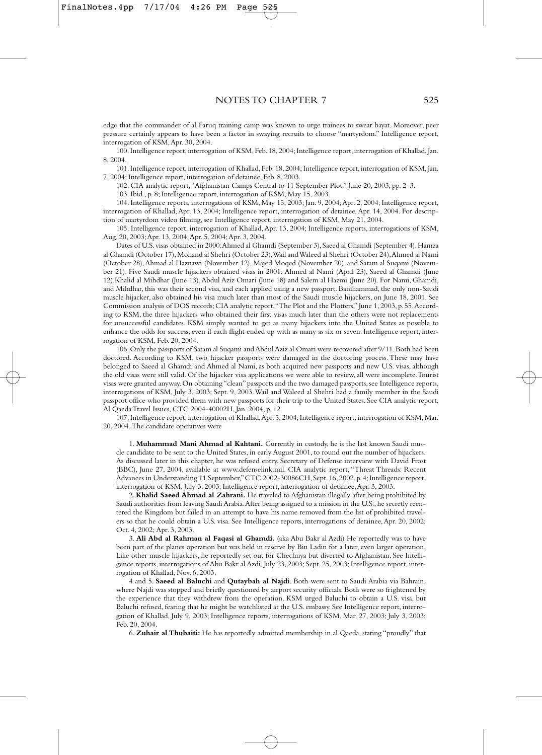edge that the commander of al Faruq training camp was known to urge trainees to swear bayat. Moreover, peer pressure certainly appears to have been a factor in swaying recruits to choose "martyrdom." Intelligence report, interrogation of KSM, Apr. 30, 2004.

100. Intelligence report, interrogation of KSM, Feb. 18, 2004; Intelligence report, interrogation of Khallad, Jan. 8, 2004.

101. Intelligence report, interrogation of Khallad, Feb. 18, 2004; Intelligence report, interrogation of KSM, Jan. 7, 2004; Intelligence report, interrogation of detainee, Feb. 8, 2003.

102. CIA analytic report, "Afghanistan Camps Central to 11 September Plot," June 20, 2003, pp. 2–3.

103. Ibid., p. 8; Intelligence report, interrogation of KSM, May 15, 2003.

104. Intelligence reports, interrogations of KSM, May 15, 2003; Jan. 9, 2004; Apr. 2, 2004; Intelligence report, interrogation of Khallad, Apr. 13, 2004; Intelligence report, interrogation of detainee, Apr. 14, 2004. For description of martyrdom video filming, see Intelligence report, interrogation of KSM, May 21, 2004.

105. Intelligence report, interrogation of Khallad, Apr. 13, 2004; Intelligence reports, interrogations of KSM, Aug. 20, 2003; Apr. 13, 2004; Apr. 5, 2004; Apr. 3, 2004.

Dates of U.S. visas obtained in 2000: Ahmed al Ghamdi (September 3), Saeed al Ghamdi (September 4), Hamza al Ghamdi (October 17), Mohand al Shehri (October 23), Wail and Waleed al Shehri (October 24), Ahmed al Nami (October 28), Ahmad al Haznawi (November 12), Majed Moqed (November 20), and Satam al Suqami (November 21). Five Saudi muscle hijackers obtained visas in 2001: Ahmed al Nami (April 23), Saeed al Ghamdi (June 12), Khalid al Mihdhar (June 13), Abdul Aziz Omari (June 18) and Salem al Hazmi (June 20). For Nami, Ghamdi, and Mihdhar, this was their second visa, and each applied using a new passport. Banihammad, the only non-Saudi muscle hijacker, also obtained his visa much later than most of the Saudi muscle hijackers, on June 18, 2001. See Commission analysis of DOS records; CIA analytic report, "The Plot and the Plotters," June 1, 2003, p. 55. According to KSM, the three hijackers who obtained their first visas much later than the others were not replacements for unsuccessful candidates. KSM simply wanted to get as many hijackers into the United States as possible to enhance the odds for success, even if each flight ended up with as many as six or seven. Intelligence report, interrogation of KSM, Feb. 20, 2004.

106. Only the passports of Satam al Suqami and Abdul Aziz al Omari were recovered after 9/11. Both had been doctored. According to KSM, two hijacker passports were damaged in the doctoring process. These may have belonged to Saeed al Ghamdi and Ahmed al Nami, as both acquired new passports and new U.S. visas, although the old visas were still valid. Of the hijacker visa applications we were able to review, all were incomplete. Tourist visas were granted anyway. On obtaining "clean" passports and the two damaged passports, see Intelligence reports, interrogations of KSM, July 3, 2003; Sept. 9, 2003. Wail and Waleed al Shehri had a family member in the Saudi passport office who provided them with new passports for their trip to the United States. See CIA analytic report, Al Qaeda Travel Issues, CTC 2004-40002H, Jan. 2004, p. 12.

107. Intelligence report, interrogation of Khallad, Apr. 5, 2004; Intelligence report, interrogation of KSM, Mar. 20, 2004. The candidate operatives were

1. **Muhammad Mani Ahmad al Kahtani.** Currently in custody, he is the last known Saudi muscle candidate to be sent to the United States, in early August 2001, to round out the number of hijackers. As discussed later in this chapter, he was refused entry. Secretary of Defense interview with David Frost (BBC), June 27, 2004, available at www.defenselink.mil. CIA analytic report, "Threat Threads: Recent Advances in Understanding 11 September," CTC 2002-30086CH, Sept. 16, 2002, p. 4; Intelligence report, interrogation of KSM, July 3, 2003; Intelligence report, interrogation of detainee, Apr. 3, 2003.

2. **Khalid Saeed Ahmad al Zahrani.** He traveled to Afghanistan illegally after being prohibited by Saudi authorities from leaving Saudi Arabia. After being assigned to a mission in the U.S., he secretly reentered the Kingdom but failed in an attempt to have his name removed from the list of prohibited travelers so that he could obtain a U.S. visa. See Intelligence reports, interrogations of detainee, Apr. 20, 2002; Oct. 4, 2002; Apr. 3, 2003.

3. **Ali Abd al Rahman al Faqasi al Ghamdi.** (aka Abu Bakr al Azdi) He reportedly was to have been part of the planes operation but was held in reserve by Bin Ladin for a later, even larger operation. Like other muscle hijackers, he reportedly set out for Chechnya but diverted to Afghanistan. See Intelligence reports, interrogations of Abu Bakr al Azdi, July 23, 2003; Sept. 25, 2003; Intelligence report, interrogation of Khallad, Nov. 6, 2003.

4 and 5. **Saeed al Baluchi** and **Qutaybah al Najdi**. Both were sent to Saudi Arabia via Bahrain, where Najdi was stopped and briefly questioned by airport security officials. Both were so frightened by the experience that they withdrew from the operation. KSM urged Baluchi to obtain a U.S. visa, but Baluchi refused, fearing that he might be watchlisted at the U.S. embassy. See Intelligence report, interrogation of Khallad, July 9, 2003; Intelligence reports, interrogations of KSM, Mar. 27, 2003; July 3, 2003; Feb. 20, 2004.

6. **Zuhair al Thubaiti:** He has reportedly admitted membership in al Qaeda, stating "proudly" that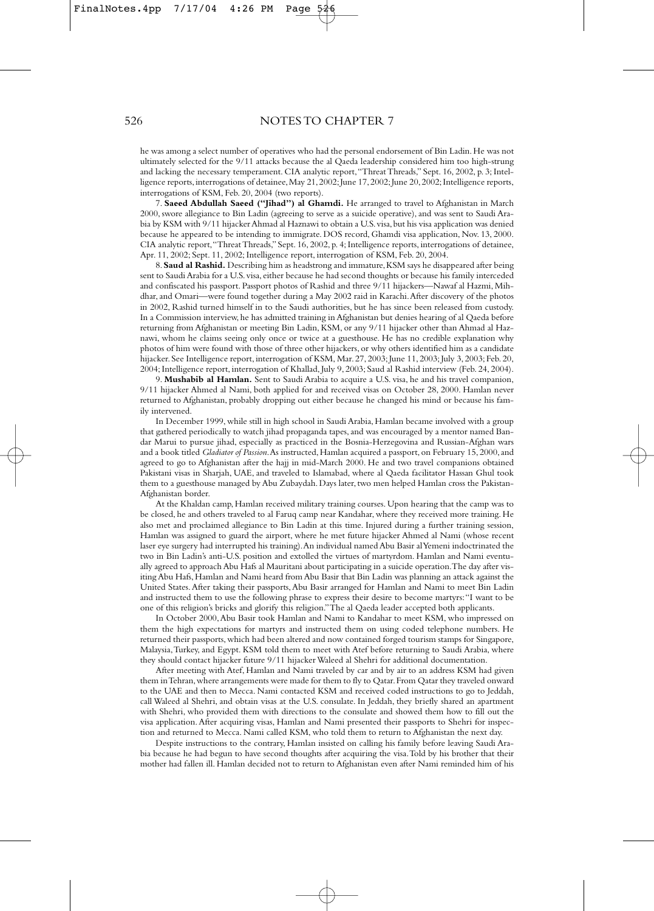he was among a select number of operatives who had the personal endorsement of Bin Ladin. He was not ultimately selected for the 9/11 attacks because the al Qaeda leadership considered him too high-strung and lacking the necessary temperament. CIA analytic report, "Threat Threads," Sept. 16, 2002, p. 3; Intelligence reports, interrogations of detainee, May 21, 2002; June 17, 2002; June 20, 2002; Intelligence reports, interrogations of KSM, Feb. 20, 2004 (two reports).

7. **Saeed Abdullah Saeed ("Jihad") al Ghamdi.** He arranged to travel to Afghanistan in March 2000, swore allegiance to Bin Ladin (agreeing to serve as a suicide operative), and was sent to Saudi Arabia by KSM with 9/11 hijacker Ahmad al Haznawi to obtain a U.S. visa, but his visa application was denied because he appeared to be intending to immigrate. DOS record, Ghamdi visa application, Nov. 13, 2000. CIA analytic report, "Threat Threads," Sept. 16, 2002, p. 4; Intelligence reports, interrogations of detainee, Apr. 11, 2002; Sept. 11, 2002; Intelligence report, interrogation of KSM, Feb. 20, 2004.

8. **Saud al Rashid.** Describing him as headstrong and immature, KSM says he disappeared after being sent to Saudi Arabia for a U.S. visa, either because he had second thoughts or because his family interceded and confiscated his passport. Passport photos of Rashid and three 9/11 hijackers—Nawaf al Hazmi, Mihdhar, and Omari—were found together during a May 2002 raid in Karachi. After discovery of the photos in 2002, Rashid turned himself in to the Saudi authorities, but he has since been released from custody. In a Commission interview, he has admitted training in Afghanistan but denies hearing of al Qaeda before returning from Afghanistan or meeting Bin Ladin, KSM, or any 9/11 hijacker other than Ahmad al Haznawi, whom he claims seeing only once or twice at a guesthouse. He has no credible explanation why photos of him were found with those of three other hijackers, or why others identified him as a candidate hijacker. See Intelligence report, interrogation of KSM, Mar. 27, 2003; June 11, 2003; July 3, 2003; Feb. 20, 2004; Intelligence report, interrogation of Khallad, July 9, 2003; Saud al Rashid interview (Feb. 24, 2004).

9. **Mushabib al Hamlan.** Sent to Saudi Arabia to acquire a U.S. visa, he and his travel companion, 9/11 hijacker Ahmed al Nami, both applied for and received visas on October 28, 2000. Hamlan never returned to Afghanistan, probably dropping out either because he changed his mind or because his family intervened.

In December 1999, while still in high school in Saudi Arabia, Hamlan became involved with a group that gathered periodically to watch jihad propaganda tapes, and was encouraged by a mentor named Bandar Marui to pursue jihad, especially as practiced in the Bosnia-Herzegovina and Russian-Afghan wars and a book titled *Gladiator of Passion*. As instructed, Hamlan acquired a passport, on February 15, 2000, and agreed to go to Afghanistan after the hajj in mid-March 2000. He and two travel companions obtained Pakistani visas in Sharjah, UAE, and traveled to Islamabad, where al Qaeda facilitator Hassan Ghul took them to a guesthouse managed by Abu Zubaydah. Days later, two men helped Hamlan cross the Pakistan-Afghanistan border.

At the Khaldan camp, Hamlan received military training courses. Upon hearing that the camp was to be closed, he and others traveled to al Faruq camp near Kandahar, where they received more training. He also met and proclaimed allegiance to Bin Ladin at this time. Injured during a further training session, Hamlan was assigned to guard the airport, where he met future hijacker Ahmed al Nami (whose recent laser eye surgery had interrupted his training). An individual named Abu Basir al Yemeni indoctrinated the two in Bin Ladin's anti-U.S. position and extolled the virtues of martyrdom. Hamlan and Nami eventually agreed to approach Abu Hafs al Mauritani about participating in a suicide operation. The day after visiting Abu Hafs, Hamlan and Nami heard from Abu Basir that Bin Ladin was planning an attack against the United States. After taking their passports, Abu Basir arranged for Hamlan and Nami to meet Bin Ladin and instructed them to use the following phrase to express their desire to become martyrs: "I want to be one of this religion's bricks and glorify this religion." The al Qaeda leader accepted both applicants.

In October 2000, Abu Basir took Hamlan and Nami to Kandahar to meet KSM, who impressed on them the high expectations for martyrs and instructed them on using coded telephone numbers. He returned their passports, which had been altered and now contained forged tourism stamps for Singapore, Malaysia, Turkey, and Egypt. KSM told them to meet with Atef before returning to Saudi Arabia, where they should contact hijacker future 9/11 hijacker Waleed al Shehri for additional documentation.

After meeting with Atef, Hamlan and Nami traveled by car and by air to an address KSM had given them in Tehran, where arrangements were made for them to fly to Qatar. From Qatar they traveled onward to the UAE and then to Mecca. Nami contacted KSM and received coded instructions to go to Jeddah, call Waleed al Shehri, and obtain visas at the U.S. consulate. In Jeddah, they briefly shared an apartment with Shehri, who provided them with directions to the consulate and showed them how to fill out the visa application. After acquiring visas, Hamlan and Nami presented their passports to Shehri for inspection and returned to Mecca. Nami called KSM, who told them to return to Afghanistan the next day.

Despite instructions to the contrary, Hamlan insisted on calling his family before leaving Saudi Arabia because he had begun to have second thoughts after acquiring the visa. Told by his brother that their mother had fallen ill. Hamlan decided not to return to Afghanistan even after Nami reminded him of his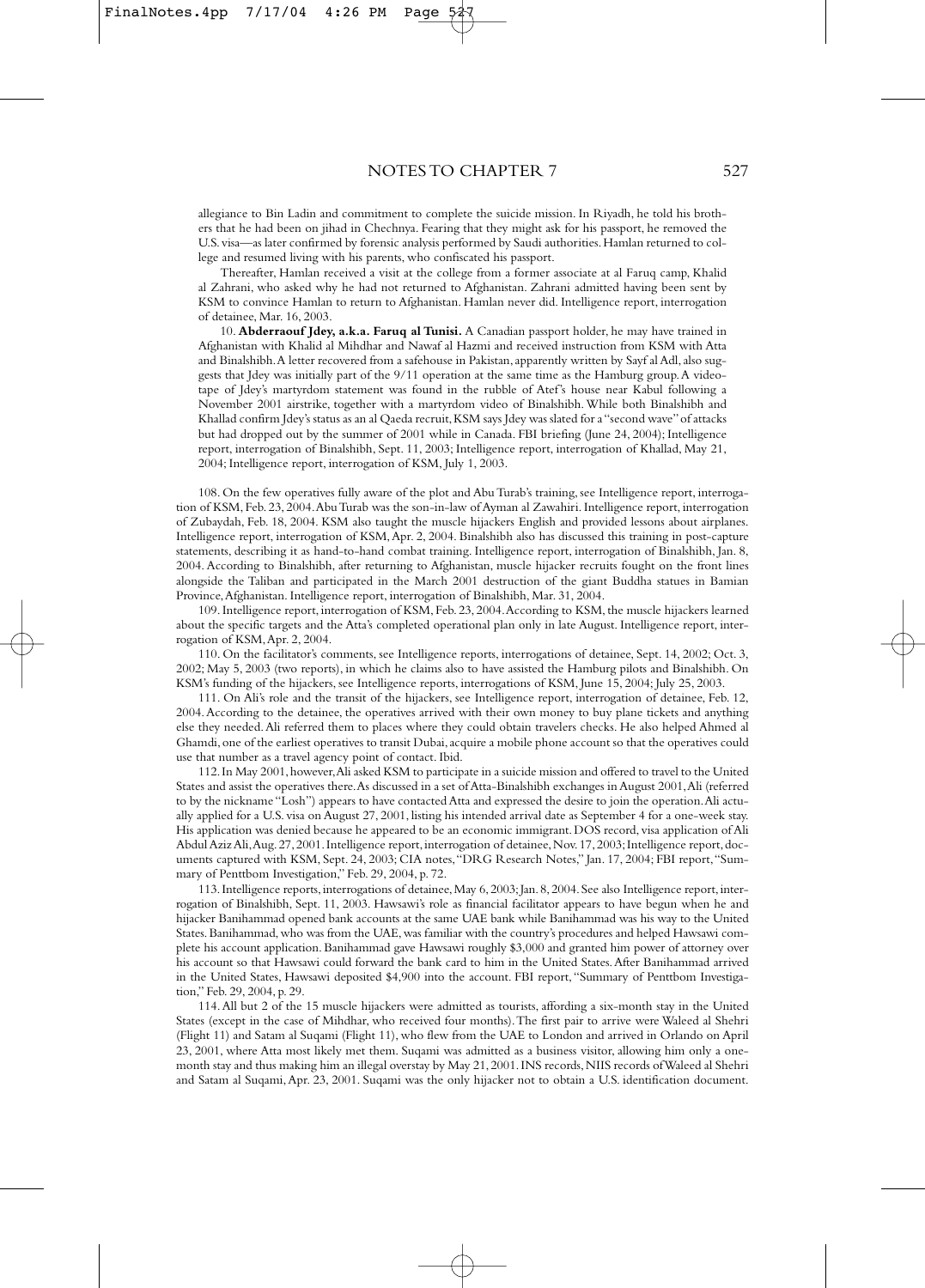allegiance to Bin Ladin and commitment to complete the suicide mission. In Riyadh, he told his brothers that he had been on jihad in Chechnya. Fearing that they might ask for his passport, he removed the U.S. visa—as later confirmed by forensic analysis performed by Saudi authorities. Hamlan returned to college and resumed living with his parents, who confiscated his passport.

Thereafter, Hamlan received a visit at the college from a former associate at al Faruq camp, Khalid al Zahrani, who asked why he had not returned to Afghanistan. Zahrani admitted having been sent by KSM to convince Hamlan to return to Afghanistan. Hamlan never did. Intelligence report, interrogation of detainee, Mar. 16, 2003.

10. **Abderraouf Jdey, a.k.a. Faruq al Tunisi.** A Canadian passport holder, he may have trained in Afghanistan with Khalid al Mihdhar and Nawaf al Hazmi and received instruction from KSM with Atta and Binalshibh. A letter recovered from a safehouse in Pakistan, apparently written by Sayf al Adl, also suggests that Jdey was initially part of the 9/11 operation at the same time as the Hamburg group. A videotape of Jdey's martyrdom statement was found in the rubble of Atef's house near Kabul following a November 2001 airstrike, together with a martyrdom video of Binalshibh. While both Binalshibh and Khallad confirm Jdey's status as an al Qaeda recruit, KSM says Jdey was slated for a "second wave" of attacks but had dropped out by the summer of 2001 while in Canada. FBI briefing (June 24, 2004); Intelligence report, interrogation of Binalshibh, Sept. 11, 2003; Intelligence report, interrogation of Khallad, May 21, 2004; Intelligence report, interrogation of KSM, July 1, 2003.

108. On the few operatives fully aware of the plot and Abu Turab's training, see Intelligence report, interrogation of KSM, Feb. 23, 2004. Abu Turab was the son-in-law of Ayman al Zawahiri. Intelligence report, interrogation of Zubaydah, Feb. 18, 2004. KSM also taught the muscle hijackers English and provided lessons about airplanes. Intelligence report, interrogation of KSM, Apr. 2, 2004. Binalshibh also has discussed this training in post-capture statements, describing it as hand-to-hand combat training. Intelligence report, interrogation of Binalshibh, Jan. 8, 2004. According to Binalshibh, after returning to Afghanistan, muscle hijacker recruits fought on the front lines alongside the Taliban and participated in the March 2001 destruction of the giant Buddha statues in Bamian Province, Afghanistan. Intelligence report, interrogation of Binalshibh, Mar. 31, 2004.

109. Intelligence report, interrogation of KSM, Feb. 23, 2004. According to KSM, the muscle hijackers learned about the specific targets and the Atta's completed operational plan only in late August. Intelligence report, interrogation of KSM, Apr. 2, 2004.

110. On the facilitator's comments, see Intelligence reports, interrogations of detainee, Sept. 14, 2002; Oct. 3, 2002; May 5, 2003 (two reports), in which he claims also to have assisted the Hamburg pilots and Binalshibh. On KSM's funding of the hijackers, see Intelligence reports, interrogations of KSM, June 15, 2004; July 25, 2003.

111. On Ali's role and the transit of the hijackers, see Intelligence report, interrogation of detainee, Feb. 12, 2004. According to the detainee, the operatives arrived with their own money to buy plane tickets and anything else they needed. Ali referred them to places where they could obtain travelers checks. He also helped Ahmed al Ghamdi, one of the earliest operatives to transit Dubai, acquire a mobile phone account so that the operatives could use that number as a travel agency point of contact. Ibid.

112. In May 2001, however, Ali asked KSM to participate in a suicide mission and offered to travel to the United States and assist the operatives there. As discussed in a set of Atta-Binalshibh exchanges in August 2001, Ali (referred to by the nickname "Losh") appears to have contacted Atta and expressed the desire to join the operation. Ali actually applied for a U.S. visa on August 27, 2001, listing his intended arrival date as September 4 for a one-week stay. His application was denied because he appeared to be an economic immigrant. DOS record, visa application of Ali Abdul Aziz Ali, Aug. 27, 2001. Intelligence report, interrogation of detainee, Nov. 17, 2003; Intelligence report, documents captured with KSM, Sept. 24, 2003; CIA notes, "DRG Research Notes," Jan. 17, 2004; FBI report, "Summary of Penttbom Investigation," Feb. 29, 2004, p. 72.

113. Intelligence reports, interrogations of detainee, May 6, 2003; Jan. 8, 2004. See also Intelligence report, interrogation of Binalshibh, Sept. 11, 2003. Hawsawi's role as financial facilitator appears to have begun when he and hijacker Banihammad opened bank accounts at the same UAE bank while Banihammad was his way to the United States. Banihammad, who was from the UAE, was familiar with the country's procedures and helped Hawsawi complete his account application. Banihammad gave Hawsawi roughly $3,000 and granted him power of attorney over his account so that Hawsawi could forward the bank card to him in the United States. After Banihammad arrived in the United States, Hawsawi deposited $4,900 into the account. FBI report, "Summary of Penttbom Investigation," Feb. 29, 2004, p. 29.

114. All but 2 of the 15 muscle hijackers were admitted as tourists, affording a six-month stay in the United States (except in the case of Mihdhar, who received four months). The first pair to arrive were Waleed al Shehri (Flight 11) and Satam al Suqami (Flight 11), who flew from the UAE to London and arrived in Orlando on April 23, 2001, where Atta most likely met them. Suqami was admitted as a business visitor, allowing him only a one-month stay and thus making him an illegal overstay by May 21, 2001. INS records, NIIS records of Waleed al Shehri and Satam al Suqami, Apr. 23, 2001. Suqami was the only hijacker not to obtain a U.S. identification document.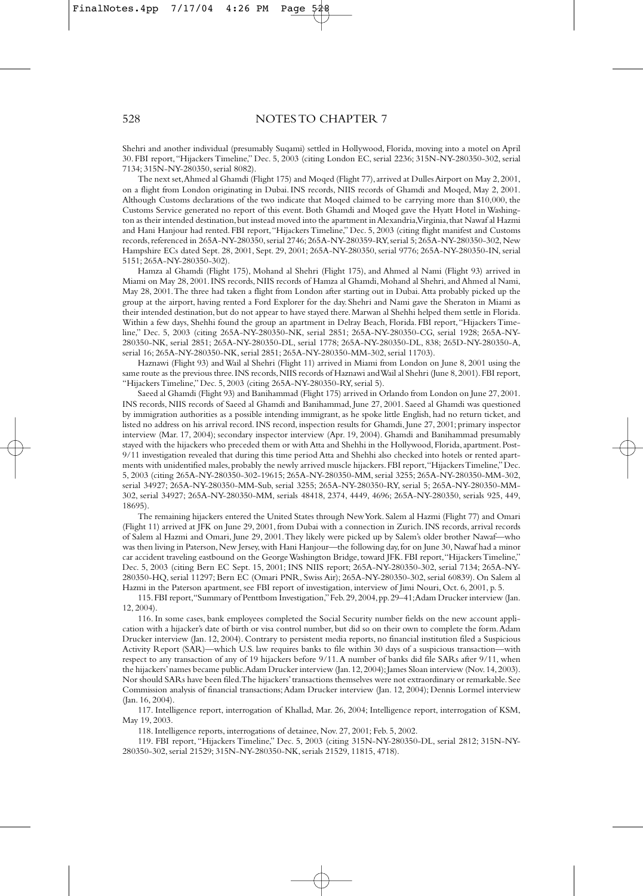Shehri and another individual (presumably Suqami) settled in Hollywood, Florida, moving into a motel on April 30. FBI report, "Hijackers Timeline," Dec. 5, 2003 (citing London EC, serial 2236; 315N-NY-280350-302, serial 7134; 315N-NY-280350, serial 8082).

The next set, Ahmed al Ghamdi (Flight 175) and Moqed (Flight 77), arrived at Dulles Airport on May 2, 2001, on a flight from London originating in Dubai. INS records, NIIS records of Ghamdi and Moqed, May 2, 2001. Although Customs declarations of the two indicate that Moqed claimed to be carrying more than $10,000, the Customs Service generated no report of this event. Both Ghamdi and Moqed gave the Hyatt Hotel in Washington as their intended destination, but instead moved into the apartment in Alexandria, Virginia, that Nawaf al Hazmi and Hani Hanjour had rented. FBI report, "Hijackers Timeline," Dec. 5, 2003 (citing flight manifest and Customs records, referenced in 265A-NY-280350, serial 2746; 265A-NY-280359-RY, serial 5; 265A-NY-280350-302, New Hampshire ECs dated Sept. 28, 2001, Sept. 29, 2001; 265A-NY-280350, serial 9776; 265A-NY-280350-IN, serial 5151; 265A-NY-280350-302).

Hamza al Ghamdi (Flight 175), Mohand al Shehri (Flight 175), and Ahmed al Nami (Flight 93) arrived in Miami on May 28, 2001. INS records, NIIS records of Hamza al Ghamdi, Mohand al Shehri, and Ahmed al Nami, May 28, 2001. The three had taken a flight from London after starting out in Dubai. Atta probably picked up the group at the airport, having rented a Ford Explorer for the day. Shehri and Nami gave the Sheraton in Miami as their intended destination, but do not appear to have stayed there. Marwan al Shehhi helped them settle in Florida. Within a few days, Shehhi found the group an apartment in Delray Beach, Florida. FBI report, "Hijackers Timeline," Dec. 5, 2003 (citing 265A-NY-280350-NK, serial 2851; 265A-NY-280350-CG, serial 1928; 265A-NY-280350-NK, serial 2851; 265A-NY-280350-DL, serial 1778; 265A-NY-280350-DL, 838; 265D-NY-280350-A, serial 16; 265A-NY-280350-NK, serial 2851; 265A-NY-280350-MM-302, serial 11703).

Haznawi (Flight 93) and Wail al Shehri (Flight 11) arrived in Miami from London on June 8, 2001 using the same route as the previous three. INS records, NIIS records of Haznawi and Wail al Shehri (June 8, 2001). FBI report, "Hijackers Timeline," Dec. 5, 2003 (citing 265A-NY-280350-RY, serial 5).

Saeed al Ghamdi (Flight 93) and Banihammad (Flight 175) arrived in Orlando from London on June 27, 2001. INS records, NIIS records of Saeed al Ghamdi and Banihammad, June 27, 2001. Saeed al Ghamdi was questioned by immigration authorities as a possible intending immigrant, as he spoke little English, had no return ticket, and listed no address on his arrival record. INS record, inspection results for Ghamdi, June 27, 2001; primary inspector interview (Mar. 17, 2004); secondary inspector interview (Apr. 19, 2004). Ghamdi and Banihammad presumably stayed with the hijackers who preceded them or with Atta and Shehhi in the Hollywood, Florida, apartment. Post-9/11 investigation revealed that during this time period Atta and Shehhi also checked into hotels or rented apartments with unidentified males, probably the newly arrived muscle hijackers. FBI report, "Hijackers Timeline," Dec. 5, 2003 (citing 265A-NY-280350-302-19615; 265A-NY-280350-MM, serial 3255; 265A-NY-280350-MM-302, serial 34927; 265A-NY-280350-MM-Sub, serial 3255; 265A-NY-280350-RY, serial 5; 265A-NY-280350-MM-302, serial 34927; 265A-NY-280350-MM, serials 48418, 2374, 4449, 4696; 265A-NY-280350, serials 925, 449, 18695).

The remaining hijackers entered the United States through New York. Salem al Hazmi (Flight 77) and Omari (Flight 11) arrived at JFK on June 29, 2001, from Dubai with a connection in Zurich. INS records, arrival records of Salem al Hazmi and Omari, June 29, 2001. They likely were picked up by Salem's older brother Nawaf—who was then living in Paterson, New Jersey, with Hani Hanjour—the following day, for on June 30, Nawaf had a minor car accident traveling eastbound on the George Washington Bridge, toward JFK. FBI report, "Hijackers Timeline," Dec. 5, 2003 (citing Bern EC Sept. 15, 2001; INS NIIS report; 265A-NY-280350-302, serial 7134; 265A-NY-280350-HQ, serial 11297; Bern EC (Omari PNR, Swiss Air); 265A-NY-280350-302, serial 60839). On Salem al Hazmi in the Paterson apartment, see FBI report of investigation, interview of Jimi Nouri, Oct. 6, 2001, p. 5.

115. FBI report, "Summary of Penttbom Investigation," Feb. 29, 2004, pp. 29–41; Adam Drucker interview (Jan. 12, 2004).

116. In some cases, bank employees completed the Social Security number fields on the new account application with a hijacker's date of birth or visa control number, but did so on their own to complete the form. Adam Drucker interview (Jan. 12, 2004). Contrary to persistent media reports, no financial institution filed a Suspicious Activity Report (SAR)—which U.S. law requires banks to file within 30 days of a suspicious transaction—with respect to any transaction of any of 19 hijackers before 9/11. A number of banks did file SARs after 9/11, when the hijackers' names became public. Adam Drucker interview (Jan. 12, 2004); James Sloan interview (Nov. 14, 2003). Nor should SARs have been filed. The hijackers' transactions themselves were not extraordinary or remarkable. See Commission analysis of financial transactions; Adam Drucker interview (Jan. 12, 2004); Dennis Lormel interview (Jan. 16, 2004).

117. Intelligence report, interrogation of Khallad, Mar. 26, 2004; Intelligence report, interrogation of KSM, May 19, 2003.

118. Intelligence reports, interrogations of detainee, Nov. 27, 2001; Feb. 5, 2002.

119. FBI report, "Hijackers Timeline," Dec. 5, 2003 (citing 315N-NY-280350-DL, serial 2812; 315N-NY-280350-302, serial 21529; 315N-NY-280350-NK, serials 21529, 11815, 4718).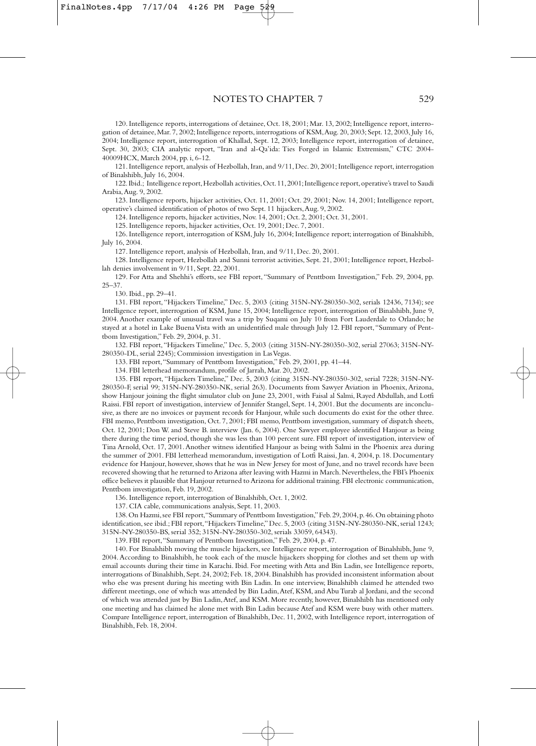120. Intelligence reports, interrogations of detainee, Oct. 18, 2001; Mar. 13, 2002; Intelligence report, interrogation of detainee, Mar. 7, 2002; Intelligence reports, interrogations of KSM, Aug. 20, 2003; Sept. 12, 2003, July 16, 2004; Intelligence report, interrogation of Khallad, Sept. 12, 2003; Intelligence report, interrogation of detainee, Sept. 30, 2003; CIA analytic report, "Iran and al-Qa'ida: Ties Forged in Islamic Extremism," CTC 2004-40009HCX, March 2004, pp. i, 6-12.

121. Intelligence report, analysis of Hezbollah, Iran, and 9/11, Dec. 20, 2001; Intelligence report, interrogation of Binalshibh, July 16, 2004.

122. Ibid.; Intelligence report, Hezbollah activities, Oct. 11, 2001; Intelligence report, operative's travel to Saudi Arabia, Aug. 9, 2002.

123. Intelligence reports, hijacker activities, Oct. 11, 2001; Oct. 29, 2001; Nov. 14, 2001; Intelligence report, operative's claimed identification of photos of two Sept. 11 hijackers, Aug. 9, 2002.

124. Intelligence reports, hijacker activities, Nov. 14, 2001; Oct. 2, 2001; Oct. 31, 2001.

125. Intelligence reports, hijacker activities, Oct. 19, 2001; Dec. 7, 2001.

126. Intelligence report, interrogation of KSM, July 16, 2004; Intelligence report; interrogation of Binalshibh, July 16, 2004.

127. Intelligence report, analysis of Hezbollah, Iran, and 9/11, Dec. 20, 2001.

128. Intelligence report, Hezbollah and Sunni terrorist activities, Sept. 21, 2001; Intelligence report, Hezbollah denies involvement in 9/11, Sept. 22, 2001.

129. For Atta and Shehhi's efforts, see FBI report, "Summary of Penttbom Investigation," Feb. 29, 2004, pp. 25–37.

130. Ibid., pp. 29–41.

131. FBI report, "Hijackers Timeline," Dec. 5, 2003 (citing 315N-NY-280350-302, serials 12436, 7134); see Intelligence report, interrogation of KSM, June 15, 2004; Intelligence report, interrogation of Binalshibh, June 9, 2004. Another example of unusual travel was a trip by Suqami on July 10 from Fort Lauderdale to Orlando; he stayed at a hotel in Lake Buena Vista with an unidentified male through July 12. FBI report, "Summary of Penttbom Investigation," Feb. 29, 2004, p. 31.

132. FBI report, "Hijackers Timeline," Dec. 5, 2003 (citing 315N-NY-280350-302, serial 27063; 315N-NY-280350-DL, serial 2245); Commission investigation in Las Vegas.

133. FBI report, "Summary of Penttbom Investigation," Feb. 29, 2001, pp. 41–44.

134. FBI letterhead memorandum, profile of Jarrah, Mar. 20, 2002.

135. FBI report, "Hijackers Timeline," Dec. 5, 2003 (citing 315N-NY-280350-302, serial 7228; 315N-NY-280350-F, serial 99; 315N-NY-280350-NK, serial 263). Documents from Sawyer Aviation in Phoenix, Arizona, show Hanjour joining the flight simulator club on June 23, 2001, with Faisal al Salmi, Rayed Abdullah, and Lotfi Raissi. FBI report of investigation, interview of Jennifer Stangel, Sept. 14, 2001. But the documents are inconclusive, as there are no invoices or payment records for Hanjour, while such documents do exist for the other three. FBI memo, Penttbom investigation, Oct. 7, 2001; FBI memo, Penttbom investigation, summary of dispatch sheets, Oct. 12, 2001; Don W. and Steve B. interview (Jan. 6, 2004). One Sawyer employee identified Hanjour as being there during the time period, though she was less than 100 percent sure. FBI report of investigation, interview of Tina Arnold, Oct. 17, 2001. Another witness identified Hanjour as being with Salmi in the Phoenix area during the summer of 2001. FBI letterhead memorandum, investigation of Lotfi Raissi, Jan. 4, 2004, p. 18. Documentary evidence for Hanjour, however, shows that he was in New Jersey for most of June, and no travel records have been recovered showing that he returned to Arizona after leaving with Hazmi in March. Nevertheless, the FBI's Phoenix office believes it plausible that Hanjour returned to Arizona for additional training. FBI electronic communication, Penttbom investigation, Feb. 19, 2002.

136. Intelligence report, interrogation of Binalshibh, Oct. 1, 2002.

137. CIA cable, communications analysis, Sept. 11, 2003.

138. On Hazmi, see FBI report, "Summary of Penttbom Investigation," Feb. 29, 2004, p. 46. On obtaining photo identification, see ibid.; FBI report, "Hijackers Timeline," Dec. 5, 2003 (citing 315N-NY-280350-NK, serial 1243; 315N-NY-280350-BS, serial 352; 315N-NY-280350-302, serials 33059, 64343).

139. FBI report, "Summary of Penttbom Investigation," Feb. 29, 2004, p. 47.

140. For Binalshibh moving the muscle hijackers, see Intelligence report, interrogation of Binalshibh, June 9, 2004. According to Binalshibh, he took each of the muscle hijackers shopping for clothes and set them up with email accounts during their time in Karachi. Ibid. For meeting with Atta and Bin Laden, see Intelligence reports, interrogations of Binalshibh, Sept. 24, 2002; Feb. 18, 2004. Binalshibh has provided inconsistent information about who else was present during his meeting with Bin Laden. In one interview, Binalshibh claimed he attended two different meetings, one of which was attended by Bin Ladin, Atef, KSM, and Abu Turab al Jordani, and the second of which was attended just by Bin Ladin, Atef, and KSM. More recently, however, Binalshibh has mentioned only one meeting and has claimed he alone met with Bin Ladin because Atef and KSM were busy with other matters. Compare Intelligence report, interrogation of Binalshibh, Dec. 11, 2002, with Intelligence report, interrogation of Binalshibh, Feb. 18, 2004.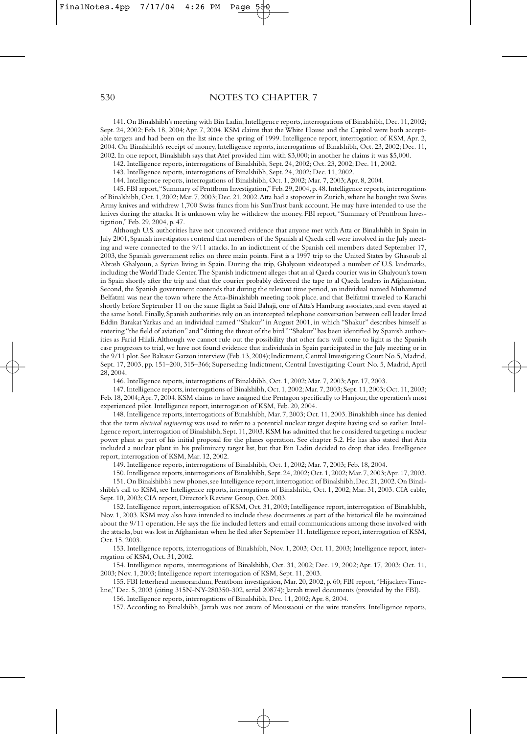141. On Binalshibh's meeting with Bin Ladin, Intelligence reports, interrogations of Binalshibh, Dec. 11, 2002; Sept. 24, 2002; Feb. 18, 2004; Apr. 7, 2004. KSM claims that the White House and the Capitol were both acceptable targets and had been on the list since the spring of 1999. Intelligence report, interrogation of KSM, Apr. 2, 2004. On Binalshibh's receipt of money, Intelligence reports, interrogations of Binalshibh, Oct. 23, 2002; Dec. 11, 2002. In one report, Binalshibh says that Atef provided him with $3,000; in another he claims it was $5,000.

142. Intelligence reports, interrogations of Binalshibh, Sept. 24, 2002; Oct. 23, 2002; Dec. 11, 2002.

143. Intelligence reports, interrogations of Binalshibh, Sept. 24, 2002; Dec. 11, 2002.

144. Intelligence reports, interrogations of Binalshibh, Oct. 1, 2002; Mar. 7, 2003; Apr. 8, 2004.

145. FBI report, "Summary of Penttbom Investigation," Feb. 29, 2004, p. 48. Intelligence reports, interrogations of Binalshibh, Oct. 1, 2002; Mar. 7, 2003; Dec. 21, 2002. Atta had a stopover in Zurich, where he bought two Swiss Army knives and withdrew 1,700 Swiss francs from his SunTrust bank account. He may have intended to use the knives during the attacks. It is unknown why he withdrew the money. FBI report, "Summary of Penttbom Investigation," Feb. 29, 2004, p. 47.

Although U.S. authorities have not uncovered evidence that anyone met with Atta or Binalshibh in Spain in July 2001, Spanish investigators contend that members of the Spanish al Qaeda cell were involved in the July meeting and were connected to the 9/11 attacks. In an indictment of the Spanish cell members dated September 17, 2003, the Spanish government relies on three main points. First is a 1997 trip to the United States by Ghasoub al Abrash Ghalyoun, a Syrian living in Spain. During the trip, Ghalyoun videotaped a number of U.S. landmarks, including the World Trade Center. The Spanish indictment alleges that an al Qaeda courier was in Ghalyoun's town in Spain shortly after the trip and that the courier probably delivered the tape to al Qaeda leaders in Afghanistan. Second, the Spanish government contends that during the relevant time period, an individual named Muhammed Belfatmi was near the town where the Atta-Binalshibh meeting took place. and that Belfatmi traveled to Karachi shortly before September 11 on the same flight as Said Bahaji, one of Atta's Hamburg associates, and even stayed at the same hotel. Finally, Spanish authorities rely on an intercepted telephone conversation between cell leader Imad Eddin Barakat Yarkas and an individual named "Shakur" in August 2001, in which "Shakur" describes himself as entering "the field of aviation" and "slitting the throat of the bird." "Shakur" has been identified by Spanish authorities as Farid Hilali. Although we cannot rule out the possibility that other facts will come to light as the Spanish case progresses to trial, we have not found evidence that individuals in Spain participated in the July meeting or in the 9/11 plot. See Baltasar Garzon interview (Feb. 13, 2004); Indictment, Central Investigating Court No. 5, Madrid, Sept. 17, 2003, pp. 151–200, 315–366; Superseding Indictment, Central Investigating Court No. 5, Madrid, April 28, 2004.

146. Intelligence reports, interrogations of Binalshibh, Oct. 1, 2002; Mar. 7, 2003; Apr. 17, 2003.

147. Intelligence reports, interrogations of Binalshibh, Oct. 1, 2002; Mar. 7, 2003; Sept. 11, 2003; Oct. 11, 2003; Feb. 18, 2004; Apr. 7, 2004. KSM claims to have assigned the Pentagon specifically to Hanjour, the operation's most experienced pilot. Intelligence report, interrogation of KSM, Feb. 20, 2004.

148. Intelligence reports, interrogations of Binalshibh, Mar. 7, 2003; Oct. 11, 2003. Binalshibh since has denied that the term *electrical engineering* was used to refer to a potential nuclear target despite having said so earlier. Intelligence report, interrogation of Binalshibh, Sept. 11, 2003. KSM has admitted that he considered targeting a nuclear power plant as part of his initial proposal for the planes operation. See chapter 5.2. He has also stated that Atta included a nuclear plant in his preliminary target list, but that Bin Ladin decided to drop that idea. Intelligence report, interrogation of KSM, Mar. 12, 2002.

149. Intelligence reports, interrogations of Binalshibh, Oct. 1, 2002; Mar. 7, 2003; Feb. 18, 2004.

150. Intelligence reports, interrogations of Binalshibh, Sept. 24, 2002; Oct. 1, 2002; Mar. 7, 2003; Apr. 17, 2003.

151. On Binalshibh's new phones, see Intelligence report, interrogation of Binalshibh, Dec. 21, 2002. On Binalshibh's call to KSM, see Intelligence reports, interrogations of Binalshibh, Oct. 1, 2002; Mar. 31, 2003. CIA cable, Sept. 10, 2003; CIA report, Director's Review Group, Oct. 2003.

152. Intelligence report, interrogation of KSM, Oct. 31, 2003; Intelligence report, interrogation of Binalshibh, Nov. 1, 2003. KSM may also have intended to include these documents as part of the historical file he maintained about the 9/11 operation. He says the file included letters and email communications among those involved with the attacks, but was lost in Afghanistan when he fled after September 11. Intelligence report, interrogation of KSM, Oct. 15, 2003.

153. Intelligence reports, interrogations of Binalshibh, Nov. 1, 2003; Oct. 11, 2003; Intelligence report, interrogation of KSM, Oct. 31, 2002.

154. Intelligence reports, interrogations of Binalshibh, Oct. 31, 2002; Dec. 19, 2002; Apr. 17, 2003; Oct. 11, 2003; Nov. 1, 2003; Intelligence report interrogation of KSM, Sept. 11, 2003.

155. FBI letterhead memorandum, Penttbom investigation, Mar. 20, 2002, p. 60; FBI report, "Hijackers Timeline," Dec. 5, 2003 (citing 315N-NY-280350-302, serial 20874); Jarrah travel documents (provided by the FBI).

156. Intelligence reports, interrogations of Binalshibh, Dec. 11, 2002; Apr. 8, 2004.

157. According to Binalshibh, Jarrah was not aware of Moussaoui or the wire transfers. Intelligence reports,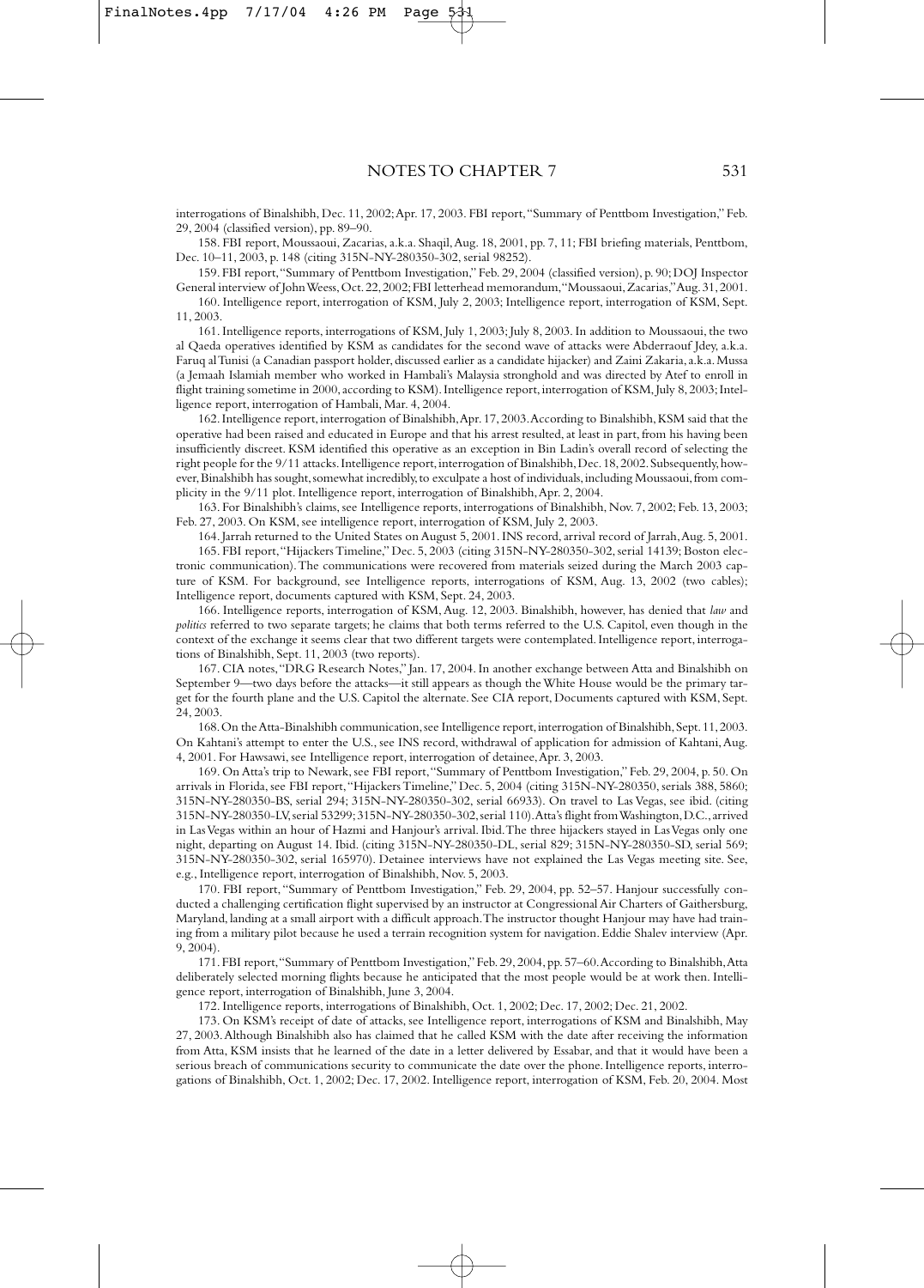interrogations of Binalshibh, Dec. 11, 2002; Apr. 17, 2003. FBI report, "Summary of Penttbom Investigation," Feb. 29, 2004 (classified version), pp. 89–90.

158. FBI report, Moussaoui, Zacarias, a.k.a. Shaqil, Aug. 18, 2001, pp. 7, 11; FBI briefing materials, Penttbom, Dec. 10–11, 2003, p. 148 (citing 315N-NY-280350-302, serial 98252).

159. FBI report, "Summary of Penttbom Investigation," Feb. 29, 2004 (classified version), p. 90; DOJ Inspector General interview of John Weess, Oct. 22, 2002; FBI letterhead memorandum, "Moussaoui, Zacarias," Aug. 31, 2001.

160. Intelligence report, interrogation of KSM, July 2, 2003; Intelligence report, interrogation of KSM, Sept. 11, 2003.

161. Intelligence reports, interrogations of KSM, July 1, 2003; July 8, 2003. In addition to Moussaoui, the two al Qaeda operatives identified by KSM as candidates for the second wave of attacks were Abderraouf Jdey, a.k.a. Faruq al Tunisi (a Canadian passport holder, discussed earlier as a candidate hijacker) and Zaini Zakaria, a.k.a. Mussa (a Jemaah Islamiah member who worked in Hambali's Malaysia stronghold and was directed by Atef to enroll in flight training sometime in 2000, according to KSM). Intelligence report, interrogation of KSM, July 8, 2003; Intelligence report, interrogation of Hambali, Mar. 4, 2004.

162. Intelligence report, interrogation of Binalshibh, Apr. 17, 2003. According to Binalshibh, KSM said that the operative had been raised and educated in Europe and that his arrest resulted, at least in part, from his having been insufficiently discreet. KSM identified this operative as an exception in Bin Ladin's overall record of selecting the right people for the 9/11 attacks. Intelligence report, interrogation of Binalshibh, Dec. 18, 2002. Subsequently, however, Binalshibh has sought, somewhat incredibly, to exculpate a host of individuals, including Moussaoui, from complicity in the 9/11 plot. Intelligence report, interrogation of Binalshibh, Apr. 2, 2004.

163. For Binalshibh's claims, see Intelligence reports, interrogations of Binalshibh, Nov. 7, 2002; Feb. 13, 2003; Feb. 27, 2003. On KSM, see intelligence report, interrogation of KSM, July 2, 2003.

164. Jarrah returned to the United States on August 5, 2001. INS record, arrival record of Jarrah, Aug. 5, 2001.

165. FBI report, "Hijackers Timeline," Dec. 5, 2003 (citing 315N-NY-280350-302, serial 14139; Boston electronic communication). The communications were recovered from materials seized during the March 2003 capture of KSM. For background, see Intelligence reports, interrogations of KSM, Aug. 13, 2002 (two cables); Intelligence report, documents captured with KSM, Sept. 24, 2003.

166. Intelligence reports, interrogation of KSM, Aug. 12, 2003. Binalshibh, however, has denied that *law* and *politics* referred to two separate targets; he claims that both terms referred to the U.S. Capitol, even though in the context of the exchange it seems clear that two different targets were contemplated. Intelligence report, interrogations of Binalshibh, Sept. 11, 2003 (two reports).

167. CIA notes, "DRG Research Notes," Jan. 17, 2004. In another exchange between Atta and Binalshibh on September 9—two days before the attacks—it still appears as though the White House would be the primary target for the fourth plane and the U.S. Capitol the alternate. See CIA report, Documents captured with KSM, Sept. 24, 2003.

168. On the Atta-Binalshibh communication, see Intelligence report, interrogation of Binalshibh, Sept. 11, 2003. On Kahtani's attempt to enter the U.S., see INS record, withdrawal of application for admission of Kahtani, Aug. 4, 2001. For Hawsawi, see Intelligence report, interrogation of detainee, Apr. 3, 2003.

169. On Atta's trip to Newark, see FBI report, "Summary of Penttbom Investigation," Feb. 29, 2004, p. 50. On arrivals in Florida, see FBI report, "Hijackers Timeline," Dec. 5, 2004 (citing 315N-NY-280350, serials 388, 5860; 315N-NY-280350-BS, serial 294; 315N-NY-280350-302, serial 66933). On travel to Las Vegas, see ibid. (citing 315N-NY-280350-LV, serial 53299; 315N-NY-280350-302, serial 110). Atta's flight from Washington, D.C., arrived in Las Vegas within an hour of Hazmi and Hanjour's arrival. Ibid. The three hijackers stayed in Las Vegas only one night, departing on August 14. Ibid. (citing 315N-NY-280350-DL, serial 829; 315N-NY-280350-SD, serial 569; 315N-NY-280350-302, serial 165970). Detainee interviews have not explained the Las Vegas meeting site. See, e.g., Intelligence report, interrogation of Binalshibh, Nov. 5, 2003.

170. FBI report, "Summary of Penttbom Investigation," Feb. 29, 2004, pp. 52–57. Hanjour successfully conducted a challenging certification flight supervised by an instructor at Congressional Air Charters of Gaithersburg, Maryland, landing at a small airport with a difficult approach. The instructor thought Hanjour may have had training from a military pilot because he used a terrain recognition system for navigation. Eddie Shalev interview (Apr. 9, 2004).

171. FBI report, "Summary of Penttbom Investigation," Feb. 29, 2004, pp. 57–60. According to Binalshibh, Atta deliberately selected morning flights because he anticipated that the most people would be at work then. Intelligence report, interrogation of Binalshibh, June 3, 2004.

172. Intelligence reports, interrogations of Binalshibh, Oct. 1, 2002; Dec. 17, 2002; Dec. 21, 2002.

173. On KSM's receipt of date of attacks, see Intelligence report, interrogations of KSM and Binalshibh, May 27, 2003. Although Binalshibh also has claimed that he called KSM with the date after receiving the information from Atta, KSM insists that he learned of the date in a letter delivered by Essabar, and that it would have been a serious breach of communications security to communicate the date over the phone. Intelligence reports, interrogations of Binalshibh, Oct. 1, 2002; Dec. 17, 2002. Intelligence report, interrogation of KSM, Feb. 20, 2004. Most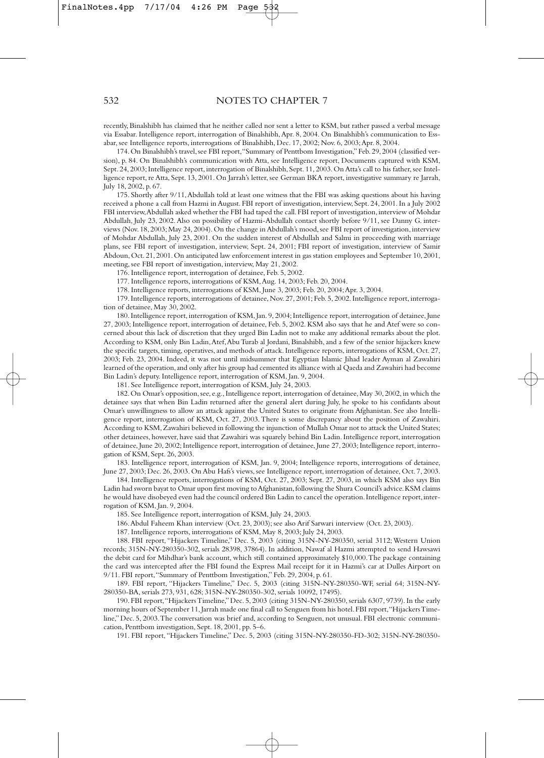recently, Binalshibh has claimed that he neither called nor sent a letter to KSM, but rather passed a verbal message via Essabar. Intelligence report, interrogation of Binalshibh, Apr. 8, 2004. On Binalshibh's communication to Essabar, see Intelligence reports, interrogations of Binalshibh, Dec. 17, 2002; Nov. 6, 2003; Apr. 8, 2004.

174. On Binalshibh's travel, see FBI report, "Summary of Penttbom Investigation," Feb. 29, 2004 (classified version), p. 84. On Binalshibh's communication with Atta, see Intelligence report, Documents captured with KSM, Sept. 24, 2003; Intelligence report, interrogation of Binalshibh, Sept. 11, 2003. On Atta's call to his father, see Intelligence report, re Atta, Sept. 13, 2001. On Jarrah's letter, see German BKA report, investigative summary re Jarrah, July 18, 2002, p. 67.

175. Shortly after 9/11, Abdullah told at least one witness that the FBI was asking questions about his having received a phone a call from Hazmi in August. FBI report of investigation, interview, Sept. 24, 2001. In a July 2002 FBI interview, Abdullah asked whether the FBI had taped the call. FBI report of investigation, interview of Mohdar Abdullah, July 23, 2002. Also on possibility of Hazmi-Abdullah contact shortly before 9/11, see Danny G. interviews (Nov. 18, 2003; May 24, 2004). On the change in Abdullah's mood, see FBI report of investigation, interview of Mohdar Abdullah, July 23, 2001. On the sudden interest of Abdullah and Salmi in proceeding with marriage plans, see FBI report of investigation, interview, Sept. 24, 2001; FBI report of investigation, interview of Samir Abdoun, Oct. 21, 2001. On anticipated law enforcement interest in gas station employees and September 10, 2001, meeting, see FBI report of investigation, interview, May 21, 2002.

176. Intelligence report, interrogation of detainee, Feb. 5, 2002.

177. Intelligence reports, interrogations of KSM, Aug. 14, 2003; Feb. 20, 2004.

178. Intelligence reports, interrogations of KSM, June 3, 2003; Feb. 20, 2004; Apr. 3, 2004.

179. Intelligence reports, interrogations of detainee, Nov. 27, 2001; Feb. 5, 2002. Intelligence report, interrogation of detainee, May 30, 2002.

180. Intelligence report, interrogation of KSM, Jan. 9, 2004; Intelligence report, interrogation of detainee, June 27, 2003; Intelligence report, interrogation of detainee, Feb. 5, 2002. KSM also says that he and Atef were so concerned about this lack of discretion that they urged Bin Ladin not to make any additional remarks about the plot. According to KSM, only Bin Ladin, Atef, Abu Turab al Jordani, Binalshibh, and a few of the senior hijackers knew the specific targets, timing, operatives, and methods of attack. Intelligence reports, interrogations of KSM, Oct. 27, 2003; Feb. 23, 2004. Indeed, it was not until midsummer that Egyptian Islamic Jihad leader Ayman al Zawahiri learned of the operation, and only after his group had cemented its alliance with al Qaeda and Zawahiri had become Bin Ladin's deputy. Intelligence report, interrogation of KSM, Jan. 9, 2004.

181. See Intelligence report, interrogation of KSM, July 24, 2003.

182. On Omar's opposition, see, e.g., Intelligence report, interrogation of detainee, May 30, 2002, in which the detainee says that when Bin Ladin returned after the general alert during July, he spoke to his confidants about Omar's unwillingness to allow an attack against the United States to originate from Afghanistan. See also Intelligence report, interrogation of KSM, Oct. 27, 2003. There is some discrepancy about the position of Zawahiri. According to KSM, Zawahiri believed in following the injunction of Mullah Omar not to attack the United States; other detainees, however, have said that Zawahiri was squarely behind Bin Ladin. Intelligence report, interrogation of detainee, June 20, 2002; Intelligence report, interrogation of detainee, June 27, 2003; Intelligence report, interrogation of KSM, Sept. 26, 2003.

183. Intelligence report, interrogation of KSM, Jan. 9, 2004; Intelligence reports, interrogations of detainee, June 27, 2003; Dec. 26, 2003. On Abu Hafs's views, see Intelligence report, interrogation of detainee, Oct. 7, 2003.

184. Intelligence reports, interrogations of KSM, Oct. 27, 2003; Sept. 27, 2003, in which KSM also says Bin Ladin had sworn bayat to Omar upon first moving to Afghanistan, following the Shura Council's advice. KSM claims he would have disobeyed even had the council ordered Bin Ladin to cancel the operation. Intelligence report, interrogation of KSM, Jan. 9, 2004.

185. See Intelligence report, interrogation of KSM, July 24, 2003.

186. Abdul Faheem Khan interview (Oct. 23, 2003); see also Arif Sarwari interview (Oct. 23, 2003).

187. Intelligence reports, interrogations of KSM, May 8, 2003; July 24, 2003.

188. FBI report, "Hijackers Timeline," Dec. 5, 2003 (citing 315N-NY-280350, serial 3112; Western Union records; 315N-NY-280350-302, serials 28398, 37864). In addition, Nawaf al Hazmi attempted to send Hawsawi the debit card for Mihdhar's bank account, which still contained approximately $10,000. The package containing the card was intercepted after the FBI found the Express Mail receipt for it in Hazmi's car at Dulles Airport on 9/11. FBI report, "Summary of Penttbom Investigation," Feb. 29, 2004, p. 61.

189. FBI report, "Hijackers Timeline," Dec. 5, 2003 (citing 315N-NY-280350-WF, serial 64; 315N-NY-280350-BA, serials 273, 931, 628; 315N-NY-280350-302, serials 10092, 17495).

190. FBI report, "Hijackers Timeline," Dec. 5, 2003 (citing 315N-NY-280350, serials 6307, 9739). In the early morning hours of September 11, Jarrah made one final call to Senguen from his hotel. FBI report, "Hijackers Timeline," Dec. 5, 2003. The conversation was brief and, according to Senguen, not unusual. FBI electronic communication, Penttbom investigation, Sept. 18, 2001, pp. 5–6.

191. FBI report, "Hijackers Timeline," Dec. 5, 2003 (citing 315N-NY-280350-FD-302; 315N-NY-280350-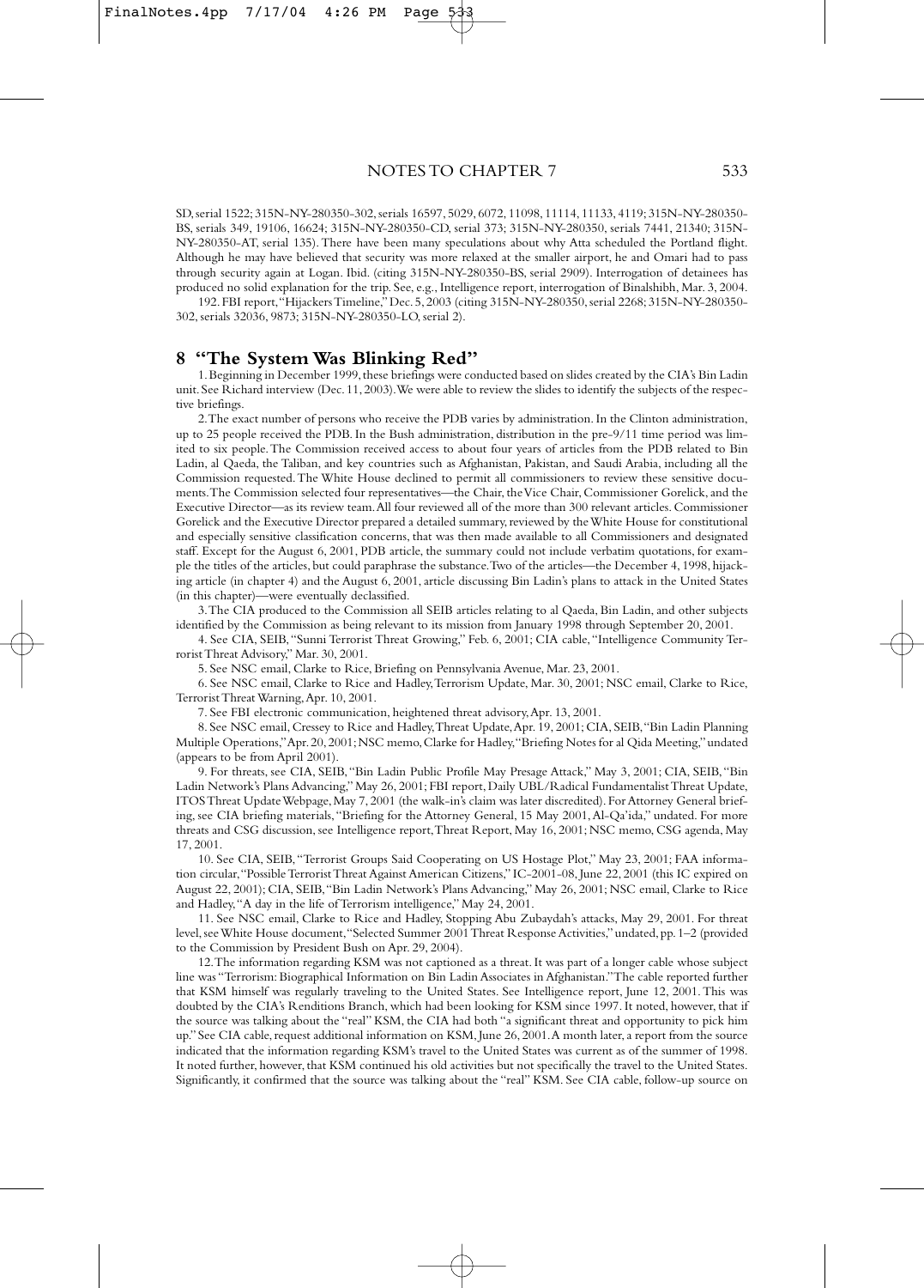SD, serial 1522; 315N-NY-280350-302, serials 16597, 5029, 6072, 11098, 11114, 11133, 4119; 315N-NY-280350-BS, serials 349, 19106, 16624; 315N-NY-280350-CD, serial 373; 315N-NY-280350, serials 7441, 21340; 315N-NY-280350-AT, serial 135). There have been many speculations about why Atta scheduled the Portland flight. Although he may have believed that security was more relaxed at the smaller airport, he and Omari had to pass through security again at Logan. Ibid. (citing 315N-NY-280350-BS, serial 2909). Interrogation of detainees has produced no solid explanation for the trip. See, e.g., Intelligence report, interrogation of Binalshibh, Mar. 3, 2004.

192. FBI report, "Hijackers Timeline," Dec. 5, 2003 (citing 315N-NY-280350, serial 2268; 315N-NY-280350-302, serials 32036, 9873; 315N-NY-280350-LO, serial 2).

## 8 "The System Was Blinking Red"

1. Beginning in December 1999, these briefings were conducted based on slides created by the CIA's Bin Ladin unit. See Richard interview (Dec. 11, 2003). We were able to review the slides to identify the subjects of the respective briefings.

2. The exact number of persons who receive the PDB varies by administration. In the Clinton administration, up to 25 people received the PDB. In the Bush administration, distribution in the pre-9/11 time period was limited to six people. The Commission received access to about four years of articles from the PDB related to Bin Ladin, al Qaeda, the Taliban, and key countries such as Afghanistan, Pakistan, and Saudi Arabia, including all the Commission requested. The White House declined to permit all commissioners to review these sensitive documents. The Commission selected four representatives—the Chair, the Vice Chair, Commissioner Gorelick, and the Executive Director—as its review team. All four reviewed all of the more than 300 relevant articles. Commissioner Gorelick and the Executive Director prepared a detailed summary, reviewed by the White House for constitutional and especially sensitive classification concerns, that was then made available to all Commissioners and designated staff. Except for the August 6, 2001, PDB article, the summary could not include verbatim quotations, for example the titles of the articles, but could paraphrase the substance. Two of the articles—the December 4, 1998, hijacking article (in chapter 4) and the August 6, 2001, article discussing Bin Ladin's plans to attack in the United States (in this chapter)—were eventually declassified.

3. The CIA produced to the Commission all SEIB articles relating to al Qaeda, Bin Ladin, and other subjects identified by the Commission as being relevant to its mission from January 1998 through September 20, 2001.

4. See CIA, SEIB, "Sunni Terrorist Threat Growing," Feb. 6, 2001; CIA cable, "Intelligence Community Terrorist Threat Advisory," Mar. 30, 2001.

5. See NSC email, Clarke to Rice, Briefing on Pennsylvania Avenue, Mar. 23, 2001.

6. See NSC email, Clarke to Rice and Hadley, Terrorism Update, Mar. 30, 2001; NSC email, Clarke to Rice, Terrorist Threat Warning, Apr. 10, 2001.

7. See FBI electronic communication, heightened threat advisory, Apr. 13, 2001.

8. See NSC email, Cressey to Rice and Hadley, Threat Update, Apr. 19, 2001; CIA, SEIB, "Bin Ladin Planning Multiple Operations," Apr. 20, 2001; NSC memo, Clarke for Hadley, "Briefing Notes for al Qida Meeting," undated (appears to be from April 2001).

9. For threats, see CIA, SEIB, "Bin Ladin Public Profile May Presage Attack," May 3, 2001; CIA, SEIB, "Bin Ladin Network's Plans Advancing," May 26, 2001; FBI report, Daily UBL/Radical Fundamentalist Threat Update, ITOS Threat Update Webpage, May 7, 2001 (the walk-in's claim was later discredited). For Attorney General briefing, see CIA briefing materials, "Briefing for the Attorney General, 15 May 2001, Al-Qa'ida," undated. For more threats and CSG discussion, see Intelligence report, Threat Report, May 16, 2001; NSC memo, CSG agenda, May 17, 2001.

10. See CIA, SEIB, "Terrorist Groups Said Cooperating on US Hostage Plot," May 23, 2001; FAA information circular, "Possible Terrorist Threat Against American Citizens," IC-2001-08, June 22, 2001 (this IC expired on August 22, 2001); CIA, SEIB, "Bin Ladin Network's Plans Advancing," May 26, 2001; NSC email, Clarke to Rice and Hadley, "A day in the life of Terrorism intelligence," May 24, 2001.

11. See NSC email, Clarke to Rice and Hadley, Stopping Abu Zubaydah's attacks, May 29, 2001. For threat level, see White House document, "Selected Summer 2001 Threat Response Activities," undated, pp. 1–2 (provided to the Commission by President Bush on Apr. 29, 2004).

12. The information regarding KSM was not captioned as a threat. It was part of a longer cable whose subject line was "Terrorism: Biographical Information on Bin Ladin Associates in Afghanistan." The cable reported further that KSM himself was regularly traveling to the United States. See Intelligence report, June 12, 2001. This was doubted by the CIA's Renditions Branch, which had been looking for KSM since 1997. It noted, however, that if the source was talking about the "real" KSM, the CIA had both "a significant threat and opportunity to pick him up." See CIA cable, request additional information on KSM, June 26, 2001. A month later, a report from the source indicated that the information regarding KSM's travel to the United States was current as of the summer of 1998. It noted further, however, that KSM continued his old activities but not specifically the travel to the United States. Significantly, it confirmed that the source was talking about the "real" KSM. See CIA cable, follow-up source on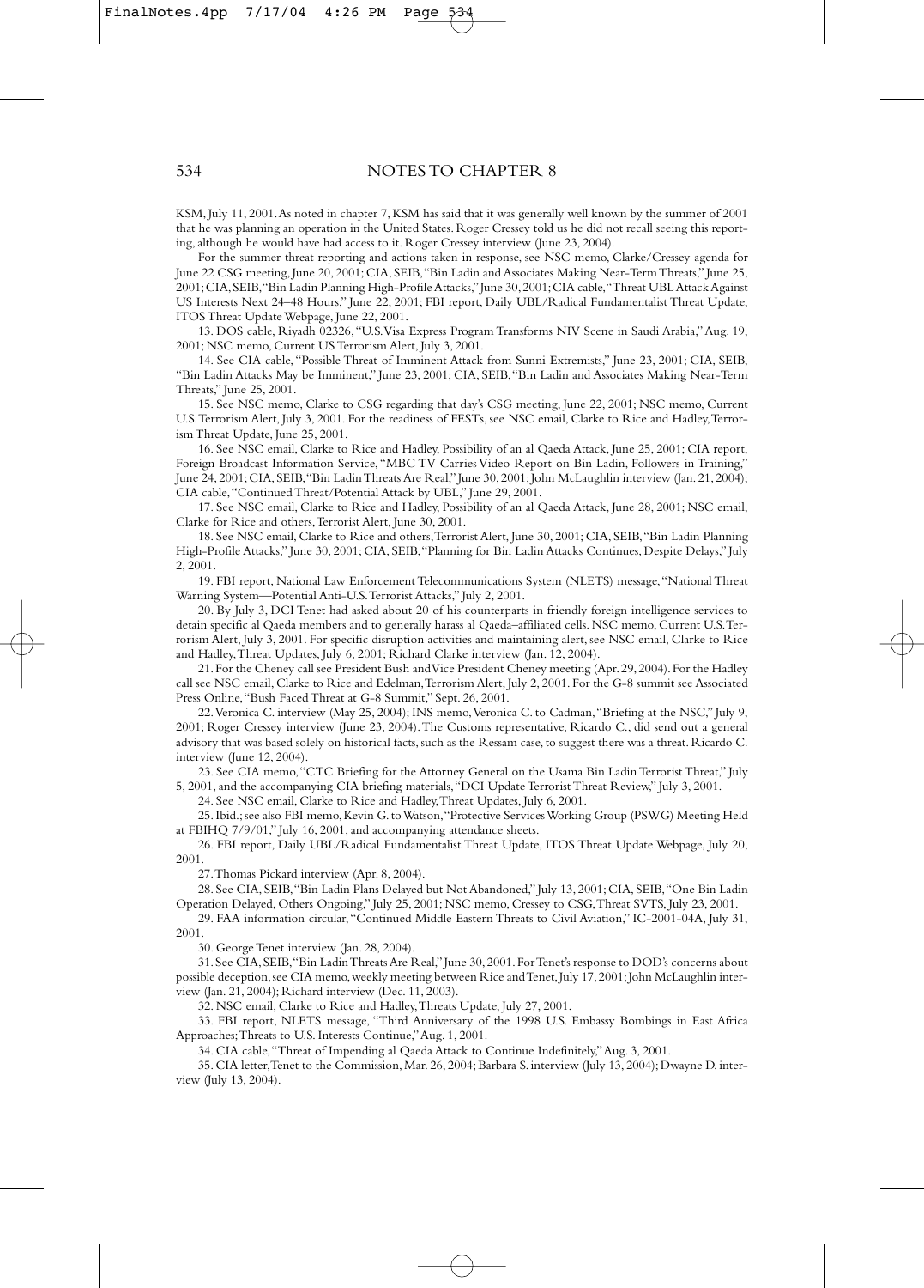KSM, July 11, 2001. As noted in chapter 7, KSM has said that it was generally well known by the summer of 2001 that he was planning an operation in the United States. Roger Cressey told us he did not recall seeing this reporting, although he would have had access to it. Roger Cressey interview (June 23, 2004).

For the summer threat reporting and actions taken in response, see NSC memo, Clarke/Cressey agenda for June 22 CSG meeting, June 20, 2001; CIA, SEIB, "Bin Ladin and Associates Making Near-Term Threats," June 25, 2001; CIA, SEIB, "Bin Ladin Planning High-Profile Attacks," June 30, 2001; CIA cable, "Threat UBL Attack Against US Interests Next 24–48 Hours," June 22, 2001; FBI report, Daily UBL/Radical Fundamentalist Threat Update, ITOS Threat Update Webpage, June 22, 2001.

13. DOS cable, Riyadh 02326, "U.S. Visa Express Program Transforms NIV Scene in Saudi Arabia," Aug. 19, 2001; NSC memo, Current US Terrorism Alert, July 3, 2001.

14. See CIA cable, "Possible Threat of Imminent Attack from Sunni Extremists," June 23, 2001; CIA, SEIB, "Bin Ladin Attacks May be Imminent," June 23, 2001; CIA, SEIB, "Bin Ladin and Associates Making Near-Term Threats," June 25, 2001.

15. See NSC memo, Clarke to CSG regarding that day's CSG meeting, June 22, 2001; NSC memo, Current U.S. Terrorism Alert, July 3, 2001. For the readiness of FESTs, see NSC email, Clarke to Rice and Hadley, Terrorism Threat Update, June 25, 2001.

16. See NSC email, Clarke to Rice and Hadley, Possibility of an al Qaeda Attack, June 25, 2001; CIA report, Foreign Broadcast Information Service, "MBC TV Carries Video Report on Bin Ladin, Followers in Training," June 24, 2001; CIA, SEIB, "Bin Ladin Threats Are Real," June 30, 2001; John McLaughlin interview (Jan. 21, 2004); CIA cable, "Continued Threat/Potential Attack by UBL," June 29, 2001.

17. See NSC email, Clarke to Rice and Hadley, Possibility of an al Qaeda Attack, June 28, 2001; NSC email, Clarke for Rice and others, Terrorist Alert, June 30, 2001.

18. See NSC email, Clarke to Rice and others, Terrorist Alert, June 30, 2001; CIA, SEIB, "Bin Ladin Planning High-Profile Attacks," June 30, 2001; CIA, SEIB, "Planning for Bin Ladin Attacks Continues, Despite Delays," July 2, 2001.

19. FBI report, National Law Enforcement Telecommunications System (NLETS) message, "National Threat Warning System—Potential Anti-U.S. Terrorist Attacks," July 2, 2001.

20. By July 3, DCI Tenet had asked about 20 of his counterparts in friendly foreign intelligence services to detain specific al Qaeda members and to generally harass al Qaeda–affiliated cells. NSC memo, Current U.S. Terrorism Alert, July 3, 2001. For specific disruption activities and maintaining alert, see NSC email, Clarke to Rice and Hadley, Threat Updates, July 6, 2001; Richard Clarke interview (Jan. 12, 2004).

21. For the Cheney call see President Bush and Vice President Cheney meeting (Apr. 29, 2004). For the Hadley call see NSC email, Clarke to Rice and Edelman, Terrorism Alert, July 2, 2001. For the G-8 summit see Associated Press Online, "Bush Faced Threat at G-8 Summit," Sept. 26, 2001.

22. Veronica C. interview (May 25, 2004); INS memo, Veronica C. to Cadman, "Briefing at the NSC," July 9, 2001; Roger Cressey interview (June 23, 2004). The Customs representative, Ricardo C., did send out a general advisory that was based solely on historical facts, such as the Ressam case, to suggest there was a threat. Ricardo C. interview (June 12, 2004).

23. See CIA memo, "CTC Briefing for the Attorney General on the Usama Bin Ladin Terrorist Threat," July 5, 2001, and the accompanying CIA briefing materials, "DCI Update Terrorist Threat Review," July 3, 2001.

24. See NSC email, Clarke to Rice and Hadley, Threat Updates, July 6, 2001.

25. Ibid.; see also FBI memo, Kevin G. to Watson, "Protective Services Working Group (PSWG) Meeting Held at FBIHQ 7/9/01," July 16, 2001, and accompanying attendance sheets.

26. FBI report, Daily UBL/Radical Fundamentalist Threat Update, ITOS Threat Update Webpage, July 20, 2001.

27. Thomas Pickard interview (Apr. 8, 2004).

28. See CIA, SEIB, "Bin Ladin Plans Delayed but Not Abandoned," July 13, 2001; CIA, SEIB, "One Bin Ladin Operation Delayed, Others Ongoing," July 25, 2001; NSC memo, Cressey to CSG, Threat SVTS, July 23, 2001.

29. FAA information circular, "Continued Middle Eastern Threats to Civil Aviation," IC-2001-04A, July 31, 2001.

30. George Tenet interview (Jan. 28, 2004).

31. See CIA, SEIB, "Bin Ladin Threats Are Real," June 30, 2001. For Tenet's response to DOD's concerns about possible deception, see CIA memo, weekly meeting between Rice and Tenet, July 17, 2001; John McLaughlin interview (Jan. 21, 2004); Richard interview (Dec. 11, 2003).

32. NSC email, Clarke to Rice and Hadley, Threats Update, July 27, 2001.

33. FBI report, NLETS message, "Third Anniversary of the 1998 U.S. Embassy Bombings in East Africa Approaches; Threats to U.S. Interests Continue," Aug. 1, 2001.

34. CIA cable, "Threat of Impending al Qaeda Attack to Continue Indefinitely," Aug. 3, 2001.

35. CIA letter, Tenet to the Commission, Mar. 26, 2004; Barbara S. interview (July 13, 2004); Dwayne D. interview (July 13, 2004).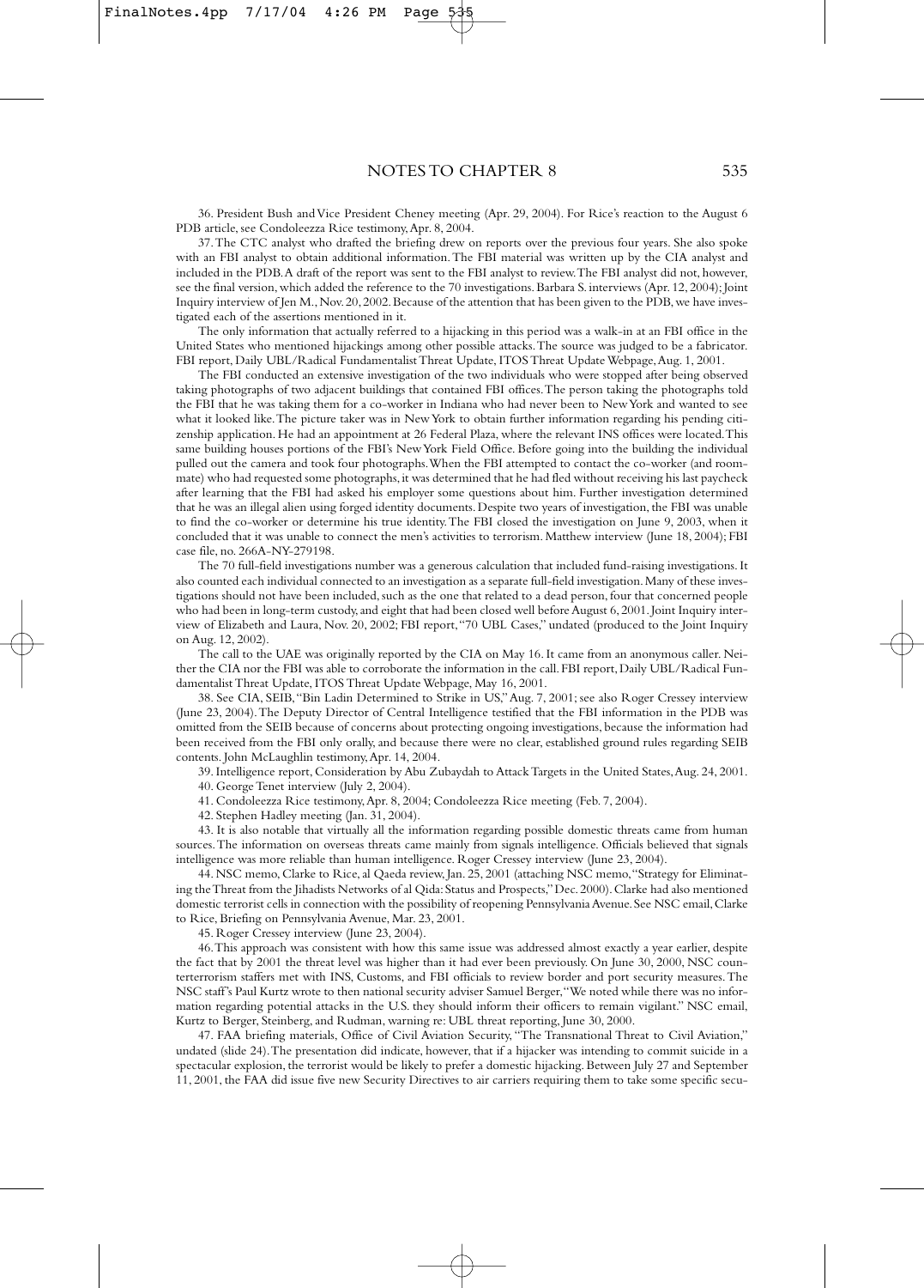36. President Bush and Vice President Cheney meeting (Apr. 29, 2004). For Rice's reaction to the August 6 PDB article, see Condoleezza Rice testimony, Apr. 8, 2004.

37. The CTC analyst who drafted the briefing drew on reports over the previous four years. She also spoke with an FBI analyst to obtain additional information. The FBI material was written up by the CIA analyst and included in the PDB. A draft of the report was sent to the FBI analyst to review. The FBI analyst did not, however, see the final version, which added the reference to the 70 investigations. Barbara S. interviews (Apr. 12, 2004); Joint Inquiry interview of Jen M., Nov. 20, 2002. Because of the attention that has been given to the PDB, we have investigated each of the assertions mentioned in it.

The only information that actually referred to a hijacking in this period was a walk-in at an FBI office in the United States who mentioned hijackings among other possible attacks. The source was judged to be a fabricator. FBI report, Daily UBL/Radical Fundamentalist Threat Update, ITOS Threat Update Webpage, Aug. 1, 2001.

The FBI conducted an extensive investigation of the two individuals who were stopped after being observed taking photographs of two adjacent buildings that contained FBI offices. The person taking the photographs told the FBI that he was taking them for a co-worker in Indiana who had never been to New York and wanted to see what it looked like. The picture taker was in New York to obtain further information regarding his pending citizenship application. He had an appointment at 26 Federal Plaza, where the relevant INS offices were located. This same building houses portions of the FBI's New York Field Office. Before going into the building the individual pulled out the camera and took four photographs. When the FBI attempted to contact the co-worker (and roommate) who had requested some photographs, it was determined that he had fled without receiving his last paycheck after learning that the FBI had asked his employer some questions about him. Further investigation determined that he was an illegal alien using forged identity documents. Despite two years of investigation, the FBI was unable to find the co-worker or determine his true identity. The FBI closed the investigation on June 9, 2003, when it concluded that it was unable to connect the men's activities to terrorism. Matthew interview (June 18, 2004); FBI case file, no. 266A-NY-279198.

The 70 full-field investigations number was a generous calculation that included fund-raising investigations. It also counted each individual connected to an investigation as a separate full-field investigation. Many of these investigations should not have been included, such as the one that related to a dead person, four that concerned people who had been in long-term custody, and eight that had been closed well before August 6, 2001. Joint Inquiry interview of Elizabeth and Laura, Nov. 20, 2002; FBI report, "70 UBL Cases," undated (produced to the Joint Inquiry on Aug. 12, 2002).

The call to the UAE was originally reported by the CIA on May 16. It came from an anonymous caller. Neither the CIA nor the FBI was able to corroborate the information in the call. FBI report, Daily UBL/Radical Fundamentalist Threat Update, ITOS Threat Update Webpage, May 16, 2001.

38. See CIA, SEIB, "Bin Ladin Determined to Strike in US," Aug. 7, 2001; see also Roger Cressey interview (June 23, 2004). The Deputy Director of Central Intelligence testified that the FBI information in the PDB was omitted from the SEIB because of concerns about protecting ongoing investigations, because the information had been received from the FBI only orally, and because there were no clear, established ground rules regarding SEIB contents. John McLaughlin testimony, Apr. 14, 2004.

39. Intelligence report, Consideration by Abu Zubaydah to Attack Targets in the United States, Aug. 24, 2001.

40. George Tenet interview (July 2, 2004).

41. Condoleezza Rice testimony, Apr. 8, 2004; Condoleezza Rice meeting (Feb. 7, 2004).

42. Stephen Hadley meeting (Jan. 31, 2004).

43. It is also notable that virtually all the information regarding possible domestic threats came from human sources. The information on overseas threats came mainly from signals intelligence. Officials believed that signals intelligence was more reliable than human intelligence. Roger Cressey interview (June 23, 2004).

44. NSC memo, Clarke to Rice, al Qaeda review, Jan. 25, 2001 (attaching NSC memo, "Strategy for Eliminating the Threat from the Jihadists Networks of al Qida: Status and Prospects," Dec. 2000). Clarke had also mentioned domestic terrorist cells in connection with the possibility of reopening Pennsylvania Avenue. See NSC email, Clarke to Rice, Briefing on Pennsylvania Avenue, Mar. 23, 2001.

45. Roger Cressey interview (June 23, 2004).

46. This approach was consistent with how this same issue was addressed almost exactly a year earlier, despite the fact that by 2001 the threat level was higher than it had ever been previously. On June 30, 2000, NSC counterterrorism staffers met with INS, Customs, and FBI officials to review border and port security measures. The NSC staff's Paul Kurtz wrote to then national security adviser Samuel Berger, "We noted while there was no information regarding potential attacks in the U.S. they should inform their officers to remain vigilant." NSC email, Kurtz to Berger, Steinberg, and Rudman, warning re: UBL threat reporting, June 30, 2000.

47. FAA briefing materials, Office of Civil Aviation Security, "The Transnational Threat to Civil Aviation," undated (slide 24). The presentation did indicate, however, that if a hijacker was intending to commit suicide in a spectacular explosion, the terrorist would be likely to prefer a domestic hijacking. Between July 27 and September 11, 2001, the FAA did issue five new Security Directives to air carriers requiring them to take some specific secu-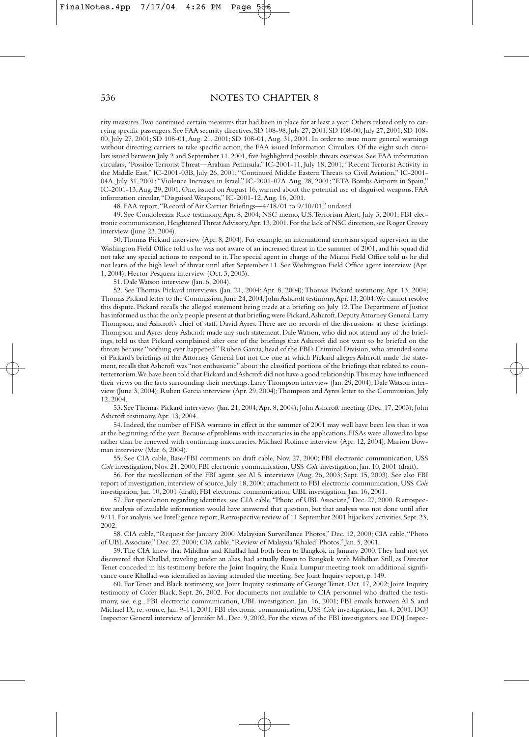rity measures. Two continued certain measures that had been in place for at least a year. Others related only to carrying specific passengers. See FAA security directives, SD 108-98, July 27, 2001; SD 108-00, July 27, 2001; SD 108-00, July 27, 2001; SD 108-01, Aug. 21, 2001; SD 108-01, Aug. 31, 2001. In order to issue more general warnings without directing carriers to take specific action, the FAA issued Information Circulars. Of the eight such circulars issued between July 2 and September 11, 2001, five highlighted possible threats overseas. See FAA information circulars, "Possible Terrorist Threat—Arabian Peninsula," IC-2001-11, July 18, 2001; "Recent Terrorist Activity in the Middle East," IC-2001-03B, July 26, 2001; "Continued Middle Eastern Threats to Civil Aviation," IC-2001-04A, July 31, 2001; "Violence Increases in Israel," IC-2001-07A, Aug. 28, 2001; "ETA Bombs Airports in Spain," IC-2001-13, Aug. 29, 2001. One, issued on August 16, warned about the potential use of disguised weapons. FAA information circular, "Disguised Weapons," IC-2001-12, Aug. 16, 2001.

48. FAA report, "Record of Air Carrier Briefings—4/18/01 to 9/10/01," undated.

49. See Condoleezza Rice testimony, Apr. 8, 2004; NSC memo, U.S. Terrorism Alert, July 3, 2001; FBI electronic communication, Heightened Threat Advisory, Apr. 13, 2001. For the lack of NSC direction, see Roger Cressey interview (June 23, 2004).

50. Thomas Pickard interview (Apr. 8, 2004). For example, an international terrorism squad supervisor in the Washington Field Office told us he was not aware of an increased threat in the summer of 2001, and his squad did not take any special actions to respond to it. The special agent in charge of the Miami Field Office told us he did not learn of the high level of threat until after September 11. See Washington Field Office agent interview (Apr. 1, 2004); Hector Pesquera interview (Oct. 3, 2003).

51. Dale Watson interview (Jan. 6, 2004).

52. See Thomas Pickard interviews (Jan. 21, 2004; Apr. 8, 2004); Thomas Pickard testimony, Apr. 13, 2004; Thomas Pickard letter to the Commission, June 24, 2004; John Ashcroft testimony, Apr. 13, 2004. We cannot resolve this dispute. Pickard recalls the alleged statement being made at a briefing on July 12. The Department of Justice has informed us that the only people present at that briefing were Pickard, Ashcroft, Deputy Attorney General Larry Thompson, and Ashcroft's chief of staff, David Ayres. There are no records of the discussions at these briefings. Thompson and Ayres deny Ashcroft made any such statement. Dale Watson, who did not attend any of the briefings, told us that Pickard complained after one of the briefings that Ashcroft did not want to be briefed on the threats because "nothing ever happened." Ruben Garcia, head of the FBI's Criminal Division, who attended some of Pickard's briefings of the Attorney General but not the one at which Pickard alleges Ashcroft made the statement, recalls that Ashcroft was "not enthusiastic" about the classified portions of the briefings that related to counterterrorism. We have been told that Pickard and Ashcroft did not have a good relationship. This may have influenced their views on the facts surrounding their meetings. Larry Thompson interview (Jan. 29, 2004); Dale Watson interview (June 3, 2004); Ruben Garcia interview (Apr. 29, 2004); Thompson and Ayres letter to the Commission, July 12, 2004.

53. See Thomas Pickard interviews (Jan. 21, 2004; Apr. 8, 2004); John Ashcroft meeting (Dec. 17, 2003); John Ashcroft testimony, Apr. 13, 2004.

54. Indeed, the number of FISA warrants in effect in the summer of 2001 may well have been less than it was at the beginning of the year. Because of problems with inaccuracies in the applications, FISAs were allowed to lapse rather than be renewed with continuing inaccuracies. Michael Rolince interview (Apr. 12, 2004); Marion Bowman interview (Mar. 6, 2004).

55. See CIA cable, Base/FBI comments on draft cable, Nov. 27, 2000; FBI electronic communication, USS *Cole* investigation, Nov. 21, 2000; FBI electronic communication, USS *Cole* investigation, Jan. 10, 2001 (draft).

56. For the recollection of the FBI agent, see Al S. interviews (Aug. 26, 2003; Sept. 15, 2003). See also FBI report of investigation, interview of source, July 18, 2000; attachment to FBI electronic communication, USS *Cole* investigation, Jan. 10, 2001 (draft); FBI electronic communication, UBL investigation, Jan. 16, 2001.

57. For speculation regarding identities, see CIA cable, "Photo of UBL Associate," Dec. 27, 2000. Retrospective analysis of available information would have answered that question, but that analysis was not done until after 9/11. For analysis, see Intelligence report, Retrospective review of 11 September 2001 hijackers' activities, Sept. 23, 2002.

58. CIA cable, "Request for January 2000 Malaysian Surveillance Photos," Dec. 12, 2000; CIA cable, "Photo of UBL Associate," Dec. 27, 2000; CIA cable, "Review of Malaysia 'Khaled' Photos," Jan. 5, 2001.

59. The CIA knew that Mihdhar and Khallad had both been to Bangkok in January 2000. They had not yet discovered that Khallad, traveling under an alias, had actually flown to Bangkok with Mihdhar. Still, as Director Tenet conceded in his testimony before the Joint Inquiry, the Kuala Lumpur meeting took on additional significance once Khallad was identified as having attended the meeting. See Joint Inquiry report, p. 149.

60. For Tenet and Black testimony, see Joint Inquiry testimony of George Tenet, Oct. 17, 2002; Joint Inquiry testimony of Cofer Black, Sept. 26, 2002. For documents not available to CIA personnel who drafted the testimony, see, e.g., FBI electronic communication, UBL investigation, Jan. 16, 2001; FBI emails between Al S. and Michael D., re: source, Jan. 9-11, 2001; FBI electronic communication, USS *Cole* investigation, Jan. 4, 2001; DOJ Inspector General interview of Jennifer M., Dec. 9, 2002. For the views of the FBI investigators, see DOJ Inspec-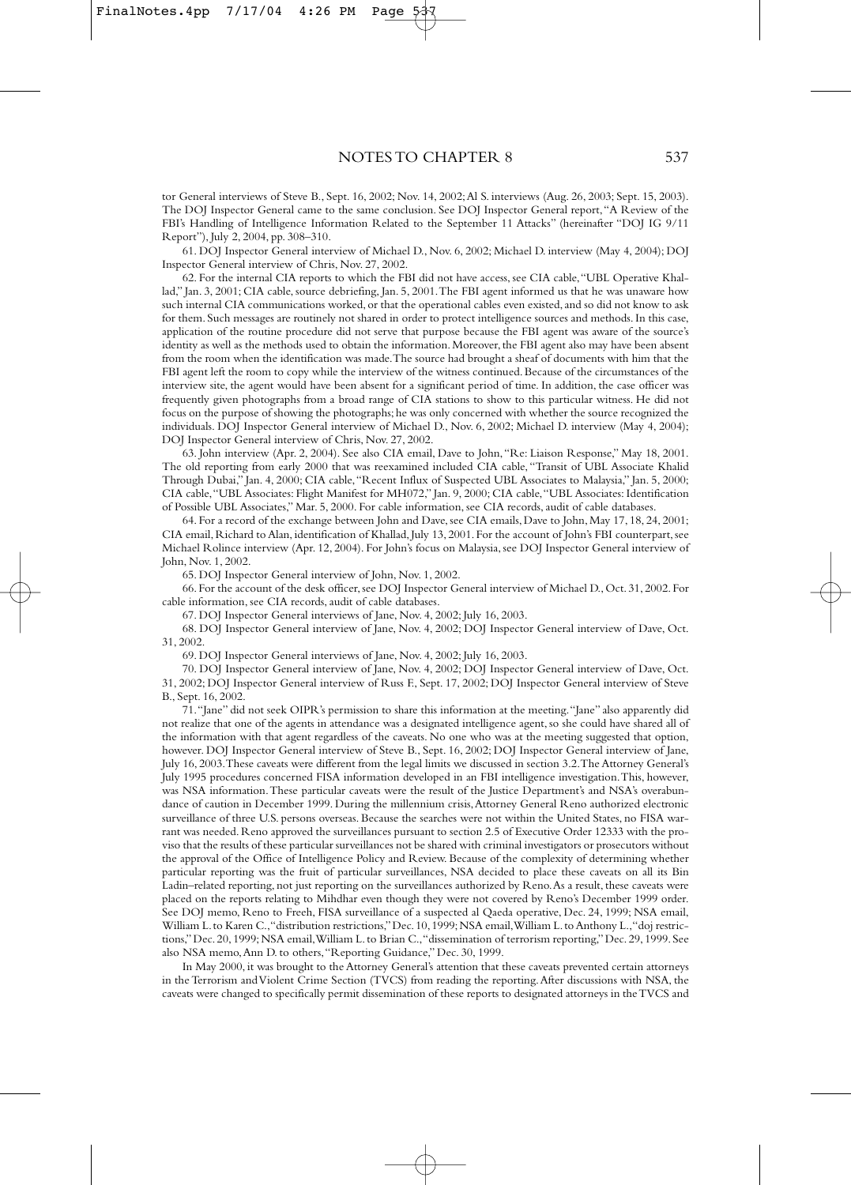tor General interviews of Steve B., Sept. 16, 2002; Nov. 14, 2002; Al S. interviews (Aug. 26, 2003; Sept. 15, 2003). The DOJ Inspector General came to the same conclusion. See DOJ Inspector General report, "A Review of the FBI's Handling of Intelligence Information Related to the September 11 Attacks" (hereinafter "DOJ IG 9/11 Report"), July 2, 2004, pp. 308–310.

61. DOJ Inspector General interview of Michael D., Nov. 6, 2002; Michael D. interview (May 4, 2004); DOJ Inspector General interview of Chris, Nov. 27, 2002.

62. For the internal CIA reports to which the FBI did not have access, see CIA cable, "UBL Operative Khallad," Jan. 3, 2001; CIA cable, source debriefing, Jan. 5, 2001. The FBI agent informed us that he was unaware how such internal CIA communications worked, or that the operational cables even existed, and so did not know to ask for them. Such messages are routinely not shared in order to protect intelligence sources and methods. In this case, application of the routine procedure did not serve that purpose because the FBI agent was aware of the source's identity as well as the methods used to obtain the information. Moreover, the FBI agent also may have been absent from the room when the identification was made. The source had brought a sheaf of documents with him that the FBI agent left the room to copy while the interview of the witness continued. Because of the circumstances of the interview site, the agent would have been absent for a significant period of time. In addition, the case officer was frequently given photographs from a broad range of CIA stations to show to this particular witness. He did not focus on the purpose of showing the photographs; he was only concerned with whether the source recognized the individuals. DOJ Inspector General interview of Michael D., Nov. 6, 2002; Michael D. interview (May 4, 2004); DOJ Inspector General interview of Chris, Nov. 27, 2002.

63. John interview (Apr. 2, 2004). See also CIA email, Dave to John, "Re: Liaison Response," May 18, 2001. The old reporting from early 2000 that was reexamined included CIA cable, "Transit of UBL Associate Khalid Through Dubai," Jan. 4, 2000; CIA cable, "Recent Influx of Suspected UBL Associates to Malaysia," Jan. 5, 2000; CIA cable, "UBL Associates: Flight Manifest for MH072," Jan. 9, 2000; CIA cable, "UBL Associates: Identification of Possible UBL Associates," Mar. 5, 2000. For cable information, see CIA records, audit of cable databases.

64. For a record of the exchange between John and Dave, see CIA emails, Dave to John, May 17, 18, 24, 2001; CIA email, Richard to Alan, identification of Khallad, July 13, 2001. For the account of John's FBI counterpart, see Michael Rolince interview (Apr. 12, 2004). For John's focus on Malaysia, see DOJ Inspector General interview of John, Nov. 1, 2002.

65. DOJ Inspector General interview of John, Nov. 1, 2002.

66. For the account of the desk officer, see DOJ Inspector General interview of Michael D., Oct. 31, 2002. For cable information, see CIA records, audit of cable databases.

67. DOJ Inspector General interviews of Jane, Nov. 4, 2002; July 16, 2003.

68. DOJ Inspector General interview of Jane, Nov. 4, 2002; DOJ Inspector General interview of Dave, Oct. 31, 2002.

69. DOJ Inspector General interviews of Jane, Nov. 4, 2002; July 16, 2003.

70. DOJ Inspector General interview of Jane, Nov. 4, 2002; DOJ Inspector General interview of Dave, Oct. 31, 2002; DOJ Inspector General interview of Russ F., Sept. 17, 2002; DOJ Inspector General interview of Steve B., Sept. 16, 2002.

71. "Jane" did not seek OIPR's permission to share this information at the meeting. "Jane" also apparently did not realize that one of the agents in attendance was a designated intelligence agent, so she could have shared all of the information with that agent regardless of the caveats. No one who was at the meeting suggested that option, however. DOJ Inspector General interview of Steve B., Sept. 16, 2002; DOJ Inspector General interview of Jane, July 16, 2003. These caveats were different from the legal limits we discussed in section 3.2. The Attorney General's July 1995 procedures concerned FISA information developed in an FBI intelligence investigation. This, however, was NSA information. These particular caveats were the result of the Justice Department's and NSA's overabundance of caution in December 1999. During the millennium crisis, Attorney General Reno authorized electronic surveillance of three U.S. persons overseas. Because the searches were not within the United States, no FISA warrant was needed. Reno approved the surveillances pursuant to section 2.5 of Executive Order 12333 with the proviso that the results of these particular surveillances not be shared with criminal investigators or prosecutors without the approval of the Office of Intelligence Policy and Review. Because of the complexity of determining whether particular reporting was the fruit of particular surveillances, NSA decided to place these caveats on all its Bin Ladin–related reporting, not just reporting on the surveillances authorized by Reno. As a result, these caveats were placed on the reports relating to Mihdhar even though they were not covered by Reno's December 1999 order. See DOJ memo, Reno to Freeh, FISA surveillance of a suspected al Qaeda operative, Dec. 24, 1999; NSA email, William L. to Karen C., "distribution restrictions," Dec. 10, 1999; NSA email, William L. to Anthony L., "doj restrictions," Dec. 20, 1999; NSA email, William L. to Brian C., "dissemination of terrorism reporting," Dec. 29, 1999. See also NSA memo, Ann D. to others, "Reporting Guidance," Dec. 30, 1999.

In May 2000, it was brought to the Attorney General's attention that these caveats prevented certain attorneys in the Terrorism and Violent Crime Section (TVCS) from reading the reporting. After discussions with NSA, the caveats were changed to specifically permit dissemination of these reports to designated attorneys in the TVCS and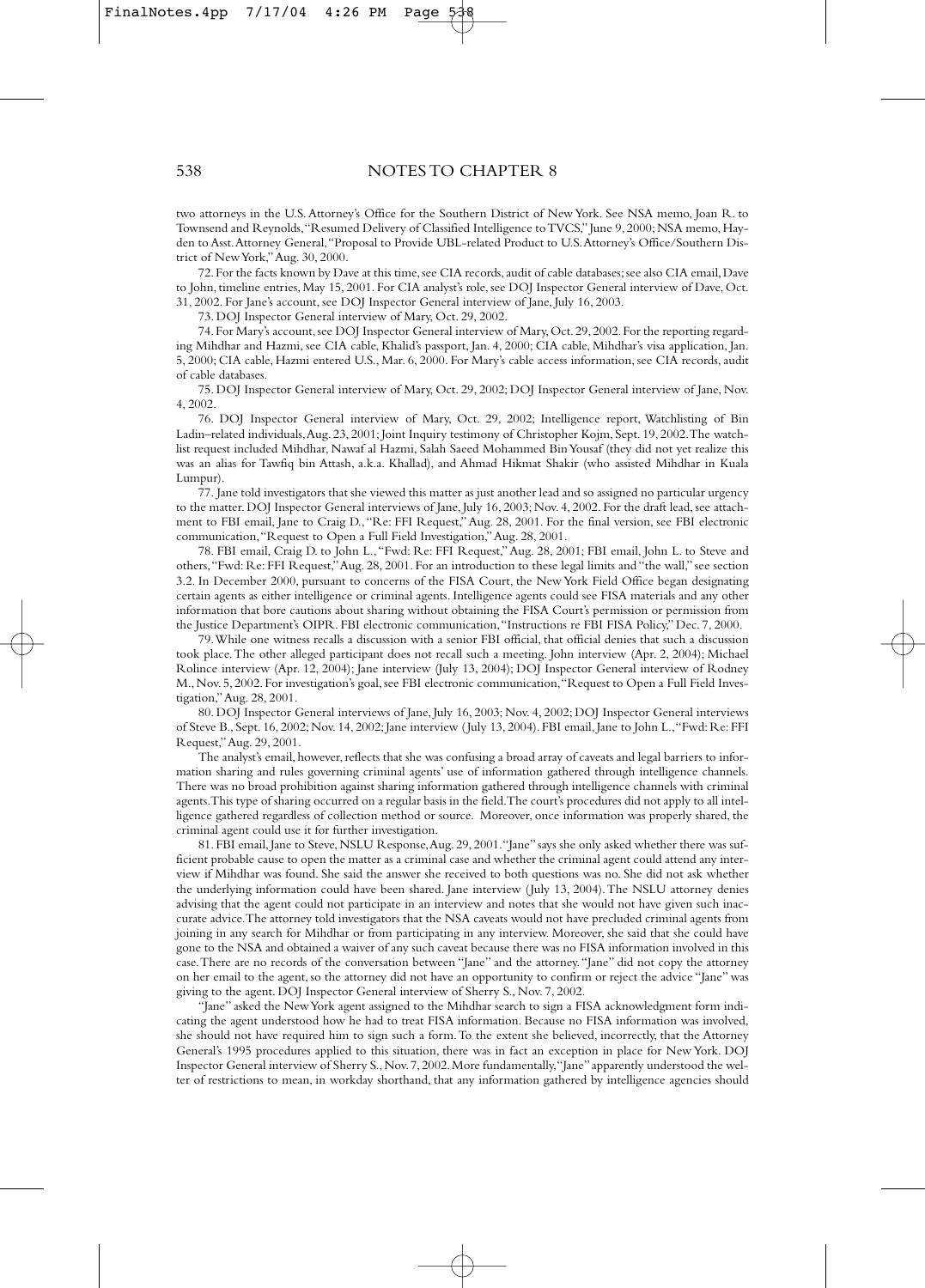two attorneys in the U.S. Attorney's Office for the Southern District of New York. See NSA memo, Joan R. to Townsend and Reynolds, "Resumed Delivery of Classified Intelligence to TVCS," June 9, 2000; NSA memo, Hayden to Asst. Attorney General, "Proposal to Provide UBL-related Product to U.S. Attorney's Office/Southern District of New York," Aug. 30, 2000.

72. For the facts known by Dave at this time, see CIA records, audit of cable databases; see also CIA email, Dave to John, timeline entries, May 15, 2001. For CIA analyst's role, see DOJ Inspector General interview of Dave, Oct. 31, 2002. For Jane's account, see DOJ Inspector General interview of Jane, July 16, 2003.

73. DOJ Inspector General interview of Mary, Oct. 29, 2002.

74. For Mary's account, see DOJ Inspector General interview of Mary, Oct. 29, 2002. For the reporting regarding Mihdhar and Hazmi, see CIA cable, Khalid's passport, Jan. 4, 2000; CIA cable, Mihdhar's visa application, Jan. 5, 2000; CIA cable, Hazmi entered U.S., Mar. 6, 2000. For Mary's cable access information, see CIA records, audit of cable databases.

75. DOJ Inspector General interview of Mary, Oct. 29, 2002; DOJ Inspector General interview of Jane, Nov. 4, 2002.

76. DOJ Inspector General interview of Mary, Oct. 29, 2002; Intelligence report, Watchlisting of Bin Ladin–related individuals, Aug. 23, 2001; Joint Inquiry testimony of Christopher Kojm, Sept. 19, 2002. The watchlist request included Mihdhar, Nawaf al Hazmi, Salah Saeed Mohammed Bin Yousaf (they did not yet realize this was an alias for Tawfiq bin Attash, a.k.a. Khallad), and Ahmad Hikmat Shakir (who assisted Mihdhar in Kuala Lumpur).

77. Jane told investigators that she viewed this matter as just another lead and so assigned no particular urgency to the matter. DOJ Inspector General interviews of Jane, July 16, 2003; Nov. 4, 2002. For the draft lead, see attachment to FBI email, Jane to Craig D., "Re: FFI Request," Aug. 28, 2001. For the final version, see FBI electronic communication, "Request to Open a Full Field Investigation," Aug. 28, 2001.

78. FBI email, Craig D. to John L., "Fwd: Re: FFI Request," Aug. 28, 2001; FBI email, John L. to Steve and others, "Fwd: Re: FFI Request," Aug. 28, 2001. For an introduction to these legal limits and "the wall," see section 3.2. In December 2000, pursuant to concerns of the FISA Court, the New York Field Office began designating certain agents as either intelligence or criminal agents. Intelligence agents could see FISA materials and any other information that bore cautions about sharing without obtaining the FISA Court's permission or permission from the Justice Department's OIPR. FBI electronic communication, "Instructions re FBI FISA Policy," Dec. 7, 2000.

79. While one witness recalls a discussion with a senior FBI official, that official denies that such a discussion took place. The other alleged participant does not recall such a meeting. John interview (Apr. 2, 2004); Michael Rolince interview (Apr. 12, 2004); Jane interview (July 13, 2004); DOJ Inspector General interview of Rodney M., Nov. 5, 2002. For investigation's goal, see FBI electronic communication, "Request to Open a Full Field Investigation," Aug. 28, 2001.

80. DOJ Inspector General interviews of Jane, July 16, 2003; Nov. 4, 2002; DOJ Inspector General interviews of Steve B., Sept. 16, 2002; Nov. 14, 2002; Jane interview (July 13, 2004). FBI email, Jane to John L., "Fwd: Re: FFI Request," Aug. 29, 2001.

The analyst's email, however, reflects that she was confusing a broad array of caveats and legal barriers to information sharing and rules governing criminal agents' use of information gathered through intelligence channels. There was no broad prohibition against sharing information gathered through intelligence channels with criminal agents. This type of sharing occurred on a regular basis in the field. The court's procedures did not apply to all intelligence gathered regardless of collection method or source. Moreover, once information was properly shared, the criminal agent could use it for further investigation.

81. FBI email, Jane to Steve, NSLU Response, Aug. 29, 2001. "Jane" says she only asked whether there was sufficient probable cause to open the matter as a criminal case and whether the criminal agent could attend any interview if Mihdhar was found. She said the answer she received to both questions was no. She did not ask whether the underlying information could have been shared. Jane interview (July 13, 2004). The NSLU attorney denies advising that the agent could not participate in an interview and notes that she would not have given such inaccurate advice. The attorney told investigators that the NSA caveats would not have precluded criminal agents from joining in any search for Mihdhar or from participating in any interview. Moreover, she said that she could have gone to the NSA and obtained a waiver of any such caveat because there was no FISA information involved in this case. There are no records of the conversation between "Jane" and the attorney. "Jane" did not copy the attorney on her email to the agent, so the attorney did not have an opportunity to confirm or reject the advice "Jane" was giving to the agent. DOJ Inspector General interview of Sherry S., Nov. 7, 2002.

"Jane" asked the New York agent assigned to the Mihdhar search to sign a FISA acknowledgment form indicating the agent understood how he had to treat FISA information. Because no FISA information was involved, she should not have required him to sign such a form. To the extent she believed, incorrectly, that the Attorney General's 1995 procedures applied to this situation, there was in fact an exception in place for New York. DOJ Inspector General interview of Sherry S., Nov. 7, 2002. More fundamentally, "Jane" apparently understood the welter of restrictions to mean, in workday shorthand, that any information gathered by intelligence agencies should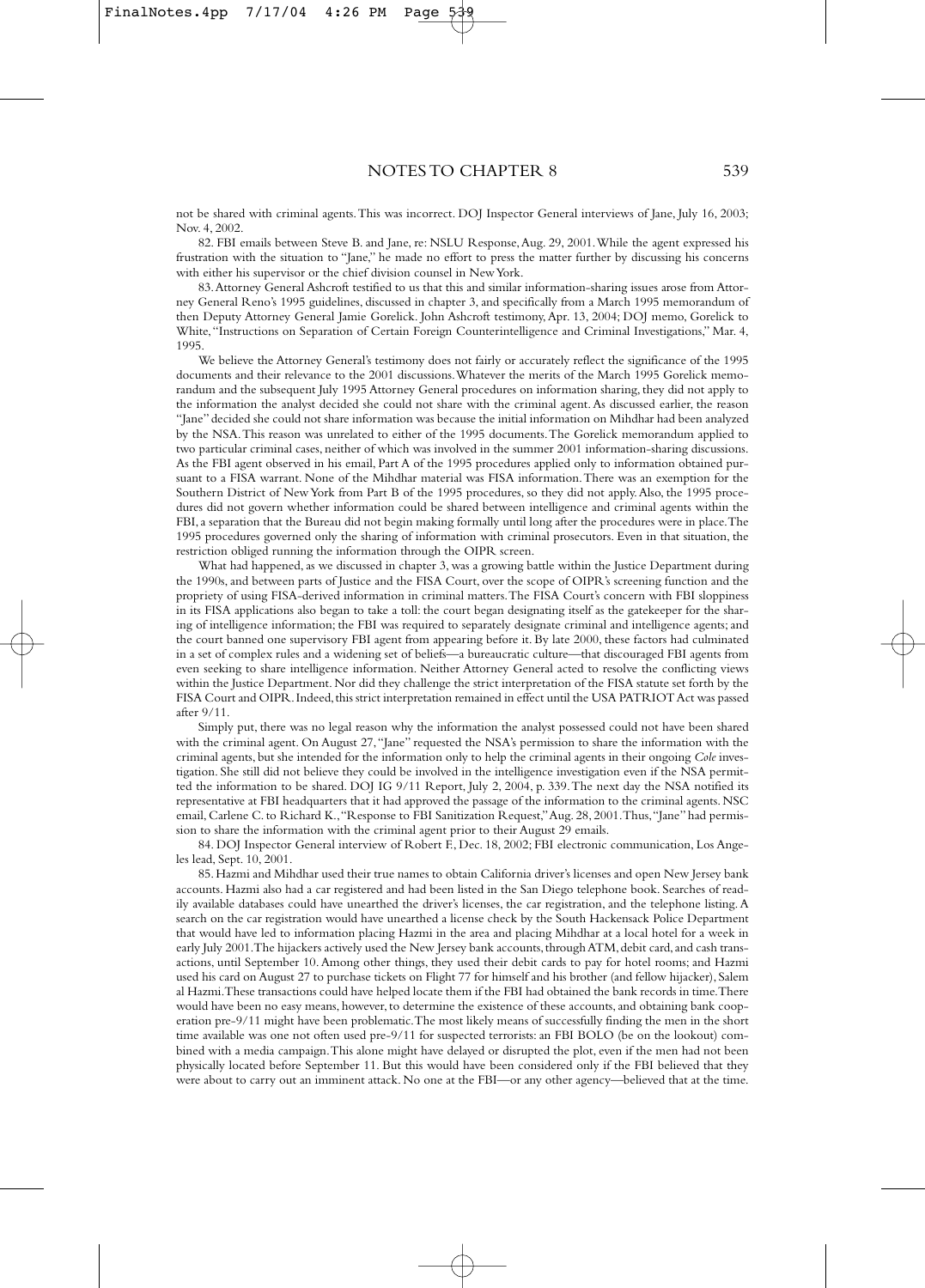not be shared with criminal agents. This was incorrect. DOJ Inspector General interviews of Jane, July 16, 2003; Nov. 4, 2002.

82. FBI emails between Steve B. and Jane, re: NSLU Response, Aug. 29, 2001. While the agent expressed his frustration with the situation to "Jane," he made no effort to press the matter further by discussing his concerns with either his supervisor or the chief division counsel in New York.

83. Attorney General Ashcroft testified to us that this and similar information-sharing issues arose from Attorney General Reno's 1995 guidelines, discussed in chapter 3, and specifically from a March 1995 memorandum of then Deputy Attorney General Jamie Gorelick. John Ashcroft testimony, Apr. 13, 2004; DOJ memo, Gorelick to White, "Instructions on Separation of Certain Foreign Counterintelligence and Criminal Investigations," Mar. 4, 1995.

We believe the Attorney General's testimony does not fairly or accurately reflect the significance of the 1995 documents and their relevance to the 2001 discussions. Whatever the merits of the March 1995 Gorelick memorandum and the subsequent July 1995 Attorney General procedures on information sharing, they did not apply to the information the analyst decided she could not share with the criminal agent. As discussed earlier, the reason "Jane" decided she could not share information was because the initial information on Mihdhar had been analyzed by the NSA. This reason was unrelated to either of the 1995 documents. The Gorelick memorandum applied to two particular criminal cases, neither of which was involved in the summer 2001 information-sharing discussions. As the FBI agent observed in his email, Part A of the 1995 procedures applied only to information obtained pursuant to a FISA warrant. None of the Mihdhar material was FISA information. There was an exemption for the Southern District of New York from Part B of the 1995 procedures, so they did not apply. Also, the 1995 procedures did not govern whether information could be shared between intelligence and criminal agents within the FBI, a separation that the Bureau did not begin making formally until long after the procedures were in place. The 1995 procedures governed only the sharing of information with criminal prosecutors. Even in that situation, the restriction obliged running the information through the OIPR screen.

What had happened, as we discussed in chapter 3, was a growing battle within the Justice Department during the 1990s, and between parts of Justice and the FISA Court, over the scope of OIPR's screening function and the propriety of using FISA-derived information in criminal matters. The FISA Court's concern with FBI sloppiness in its FISA applications also began to take a toll: the court began designating itself as the gatekeeper for the sharing of intelligence information; the FBI was required to separately designate criminal and intelligence agents; and the court banned one supervisory FBI agent from appearing before it. By late 2000, these factors had culminated in a set of complex rules and a widening set of beliefs—a bureaucratic culture—that discouraged FBI agents from even seeking to share intelligence information. Neither Attorney General acted to resolve the conflicting views within the Justice Department. Nor did they challenge the strict interpretation of the FISA statute set forth by the FISA Court and OIPR. Indeed, this strict interpretation remained in effect until the USA PATRIOT Act was passed after 9/11.

Simply put, there was no legal reason why the information the analyst possessed could not have been shared with the criminal agent. On August 27, "Jane" requested the NSA's permission to share the information with the criminal agents, but she intended for the information only to help the criminal agents in their ongoing *Cole* investigation. She still did not believe they could be involved in the intelligence investigation even if the NSA permitted the information to be shared. DOJ IG 9/11 Report, July 2, 2004, p. 339. The next day the NSA notified its representative at FBI headquarters that it had approved the passage of the information to the criminal agents. NSC email, Carlene C. to Richard K., "Response to FBI Sanitization Request," Aug. 28, 2001. Thus, "Jane" had permission to share the information with the criminal agent prior to their August 29 emails.

84. DOJ Inspector General interview of Robert F., Dec. 18, 2002; FBI electronic communication, Los Angeles lead, Sept. 10, 2001.

85. Hazmi and Mihdhar used their true names to obtain California driver's licenses and open New Jersey bank accounts. Hazmi also had a car registered and had been listed in the San Diego telephone book. Searches of readily available databases could have unearthed the driver's licenses, the car registration, and the telephone listing. A search on the car registration would have unearthed a license check by the South Hackensack Police Department that would have led to information placing Hazmi in the area and placing Mihdhar at a local hotel for a week in early July 2001. The hijackers actively used the New Jersey bank accounts, through ATM, debit card, and cash transactions, until September 10. Among other things, they used their debit cards to pay for hotel rooms; and Hazmi used his card on August 27 to purchase tickets on Flight 77 for himself and his brother (and fellow hijacker), Salem al Hazmi. These transactions could have helped locate them if the FBI had obtained the bank records in time. There would have been no easy means, however, to determine the existence of these accounts, and obtaining bank cooperation pre-9/11 might have been problematic. The most likely means of successfully finding the men in the short time available was one not often used pre-9/11 for suspected terrorists: an FBI BOLO (be on the lookout) combined with a media campaign. This alone might have delayed or disrupted the plot, even if the men had not been physically located before September 11. But this would have been considered only if the FBI believed that they were about to carry out an imminent attack. No one at the FBI—or any other agency—believed that at the time.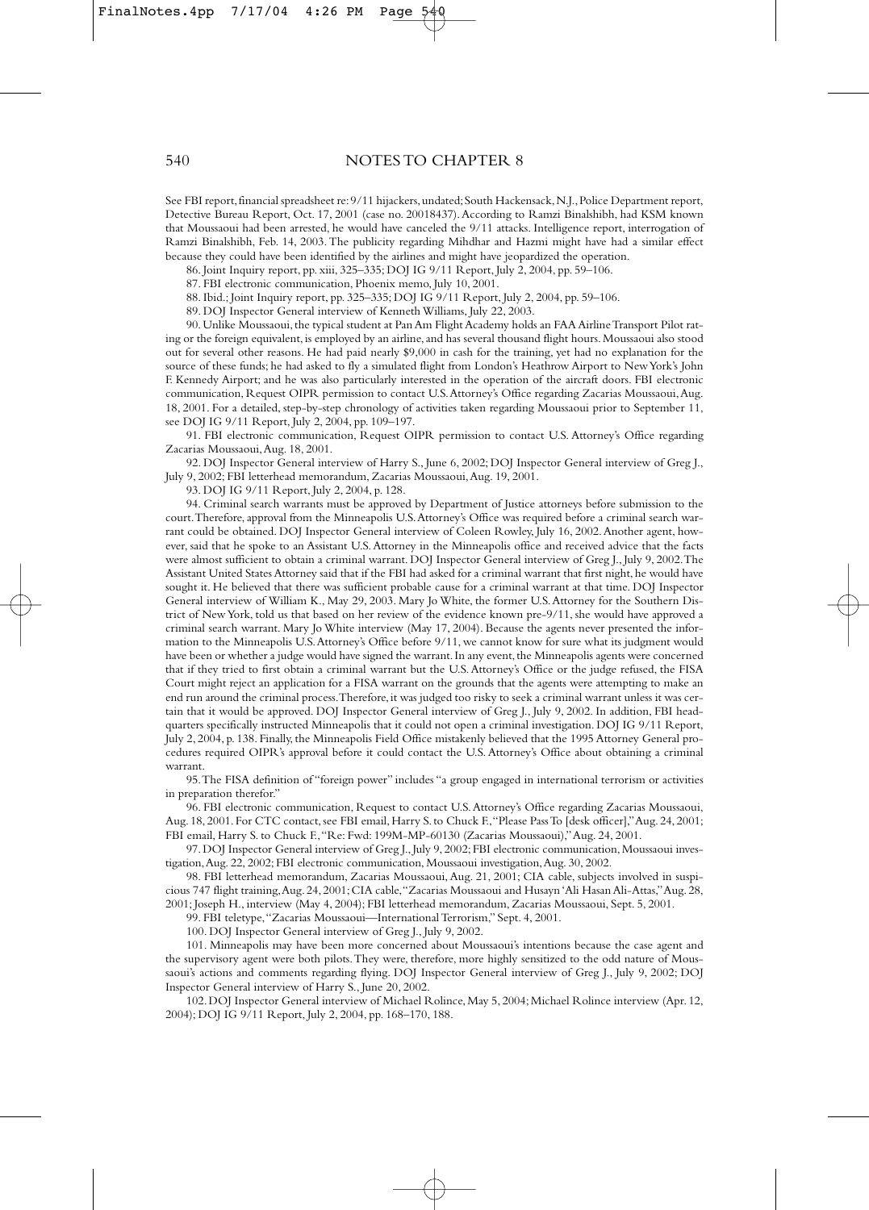See FBI report, financial spreadsheet re: 9/11 hijackers, undated; South Hackensack, N.J., Police Department report, Detective Bureau Report, Oct. 17, 2001 (case no. 20018437). According to Ramzi Binalshibh, had KSM known that Moussaoui had been arrested, he would have canceled the 9/11 attacks. Intelligence report, interrogation of Ramzi Binalshibh, Feb. 14, 2003. The publicity regarding Mihdhar and Hazmi might have had a similar effect because they could have been identified by the airlines and might have jeopardized the operation.

86. Joint Inquiry report, pp. xiii, 325–335; DOJ IG 9/11 Report, July 2, 2004, pp. 59–106.

87. FBI electronic communication, Phoenix memo, July 10, 2001.

88. Ibid.; Joint Inquiry report, pp. 325–335; DOJ IG 9/11 Report, July 2, 2004, pp. 59–106.

89. DOJ Inspector General interview of Kenneth Williams, July 22, 2003.

90. Unlike Moussaoui, the typical student at Pan Am Flight Academy holds an FAA Airline Transport Pilot rating or the foreign equivalent, is employed by an airline, and has several thousand flight hours. Moussaoui also stood out for several other reasons. He had paid nearly $9,000 in cash for the training, yet had no explanation for the source of these funds; he had asked to fly a simulated flight from London's Heathrow Airport to New York's John F. Kennedy Airport; and he was also particularly interested in the operation of the aircraft doors. FBI electronic communication, Request OIPR permission to contact U.S. Attorney's Office regarding Zacarias Moussaoui, Aug. 18, 2001. For a detailed, step-by-step chronology of activities taken regarding Moussaoui prior to September 11, see DOJ IG 9/11 Report, July 2, 2004, pp. 109–197.

91. FBI electronic communication, Request OIPR permission to contact U.S. Attorney's Office regarding Zacarias Moussaoui, Aug. 18, 2001.

92. DOJ Inspector General interview of Harry S., June 6, 2002; DOJ Inspector General interview of Greg J., July 9, 2002; FBI letterhead memorandum, Zacarias Moussaoui, Aug. 19, 2001.

93. DOJ IG 9/11 Report, July 2, 2004, p. 128.

94. Criminal search warrants must be approved by Department of Justice attorneys before submission to the court. Therefore, approval from the Minneapolis U.S. Attorney's Office was required before a criminal search warrant could be obtained. DOJ Inspector General interview of Coleen Rowley, July 16, 2002. Another agent, however, said that he spoke to an Assistant U.S. Attorney in the Minneapolis office and received advice that the facts were almost sufficient to obtain a criminal warrant. DOJ Inspector General interview of Greg J., July 9, 2002. The Assistant United States Attorney said that if the FBI had asked for a criminal warrant that first night, he would have sought it. He believed that there was sufficient probable cause for a criminal warrant at that time. DOJ Inspector General interview of William K., May 29, 2003. Mary Jo White, the former U.S. Attorney for the Southern District of New York, told us that based on her review of the evidence known pre-9/11, she would have approved a criminal search warrant. Mary Jo White interview (May 17, 2004). Because the agents never presented the information to the Minneapolis U.S. Attorney's Office before 9/11, we cannot know for sure what its judgment would have been or whether a judge would have signed the warrant. In any event, the Minneapolis agents were concerned that if they tried to first obtain a criminal warrant but the U.S. Attorney's Office or the judge refused, the FISA Court might reject an application for a FISA warrant on the grounds that the agents were attempting to make an end run around the criminal process. Therefore, it was judged too risky to seek a criminal warrant unless it was certain that it would be approved. DOJ Inspector General interview of Greg J., July 9, 2002. In addition, FBI headquarters specifically instructed Minneapolis that it could not open a criminal investigation. DOJ IG 9/11 Report, July 2, 2004, p. 138. Finally, the Minneapolis Field Office mistakenly believed that the 1995 Attorney General procedures required OIPR's approval before it could contact the U.S. Attorney's Office about obtaining a criminal warrant.

95. The FISA definition of "foreign power" includes "a group engaged in international terrorism or activities in preparation therefor."

96. FBI electronic communication, Request to contact U.S. Attorney's Office regarding Zacarias Moussaoui, Aug. 18, 2001. For CTC contact, see FBI email, Harry S. to Chuck F., "Please Pass To [desk officer]," Aug. 24, 2001; FBI email, Harry S. to Chuck F., "Re: Fwd: 199M-MP-60130 (Zacarias Moussaoui)," Aug. 24, 2001.

97. DOJ Inspector General interview of Greg J., July 9, 2002; FBI electronic communication, Moussaoui investigation, Aug. 22, 2002; FBI electronic communication, Moussaoui investigation, Aug. 30, 2002.

98. FBI letterhead memorandum, Zacarias Moussaoui, Aug. 21, 2001; CIA cable, subjects involved in suspicious 747 flight training, Aug. 24, 2001; CIA cable, "Zacarias Moussaoui and Husayn 'Ali Hasan Ali-Attas," Aug. 28, 2001; Joseph H., interview (May 4, 2004); FBI letterhead memorandum, Zacarias Moussaoui, Sept. 5, 2001.

99. FBI teletype, "Zacarias Moussaoui—International Terrorism," Sept. 4, 2001.

100. DOJ Inspector General interview of Greg J., July 9, 2002.

101. Minneapolis may have been more concerned about Moussaoui's intentions because the case agent and the supervisory agent were both pilots. They were, therefore, more highly sensitized to the odd nature of Moussaoui's actions and comments regarding flying. DOJ Inspector General interview of Greg J., July 9, 2002; DOJ Inspector General interview of Harry S., June 20, 2002.

102. DOJ Inspector General interview of Michael Rolince, May 5, 2004; Michael Rolince interview (Apr. 12, 2004); DOJ IG 9/11 Report, July 2, 2004, pp. 168–170, 188.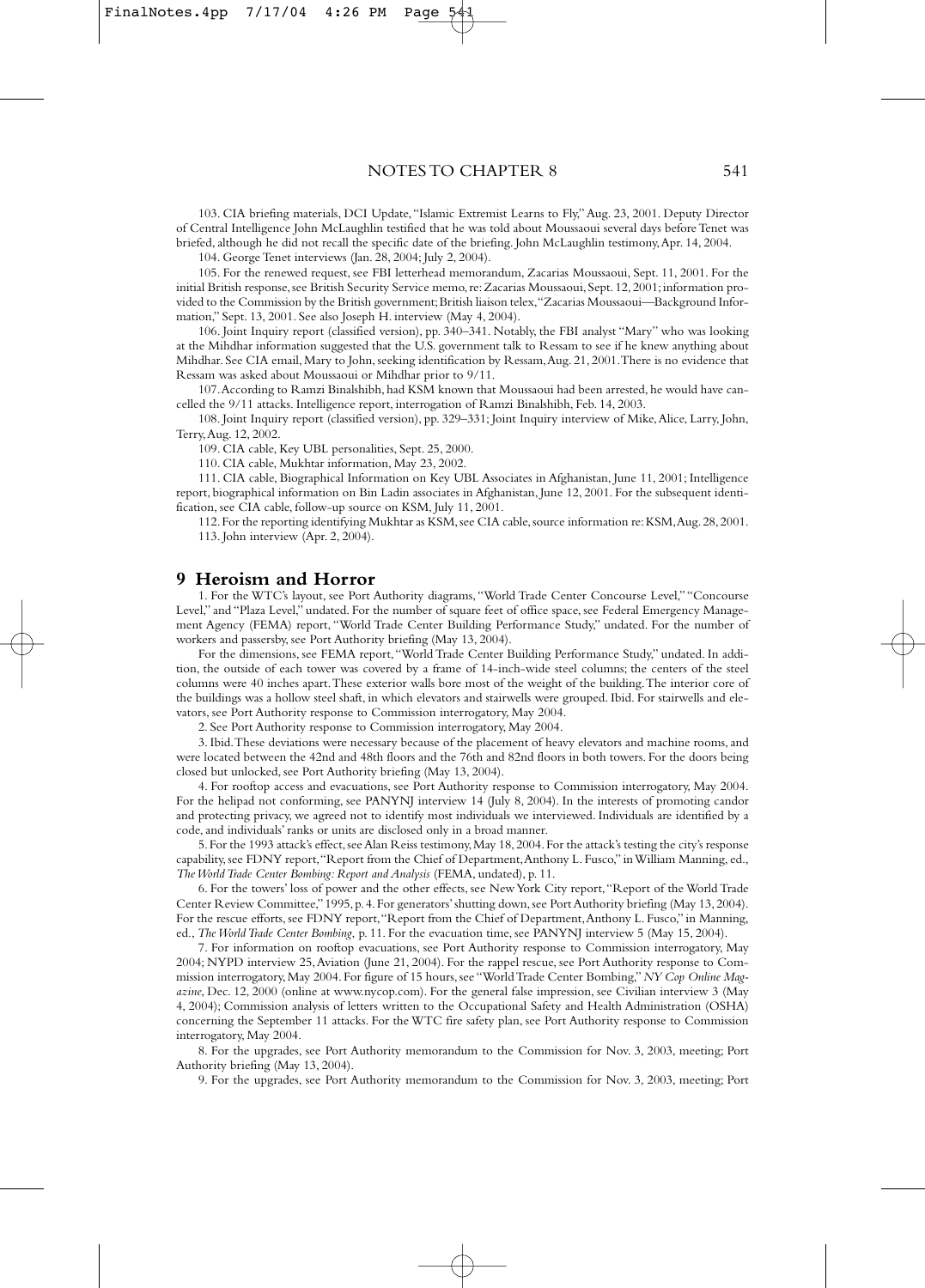103. CIA briefing materials, DCI Update, "Islamic Extremist Learns to Fly," Aug. 23, 2001. Deputy Director of Central Intelligence John McLaughlin testified that he was told about Moussaoui several days before Tenet was briefed, although he did not recall the specific date of the briefing. John McLaughlin testimony, Apr. 14, 2004.

104. George Tenet interviews (Jan. 28, 2004; July 2, 2004).

105. For the renewed request, see FBI letterhead memorandum, Zacarias Moussaoui, Sept. 11, 2001. For the initial British response, see British Security Service memo, re: Zacarias Moussaoui, Sept. 12, 2001; information provided to the Commission by the British government; British liaison telex, "Zacarias Moussaoui—Background Information," Sept. 13, 2001. See also Joseph H. interview (May 4, 2004).

106. Joint Inquiry report (classified version), pp. 340–341. Notably, the FBI analyst "Mary" who was looking at the Mihdhar information suggested that the U.S. government talk to Ressam to see if he knew anything about Mihdhar. See CIA email, Mary to John, seeking identification by Ressam, Aug. 21, 2001. There is no evidence that Ressam was asked about Moussaoui or Mihdhar prior to 9/11.

107. According to Ramzi Binalshibh, had KSM known that Moussaoui had been arrested, he would have cancelled the 9/11 attacks. Intelligence report, interrogation of Ramzi Binalshibh, Feb. 14, 2003.

108. Joint Inquiry report (classified version), pp. 329–331; Joint Inquiry interview of Mike, Alice, Larry, John, Terry, Aug. 12, 2002.

109. CIA cable, Key UBL personalities, Sept. 25, 2000.

110. CIA cable, Mukhtar information, May 23, 2002.

111. CIA cable, Biographical Information on Key UBL Associates in Afghanistan, June 11, 2001; Intelligence report, biographical information on Bin Ladin associates in Afghanistan, June 12, 2001. For the subsequent identification, see CIA cable, follow-up source on KSM, July 11, 2001.

112. For the reporting identifying Mukhtar as KSM, see CIA cable, source information re: KSM, Aug. 28, 2001.

113. John interview (Apr. 2, 2004).

## 9 Heroism and Horror

1. For the WTC's layout, see Port Authority diagrams, "World Trade Center Concourse Level," "Concourse Level," and "Plaza Level," undated. For the number of square feet of office space, see Federal Emergency Management Agency (FEMA) report, "World Trade Center Building Performance Study," undated. For the number of workers and passersby, see Port Authority briefing (May 13, 2004).

For the dimensions, see FEMA report, "World Trade Center Building Performance Study," undated. In addition, the outside of each tower was covered by a frame of 14-inch-wide steel columns; the centers of the steel columns were 40 inches apart. These exterior walls bore most of the weight of the building. The interior core of the buildings was a hollow steel shaft, in which elevators and stairwells were grouped. Ibid. For stairwells and elevators, see Port Authority response to Commission interrogatory, May 2004.

2. See Port Authority response to Commission interrogatory, May 2004.

3. Ibid. These deviations were necessary because of the placement of heavy elevators and machine rooms, and were located between the 42nd and 48th floors and the 76th and 82nd floors in both towers. For the doors being closed but unlocked, see Port Authority briefing (May 13, 2004).

4. For rooftop access and evacuations, see Port Authority response to Commission interrogatory, May 2004. For the helipad not conforming, see PANYNJ interview 14 (July 8, 2004). In the interests of promoting candor and protecting privacy, we agreed not to identify most individuals we interviewed. Individuals are identified by a code, and individuals' ranks or units are disclosed only in a broad manner.

5. For the 1993 attack's effect, see Alan Reiss testimony, May 18, 2004. For the attack's testing the city's response capability, see FDNY report, "Report from the Chief of Department, Anthony L. Fusco," in William Manning, ed., *The World Trade Center Bombing: Report and Analysis* (FEMA, undated), p. 11.

6. For the towers' loss of power and the other effects, see New York City report, "Report of the World Trade Center Review Committee," 1995, p. 4. For generators' shutting down, see Port Authority briefing (May 13, 2004). For the rescue efforts, see FDNY report, "Report from the Chief of Department, Anthony L. Fusco," in Manning, ed., *The World Trade Center Bombing*, p. 11. For the evacuation time, see PANYNJ interview 5 (May 15, 2004).

7. For information on rooftop evacuations, see Port Authority response to Commission interrogatory, May 2004; NYPD interview 25, Aviation (June 21, 2004). For the rappel rescue, see Port Authority response to Commission interrogatory, May 2004. For figure of 15 hours, see "World Trade Center Bombing," *NY Cop Online Magazine*, Dec. 12, 2000 (online at www.nycop.com). For the general false impression, see Civilian interview 3 (May 4, 2004); Commission analysis of letters written to the Occupational Safety and Health Administration (OSHA) concerning the September 11 attacks. For the WTC fire safety plan, see Port Authority response to Commission interrogatory, May 2004.

8. For the upgrades, see Port Authority memorandum to the Commission for Nov. 3, 2003, meeting; Port Authority briefing (May 13, 2004).

9. For the upgrades, see Port Authority memorandum to the Commission for Nov. 3, 2003, meeting; Port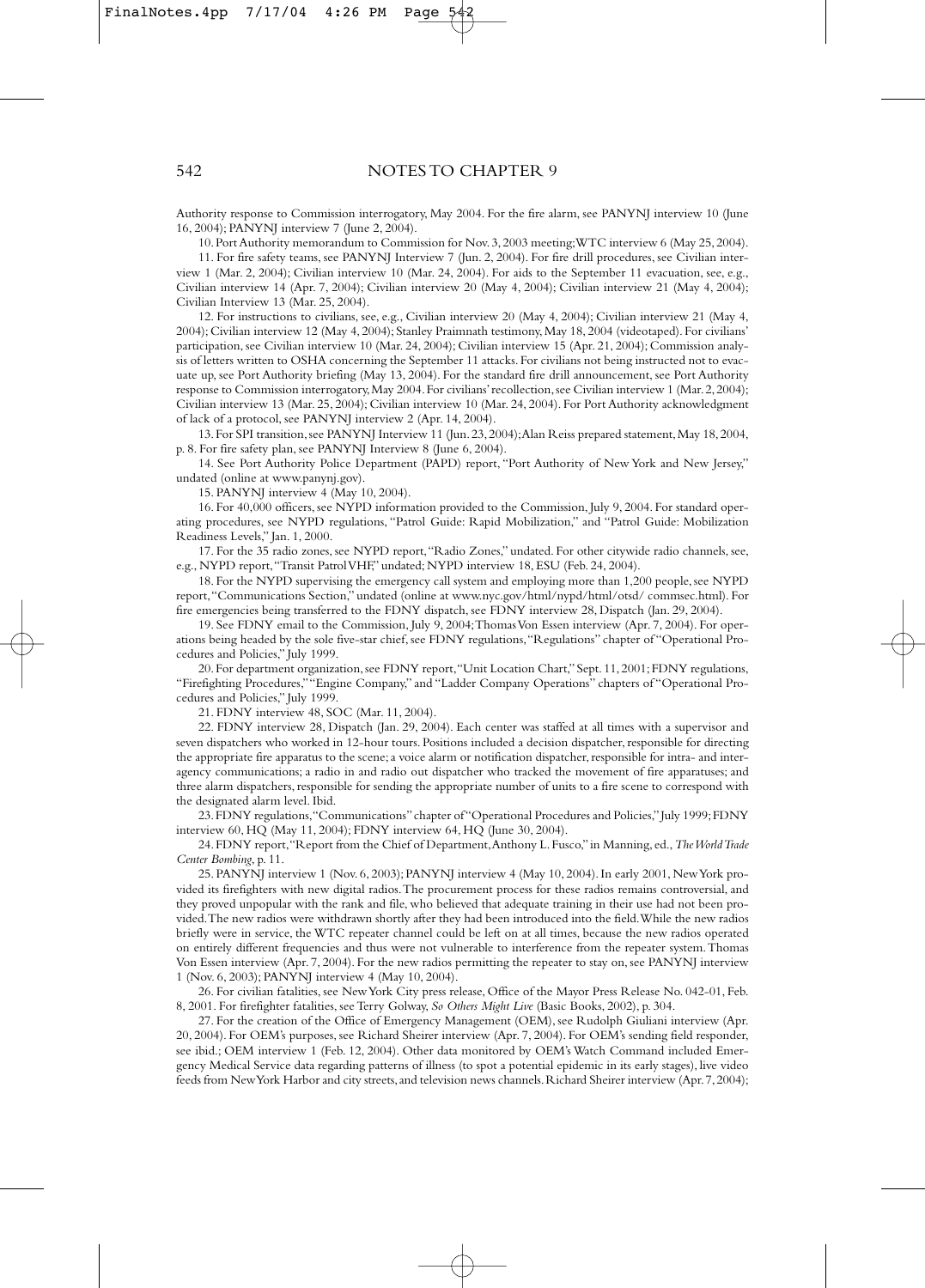Authority response to Commission interrogatory, May 2004. For the fire alarm, see PANYNJ interview 10 (June 16, 2004); PANYNJ interview 7 (June 2, 2004).

10. Port Authority memorandum to Commission for Nov. 3, 2003 meeting; WTC interview 6 (May 25, 2004).

11. For fire safety teams, see PANYNJ Interview 7 (Jun. 2, 2004). For fire drill procedures, see Civilian interview 1 (Mar. 2, 2004); Civilian interview 10 (Mar. 24, 2004). For aids to the September 11 evacuation, see, e.g., Civilian interview 14 (Apr. 7, 2004); Civilian interview 20 (May 4, 2004); Civilian interview 21 (May 4, 2004); Civilian Interview 13 (Mar. 25, 2004).

12. For instructions to civilians, see, e.g., Civilian interview 20 (May 4, 2004); Civilian interview 21 (May 4, 2004); Civilian interview 12 (May 4, 2004); Stanley Praimnath testimony, May 18, 2004 (videotaped). For civilians' participation, see Civilian interview 10 (Mar. 24, 2004); Civilian interview 15 (Apr. 21, 2004); Commission analysis of letters written to OSHA concerning the September 11 attacks. For civilians not being instructed not to evacuate up, see Port Authority briefing (May 13, 2004). For the standard fire drill announcement, see Port Authority response to Commission interrogatory, May 2004. For civilians' recollection, see Civilian interview 1 (Mar. 2, 2004); Civilian interview 13 (Mar. 25, 2004); Civilian interview 10 (Mar. 24, 2004). For Port Authority acknowledgment of lack of a protocol, see PANYNJ interview 2 (Apr. 14, 2004).

13. For SPI transition, see PANYNJ Interview 11 (Jun. 23, 2004); Alan Reiss prepared statement, May 18, 2004, p. 8. For fire safety plan, see PANYNJ Interview 8 (June 6, 2004).

14. See Port Authority Police Department (PAPD) report, "Port Authority of New York and New Jersey," undated (online at www.panynj.gov).

15. PANYNJ interview 4 (May 10, 2004).

16. For 40,000 officers, see NYPD information provided to the Commission, July 9, 2004. For standard operating procedures, see NYPD regulations, "Patrol Guide: Rapid Mobilization," and "Patrol Guide: Mobilization Readiness Levels," Jan. 1, 2000.

17. For the 35 radio zones, see NYPD report, "Radio Zones," undated. For other citywide radio channels, see, e.g., NYPD report, "Transit Patrol VHF," undated; NYPD interview 18, ESU (Feb. 24, 2004).

18. For the NYPD supervising the emergency call system and employing more than 1,200 people, see NYPD report, "Communications Section," undated (online at www.nyc.gov/html/nypd/html/otsd/ commsec.html). For fire emergencies being transferred to the FDNY dispatch, see FDNY interview 28, Dispatch (Jan. 29, 2004).

19. See FDNY email to the Commission, July 9, 2004; Thomas Von Essen interview (Apr. 7, 2004). For operations being headed by the sole five-star chief, see FDNY regulations, "Regulations" chapter of "Operational Procedures and Policies," July 1999.

20. For department organization, see FDNY report, "Unit Location Chart," Sept. 11, 2001; FDNY regulations, "Firefighting Procedures," "Engine Company," and "Ladder Company Operations" chapters of "Operational Procedures and Policies," July 1999.

21. FDNY interview 48, SOC (Mar. 11, 2004).

22. FDNY interview 28, Dispatch (Jan. 29, 2004). Each center was staffed at all times with a supervisor and seven dispatchers who worked in 12-hour tours. Positions included a decision dispatcher, responsible for directing the appropriate fire apparatus to the scene; a voice alarm or notification dispatcher, responsible for intra- and interagency communications; a radio in and radio out dispatcher who tracked the movement of fire apparatuses; and three alarm dispatchers, responsible for sending the appropriate number of units to a fire scene to correspond with the designated alarm level. Ibid.

23. FDNY regulations, "Communications" chapter of "Operational Procedures and Policies," July 1999; FDNY interview 60, HQ (May 11, 2004); FDNY interview 64, HQ (June 30, 2004).

24. FDNY report, "Report from the Chief of Department, Anthony L. Fusco," in Manning, ed., *The World Trade Center Bombing*, p. 11.

25. PANYNJ interview 1 (Nov. 6, 2003); PANYNJ interview 4 (May 10, 2004). In early 2001, New York provided its firefighters with new digital radios. The procurement process for these radios remains controversial, and they proved unpopular with the rank and file, who believed that adequate training in their use had not been provided. The new radios were withdrawn shortly after they had been introduced into the field. While the new radios briefly were in service, the WTC repeater channel could be left on at all times, because the new radios operated on entirely different frequencies and thus were not vulnerable to interference from the repeater system. Thomas Von Essen interview (Apr. 7, 2004). For the new radios permitting the repeater to stay on, see PANYNJ interview 1 (Nov. 6, 2003); PANYNJ interview 4 (May 10, 2004).

26. For civilian fatalities, see New York City press release, Office of the Mayor Press Release No. 042-01, Feb. 8, 2001. For firefighter fatalities, see Terry Golway, *So Others Might Live* (Basic Books, 2002), p. 304.

27. For the creation of the Office of Emergency Management (OEM), see Rudolph Giuliani interview (Apr. 20, 2004). For OEM's purposes, see Richard Sheirer interview (Apr. 7, 2004). For OEM's sending field responder, see ibid.; OEM interview 1 (Feb. 12, 2004). Other data monitored by OEM's Watch Command included Emergency Medical Service data regarding patterns of illness (to spot a potential epidemic in its early stages), live video feeds from New York Harbor and city streets, and television news channels. Richard Sheirer interview (Apr. 7, 2004);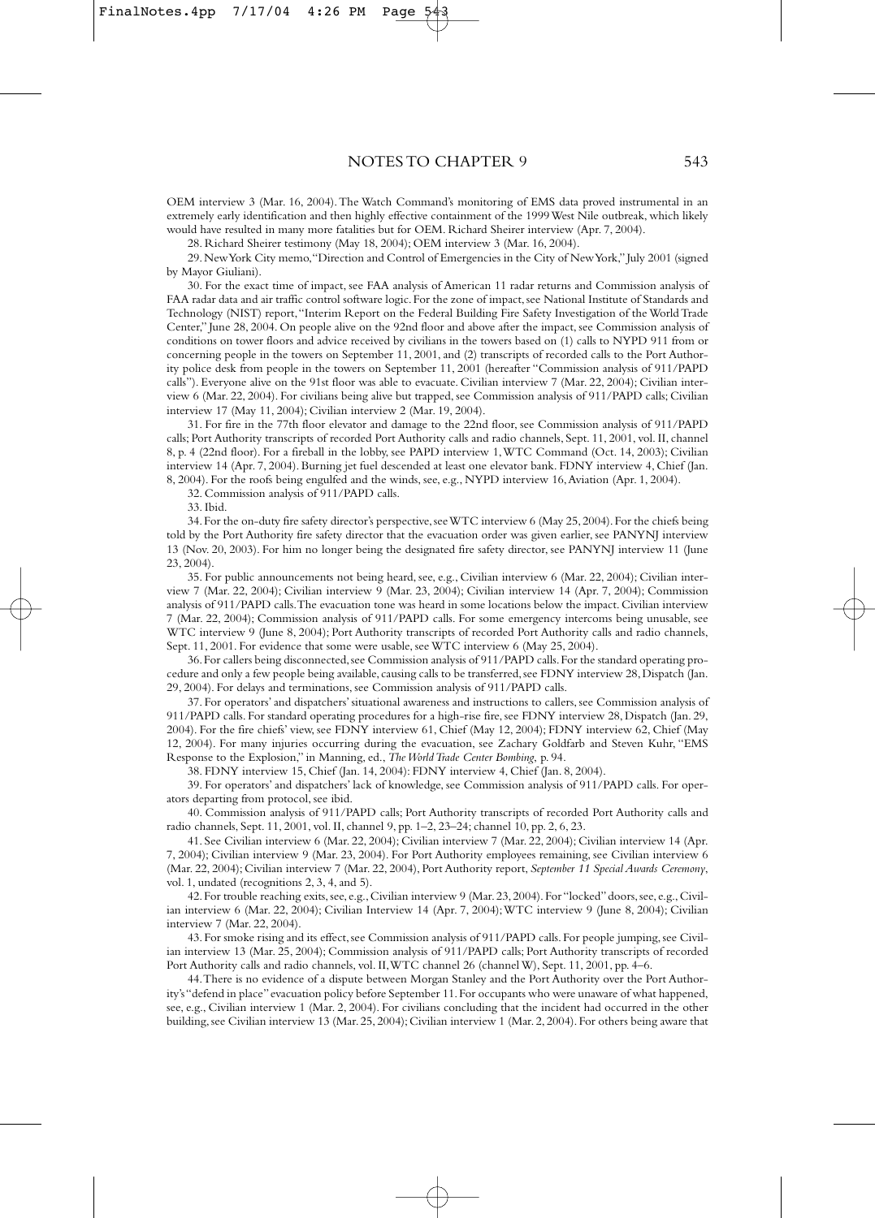OEM interview 3 (Mar. 16, 2004). The Watch Command's monitoring of EMS data proved instrumental in an extremely early identification and then highly effective containment of the 1999 West Nile outbreak, which likely would have resulted in many more fatalities but for OEM. Richard Sheirer interview (Apr. 7, 2004).

28. Richard Sheirer testimony (May 18, 2004); OEM interview 3 (Mar. 16, 2004).

29. New York City memo, "Direction and Control of Emergencies in the City of New York," July 2001 (signed by Mayor Giuliani).

30. For the exact time of impact, see FAA analysis of American 11 radar returns and Commission analysis of FAA radar data and air traffic control software logic. For the zone of impact, see National Institute of Standards and Technology (NIST) report, "Interim Report on the Federal Building Fire Safety Investigation of the World Trade Center," June 28, 2004. On people alive on the 92nd floor and above after the impact, see Commission analysis of conditions on tower floors and advice received by civilians in the towers based on (1) calls to NYPD 911 from or concerning people in the towers on September 11, 2001, and (2) transcripts of recorded calls to the Port Authority police desk from people in the towers on September 11, 2001 (hereafter "Commission analysis of 911/PAPD calls"). Everyone alive on the 91st floor was able to evacuate. Civilian interview 7 (Mar. 22, 2004); Civilian interview 6 (Mar. 22, 2004). For civilians being alive but trapped, see Commission analysis of 911/PAPD calls; Civilian interview 17 (May 11, 2004); Civilian interview 2 (Mar. 19, 2004).

31. For fire in the 77th floor elevator and damage to the 22nd floor, see Commission analysis of 911/PAPD calls; Port Authority transcripts of recorded Port Authority calls and radio channels, Sept. 11, 2001, vol. II, channel 8, p. 4 (22nd floor). For a fireball in the lobby, see PAPD interview 1, WTC Command (Oct. 14, 2003); Civilian interview 14 (Apr. 7, 2004). Burning jet fuel descended at least one elevator bank. FDNY interview 4, Chief (Jan. 8, 2004). For the roofs being engulfed and the winds, see, e.g., NYPD interview 16, Aviation (Apr. 1, 2004).

32. Commission analysis of 911/PAPD calls.

33. Ibid.

34. For the on-duty fire safety director's perspective, see WTC interview 6 (May 25, 2004). For the chiefs being told by the Port Authority fire safety director that the evacuation order was given earlier, see PANYNJ interview 13 (Nov. 20, 2003). For him no longer being the designated fire safety director, see PANYNJ interview 11 (June 23, 2004).

35. For public announcements not being heard, see, e.g., Civilian interview 6 (Mar. 22, 2004); Civilian interview 7 (Mar. 22, 2004); Civilian interview 9 (Mar. 23, 2004); Civilian interview 14 (Apr. 7, 2004); Commission analysis of 911/PAPD calls. The evacuation tone was heard in some locations below the impact. Civilian interview 7 (Mar. 22, 2004); Commission analysis of 911/PAPD calls. For some emergency intercoms being unusable, see WTC interview 9 (June 8, 2004); Port Authority transcripts of recorded Port Authority calls and radio channels, Sept. 11, 2001. For evidence that some were usable, see WTC interview 6 (May 25, 2004).

36. For callers being disconnected, see Commission analysis of 911/PAPD calls. For the standard operating procedure and only a few people being available, causing calls to be transferred, see FDNY interview 28, Dispatch (Jan. 29, 2004). For delays and terminations, see Commission analysis of 911/PAPD calls.

37. For operators' and dispatchers' situational awareness and instructions to callers, see Commission analysis of 911/PAPD calls. For standard operating procedures for a high-rise fire, see FDNY interview 28, Dispatch (Jan. 29, 2004). For the fire chiefs' view, see FDNY interview 61, Chief (May 12, 2004); FDNY interview 62, Chief (May 12, 2004). For many injuries occurring during the evacuation, see Zachary Goldfarb and Steven Kuhr, "EMS Response to the Explosion," in Manning, ed., *The World Trade Center Bombing*, p. 94.

38. FDNY interview 15, Chief (Jan. 14, 2004): FDNY interview 4, Chief (Jan. 8, 2004).

39. For operators' and dispatchers' lack of knowledge, see Commission analysis of 911/PAPD calls. For operators departing from protocol, see ibid.

40. Commission analysis of 911/PAPD calls; Port Authority transcripts of recorded Port Authority calls and radio channels, Sept. 11, 2001, vol. II, channel 9, pp. 1–2, 23–24; channel 10, pp. 2, 6, 23.

41. See Civilian interview 6 (Mar. 22, 2004); Civilian interview 7 (Mar. 22, 2004); Civilian interview 14 (Apr. 7, 2004); Civilian interview 9 (Mar. 23, 2004). For Port Authority employees remaining, see Civilian interview 6 (Mar. 22, 2004); Civilian interview 7 (Mar. 22, 2004), Port Authority report, *September 11 Special Awards Ceremony*, vol. 1, undated (recognitions 2, 3, 4, and 5).

42. For trouble reaching exits, see, e.g., Civilian interview 9 (Mar. 23, 2004). For "locked" doors, see, e.g., Civilian interview 6 (Mar. 22, 2004); Civilian Interview 14 (Apr. 7, 2004); WTC interview 9 (June 8, 2004); Civilian interview 7 (Mar. 22, 2004).

43. For smoke rising and its effect, see Commission analysis of 911/PAPD calls. For people jumping, see Civilian interview 13 (Mar. 25, 2004); Commission analysis of 911/PAPD calls; Port Authority transcripts of recorded Port Authority calls and radio channels, vol. II, WTC channel 26 (channel W), Sept. 11, 2001, pp. 4–6.

44. There is no evidence of a dispute between Morgan Stanley and the Port Authority over the Port Authority's "defend in place" evacuation policy before September 11. For occupants who were unaware of what happened, see, e.g., Civilian interview 1 (Mar. 2, 2004). For civilians concluding that the incident had occurred in the other building, see Civilian interview 13 (Mar. 25, 2004); Civilian interview 1 (Mar. 2, 2004). For others being aware that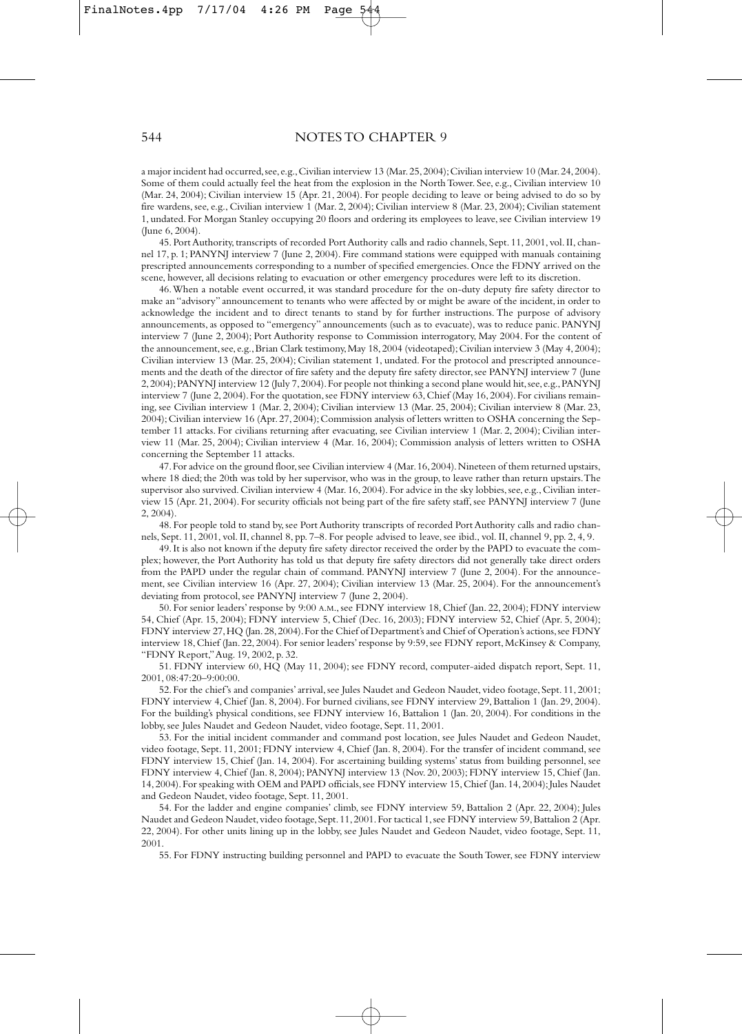a major incident had occurred, see, e.g., Civilian interview 13 (Mar. 25, 2004); Civilian interview 10 (Mar. 24, 2004). Some of them could actually feel the heat from the explosion in the North Tower. See, e.g., Civilian interview 10 (Mar. 24, 2004); Civilian interview 15 (Apr. 21, 2004). For people deciding to leave or being advised to do so by fire wardens, see, e.g., Civilian interview 1 (Mar. 2, 2004); Civilian interview 8 (Mar. 23, 2004); Civilian statement 1, undated. For Morgan Stanley occupying 20 floors and ordering its employees to leave, see Civilian interview 19 (June 6, 2004).

45. Port Authority, transcripts of recorded Port Authority calls and radio channels, Sept. 11, 2001, vol. II, channel 17, p. 1; PANYNJ interview 7 (June 2, 2004). Fire command stations were equipped with manuals containing prescripted announcements corresponding to a number of specified emergencies. Once the FDNY arrived on the scene, however, all decisions relating to evacuation or other emergency procedures were left to its discretion.

46. When a notable event occurred, it was standard procedure for the on-duty deputy fire safety director to make an "advisory" announcement to tenants who were affected by or might be aware of the incident, in order to acknowledge the incident and to direct tenants to stand by for further instructions. The purpose of advisory announcements, as opposed to "emergency" announcements (such as to evacuate), was to reduce panic. PANYNJ interview 7 (June 2, 2004); Port Authority response to Commission interrogatory, May 2004. For the content of the announcement, see, e.g., Brian Clark testimony, May 18, 2004 (videotaped); Civilian interview 3 (May 4, 2004); Civilian interview 13 (Mar. 25, 2004); Civilian statement 1, undated. For the protocol and prescripted announcements and the death of the director of fire safety and the deputy fire safety director, see PANYNJ interview 7 (June 2, 2004); PANYNJ interview 12 (July 7, 2004). For people not thinking a second plane would hit, see, e.g., PANYNJ interview 7 (June 2, 2004). For the quotation, see FDNY interview 63, Chief (May 16, 2004). For civilians remaining, see Civilian interview 1 (Mar. 2, 2004); Civilian interview 13 (Mar. 25, 2004); Civilian interview 8 (Mar. 23, 2004); Civilian interview 16 (Apr. 27, 2004); Commission analysis of letters written to OSHA concerning the September 11 attacks. For civilians returning after evacuating, see Civilian interview 1 (Mar. 2, 2004); Civilian interview 11 (Mar. 25, 2004); Civilian interview 4 (Mar. 16, 2004); Commission analysis of letters written to OSHA concerning the September 11 attacks.

47. For advice on the ground floor, see Civilian interview 4 (Mar. 16, 2004). Nineteen of them returned upstairs, where 18 died; the 20th was told by her supervisor, who was in the group, to leave rather than return upstairs. The supervisor also survived. Civilian interview 4 (Mar. 16, 2004). For advice in the sky lobbies, see, e.g., Civilian interview 15 (Apr. 21, 2004). For security officials not being part of the fire safety staff, see PANYNJ interview 7 (June 2, 2004).

48. For people told to stand by, see Port Authority transcripts of recorded Port Authority calls and radio channels, Sept. 11, 2001, vol. II, channel 8, pp. 7–8. For people advised to leave, see ibid., vol. II, channel 9, pp. 2, 4, 9.

49. It is also not known if the deputy fire safety director received the order by the PAPD to evacuate the complex; however, the Port Authority has told us that deputy fire safety directors did not generally take direct orders from the PAPD under the regular chain of command. PANYNJ interview 7 (June 2, 2004). For the announcement, see Civilian interview 16 (Apr. 27, 2004); Civilian interview 13 (Mar. 25, 2004). For the announcement's deviating from protocol, see PANYNJ interview 7 (June 2, 2004).

50. For senior leaders' response by 9:00 A.M., see FDNY interview 18, Chief (Jan. 22, 2004); FDNY interview 54, Chief (Apr. 15, 2004); FDNY interview 5, Chief (Dec. 16, 2003); FDNY interview 52, Chief (Apr. 5, 2004); FDNY interview 27, HQ (Jan. 28, 2004). For the Chief of Department's and Chief of Operation's actions, see FDNY interview 18, Chief (Jan. 22, 2004). For senior leaders' response by 9:59, see FDNY report, McKinsey & Company, "FDNY Report," Aug. 19, 2002, p. 32.

51. FDNY interview 60, HQ (May 11, 2004); see FDNY record, computer-aided dispatch report, Sept. 11, 2001, 08:47:20–9:00:00.

52. For the chief's and companies' arrival, see Jules Naudet and Gedeon Naudet, video footage, Sept. 11, 2001; FDNY interview 4, Chief (Jan. 8, 2004). For burned civilians, see FDNY interview 29, Battalion 1 (Jan. 29, 2004). For the building's physical conditions, see FDNY interview 16, Battalion 1 (Jan. 20, 2004). For conditions in the lobby, see Jules Naudet and Gedeon Naudet, video footage, Sept. 11, 2001.

53. For the initial incident commander and command post location, see Jules Naudet and Gedeon Naudet, video footage, Sept. 11, 2001; FDNY interview 4, Chief (Jan. 8, 2004). For the transfer of incident command, see FDNY interview 15, Chief (Jan. 14, 2004). For ascertaining building systems' status from building personnel, see FDNY interview 4, Chief (Jan. 8, 2004); PANYNJ interview 13 (Nov. 20, 2003); FDNY interview 15, Chief (Jan. 14, 2004). For speaking with OEM and PAPD officials, see FDNY interview 15, Chief (Jan. 14, 2004); Jules Naudet and Gedeon Naudet, video footage, Sept. 11, 2001.

54. For the ladder and engine companies' climb, see FDNY interview 59, Battalion 2 (Apr. 22, 2004); Jules Naudet and Gedeon Naudet, video footage, Sept. 11, 2001. For tactical 1, see FDNY interview 59, Battalion 2 (Apr. 22, 2004). For other units lining up in the lobby, see Jules Naudet and Gedeon Naudet, video footage, Sept. 11, 2001.

55. For FDNY instructing building personnel and PAPD to evacuate the South Tower, see FDNY interview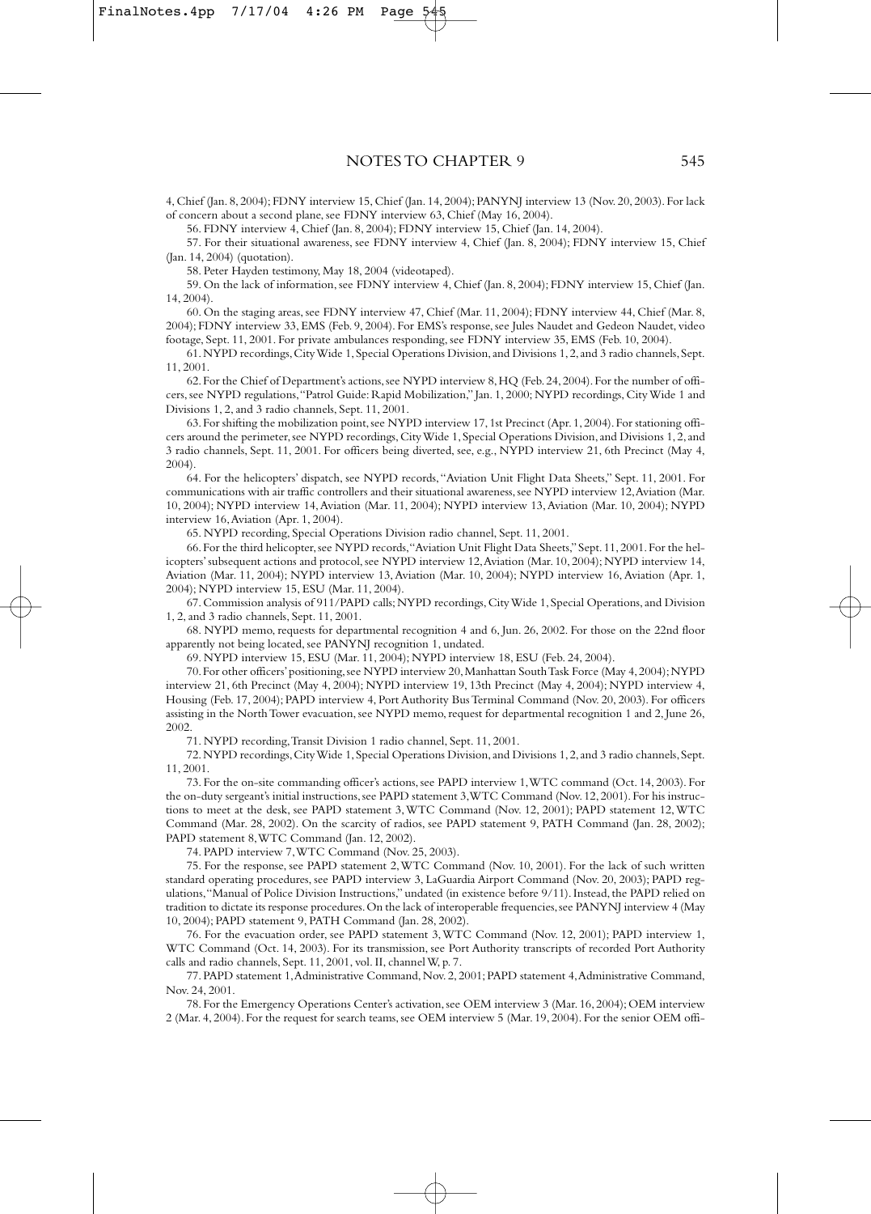4, Chief (Jan. 8, 2004); FDNY interview 15, Chief (Jan. 14, 2004); PANYNJ interview 13 (Nov. 20, 2003). For lack of concern about a second plane, see FDNY interview 63, Chief (May 16, 2004).

56. FDNY interview 4, Chief (Jan. 8, 2004); FDNY interview 15, Chief (Jan. 14, 2004).

57. For their situational awareness, see FDNY interview 4, Chief (Jan. 8, 2004); FDNY interview 15, Chief (Jan. 14, 2004) (quotation).

58. Peter Hayden testimony, May 18, 2004 (videotaped).

59. On the lack of information, see FDNY interview 4, Chief (Jan. 8, 2004); FDNY interview 15, Chief (Jan. 14, 2004).

60. On the staging areas, see FDNY interview 47, Chief (Mar. 11, 2004); FDNY interview 44, Chief (Mar. 8, 2004); FDNY interview 33, EMS (Feb. 9, 2004). For EMS's response, see Jules Naudet and Gedeon Naudet, video footage, Sept. 11, 2001. For private ambulances responding, see FDNY interview 35, EMS (Feb. 10, 2004).

61. NYPD recordings, City Wide 1, Special Operations Division, and Divisions 1, 2, and 3 radio channels, Sept. 11, 2001.

62. For the Chief of Department's actions, see NYPD interview 8, HQ (Feb. 24, 2004). For the number of officers, see NYPD regulations, "Patrol Guide: Rapid Mobilization," Jan. 1, 2000; NYPD recordings, City Wide 1 and Divisions 1, 2, and 3 radio channels, Sept. 11, 2001.

63. For shifting the mobilization point, see NYPD interview 17, 1st Precinct (Apr. 1, 2004). For stationing officers around the perimeter, see NYPD recordings, City Wide 1, Special Operations Division, and Divisions 1, 2, and 3 radio channels, Sept. 11, 2001. For officers being diverted, see, e.g., NYPD interview 21, 6th Precinct (May 4, 2004).

64. For the helicopters' dispatch, see NYPD records, "Aviation Unit Flight Data Sheets," Sept. 11, 2001. For communications with air traffic controllers and their situational awareness, see NYPD interview 12, Aviation (Mar. 10, 2004); NYPD interview 14, Aviation (Mar. 11, 2004); NYPD interview 13, Aviation (Mar. 10, 2004); NYPD interview 16, Aviation (Apr. 1, 2004).

65. NYPD recording, Special Operations Division radio channel, Sept. 11, 2001.

66. For the third helicopter, see NYPD records, "Aviation Unit Flight Data Sheets," Sept. 11, 2001. For the helicopters' subsequent actions and protocol, see NYPD interview 12, Aviation (Mar. 10, 2004); NYPD interview 14, Aviation (Mar. 11, 2004); NYPD interview 13, Aviation (Mar. 10, 2004); NYPD interview 16, Aviation (Apr. 1, 2004); NYPD interview 15, ESU (Mar. 11, 2004).

67. Commission analysis of 911/PAPD calls; NYPD recordings, City Wide 1, Special Operations, and Division 1, 2, and 3 radio channels, Sept. 11, 2001.

68. NYPD memo, requests for departmental recognition 4 and 6, Jun. 26, 2002. For those on the 22nd floor apparently not being located, see PANYNJ recognition 1, undated.

69. NYPD interview 15, ESU (Mar. 11, 2004); NYPD interview 18, ESU (Feb. 24, 2004).

70. For other officers' positioning, see NYPD interview 20, Manhattan South Task Force (May 4, 2004); NYPD interview 21, 6th Precinct (May 4, 2004); NYPD interview 19, 13th Precinct (May 4, 2004); NYPD interview 4, Housing (Feb. 17, 2004); PAPD interview 4, Port Authority Bus Terminal Command (Nov. 20, 2003). For officers assisting in the North Tower evacuation, see NYPD memo, request for departmental recognition 1 and 2, June 26, 2002.

71. NYPD recording, Transit Division 1 radio channel, Sept. 11, 2001.

72. NYPD recordings, City Wide 1, Special Operations Division, and Divisions 1, 2, and 3 radio channels, Sept. 11, 2001.

73. For the on-site commanding officer's actions, see PAPD interview 1, WTC command (Oct. 14, 2003). For the on-duty sergeant's initial instructions, see PAPD statement 3, WTC Command (Nov. 12, 2001). For his instructions to meet at the desk, see PAPD statement 3, WTC Command (Nov. 12, 2001); PAPD statement 12, WTC Command (Mar. 28, 2002). On the scarcity of radios, see PAPD statement 9, PATH Command (Jan. 28, 2002); PAPD statement 8, WTC Command (Jan. 12, 2002).

74. PAPD interview 7, WTC Command (Nov. 25, 2003).

75. For the response, see PAPD statement 2, WTC Command (Nov. 10, 2001). For the lack of such written standard operating procedures, see PAPD interview 3, LaGuardia Airport Command (Nov. 20, 2003); PAPD regulations, "Manual of Police Division Instructions," undated (in existence before 9/11). Instead, the PAPD relied on tradition to dictate its response procedures. On the lack of interoperable frequencies, see PANYNJ interview 4 (May 10, 2004); PAPD statement 9, PATH Command (Jan. 28, 2002).

76. For the evacuation order, see PAPD statement 3, WTC Command (Nov. 12, 2001); PAPD interview 1, WTC Command (Oct. 14, 2003). For its transmission, see Port Authority transcripts of recorded Port Authority calls and radio channels, Sept. 11, 2001, vol. II, channel W, p. 7.

77. PAPD statement 1, Administrative Command, Nov. 2, 2001; PAPD statement 4, Administrative Command, Nov. 24, 2001.

78. For the Emergency Operations Center's activation, see OEM interview 3 (Mar. 16, 2004); OEM interview 2 (Mar. 4, 2004). For the request for search teams, see OEM interview 5 (Mar. 19, 2004). For the senior OEM offi-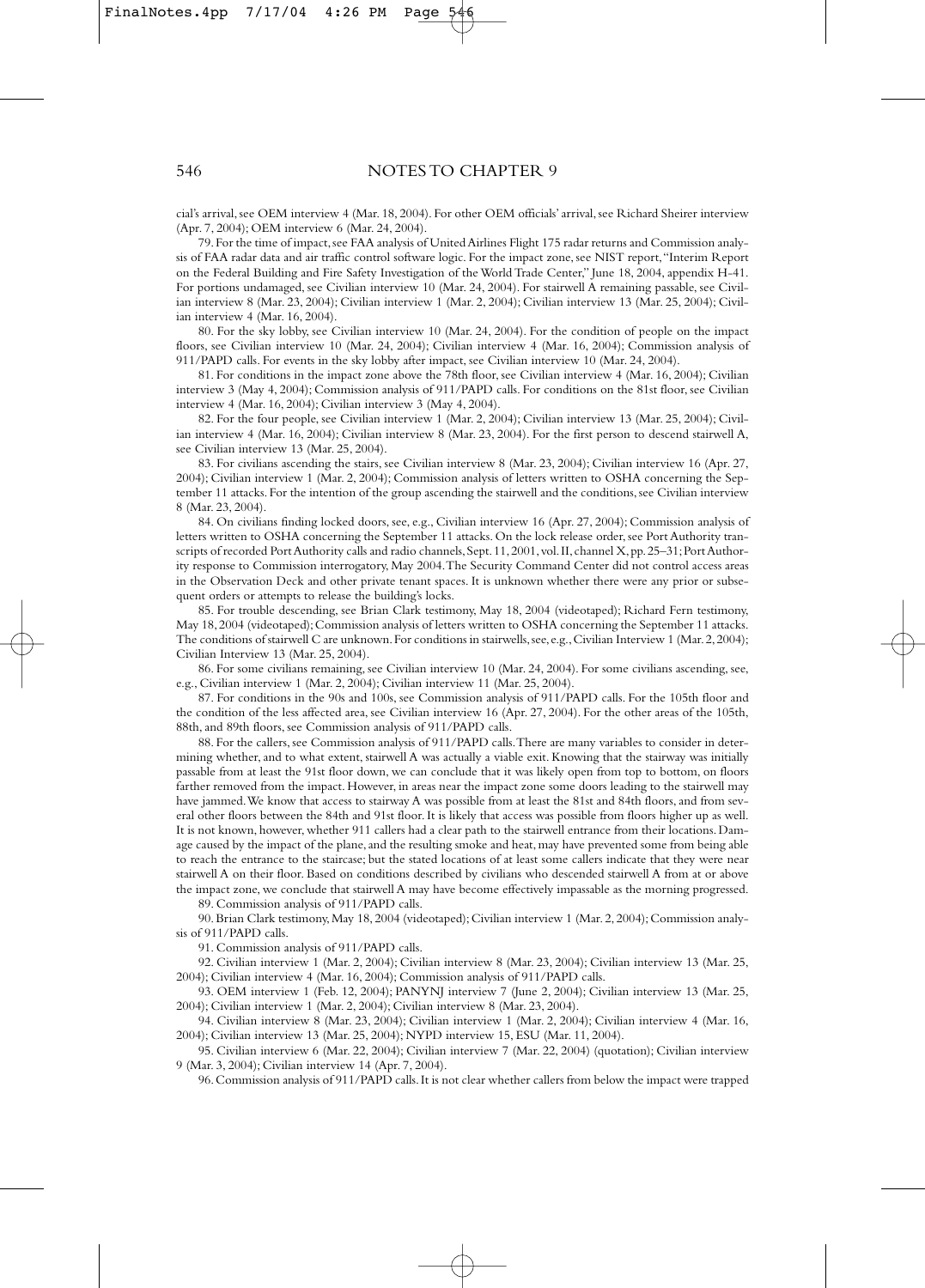cial's arrival, see OEM interview 4 (Mar. 18, 2004). For other OEM officials' arrival, see Richard Sheirer interview (Apr. 7, 2004); OEM interview 6 (Mar. 24, 2004).

79. For the time of impact, see FAA analysis of United Airlines Flight 175 radar returns and Commission analysis of FAA radar data and air traffic control software logic. For the impact zone, see NIST report, "Interim Report on the Federal Building and Fire Safety Investigation of the World Trade Center," June 18, 2004, appendix H-41. For portions undamaged, see Civilian interview 10 (Mar. 24, 2004). For stairwell A remaining passable, see Civilian interview 8 (Mar. 23, 2004); Civilian interview 1 (Mar. 2, 2004); Civilian interview 13 (Mar. 25, 2004); Civilian interview 4 (Mar. 16, 2004).

80. For the sky lobby, see Civilian interview 10 (Mar. 24, 2004). For the condition of people on the impact floors, see Civilian interview 10 (Mar. 24, 2004); Civilian interview 4 (Mar. 16, 2004); Commission analysis of 911/PAPD calls. For events in the sky lobby after impact, see Civilian interview 10 (Mar. 24, 2004).

81. For conditions in the impact zone above the 78th floor, see Civilian interview 4 (Mar. 16, 2004); Civilian interview 3 (May 4, 2004); Commission analysis of 911/PAPD calls. For conditions on the 81st floor, see Civilian interview 4 (Mar. 16, 2004); Civilian interview 3 (May 4, 2004).

82. For the four people, see Civilian interview 1 (Mar. 2, 2004); Civilian interview 13 (Mar. 25, 2004); Civilian interview 4 (Mar. 16, 2004); Civilian interview 8 (Mar. 23, 2004). For the first person to descend stairwell A, see Civilian interview 13 (Mar. 25, 2004).

83. For civilians ascending the stairs, see Civilian interview 8 (Mar. 23, 2004); Civilian interview 16 (Apr. 27, 2004); Civilian interview 1 (Mar. 2, 2004); Commission analysis of letters written to OSHA concerning the September 11 attacks. For the intention of the group ascending the stairwell and the conditions, see Civilian interview 8 (Mar. 23, 2004).

84. On civilians finding locked doors, see, e.g., Civilian interview 16 (Apr. 27, 2004); Commission analysis of letters written to OSHA concerning the September 11 attacks. On the lock release order, see Port Authority transcripts of recorded Port Authority calls and radio channels, Sept. 11, 2001, vol. II, channel X, pp. 25–31; Port Authority response to Commission interrogatory, May 2004. The Security Command Center did not control access areas in the Observation Deck and other private tenant spaces. It is unknown whether there were any prior or subsequent orders or attempts to release the building's locks.

85. For trouble descending, see Brian Clark testimony, May 18, 2004 (videotaped); Richard Fern testimony, May 18, 2004 (videotaped); Commission analysis of letters written to OSHA concerning the September 11 attacks. The conditions of stairwell C are unknown. For conditions in stairwells, see, e.g., Civilian Interview 1 (Mar. 2, 2004); Civilian Interview 13 (Mar. 25, 2004).

86. For some civilians remaining, see Civilian interview 10 (Mar. 24, 2004). For some civilians ascending, see, e.g., Civilian interview 1 (Mar. 2, 2004); Civilian interview 11 (Mar. 25, 2004).

87. For conditions in the 90s and 100s, see Commission analysis of 911/PAPD calls. For the 105th floor and the condition of the less affected area, see Civilian interview 16 (Apr. 27, 2004). For the other areas of the 105th, 88th, and 89th floors, see Commission analysis of 911/PAPD calls.

88. For the callers, see Commission analysis of 911/PAPD calls. There are many variables to consider in determining whether, and to what extent, stairwell A was actually a viable exit. Knowing that the stairway was initially passable from at least the 91st floor down, we can conclude that it was likely open from top to bottom, on floors farther removed from the impact. However, in areas near the impact zone some doors leading to the stairwell may have jammed. We know that access to stairway A was possible from at least the 81st and 84th floors, and from several other floors between the 84th and 91st floor. It is likely that access was possible from floors higher up as well. It is not known, however, whether 911 callers had a clear path to the stairwell entrance from their locations. Damage caused by the impact of the plane, and the resulting smoke and heat, may have prevented some from being able to reach the entrance to the staircase; but the stated locations of at least some callers indicate that they were near stairwell A on their floor. Based on conditions described by civilians who descended stairwell A from at or above the impact zone, we conclude that stairwell A may have become effectively impassable as the morning progressed.

89. Commission analysis of 911/PAPD calls.

90. Brian Clark testimony, May 18, 2004 (videotaped); Civilian interview 1 (Mar. 2, 2004); Commission analysis of 911/PAPD calls.

91. Commission analysis of 911/PAPD calls.

92. Civilian interview 1 (Mar. 2, 2004); Civilian interview 8 (Mar. 23, 2004); Civilian interview 13 (Mar. 25, 2004); Civilian interview 4 (Mar. 16, 2004); Commission analysis of 911/PAPD calls.

93. OEM interview 1 (Feb. 12, 2004); PANYNJ interview 7 (June 2, 2004); Civilian interview 13 (Mar. 25, 2004); Civilian interview 1 (Mar. 2, 2004); Civilian interview 8 (Mar. 23, 2004).

94. Civilian interview 8 (Mar. 23, 2004); Civilian interview 1 (Mar. 2, 2004); Civilian interview 4 (Mar. 16, 2004); Civilian interview 13 (Mar. 25, 2004); NYPD interview 15, ESU (Mar. 11, 2004).

95. Civilian interview 6 (Mar. 22, 2004); Civilian interview 7 (Mar. 22, 2004) (quotation); Civilian interview 9 (Mar. 3, 2004); Civilian interview 14 (Apr. 7, 2004).

96. Commission analysis of 911/PAPD calls. It is not clear whether callers from below the impact were trapped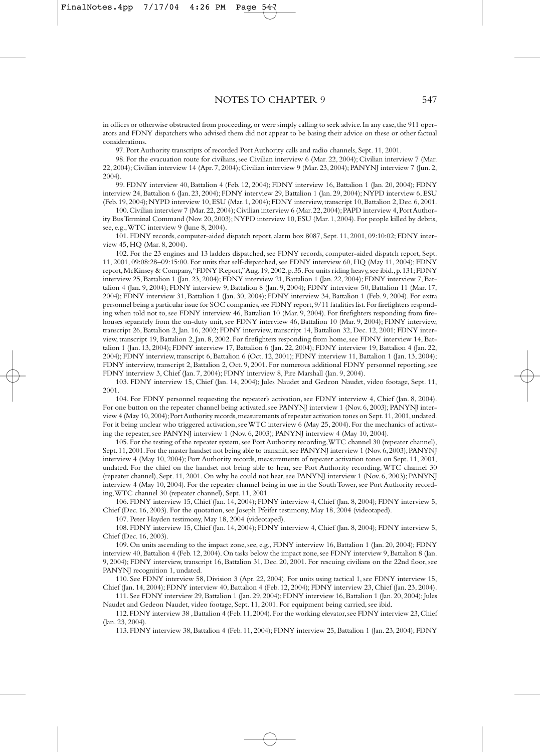in offices or otherwise obstructed from proceeding, or were simply calling to seek advice. In any case, the 911 operators and FDNY dispatchers who advised them did not appear to be basing their advice on these or other factual considerations.

97. Port Authority transcripts of recorded Port Authority calls and radio channels, Sept. 11, 2001.

98. For the evacuation route for civilians, see Civilian interview 6 (Mar. 22, 2004); Civilian interview 7 (Mar. 22, 2004); Civilian interview 14 (Apr. 7, 2004); Civilian interview 9 (Mar. 23, 2004); PANYNJ interview 7 (Jun. 2, 2004).

99. FDNY interview 40, Battalion 4 (Feb. 12, 2004); FDNY interview 16, Battalion 1 (Jan. 20, 2004); FDNY interview 24, Battalion 6 (Jan. 23, 2004); FDNY interview 29, Battalion 1 (Jan. 29, 2004); NYPD interview 6, ESU (Feb. 19, 2004); NYPD interview 10, ESU (Mar. 1, 2004); FDNY interview, transcript 10, Battalion 2, Dec. 6, 2001.

100. Civilian interview 7 (Mar. 22, 2004); Civilian interview 6 (Mar. 22, 2004); PAPD interview 4, Port Authority Bus Terminal Command (Nov. 20, 2003); NYPD interview 10, ESU (Mar. 1, 2004). For people killed by debris, see, e.g., WTC interview 9 (June 8, 2004).

101. FDNY records, computer-aided dispatch report, alarm box 8087, Sept. 11, 2001, 09:10:02; FDNY interview 45, HQ (Mar. 8, 2004).

102. For the 23 engines and 13 ladders dispatched, see FDNY records, computer-aided dispatch report, Sept. 11, 2001, 09:08:28–09:15:00. For units that self-dispatched, see FDNY interview 60, HQ (May 11, 2004); FDNY report, McKinsey & Company, "FDNY Report," Aug. 19, 2002, p. 35. For units riding heavy, see ibid., p. 131; FDNY interview 25, Battalion 1 (Jan. 23, 2004); FDNY interview 21, Battalion 1 (Jan. 22, 2004); FDNY interview 7, Battalion 4 (Jan. 9, 2004); FDNY interview 9, Battalion 8 (Jan. 9, 2004); FDNY interview 50, Battalion 11 (Mar. 17, 2004); FDNY interview 31, Battalion 1 (Jan. 30, 2004); FDNY interview 34, Battalion 1 (Feb. 9, 2004). For extra personnel being a particular issue for SOC companies, see FDNY report, 9/11 fatalities list. For firefighters responding when told not to, see FDNY interview 46, Battalion 10 (Mar. 9, 2004). For firefighters responding from firehouses separately from the on-duty unit, see FDNY interview 46, Battalion 10 (Mar. 9, 2004); FDNY interview, transcript 26, Battalion 2, Jan. 16, 2002; FDNY interview, transcript 14, Battalion 32, Dec. 12, 2001; FDNY interview, transcript 19, Battalion 2, Jan. 8, 2002. For firefighters responding from home, see FDNY interview 14, Battalion 1 (Jan. 13, 2004); FDNY interview 17, Battalion 6 (Jan. 22, 2004); FDNY interview 19, Battalion 4 (Jan. 22, 2004); FDNY interview, transcript 6, Battalion 6 (Oct. 12, 2001); FDNY interview 11, Battalion 1 (Jan. 13, 2004); FDNY interview, transcript 2, Battalion 2, Oct. 9, 2001. For numerous additional FDNY personnel reporting, see FDNY interview 3, Chief (Jan. 7, 2004); FDNY interview 8, Fire Marshall (Jan. 9, 2004).

103. FDNY interview 15, Chief (Jan. 14, 2004); Jules Naudet and Gedeon Naudet, video footage, Sept. 11, 2001.

104. For FDNY personnel requesting the repeater's activation, see FDNY interview 4, Chief (Jan. 8, 2004). For one button on the repeater channel being activated, see PANYNJ interview 1 (Nov. 6, 2003); PANYNJ interview 4 (May 10, 2004); Port Authority records, measurements of repeater activation tones on Sept. 11, 2001, undated. For it being unclear who triggered activation, see WTC interview 6 (May 25, 2004). For the mechanics of activating the repeater, see PANYNJ interview 1 (Nov. 6, 2003); PANYNJ interview 4 (May 10, 2004).

105. For the testing of the repeater system, see Port Authority recording, WTC channel 30 (repeater channel), Sept. 11, 2001. For the master handset not being able to transmit, see PANYNJ interview 1 (Nov. 6, 2003); PANYNJ interview 4 (May 10, 2004); Port Authority records, measurements of repeater activation tones on Sept. 11, 2001, undated. For the chief on the handset not being able to hear, see Port Authority recording, WTC channel 30 (repeater channel), Sept. 11, 2001. On why he could not hear, see PANYNJ interview 1 (Nov. 6, 2003); PANYNJ interview 4 (May 10, 2004). For the repeater channel being in use in the South Tower, see Port Authority recording, WTC channel 30 (repeater channel), Sept. 11, 2001.

106. FDNY interview 15, Chief (Jan. 14, 2004); FDNY interview 4, Chief (Jan. 8, 2004); FDNY interview 5, Chief (Dec. 16, 2003). For the quotation, see Joseph Pfeifer testimony, May 18, 2004 (videotaped).

107. Peter Hayden testimony, May 18, 2004 (videotaped).

108. FDNY interview 15, Chief (Jan. 14, 2004); FDNY interview 4, Chief (Jan. 8, 2004); FDNY interview 5, Chief (Dec. 16, 2003).

109. On units ascending to the impact zone, see, e.g., FDNY interview 16, Battalion 1 (Jan. 20, 2004); FDNY interview 40, Battalion 4 (Feb. 12, 2004). On tasks below the impact zone, see FDNY interview 9, Battalion 8 (Jan. 9, 2004); FDNY interview, transcript 16, Battalion 31, Dec. 20, 2001. For rescuing civilians on the 22nd floor, see PANYNJ recognition 1, undated.

110. See FDNY interview 58, Division 3 (Apr. 22, 2004). For units using tactical 1, see FDNY interview 15, Chief (Jan. 14, 2004); FDNY interview 40, Battalion 4 (Feb. 12, 2004); FDNY interview 23, Chief (Jan. 23, 2004).

111. See FDNY interview 29, Battalion 1 (Jan. 29, 2004); FDNY interview 16, Battalion 1 (Jan. 20, 2004); Jules Naudet and Gedeon Naudet, video footage, Sept. 11, 2001. For equipment being carried, see ibid.

112. FDNY interview 38 , Battalion 4 (Feb. 11, 2004). For the working elevator, see FDNY interview 23, Chief (Jan. 23, 2004).

113. FDNY interview 38, Battalion 4 (Feb. 11, 2004); FDNY interview 25, Battalion 1 (Jan. 23, 2004); FDNY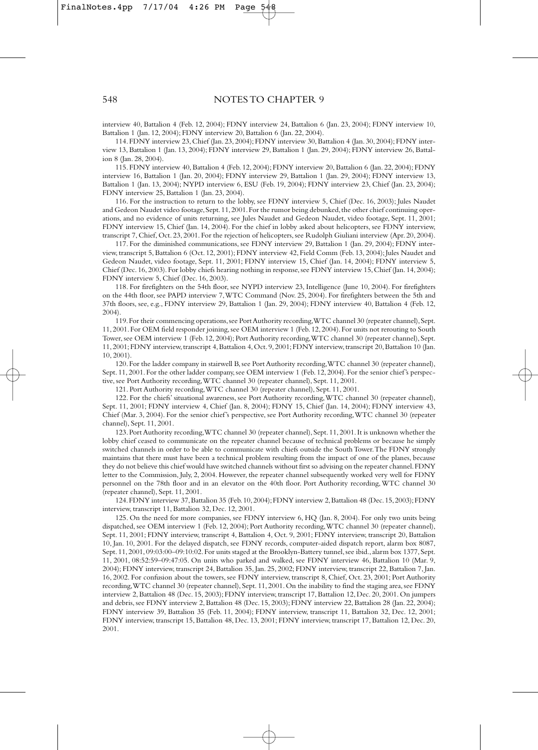interview 40, Battalion 4 (Feb. 12, 2004); FDNY interview 24, Battalion 6 (Jan. 23, 2004); FDNY interview 10, Battalion 1 (Jan. 12, 2004); FDNY interview 20, Battalion 6 (Jan. 22, 2004).

114. FDNY interview 23, Chief (Jan. 23, 2004); FDNY interview 30, Battalion 4 (Jan. 30, 2004); FDNY interview 13, Battalion 1 (Jan. 13, 2004); FDNY interview 29, Battalion 1 (Jan. 29, 2004); FDNY interview 26, Battalion 8 (Jan. 28, 2004).

115. FDNY interview 40, Battalion 4 (Feb. 12, 2004); FDNY interview 20, Battalion 6 (Jan. 22, 2004); FDNY interview 16, Battalion 1 (Jan. 20, 2004); FDNY interview 29, Battalion 1 (Jan. 29, 2004); FDNY interview 13, Battalion 1 (Jan. 13, 2004); NYPD interview 6, ESU (Feb. 19, 2004); FDNY interview 23, Chief (Jan. 23, 2004); FDNY interview 25, Battalion 1 (Jan. 23, 2004).

116. For the instruction to return to the lobby, see FDNY interview 5, Chief (Dec. 16, 2003); Jules Naudet and Gedeon Naudet video footage, Sept. 11, 2001. For the rumor being debunked, the other chief continuing operations, and no evidence of units returning, see Jules Naudet and Gedeon Naudet, video footage, Sept. 11, 2001; FDNY interview 15, Chief (Jan. 14, 2004). For the chief in lobby asked about helicopters, see FDNY interview, transcript 7, Chief, Oct. 23, 2001. For the rejection of helicopters, see Rudolph Giuliani interview (Apr. 20, 2004).

117. For the diminished communications, see FDNY interview 29, Battalion 1 (Jan. 29, 2004); FDNY interview, transcript 5, Battalion 6 (Oct. 12, 2001); FDNY interview 42, Field Comm (Feb. 13, 2004); Jules Naudet and Gedeon Naudet, video footage, Sept. 11, 2001; FDNY interview 15, Chief (Jan. 14, 2004); FDNY interview 5, Chief (Dec. 16, 2003). For lobby chiefs hearing nothing in response, see FDNY interview 15, Chief (Jan. 14, 2004); FDNY interview 5, Chief (Dec. 16, 2003).

118. For firefighters on the 54th floor, see NYPD interview 23, Intelligence (June 10, 2004). For firefighters on the 44th floor, see PAPD interview 7, WTC Command (Nov. 25, 2004). For firefighters between the 5th and 37th floors, see, e.g., FDNY interview 29, Battalion 1 (Jan. 29, 2004); FDNY interview 40, Battalion 4 (Feb. 12, 2004).

119. For their commencing operations, see Port Authority recording, WTC channel 30 (repeater channel), Sept. 11, 2001. For OEM field responder joining, see OEM interview 1 (Feb. 12, 2004). For units not rerouting to South Tower, see OEM interview 1 (Feb. 12, 2004); Port Authority recording, WTC channel 30 (repeater channel), Sept. 11, 2001; FDNY interview, transcript 4, Battalion 4, Oct. 9, 2001; FDNY interview, transcript 20, Battalion 10 (Jan. 10, 2001).

120. For the ladder company in stairwell B, see Port Authority recording, WTC channel 30 (repeater channel), Sept. 11, 2001. For the other ladder company, see OEM interview 1 (Feb. 12, 2004). For the senior chief's perspective, see Port Authority recording, WTC channel 30 (repeater channel), Sept. 11, 2001.

121. Port Authority recording, WTC channel 30 (repeater channel), Sept. 11, 2001.

122. For the chiefs' situational awareness, see Port Authority recording, WTC channel 30 (repeater channel), Sept. 11, 2001; FDNY interview 4, Chief (Jan. 8, 2004); FDNY 15, Chief (Jan. 14, 2004); FDNY interview 43, Chief (Mar. 3, 2004). For the senior chief's perspective, see Port Authority recording, WTC channel 30 (repeater channel), Sept. 11, 2001.

123. Port Authority recording, WTC channel 30 (repeater channel), Sept. 11, 2001. It is unknown whether the lobby chief ceased to communicate on the repeater channel because of technical problems or because he simply switched channels in order to be able to communicate with chiefs outside the South Tower. The FDNY strongly maintains that there must have been a technical problem resulting from the impact of one of the planes, because they do not believe this chief would have switched channels without first so advising on the repeater channel. FDNY letter to the Commission, July, 2, 2004. However, the repeater channel subsequently worked very well for FDNY personnel on the 78th floor and in an elevator on the 40th floor. Port Authority recording, WTC channel 30 (repeater channel), Sept. 11, 2001.

124. FDNY interview 37, Battalion 35 (Feb. 10, 2004); FDNY interview 2, Battalion 48 (Dec. 15, 2003); FDNY interview, transcript 11, Battalion 32, Dec. 12, 2001.

125. On the need for more companies, see FDNY interview 6, HQ (Jan. 8, 2004). For only two units being dispatched, see OEM interview 1 (Feb. 12, 2004); Port Authority recording, WTC channel 30 (repeater channel), Sept. 11, 2001; FDNY interview, transcript 4, Battalion 4, Oct. 9, 2001; FDNY interview, transcript 20, Battalion 10, Jan. 10, 2001. For the delayed dispatch, see FDNY records, computer-aided dispatch report, alarm box 8087, Sept. 11, 2001, 09:03:00–09:10:02. For units staged at the Brooklyn-Battery tunnel, see ibid., alarm box 1377, Sept. 11, 2001, 08:52:59–09:47:05. On units who parked and walked, see FDNY interview 46, Battalion 10 (Mar. 9, 2004); FDNY interview, transcript 24, Battalion 35, Jan. 25, 2002; FDNY interview, transcript 22, Battalion 7, Jan. 16, 2002. For confusion about the towers, see FDNY interview, transcript 8, Chief, Oct. 23, 2001; Port Authority recording, WTC channel 30 (repeater channel), Sept. 11, 2001. On the inability to find the staging area, see FDNY interview 2, Battalion 48 (Dec. 15, 2003); FDNY interview, transcript 17, Battalion 12, Dec. 20, 2001. On jumpers and debris, see FDNY interview 2, Battalion 48 (Dec. 15, 2003); FDNY interview 22, Battalion 28 (Jan. 22, 2004); FDNY interview 39, Battalion 35 (Feb. 11, 2004); FDNY interview, transcript 11, Battalion 32, Dec. 12, 2001; FDNY interview, transcript 15, Battalion 48, Dec. 13, 2001; FDNY interview, transcript 17, Battalion 12, Dec. 20, 2001.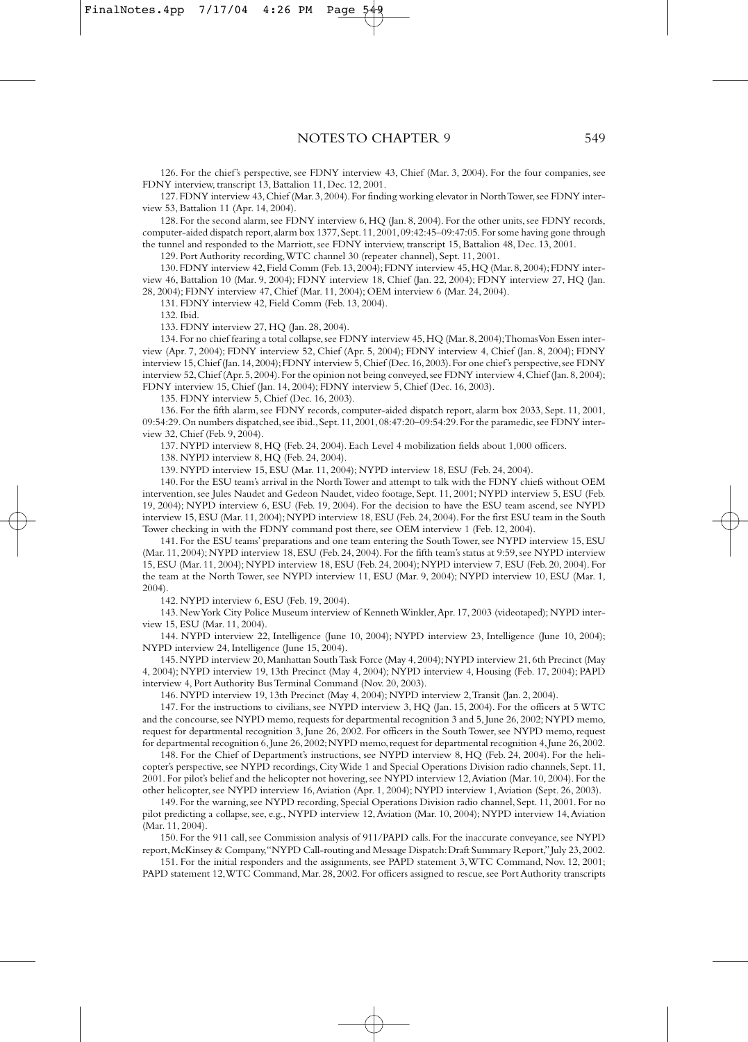## NOTES TO CHAPTER 9

126. For the chief's perspective, see FDNY interview 43, Chief (Mar. 3, 2004). For the four companies, see FDNY interview, transcript 13, Battalion 11, Dec. 12, 2001.

127. FDNY interview 43, Chief (Mar. 3, 2004). For finding working elevator in North Tower, see FDNY interview 53, Battalion 11 (Apr. 14, 2004).

128. For the second alarm, see FDNY interview 6, HQ (Jan. 8, 2004). For the other units, see FDNY records, computer-aided dispatch report, alarm box 1377, Sept. 11, 2001, 09:42:45–09:47:05. For some having gone through the tunnel and responded to the Marriott, see FDNY interview, transcript 15, Battalion 48, Dec. 13, 2001.

129. Port Authority recording, WTC channel 30 (repeater channel), Sept. 11, 2001.

130. FDNY interview 42, Field Comm (Feb. 13, 2004); FDNY interview 45, HQ (Mar. 8, 2004); FDNY interview 46, Battalion 10 (Mar. 9, 2004); FDNY interview 18, Chief (Jan. 22, 2004); FDNY interview 27, HQ (Jan. 28, 2004); FDNY interview 47, Chief (Mar. 11, 2004); OEM interview 6 (Mar. 24, 2004).

131. FDNY interview 42, Field Comm (Feb. 13, 2004).

132. Ibid.

133. FDNY interview 27, HQ (Jan. 28, 2004).

134. For no chief fearing a total collapse, see FDNY interview 45, HQ (Mar. 8, 2004); Thomas Von Essen interview (Apr. 7, 2004); FDNY interview 52, Chief (Apr. 5, 2004); FDNY interview 4, Chief (Jan. 8, 2004); FDNY interview 15, Chief (Jan. 14, 2004); FDNY interview 5, Chief (Dec. 16, 2003). For one chief's perspective, see FDNY interview 52, Chief (Apr. 5, 2004). For the opinion not being conveyed, see FDNY interview 4, Chief (Jan. 8, 2004); FDNY interview 15, Chief (Jan. 14, 2004); FDNY interview 5, Chief (Dec. 16, 2003).

135. FDNY interview 5, Chief (Dec. 16, 2003).

136. For the fifth alarm, see FDNY records, computer-aided dispatch report, alarm box 2033, Sept. 11, 2001, 09:54:29. On numbers dispatched, see ibid., Sept. 11, 2001, 08:47:20–09:54:29. For the paramedic, see FDNY interview 32, Chief (Feb. 9, 2004).

137. NYPD interview 8, HQ (Feb. 24, 2004). Each Level 4 mobilization fields about 1,000 officers.

138. NYPD interview 8, HQ (Feb. 24, 2004).

139. NYPD interview 15, ESU (Mar. 11, 2004); NYPD interview 18, ESU (Feb. 24, 2004).

140. For the ESU team's arrival in the North Tower and attempt to talk with the FDNY chiefs without OEM intervention, see Jules Naudet and Gedeon Naudet, video footage, Sept. 11, 2001; NYPD interview 5, ESU (Feb. 19, 2004); NYPD interview 6, ESU (Feb. 19, 2004). For the decision to have the ESU team ascend, see NYPD interview 15, ESU (Mar. 11, 2004); NYPD interview 18, ESU (Feb. 24, 2004). For the first ESU team in the South Tower checking in with the FDNY command post there, see OEM interview 1 (Feb. 12, 2004).

141. For the ESU teams' preparations and one team entering the South Tower, see NYPD interview 15, ESU (Mar. 11, 2004); NYPD interview 18, ESU (Feb. 24, 2004). For the fifth team's status at 9:59, see NYPD interview 15, ESU (Mar. 11, 2004); NYPD interview 18, ESU (Feb. 24, 2004); NYPD interview 7, ESU (Feb. 20, 2004). For the team at the North Tower, see NYPD interview 11, ESU (Mar. 9, 2004); NYPD interview 10, ESU (Mar. 1, 2004).

142. NYPD interview 6, ESU (Feb. 19, 2004).

143. New York City Police Museum interview of Kenneth Winkler, Apr. 17, 2003 (videotaped); NYPD interview 15, ESU (Mar. 11, 2004).

144. NYPD interview 22, Intelligence (June 10, 2004); NYPD interview 23, Intelligence (June 10, 2004); NYPD interview 24, Intelligence (June 15, 2004).

145. NYPD interview 20, Manhattan South Task Force (May 4, 2004); NYPD interview 21, 6th Precinct (May 4, 2004); NYPD interview 19, 13th Precinct (May 4, 2004); NYPD interview 4, Housing (Feb. 17, 2004); PAPD interview 4, Port Authority Bus Terminal Command (Nov. 20, 2003).

146. NYPD interview 19, 13th Precinct (May 4, 2004); NYPD interview 2, Transit (Jan. 2, 2004).

147. For the instructions to civilians, see NYPD interview 3, HQ (Jan. 15, 2004). For the officers at 5 WTC and the concourse, see NYPD memo, requests for departmental recognition 3 and 5, June 26, 2002; NYPD memo, request for departmental recognition 3, June 26, 2002. For officers in the South Tower, see NYPD memo, request for departmental recognition 6, June 26, 2002; NYPD memo, request for departmental recognition 4, June 26, 2002.

148. For the Chief of Department's instructions, see NYPD interview 8, HQ (Feb. 24, 2004). For the helicopter's perspective, see NYPD recordings, City Wide 1 and Special Operations Division radio channels, Sept. 11, 2001. For pilot's belief and the helicopter not hovering, see NYPD interview 12, Aviation (Mar. 10, 2004). For the other helicopter, see NYPD interview 16, Aviation (Apr. 1, 2004); NYPD interview 1, Aviation (Sept. 26, 2003).

149. For the warning, see NYPD recording, Special Operations Division radio channel, Sept. 11, 2001. For no pilot predicting a collapse, see, e.g., NYPD interview 12, Aviation (Mar. 10, 2004); NYPD interview 14, Aviation (Mar. 11, 2004).

150. For the 911 call, see Commission analysis of 911/PAPD calls. For the inaccurate conveyance, see NYPD report, McKinsey & Company, "NYPD Call-routing and Message Dispatch: Draft Summary Report," July 23, 2002.

151. For the initial responders and the assignments, see PAPD statement 3, WTC Command, Nov. 12, 2001; PAPD statement 12, WTC Command, Mar. 28, 2002. For officers assigned to rescue, see Port Authority transcripts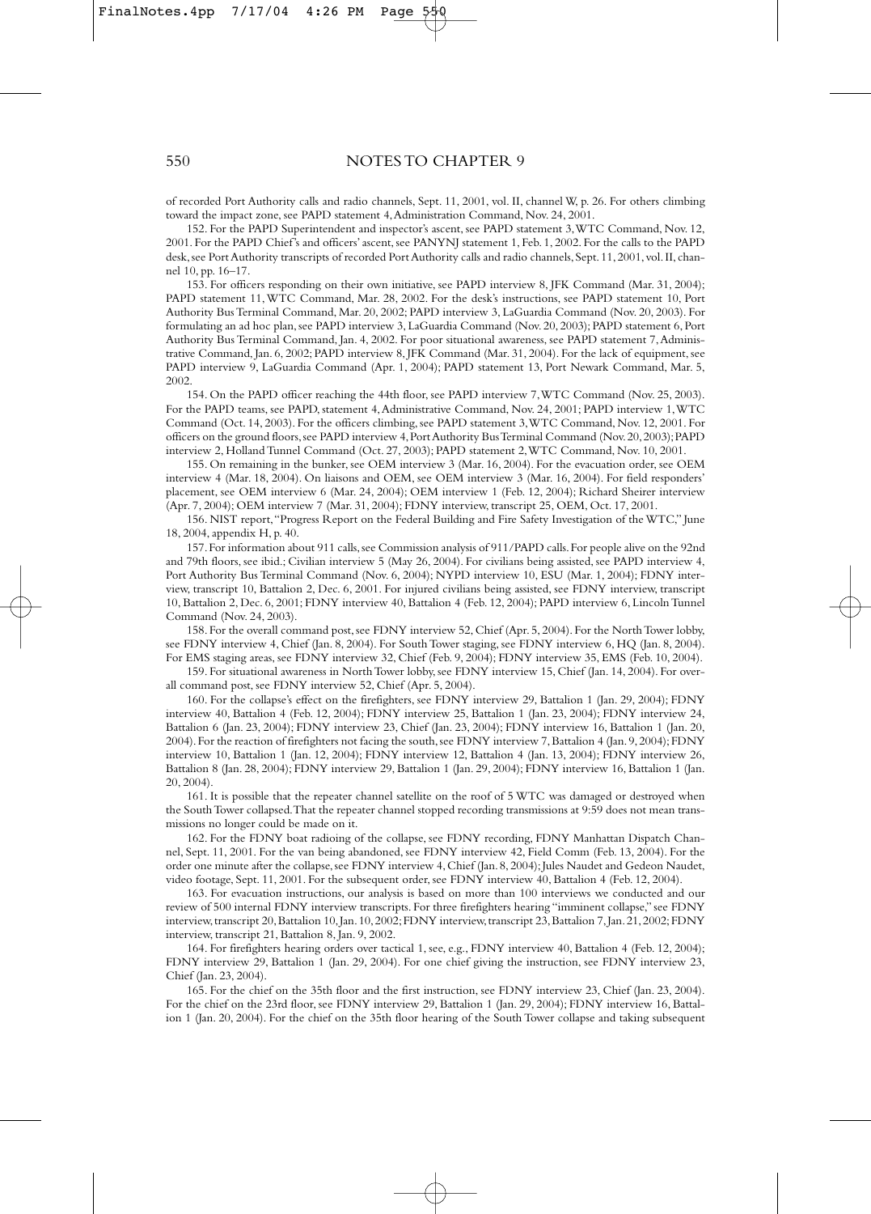of recorded Port Authority calls and radio channels, Sept. 11, 2001, vol. II, channel W, p. 26. For others climbing toward the impact zone, see PAPD statement 4, Administration Command, Nov. 24, 2001.

152. For the PAPD Superintendent and inspector's ascent, see PAPD statement 3, WTC Command, Nov. 12, 2001. For the PAPD Chief's and officers' ascent, see PANYNJ statement 1, Feb. 1, 2002. For the calls to the PAPD desk, see Port Authority transcripts of recorded Port Authority calls and radio channels, Sept. 11, 2001, vol. II, channel 10, pp. 16–17.

153. For officers responding on their own initiative, see PAPD interview 8, JFK Command (Mar. 31, 2004); PAPD statement 11, WTC Command, Mar. 28, 2002. For the desk's instructions, see PAPD statement 10, Port Authority Bus Terminal Command, Mar. 20, 2002; PAPD interview 3, LaGuardia Command (Nov. 20, 2003). For formulating an ad hoc plan, see PAPD interview 3, LaGuardia Command (Nov. 20, 2003); PAPD statement 6, Port Authority Bus Terminal Command, Jan. 4, 2002. For poor situational awareness, see PAPD statement 7, Administrative Command, Jan. 6, 2002; PAPD interview 8, JFK Command (Mar. 31, 2004). For the lack of equipment, see PAPD interview 9, LaGuardia Command (Apr. 1, 2004); PAPD statement 13, Port Newark Command, Mar. 5, 2002.

154. On the PAPD officer reaching the 44th floor, see PAPD interview 7, WTC Command (Nov. 25, 2003). For the PAPD teams, see PAPD, statement 4, Administrative Command, Nov. 24, 2001; PAPD interview 1, WTC Command (Oct. 14, 2003). For the officers climbing, see PAPD statement 3, WTC Command, Nov. 12, 2001. For officers on the ground floors, see PAPD interview 4, Port Authority Bus Terminal Command (Nov. 20, 2003); PAPD interview 2, Holland Tunnel Command (Oct. 27, 2003); PAPD statement 2, WTC Command, Nov. 10, 2001.

155. On remaining in the bunker, see OEM interview 3 (Mar. 16, 2004). For the evacuation order, see OEM interview 4 (Mar. 18, 2004). On liaisons and OEM, see OEM interview 3 (Mar. 16, 2004). For field responders' placement, see OEM interview 6 (Mar. 24, 2004); OEM interview 1 (Feb. 12, 2004); Richard Sheirer interview (Apr. 7, 2004); OEM interview 7 (Mar. 31, 2004); FDNY interview, transcript 25, OEM, Oct. 17, 2001.

156. NIST report, "Progress Report on the Federal Building and Fire Safety Investigation of the WTC," June 18, 2004, appendix H, p. 40.

157. For information about 911 calls, see Commission analysis of 911/PAPD calls. For people alive on the 92nd and 79th floors, see ibid.; Civilian interview 5 (May 26, 2004). For civilians being assisted, see PAPD interview 4, Port Authority Bus Terminal Command (Nov. 6, 2004); NYPD interview 10, ESU (Mar. 1, 2004); FDNY interview, transcript 10, Battalion 2, Dec. 6, 2001. For injured civilians being assisted, see FDNY interview, transcript 10, Battalion 2, Dec. 6, 2001; FDNY interview 40, Battalion 4 (Feb. 12, 2004); PAPD interview 6, Lincoln Tunnel Command (Nov. 24, 2003).

158. For the overall command post, see FDNY interview 52, Chief (Apr. 5, 2004). For the North Tower lobby, see FDNY interview 4, Chief (Jan. 8, 2004). For South Tower staging, see FDNY interview 6, HQ (Jan. 8, 2004). For EMS staging areas, see FDNY interview 32, Chief (Feb. 9, 2004); FDNY interview 35, EMS (Feb. 10, 2004).

159. For situational awareness in North Tower lobby, see FDNY interview 15, Chief (Jan. 14, 2004). For overall command post, see FDNY interview 52, Chief (Apr. 5, 2004).

160. For the collapse's effect on the firefighters, see FDNY interview 29, Battalion 1 (Jan. 29, 2004); FDNY interview 40, Battalion 4 (Feb. 12, 2004); FDNY interview 25, Battalion 1 (Jan. 23, 2004); FDNY interview 24, Battalion 6 (Jan. 23, 2004); FDNY interview 23, Chief (Jan. 23, 2004); FDNY interview 16, Battalion 1 (Jan. 20, 2004). For the reaction of firefighters not facing the south, see FDNY interview 7, Battalion 4 (Jan. 9, 2004); FDNY interview 10, Battalion 1 (Jan. 12, 2004); FDNY interview 12, Battalion 4 (Jan. 13, 2004); FDNY interview 26, Battalion 8 (Jan. 28, 2004); FDNY interview 29, Battalion 1 (Jan. 29, 2004); FDNY interview 16, Battalion 1 (Jan. 20, 2004).

161. It is possible that the repeater channel satellite on the roof of 5 WTC was damaged or destroyed when the South Tower collapsed. That the repeater channel stopped recording transmissions at 9:59 does not mean transmissions no longer could be made on it.

162. For the FDNY boat radioing of the collapse, see FDNY recording, FDNY Manhattan Dispatch Channel, Sept. 11, 2001. For the van being abandoned, see FDNY interview 42, Field Comm (Feb. 13, 2004). For the order one minute after the collapse, see FDNY interview 4, Chief (Jan. 8, 2004); Jules Naudet and Gedeon Naudet, video footage, Sept. 11, 2001. For the subsequent order, see FDNY interview 40, Battalion 4 (Feb. 12, 2004).

163. For evacuation instructions, our analysis is based on more than 100 interviews we conducted and our review of 500 internal FDNY interview transcripts. For three firefighters hearing "imminent collapse," see FDNY interview, transcript 20, Battalion 10, Jan. 10, 2002; FDNY interview, transcript 23, Battalion 7, Jan. 21, 2002; FDNY interview, transcript 21, Battalion 8, Jan. 9, 2002.

164. For firefighters hearing orders over tactical 1, see, e.g., FDNY interview 40, Battalion 4 (Feb. 12, 2004); FDNY interview 29, Battalion 1 (Jan. 29, 2004). For one chief giving the instruction, see FDNY interview 23, Chief (Jan. 23, 2004).

165. For the chief on the 35th floor and the first instruction, see FDNY interview 23, Chief (Jan. 23, 2004). For the chief on the 23rd floor, see FDNY interview 29, Battalion 1 (Jan. 29, 2004); FDNY interview 16, Battalion 1 (Jan. 20, 2004). For the chief on the 35th floor hearing of the South Tower collapse and taking subsequent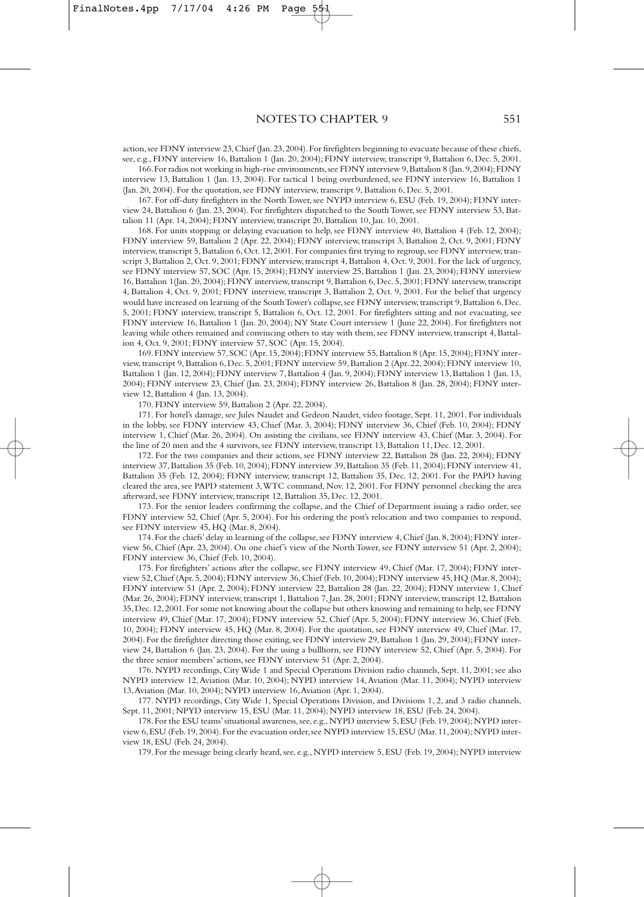action, see FDNY interview 23, Chief (Jan. 23, 2004). For firefighters beginning to evacuate because of these chiefs, see, e.g., FDNY interview 16, Battalion 1 (Jan. 20, 2004); FDNY interview, transcript 9, Battalion 6, Dec. 5, 2001.

166. For radios not working in high-rise environments, see FDNY interview 9, Battalion 8 (Jan. 9, 2004); FDNY interview 13, Battalion 1 (Jan. 13, 2004). For tactical 1 being overburdened, see FDNY interview 16, Battalion 1 (Jan. 20, 2004). For the quotation, see FDNY interview, transcript 9, Battalion 6, Dec. 5, 2001.

167. For off-duty firefighters in the North Tower, see NYPD interview 6, ESU (Feb. 19, 2004); FDNY interview 24, Battalion 6 (Jan. 23, 2004). For firefighters dispatched to the South Tower, see FDNY interview 53, Battalion 11 (Apr. 14, 2004); FDNY interview, transcript 20, Battalion 10, Jan. 10, 2001.

168. For units stopping or delaying evacuation to help, see FDNY interview 40, Battalion 4 (Feb. 12, 2004); FDNY interview 59, Battalion 2 (Apr. 22, 2004); FDNY interview, transcript 3, Battalion 2, Oct. 9, 2001; FDNY interview, transcript 5, Battalion 6, Oct. 12, 2001. For companies first trying to regroup, see FDNY interview, transcript 3, Battalion 2, Oct. 9, 2001; FDNY interview, transcript 4, Battalion 4, Oct. 9, 2001. For the lack of urgency, see FDNY interview 57, SOC (Apr. 15, 2004); FDNY interview 25, Battalion 1 (Jan. 23, 2004); FDNY interview 16, Battalion 1(Jan. 20, 2004); FDNY interview, transcript 9, Battalion 6, Dec. 5, 2001; FDNY interview, transcript 4, Battalion 4, Oct. 9, 2001; FDNY interview, transcript 3, Battalion 2, Oct. 9, 2001. For the belief that urgency would have increased on learning of the South Tower's collapse, see FDNY interview, transcript 9, Battalion 6, Dec. 5, 2001; FDNY interview, transcript 5, Battalion 6, Oct. 12, 2001. For firefighters sitting and not evacuating, see FDNY interview 16, Battalion 1 (Jan. 20, 2004); NY State Court interview 1 (June 22, 2004). For firefighters not leaving while others remained and convincing others to stay with them, see FDNY interview, transcript 4, Battalion 4, Oct. 9, 2001; FDNY interview 57, SOC (Apr. 15, 2004).

169. FDNY interview 57, SOC (Apr. 15, 2004); FDNY interview 55, Battalion 8 (Apr. 15, 2004); FDNY interview, transcript 9, Battalion 6, Dec. 5, 2001; FDNY interview 59, Battalion 2 (Apr. 22, 2004); FDNY interview 10, Battalion 1 (Jan. 12, 2004); FDNY interview 7, Battalion 4 (Jan. 9, 2004); FDNY interview 13, Battalion 1 (Jan. 13, 2004); FDNY interview 23, Chief (Jan. 23, 2004); FDNY interview 26, Battalion 8 (Jan. 28, 2004); FDNY interview 12, Battalion 4 (Jan. 13, 2004).

170. FDNY interview 59, Battalion 2 (Apr. 22, 2004).

171. For hotel's damage, see Jules Naudet and Gedeon Naudet, video footage, Sept. 11, 2001. For individuals in the lobby, see FDNY interview 43, Chief (Mar. 3, 2004); FDNY interview 36, Chief (Feb. 10, 2004); FDNY interview 1, Chief (Mar. 26, 2004). On assisting the civilians, see FDNY interview 43, Chief (Mar. 3, 2004). For the line of 20 men and the 4 survivors, see FDNY interview, transcript 13, Battalion 11, Dec. 12, 2001.

172. For the two companies and their actions, see FDNY interview 22, Battalion 28 (Jan. 22, 2004); FDNY interview 37, Battalion 35 (Feb. 10, 2004); FDNY interview 39, Battalion 35 (Feb. 11, 2004); FDNY interview 41, Battalion 35 (Feb. 12, 2004); FDNY interview, transcript 12, Battalion 35, Dec. 12, 2001. For the PAPD having cleared the area, see PAPD statement 3, WTC command, Nov. 12, 2001. For FDNY personnel checking the area afterward, see FDNY interview, transcript 12, Battalion 35, Dec. 12, 2001.

173. For the senior leaders confirming the collapse, and the Chief of Department issuing a radio order, see FDNY interview 52, Chief (Apr. 5, 2004). For his ordering the post's relocation and two companies to respond, see FDNY interview 45, HQ (Mar. 8, 2004).

174. For the chiefs' delay in learning of the collapse, see FDNY interview 4, Chief (Jan. 8, 2004); FDNY interview 56, Chief (Apr. 23, 2004). On one chief's view of the North Tower, see FDNY interview 51 (Apr. 2, 2004); FDNY interview 36, Chief (Feb. 10, 2004).

175. For firefighters' actions after the collapse, see FDNY interview 49, Chief (Mar. 17, 2004); FDNY interview 52, Chief (Apr. 5, 2004); FDNY interview 36, Chief (Feb. 10, 2004); FDNY interview 45, HQ (Mar. 8, 2004); FDNY interview 51 (Apr. 2, 2004); FDNY interview 22, Battalion 28 (Jan. 22, 2004); FDNY interview 1, Chief (Mar. 26, 2004); FDNY interview, transcript 1, Battalion 7, Jan. 28, 2001; FDNY interview, transcript 12, Battalion 35, Dec. 12, 2001. For some not knowing about the collapse but others knowing and remaining to help, see FDNY interview 49, Chief (Mar. 17, 2004); FDNY interview 52, Chief (Apr. 5, 2004); FDNY interview 36, Chief (Feb. 10, 2004); FDNY interview 45, HQ (Mar. 8, 2004). For the quotation, see FDNY interview 49, Chief (Mar. 17, 2004). For the firefighter directing those exiting, see FDNY interview 29, Battalion 1 (Jan. 29, 2004); FDNY interview 24, Battalion 6 (Jan. 23, 2004). For the using a bullhorn, see FDNY interview 52, Chief (Apr. 5, 2004). For the three senior members' actions, see FDNY interview 51 (Apr. 2, 2004).

176. NYPD recordings, City Wide 1 and Special Operations Division radio channels, Sept. 11, 2001; see also NYPD interview 12, Aviation (Mar. 10, 2004); NYPD interview 14, Aviation (Mar. 11, 2004); NYPD interview 13, Aviation (Mar. 10, 2004); NYPD interview 16, Aviation (Apr. 1, 2004).

177. NYPD recordings, City Wide 1, Special Operations Division, and Divisions 1, 2, and 3 radio channels, Sept. 11, 2001; NPYD interview 15, ESU (Mar. 11, 2004); NYPD interview 18, ESU (Feb. 24, 2004).

178. For the ESU teams' situational awareness, see, e.g., NYPD interview 5, ESU (Feb. 19, 2004); NYPD interview 6, ESU (Feb. 19, 2004). For the evacuation order, see NYPD interview 15, ESU (Mar. 11, 2004); NYPD interview 18, ESU (Feb. 24, 2004).

179. For the message being clearly heard, see, e.g., NYPD interview 5, ESU (Feb. 19, 2004); NYPD interview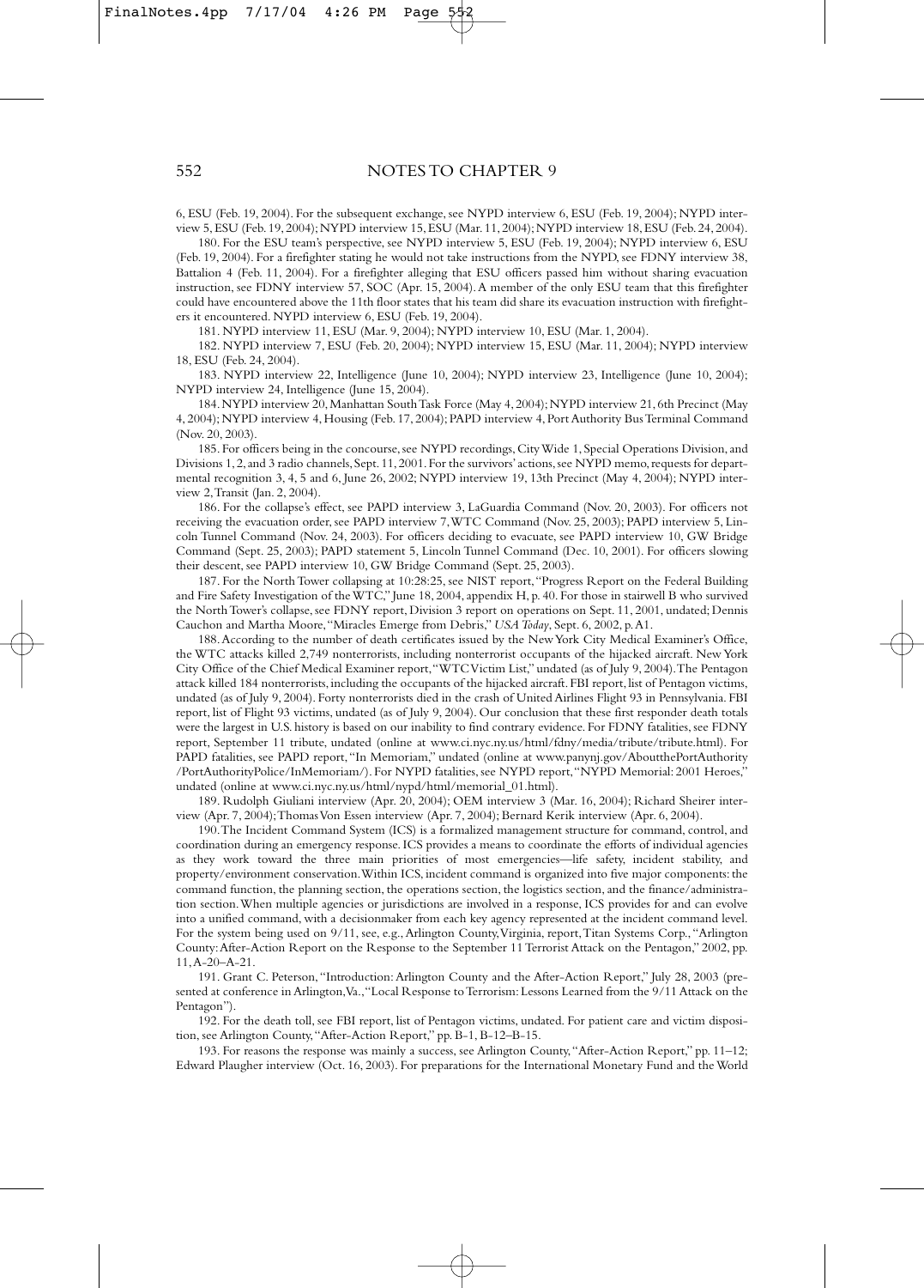6, ESU (Feb. 19, 2004). For the subsequent exchange, see NYPD interview 6, ESU (Feb. 19, 2004); NYPD interview 5, ESU (Feb. 19, 2004); NYPD interview 15, ESU (Mar. 11, 2004); NYPD interview 18, ESU (Feb. 24, 2004).

180. For the ESU team's perspective, see NYPD interview 5, ESU (Feb. 19, 2004); NYPD interview 6, ESU (Feb. 19, 2004). For a firefighter stating he would not take instructions from the NYPD, see FDNY interview 38, Battalion 4 (Feb. 11, 2004). For a firefighter alleging that ESU officers passed him without sharing evacuation instruction, see FDNY interview 57, SOC (Apr. 15, 2004). A member of the only ESU team that this firefighter could have encountered above the 11th floor states that his team did share its evacuation instruction with firefighters it encountered. NYPD interview 6, ESU (Feb. 19, 2004).

181. NYPD interview 11, ESU (Mar. 9, 2004); NYPD interview 10, ESU (Mar. 1, 2004).

182. NYPD interview 7, ESU (Feb. 20, 2004); NYPD interview 15, ESU (Mar. 11, 2004); NYPD interview 18, ESU (Feb. 24, 2004).

183. NYPD interview 22, Intelligence (June 10, 2004); NYPD interview 23, Intelligence (June 10, 2004); NYPD interview 24, Intelligence (June 15, 2004).

184. NYPD interview 20, Manhattan South Task Force (May 4, 2004); NYPD interview 21, 6th Precinct (May 4, 2004); NYPD interview 4, Housing (Feb. 17, 2004); PAPD interview 4, Port Authority Bus Terminal Command (Nov. 20, 2003).

185. For officers being in the concourse, see NYPD recordings, City Wide 1, Special Operations Division, and Divisions 1, 2, and 3 radio channels, Sept. 11, 2001. For the survivors' actions, see NYPD memo, requests for departmental recognition 3, 4, 5 and 6, June 26, 2002; NYPD interview 19, 13th Precinct (May 4, 2004); NYPD interview 2, Transit (Jan. 2, 2004).

186. For the collapse's effect, see PAPD interview 3, LaGuardia Command (Nov. 20, 2003). For officers not receiving the evacuation order, see PAPD interview 7, WTC Command (Nov. 25, 2003); PAPD interview 5, Lincoln Tunnel Command (Nov. 24, 2003). For officers deciding to evacuate, see PAPD interview 10, GW Bridge Command (Sept. 25, 2003); PAPD statement 5, Lincoln Tunnel Command (Dec. 10, 2001). For officers slowing their descent, see PAPD interview 10, GW Bridge Command (Sept. 25, 2003).

187. For the North Tower collapsing at 10:28:25, see NIST report, "Progress Report on the Federal Building and Fire Safety Investigation of the WTC," June 18, 2004, appendix H, p. 40. For those in stairwell B who survived the North Tower's collapse, see FDNY report, Division 3 report on operations on Sept. 11, 2001, undated; Dennis Cauchon and Martha Moore, "Miracles Emerge from Debris," *USA Today*, Sept. 6, 2002, p. A1.

188. According to the number of death certificates issued by the New York City Medical Examiner's Office, the WTC attacks killed 2,749 nonterrorists, including nonterrorist occupants of the hijacked aircraft. New York City Office of the Chief Medical Examiner report, "WTC Victim List," undated (as of July 9, 2004). The Pentagon attack killed 184 nonterrorists, including the occupants of the hijacked aircraft. FBI report, list of Pentagon victims, undated (as of July 9, 2004). Forty nonterrorists died in the crash of United Airlines Flight 93 in Pennsylvania. FBI report, list of Flight 93 victims, undated (as of July 9, 2004). Our conclusion that these first responder death totals were the largest in U.S. history is based on our inability to find contrary evidence. For FDNY fatalities, see FDNY report, September 11 tribute, undated (online at www.ci.nyc.ny.us/html/fdny/media/tribute/tribute.html). For PAPD fatalities, see PAPD report, "In Memoriam," undated (online at www.panynj.gov/AboutthePortAuthority/PortAuthorityPolice/InMemoriam/). For NYPD fatalities, see NYPD report, "NYPD Memorial: 2001 Heroes," undated (online at www.ci.nyc.ny.us/html/nypd/html/memorial_01.html).

189. Rudolph Giuliani interview (Apr. 20, 2004); OEM interview 3 (Mar. 16, 2004); Richard Sheirer interview (Apr. 7, 2004); Thomas Von Essen interview (Apr. 7, 2004); Bernard Kerik interview (Apr. 6, 2004).

190. The Incident Command System (ICS) is a formalized management structure for command, control, and coordination during an emergency response. ICS provides a means to coordinate the efforts of individual agencies as they work toward the three main priorities of most emergencies—life safety, incident stability, and property/environment conservation. Within ICS, incident command is organized into five major components: the command function, the planning section, the operations section, the logistics section, and the finance/administration section. When multiple agencies or jurisdictions are involved in a response, ICS provides for and can evolve into a unified command, with a decisionmaker from each key agency represented at the incident command level. For the system being used on 9/11, see, e.g., Arlington County, Virginia, report, Titan Systems Corp., "Arlington County: After-Action Report on the Response to the September 11 Terrorist Attack on the Pentagon," 2002, pp. 11, A-20–A-21.

191. Grant C. Peterson, "Introduction: Arlington County and the After-Action Report," July 28, 2003 (presented at conference in Arlington, Va., "Local Response to Terrorism: Lessons Learned from the 9/11 Attack on the Pentagon").

192. For the death toll, see FBI report, list of Pentagon victims, undated. For patient care and victim disposition, see Arlington County, "After-Action Report," pp. B-1, B-12–B-15.

193. For reasons the response was mainly a success, see Arlington County, "After-Action Report," pp. 11–12; Edward Plaugher interview (Oct. 16, 2003). For preparations for the International Monetary Fund and the World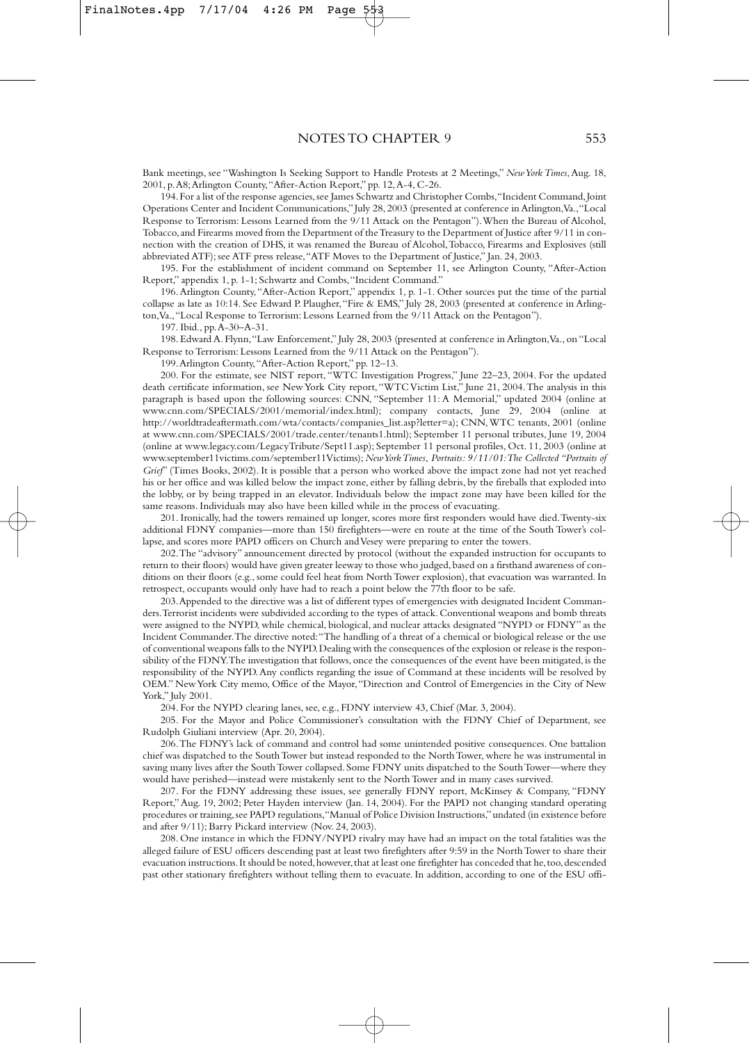Bank meetings, see "Washington Is Seeking Support to Handle Protests at 2 Meetings," *New York Times*, Aug. 18, 2001, p. A8; Arlington County, "After-Action Report," pp. 12, A-4, C-26.

194. For a list of the response agencies, see James Schwartz and Christopher Combs, "Incident Command, Joint Operations Center and Incident Communications," July 28, 2003 (presented at conference in Arlington, Va., "Local Response to Terrorism: Lessons Learned from the 9/11 Attack on the Pentagon"). When the Bureau of Alcohol, Tobacco, and Firearms moved from the Department of the Treasury to the Department of Justice after 9/11 in connection with the creation of DHS, it was renamed the Bureau of Alcohol, Tobacco, Firearms and Explosives (still abbreviated ATF); see ATF press release, "ATF Moves to the Department of Justice," Jan. 24, 2003.

195. For the establishment of incident command on September 11, see Arlington County, "After-Action Report," appendix 1, p. 1-1; Schwartz and Combs, "Incident Command."

196. Arlington County, "After-Action Report," appendix 1, p. 1-1. Other sources put the time of the partial collapse as late as 10:14. See Edward P. Plaugher, "Fire & EMS," July 28, 2003 (presented at conference in Arlington, Va., "Local Response to Terrorism: Lessons Learned from the 9/11 Attack on the Pentagon").

197. Ibid., pp. A-30–A-31.

198. Edward A. Flynn, "Law Enforcement," July 28, 2003 (presented at conference in Arlington, Va., on "Local Response to Terrorism: Lessons Learned from the 9/11 Attack on the Pentagon").

199. Arlington County, "After-Action Report," pp. 12–13.

200. For the estimate, see NIST report, "WTC Investigation Progress," June 22–23, 2004. For the updated death certificate information, see New York City report, "WTC Victim List," June 21, 2004. The analysis in this paragraph is based upon the following sources: CNN, "September 11: A Memorial," updated 2004 (online at www.cnn.com/SPECIALS/2001/memorial/index.html); company contacts, June 29, 2004 (online at http://worldtradeaftermath.com/wta/contacts/companies_list.asp?letter=a); CNN, WTC tenants, 2001 (online at www.cnn.com/SPECIALS/2001/trade.center/tenants1.html); September 11 personal tributes, June 19, 2004 (online at www.legacy.com/LegacyTribute/Sept11.asp); September 11 personal profiles, Oct. 11, 2003 (online at www.september11victims.com/september11Victims); *New York Times*, *Portraits: 9/11/01: The Collected "Portraits of Grief"* (Times Books, 2002). It is possible that a person who worked above the impact zone had not yet reached his or her office and was killed below the impact zone, either by falling debris, by the fireballs that exploded into the lobby, or by being trapped in an elevator. Individuals below the impact zone may have been killed for the same reasons. Individuals may also have been killed while in the process of evacuating.

201. Ironically, had the towers remained up longer, scores more first responders would have died. Twenty-six additional FDNY companies—more than 150 firefighters—were en route at the time of the South Tower's collapse, and scores more PAPD officers on Church and Vesey were preparing to enter the towers.

202. The "advisory" announcement directed by protocol (without the expanded instruction for occupants to return to their floors) would have given greater leeway to those who judged, based on a firsthand awareness of conditions on their floors (e.g., some could feel heat from North Tower explosion), that evacuation was warranted. In retrospect, occupants would only have had to reach a point below the 77th floor to be safe.

203. Appended to the directive was a list of different types of emergencies with designated Incident Commanders. Terrorist incidents were subdivided according to the types of attack. Conventional weapons and bomb threats were assigned to the NYPD, while chemical, biological, and nuclear attacks designated "NYPD or FDNY" as the Incident Commander. The directive noted: "The handling of a threat of a chemical or biological release or the use of conventional weapons falls to the NYPD. Dealing with the consequences of the explosion or release is the responsibility of the FDNY. The investigation that follows, once the consequences of the event have been mitigated, is the responsibility of the NYPD. Any conflicts regarding the issue of Command at these incidents will be resolved by OEM." New York City memo, Office of the Mayor, "Direction and Control of Emergencies in the City of New York," July 2001.

204. For the NYPD clearing lanes, see, e.g., FDNY interview 43, Chief (Mar. 3, 2004).

205. For the Mayor and Police Commissioner's consultation with the FDNY Chief of Department, see Rudolph Giuliani interview (Apr. 20, 2004).

206. The FDNY's lack of command and control had some unintended positive consequences. One battalion chief was dispatched to the South Tower but instead responded to the North Tower, where he was instrumental in saving many lives after the South Tower collapsed. Some FDNY units dispatched to the South Tower—where they would have perished—instead were mistakenly sent to the North Tower and in many cases survived.

207. For the FDNY addressing these issues, see generally FDNY report, McKinsey & Company, "FDNY Report," Aug. 19, 2002; Peter Hayden interview (Jan. 14, 2004). For the PAPD not changing standard operating procedures or training, see PAPD regulations, "Manual of Police Division Instructions," undated (in existence before and after 9/11); Barry Pickard interview (Nov. 24, 2003).

208. One instance in which the FDNY/NYPD rivalry may have had an impact on the total fatalities was the alleged failure of ESU officers descending past at least two firefighters after 9:59 in the North Tower to share their evacuation instructions. It should be noted, however, that at least one firefighter has conceded that he, too, descended past other stationary firefighters without telling them to evacuate. In addition, according to one of the ESU offi-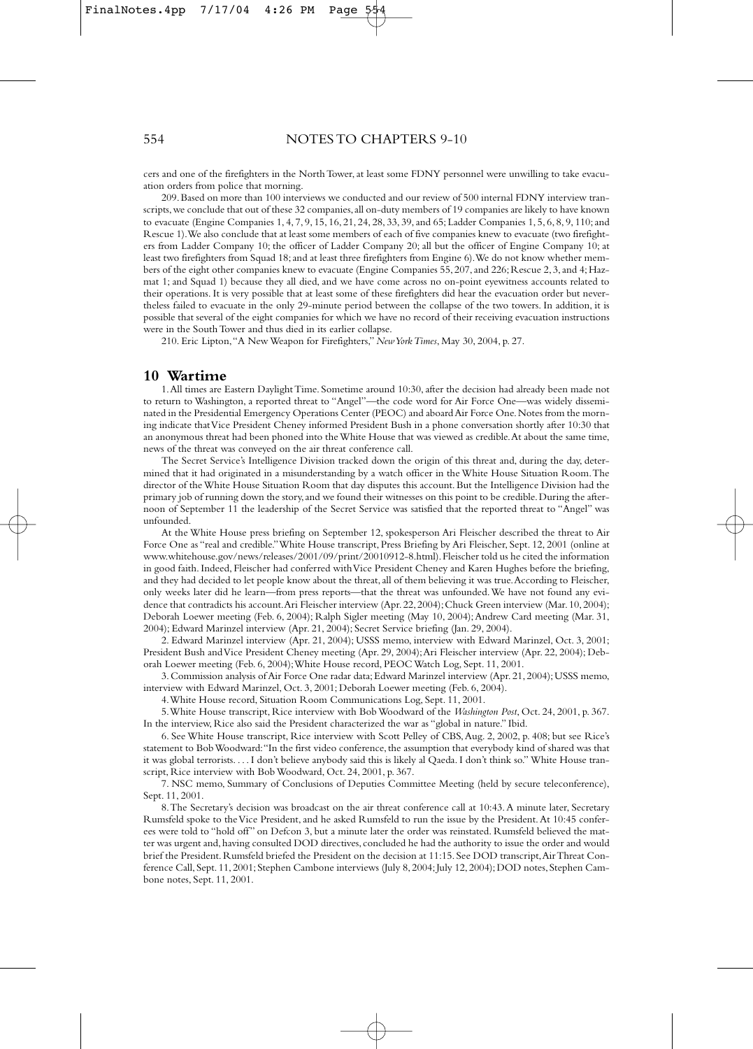cers and one of the firefighters in the North Tower, at least some FDNY personnel were unwilling to take evacuation orders from police that morning.

209. Based on more than 100 interviews we conducted and our review of 500 internal FDNY interview transcripts, we conclude that out of these 32 companies, all on-duty members of 19 companies are likely to have known to evacuate (Engine Companies 1, 4, 7, 9, 15, 16, 21, 24, 28, 33, 39, and 65; Ladder Companies 1, 5, 6, 8, 9, 110; and Rescue 1). We also conclude that at least some members of each of five companies knew to evacuate (two firefighters from Ladder Company 10; the officer of Ladder Company 20; all but the officer of Engine Company 10; at least two firefighters from Squad 18; and at least three firefighters from Engine 6). We do not know whether members of the eight other companies knew to evacuate (Engine Companies 55, 207, and 226; Rescue 2, 3, and 4; Hazmat 1; and Squad 1) because they all died, and we have come across no on-point eyewitness accounts related to their operations. It is very possible that at least some of these firefighters did hear the evacuation order but nevertheless failed to evacuate in the only 29-minute period between the collapse of the two towers. In addition, it is possible that several of the eight companies for which we have no record of their receiving evacuation instructions were in the South Tower and thus died in its earlier collapse.

210. Eric Lipton, "A New Weapon for Firefighters," *New York Times*, May 30, 2004, p. 27.

## 10 Wartime

1. All times are Eastern Daylight Time. Sometime around 10:30, after the decision had already been made not to return to Washington, a reported threat to "Angel"—the code word for Air Force One—was widely disseminated in the Presidential Emergency Operations Center (PEOC) and aboard Air Force One. Notes from the morning indicate that Vice President Cheney informed President Bush in a phone conversation shortly after 10:30 that an anonymous threat had been phoned into the White House that was viewed as credible. At about the same time, news of the threat was conveyed on the air threat conference call.

The Secret Service's Intelligence Division tracked down the origin of this threat and, during the day, determined that it had originated in a misunderstanding by a watch officer in the White House Situation Room. The director of the White House Situation Room that day disputes this account. But the Intelligence Division had the primary job of running down the story, and we found their witnesses on this point to be credible. During the afternoon of September 11 the leadership of the Secret Service was satisfied that the reported threat to "Angel" was unfounded.

At the White House press briefing on September 12, spokesperson Ari Fleischer described the threat to Air Force One as "real and credible." White House transcript, Press Briefing by Ari Fleischer, Sept. 12, 2001 (online at www.whitehouse.gov/news/releases/2001/09/print/20010912-8.html). Fleischer told us he cited the information in good faith. Indeed, Fleischer had conferred with Vice President Cheney and Karen Hughes before the briefing, and they had decided to let people know about the threat, all of them believing it was true. According to Fleischer, only weeks later did he learn—from press reports—that the threat was unfounded. We have not found any evidence that contradicts his account. Ari Fleischer interview (Apr. 22, 2004); Chuck Green interview (Mar. 10, 2004); Deborah Loewer meeting (Feb. 6, 2004); Ralph Sigler meeting (May 10, 2004); Andrew Card meeting (Mar. 31, 2004); Edward Marinzel interview (Apr. 21, 2004); Secret Service briefing (Jan. 29, 2004).

2. Edward Marinzel interview (Apr. 21, 2004); USSS memo, interview with Edward Marinzel, Oct. 3, 2001; President Bush and Vice President Cheney meeting (Apr. 29, 2004); Ari Fleischer interview (Apr. 22, 2004); Deborah Loewer meeting (Feb. 6, 2004); White House record, PEOC Watch Log, Sept. 11, 2001.

3. Commission analysis of Air Force One radar data; Edward Marinzel interview (Apr. 21, 2004); USSS memo, interview with Edward Marinzel, Oct. 3, 2001; Deborah Loewer meeting (Feb. 6, 2004).

4. White House record, Situation Room Communications Log, Sept. 11, 2001.

5. White House transcript, Rice interview with Bob Woodward of the *Washington Post*, Oct. 24, 2001, p. 367. In the interview, Rice also said the President characterized the war as "global in nature." Ibid.

6. See White House transcript, Rice interview with Scott Pelley of CBS, Aug. 2, 2002, p. 408; but see Rice's statement to Bob Woodward: "In the first video conference, the assumption that everybody kind of shared was that it was global terrorists. . . . I don't believe anybody said this is likely al Qaeda. I don't think so." White House transcript, Rice interview with Bob Woodward, Oct. 24, 2001, p. 367.

7. NSC memo, Summary of Conclusions of Deputies Committee Meeting (held by secure teleconference), Sept. 11, 2001.

8. The Secretary's decision was broadcast on the air threat conference call at 10:43. A minute later, Secretary Rumsfeld spoke to the Vice President, and he asked Rumsfeld to run the issue by the President. At 10:45 conferees were told to "hold off" on Defcon 3, but a minute later the order was reinstated. Rumsfeld believed the matter was urgent and, having consulted DOD directives, concluded he had the authority to issue the order and would brief the President. Rumsfeld briefed the President on the decision at 11:15. See DOD transcript, Air Threat Conference Call, Sept. 11, 2001; Stephen Cambone interviews (July 8, 2004; July 12, 2004); DOD notes, Stephen Cambone notes, Sept. 11, 2001.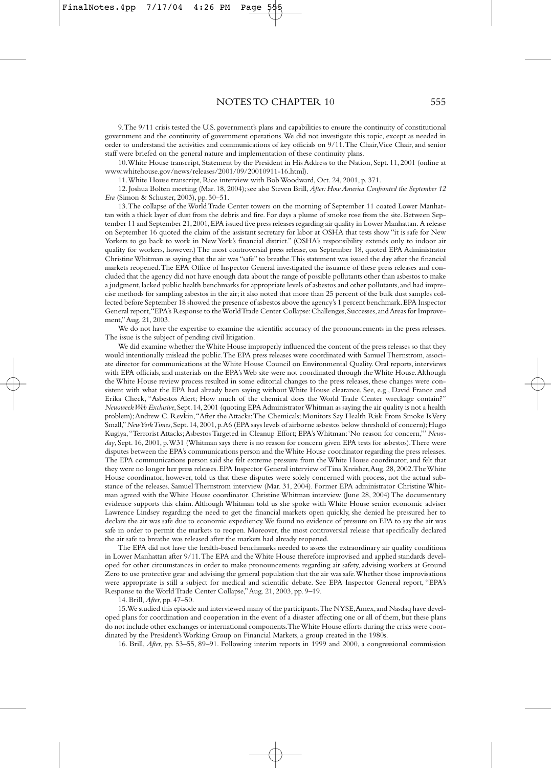9. The 9/11 crisis tested the U.S. government's plans and capabilities to ensure the continuity of constitutional government and the continuity of government operations. We did not investigate this topic, except as needed in order to understand the activities and communications of key officials on 9/11. The Chair, Vice Chair, and senior staff were briefed on the general nature and implementation of these continuity plans.

10. White House transcript, Statement by the President in His Address to the Nation, Sept. 11, 2001 (online at www.whitehouse.gov/news/releases/2001/09/20010911-16.html).

11. White House transcript, Rice interview with Bob Woodward, Oct. 24, 2001, p. 371.

12. Joshua Bolten meeting (Mar. 18, 2004); see also Steven Brill, *After: How America Confronted the September 12 Era* (Simon & Schuster, 2003), pp. 50–51.

13. The collapse of the World Trade Center towers on the morning of September 11 coated Lower Manhattan with a thick layer of dust from the debris and fire. For days a plume of smoke rose from the site. Between September 11 and September 21, 2001, EPA issued five press releases regarding air quality in Lower Manhattan. A release on September 16 quoted the claim of the assistant secretary for labor at OSHA that tests show "it is safe for New Yorkers to go back to work in New York's financial district." (OSHA's responsibility extends only to indoor air quality for workers, however.) The most controversial press release, on September 18, quoted EPA Administrator Christine Whitman as saying that the air was "safe" to breathe. This statement was issued the day after the financial markets reopened. The EPA Office of Inspector General investigated the issuance of these press releases and concluded that the agency did not have enough data about the range of possible pollutants other than asbestos to make a judgment, lacked public health benchmarks for appropriate levels of asbestos and other pollutants, and had imprecise methods for sampling asbestos in the air; it also noted that more than 25 percent of the bulk dust samples collected before September 18 showed the presence of asbestos above the agency's 1 percent benchmark. EPA Inspector General report, "EPA's Response to the World Trade Center Collapse: Challenges, Successes, and Areas for Improvement," Aug. 21, 2003.

We do not have the expertise to examine the scientific accuracy of the pronouncements in the press releases. The issue is the subject of pending civil litigation.

We did examine whether the White House improperly influenced the content of the press releases so that they would intentionally mislead the public. The EPA press releases were coordinated with Samuel Thernstrom, associate director for communications at the White House Council on Environmental Quality. Oral reports, interviews with EPA officials, and materials on the EPA's Web site were not coordinated through the White House. Although the White House review process resulted in some editorial changes to the press releases, these changes were consistent with what the EPA had already been saying without White House clearance. See, e.g., David France and Erika Check, "Asbestos Alert; How much of the chemical does the World Trade Center wreckage contain?" *Newsweek Web Exclusive*, Sept. 14, 2001 (quoting EPA Administrator Whitman as saying the air quality is not a health problem); Andrew C. Revkin, "After the Attacks: The Chemicals; Monitors Say Health Risk From Smoke Is Very Small," *New York Times*, Sept. 14, 2001, p. A6 (EPA says levels of airborne asbestos below threshold of concern); Hugo Kugiya, "Terrorist Attacks; Asbestos Targeted in Cleanup Effort; EPA's Whitman: 'No reason for concern,'" *Newsday*, Sept. 16, 2001, p. W31 (Whitman says there is no reason for concern given EPA tests for asbestos). There were disputes between the EPA's communications person and the White House coordinator regarding the press releases. The EPA communications person said she felt extreme pressure from the White House coordinator, and felt that they were no longer her press releases. EPA Inspector General interview of Tina Kreisher, Aug. 28, 2002. The White House coordinator, however, told us that these disputes were solely concerned with process, not the actual substance of the releases. Samuel Thernstrom interview (Mar. 31, 2004). Former EPA administrator Christine Whitman agreed with the White House coordinator. Christine Whitman interview (June 28, 2004) The documentary evidence supports this claim. Although Whitman told us she spoke with White House senior economic adviser Lawrence Lindsey regarding the need to get the financial markets open quickly, she denied he pressured her to declare the air was safe due to economic expediency. We found no evidence of pressure on EPA to say the air was safe in order to permit the markets to reopen. Moreover, the most controversial release that specifically declared the air safe to breathe was released after the markets had already reopened.

The EPA did not have the health-based benchmarks needed to assess the extraordinary air quality conditions in Lower Manhattan after 9/11. The EPA and the White House therefore improvised and applied standards developed for other circumstances in order to make pronouncements regarding air safety, advising workers at Ground Zero to use protective gear and advising the general population that the air was safe. Whether those improvisations were appropriate is still a subject for medical and scientific debate. See EPA Inspector General report, "EPA's Response to the World Trade Center Collapse," Aug. 21, 2003, pp. 9–19.

14. Brill, *After*, pp. 47–50.

15. We studied this episode and interviewed many of the participants. The NYSE, Amex, and Nasdaq have developed plans for coordination and cooperation in the event of a disaster affecting one or all of them, but these plans do not include other exchanges or international components. The White House efforts during the crisis were coordinated by the President's Working Group on Financial Markets, a group created in the 1980s.

16. Brill, *After*, pp. 53–55, 89–91. Following interim reports in 1999 and 2000, a congressional commission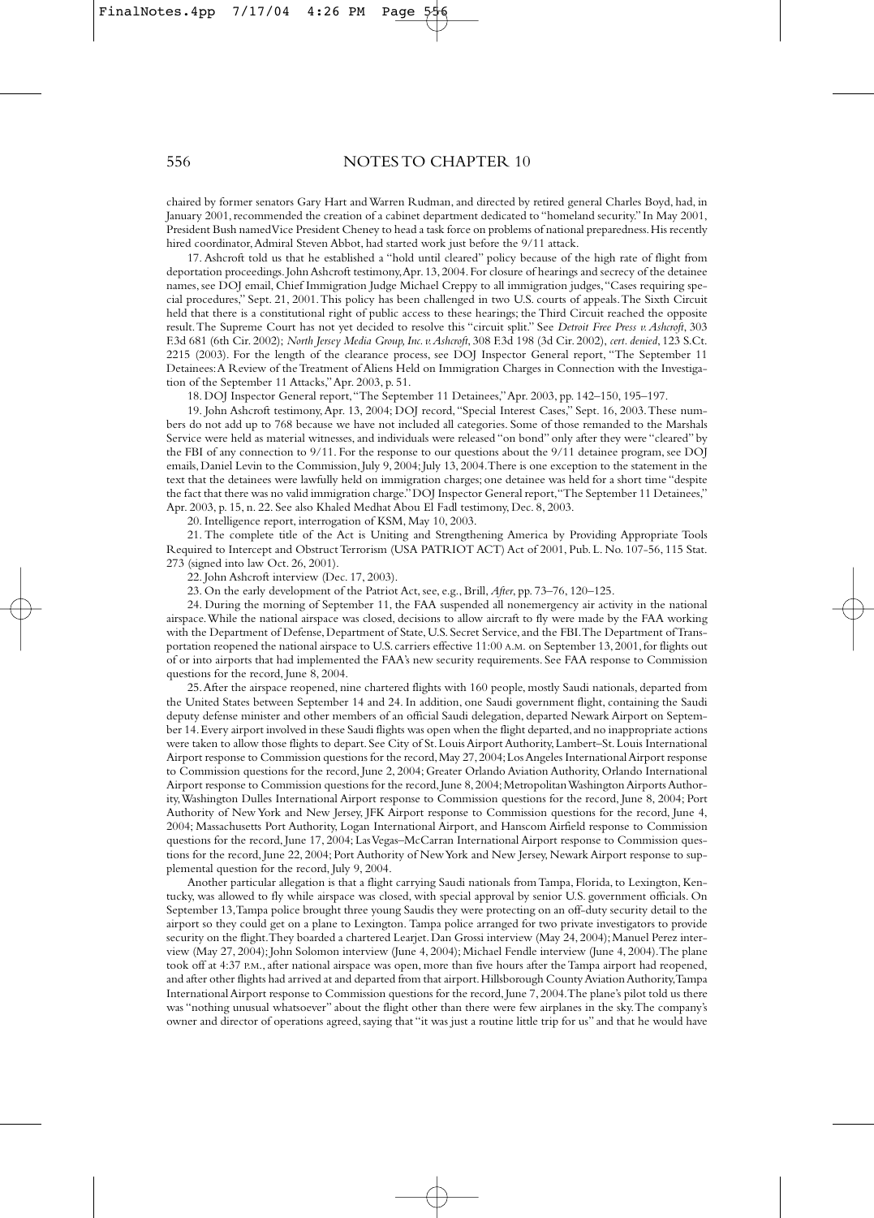chaired by former senators Gary Hart and Warren Rudman, and directed by retired general Charles Boyd, had, in January 2001, recommended the creation of a cabinet department dedicated to "homeland security." In May 2001, President Bush named Vice President Cheney to head a task force on problems of national preparedness. His recently hired coordinator, Admiral Steven Abbot, had started work just before the 9/11 attack.

17. Ashcroft told us that he established a "hold until cleared" policy because of the high rate of flight from deportation proceedings. John Ashcroft testimony, Apr. 13, 2004. For closure of hearings and secrecy of the detainee names, see DOJ email, Chief Immigration Judge Michael Creppy to all immigration judges, "Cases requiring special procedures," Sept. 21, 2001. This policy has been challenged in two U.S. courts of appeals. The Sixth Circuit held that there is a constitutional right of public access to these hearings; the Third Circuit reached the opposite result. The Supreme Court has not yet decided to resolve this "circuit split." See *Detroit Free Press v. Ashcroft*, 303 F.3d 681 (6th Cir. 2002); *North Jersey Media Group, Inc. v. Ashcroft*, 308 F.3d 198 (3d Cir. 2002), *cert. denied*, 123 S.Ct. 2215 (2003). For the length of the clearance process, see DOJ Inspector General report, "The September 11 Detainees: A Review of the Treatment of Aliens Held on Immigration Charges in Connection with the Investigation of the September 11 Attacks," Apr. 2003, p. 51.

18. DOJ Inspector General report, "The September 11 Detainees," Apr. 2003, pp. 142–150, 195–197.

19. John Ashcroft testimony, Apr. 13, 2004; DOJ record, "Special Interest Cases," Sept. 16, 2003. These numbers do not add up to 768 because we have not included all categories. Some of those remanded to the Marshals Service were held as material witnesses, and individuals were released "on bond" only after they were "cleared" by the FBI of any connection to 9/11. For the response to our questions about the 9/11 detainee program, see DOJ emails, Daniel Levin to the Commission, July 9, 2004; July 13, 2004. There is one exception to the statement in the text that the detainees were lawfully held on immigration charges; one detainee was held for a short time "despite the fact that there was no valid immigration charge." DOJ Inspector General report, "The September 11 Detainees," Apr. 2003, p. 15, n. 22. See also Khaled Medhat Abou El Fadl testimony, Dec. 8, 2003.

20. Intelligence report, interrogation of KSM, May 10, 2003.

21. The complete title of the Act is Uniting and Strengthening America by Providing Appropriate Tools Required to Intercept and Obstruct Terrorism (USA PATRIOT ACT) Act of 2001, Pub. L. No. 107-56, 115 Stat. 273 (signed into law Oct. 26, 2001).

22. John Ashcroft interview (Dec. 17, 2003).

23. On the early development of the Patriot Act, see, e.g., Brill, *After*, pp. 73–76, 120–125.

24. During the morning of September 11, the FAA suspended all nonemergency air activity in the national airspace. While the national airspace was closed, decisions to allow aircraft to fly were made by the FAA working with the Department of Defense, Department of State, U.S. Secret Service, and the FBI. The Department of Transportation reopened the national airspace to U.S. carriers effective 11:00 A.M. on September 13, 2001, for flights out of or into airports that had implemented the FAA's new security requirements. See FAA response to Commission questions for the record, June 8, 2004.

25. After the airspace reopened, nine chartered flights with 160 people, mostly Saudi nationals, departed from the United States between September 14 and 24. In addition, one Saudi government flight, containing the Saudi deputy defense minister and other members of an official Saudi delegation, departed Newark Airport on September 14. Every airport involved in these Saudi flights was open when the flight departed, and no inappropriate actions were taken to allow those flights to depart. See City of St. Louis Airport Authority, Lambert–St. Louis International Airport response to Commission questions for the record, May 27, 2004; Los Angeles International Airport response to Commission questions for the record, June 2, 2004; Greater Orlando Aviation Authority, Orlando International Airport response to Commission questions for the record, June 8, 2004; Metropolitan Washington Airports Authority, Washington Dulles International Airport response to Commission questions for the record, June 8, 2004; Port Authority of New York and New Jersey, JFK Airport response to Commission questions for the record, June 4, 2004; Massachusetts Port Authority, Logan International Airport, and Hanscom Airfield response to Commission questions for the record, June 17, 2004; Las Vegas–McCarran International Airport response to Commission questions for the record, June 22, 2004; Port Authority of New York and New Jersey, Newark Airport response to supplemental question for the record, July 9, 2004.

Another particular allegation is that a flight carrying Saudi nationals from Tampa, Florida, to Lexington, Kentucky, was allowed to fly while airspace was closed, with special approval by senior U.S. government officials. On September 13, Tampa police brought three young Saudis they were protecting on an off-duty security detail to the airport so they could get on a plane to Lexington. Tampa police arranged for two private investigators to provide security on the flight. They boarded a chartered Learjet. Dan Grossi interview (May 24, 2004); Manuel Perez interview (May 27, 2004); John Solomon interview (June 4, 2004); Michael Fendle interview (June 4, 2004). The plane took off at 4:37 P.M., after national airspace was open, more than five hours after the Tampa airport had reopened, and after other flights had arrived at and departed from that airport. Hillsborough County Aviation Authority, Tampa International Airport response to Commission questions for the record, June 7, 2004. The plane's pilot told us there was "nothing unusual whatsoever" about the flight other than there were few airplanes in the sky. The company's owner and director of operations agreed, saying that "it was just a routine little trip for us" and that he would have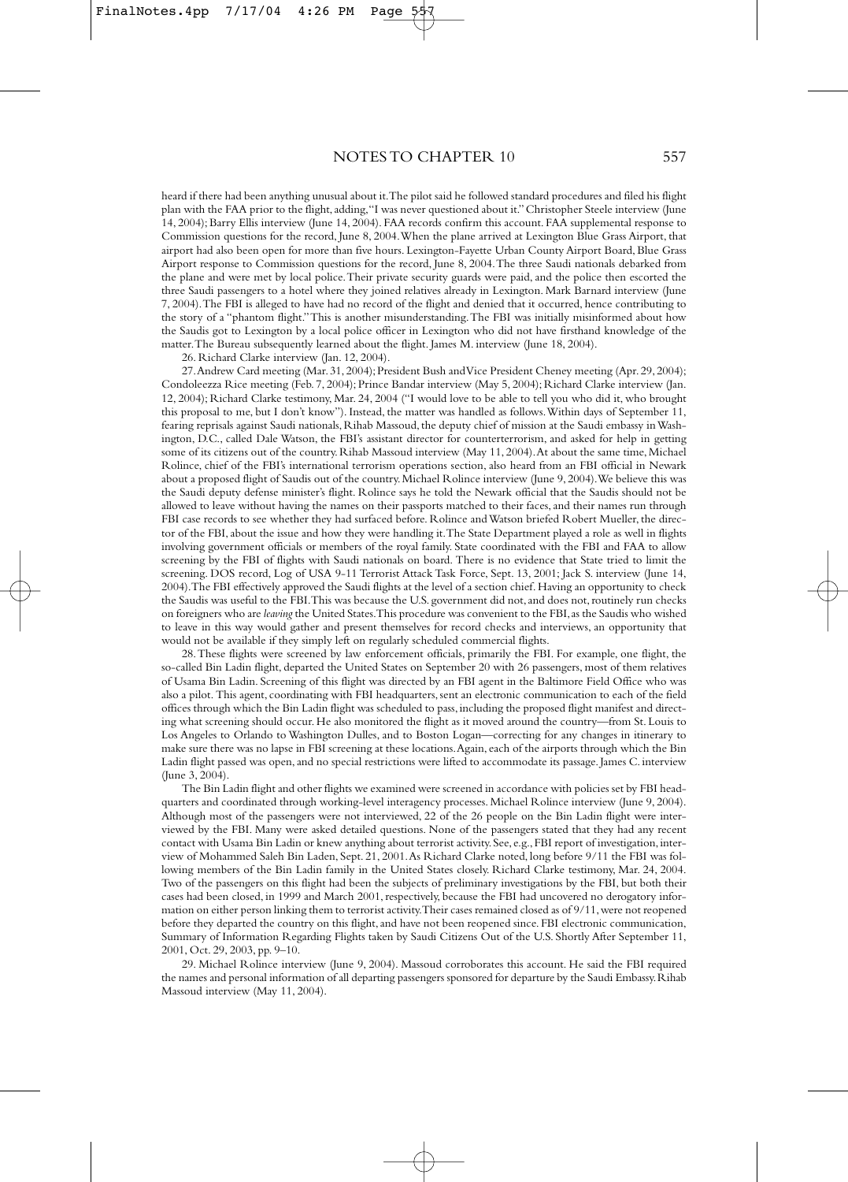heard if there had been anything unusual about it.The pilot said he followed standard procedures and filed his flight plan with the FAA prior to the flight, adding,"I was never questioned about it." Christopher Steele interview (June 14, 2004); Barry Ellis interview (June 14, 2004). FAA records confirm this account. FAA supplemental response to Commission questions for the record, June 8, 2004. When the plane arrived at Lexington Blue Grass Airport, that airport had also been open for more than five hours. Lexington-Fayette Urban County Airport Board, Blue Grass Airport response to Commission questions for the record, June 8, 2004.The three Saudi nationals debarked from the plane and were met by local police.Their private security guards were paid, and the police then escorted the three Saudi passengers to a hotel where they joined relatives already in Lexington. Mark Barnard interview (June 7, 2004).The FBI is alleged to have had no record of the flight and denied that it occurred, hence contributing to the story of a "phantom flight."This is another misunderstanding.The FBI was initially misinformed about how the Saudis got to Lexington by a local police officer in Lexington who did not have firsthand knowledge of the matter.The Bureau subsequently learned about the flight. James M. interview (June 18, 2004).

26. Richard Clarke interview (Jan. 12, 2004).

27. Andrew Card meeting (Mar. 31, 2004); President Bush and Vice President Cheney meeting (Apr. 29, 2004); Condoleezza Rice meeting (Feb. 7, 2004); Prince Bandar interview (May 5, 2004); Richard Clarke interview (Jan. 12, 2004); Richard Clarke testimony, Mar. 24, 2004 ("I would love to be able to tell you who did it, who brought this proposal to me, but I don't know"). Instead, the matter was handled as follows. Within days of September 11, fearing reprisals against Saudi nationals, Rihab Massoud, the deputy chief of mission at the Saudi embassy in Washington, D.C., called Dale Watson, the FBI's assistant director for counterterrorism, and asked for help in getting some of its citizens out of the country. Rihab Massoud interview (May 11, 2004). At about the same time, Michael Rolince, chief of the FBI's international terrorism operations section, also heard from an FBI official in Newark about a proposed flight of Saudis out of the country. Michael Rolince interview (June 9, 2004). We believe this was the Saudi deputy defense minister's flight. Rolince says he told the Newark official that the Saudis should not be allowed to leave without having the names on their passports matched to their faces, and their names run through FBI case records to see whether they had surfaced before. Rolince and Watson briefed Robert Mueller, the director of the FBI, about the issue and how they were handling it. The State Department played a role as well in flights involving government officials or members of the royal family. State coordinated with the FBI and FAA to allow screening by the FBI of flights with Saudi nationals on board. There is no evidence that State tried to limit the screening. DOS record, Log of USA 9-11 Terrorist Attack Task Force, Sept. 13, 2001; Jack S. interview (June 14, 2004). The FBI effectively approved the Saudi flights at the level of a section chief. Having an opportunity to check the Saudis was useful to the FBI. This was because the U.S. government did not, and does not, routinely run checks on foreigners who are *leaving* the United States. This procedure was convenient to the FBI, as the Saudis who wished to leave in this way would gather and present themselves for record checks and interviews, an opportunity that would not be available if they simply left on regularly scheduled commercial flights.

28. These flights were screened by law enforcement officials, primarily the FBI. For example, one flight, the so-called Bin Ladin flight, departed the United States on September 20 with 26 passengers, most of them relatives of Usama Bin Ladin. Screening of this flight was directed by an FBI agent in the Baltimore Field Office who was also a pilot. This agent, coordinating with FBI headquarters, sent an electronic communication to each of the field offices through which the Bin Ladin flight was scheduled to pass, including the proposed flight manifest and directing what screening should occur. He also monitored the flight as it moved around the country—from St. Louis to Los Angeles to Orlando to Washington Dulles, and to Boston Logan—correcting for any changes in itinerary to make sure there was no lapse in FBI screening at these locations. Again, each of the airports through which the Bin Ladin flight passed was open, and no special restrictions were lifted to accommodate its passage. James C. interview (June 3, 2004).

The Bin Ladin flight and other flights we examined were screened in accordance with policies set by FBI headquarters and coordinated through working-level interagency processes. Michael Rolince interview (June 9, 2004). Although most of the passengers were not interviewed, 22 of the 26 people on the Bin Ladin flight were interviewed by the FBI. Many were asked detailed questions. None of the passengers stated that they had any recent contact with Usama Bin Ladin or knew anything about terrorist activity. See, e.g., FBI report of investigation, interview of Mohammed Saleh Bin Laden, Sept. 21, 2001. As Richard Clarke noted, long before 9/11 the FBI was following members of the Bin Ladin family in the United States closely. Richard Clarke testimony, Mar. 24, 2004. Two of the passengers on this flight had been the subjects of preliminary investigations by the FBI, but both their cases had been closed, in 1999 and March 2001, respectively, because the FBI had uncovered no derogatory information on either person linking them to terrorist activity. Their cases remained closed as of 9/11, were not reopened before they departed the country on this flight, and have not been reopened since. FBI electronic communication, Summary of Information Regarding Flights taken by Saudi Citizens Out of the U.S. Shortly After September 11, 2001, Oct. 29, 2003, pp. 9–10.

29. Michael Rolince interview (June 9, 2004). Massoud corroborates this account. He said the FBI required the names and personal information of all departing passengers sponsored for departure by the Saudi Embassy. Rihab Massoud interview (May 11, 2004).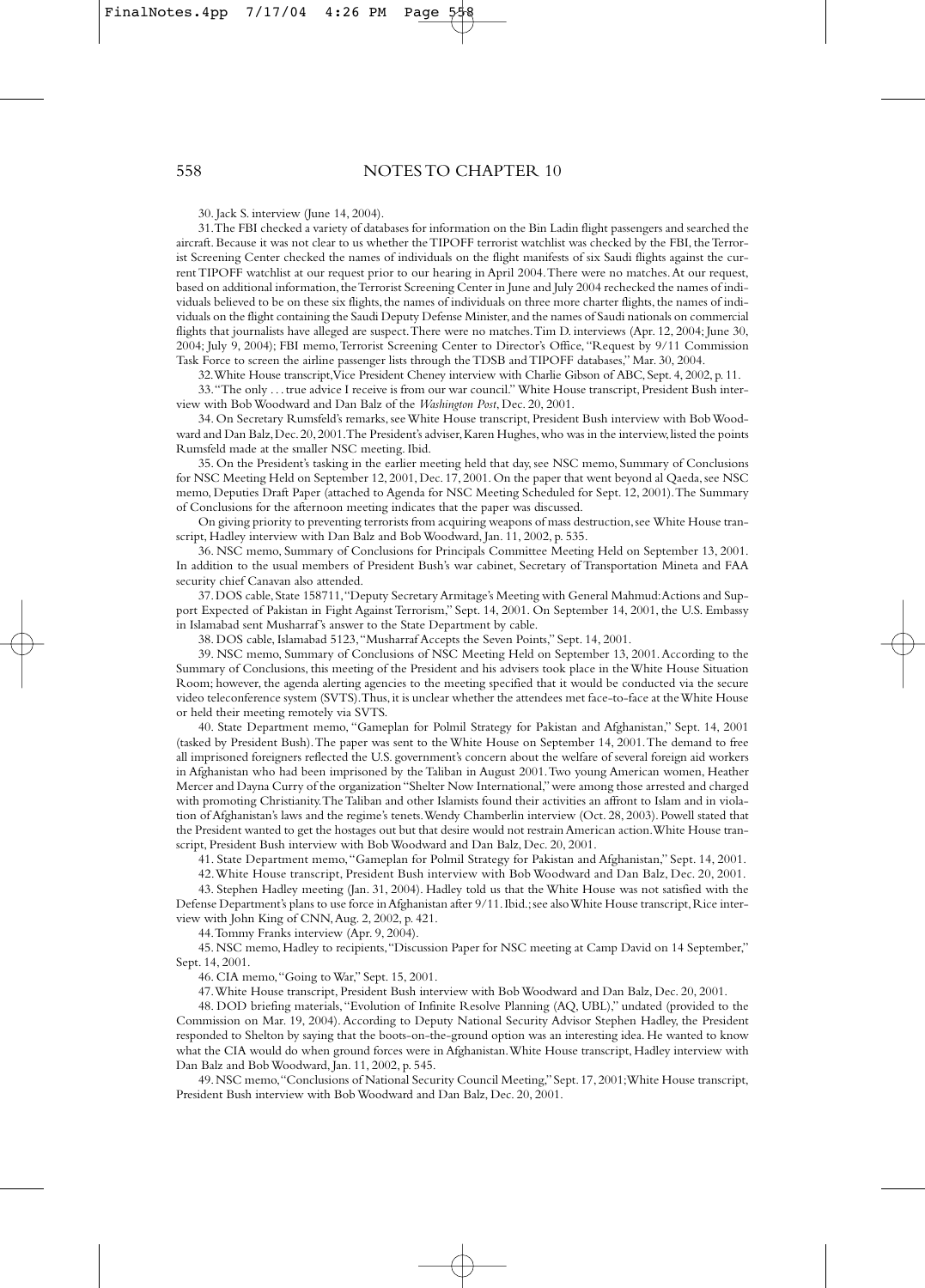30. Jack S. interview (June 14, 2004).

31. The FBI checked a variety of databases for information on the Bin Ladin flight passengers and searched the aircraft. Because it was not clear to us whether the TIPOFF terrorist watchlist was checked by the FBI, the Terrorist Screening Center checked the names of individuals on the flight manifests of six Saudi flights against the current TIPOFF watchlist at our request prior to our hearing in April 2004. There were no matches. At our request, based on additional information, the Terrorist Screening Center in June and July 2004 rechecked the names of individuals believed to be on these six flights, the names of individuals on three more charter flights, the names of individuals on the flight containing the Saudi Deputy Defense Minister, and the names of Saudi nationals on commercial flights that journalists have alleged are suspect. There were no matches. Tim D. interviews (Apr. 12, 2004; June 30, 2004; July 9, 2004); FBI memo, Terrorist Screening Center to Director's Office, "Request by 9/11 Commission Task Force to screen the airline passenger lists through the TDSB and TIPOFF databases," Mar. 30, 2004.

32. White House transcript, Vice President Cheney interview with Charlie Gibson of ABC, Sept. 4, 2002, p. 11.

33. "The only . . . true advice I receive is from our war council." White House transcript, President Bush interview with Bob Woodward and Dan Balz of the *Washington Post*, Dec. 20, 2001.

34. On Secretary Rumsfeld's remarks, see White House transcript, President Bush interview with Bob Woodward and Dan Balz, Dec. 20, 2001. The President's adviser, Karen Hughes, who was in the interview, listed the points Rumsfeld made at the smaller NSC meeting. Ibid.

35. On the President's tasking in the earlier meeting held that day, see NSC memo, Summary of Conclusions for NSC Meeting Held on September 12, 2001, Dec. 17, 2001. On the paper that went beyond al Qaeda, see NSC memo, Deputies Draft Paper (attached to Agenda for NSC Meeting Scheduled for Sept. 12, 2001). The Summary of Conclusions for the afternoon meeting indicates that the paper was discussed.

On giving priority to preventing terrorists from acquiring weapons of mass destruction, see White House transcript, Hadley interview with Dan Balz and Bob Woodward, Jan. 11, 2002, p. 535.

36. NSC memo, Summary of Conclusions for Principals Committee Meeting Held on September 13, 2001. In addition to the usual members of President Bush's war cabinet, Secretary of Transportation Mineta and FAA security chief Canavan also attended.

37. DOS cable, State 158711, "Deputy Secretary Armitage's Meeting with General Mahmud: Actions and Support Expected of Pakistan in Fight Against Terrorism," Sept. 14, 2001. On September 14, 2001, the U.S. Embassy in Islamabad sent Musharraf's answer to the State Department by cable.

38. DOS cable, Islamabad 5123, "Musharraf Accepts the Seven Points," Sept. 14, 2001.

39. NSC memo, Summary of Conclusions of NSC Meeting Held on September 13, 2001. According to the Summary of Conclusions, this meeting of the President and his advisers took place in the White House Situation Room; however, the agenda alerting agencies to the meeting specified that it would be conducted via the secure video teleconference system (SVTS). Thus, it is unclear whether the attendees met face-to-face at the White House or held their meeting remotely via SVTS.

40. State Department memo, "Gameplan for Polmil Strategy for Pakistan and Afghanistan," Sept. 14, 2001 (tasked by President Bush). The paper was sent to the White House on September 14, 2001. The demand to free all imprisoned foreigners reflected the U.S. government's concern about the welfare of several foreign aid workers in Afghanistan who had been imprisoned by the Taliban in August 2001. Two young American women, Heather Mercer and Dayna Curry of the organization "Shelter Now International," were among those arrested and charged with promoting Christianity. The Taliban and other Islamists found their activities an affront to Islam and in violation of Afghanistan's laws and the regime's tenets. Wendy Chamberlin interview (Oct. 28, 2003). Powell stated that the President wanted to get the hostages out but that desire would not restrain American action. White House transcript, President Bush interview with Bob Woodward and Dan Balz, Dec. 20, 2001.

41. State Department memo, "Gameplan for Polmil Strategy for Pakistan and Afghanistan," Sept. 14, 2001.

42. White House transcript, President Bush interview with Bob Woodward and Dan Balz, Dec. 20, 2001.

43. Stephen Hadley meeting (Jan. 31, 2004). Hadley told us that the White House was not satisfied with the Defense Department's plans to use force in Afghanistan after 9/11. Ibid.; see also White House transcript, Rice interview with John King of CNN, Aug. 2, 2002, p. 421.

44. Tommy Franks interview (Apr. 9, 2004).

45. NSC memo, Hadley to recipients, "Discussion Paper for NSC meeting at Camp David on 14 September," Sept. 14, 2001.

46. CIA memo, "Going to War," Sept. 15, 2001.

47. White House transcript, President Bush interview with Bob Woodward and Dan Balz, Dec. 20, 2001.

48. DOD briefing materials, "Evolution of Infinite Resolve Planning (AQ, UBL)," undated (provided to the Commission on Mar. 19, 2004). According to Deputy National Security Advisor Stephen Hadley, the President responded to Shelton by saying that the boots-on-the-ground option was an interesting idea. He wanted to know what the CIA would do when ground forces were in Afghanistan. White House transcript, Hadley interview with Dan Balz and Bob Woodward, Jan. 11, 2002, p. 545.

49. NSC memo, "Conclusions of National Security Council Meeting," Sept. 17, 2001; White House transcript, President Bush interview with Bob Woodward and Dan Balz, Dec. 20, 2001.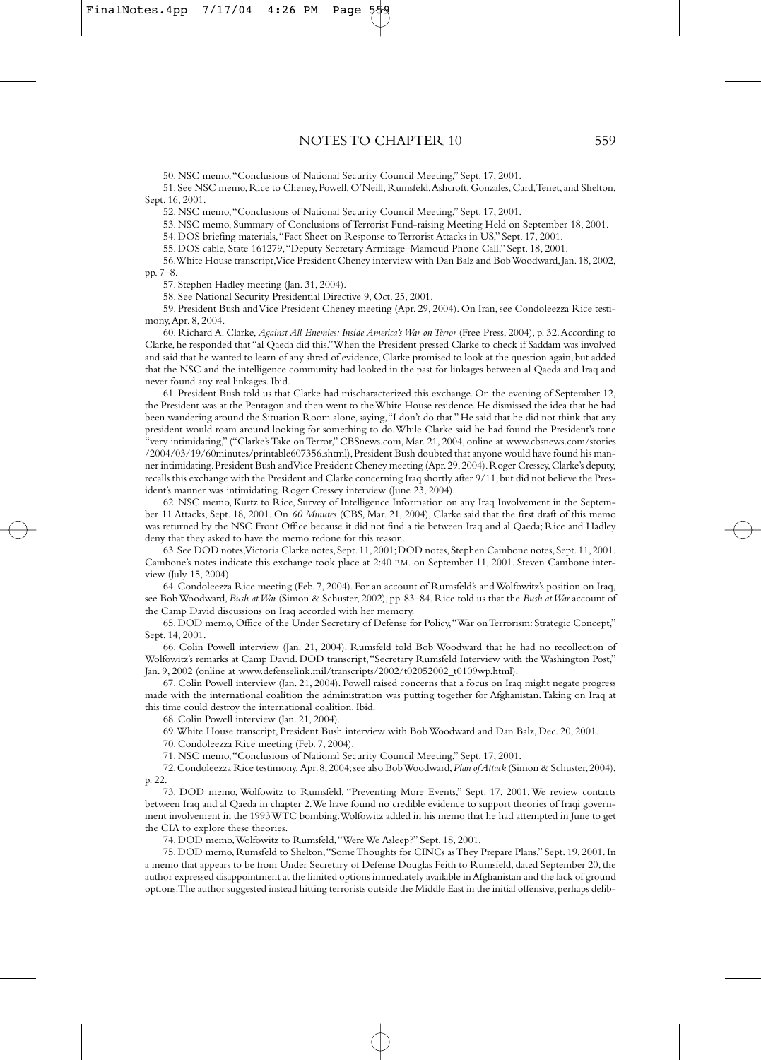50. NSC memo, "Conclusions of National Security Council Meeting," Sept. 17, 2001.

51. See NSC memo, Rice to Cheney, Powell, O'Neill, Rumsfeld, Ashcroft, Gonzales, Card, Tenet, and Shelton, Sept. 16, 2001.

52. NSC memo, "Conclusions of National Security Council Meeting," Sept. 17, 2001.

53. NSC memo, Summary of Conclusions of Terrorist Fund-raising Meeting Held on September 18, 2001.

54. DOS briefing materials, "Fact Sheet on Response to Terrorist Attacks in US," Sept. 17, 2001.

55. DOS cable, State 161279, "Deputy Secretary Armitage–Mamoud Phone Call," Sept. 18, 2001.

56. White House transcript, Vice President Cheney interview with Dan Balz and Bob Woodward, Jan. 18, 2002, pp. 7–8.

57. Stephen Hadley meeting (Jan. 31, 2004).

58. See National Security Presidential Directive 9, Oct. 25, 2001.

59. President Bush and Vice President Cheney meeting (Apr. 29, 2004). On Iran, see Condoleezza Rice testimony, Apr. 8, 2004.

60. Richard A. Clarke, *Against All Enemies: Inside America's War on Terror* (Free Press, 2004), p. 32. According to Clarke, he responded that "al Qaeda did this." When the President pressed Clarke to check if Saddam was involved and said that he wanted to learn of any shred of evidence, Clarke promised to look at the question again, but added that the NSC and the intelligence community had looked in the past for linkages between al Qaeda and Iraq and never found any real linkages. Ibid.

61. President Bush told us that Clarke had mischaracterized this exchange. On the evening of September 12, the President was at the Pentagon and then went to the White House residence. He dismissed the idea that he had been wandering around the Situation Room alone, saying, "I don't do that." He said that he did not think that any president would roam around looking for something to do. While Clarke said he had found the President's tone "very intimidating," ("Clarke's Take on Terror," CBSnews.com, Mar. 21, 2004, online at www.cbsnews.com/stories /2004/03/19/60minutes/printable607356.shtml), President Bush doubted that anyone would have found his manner intimidating. President Bush and Vice President Cheney meeting (Apr. 29, 2004). Roger Cressey, Clarke's deputy, recalls this exchange with the President and Clarke concerning Iraq shortly after 9/11, but did not believe the President's manner was intimidating. Roger Cressey interview (June 23, 2004).

62. NSC memo, Kurtz to Rice, Survey of Intelligence Information on any Iraq Involvement in the September 11 Attacks, Sept. 18, 2001. On *60 Minutes* (CBS, Mar. 21, 2004), Clarke said that the first draft of this memo was returned by the NSC Front Office because it did not find a tie between Iraq and al Qaeda; Rice and Hadley deny that they asked to have the memo redone for this reason.

63. See DOD notes, Victoria Clarke notes, Sept. 11, 2001; DOD notes, Stephen Cambone notes, Sept. 11, 2001. Cambone's notes indicate this exchange took place at 2:40 P.M. on September 11, 2001. Steven Cambone interview (July 15, 2004).

64. Condoleezza Rice meeting (Feb. 7, 2004). For an account of Rumsfeld's and Wolfowitz's position on Iraq, see Bob Woodward, *Bush at War* (Simon & Schuster, 2002), pp. 83–84. Rice told us that the *Bush at War* account of the Camp David discussions on Iraq accorded with her memory.

65. DOD memo, Office of the Under Secretary of Defense for Policy, "War on Terrorism: Strategic Concept," Sept. 14, 2001.

66. Colin Powell interview (Jan. 21, 2004). Rumsfeld told Bob Woodward that he had no recollection of Wolfowitz's remarks at Camp David. DOD transcript, "Secretary Rumsfeld Interview with the Washington Post," Jan. 9, 2002 (online at www.defenselink.mil/transcripts/2002/t02052002_t0109wp.html).

67. Colin Powell interview (Jan. 21, 2004). Powell raised concerns that a focus on Iraq might negate progress made with the international coalition the administration was putting together for Afghanistan. Taking on Iraq at this time could destroy the international coalition. Ibid.

68. Colin Powell interview (Jan. 21, 2004).

69. White House transcript, President Bush interview with Bob Woodward and Dan Balz, Dec. 20, 2001.

70. Condoleezza Rice meeting (Feb. 7, 2004).

71. NSC memo, "Conclusions of National Security Council Meeting," Sept. 17, 2001.

72. Condoleezza Rice testimony, Apr. 8, 2004; see also Bob Woodward, *Plan of Attack* (Simon & Schuster, 2004), p. 22.

73. DOD memo, Wolfowitz to Rumsfeld, "Preventing More Events," Sept. 17, 2001. We review contacts between Iraq and al Qaeda in chapter 2. We have found no credible evidence to support theories of Iraqi government involvement in the 1993 WTC bombing. Wolfowitz added in his memo that he had attempted in June to get the CIA to explore these theories.

74. DOD memo, Wolfowitz to Rumsfeld, "Were We Asleep?" Sept. 18, 2001.

75. DOD memo, Rumsfeld to Shelton, "Some Thoughts for CINCs as They Prepare Plans," Sept. 19, 2001. In a memo that appears to be from Under Secretary of Defense Douglas Feith to Rumsfeld, dated September 20, the author expressed disappointment at the limited options immediately available in Afghanistan and the lack of ground options. The author suggested instead hitting terrorists outside the Middle East in the initial offensive, perhaps delib-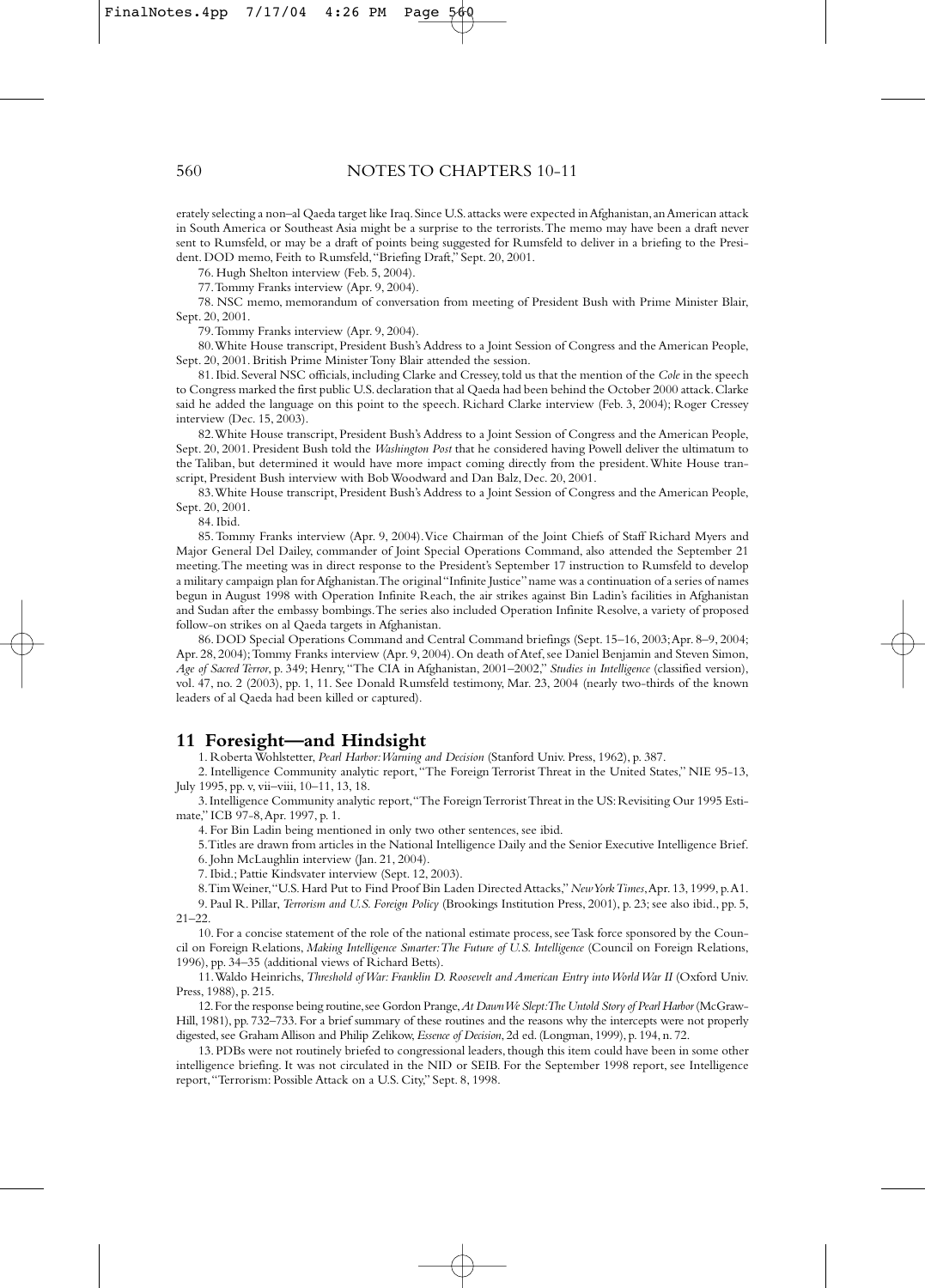erately selecting a non–al Qaeda target like Iraq. Since U.S. attacks were expected in Afghanistan, an American attack in South America or Southeast Asia might be a surprise to the terrorists. The memo may have been a draft never sent to Rumsfeld, or may be a draft of points being suggested for Rumsfeld to deliver in a briefing to the President. DOD memo, Feith to Rumsfeld, "Briefing Draft," Sept. 20, 2001.

76. Hugh Shelton interview (Feb. 5, 2004).

77. Tommy Franks interview (Apr. 9, 2004).

78. NSC memo, memorandum of conversation from meeting of President Bush with Prime Minister Blair, Sept. 20, 2001.

79. Tommy Franks interview (Apr. 9, 2004).

80. White House transcript, President Bush's Address to a Joint Session of Congress and the American People, Sept. 20, 2001. British Prime Minister Tony Blair attended the session.

81. Ibid. Several NSC officials, including Clarke and Cressey, told us that the mention of the *Cole* in the speech to Congress marked the first public U.S. declaration that al Qaeda had been behind the October 2000 attack. Clarke said he added the language on this point to the speech. Richard Clarke interview (Feb. 3, 2004); Roger Cressey interview (Dec. 15, 2003).

82. White House transcript, President Bush's Address to a Joint Session of Congress and the American People, Sept. 20, 2001. President Bush told the *Washington Post* that he considered having Powell deliver the ultimatum to the Taliban, but determined it would have more impact coming directly from the president. White House transcript, President Bush interview with Bob Woodward and Dan Balz, Dec. 20, 2001.

83. White House transcript, President Bush's Address to a Joint Session of Congress and the American People, Sept. 20, 2001.

84. Ibid.

85. Tommy Franks interview (Apr. 9, 2004). Vice Chairman of the Joint Chiefs of Staff Richard Myers and Major General Del Dailey, commander of Joint Special Operations Command, also attended the September 21 meeting. The meeting was in direct response to the President's September 17 instruction to Rumsfeld to develop a military campaign plan for Afghanistan. The original "Infinite Justice" name was a continuation of a series of names begun in August 1998 with Operation Infinite Reach, the air strikes against Bin Ladin's facilities in Afghanistan and Sudan after the embassy bombings. The series also included Operation Infinite Resolve, a variety of proposed follow-on strikes on al Qaeda targets in Afghanistan.

86. DOD Special Operations Command and Central Command briefings (Sept. 15–16, 2003; Apr. 8–9, 2004; Apr. 28, 2004); Tommy Franks interview (Apr. 9, 2004). On death of Atef, see Daniel Benjamin and Steven Simon, *Age of Sacred Terror*, p. 349; Henry, "The CIA in Afghanistan, 2001–2002," *Studies in Intelligence* (classified version), vol. 47, no. 2 (2003), pp. 1, 11. See Donald Rumsfeld testimony, Mar. 23, 2004 (nearly two-thirds of the known leaders of al Qaeda had been killed or captured).

## 11 Foresight—and Hindsight

1. Roberta Wohlstetter, *Pearl Harbor: Warning and Decision* (Stanford Univ. Press, 1962), p. 387.

2. Intelligence Community analytic report, "The Foreign Terrorist Threat in the United States," NIE 95-13, July 1995, pp. v, vii–viii, 10–11, 13, 18.

3. Intelligence Community analytic report, "The Foreign Terrorist Threat in the US: Revisiting Our 1995 Estimate," ICB 97-8, Apr. 1997, p. 1.

4. For Bin Ladin being mentioned in only two other sentences, see ibid.

5. Titles are drawn from articles in the National Intelligence Daily and the Senior Executive Intelligence Brief.

6. John McLaughlin interview (Jan. 21, 2004).

7. Ibid.; Pattie Kindsvater interview (Sept. 12, 2003).

8. Tim Weiner, "U.S. Hard Put to Find Proof Bin Laden Directed Attacks," *New York Times*, Apr. 13, 1999, p. A1.

9. Paul R. Pillar, *Terrorism and U.S. Foreign Policy* (Brookings Institution Press, 2001), p. 23; see also ibid., pp. 5, 21–22.

10. For a concise statement of the role of the national estimate process, see Task force sponsored by the Council on Foreign Relations, *Making Intelligence Smarter: The Future of U.S. Intelligence* (Council on Foreign Relations, 1996), pp. 34–35 (additional views of Richard Betts).

11. Waldo Heinrichs, *Threshold of War: Franklin D. Roosevelt and American Entry into World War II* (Oxford Univ. Press, 1988), p. 215.

12. For the response being routine, see Gordon Prange, *At Dawn We Slept: The Untold Story of Pearl Harbor* (McGraw-Hill, 1981), pp. 732–733. For a brief summary of these routines and the reasons why the intercepts were not properly digested, see Graham Allison and Philip Zelikow, *Essence of Decision*, 2d ed. (Longman, 1999), p. 194, n. 72.

13. PDBs were not routinely briefed to congressional leaders, though this item could have been in some other intelligence briefing. It was not circulated in the NID or SEIB. For the September 1998 report, see Intelligence report, "Terrorism: Possible Attack on a U.S. City," Sept. 8, 1998.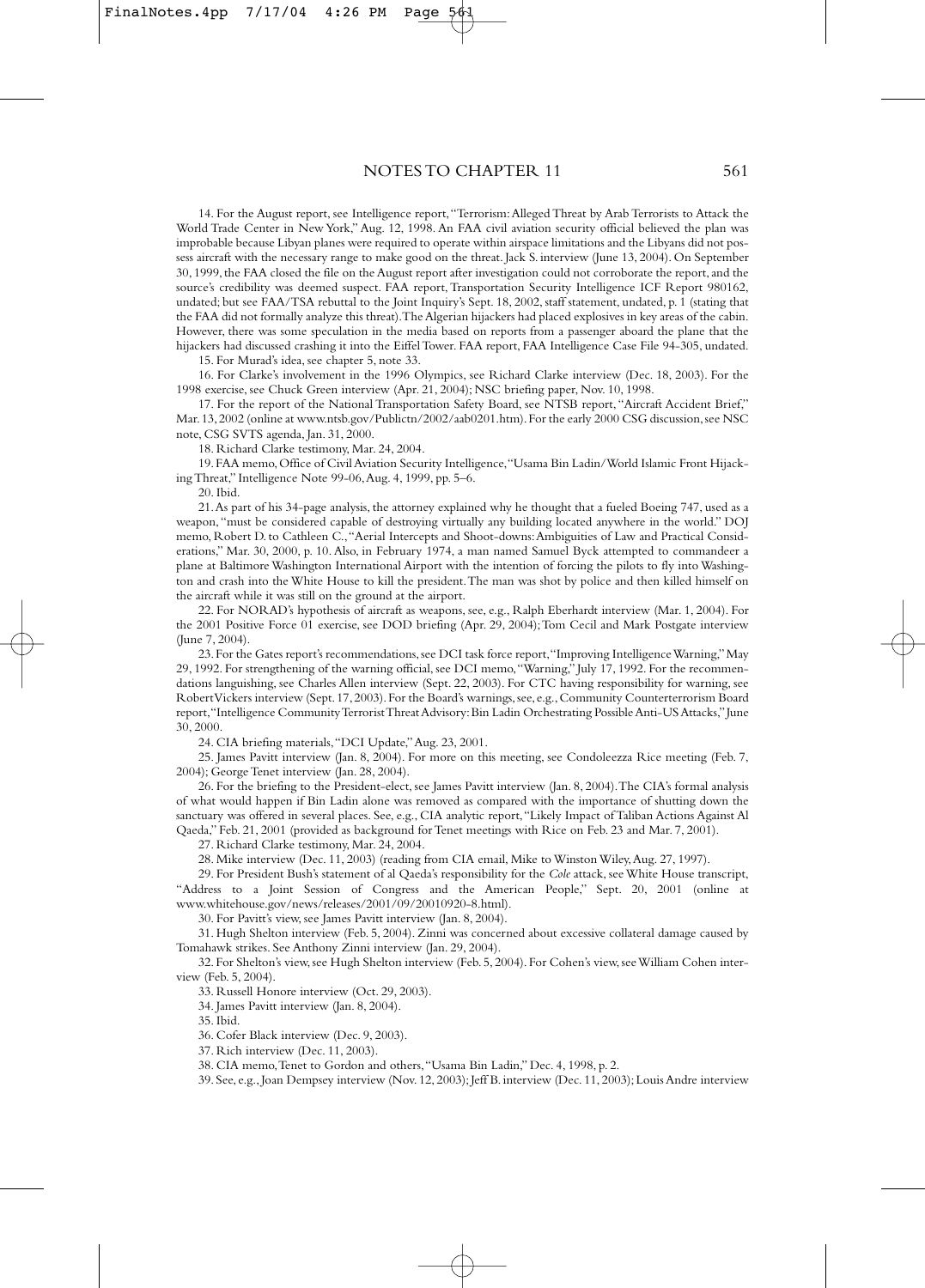## NOTES TO CHAPTER 11

14. For the August report, see Intelligence report, "Terrorism: Alleged Threat by Arab Terrorists to Attack the World Trade Center in New York," Aug. 12, 1998. An FAA civil aviation security official believed the plan was improbable because Libyan planes were required to operate within airspace limitations and the Libyans did not possess aircraft with the necessary range to make good on the threat. Jack S. interview (June 13, 2004). On September 30, 1999, the FAA closed the file on the August report after investigation could not corroborate the report, and the source's credibility was deemed suspect. FAA report, Transportation Security Intelligence ICF Report 980162, undated; but see FAA/TSA rebuttal to the Joint Inquiry's Sept. 18, 2002, staff statement, undated, p. 1 (stating that the FAA did not formally analyze this threat). The Algerian hijackers had placed explosives in key areas of the cabin. However, there was some speculation in the media based on reports from a passenger aboard the plane that the hijackers had discussed crashing it into the Eiffel Tower. FAA report, FAA Intelligence Case File 94-305, undated.

15. For Murad's idea, see chapter 5, note 33.

16. For Clarke's involvement in the 1996 Olympics, see Richard Clarke interview (Dec. 18, 2003). For the 1998 exercise, see Chuck Green interview (Apr. 21, 2004); NSC briefing paper, Nov. 10, 1998.

17. For the report of the National Transportation Safety Board, see NTSB report, "Aircraft Accident Brief," Mar. 13, 2002 (online at www.ntsb.gov/Publictn/2002/aab0201.htm). For the early 2000 CSG discussion, see NSC note, CSG SVTS agenda, Jan. 31, 2000.

18. Richard Clarke testimony, Mar. 24, 2004.

19. FAA memo, Office of Civil Aviation Security Intelligence, "Usama Bin Ladin/World Islamic Front Hijacking Threat," Intelligence Note 99-06, Aug. 4, 1999, pp. 5–6.

20. Ibid.

21. As part of his 34-page analysis, the attorney explained why he thought that a fueled Boeing 747, used as a weapon, "must be considered capable of destroying virtually any building located anywhere in the world." DOJ memo, Robert D. to Cathleen C., "Aerial Intercepts and Shoot-downs: Ambiguities of Law and Practical Considerations," Mar. 30, 2000, p. 10. Also, in February 1974, a man named Samuel Byck attempted to commandeer a plane at Baltimore Washington International Airport with the intention of forcing the pilots to fly into Washington and crash into the White House to kill the president. The man was shot by police and then killed himself on the aircraft while it was still on the ground at the airport.

22. For NORAD's hypothesis of aircraft as weapons, see, e.g., Ralph Eberhardt interview (Mar. 1, 2004). For the 2001 Positive Force 01 exercise, see DOD briefing (Apr. 29, 2004); Tom Cecil and Mark Postgate interview (June 7, 2004).

23. For the Gates report's recommendations, see DCI task force report, "Improving Intelligence Warning," May 29, 1992. For strengthening of the warning official, see DCI memo, "Warning," July 17, 1992. For the recommendations languishing, see Charles Allen interview (Sept. 22, 2003). For CTC having responsibility for warning, see Robert Vickers interview (Sept. 17, 2003). For the Board's warnings, see, e.g., Community Counterterrorism Board report, "Intelligence Community Terrorist Threat Advisory: Bin Ladin Orchestrating Possible Anti-US Attacks," June 30, 2000.

24. CIA briefing materials, "DCI Update," Aug. 23, 2001.

25. James Pavitt interview (Jan. 8, 2004). For more on this meeting, see Condoleezza Rice meeting (Feb. 7, 2004); George Tenet interview (Jan. 28, 2004).

26. For the briefing to the President-elect, see James Pavitt interview (Jan. 8, 2004). The CIA's formal analysis of what would happen if Bin Ladin alone was removed as compared with the importance of shutting down the sanctuary was offered in several places. See, e.g., CIA analytic report, "Likely Impact of Taliban Actions Against Al Qaeda," Feb. 21, 2001 (provided as background for Tenet meetings with Rice on Feb. 23 and Mar. 7, 2001).

27. Richard Clarke testimony, Mar. 24, 2004.

28. Mike interview (Dec. 11, 2003) (reading from CIA email, Mike to Winston Wiley, Aug. 27, 1997).

29. For President Bush's statement of al Qaeda's responsibility for the *Cole* attack, see White House transcript, "Address to a Joint Session of Congress and the American People," Sept. 20, 2001 (online at www.whitehouse.gov/news/releases/2001/09/20010920-8.html).

30. For Pavitt's view, see James Pavitt interview (Jan. 8, 2004).

31. Hugh Shelton interview (Feb. 5, 2004). Zinni was concerned about excessive collateral damage caused by Tomahawk strikes. See Anthony Zinni interview (Jan. 29, 2004).

32. For Shelton's view, see Hugh Shelton interview (Feb. 5, 2004). For Cohen's view, see William Cohen interview (Feb. 5, 2004).

33. Russell Honore interview (Oct. 29, 2003).

34. James Pavitt interview (Jan. 8, 2004).

35. Ibid.

36. Cofer Black interview (Dec. 9, 2003).

37. Rich interview (Dec. 11, 2003).

38. CIA memo, Tenet to Gordon and others, "Usama Bin Ladin," Dec. 4, 1998, p. 2.

39. See, e.g., Joan Dempsey interview (Nov. 12, 2003); Jeff B. interview (Dec. 11, 2003); Louis Andre interview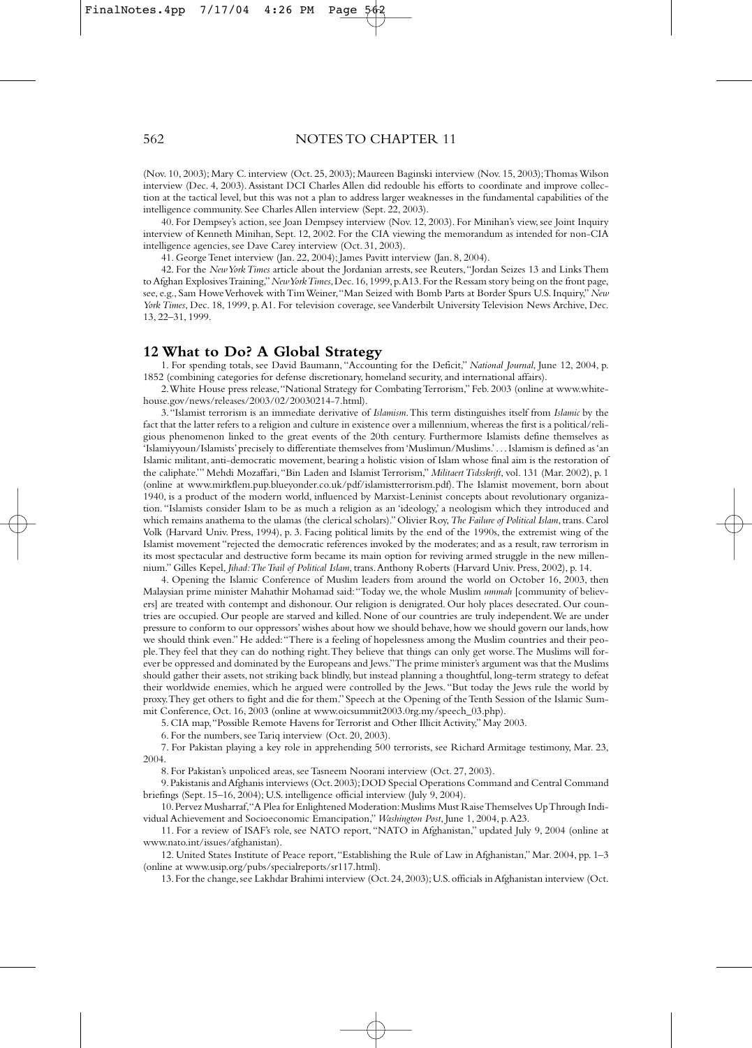(Nov. 10, 2003); Mary C. interview (Oct. 25, 2003); Maureen Baginski interview (Nov. 15, 2003); Thomas Wilson interview (Dec. 4, 2003). Assistant DCI Charles Allen did redouble his efforts to coordinate and improve collection at the tactical level, but this was not a plan to address larger weaknesses in the fundamental capabilities of the intelligence community. See Charles Allen interview (Sept. 22, 2003).

40. For Dempsey's action, see Joan Dempsey interview (Nov. 12, 2003). For Minihan's view, see Joint Inquiry interview of Kenneth Minihan, Sept. 12, 2002. For the CIA viewing the memorandum as intended for non-CIA intelligence agencies, see Dave Carey interview (Oct. 31, 2003).

41. George Tenet interview (Jan. 22, 2004); James Pavitt interview (Jan. 8, 2004).

42. For the *New York Times* article about the Jordanian arrests, see Reuters, "Jordan Seizes 13 and Links Them to Afghan Explosives Training," *New York Times*, Dec. 16, 1999, p. A13. For the Ressam story being on the front page, see, e.g., Sam Howe Verhovek with Tim Weiner, "Man Seized with Bomb Parts at Border Spurs U.S. Inquiry," *New York Times*, Dec. 18, 1999, p. A1. For television coverage, see Vanderbilt University Television News Archive, Dec. 13, 22–31, 1999.

## 12 What to Do? A Global Strategy

1. For spending totals, see David Baumann, "Accounting for the Deficit," *National Journal*, June 12, 2004, p. 1852 (combining categories for defense discretionary, homeland security, and international affairs).

2. White House press release, "National Strategy for Combating Terrorism," Feb. 2003 (online at www.whitehouse.gov/news/releases/2003/02/20030214-7.html).

3. "Islamist terrorism is an immediate derivative of *Islamism*. This term distinguishes itself from *Islamic* by the fact that the latter refers to a religion and culture in existence over a millennium, whereas the first is a political/religious phenomenon linked to the great events of the 20th century. Furthermore Islamists define themselves as 'Islamiyyoun/Islamists' precisely to differentiate themselves from 'Muslimun/Muslims.' . . . Islamism is defined as 'an Islamic militant, anti-democratic movement, bearing a holistic vision of Islam whose final aim is the restoration of the caliphate.'" Mehdi Mozaffari, "Bin Laden and Islamist Terrorism," *Militaert Tidsskrift*, vol. 131 (Mar. 2002), p. 1 (online at www.mirkflem.pup.blueyonder.co.uk/pdf/islamistterrorism.pdf). The Islamist movement, born about 1940, is a product of the modern world, influenced by Marxist-Leninist concepts about revolutionary organization. "Islamists consider Islam to be as much a religion as an 'ideology,' a neologism which they introduced and which remains anathema to the ulamas (the clerical scholars)." Olivier Roy, *The Failure of Political Islam*, trans. Carol Volk (Harvard Univ. Press, 1994), p. 3. Facing political limits by the end of the 1990s, the extremist wing of the Islamist movement "rejected the democratic references invoked by the moderates; and as a result, raw terrorism in its most spectacular and destructive form became its main option for reviving armed struggle in the new millennium." Gilles Kepel, *Jihad: The Trail of Political Islam*, trans. Anthony Roberts (Harvard Univ. Press, 2002), p. 14.

4. Opening the Islamic Conference of Muslim leaders from around the world on October 16, 2003, then Malaysian prime minister Mahathir Mohamad said: "Today we, the whole Muslim *ummah* [community of believers] are treated with contempt and dishonour. Our religion is denigrated. Our holy places desecrated. Our countries are occupied. Our people are starved and killed. None of our countries are truly independent. We are under pressure to conform to our oppressors' wishes about how we should behave, how we should govern our lands, how we should think even." He added: "There is a feeling of hopelessness among the Muslim countries and their people. They feel that they can do nothing right. They believe that things can only get worse. The Muslims will forever be oppressed and dominated by the Europeans and Jews." The prime minister's argument was that the Muslims should gather their assets, not striking back blindly, but instead planning a thoughtful, long-term strategy to defeat their worldwide enemies, which he argued were controlled by the Jews. "But today the Jews rule the world by proxy. They get others to fight and die for them." Speech at the Opening of the Tenth Session of the Islamic Summit Conference, Oct. 16, 2003 (online at www.oicsummit2003.0rg.my/speech_03.php).

5. CIA map, "Possible Remote Havens for Terrorist and Other Illicit Activity," May 2003.

6. For the numbers, see Tariq interview (Oct. 20, 2003).

7. For Pakistan playing a key role in apprehending 500 terrorists, see Richard Armitage testimony, Mar. 23, 2004.

8. For Pakistan's unpoliced areas, see Tasneem Noorani interview (Oct. 27, 2003).

9. Pakistanis and Afghanis interviews (Oct. 2003); DOD Special Operations Command and Central Command briefings (Sept. 15–16, 2004); U.S. intelligence official interview (July 9, 2004).

10. Pervez Musharraf, "A Plea for Enlightened Moderation: Muslims Must Raise Themselves Up Through Individual Achievement and Socioeconomic Emancipation," *Washington Post*, June 1, 2004, p. A23.

11. For a review of ISAF's role, see NATO report, "NATO in Afghanistan," updated July 9, 2004 (online at www.nato.int/issues/afghanistan).

12. United States Institute of Peace report, "Establishing the Rule of Law in Afghanistan," Mar. 2004, pp. 1–3 (online at www.usip.org/pubs/specialreports/sr117.html).

13. For the change, see Lakhdar Brahimi interview (Oct. 24, 2003); U.S. officials in Afghanistan interview (Oct.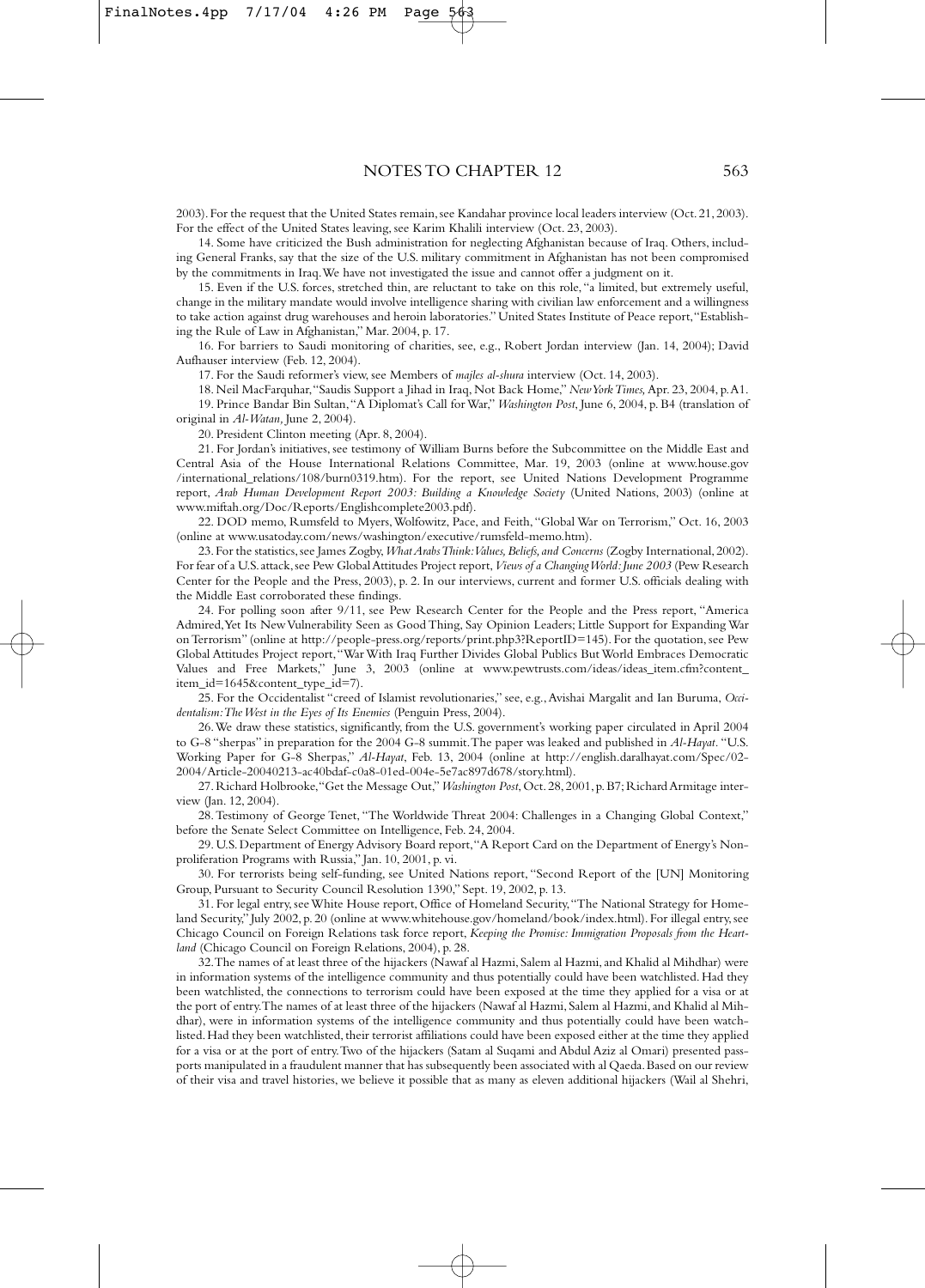2003). For the request that the United States remain, see Kandahar province local leaders interview (Oct. 21, 2003). For the effect of the United States leaving, see Karim Khalili interview (Oct. 23, 2003).

14. Some have criticized the Bush administration for neglecting Afghanistan because of Iraq. Others, including General Franks, say that the size of the U.S. military commitment in Afghanistan has not been compromised by the commitments in Iraq. We have not investigated the issue and cannot offer a judgment on it.

15. Even if the U.S. forces, stretched thin, are reluctant to take on this role, "a limited, but extremely useful, change in the military mandate would involve intelligence sharing with civilian law enforcement and a willingness to take action against drug warehouses and heroin laboratories." United States Institute of Peace report, "Establishing the Rule of Law in Afghanistan," Mar. 2004, p. 17.

16. For barriers to Saudi monitoring of charities, see, e.g., Robert Jordan interview (Jan. 14, 2004); David Aufhauser interview (Feb. 12, 2004).

17. For the Saudi reformer's view, see Members of *majles al-shura* interview (Oct. 14, 2003).

18. Neil MacFarquhar, "Saudis Support a Jihad in Iraq, Not Back Home," *New York Times,* Apr. 23, 2004, p. A1.

19. Prince Bandar Bin Sultan, "A Diplomat's Call for War," *Washington Post*, June 6, 2004, p. B4 (translation of original in *Al-Watan,* June 2, 2004).

20. President Clinton meeting (Apr. 8, 2004).

21. For Jordan's initiatives, see testimony of William Burns before the Subcommittee on the Middle East and Central Asia of the House International Relations Committee, Mar. 19, 2003 (online at www.house.gov/international_relations/108/burn0319.htm). For the report, see United Nations Development Programme report, *Arab Human Development Report 2003: Building a Knowledge Society* (United Nations, 2003) (online at www.miftah.org/Doc/Reports/Englishcomplete2003.pdf).

22. DOD memo, Rumsfeld to Myers, Wolfowitz, Pace, and Feith, "Global War on Terrorism," Oct. 16, 2003 (online at www.usatoday.com/news/washington/executive/rumsfeld-memo.htm).

23. For the statistics, see James Zogby, *What Arabs Think: Values, Beliefs, and Concerns* (Zogby International, 2002). For fear of a U.S. attack, see Pew Global Attitudes Project report, *Views of a Changing World: June 2003* (Pew Research Center for the People and the Press, 2003), p. 2. In our interviews, current and former U.S. officials dealing with the Middle East corroborated these findings.

24. For polling soon after 9/11, see Pew Research Center for the People and the Press report, "America Admired, Yet Its New Vulnerability Seen as Good Thing, Say Opinion Leaders; Little Support for Expanding War on Terrorism" (online at http://people-press.org/reports/print.php3?ReportID=145). For the quotation, see Pew Global Attitudes Project report, "War With Iraq Further Divides Global Publics But World Embraces Democratic Values and Free Markets," June 3, 2003 (online at www.pewtrusts.com/ideas/ideas_item.cfm?content_item_id=1645&content_type_id=7).

25. For the Occidentalist "creed of Islamist revolutionaries," see, e.g., Avishai Margalit and Ian Buruma, *Occidentalism: The West in the Eyes of Its Enemies* (Penguin Press, 2004).

26. We draw these statistics, significantly, from the U.S. government's working paper circulated in April 2004 to G-8 "sherpas" in preparation for the 2004 G-8 summit. The paper was leaked and published in *Al-Hayat*. "U.S. Working Paper for G-8 Sherpas," *Al-Hayat*, Feb. 13, 2004 (online at http://english.daralhayat.com/Spec/02-2004/Article-20040213-ac40bdaf-c0a8-01ed-004e-5e7ac897d678/story.html).

27. Richard Holbrooke, "Get the Message Out," *Washington Post*, Oct. 28, 2001, p. B7; Richard Armitage interview (Jan. 12, 2004).

28. Testimony of George Tenet, "The Worldwide Threat 2004: Challenges in a Changing Global Context," before the Senate Select Committee on Intelligence, Feb. 24, 2004.

29. U.S. Department of Energy Advisory Board report, "A Report Card on the Department of Energy's Nonproliferation Programs with Russia," Jan. 10, 2001, p. vi.

30. For terrorists being self-funding, see United Nations report, "Second Report of the [UN] Monitoring Group, Pursuant to Security Council Resolution 1390," Sept. 19, 2002, p. 13.

31. For legal entry, see White House report, Office of Homeland Security, "The National Strategy for Homeland Security," July 2002, p. 20 (online at www.whitehouse.gov/homeland/book/index.html). For illegal entry, see Chicago Council on Foreign Relations task force report, *Keeping the Promise: Immigration Proposals from the Heartland* (Chicago Council on Foreign Relations, 2004), p. 28.

32. The names of at least three of the hijackers (Nawaf al Hazmi, Salem al Hazmi, and Khalid al Mihdhar) were in information systems of the intelligence community and thus potentially could have been watchlisted. Had they been watchlisted, the connections to terrorism could have been exposed at the time they applied for a visa or at the port of entry. The names of at least three of the hijackers (Nawaf al Hazmi, Salem al Hazmi, and Khalid al Mihdhar), were in information systems of the intelligence community and thus potentially could have been watchlisted. Had they been watchlisted, their terrorist affiliations could have been exposed either at the time they applied for a visa or at the port of entry. Two of the hijackers (Satam al Suqami and Abdul Aziz al Omari) presented passports manipulated in a fraudulent manner that has subsequently been associated with al Qaeda. Based on our review of their visa and travel histories, we believe it possible that as many as eleven additional hijackers (Wail al Shehri,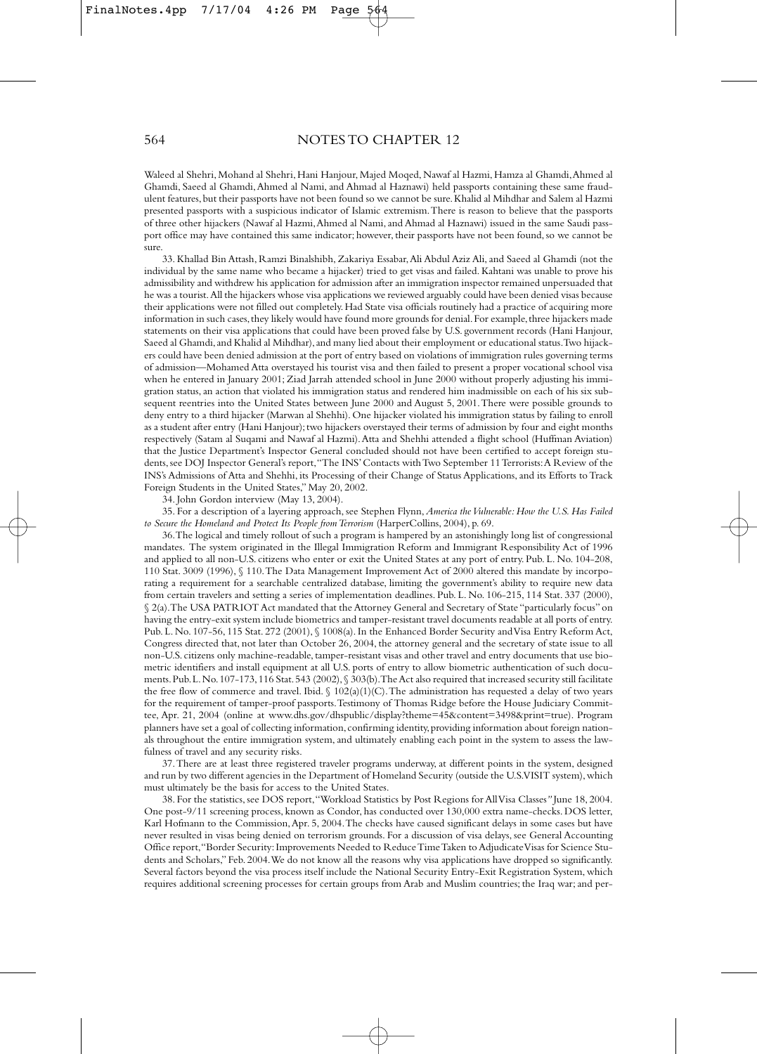Waleed al Shehri, Mohand al Shehri, Hani Hanjour, Majed Moqed, Nawaf al Hazmi, Hamza al Ghamdi, Ahmed al Ghamdi, Saeed al Ghamdi, Ahmed al Nami, and Ahmad al Haznawi) held passports containing these same fraudulent features, but their passports have not been found so we cannot be sure. Khalid al Mihdhar and Salem al Hazmi presented passports with a suspicious indicator of Islamic extremism. There is reason to believe that the passports of three other hijackers (Nawaf al Hazmi, Ahmed al Nami, and Ahmad al Haznawi) issued in the same Saudi passport office may have contained this same indicator; however, their passports have not been found, so we cannot be sure.

33. Khallad Bin Attash, Ramzi Binalshibh, Zakariya Essabar, Ali Abdul Aziz Ali, and Saeed al Ghamdi (not the individual by the same name who became a hijacker) tried to get visas and failed. Kahtani was unable to prove his admissibility and withdrew his application for admission after an immigration inspector remained unpersuaded that he was a tourist. All the hijackers whose visa applications we reviewed arguably could have been denied visas because their applications were not filled out completely. Had State visa officials routinely had a practice of acquiring more information in such cases, they likely would have found more grounds for denial. For example, three hijackers made statements on their visa applications that could have been proved false by U.S. government records (Hani Hanjour, Saeed al Ghamdi, and Khalid al Mihdhar), and many lied about their employment or educational status. Two hijackers could have been denied admission at the port of entry based on violations of immigration rules governing terms of admission—Mohamed Atta overstayed his tourist visa and then failed to present a proper vocational school visa when he entered in January 2001; Ziad Jarrah attended school in June 2000 without properly adjusting his immigration status, an action that violated his immigration status and rendered him inadmissible on each of his six subsequent reentries into the United States between June 2000 and August 5, 2001. There were possible grounds to deny entry to a third hijacker (Marwan al Shehhi). One hijacker violated his immigration status by failing to enroll as a student after entry (Hani Hanjour); two hijackers overstayed their terms of admission by four and eight months respectively (Satam al Suqami and Nawaf al Hazmi). Atta and Shehhi attended a flight school (Huffman Aviation) that the Justice Department's Inspector General concluded should not have been certified to accept foreign students, see DOJ Inspector General's report, "The INS' Contacts with Two September 11 Terrorists: A Review of the INS's Admissions of Atta and Shehhi, its Processing of their Change of Status Applications, and its Efforts to Track Foreign Students in the United States," May 20, 2002.

34. John Gordon interview (May 13, 2004).

35. For a description of a layering approach, see Stephen Flynn, *America the Vulnerable: How the U.S. Has Failed to Secure the Homeland and Protect Its People from Terrorism* (HarperCollins, 2004), p. 69.

36. The logical and timely rollout of such a program is hampered by an astonishingly long list of congressional mandates. The system originated in the Illegal Immigration Reform and Immigrant Responsibility Act of 1996 and applied to all non-U.S. citizens who enter or exit the United States at any port of entry. Pub. L. No. 104-208, 110 Stat. 3009 (1996), § 110. The Data Management Improvement Act of 2000 altered this mandate by incorporating a requirement for a searchable centralized database, limiting the government's ability to require new data from certain travelers and setting a series of implementation deadlines. Pub. L. No. 106-215, 114 Stat. 337 (2000), § 2(a). The USA PATRIOT Act mandated that the Attorney General and Secretary of State "particularly focus" on having the entry-exit system include biometrics and tamper-resistant travel documents readable at all ports of entry. Pub. L. No. 107-56, 115 Stat. 272 (2001), § 1008(a). In the Enhanced Border Security and Visa Entry Reform Act, Congress directed that, not later than October 26, 2004, the attorney general and the secretary of state issue to all non-U.S. citizens only machine-readable, tamper-resistant visas and other travel and entry documents that use biometric identifiers and install equipment at all U.S. ports of entry to allow biometric authentication of such documents. Pub. L. No. 107-173, 116 Stat. 543 (2002), § 303(b). The Act also required that increased security still facilitate the free flow of commerce and travel. Ibid. § 102(a)(1)(C). The administration has requested a delay of two years for the requirement of tamper-proof passports. Testimony of Thomas Ridge before the House Judiciary Committee, Apr. 21, 2004 (online at www.dhs.gov/dhspublic/display?theme=45&content=3498&print=true). Program planners have set a goal of collecting information, confirming identity, providing information about foreign nationals throughout the entire immigration system, and ultimately enabling each point in the system to assess the lawfulness of travel and any security risks.

37. There are at least three registered traveler programs underway, at different points in the system, designed and run by two different agencies in the Department of Homeland Security (outside the U.S. VISIT system), which must ultimately be the basis for access to the United States.

38. For the statistics, see DOS report, "Workload Statistics by Post Regions for All Visa Classes" June 18, 2004. One post-9/11 screening process, known as Condor, has conducted over 130,000 extra name-checks. DOS letter, Karl Hofmann to the Commission, Apr. 5, 2004. The checks have caused significant delays in some cases but have never resulted in visas being denied on terrorism grounds. For a discussion of visa delays, see General Accounting Office report, "Border Security: Improvements Needed to Reduce Time Taken to Adjudicate Visas for Science Students and Scholars," Feb. 2004. We do not know all the reasons why visa applications have dropped so significantly. Several factors beyond the visa process itself include the National Security Entry-Exit Registration System, which requires additional screening processes for certain groups from Arab and Muslim countries; the Iraq war; and per-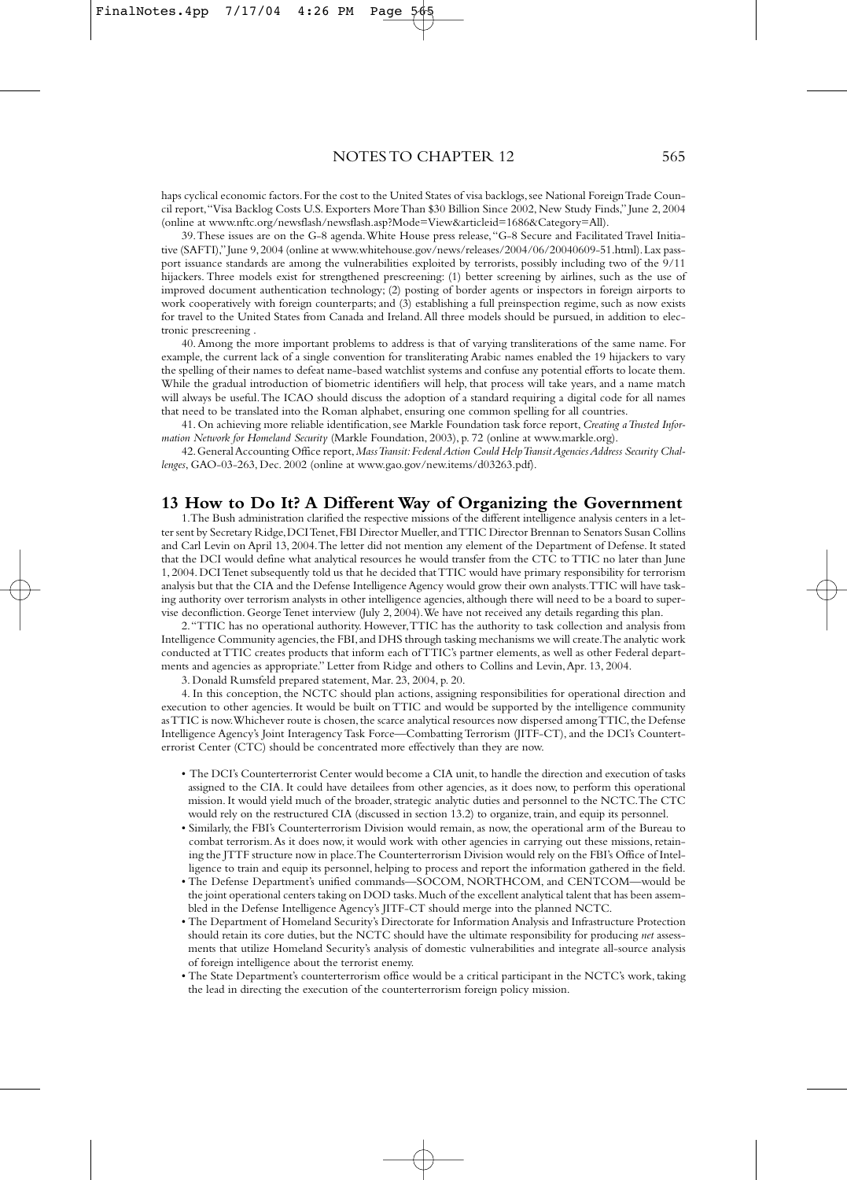haps cyclical economic factors. For the cost to the United States of visa backlogs, see National Foreign Trade Council report, "Visa Backlog Costs U.S. Exporters More Than $30 Billion Since 2002, New Study Finds," June 2, 2004 (online at www.nftc.org/newsflash/newsflash.asp?Mode=View&articleid=1686&Category=All).

39. These issues are on the G-8 agenda. White House press release, "G-8 Secure and Facilitated Travel Initiative (SAFTI)," June 9, 2004 (online at www.whitehouse.gov/news/releases/2004/06/20040609-51.html). Lax passport issuance standards are among the vulnerabilities exploited by terrorists, possibly including two of the 9/11 hijackers. Three models exist for strengthened prescreening: (1) better screening by airlines, such as the use of improved document authentication technology; (2) posting of border agents or inspectors in foreign airports to work cooperatively with foreign counterparts; and (3) establishing a full preinspection regime, such as now exists for travel to the United States from Canada and Ireland. All three models should be pursued, in addition to electronic prescreening .

40. Among the more important problems to address is that of varying transliterations of the same name. For example, the current lack of a single convention for transliterating Arabic names enabled the 19 hijackers to vary the spelling of their names to defeat name-based watchlist systems and confuse any potential efforts to locate them. While the gradual introduction of biometric identifiers will help, that process will take years, and a name match will always be useful. The ICAO should discuss the adoption of a standard requiring a digital code for all names that need to be translated into the Roman alphabet, ensuring one common spelling for all countries.

41. On achieving more reliable identification, see Markle Foundation task force report, *Creating a Trusted Information Network for Homeland Security* (Markle Foundation, 2003), p. 72 (online at www.markle.org).

42. General Accounting Office report, *Mass Transit: Federal Action Could Help Transit Agencies Address Security Challenges*, GAO-03-263, Dec. 2002 (online at www.gao.gov/new.items/d03263.pdf).

## 13 How to Do It? A Different Way of Organizing the Government

1. The Bush administration clarified the respective missions of the different intelligence analysis centers in a letter sent by Secretary Ridge, DCI Tenet, FBI Director Mueller, and TTIC Director Brennan to Senators Susan Collins and Carl Levin on April 13, 2004. The letter did not mention any element of the Department of Defense. It stated that the DCI would define what analytical resources he would transfer from the CTC to TTIC no later than June 1, 2004. DCI Tenet subsequently told us that he decided that TTIC would have primary responsibility for terrorism analysis but that the CIA and the Defense Intelligence Agency would grow their own analysts. TTIC will have tasking authority over terrorism analysts in other intelligence agencies, although there will need to be a board to supervise deconfliction. George Tenet interview (July 2, 2004). We have not received any details regarding this plan.

2. "TTIC has no operational authority. However, TTIC has the authority to task collection and analysis from Intelligence Community agencies, the FBI, and DHS through tasking mechanisms we will create. The analytic work conducted at TTIC creates products that inform each of TTIC's partner elements, as well as other Federal departments and agencies as appropriate." Letter from Ridge and others to Collins and Levin, Apr. 13, 2004.

3. Donald Rumsfeld prepared statement, Mar. 23, 2004, p. 20.

4. In this conception, the NCTC should plan actions, assigning responsibilities for operational direction and execution to other agencies. It would be built on TTIC and would be supported by the intelligence community as TTIC is now. Whichever route is chosen, the scarce analytical resources now dispersed among TTIC, the Defense Intelligence Agency's Joint Interagency Task Force—Combatting Terrorism (JITF-CT), and the DCI's Counterterrorist Center (CTC) should be concentrated more effectively than they are now.

- The DCI's Counterterrorist Center would become a CIA unit, to handle the direction and execution of tasks assigned to the CIA. It could have detailees from other agencies, as it does now, to perform this operational mission. It would yield much of the broader, strategic analytic duties and personnel to the NCTC. The CTC would rely on the restructured CIA (discussed in section 13.2) to organize, train, and equip its personnel.
- Similarly, the FBI's Counterterrorism Division would remain, as now, the operational arm of the Bureau to combat terrorism. As it does now, it would work with other agencies in carrying out these missions, retaining the JTTF structure now in place. The Counterterrorism Division would rely on the FBI's Office of Intelligence to train and equip its personnel, helping to process and report the information gathered in the field.
- The Defense Department's unified commands—SOCOM, NORTHCOM, and CENTCOM—would be the joint operational centers taking on DOD tasks. Much of the excellent analytical talent that has been assembled in the Defense Intelligence Agency's JITF-CT should merge into the planned NCTC.
- The Department of Homeland Security's Directorate for Information Analysis and Infrastructure Protection should retain its core duties, but the NCTC should have the ultimate responsibility for producing *net* assessments that utilize Homeland Security's analysis of domestic vulnerabilities and integrate all-source analysis of foreign intelligence about the terrorist enemy.
- The State Department's counterterrorism office would be a critical participant in the NCTC's work, taking the lead in directing the execution of the counterterrorism foreign policy mission.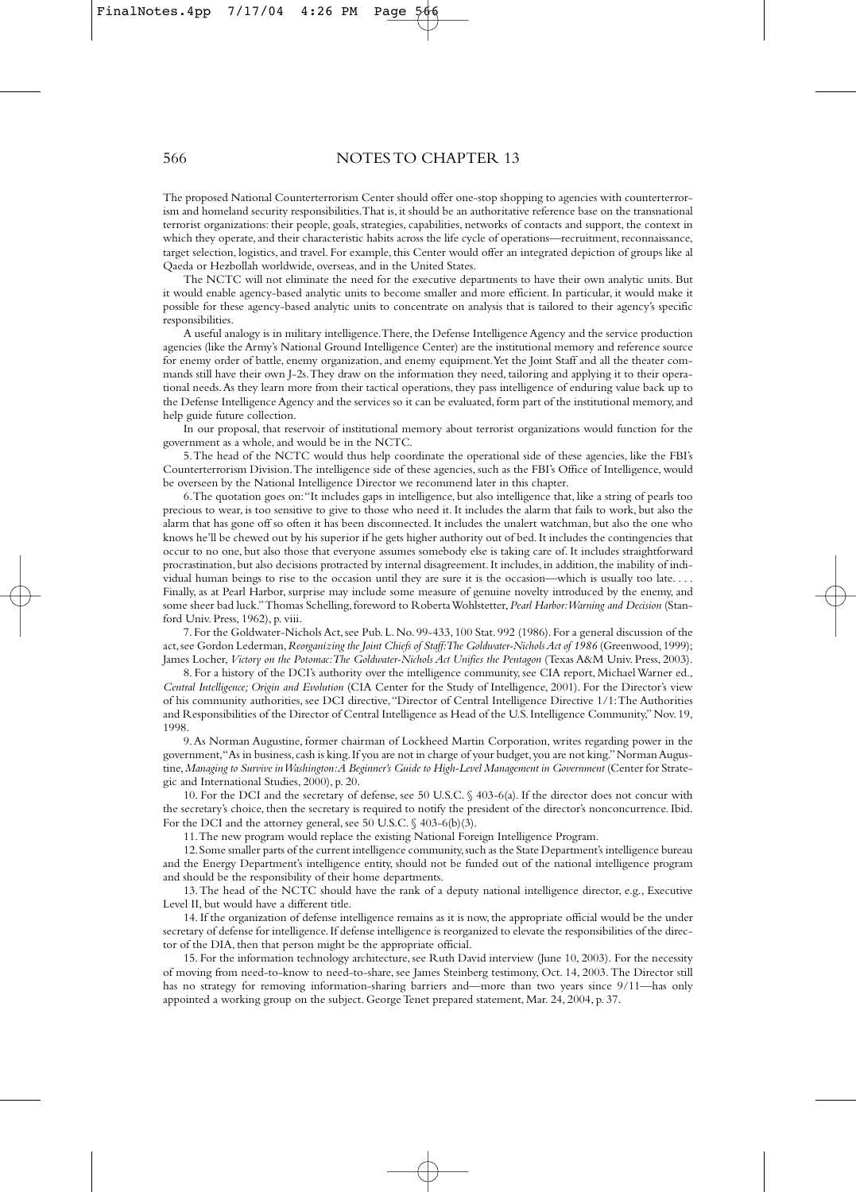The proposed National Counterterrorism Center should offer one-stop shopping to agencies with counterterrorism and homeland security responsibilities. That is, it should be an authoritative reference base on the transnational terrorist organizations: their people, goals, strategies, capabilities, networks of contacts and support, the context in which they operate, and their characteristic habits across the life cycle of operations—recruitment, reconnaissance, target selection, logistics, and travel. For example, this Center would offer an integrated depiction of groups like al Qaeda or Hezbollah worldwide, overseas, and in the United States.

The NCTC will not eliminate the need for the executive departments to have their own analytic units. But it would enable agency-based analytic units to become smaller and more efficient. In particular, it would make it possible for these agency-based analytic units to concentrate on analysis that is tailored to their agency's specific responsibilities.

A useful analogy is in military intelligence. There, the Defense Intelligence Agency and the service production agencies (like the Army's National Ground Intelligence Center) are the institutional memory and reference source for enemy order of battle, enemy organization, and enemy equipment. Yet the Joint Staff and all the theater commands still have their own J-2s. They draw on the information they need, tailoring and applying it to their operational needs. As they learn more from their tactical operations, they pass intelligence of enduring value back up to the Defense Intelligence Agency and the services so it can be evaluated, form part of the institutional memory, and help guide future collection.

In our proposal, that reservoir of institutional memory about terrorist organizations would function for the government as a whole, and would be in the NCTC.

5. The head of the NCTC would thus help coordinate the operational side of these agencies, like the FBI's Counterterrorism Division. The intelligence side of these agencies, such as the FBI's Office of Intelligence, would be overseen by the National Intelligence Director we recommend later in this chapter.

6. The quotation goes on: "It includes gaps in intelligence, but also intelligence that, like a string of pearls too precious to wear, is too sensitive to give to those who need it. It includes the alarm that fails to work, but also the alarm that has gone off so often it has been disconnected. It includes the unalert watchman, but also the one who knows he'll be chewed out by his superior if he gets higher authority out of bed. It includes the contingencies that occur to no one, but also those that everyone assumes somebody else is taking care of. It includes straightforward procrastination, but also decisions protracted by internal disagreement. It includes, in addition, the inability of individual human beings to rise to the occasion until they are sure it is the occasion—which is usually too late. . . . Finally, as at Pearl Harbor, surprise may include some measure of genuine novelty introduced by the enemy, and some sheer bad luck." Thomas Schelling, foreword to Roberta Wohlstetter, *Pearl Harbor: Warning and Decision* (Stanford Univ. Press, 1962), p. viii.

7. For the Goldwater-Nichols Act, see Pub. L. No. 99-433, 100 Stat. 992 (1986). For a general discussion of the act, see Gordon Lederman, *Reorganizing the Joint Chiefs of Staff: The Goldwater-Nichols Act of 1986* (Greenwood, 1999); James Locher, *Victory on the Potomac: The Goldwater-Nichols Act Unifies the Pentagon* (Texas A&M Univ. Press, 2003).

8. For a history of the DCI's authority over the intelligence community, see CIA report, Michael Warner ed., *Central Intelligence; Origin and Evolution* (CIA Center for the Study of Intelligence, 2001). For the Director's view of his community authorities, see DCI directive, "Director of Central Intelligence Directive 1/1: The Authorities and Responsibilities of the Director of Central Intelligence as Head of the U.S. Intelligence Community," Nov. 19, 1998.

9. As Norman Augustine, former chairman of Lockheed Martin Corporation, writes regarding power in the government, "As in business, cash is king. If you are not in charge of your budget, you are not king." Norman Augustine, *Managing to Survive in Washington: A Beginner's Guide to High-Level Management in Government* (Center for Strategic and International Studies, 2000), p. 20.

10. For the DCI and the secretary of defense, see 50 U.S.C. § 403-6(a). If the director does not concur with the secretary's choice, then the secretary is required to notify the president of the director's nonconcurrence. Ibid. For the DCI and the attorney general, see 50 U.S.C. § 403-6(b)(3).

11. The new program would replace the existing National Foreign Intelligence Program.

12. Some smaller parts of the current intelligence community, such as the State Department's intelligence bureau and the Energy Department's intelligence entity, should not be funded out of the national intelligence program and should be the responsibility of their home departments.

13. The head of the NCTC should have the rank of a deputy national intelligence director, e.g., Executive Level II, but would have a different title.

14. If the organization of defense intelligence remains as it is now, the appropriate official would be the under secretary of defense for intelligence. If defense intelligence is reorganized to elevate the responsibilities of the director of the DIA, then that person might be the appropriate official.

15. For the information technology architecture, see Ruth David interview (June 10, 2003). For the necessity of moving from need-to-know to need-to-share, see James Steinberg testimony, Oct. 14, 2003. The Director still has no strategy for removing information-sharing barriers and—more than two years since 9/11—has only appointed a working group on the subject. George Tenet prepared statement, Mar. 24, 2004, p. 37.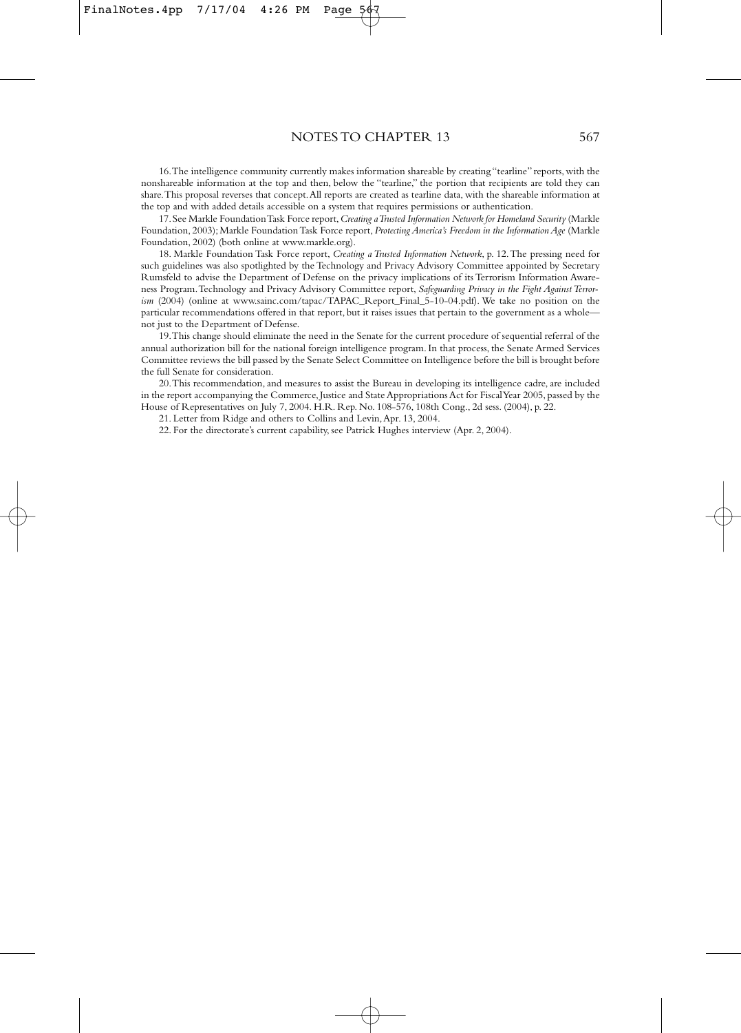16. The intelligence community currently makes information shareable by creating "tearline" reports, with the nonshareable information at the top and then, below the "tearline," the portion that recipients are told they can share. This proposal reverses that concept. All reports are created as tearline data, with the shareable information at the top and with added details accessible on a system that requires permissions or authentication.

17. See Markle Foundation Task Force report, *Creating a Trusted Information Network for Homeland Security* (Markle Foundation, 2003); Markle Foundation Task Force report, *Protecting America's Freedom in the Information Age* (Markle Foundation, 2002) (both online at www.markle.org).

18. Markle Foundation Task Force report, *Creating a Trusted Information Network*, p. 12. The pressing need for such guidelines was also spotlighted by the Technology and Privacy Advisory Committee appointed by Secretary Rumsfeld to advise the Department of Defense on the privacy implications of its Terrorism Information Awareness Program. Technology and Privacy Advisory Committee report, *Safeguarding Privacy in the Fight Against Terrorism* (2004) (online at www.sainc.com/tapac/TAPAC_Report_Final_5-10-04.pdf). We take no position on the particular recommendations offered in that report, but it raises issues that pertain to the government as a whole—not just to the Department of Defense.

19. This change should eliminate the need in the Senate for the current procedure of sequential referral of the annual authorization bill for the national foreign intelligence program. In that process, the Senate Armed Services Committee reviews the bill passed by the Senate Select Committee on Intelligence before the bill is brought before the full Senate for consideration.

20. This recommendation, and measures to assist the Bureau in developing its intelligence cadre, are included in the report accompanying the Commerce, Justice and State Appropriations Act for Fiscal Year 2005, passed by the House of Representatives on July 7, 2004. H.R. Rep. No. 108-576, 108th Cong., 2d sess. (2004), p. 22.

21. Letter from Ridge and others to Collins and Levin, Apr. 13, 2004.

22. For the directorate's current capability, see Patrick Hughes interview (Apr. 2, 2004).